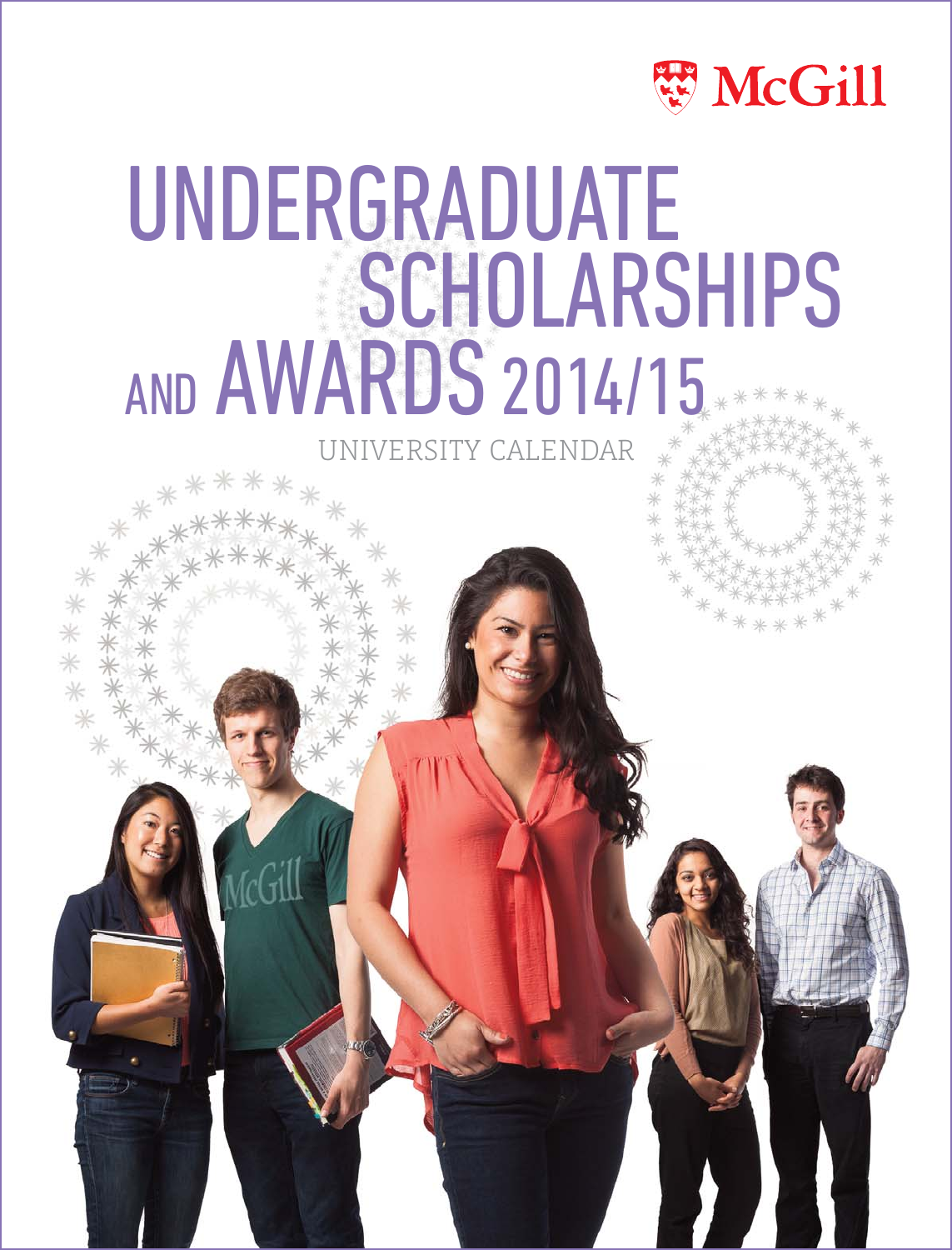McGill

# UNDERGRADUATE SCHOLARSHIPS AND AWARDS 2014/15

UNIVERSITY CALENDAR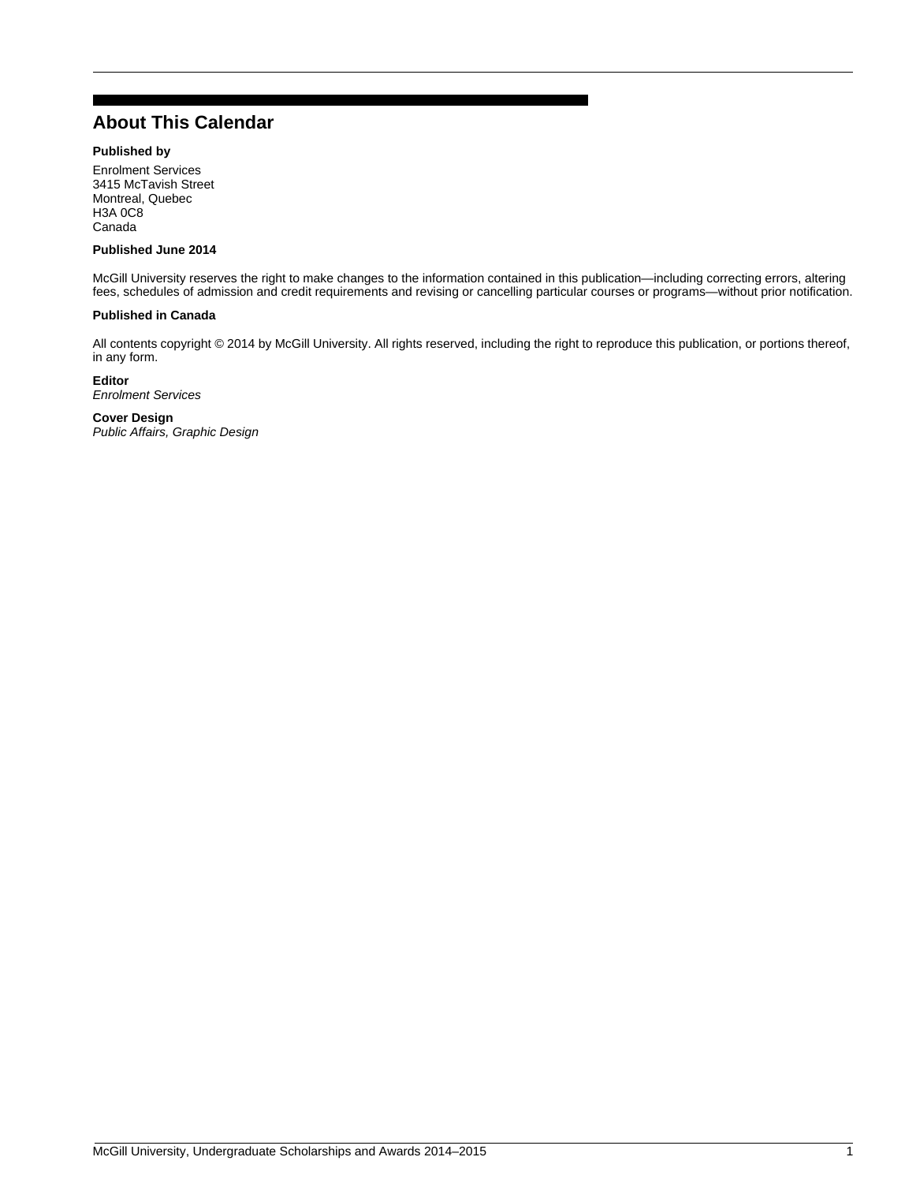# About This Calendar

**Published by**

Enrolment Services
3415 McTavish Street
Montreal, Quebec
H3A 0C8
Canada

**Published June 2014**

McGill University reserves the right to make changes to the information contained in this publication—including correcting errors, altering fees, schedules of admission and credit requirements and revising or cancelling particular courses or programs—without prior notification.

**Published in Canada**

All contents copyright © 2014 by McGill University. All rights reserved, including the right to reproduce this publication, or portions thereof, in any form.

**Editor**
*Enrolment Services*

**Cover Design**
*Public Affairs, Graphic Design*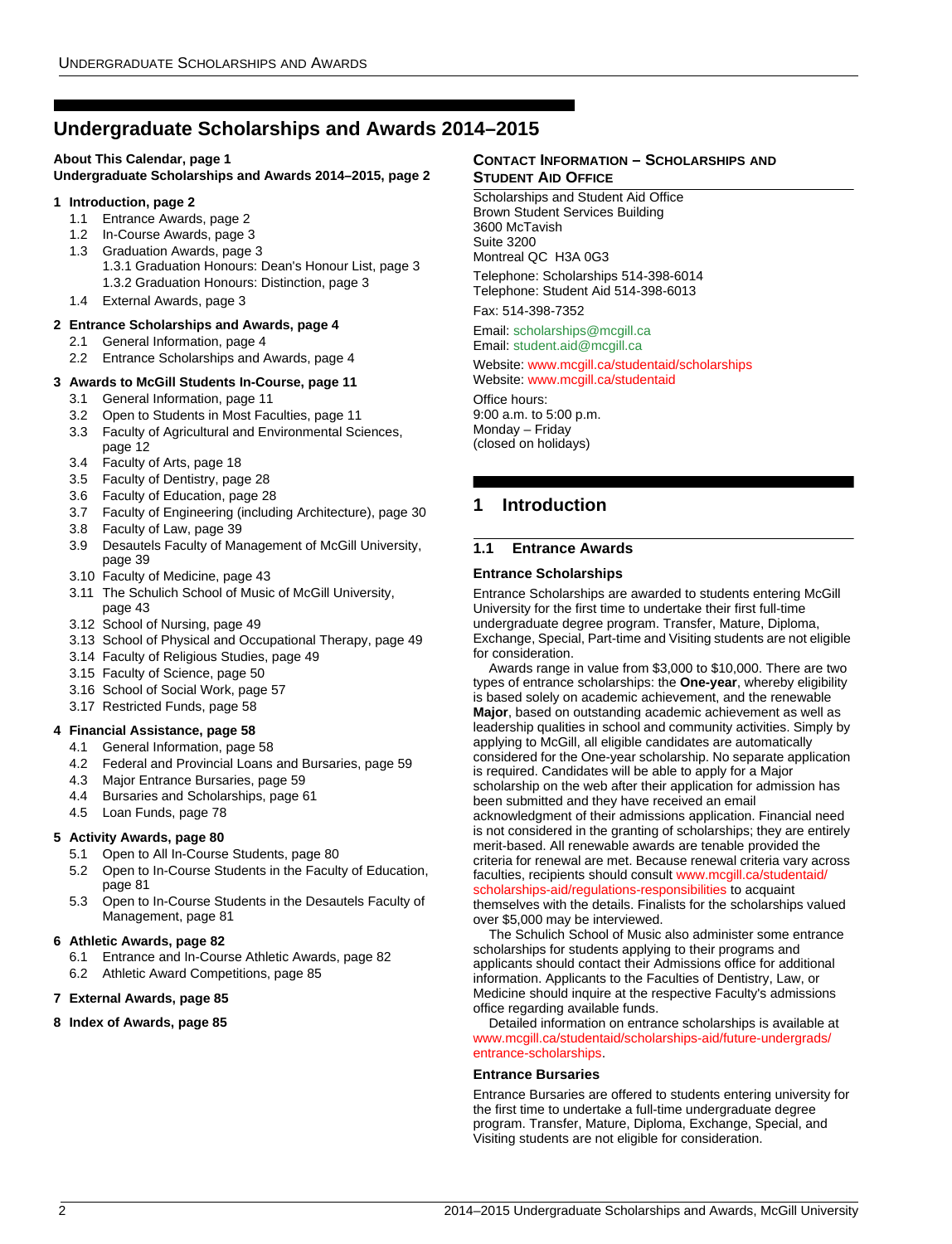# Undergraduate Scholarships and Awards 2014–2015

**About This Calendar, page 1**
**Undergraduate Scholarships and Awards 2014–2015, page 2**

**1 Introduction, page 2**
- 1.1 Entrance Awards, page 2
- 1.2 In-Course Awards, page 3
- 1.3 Graduation Awards, page 3
  - 1.3.1 Graduation Honours: Dean's Honour List, page 3
  - 1.3.2 Graduation Honours: Distinction, page 3
- 1.4 External Awards, page 3

**2 Entrance Scholarships and Awards, page 4**
- 2.1 General Information, page 4
- 2.2 Entrance Scholarships and Awards, page 4

**3 Awards to McGill Students In-Course, page 11**
- 3.1 General Information, page 11
- 3.2 Open to Students in Most Faculties, page 11
- 3.3 Faculty of Agricultural and Environmental Sciences, page 12
- 3.4 Faculty of Arts, page 18
- 3.5 Faculty of Dentistry, page 28
- 3.6 Faculty of Education, page 28
- 3.7 Faculty of Engineering (including Architecture), page 30
- 3.8 Faculty of Law, page 39
- 3.9 Desautels Faculty of Management of McGill University, page 39
- 3.10 Faculty of Medicine, page 43
- 3.11 The Schulich School of Music of McGill University, page 43
- 3.12 School of Nursing, page 49
- 3.13 School of Physical and Occupational Therapy, page 49
- 3.14 Faculty of Religious Studies, page 49
- 3.15 Faculty of Science, page 50
- 3.16 School of Social Work, page 57
- 3.17 Restricted Funds, page 58

**4 Financial Assistance, page 58**
- 4.1 General Information, page 58
- 4.2 Federal and Provincial Loans and Bursaries, page 59
- 4.3 Major Entrance Bursaries, page 59
- 4.4 Bursaries and Scholarships, page 61
- 4.5 Loan Funds, page 78

**5 Activity Awards, page 80**
- 5.1 Open to All In-Course Students, page 80
- 5.2 Open to In-Course Students in the Faculty of Education, page 81
- 5.3 Open to In-Course Students in the Desautels Faculty of Management, page 81

**6 Athletic Awards, page 82**
- 6.1 Entrance and In-Course Athletic Awards, page 82
- 6.2 Athletic Award Competitions, page 85

**7 External Awards, page 85**

**8 Index of Awards, page 85**

### Contact Information – Scholarships and Student Aid Office

Scholarships and Student Aid Office
Brown Student Services Building
3600 McTavish
Suite 3200
Montreal QC H3A 0G3

Telephone: Scholarships 514-398-6014
Telephone: Student Aid 514-398-6013

Fax: 514-398-7352

Email: scholarships@mcgill.ca
Email: student.aid@mcgill.ca

Website: www.mcgill.ca/studentaid/scholarships
Website: www.mcgill.ca/studentaid

Office hours:
9:00 a.m. to 5:00 p.m.
Monday – Friday
(closed on holidays)

## 1 Introduction

### 1.1 Entrance Awards

#### Entrance Scholarships

Entrance Scholarships are awarded to students entering McGill University for the first time to undertake their first full-time undergraduate degree program. Transfer, Mature, Diploma, Exchange, Special, Part-time and Visiting students are not eligible for consideration.

Awards range in value from $3,000 to $10,000. There are two types of entrance scholarships: the **One-year**, whereby eligibility is based solely on academic achievement, and the renewable **Major**, based on outstanding academic achievement as well as leadership qualities in school and community activities. Simply by applying to McGill, all eligible candidates are automatically considered for the One-year scholarship. No separate application is required. Candidates will be able to apply for a Major scholarship on the web after their application for admission has been submitted and they have received an email acknowledgment of their admissions application. Financial need is not considered in the granting of scholarships; they are entirely merit-based. All renewable awards are tenable provided the criteria for renewal are met. Because renewal criteria vary across faculties, recipients should consult www.mcgill.ca/studentaid/scholarships-aid/regulations-responsibilities to acquaint themselves with the details. Finalists for the scholarships valued over $5,000 may be interviewed.

The Schulich School of Music also administer some entrance scholarships for students applying to their programs and applicants should contact their Admissions office for additional information. Applicants to the Faculties of Dentistry, Law, or Medicine should inquire at the respective Faculty's admissions office regarding available funds.

Detailed information on entrance scholarships is available at www.mcgill.ca/studentaid/scholarships-aid/future-undergrads/entrance-scholarships.

#### Entrance Bursaries

Entrance Bursaries are offered to students entering university for the first time to undertake a full-time undergraduate degree program. Transfer, Mature, Diploma, Exchange, Special, and Visiting students are not eligible for consideration.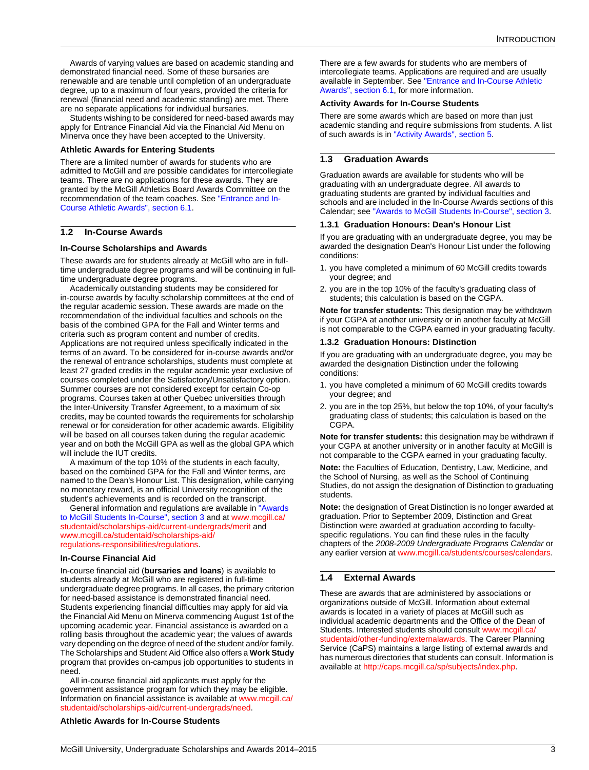Awards of varying values are based on academic standing and demonstrated financial need. Some of these bursaries are renewable and are tenable until completion of an undergraduate degree, up to a maximum of four years, provided the criteria for renewal (financial need and academic standing) are met. There are no separate applications for individual bursaries.

Students wishing to be considered for need-based awards may apply for Entrance Financial Aid via the Financial Aid Menu on Minerva once they have been accepted to the University.

#### Athletic Awards for Entering Students

There are a limited number of awards for students who are admitted to McGill and are possible candidates for intercollegiate teams. There are no applications for these awards. They are granted by the McGill Athletics Board Awards Committee on the recommendation of the team coaches. See "Entrance and In-Course Athletic Awards", section 6.1.

## 1.2 In-Course Awards

#### In-Course Scholarships and Awards

These awards are for students already at McGill who are in full-time undergraduate degree programs and will be continuing in full-time undergraduate degree programs.

Academically outstanding students may be considered for in-course awards by faculty scholarship committees at the end of the regular academic session. These awards are made on the recommendation of the individual faculties and schools on the basis of the combined GPA for the Fall and Winter terms and criteria such as program content and number of credits. Applications are not required unless specifically indicated in the terms of an award. To be considered for in-course awards and/or the renewal of entrance scholarships, students must complete at least 27 graded credits in the regular academic year exclusive of courses completed under the Satisfactory/Unsatisfactory option. Summer courses are not considered except for certain Co-op programs. Courses taken at other Quebec universities through the Inter-University Transfer Agreement, to a maximum of six credits, may be counted towards the requirements for scholarship renewal or for consideration for other academic awards. Eligibility will be based on all courses taken during the regular academic year and on both the McGill GPA as well as the global GPA which will include the IUT credits.

A maximum of the top 10% of the students in each faculty, based on the combined GPA for the Fall and Winter terms, are named to the Dean's Honour List. This designation, while carrying no monetary reward, is an official University recognition of the student's achievements and is recorded on the transcript.

General information and regulations are available in "Awards to McGill Students In-Course", section 3 and at www.mcgill.ca/studentaid/scholarships-aid/current-undergrads/merit and www.mcgill.ca/studentaid/scholarships-aid/regulations-responsibilities/regulations.

#### In-Course Financial Aid

In-course financial aid (**bursaries and loans**) is available to students already at McGill who are registered in full-time undergraduate degree programs. In all cases, the primary criterion for need-based assistance is demonstrated financial need. Students experiencing financial difficulties may apply for aid via the Financial Aid Menu on Minerva commencing August 1st of the upcoming academic year. Financial assistance is awarded on a rolling basis throughout the academic year; the values of awards vary depending on the degree of need of the student and/or family. The Scholarships and Student Aid Office also offers a **Work Study** program that provides on-campus job opportunities to students in need.

All in-course financial aid applicants must apply for the government assistance program for which they may be eligible. Information on financial assistance is available at www.mcgill.ca/studentaid/scholarships-aid/current-undergrads/need.

#### Athletic Awards for In-Course Students

There are a few awards for students who are members of intercollegiate teams. Applications are required and are usually available in September. See "Entrance and In-Course Athletic Awards", section 6.1, for more information.

#### Activity Awards for In-Course Students

There are some awards which are based on more than just academic standing and require submissions from students. A list of such awards is in "Activity Awards", section 5.

## 1.3 Graduation Awards

Graduation awards are available for students who will be graduating with an undergraduate degree. All awards to graduating students are granted by individual faculties and schools and are included in the In-Course Awards sections of this Calendar; see "Awards to McGill Students In-Course", section 3.

### 1.3.1 Graduation Honours: Dean's Honour List

If you are graduating with an undergraduate degree, you may be awarded the designation Dean's Honour List under the following conditions:

1. you have completed a minimum of 60 McGill credits towards your degree; and
2. you are in the top 10% of the faculty's graduating class of students; this calculation is based on the CGPA.

**Note for transfer students:** This designation may be withdrawn if your CGPA at another university or in another faculty at McGill is not comparable to the CGPA earned in your graduating faculty.

### 1.3.2 Graduation Honours: Distinction

If you are graduating with an undergraduate degree, you may be awarded the designation Distinction under the following conditions:

1. you have completed a minimum of 60 McGill credits towards your degree; and
2. you are in the top 25%, but below the top 10%, of your faculty's graduating class of students; this calculation is based on the CGPA.

**Note for transfer students:** this designation may be withdrawn if your CGPA at another university or in another faculty at McGill is not comparable to the CGPA earned in your graduating faculty.

**Note:** the Faculties of Education, Dentistry, Law, Medicine, and the School of Nursing, as well as the School of Continuing Studies, do not assign the designation of Distinction to graduating students.

**Note:** the designation of Great Distinction is no longer awarded at graduation. Prior to September 2009, Distinction and Great Distinction were awarded at graduation according to faculty-specific regulations. You can find these rules in the faculty chapters of the *2008-2009 Undergraduate Programs Calendar* or any earlier version at www.mcgill.ca/students/courses/calendars.

## 1.4 External Awards

These are awards that are administered by associations or organizations outside of McGill. Information about external awards is located in a variety of places at McGill such as individual academic departments and the Office of the Dean of Students. Interested students should consult www.mcgill.ca/studentaid/other-funding/externalawards. The Career Planning Service (CaPS) maintains a large listing of external awards and has numerous directories that students can consult. Information is available at http://caps.mcgill.ca/sp/subjects/index.php.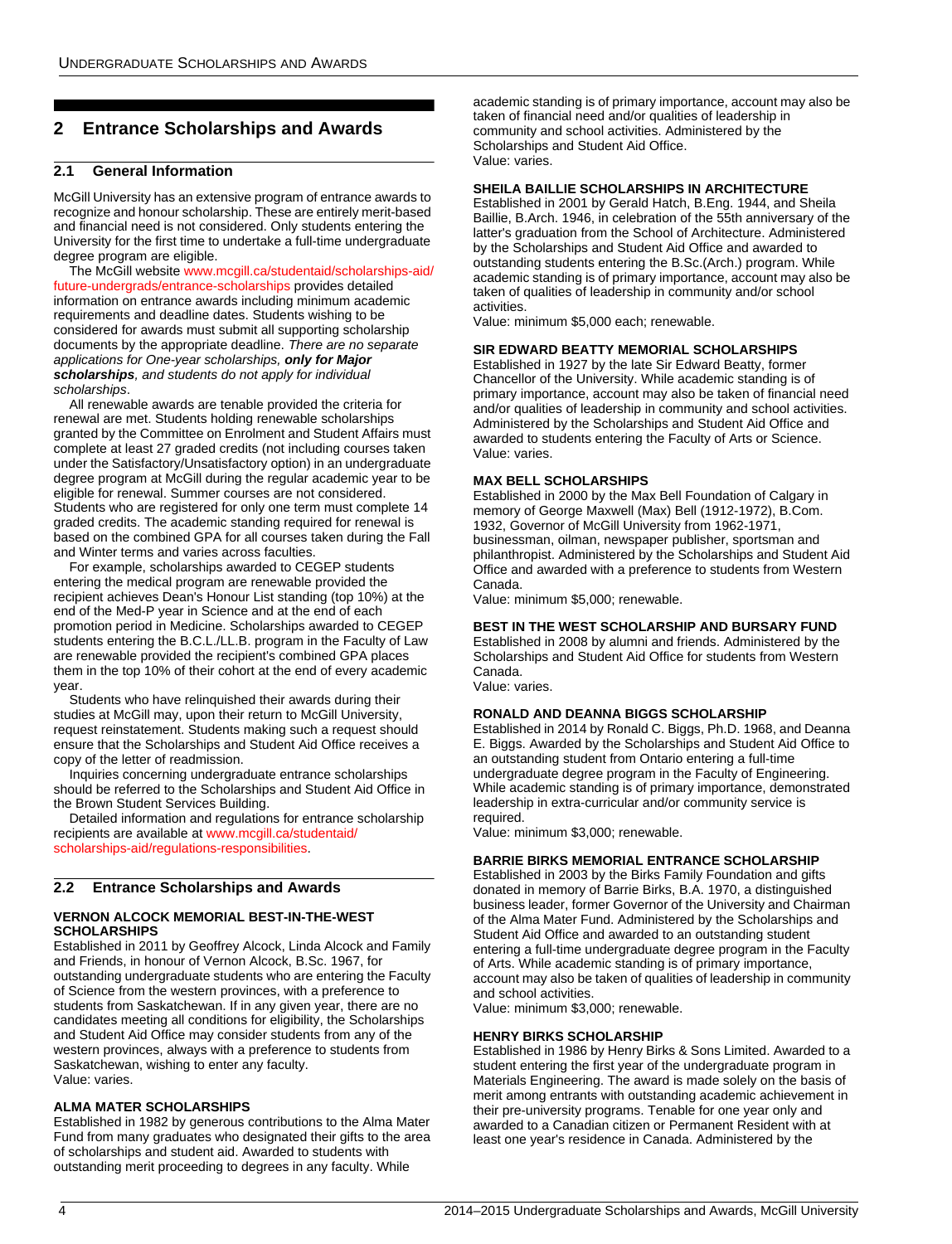# 2 Entrance Scholarships and Awards

## 2.1 General Information

McGill University has an extensive program of entrance awards to recognize and honour scholarship. These are entirely merit-based and financial need is not considered. Only students entering the University for the first time to undertake a full-time undergraduate degree program are eligible.

The McGill website www.mcgill.ca/studentaid/scholarships-aid/future-undergrads/entrance-scholarships provides detailed information on entrance awards including minimum academic requirements and deadline dates. Students wishing to be considered for awards must submit all supporting scholarship documents by the appropriate deadline. *There are no separate applications for One-year scholarships, **only for Major scholarships**, and students do not apply for individual scholarships*.

All renewable awards are tenable provided the criteria for renewal are met. Students holding renewable scholarships granted by the Committee on Enrolment and Student Affairs must complete at least 27 graded credits (not including courses taken under the Satisfactory/Unsatisfactory option) in an undergraduate degree program at McGill during the regular academic year to be eligible for renewal. Summer courses are not considered. Students who are registered for only one term must complete 14 graded credits. The academic standing required for renewal is based on the combined GPA for all courses taken during the Fall and Winter terms and varies across faculties.

For example, scholarships awarded to CEGEP students entering the medical program are renewable provided the recipient achieves Dean's Honour List standing (top 10%) at the end of the Med-P year in Science and at the end of each promotion period in Medicine. Scholarships awarded to CEGEP students entering the B.C.L./LL.B. program in the Faculty of Law are renewable provided the recipient's combined GPA places them in the top 10% of their cohort at the end of every academic year.

Students who have relinquished their awards during their studies at McGill may, upon their return to McGill University, request reinstatement. Students making such a request should ensure that the Scholarships and Student Aid Office receives a copy of the letter of readmission.

Inquiries concerning undergraduate entrance scholarships should be referred to the Scholarships and Student Aid Office in the Brown Student Services Building.

Detailed information and regulations for entrance scholarship recipients are available at www.mcgill.ca/studentaid/scholarships-aid/regulations-responsibilities.

## 2.2 Entrance Scholarships and Awards

**VERNON ALCOCK MEMORIAL BEST-IN-THE-WEST SCHOLARSHIPS**
Established in 2011 by Geoffrey Alcock, Linda Alcock and Family and Friends, in honour of Vernon Alcock, B.Sc. 1967, for outstanding undergraduate students who are entering the Faculty of Science from the western provinces, with a preference to students from Saskatchewan. If in any given year, there are no candidates meeting all conditions for eligibility, the Scholarships and Student Aid Office may consider students from any of the western provinces, always with a preference to students from Saskatchewan, wishing to enter any faculty.
Value: varies.

**ALMA MATER SCHOLARSHIPS**
Established in 1982 by generous contributions to the Alma Mater Fund from many graduates who designated their gifts to the area of scholarships and student aid. Awarded to students with outstanding merit proceeding to degrees in any faculty. While academic standing is of primary importance, account may also be taken of financial need and/or qualities of leadership in community and school activities. Administered by the Scholarships and Student Aid Office.
Value: varies.

**SHEILA BAILLIE SCHOLARSHIPS IN ARCHITECTURE**
Established in 2001 by Gerald Hatch, B.Eng. 1944, and Sheila Baillie, B.Arch. 1946, in celebration of the 55th anniversary of the latter's graduation from the School of Architecture. Administered by the Scholarships and Student Aid Office and awarded to outstanding students entering the B.Sc.(Arch.) program. While academic standing is of primary importance, account may also be taken of qualities of leadership in community and/or school activities.
Value: minimum $5,000 each; renewable.

**SIR EDWARD BEATTY MEMORIAL SCHOLARSHIPS**
Established in 1927 by the late Sir Edward Beatty, former Chancellor of the University. While academic standing is of primary importance, account may also be taken of financial need and/or qualities of leadership in community and school activities. Administered by the Scholarships and Student Aid Office and awarded to students entering the Faculty of Arts or Science.
Value: varies.

**MAX BELL SCHOLARSHIPS**
Established in 2000 by the Max Bell Foundation of Calgary in memory of George Maxwell (Max) Bell (1912-1972), B.Com. 1932, Governor of McGill University from 1962-1971, businessman, oilman, newspaper publisher, sportsman and philanthropist. Administered by the Scholarships and Student Aid Office and awarded with a preference to students from Western Canada.
Value: minimum $5,000; renewable.

**BEST IN THE WEST SCHOLARSHIP AND BURSARY FUND**
Established in 2008 by alumni and friends. Administered by the Scholarships and Student Aid Office for students from Western Canada.
Value: varies.

**RONALD AND DEANNA BIGGS SCHOLARSHIP**
Established in 2014 by Ronald C. Biggs, Ph.D. 1968, and Deanna E. Biggs. Awarded by the Scholarships and Student Aid Office to an outstanding student from Ontario entering a full-time undergraduate degree program in the Faculty of Engineering. While academic standing is of primary importance, demonstrated leadership in extra-curricular and/or community service is required.
Value: minimum $3,000; renewable.

**BARRIE BIRKS MEMORIAL ENTRANCE SCHOLARSHIP**
Established in 2003 by the Birks Family Foundation and gifts donated in memory of Barrie Birks, B.A. 1970, a distinguished business leader, former Governor of the University and Chairman of the Alma Mater Fund. Administered by the Scholarships and Student Aid Office and awarded to an outstanding student entering a full-time undergraduate degree program in the Faculty of Arts. While academic standing is of primary importance, account may also be taken of qualities of leadership in community and school activities.
Value: minimum $3,000; renewable.

**HENRY BIRKS SCHOLARSHIP**
Established in 1986 by Henry Birks & Sons Limited. Awarded to a student entering the first year of the undergraduate program in Materials Engineering. The award is made solely on the basis of merit among entrants with outstanding academic achievement in their pre-university programs. Tenable for one year only and awarded to a Canadian citizen or Permanent Resident with at least one year's residence in Canada. Administered by the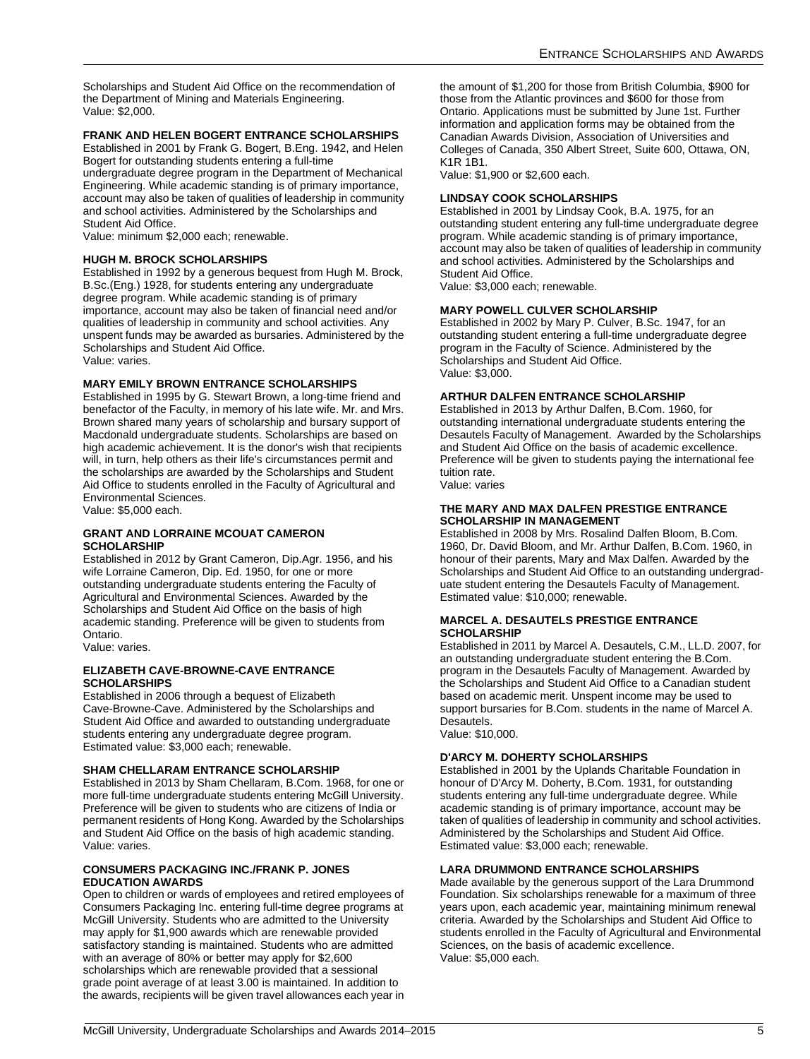Scholarships and Student Aid Office on the recommendation of the Department of Mining and Materials Engineering.
Value: $2,000.

### FRANK AND HELEN BOGERT ENTRANCE SCHOLARSHIPS

Established in 2001 by Frank G. Bogert, B.Eng. 1942, and Helen Bogert for outstanding students entering a full-time undergraduate degree program in the Department of Mechanical Engineering. While academic standing is of primary importance, account may also be taken of qualities of leadership in community and school activities. Administered by the Scholarships and Student Aid Office.
Value: minimum $2,000 each; renewable.

### HUGH M. BROCK SCHOLARSHIPS

Established in 1992 by a generous bequest from Hugh M. Brock, B.Sc.(Eng.) 1928, for students entering any undergraduate degree program. While academic standing is of primary importance, account may also be taken of financial need and/or qualities of leadership in community and school activities. Any unspent funds may be awarded as bursaries. Administered by the Scholarships and Student Aid Office.
Value: varies.

### MARY EMILY BROWN ENTRANCE SCHOLARSHIPS

Established in 1995 by G. Stewart Brown, a long-time friend and benefactor of the Faculty, in memory of his late wife. Mr. and Mrs. Brown shared many years of scholarship and bursary support of Macdonald undergraduate students. Scholarships are based on high academic achievement. It is the donor's wish that recipients will, in turn, help others as their life's circumstances permit and the scholarships are awarded by the Scholarships and Student Aid Office to students enrolled in the Faculty of Agricultural and Environmental Sciences.
Value: $5,000 each.

### GRANT AND LORRAINE MCOUAT CAMERON SCHOLARSHIP

Established in 2012 by Grant Cameron, Dip.Agr. 1956, and his wife Lorraine Cameron, Dip. Ed. 1950, for one or more outstanding undergraduate students entering the Faculty of Agricultural and Environmental Sciences. Awarded by the Scholarships and Student Aid Office on the basis of high academic standing. Preference will be given to students from Ontario.
Value: varies.

### ELIZABETH CAVE-BROWNE-CAVE ENTRANCE SCHOLARSHIPS

Established in 2006 through a bequest of Elizabeth Cave-Browne-Cave. Administered by the Scholarships and Student Aid Office and awarded to outstanding undergraduate students entering any undergraduate degree program.
Estimated value: $3,000 each; renewable.

### SHAM CHELLARAM ENTRANCE SCHOLARSHIP

Established in 2013 by Sham Chellaram, B.Com. 1968, for one or more full-time undergraduate students entering McGill University. Preference will be given to students who are citizens of India or permanent residents of Hong Kong. Awarded by the Scholarships and Student Aid Office on the basis of high academic standing.
Value: varies.

### CONSUMERS PACKAGING INC./FRANK P. JONES EDUCATION AWARDS

Open to children or wards of employees and retired employees of Consumers Packaging Inc. entering full-time degree programs at McGill University. Students who are admitted to the University may apply for $1,900 awards which are renewable provided satisfactory standing is maintained. Students who are admitted with an average of 80% or better may apply for $2,600 scholarships which are renewable provided that a sessional grade point average of at least 3.00 is maintained. In addition to the awards, recipients will be given travel allowances each year in the amount of $1,200 for those from British Columbia, $900 for those from the Atlantic provinces and $600 for those from Ontario. Applications must be submitted by June 1st. Further information and application forms may be obtained from the Canadian Awards Division, Association of Universities and Colleges of Canada, 350 Albert Street, Suite 600, Ottawa, ON, K1R 1B1.
Value: $1,900 or $2,600 each.

### LINDSAY COOK SCHOLARSHIPS

Established in 2001 by Lindsay Cook, B.A. 1975, for an outstanding student entering any full-time undergraduate degree program. While academic standing is of primary importance, account may also be taken of qualities of leadership in community and school activities. Administered by the Scholarships and Student Aid Office.
Value: $3,000 each; renewable.

### MARY POWELL CULVER SCHOLARSHIP

Established in 2002 by Mary P. Culver, B.Sc. 1947, for an outstanding student entering a full-time undergraduate degree program in the Faculty of Science. Administered by the Scholarships and Student Aid Office.
Value: $3,000.

### ARTHUR DALFEN ENTRANCE SCHOLARSHIP

Established in 2013 by Arthur Dalfen, B.Com. 1960, for outstanding international undergraduate students entering the Desautels Faculty of Management. Awarded by the Scholarships and Student Aid Office on the basis of academic excellence. Preference will be given to students paying the international fee tuition rate.
Value: varies

### THE MARY AND MAX DALFEN PRESTIGE ENTRANCE SCHOLARSHIP IN MANAGEMENT

Established in 2008 by Mrs. Rosalind Dalfen Bloom, B.Com. 1960, Dr. David Bloom, and Mr. Arthur Dalfen, B.Com. 1960, in honour of their parents, Mary and Max Dalfen. Awarded by the Scholarships and Student Aid Office to an outstanding undergraduate student entering the Desautels Faculty of Management.
Estimated value: $10,000; renewable.

### MARCEL A. DESAUTELS PRESTIGE ENTRANCE SCHOLARSHIP

Established in 2011 by Marcel A. Desautels, C.M., LL.D. 2007, for an outstanding undergraduate student entering the B.Com. program in the Desautels Faculty of Management. Awarded by the Scholarships and Student Aid Office to a Canadian student based on academic merit. Unspent income may be used to support bursaries for B.Com. students in the name of Marcel A. Desautels.
Value: $10,000.

### D'ARCY M. DOHERTY SCHOLARSHIPS

Established in 2001 by the Uplands Charitable Foundation in honour of D'Arcy M. Doherty, B.Com. 1931, for outstanding students entering any full-time undergraduate degree. While academic standing is of primary importance, account may be taken of qualities of leadership in community and school activities. Administered by the Scholarships and Student Aid Office.
Estimated value: $3,000 each; renewable.

### LARA DRUMMOND ENTRANCE SCHOLARSHIPS

Made available by the generous support of the Lara Drummond Foundation. Six scholarships renewable for a maximum of three years upon, each academic year, maintaining minimum renewal criteria. Awarded by the Scholarships and Student Aid Office to students enrolled in the Faculty of Agricultural and Environmental Sciences, on the basis of academic excellence.
Value: $5,000 each.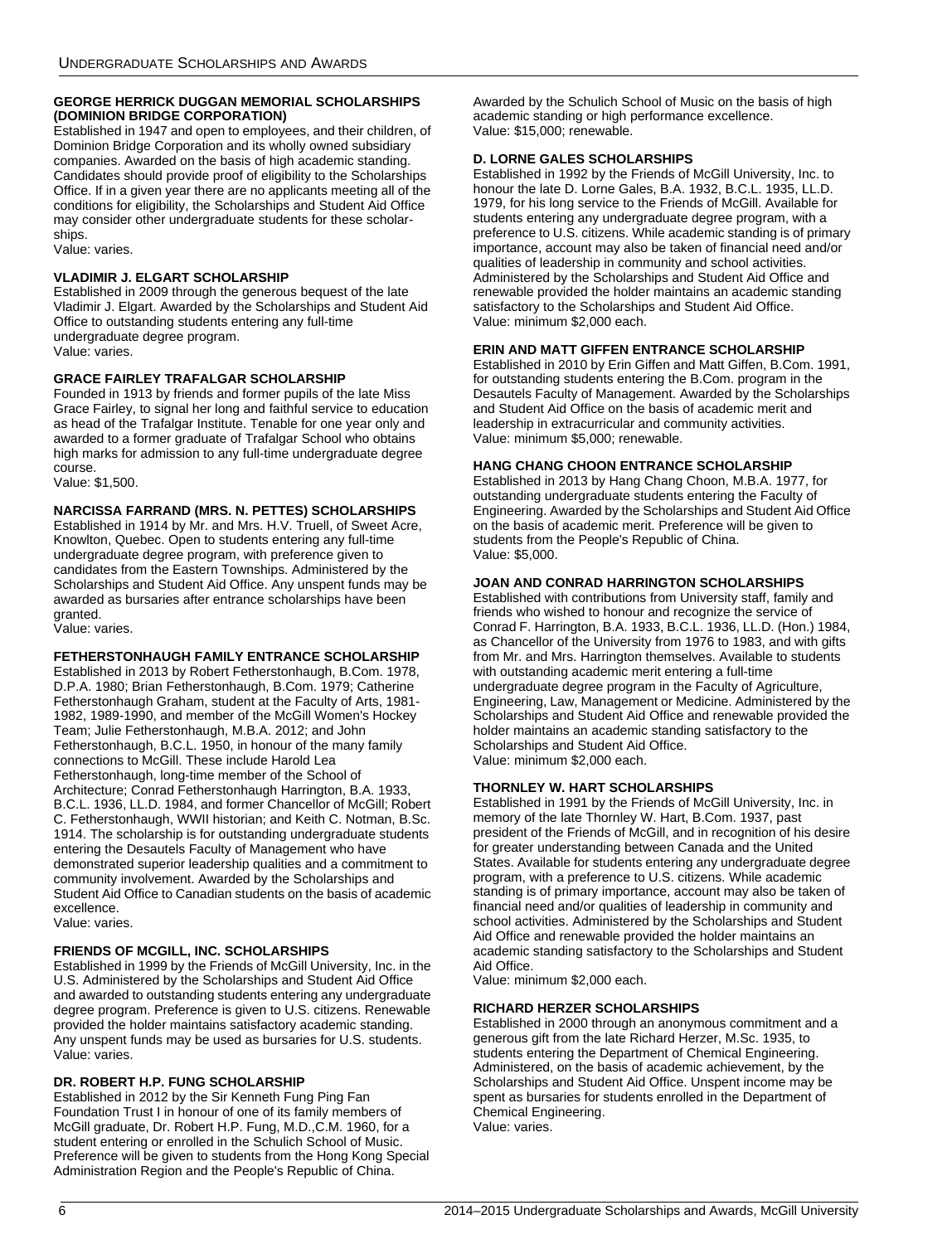#### GEORGE HERRICK DUGGAN MEMORIAL SCHOLARSHIPS (DOMINION BRIDGE CORPORATION)

Established in 1947 and open to employees, and their children, of Dominion Bridge Corporation and its wholly owned subsidiary companies. Awarded on the basis of high academic standing. Candidates should provide proof of eligibility to the Scholarships Office. If in a given year there are no applicants meeting all of the conditions for eligibility, the Scholarships and Student Aid Office may consider other undergraduate students for these scholarships.
Value: varies.

#### VLADIMIR J. ELGART SCHOLARSHIP

Established in 2009 through the generous bequest of the late Vladimir J. Elgart. Awarded by the Scholarships and Student Aid Office to outstanding students entering any full-time undergraduate degree program.
Value: varies.

#### GRACE FAIRLEY TRAFALGAR SCHOLARSHIP

Founded in 1913 by friends and former pupils of the late Miss Grace Fairley, to signal her long and faithful service to education as head of the Trafalgar Institute. Tenable for one year only and awarded to a former graduate of Trafalgar School who obtains high marks for admission to any full-time undergraduate degree course.
Value: $1,500.

#### NARCISSA FARRAND (MRS. N. PETTES) SCHOLARSHIPS

Established in 1914 by Mr. and Mrs. H.V. Truell, of Sweet Acre, Knowlton, Quebec. Open to students entering any full-time undergraduate degree program, with preference given to candidates from the Eastern Townships. Administered by the Scholarships and Student Aid Office. Any unspent funds may be awarded as bursaries after entrance scholarships have been granted.
Value: varies.

#### FETHERSTONHAUGH FAMILY ENTRANCE SCHOLARSHIP

Established in 2013 by Robert Fetherstonhaugh, B.Com. 1978, D.P.A. 1980; Brian Fetherstonhaugh, B.Com. 1979; Catherine Fetherstonhaugh Graham, student at the Faculty of Arts, 1981-1982, 1989-1990, and member of the McGill Women's Hockey Team; Julie Fetherstonhaugh, M.B.A. 2012; and John Fetherstonhaugh, B.C.L. 1950, in honour of the many family connections to McGill. These include Harold Lea Fetherstonhaugh, long-time member of the School of Architecture; Conrad Fetherstonhaugh Harrington, B.A. 1933, B.C.L. 1936, LL.D. 1984, and former Chancellor of McGill; Robert C. Fetherstonhaugh, WWII historian; and Keith C. Notman, B.Sc. 1914. The scholarship is for outstanding undergraduate students entering the Desautels Faculty of Management who have demonstrated superior leadership qualities and a commitment to community involvement. Awarded by the Scholarships and Student Aid Office to Canadian students on the basis of academic excellence.
Value: varies.

#### FRIENDS OF MCGILL, INC. SCHOLARSHIPS

Established in 1999 by the Friends of McGill University, Inc. in the U.S. Administered by the Scholarships and Student Aid Office and awarded to outstanding students entering any undergraduate degree program. Preference is given to U.S. citizens. Renewable provided the holder maintains satisfactory academic standing. Any unspent funds may be used as bursaries for U.S. students.
Value: varies.

#### DR. ROBERT H.P. FUNG SCHOLARSHIP

Established in 2012 by the Sir Kenneth Fung Ping Fan Foundation Trust I in honour of one of its family members of McGill graduate, Dr. Robert H.P. Fung, M.D.,C.M. 1960, for a student entering or enrolled in the Schulich School of Music. Preference will be given to students from the Hong Kong Special Administration Region and the People's Republic of China. Awarded by the Schulich School of Music on the basis of high academic standing or high performance excellence.
Value: $15,000; renewable.

#### D. LORNE GALES SCHOLARSHIPS

Established in 1992 by the Friends of McGill University, Inc. to honour the late D. Lorne Gales, B.A. 1932, B.C.L. 1935, LL.D. 1979, for his long service to the Friends of McGill. Available for students entering any undergraduate degree program, with a preference to U.S. citizens. While academic standing is of primary importance, account may also be taken of financial need and/or qualities of leadership in community and school activities. Administered by the Scholarships and Student Aid Office and renewable provided the holder maintains an academic standing satisfactory to the Scholarships and Student Aid Office.
Value: minimum $2,000 each.

#### ERIN AND MATT GIFFEN ENTRANCE SCHOLARSHIP

Established in 2010 by Erin Giffen and Matt Giffen, B.Com. 1991, for outstanding students entering the B.Com. program in the Desautels Faculty of Management. Awarded by the Scholarships and Student Aid Office on the basis of academic merit and leadership in extracurricular and community activities.
Value: minimum $5,000; renewable.

#### HANG CHANG CHOON ENTRANCE SCHOLARSHIP

Established in 2013 by Hang Chang Choon, M.B.A. 1977, for outstanding undergraduate students entering the Faculty of Engineering. Awarded by the Scholarships and Student Aid Office on the basis of academic merit. Preference will be given to students from the People's Republic of China.
Value: $5,000.

#### JOAN AND CONRAD HARRINGTON SCHOLARSHIPS

Established with contributions from University staff, family and friends who wished to honour and recognize the service of Conrad F. Harrington, B.A. 1933, B.C.L. 1936, LL.D. (Hon.) 1984, as Chancellor of the University from 1976 to 1983, and with gifts from Mr. and Mrs. Harrington themselves. Available to students with outstanding academic merit entering a full-time undergraduate degree program in the Faculty of Agriculture, Engineering, Law, Management or Medicine. Administered by the Scholarships and Student Aid Office and renewable provided the holder maintains an academic standing satisfactory to the Scholarships and Student Aid Office.
Value: minimum $2,000 each.

#### THORNLEY W. HART SCHOLARSHIPS

Established in 1991 by the Friends of McGill University, Inc. in memory of the late Thornley W. Hart, B.Com. 1937, past president of the Friends of McGill, and in recognition of his desire for greater understanding between Canada and the United States. Available for students entering any undergraduate degree program, with a preference to U.S. citizens. While academic standing is of primary importance, account may also be taken of financial need and/or qualities of leadership in community and school activities. Administered by the Scholarships and Student Aid Office and renewable provided the holder maintains an academic standing satisfactory to the Scholarships and Student Aid Office.
Value: minimum $2,000 each.

#### RICHARD HERZER SCHOLARSHIPS

Established in 2000 through an anonymous commitment and a generous gift from the late Richard Herzer, M.Sc. 1935, to students entering the Department of Chemical Engineering. Administered, on the basis of academic achievement, by the Scholarships and Student Aid Office. Unspent income may be spent as bursaries for students enrolled in the Department of Chemical Engineering.
Value: varies.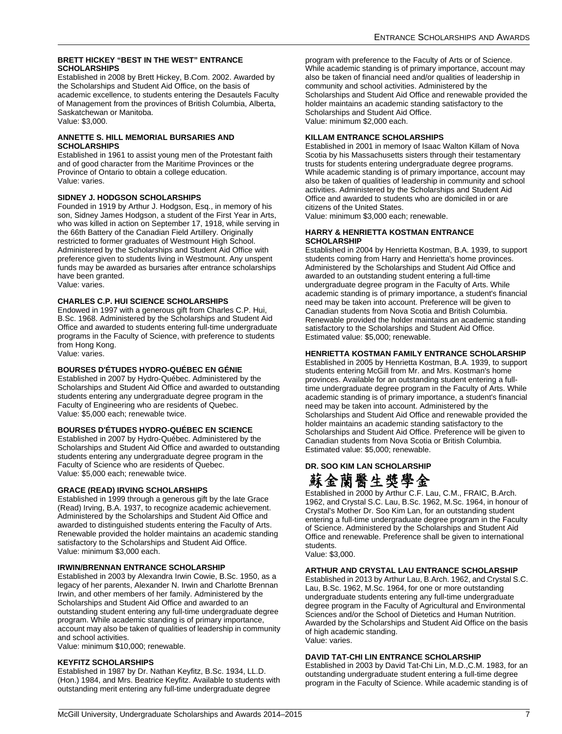#### BRETT HICKEY "BEST IN THE WEST" ENTRANCE SCHOLARSHIPS

Established in 2008 by Brett Hickey, B.Com. 2002. Awarded by the Scholarships and Student Aid Office, on the basis of academic excellence, to students entering the Desautels Faculty of Management from the provinces of British Columbia, Alberta, Saskatchewan or Manitoba.
Value: $3,000.

#### ANNETTE S. HILL MEMORIAL BURSARIES AND SCHOLARSHIPS

Established in 1961 to assist young men of the Protestant faith and of good character from the Maritime Provinces or the Province of Ontario to obtain a college education.
Value: varies.

#### SIDNEY J. HODGSON SCHOLARSHIPS

Founded in 1919 by Arthur J. Hodgson, Esq., in memory of his son, Sidney James Hodgson, a student of the First Year in Arts, who was killed in action on September 17, 1918, while serving in the 66th Battery of the Canadian Field Artillery. Originally restricted to former graduates of Westmount High School. Administered by the Scholarships and Student Aid Office with preference given to students living in Westmount. Any unspent funds may be awarded as bursaries after entrance scholarships have been granted.
Value: varies.

#### CHARLES C.P. HUI SCIENCE SCHOLARSHIPS

Endowed in 1997 with a generous gift from Charles C.P. Hui, B.Sc. 1968. Administered by the Scholarships and Student Aid Office and awarded to students entering full-time undergraduate programs in the Faculty of Science, with preference to students from Hong Kong.
Value: varies.

#### BOURSES D'ÉTUDES HYDRO-QUÉBEC EN GÉNIE

Established in 2007 by Hydro-Québec. Administered by the Scholarships and Student Aid Office and awarded to outstanding students entering any undergraduate degree program in the Faculty of Engineering who are residents of Quebec.
Value: $5,000 each; renewable twice.

#### BOURSES D'ÉTUDES HYDRO-QUÉBEC EN SCIENCE

Established in 2007 by Hydro-Québec. Administered by the Scholarships and Student Aid Office and awarded to outstanding students entering any undergraduate degree program in the Faculty of Science who are residents of Quebec.
Value: $5,000 each; renewable twice.

#### GRACE (READ) IRVING SCHOLARSHIPS

Established in 1999 through a generous gift by the late Grace (Read) Irving, B.A. 1937, to recognize academic achievement. Administered by the Scholarships and Student Aid Office and awarded to distinguished students entering the Faculty of Arts. Renewable provided the holder maintains an academic standing satisfactory to the Scholarships and Student Aid Office.
Value: minimum $3,000 each.

#### IRWIN/BRENNAN ENTRANCE SCHOLARSHIP

Established in 2003 by Alexandra Irwin Cowie, B.Sc. 1950, as a legacy of her parents, Alexander N. Irwin and Charlotte Brennan Irwin, and other members of her family. Administered by the Scholarships and Student Aid Office and awarded to an outstanding student entering any full-time undergraduate degree program. While academic standing is of primary importance, account may also be taken of qualities of leadership in community and school activities.
Value: minimum $10,000; renewable.

#### KEYFITZ SCHOLARSHIPS

Established in 1987 by Dr. Nathan Keyfitz, B.Sc. 1934, LL.D. (Hon.) 1984, and Mrs. Beatrice Keyfitz. Available to students with outstanding merit entering any full-time undergraduate degree program with preference to the Faculty of Arts or of Science. While academic standing is of primary importance, account may also be taken of financial need and/or qualities of leadership in community and school activities. Administered by the Scholarships and Student Aid Office and renewable provided the holder maintains an academic standing satisfactory to the Scholarships and Student Aid Office.
Value: minimum $2,000 each.

#### KILLAM ENTRANCE SCHOLARSHIPS

Established in 2001 in memory of Isaac Walton Killam of Nova Scotia by his Massachusetts sisters through their testamentary trusts for students entering undergraduate degree programs. While academic standing is of primary importance, account may also be taken of qualities of leadership in community and school activities. Administered by the Scholarships and Student Aid Office and awarded to students who are domiciled in or are citizens of the United States.
Value: minimum $3,000 each; renewable.

#### HARRY & HENRIETTA KOSTMAN ENTRANCE SCHOLARSHIP

Established in 2004 by Henrietta Kostman, B.A. 1939, to support students coming from Harry and Henrietta's home provinces. Administered by the Scholarships and Student Aid Office and awarded to an outstanding student entering a full-time undergraduate degree program in the Faculty of Arts. While academic standing is of primary importance, a student's financial need may be taken into account. Preference will be given to Canadian students from Nova Scotia and British Columbia. Renewable provided the holder maintains an academic standing satisfactory to the Scholarships and Student Aid Office.
Estimated value: $5,000; renewable.

#### HENRIETTA KOSTMAN FAMILY ENTRANCE SCHOLARSHIP

Established in 2005 by Henrietta Kostman, B.A. 1939, to support students entering McGill from Mr. and Mrs. Kostman's home provinces. Available for an outstanding student entering a full-time undergraduate degree program in the Faculty of Arts. While academic standing is of primary importance, a student's financial need may be taken into account. Administered by the Scholarships and Student Aid Office and renewable provided the holder maintains an academic standing satisfactory to the Scholarships and Student Aid Office. Preference will be given to Canadian students from Nova Scotia or British Columbia.
Estimated value: $5,000; renewable.

#### DR. SOO KIM LAN SCHOLARSHIP

蘇金蘭醫生獎學金

Established in 2000 by Arthur C.F. Lau, C.M., FRAIC, B.Arch. 1962, and Crystal S.C. Lau, B.Sc. 1962, M.Sc. 1964, in honour of Crystal's Mother Dr. Soo Kim Lan, for an outstanding student entering a full-time undergraduate degree program in the Faculty of Science. Administered by the Scholarships and Student Aid Office and renewable. Preference shall be given to international students.
Value: $3,000.

#### ARTHUR AND CRYSTAL LAU ENTRANCE SCHOLARSHIP

Established in 2013 by Arthur Lau, B.Arch. 1962, and Crystal S.C. Lau, B.Sc. 1962, M.Sc. 1964, for one or more outstanding undergraduate students entering any full-time undergraduate degree program in the Faculty of Agricultural and Environmental Sciences and/or the School of Dietetics and Human Nutrition. Awarded by the Scholarships and Student Aid Office on the basis of high academic standing.
Value: varies.

#### DAVID TAT-CHI LIN ENTRANCE SCHOLARSHIP

Established in 2003 by David Tat-Chi Lin, M.D.,C.M. 1983, for an outstanding undergraduate student entering a full-time degree program in the Faculty of Science. While academic standing is of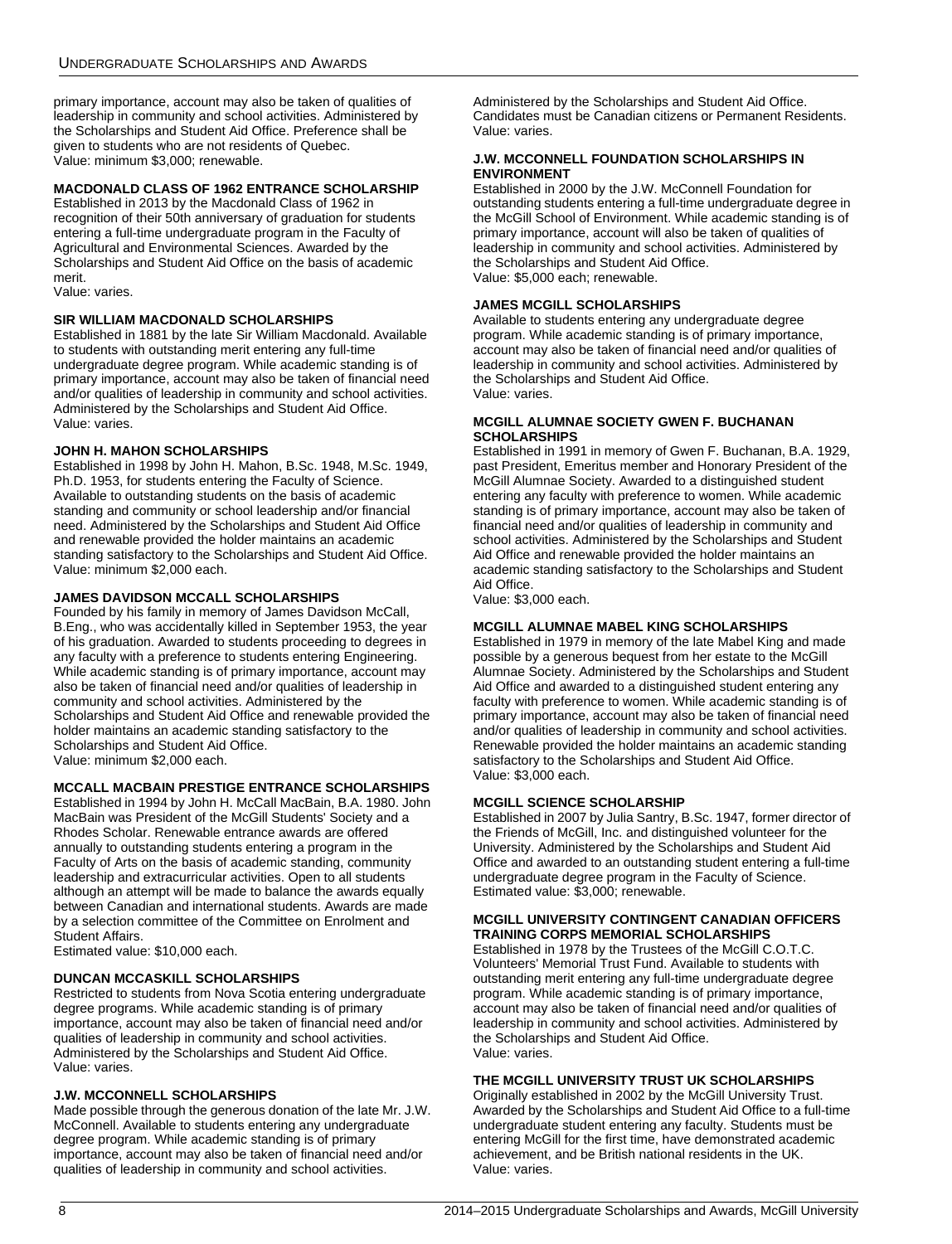primary importance, account may also be taken of qualities of leadership in community and school activities. Administered by the Scholarships and Student Aid Office. Preference shall be given to students who are not residents of Quebec.
Value: minimum $3,000; renewable.

#### MACDONALD CLASS OF 1962 ENTRANCE SCHOLARSHIP

Established in 2013 by the Macdonald Class of 1962 in recognition of their 50th anniversary of graduation for students entering a full-time undergraduate program in the Faculty of Agricultural and Environmental Sciences. Awarded by the Scholarships and Student Aid Office on the basis of academic merit.
Value: varies.

#### SIR WILLIAM MACDONALD SCHOLARSHIPS

Established in 1881 by the late Sir William Macdonald. Available to students with outstanding merit entering any full-time undergraduate degree program. While academic standing is of primary importance, account may also be taken of financial need and/or qualities of leadership in community and school activities. Administered by the Scholarships and Student Aid Office.
Value: varies.

#### JOHN H. MAHON SCHOLARSHIPS

Established in 1998 by John H. Mahon, B.Sc. 1948, M.Sc. 1949, Ph.D. 1953, for students entering the Faculty of Science. Available to outstanding students on the basis of academic standing and community or school leadership and/or financial need. Administered by the Scholarships and Student Aid Office and renewable provided the holder maintains an academic standing satisfactory to the Scholarships and Student Aid Office.
Value: minimum $2,000 each.

#### JAMES DAVIDSON MCCALL SCHOLARSHIPS

Founded by his family in memory of James Davidson McCall, B.Eng., who was accidentally killed in September 1953, the year of his graduation. Awarded to students proceeding to degrees in any faculty with a preference to students entering Engineering. While academic standing is of primary importance, account may also be taken of financial need and/or qualities of leadership in community and school activities. Administered by the Scholarships and Student Aid Office and renewable provided the holder maintains an academic standing satisfactory to the Scholarships and Student Aid Office.
Value: minimum $2,000 each.

#### MCCALL MACBAIN PRESTIGE ENTRANCE SCHOLARSHIPS

Established in 1994 by John H. McCall MacBain, B.A. 1980. John MacBain was President of the McGill Students' Society and a Rhodes Scholar. Renewable entrance awards are offered annually to outstanding students entering a program in the Faculty of Arts on the basis of academic standing, community leadership and extracurricular activities. Open to all students although an attempt will be made to balance the awards equally between Canadian and international students. Awards are made by a selection committee of the Committee on Enrolment and Student Affairs.
Estimated value: $10,000 each.

#### DUNCAN MCCASKILL SCHOLARSHIPS

Restricted to students from Nova Scotia entering undergraduate degree programs. While academic standing is of primary importance, account may also be taken of financial need and/or qualities of leadership in community and school activities. Administered by the Scholarships and Student Aid Office.
Value: varies.

#### J.W. MCCONNELL SCHOLARSHIPS

Made possible through the generous donation of the late Mr. J.W. McConnell. Available to students entering any undergraduate degree program. While academic standing is of primary importance, account may also be taken of financial need and/or qualities of leadership in community and school activities. Administered by the Scholarships and Student Aid Office. Candidates must be Canadian citizens or Permanent Residents.
Value: varies.

#### J.W. MCCONNELL FOUNDATION SCHOLARSHIPS IN ENVIRONMENT

Established in 2000 by the J.W. McConnell Foundation for outstanding students entering a full-time undergraduate degree in the McGill School of Environment. While academic standing is of primary importance, account will also be taken of qualities of leadership in community and school activities. Administered by the Scholarships and Student Aid Office.
Value: $5,000 each; renewable.

#### JAMES MCGILL SCHOLARSHIPS

Available to students entering any undergraduate degree program. While academic standing is of primary importance, account may also be taken of financial need and/or qualities of leadership in community and school activities. Administered by the Scholarships and Student Aid Office.
Value: varies.

#### MCGILL ALUMNAE SOCIETY GWEN F. BUCHANAN SCHOLARSHIPS

Established in 1991 in memory of Gwen F. Buchanan, B.A. 1929, past President, Emeritus member and Honorary President of the McGill Alumnae Society. Awarded to a distinguished student entering any faculty with preference to women. While academic standing is of primary importance, account may also be taken of financial need and/or qualities of leadership in community and school activities. Administered by the Scholarships and Student Aid Office and renewable provided the holder maintains an academic standing satisfactory to the Scholarships and Student Aid Office.
Value: $3,000 each.

#### MCGILL ALUMNAE MABEL KING SCHOLARSHIPS

Established in 1979 in memory of the late Mabel King and made possible by a generous bequest from her estate to the McGill Alumnae Society. Administered by the Scholarships and Student Aid Office and awarded to a distinguished student entering any faculty with preference to women. While academic standing is of primary importance, account may also be taken of financial need and/or qualities of leadership in community and school activities. Renewable provided the holder maintains an academic standing satisfactory to the Scholarships and Student Aid Office.
Value: $3,000 each.

#### MCGILL SCIENCE SCHOLARSHIP

Established in 2007 by Julia Santry, B.Sc. 1947, former director of the Friends of McGill, Inc. and distinguished volunteer for the University. Administered by the Scholarships and Student Aid Office and awarded to an outstanding student entering a full-time undergraduate degree program in the Faculty of Science.
Estimated value: $3,000; renewable.

#### MCGILL UNIVERSITY CONTINGENT CANADIAN OFFICERS TRAINING CORPS MEMORIAL SCHOLARSHIPS

Established in 1978 by the Trustees of the McGill C.O.T.C. Volunteers' Memorial Trust Fund. Available to students with outstanding merit entering any full-time undergraduate degree program. While academic standing is of primary importance, account may also be taken of financial need and/or qualities of leadership in community and school activities. Administered by the Scholarships and Student Aid Office.
Value: varies.

#### THE MCGILL UNIVERSITY TRUST UK SCHOLARSHIPS

Originally established in 2002 by the McGill University Trust. Awarded by the Scholarships and Student Aid Office to a full-time undergraduate student entering any faculty. Students must be entering McGill for the first time, have demonstrated academic achievement, and be British national residents in the UK.
Value: varies.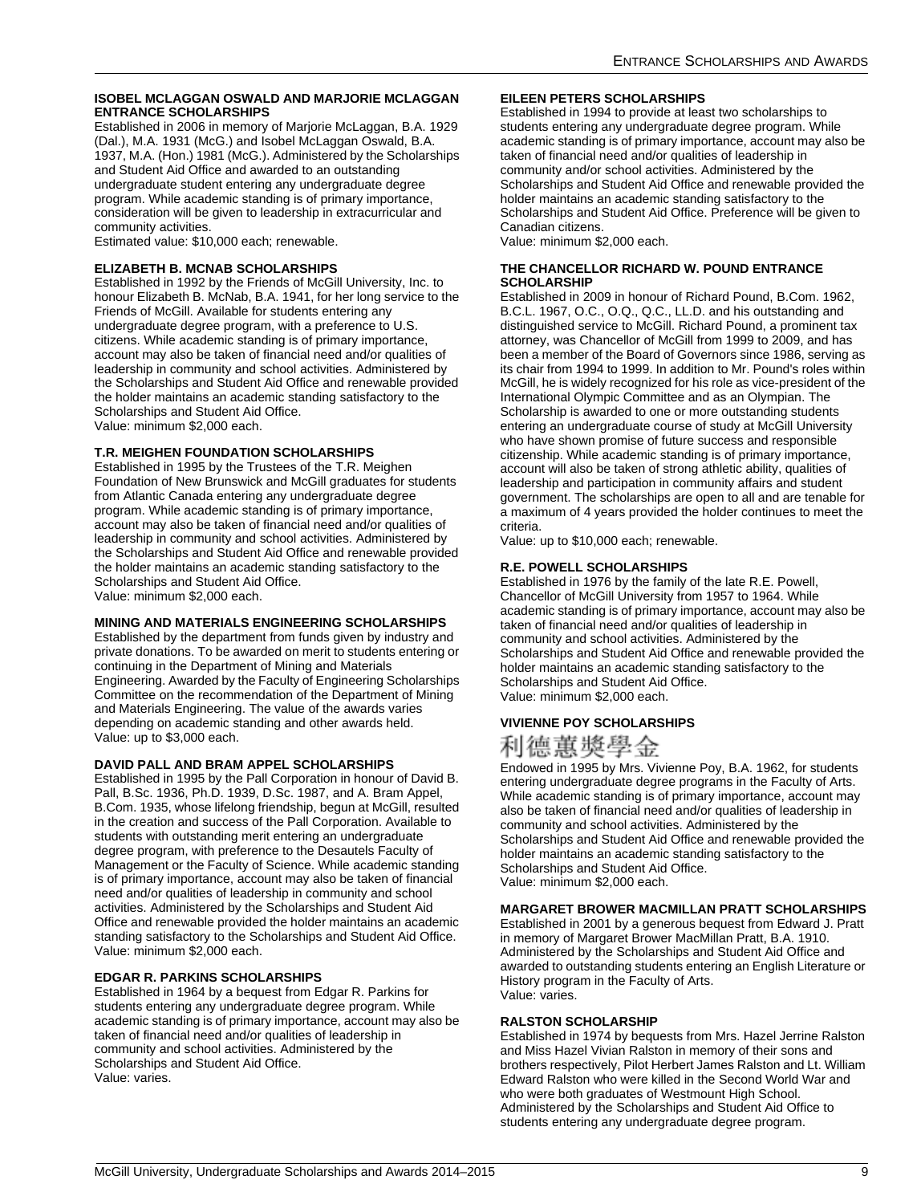### ISOBEL MCLAGGAN OSWALD AND MARJORIE MCLAGGAN ENTRANCE SCHOLARSHIPS

Established in 2006 in memory of Marjorie McLaggan, B.A. 1929 (Dal.), M.A. 1931 (McG.) and Isobel McLaggan Oswald, B.A. 1937, M.A. (Hon.) 1981 (McG.). Administered by the Scholarships and Student Aid Office and awarded to an outstanding undergraduate student entering any undergraduate degree program. While academic standing is of primary importance, consideration will be given to leadership in extracurricular and community activities.
Estimated value: $10,000 each; renewable.

### ELIZABETH B. MCNAB SCHOLARSHIPS

Established in 1992 by the Friends of McGill University, Inc. to honour Elizabeth B. McNab, B.A. 1941, for her long service to the Friends of McGill. Available for students entering any undergraduate degree program, with a preference to U.S. citizens. While academic standing is of primary importance, account may also be taken of financial need and/or qualities of leadership in community and school activities. Administered by the Scholarships and Student Aid Office and renewable provided the holder maintains an academic standing satisfactory to the Scholarships and Student Aid Office.
Value: minimum $2,000 each.

### T.R. MEIGHEN FOUNDATION SCHOLARSHIPS

Established in 1995 by the Trustees of the T.R. Meighen Foundation of New Brunswick and McGill graduates for students from Atlantic Canada entering any undergraduate degree program. While academic standing is of primary importance, account may also be taken of financial need and/or qualities of leadership in community and school activities. Administered by the Scholarships and Student Aid Office and renewable provided the holder maintains an academic standing satisfactory to the Scholarships and Student Aid Office.
Value: minimum $2,000 each.

### MINING AND MATERIALS ENGINEERING SCHOLARSHIPS

Established by the department from funds given by industry and private donations. To be awarded on merit to students entering or continuing in the Department of Mining and Materials Engineering. Awarded by the Faculty of Engineering Scholarships Committee on the recommendation of the Department of Mining and Materials Engineering. The value of the awards varies depending on academic standing and other awards held.
Value: up to $3,000 each.

### DAVID PALL AND BRAM APPEL SCHOLARSHIPS

Established in 1995 by the Pall Corporation in honour of David B. Pall, B.Sc. 1936, Ph.D. 1939, D.Sc. 1987, and A. Bram Appel, B.Com. 1935, whose lifelong friendship, begun at McGill, resulted in the creation and success of the Pall Corporation. Available to students with outstanding merit entering an undergraduate degree program, with preference to the Desautels Faculty of Management or the Faculty of Science. While academic standing is of primary importance, account may also be taken of financial need and/or qualities of leadership in community and school activities. Administered by the Scholarships and Student Aid Office and renewable provided the holder maintains an academic standing satisfactory to the Scholarships and Student Aid Office.
Value: minimum $2,000 each.

### EDGAR R. PARKINS SCHOLARSHIPS

Established in 1964 by a bequest from Edgar R. Parkins for students entering any undergraduate degree program. While academic standing is of primary importance, account may also be taken of financial need and/or qualities of leadership in community and school activities. Administered by the Scholarships and Student Aid Office.
Value: varies.

### EILEEN PETERS SCHOLARSHIPS

Established in 1994 to provide at least two scholarships to students entering any undergraduate degree program. While academic standing is of primary importance, account may also be taken of financial need and/or qualities of leadership in community and/or school activities. Administered by the Scholarships and Student Aid Office and renewable provided the holder maintains an academic standing satisfactory to the Scholarships and Student Aid Office. Preference will be given to Canadian citizens.
Value: minimum $2,000 each.

### THE CHANCELLOR RICHARD W. POUND ENTRANCE SCHOLARSHIP

Established in 2009 in honour of Richard Pound, B.Com. 1962, B.C.L. 1967, O.C., O.Q., Q.C., LL.D. and his outstanding and distinguished service to McGill. Richard Pound, a prominent tax attorney, was Chancellor of McGill from 1999 to 2009, and has been a member of the Board of Governors since 1986, serving as its chair from 1994 to 1999. In addition to Mr. Pound's roles within McGill, he is widely recognized for his role as vice-president of the International Olympic Committee and as an Olympian. The Scholarship is awarded to one or more outstanding students entering an undergraduate course of study at McGill University who have shown promise of future success and responsible citizenship. While academic standing is of primary importance, account will also be taken of strong athletic ability, qualities of leadership and participation in community affairs and student government. The scholarships are open to all and are tenable for a maximum of 4 years provided the holder continues to meet the criteria.
Value: up to $10,000 each; renewable.

### R.E. POWELL SCHOLARSHIPS

Established in 1976 by the family of the late R.E. Powell, Chancellor of McGill University from 1957 to 1964. While academic standing is of primary importance, account may also be taken of financial need and/or qualities of leadership in community and school activities. Administered by the Scholarships and Student Aid Office and renewable provided the holder maintains an academic standing satisfactory to the Scholarships and Student Aid Office.
Value: minimum $2,000 each.

### VIVIENNE POY SCHOLARSHIPS

利德蕙獎學金

Endowed in 1995 by Mrs. Vivienne Poy, B.A. 1962, for students entering undergraduate degree programs in the Faculty of Arts. While academic standing is of primary importance, account may also be taken of financial need and/or qualities of leadership in community and school activities. Administered by the Scholarships and Student Aid Office and renewable provided the holder maintains an academic standing satisfactory to the Scholarships and Student Aid Office.
Value: minimum $2,000 each.

### MARGARET BROWER MACMILLAN PRATT SCHOLARSHIPS

Established in 2001 by a generous bequest from Edward J. Pratt in memory of Margaret Brower MacMillan Pratt, B.A. 1910. Administered by the Scholarships and Student Aid Office and awarded to outstanding students entering an English Literature or History program in the Faculty of Arts.
Value: varies.

### RALSTON SCHOLARSHIP

Established in 1974 by bequests from Mrs. Hazel Jerrine Ralston and Miss Hazel Vivian Ralston in memory of their sons and brothers respectively, Pilot Herbert James Ralston and Lt. William Edward Ralston who were killed in the Second World War and who were both graduates of Westmount High School. Administered by the Scholarships and Student Aid Office to students entering any undergraduate degree program.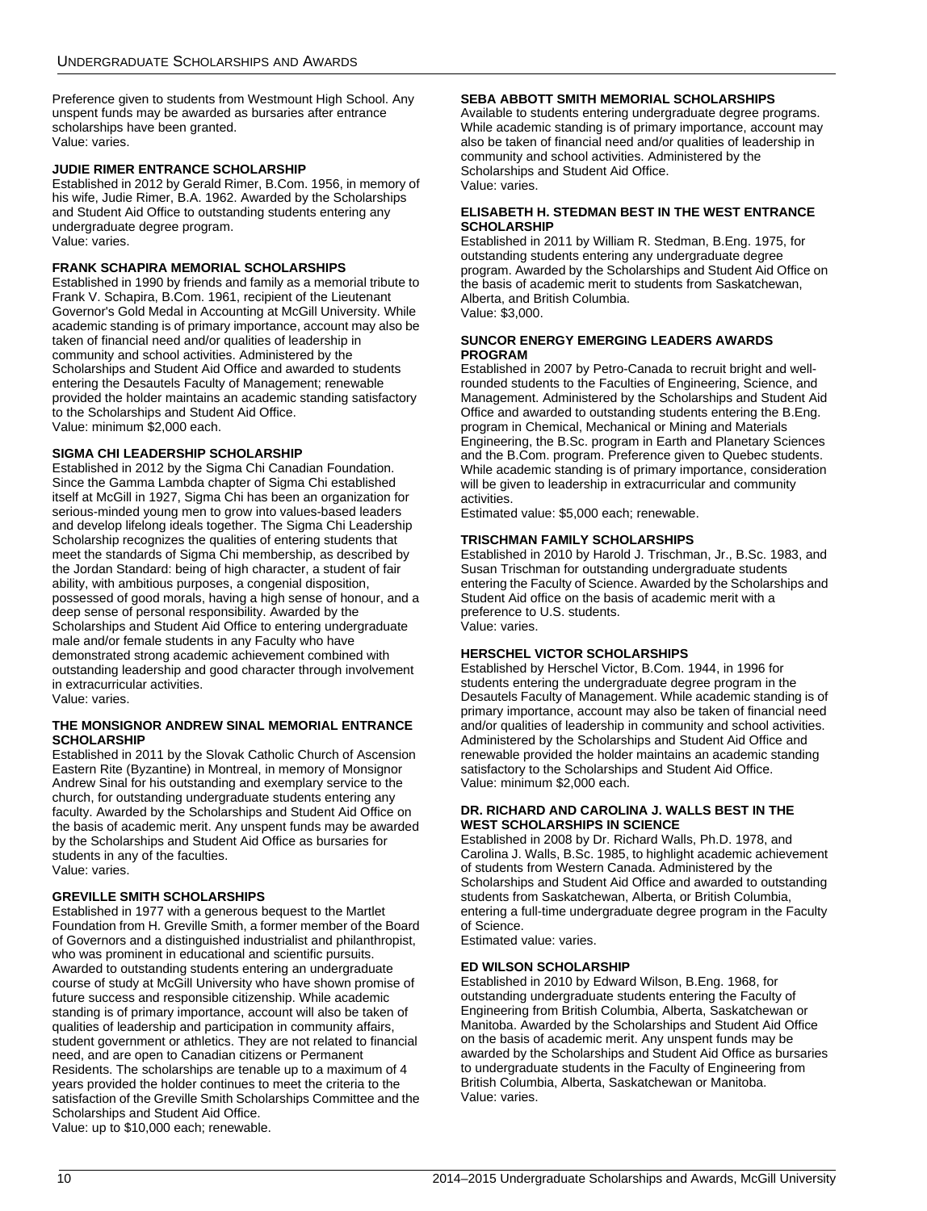Preference given to students from Westmount High School. Any unspent funds may be awarded as bursaries after entrance scholarships have been granted.
Value: varies.

#### JUDIE RIMER ENTRANCE SCHOLARSHIP

Established in 2012 by Gerald Rimer, B.Com. 1956, in memory of his wife, Judie Rimer, B.A. 1962. Awarded by the Scholarships and Student Aid Office to outstanding students entering any undergraduate degree program.
Value: varies.

#### FRANK SCHAPIRA MEMORIAL SCHOLARSHIPS

Established in 1990 by friends and family as a memorial tribute to Frank V. Schapira, B.Com. 1961, recipient of the Lieutenant Governor's Gold Medal in Accounting at McGill University. While academic standing is of primary importance, account may also be taken of financial need and/or qualities of leadership in community and school activities. Administered by the Scholarships and Student Aid Office and awarded to students entering the Desautels Faculty of Management; renewable provided the holder maintains an academic standing satisfactory to the Scholarships and Student Aid Office.
Value: minimum $2,000 each.

#### SIGMA CHI LEADERSHIP SCHOLARSHIP

Established in 2012 by the Sigma Chi Canadian Foundation. Since the Gamma Lambda chapter of Sigma Chi established itself at McGill in 1927, Sigma Chi has been an organization for serious-minded young men to grow into values-based leaders and develop lifelong ideals together. The Sigma Chi Leadership Scholarship recognizes the qualities of entering students that meet the standards of Sigma Chi membership, as described by the Jordan Standard: being of high character, a student of fair ability, with ambitious purposes, a congenial disposition, possessed of good morals, having a high sense of honour, and a deep sense of personal responsibility. Awarded by the Scholarships and Student Aid Office to entering undergraduate male and/or female students in any Faculty who have demonstrated strong academic achievement combined with outstanding leadership and good character through involvement in extracurricular activities.
Value: varies.

#### THE MONSIGNOR ANDREW SINAL MEMORIAL ENTRANCE SCHOLARSHIP

Established in 2011 by the Slovak Catholic Church of Ascension Eastern Rite (Byzantine) in Montreal, in memory of Monsignor Andrew Sinal for his outstanding and exemplary service to the church, for outstanding undergraduate students entering any faculty. Awarded by the Scholarships and Student Aid Office on the basis of academic merit. Any unspent funds may be awarded by the Scholarships and Student Aid Office as bursaries for students in any of the faculties.
Value: varies.

#### GREVILLE SMITH SCHOLARSHIPS

Established in 1977 with a generous bequest to the Martlet Foundation from H. Greville Smith, a former member of the Board of Governors and a distinguished industrialist and philanthropist, who was prominent in educational and scientific pursuits. Awarded to outstanding students entering an undergraduate course of study at McGill University who have shown promise of future success and responsible citizenship. While academic standing is of primary importance, account will also be taken of qualities of leadership and participation in community affairs, student government or athletics. They are not related to financial need, and are open to Canadian citizens or Permanent Residents. The scholarships are tenable up to a maximum of 4 years provided the holder continues to meet the criteria to the satisfaction of the Greville Smith Scholarships Committee and the Scholarships and Student Aid Office.
Value: up to $10,000 each; renewable.

#### SEBA ABBOTT SMITH MEMORIAL SCHOLARSHIPS

Available to students entering undergraduate degree programs. While academic standing is of primary importance, account may also be taken of financial need and/or qualities of leadership in community and school activities. Administered by the Scholarships and Student Aid Office.
Value: varies.

#### ELISABETH H. STEDMAN BEST IN THE WEST ENTRANCE SCHOLARSHIP

Established in 2011 by William R. Stedman, B.Eng. 1975, for outstanding students entering any undergraduate degree program. Awarded by the Scholarships and Student Aid Office on the basis of academic merit to students from Saskatchewan, Alberta, and British Columbia.
Value: $3,000.

#### SUNCOR ENERGY EMERGING LEADERS AWARDS PROGRAM

Established in 2007 by Petro-Canada to recruit bright and well-rounded students to the Faculties of Engineering, Science, and Management. Administered by the Scholarships and Student Aid Office and awarded to outstanding students entering the B.Eng. program in Chemical, Mechanical or Mining and Materials Engineering, the B.Sc. program in Earth and Planetary Sciences and the B.Com. program. Preference given to Quebec students. While academic standing is of primary importance, consideration will be given to leadership in extracurricular and community activities.
Estimated value: $5,000 each; renewable.

#### TRISCHMAN FAMILY SCHOLARSHIPS

Established in 2010 by Harold J. Trischman, Jr., B.Sc. 1983, and Susan Trischman for outstanding undergraduate students entering the Faculty of Science. Awarded by the Scholarships and Student Aid office on the basis of academic merit with a preference to U.S. students.
Value: varies.

#### HERSCHEL VICTOR SCHOLARSHIPS

Established by Herschel Victor, B.Com. 1944, in 1996 for students entering the undergraduate degree program in the Desautels Faculty of Management. While academic standing is of primary importance, account may also be taken of financial need and/or qualities of leadership in community and school activities. Administered by the Scholarships and Student Aid Office and renewable provided the holder maintains an academic standing satisfactory to the Scholarships and Student Aid Office.
Value: minimum $2,000 each.

#### DR. RICHARD AND CAROLINA J. WALLS BEST IN THE WEST SCHOLARSHIPS IN SCIENCE

Established in 2008 by Dr. Richard Walls, Ph.D. 1978, and Carolina J. Walls, B.Sc. 1985, to highlight academic achievement of students from Western Canada. Administered by the Scholarships and Student Aid Office and awarded to outstanding students from Saskatchewan, Alberta, or British Columbia, entering a full-time undergraduate degree program in the Faculty of Science.
Estimated value: varies.

#### ED WILSON SCHOLARSHIP

Established in 2010 by Edward Wilson, B.Eng. 1968, for outstanding undergraduate students entering the Faculty of Engineering from British Columbia, Alberta, Saskatchewan or Manitoba. Awarded by the Scholarships and Student Aid Office on the basis of academic merit. Any unspent funds may be awarded by the Scholarships and Student Aid Office as bursaries to undergraduate students in the Faculty of Engineering from British Columbia, Alberta, Saskatchewan or Manitoba.
Value: varies.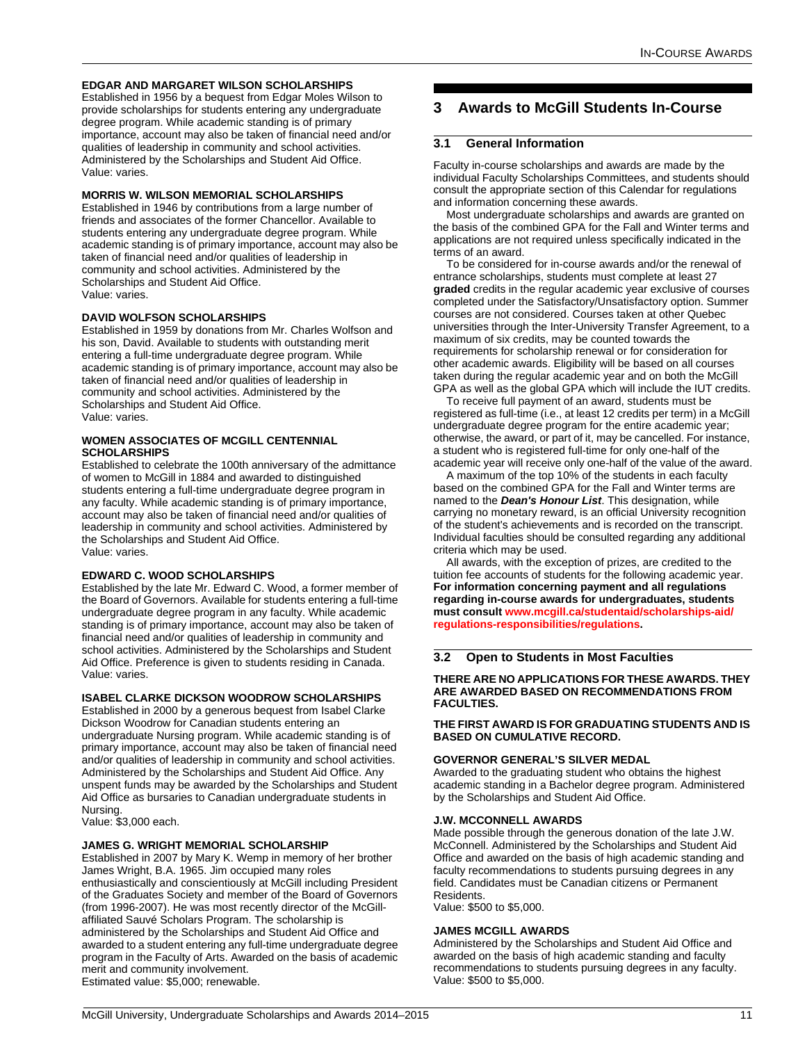#### EDGAR AND MARGARET WILSON SCHOLARSHIPS

Established in 1956 by a bequest from Edgar Moles Wilson to provide scholarships for students entering any undergraduate degree program. While academic standing is of primary importance, account may also be taken of financial need and/or qualities of leadership in community and school activities. Administered by the Scholarships and Student Aid Office.
Value: varies.

#### MORRIS W. WILSON MEMORIAL SCHOLARSHIPS

Established in 1946 by contributions from a large number of friends and associates of the former Chancellor. Available to students entering any undergraduate degree program. While academic standing is of primary importance, account may also be taken of financial need and/or qualities of leadership in community and school activities. Administered by the Scholarships and Student Aid Office.
Value: varies.

#### DAVID WOLFSON SCHOLARSHIPS

Established in 1959 by donations from Mr. Charles Wolfson and his son, David. Available to students with outstanding merit entering a full-time undergraduate degree program. While academic standing is of primary importance, account may also be taken of financial need and/or qualities of leadership in community and school activities. Administered by the Scholarships and Student Aid Office.
Value: varies.

#### WOMEN ASSOCIATES OF MCGILL CENTENNIAL SCHOLARSHIPS

Established to celebrate the 100th anniversary of the admittance of women to McGill in 1884 and awarded to distinguished students entering a full-time undergraduate degree program in any faculty. While academic standing is of primary importance, account may also be taken of financial need and/or qualities of leadership in community and school activities. Administered by the Scholarships and Student Aid Office.
Value: varies.

#### EDWARD C. WOOD SCHOLARSHIPS

Established by the late Mr. Edward C. Wood, a former member of the Board of Governors. Available for students entering a full-time undergraduate degree program in any faculty. While academic standing is of primary importance, account may also be taken of financial need and/or qualities of leadership in community and school activities. Administered by the Scholarships and Student Aid Office. Preference is given to students residing in Canada.
Value: varies.

#### ISABEL CLARKE DICKSON WOODROW SCHOLARSHIPS

Established in 2000 by a generous bequest from Isabel Clarke Dickson Woodrow for Canadian students entering an undergraduate Nursing program. While academic standing is of primary importance, account may also be taken of financial need and/or qualities of leadership in community and school activities. Administered by the Scholarships and Student Aid Office. Any unspent funds may be awarded by the Scholarships and Student Aid Office as bursaries to Canadian undergraduate students in Nursing.
Value: $3,000 each.

#### JAMES G. WRIGHT MEMORIAL SCHOLARSHIP

Established in 2007 by Mary K. Wemp in memory of her brother James Wright, B.A. 1965. Jim occupied many roles enthusiastically and conscientiously at McGill including President of the Graduates Society and member of the Board of Governors (from 1996-2007). He was most recently director of the McGill-affiliated Sauvé Scholars Program. The scholarship is administered by the Scholarships and Student Aid Office and awarded to a student entering any full-time undergraduate degree program in the Faculty of Arts. Awarded on the basis of academic merit and community involvement.
Estimated value: $5,000; renewable.

# 3 Awards to McGill Students In-Course

## 3.1 General Information

Faculty in-course scholarships and awards are made by the individual Faculty Scholarships Committees, and students should consult the appropriate section of this Calendar for regulations and information concerning these awards.

Most undergraduate scholarships and awards are granted on the basis of the combined GPA for the Fall and Winter terms and applications are not required unless specifically indicated in the terms of an award.

To be considered for in-course awards and/or the renewal of entrance scholarships, students must complete at least 27 **graded** credits in the regular academic year exclusive of courses completed under the Satisfactory/Unsatisfactory option. Summer courses are not considered. Courses taken at other Quebec universities through the Inter-University Transfer Agreement, to a maximum of six credits, may be counted towards the requirements for scholarship renewal or for consideration for other academic awards. Eligibility will be based on all courses taken during the regular academic year and on both the McGill GPA as well as the global GPA which will include the IUT credits.

To receive full payment of an award, students must be registered as full-time (i.e., at least 12 credits per term) in a McGill undergraduate degree program for the entire academic year; otherwise, the award, or part of it, may be cancelled. For instance, a student who is registered full-time for only one-half of the academic year will receive only one-half of the value of the award.

A maximum of the top 10% of the students in each faculty based on the combined GPA for the Fall and Winter terms are named to the ***Dean's Honour List***. This designation, while carrying no monetary reward, is an official University recognition of the student's achievements and is recorded on the transcript. Individual faculties should be consulted regarding any additional criteria which may be used.

All awards, with the exception of prizes, are credited to the tuition fee accounts of students for the following academic year. **For information concerning payment and all regulations regarding in-course awards for undergraduates, students must consult www.mcgill.ca/studentaid/scholarships-aid/regulations-responsibilities/regulations.**

## 3.2 Open to Students in Most Faculties

**THERE ARE NO APPLICATIONS FOR THESE AWARDS. THEY ARE AWARDED BASED ON RECOMMENDATIONS FROM FACULTIES.**

**THE FIRST AWARD IS FOR GRADUATING STUDENTS AND IS BASED ON CUMULATIVE RECORD.**

#### GOVERNOR GENERAL'S SILVER MEDAL

Awarded to the graduating student who obtains the highest academic standing in a Bachelor degree program. Administered by the Scholarships and Student Aid Office.

#### J.W. MCCONNELL AWARDS

Made possible through the generous donation of the late J.W. McConnell. Administered by the Scholarships and Student Aid Office and awarded on the basis of high academic standing and faculty recommendations to students pursuing degrees in any field. Candidates must be Canadian citizens or Permanent Residents.
Value: $500 to $5,000.

#### JAMES MCGILL AWARDS

Administered by the Scholarships and Student Aid Office and awarded on the basis of high academic standing and faculty recommendations to students pursuing degrees in any faculty.
Value: $500 to $5,000.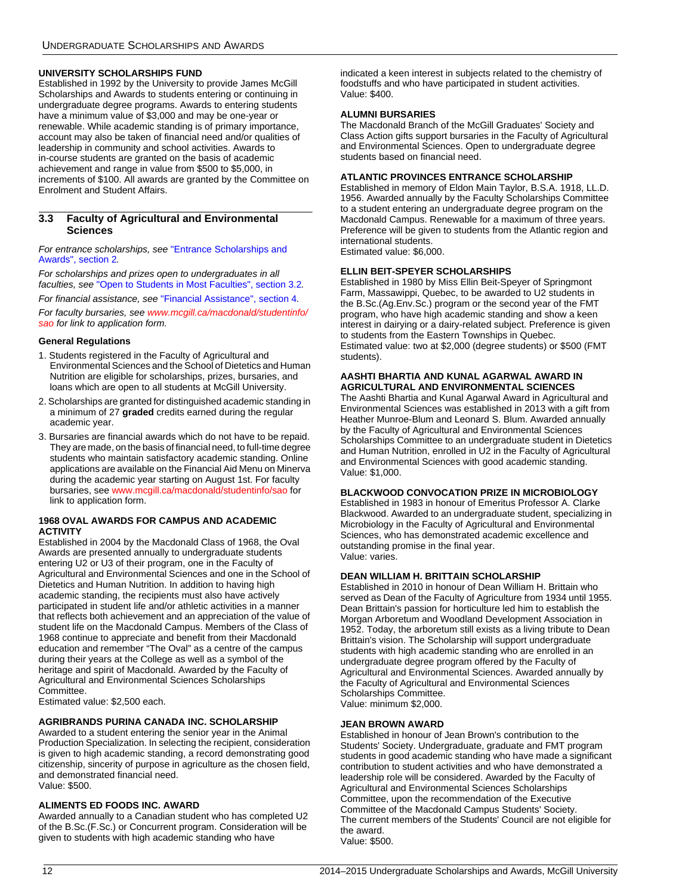#### UNIVERSITY SCHOLARSHIPS FUND

Established in 1992 by the University to provide James McGill Scholarships and Awards to students entering or continuing in undergraduate degree programs. Awards to entering students have a minimum value of $3,000 and may be one-year or renewable. While academic standing is of primary importance, account may also be taken of financial need and/or qualities of leadership in community and school activities. Awards to in-course students are granted on the basis of academic achievement and range in value from $500 to $5,000, in increments of $100. All awards are granted by the Committee on Enrolment and Student Affairs.

## 3.3 Faculty of Agricultural and Environmental Sciences

*For entrance scholarships, see "Entrance Scholarships and Awards", section 2.*

*For scholarships and prizes open to undergraduates in all faculties, see "Open to Students in Most Faculties", section 3.2.*

*For financial assistance, see "Financial Assistance", section 4.*

*For faculty bursaries, see www.mcgill.ca/macdonald/studentinfo/sao for link to application form.*

#### General Regulations

1. Students registered in the Faculty of Agricultural and Environmental Sciences and the School of Dietetics and Human Nutrition are eligible for scholarships, prizes, bursaries, and loans which are open to all students at McGill University.
2. Scholarships are granted for distinguished academic standing in a minimum of 27 **graded** credits earned during the regular academic year.
3. Bursaries are financial awards which do not have to be repaid. They are made, on the basis of financial need, to full-time degree students who maintain satisfactory academic standing. Online applications are available on the Financial Aid Menu on Minerva during the academic year starting on August 1st. For faculty bursaries, see www.mcgill.ca/macdonald/studentinfo/sao for link to application form.

#### 1968 OVAL AWARDS FOR CAMPUS AND ACADEMIC ACTIVITY

Established in 2004 by the Macdonald Class of 1968, the Oval Awards are presented annually to undergraduate students entering U2 or U3 of their program, one in the Faculty of Agricultural and Environmental Sciences and one in the School of Dietetics and Human Nutrition. In addition to having high academic standing, the recipients must also have actively participated in student life and/or athletic activities in a manner that reflects both achievement and an appreciation of the value of student life on the Macdonald Campus. Members of the Class of 1968 continue to appreciate and benefit from their Macdonald education and remember "The Oval" as a centre of the campus during their years at the College as well as a symbol of the heritage and spirit of Macdonald. Awarded by the Faculty of Agricultural and Environmental Sciences Scholarships Committee.
Estimated value: $2,500 each.

#### AGRIBRANDS PURINA CANADA INC. SCHOLARSHIP

Awarded to a student entering the senior year in the Animal Production Specialization. In selecting the recipient, consideration is given to high academic standing, a record demonstrating good citizenship, sincerity of purpose in agriculture as the chosen field, and demonstrated financial need.
Value: $500.

#### ALIMENTS ED FOODS INC. AWARD

Awarded annually to a Canadian student who has completed U2 of the B.Sc.(F.Sc.) or Concurrent program. Consideration will be given to students with high academic standing who have indicated a keen interest in subjects related to the chemistry of foodstuffs and who have participated in student activities.
Value: $400.

#### ALUMNI BURSARIES

The Macdonald Branch of the McGill Graduates' Society and Class Action gifts support bursaries in the Faculty of Agricultural and Environmental Sciences. Open to undergraduate degree students based on financial need.

#### ATLANTIC PROVINCES ENTRANCE SCHOLARSHIP

Established in memory of Eldon Main Taylor, B.S.A. 1918, LL.D. 1956. Awarded annually by the Faculty Scholarships Committee to a student entering an undergraduate degree program on the Macdonald Campus. Renewable for a maximum of three years. Preference will be given to students from the Atlantic region and international students.
Estimated value: $6,000.

#### ELLIN BEIT-SPEYER SCHOLARSHIPS

Established in 1980 by Miss Ellin Beit-Speyer of Springmont Farm, Massawippi, Quebec, to be awarded to U2 students in the B.Sc.(Ag.Env.Sc.) program or the second year of the FMT program, who have high academic standing and show a keen interest in dairying or a dairy-related subject. Preference is given to students from the Eastern Townships in Quebec.
Estimated value: two at $2,000 (degree students) or $500 (FMT students).

#### AASHTI BHARTIA AND KUNAL AGARWAL AWARD IN AGRICULTURAL AND ENVIRONMENTAL SCIENCES

The Aashti Bhartia and Kunal Agarwal Award in Agricultural and Environmental Sciences was established in 2013 with a gift from Heather Munroe-Blum and Leonard S. Blum. Awarded annually by the Faculty of Agricultural and Environmental Sciences Scholarships Committee to an undergraduate student in Dietetics and Human Nutrition, enrolled in U2 in the Faculty of Agricultural and Environmental Sciences with good academic standing.
Value: $1,000.

#### BLACKWOOD CONVOCATION PRIZE IN MICROBIOLOGY

Established in 1983 in honour of Emeritus Professor A. Clarke Blackwood. Awarded to an undergraduate student, specializing in Microbiology in the Faculty of Agricultural and Environmental Sciences, who has demonstrated academic excellence and outstanding promise in the final year.
Value: varies.

#### DEAN WILLIAM H. BRITTAIN SCHOLARSHIP

Established in 2010 in honour of Dean William H. Brittain who served as Dean of the Faculty of Agriculture from 1934 until 1955. Dean Brittain's passion for horticulture led him to establish the Morgan Arboretum and Woodland Development Association in 1952. Today, the arboretum still exists as a living tribute to Dean Brittain's vision. The Scholarship will support undergraduate students with high academic standing who are enrolled in an undergraduate degree program offered by the Faculty of Agricultural and Environmental Sciences. Awarded annually by the Faculty of Agricultural and Environmental Sciences Scholarships Committee.
Value: minimum $2,000.

#### JEAN BROWN AWARD

Established in honour of Jean Brown's contribution to the Students' Society. Undergraduate, graduate and FMT program students in good academic standing who have made a significant contribution to student activities and who have demonstrated a leadership role will be considered. Awarded by the Faculty of Agricultural and Environmental Sciences Scholarships Committee, upon the recommendation of the Executive Committee of the Macdonald Campus Students' Society.
The current members of the Students' Council are not eligible for the award.
Value: $500.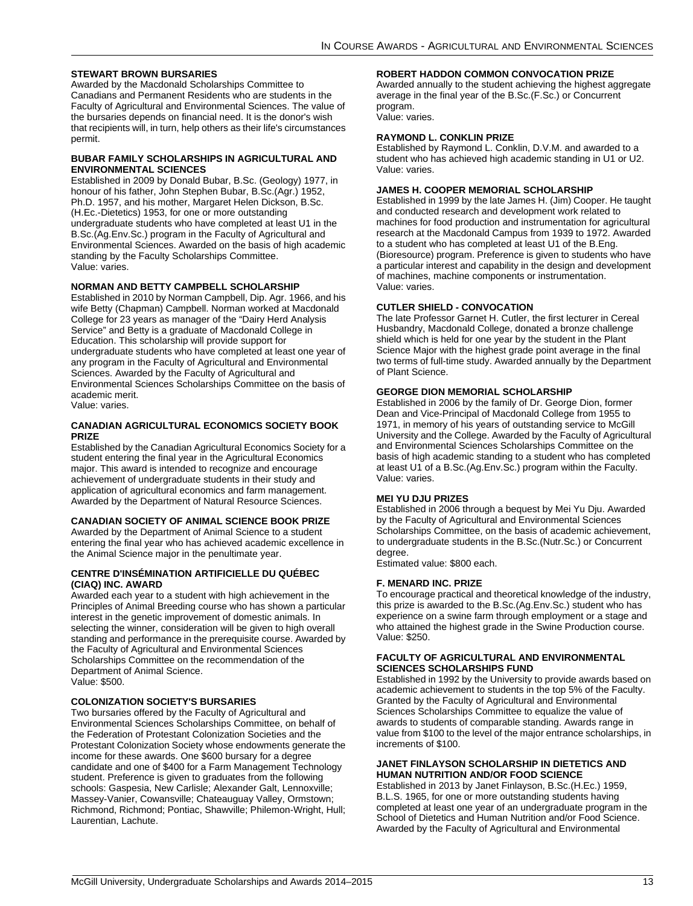### STEWART BROWN BURSARIES

Awarded by the Macdonald Scholarships Committee to Canadians and Permanent Residents who are students in the Faculty of Agricultural and Environmental Sciences. The value of the bursaries depends on financial need. It is the donor's wish that recipients will, in turn, help others as their life's circumstances permit.

### BUBAR FAMILY SCHOLARSHIPS IN AGRICULTURAL AND ENVIRONMENTAL SCIENCES

Established in 2009 by Donald Bubar, B.Sc. (Geology) 1977, in honour of his father, John Stephen Bubar, B.Sc.(Agr.) 1952, Ph.D. 1957, and his mother, Margaret Helen Dickson, B.Sc. (H.Ec.-Dietetics) 1953, for one or more outstanding undergraduate students who have completed at least U1 in the B.Sc.(Ag.Env.Sc.) program in the Faculty of Agricultural and Environmental Sciences. Awarded on the basis of high academic standing by the Faculty Scholarships Committee.
Value: varies.

### NORMAN AND BETTY CAMPBELL SCHOLARSHIP

Established in 2010 by Norman Campbell, Dip. Agr. 1966, and his wife Betty (Chapman) Campbell. Norman worked at Macdonald College for 23 years as manager of the "Dairy Herd Analysis Service" and Betty is a graduate of Macdonald College in Education. This scholarship will provide support for undergraduate students who have completed at least one year of any program in the Faculty of Agricultural and Environmental Sciences. Awarded by the Faculty of Agricultural and Environmental Sciences Scholarships Committee on the basis of academic merit.
Value: varies.

### CANADIAN AGRICULTURAL ECONOMICS SOCIETY BOOK PRIZE

Established by the Canadian Agricultural Economics Society for a student entering the final year in the Agricultural Economics major. This award is intended to recognize and encourage achievement of undergraduate students in their study and application of agricultural economics and farm management. Awarded by the Department of Natural Resource Sciences.

### CANADIAN SOCIETY OF ANIMAL SCIENCE BOOK PRIZE

Awarded by the Department of Animal Science to a student entering the final year who has achieved academic excellence in the Animal Science major in the penultimate year.

### CENTRE D'INSÉMINATION ARTIFICIELLE DU QUÉBEC (CIAQ) INC. AWARD

Awarded each year to a student with high achievement in the Principles of Animal Breeding course who has shown a particular interest in the genetic improvement of domestic animals. In selecting the winner, consideration will be given to high overall standing and performance in the prerequisite course. Awarded by the Faculty of Agricultural and Environmental Sciences Scholarships Committee on the recommendation of the Department of Animal Science.
Value: $500.

### COLONIZATION SOCIETY'S BURSARIES

Two bursaries offered by the Faculty of Agricultural and Environmental Sciences Scholarships Committee, on behalf of the Federation of Protestant Colonization Societies and the Protestant Colonization Society whose endowments generate the income for these awards. One $600 bursary for a degree candidate and one of $400 for a Farm Management Technology student. Preference is given to graduates from the following schools: Gaspesia, New Carlisle; Alexander Galt, Lennoxville; Massey-Vanier, Cowansville; Chateauguay Valley, Ormstown; Richmond, Richmond; Pontiac, Shawville; Philemon-Wright, Hull; Laurentian, Lachute.

### ROBERT HADDON COMMON CONVOCATION PRIZE

Awarded annually to the student achieving the highest aggregate average in the final year of the B.Sc.(F.Sc.) or Concurrent program.
Value: varies.

### RAYMOND L. CONKLIN PRIZE

Established by Raymond L. Conklin, D.V.M. and awarded to a student who has achieved high academic standing in U1 or U2.
Value: varies.

### JAMES H. COOPER MEMORIAL SCHOLARSHIP

Established in 1999 by the late James H. (Jim) Cooper. He taught and conducted research and development work related to machines for food production and instrumentation for agricultural research at the Macdonald Campus from 1939 to 1972. Awarded to a student who has completed at least U1 of the B.Eng. (Bioresource) program. Preference is given to students who have a particular interest and capability in the design and development of machines, machine components or instrumentation.
Value: varies.

### CUTLER SHIELD - CONVOCATION

The late Professor Garnet H. Cutler, the first lecturer in Cereal Husbandry, Macdonald College, donated a bronze challenge shield which is held for one year by the student in the Plant Science Major with the highest grade point average in the final two terms of full-time study. Awarded annually by the Department of Plant Science.

### GEORGE DION MEMORIAL SCHOLARSHIP

Established in 2006 by the family of Dr. George Dion, former Dean and Vice-Principal of Macdonald College from 1955 to 1971, in memory of his years of outstanding service to McGill University and the College. Awarded by the Faculty of Agricultural and Environmental Sciences Scholarships Committee on the basis of high academic standing to a student who has completed at least U1 of a B.Sc.(Ag.Env.Sc.) program within the Faculty.
Value: varies.

### MEI YU DJU PRIZES

Established in 2006 through a bequest by Mei Yu Dju. Awarded by the Faculty of Agricultural and Environmental Sciences Scholarships Committee, on the basis of academic achievement, to undergraduate students in the B.Sc.(Nutr.Sc.) or Concurrent degree.
Estimated value: $800 each.

### F. MENARD INC. PRIZE

To encourage practical and theoretical knowledge of the industry, this prize is awarded to the B.Sc.(Ag.Env.Sc.) student who has experience on a swine farm through employment or a stage and who attained the highest grade in the Swine Production course.
Value: $250.

### FACULTY OF AGRICULTURAL AND ENVIRONMENTAL SCIENCES SCHOLARSHIPS FUND

Established in 1992 by the University to provide awards based on academic achievement to students in the top 5% of the Faculty. Granted by the Faculty of Agricultural and Environmental Sciences Scholarships Committee to equalize the value of awards to students of comparable standing. Awards range in value from $100 to the level of the major entrance scholarships, in increments of $100.

### JANET FINLAYSON SCHOLARSHIP IN DIETETICS AND HUMAN NUTRITION AND/OR FOOD SCIENCE

Established in 2013 by Janet Finlayson, B.Sc.(H.Ec.) 1959, B.L.S. 1965, for one or more outstanding students having completed at least one year of an undergraduate program in the School of Dietetics and Human Nutrition and/or Food Science. Awarded by the Faculty of Agricultural and Environmental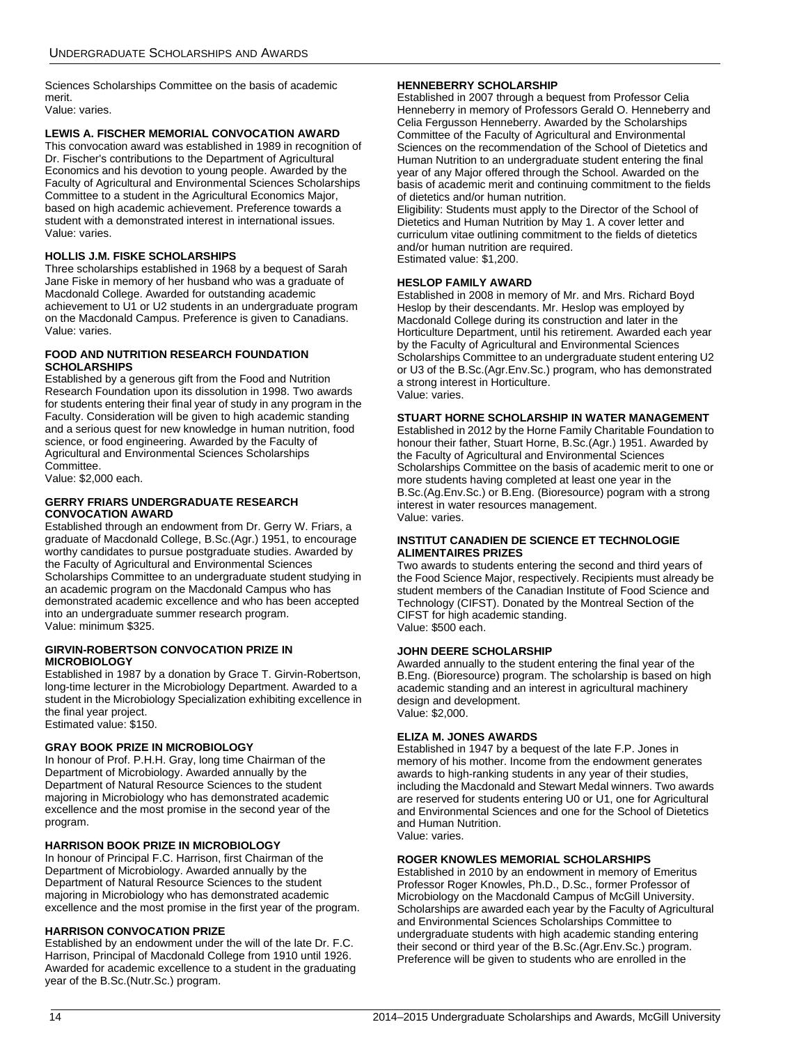Sciences Scholarships Committee on the basis of academic merit.
Value: varies.

### LEWIS A. FISCHER MEMORIAL CONVOCATION AWARD

This convocation award was established in 1989 in recognition of Dr. Fischer's contributions to the Department of Agricultural Economics and his devotion to young people. Awarded by the Faculty of Agricultural and Environmental Sciences Scholarships Committee to a student in the Agricultural Economics Major, based on high academic achievement. Preference towards a student with a demonstrated interest in international issues.
Value: varies.

### HOLLIS J.M. FISKE SCHOLARSHIPS

Three scholarships established in 1968 by a bequest of Sarah Jane Fiske in memory of her husband who was a graduate of Macdonald College. Awarded for outstanding academic achievement to U1 or U2 students in an undergraduate program on the Macdonald Campus. Preference is given to Canadians.
Value: varies.

### FOOD AND NUTRITION RESEARCH FOUNDATION SCHOLARSHIPS

Established by a generous gift from the Food and Nutrition Research Foundation upon its dissolution in 1998. Two awards for students entering their final year of study in any program in the Faculty. Consideration will be given to high academic standing and a serious quest for new knowledge in human nutrition, food science, or food engineering. Awarded by the Faculty of Agricultural and Environmental Sciences Scholarships Committee.
Value: $2,000 each.

### GERRY FRIARS UNDERGRADUATE RESEARCH CONVOCATION AWARD

Established through an endowment from Dr. Gerry W. Friars, a graduate of Macdonald College, B.Sc.(Agr.) 1951, to encourage worthy candidates to pursue postgraduate studies. Awarded by the Faculty of Agricultural and Environmental Sciences Scholarships Committee to an undergraduate student studying in an academic program on the Macdonald Campus who has demonstrated academic excellence and who has been accepted into an undergraduate summer research program.
Value: minimum $325.

### GIRVIN-ROBERTSON CONVOCATION PRIZE IN MICROBIOLOGY

Established in 1987 by a donation by Grace T. Girvin-Robertson, long-time lecturer in the Microbiology Department. Awarded to a student in the Microbiology Specialization exhibiting excellence in the final year project.
Estimated value: $150.

### GRAY BOOK PRIZE IN MICROBIOLOGY

In honour of Prof. P.H.H. Gray, long time Chairman of the Department of Microbiology. Awarded annually by the Department of Natural Resource Sciences to the student majoring in Microbiology who has demonstrated academic excellence and the most promise in the second year of the program.

### HARRISON BOOK PRIZE IN MICROBIOLOGY

In honour of Principal F.C. Harrison, first Chairman of the Department of Microbiology. Awarded annually by the Department of Natural Resource Sciences to the student majoring in Microbiology who has demonstrated academic excellence and the most promise in the first year of the program.

### HARRISON CONVOCATION PRIZE

Established by an endowment under the will of the late Dr. F.C. Harrison, Principal of Macdonald College from 1910 until 1926. Awarded for academic excellence to a student in the graduating year of the B.Sc.(Nutr.Sc.) program.

### HENNEBERRY SCHOLARSHIP

Established in 2007 through a bequest from Professor Celia Henneberry in memory of Professors Gerald O. Henneberry and Celia Fergusson Henneberry. Awarded by the Scholarships Committee of the Faculty of Agricultural and Environmental Sciences on the recommendation of the School of Dietetics and Human Nutrition to an undergraduate student entering the final year of any Major offered through the School. Awarded on the basis of academic merit and continuing commitment to the fields of dietetics and/or human nutrition.
Eligibility: Students must apply to the Director of the School of Dietetics and Human Nutrition by May 1. A cover letter and curriculum vitae outlining commitment to the fields of dietetics and/or human nutrition are required.
Estimated value: $1,200.

### HESLOP FAMILY AWARD

Established in 2008 in memory of Mr. and Mrs. Richard Boyd Heslop by their descendants. Mr. Heslop was employed by Macdonald College during its construction and later in the Horticulture Department, until his retirement. Awarded each year by the Faculty of Agricultural and Environmental Sciences Scholarships Committee to an undergraduate student entering U2 or U3 of the B.Sc.(Agr.Env.Sc.) program, who has demonstrated a strong interest in Horticulture.
Value: varies.

### STUART HORNE SCHOLARSHIP IN WATER MANAGEMENT

Established in 2012 by the Horne Family Charitable Foundation to honour their father, Stuart Horne, B.Sc.(Agr.) 1951. Awarded by the Faculty of Agricultural and Environmental Sciences Scholarships Committee on the basis of academic merit to one or more students having completed at least one year in the B.Sc.(Ag.Env.Sc.) or B.Eng. (Bioresource) pogram with a strong interest in water resources management.
Value: varies.

### INSTITUT CANADIEN DE SCIENCE ET TECHNOLOGIE ALIMENTAIRES PRIZES

Two awards to students entering the second and third years of the Food Science Major, respectively. Recipients must already be student members of the Canadian Institute of Food Science and Technology (CIFST). Donated by the Montreal Section of the CIFST for high academic standing.
Value: $500 each.

### JOHN DEERE SCHOLARSHIP

Awarded annually to the student entering the final year of the B.Eng. (Bioresource) program. The scholarship is based on high academic standing and an interest in agricultural machinery design and development.
Value: $2,000.

### ELIZA M. JONES AWARDS

Established in 1947 by a bequest of the late F.P. Jones in memory of his mother. Income from the endowment generates awards to high-ranking students in any year of their studies, including the Macdonald and Stewart Medal winners. Two awards are reserved for students entering U0 or U1, one for Agricultural and Environmental Sciences and one for the School of Dietetics and Human Nutrition.
Value: varies.

### ROGER KNOWLES MEMORIAL SCHOLARSHIPS

Established in 2010 by an endowment in memory of Emeritus Professor Roger Knowles, Ph.D., D.Sc., former Professor of Microbiology on the Macdonald Campus of McGill University. Scholarships are awarded each year by the Faculty of Agricultural and Environmental Sciences Scholarships Committee to undergraduate students with high academic standing entering their second or third year of the B.Sc.(Agr.Env.Sc.) program. Preference will be given to students who are enrolled in the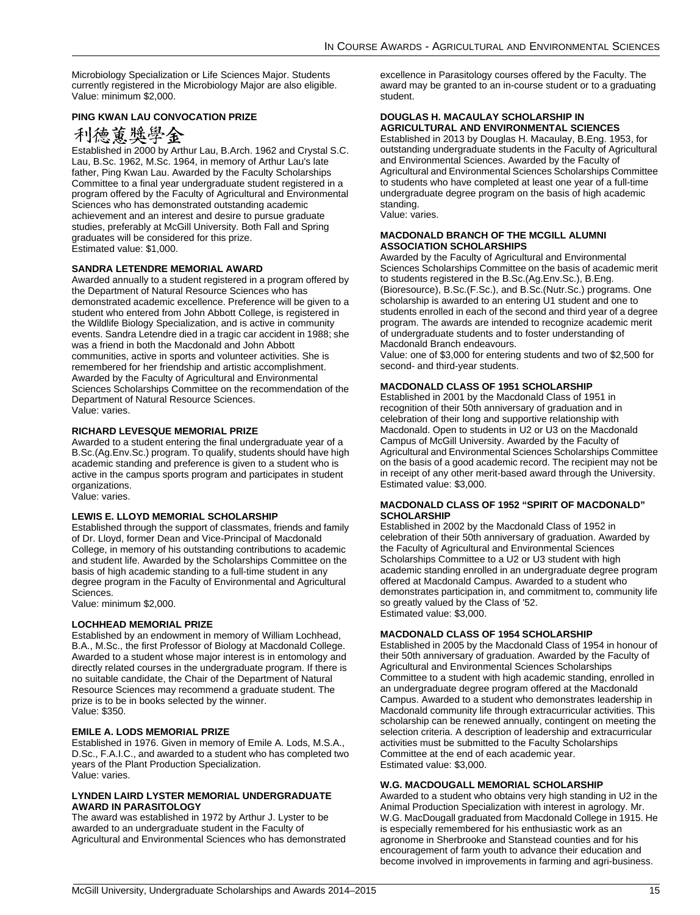Microbiology Specialization or Life Sciences Major. Students currently registered in the Microbiology Major are also eligible.
Value: minimum $2,000.

### PING KWAN LAU CONVOCATION PRIZE

利德蕙獎學金

Established in 2000 by Arthur Lau, B.Arch. 1962 and Crystal S.C. Lau, B.Sc. 1962, M.Sc. 1964, in memory of Arthur Lau's late father, Ping Kwan Lau. Awarded by the Faculty Scholarships Committee to a final year undergraduate student registered in a program offered by the Faculty of Agricultural and Environmental Sciences who has demonstrated outstanding academic achievement and an interest and desire to pursue graduate studies, preferably at McGill University. Both Fall and Spring graduates will be considered for this prize.
Estimated value: $1,000.

### SANDRA LETENDRE MEMORIAL AWARD

Awarded annually to a student registered in a program offered by the Department of Natural Resource Sciences who has demonstrated academic excellence. Preference will be given to a student who entered from John Abbott College, is registered in the Wildlife Biology Specialization, and is active in community events. Sandra Letendre died in a tragic car accident in 1988; she was a friend in both the Macdonald and John Abbott communities, active in sports and volunteer activities. She is remembered for her friendship and artistic accomplishment. Awarded by the Faculty of Agricultural and Environmental Sciences Scholarships Committee on the recommendation of the Department of Natural Resource Sciences.
Value: varies.

### RICHARD LEVESQUE MEMORIAL PRIZE

Awarded to a student entering the final undergraduate year of a B.Sc.(Ag.Env.Sc.) program. To qualify, students should have high academic standing and preference is given to a student who is active in the campus sports program and participates in student organizations.
Value: varies.

### LEWIS E. LLOYD MEMORIAL SCHOLARSHIP

Established through the support of classmates, friends and family of Dr. Lloyd, former Dean and Vice-Principal of Macdonald College, in memory of his outstanding contributions to academic and student life. Awarded by the Scholarships Committee on the basis of high academic standing to a full-time student in any degree program in the Faculty of Environmental and Agricultural Sciences.
Value: minimum $2,000.

### LOCHHEAD MEMORIAL PRIZE

Established by an endowment in memory of William Lochhead, B.A., M.Sc., the first Professor of Biology at Macdonald College. Awarded to a student whose major interest is in entomology and directly related courses in the undergraduate program. If there is no suitable candidate, the Chair of the Department of Natural Resource Sciences may recommend a graduate student. The prize is to be in books selected by the winner.
Value: $350.

### EMILE A. LODS MEMORIAL PRIZE

Established in 1976. Given in memory of Emile A. Lods, M.S.A., D.Sc., F.A.I.C., and awarded to a student who has completed two years of the Plant Production Specialization.
Value: varies.

### LYNDEN LAIRD LYSTER MEMORIAL UNDERGRADUATE AWARD IN PARASITOLOGY

The award was established in 1972 by Arthur J. Lyster to be awarded to an undergraduate student in the Faculty of Agricultural and Environmental Sciences who has demonstrated excellence in Parasitology courses offered by the Faculty. The award may be granted to an in-course student or to a graduating student.

### DOUGLAS H. MACAULAY SCHOLARSHIP IN AGRICULTURAL AND ENVIRONMENTAL SCIENCES

Established in 2013 by Douglas H. Macaulay, B.Eng. 1953, for outstanding undergraduate students in the Faculty of Agricultural and Environmental Sciences. Awarded by the Faculty of Agricultural and Environmental Sciences Scholarships Committee to students who have completed at least one year of a full-time undergraduate degree program on the basis of high academic standing.
Value: varies.

### MACDONALD BRANCH OF THE MCGILL ALUMNI ASSOCIATION SCHOLARSHIPS

Awarded by the Faculty of Agricultural and Environmental Sciences Scholarships Committee on the basis of academic merit to students registered in the B.Sc.(Ag.Env.Sc.), B.Eng. (Bioresource), B.Sc.(F.Sc.), and B.Sc.(Nutr.Sc.) programs. One scholarship is awarded to an entering U1 student and one to students enrolled in each of the second and third year of a degree program. The awards are intended to recognize academic merit of undergraduate students and to foster understanding of Macdonald Branch endeavours.
Value: one of $3,000 for entering students and two of $2,500 for second- and third-year students.

### MACDONALD CLASS OF 1951 SCHOLARSHIP

Established in 2001 by the Macdonald Class of 1951 in recognition of their 50th anniversary of graduation and in celebration of their long and supportive relationship with Macdonald. Open to students in U2 or U3 on the Macdonald Campus of McGill University. Awarded by the Faculty of Agricultural and Environmental Sciences Scholarships Committee on the basis of a good academic record. The recipient may not be in receipt of any other merit-based award through the University.
Estimated value: $3,000.

### MACDONALD CLASS OF 1952 "SPIRIT OF MACDONALD" SCHOLARSHIP

Established in 2002 by the Macdonald Class of 1952 in celebration of their 50th anniversary of graduation. Awarded by the Faculty of Agricultural and Environmental Sciences Scholarships Committee to a U2 or U3 student with high academic standing enrolled in an undergraduate degree program offered at Macdonald Campus. Awarded to a student who demonstrates participation in, and commitment to, community life so greatly valued by the Class of '52.
Estimated value: $3,000.

### MACDONALD CLASS OF 1954 SCHOLARSHIP

Established in 2005 by the Macdonald Class of 1954 in honour of their 50th anniversary of graduation. Awarded by the Faculty of Agricultural and Environmental Sciences Scholarships Committee to a student with high academic standing, enrolled in an undergraduate degree program offered at the Macdonald Campus. Awarded to a student who demonstrates leadership in Macdonald community life through extracurricular activities. This scholarship can be renewed annually, contingent on meeting the selection criteria. A description of leadership and extracurricular activities must be submitted to the Faculty Scholarships Committee at the end of each academic year.
Estimated value: $3,000.

### W.G. MACDOUGALL MEMORIAL SCHOLARSHIP

Awarded to a student who obtains very high standing in U2 in the Animal Production Specialization with interest in agrology. Mr. W.G. MacDougall graduated from Macdonald College in 1915. He is especially remembered for his enthusiastic work as an agronome in Sherbrooke and Stanstead counties and for his encouragement of farm youth to advance their education and become involved in improvements in farming and agri-business.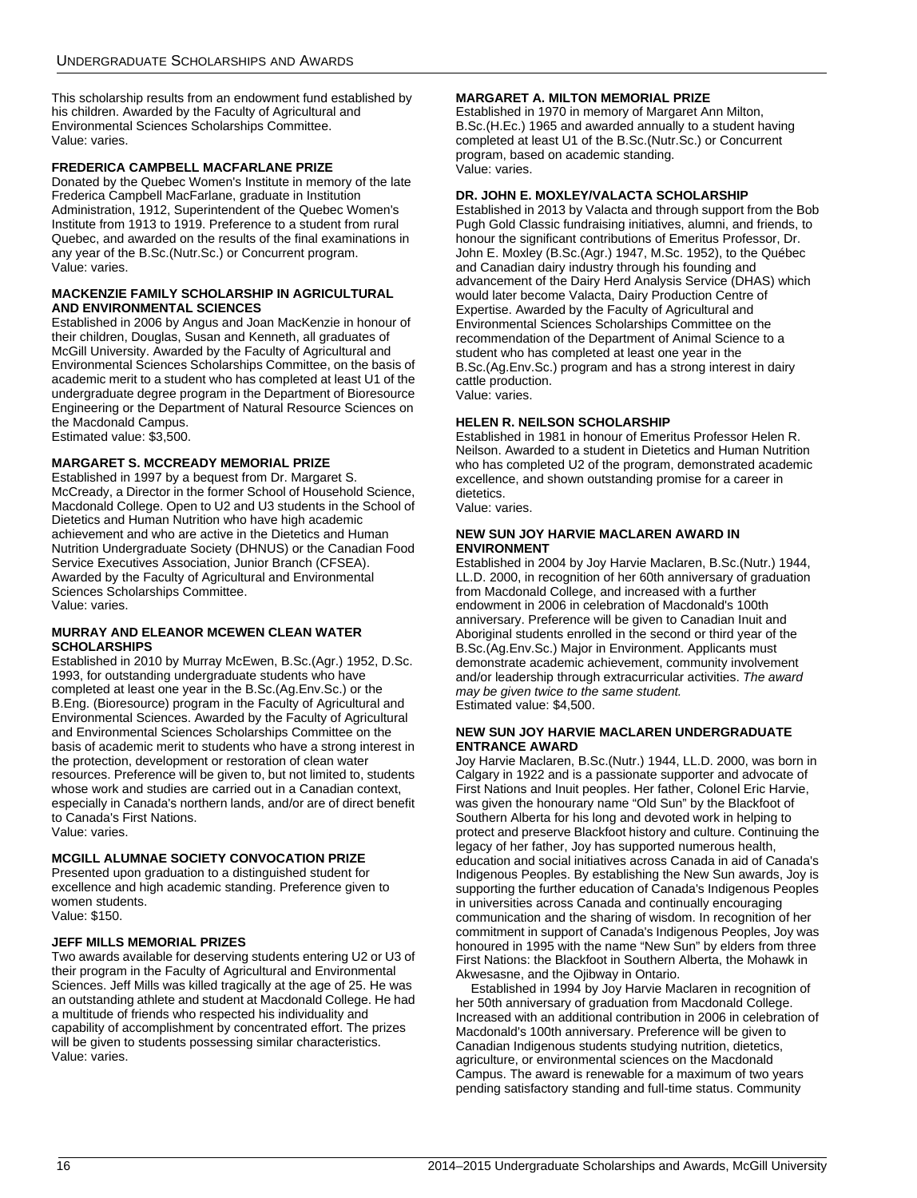This scholarship results from an endowment fund established by his children. Awarded by the Faculty of Agricultural and Environmental Sciences Scholarships Committee.
Value: varies.

#### FREDERICA CAMPBELL MACFARLANE PRIZE

Donated by the Quebec Women's Institute in memory of the late Frederica Campbell MacFarlane, graduate in Institution Administration, 1912, Superintendent of the Quebec Women's Institute from 1913 to 1919. Preference to a student from rural Quebec, and awarded on the results of the final examinations in any year of the B.Sc.(Nutr.Sc.) or Concurrent program.
Value: varies.

#### MACKENZIE FAMILY SCHOLARSHIP IN AGRICULTURAL AND ENVIRONMENTAL SCIENCES

Established in 2006 by Angus and Joan MacKenzie in honour of their children, Douglas, Susan and Kenneth, all graduates of McGill University. Awarded by the Faculty of Agricultural and Environmental Sciences Scholarships Committee, on the basis of academic merit to a student who has completed at least U1 of the undergraduate degree program in the Department of Bioresource Engineering or the Department of Natural Resource Sciences on the Macdonald Campus.
Estimated value: $3,500.

#### MARGARET S. MCCREADY MEMORIAL PRIZE

Established in 1997 by a bequest from Dr. Margaret S. McCready, a Director in the former School of Household Science, Macdonald College. Open to U2 and U3 students in the School of Dietetics and Human Nutrition who have high academic achievement and who are active in the Dietetics and Human Nutrition Undergraduate Society (DHNUS) or the Canadian Food Service Executives Association, Junior Branch (CFSEA). Awarded by the Faculty of Agricultural and Environmental Sciences Scholarships Committee.
Value: varies.

#### MURRAY AND ELEANOR MCEWEN CLEAN WATER SCHOLARSHIPS

Established in 2010 by Murray McEwen, B.Sc.(Agr.) 1952, D.Sc. 1993, for outstanding undergraduate students who have completed at least one year in the B.Sc.(Ag.Env.Sc.) or the B.Eng. (Bioresource) program in the Faculty of Agricultural and Environmental Sciences. Awarded by the Faculty of Agricultural and Environmental Sciences Scholarships Committee on the basis of academic merit to students who have a strong interest in the protection, development or restoration of clean water resources. Preference will be given to, but not limited to, students whose work and studies are carried out in a Canadian context, especially in Canada's northern lands, and/or are of direct benefit to Canada's First Nations.
Value: varies.

#### MCGILL ALUMNAE SOCIETY CONVOCATION PRIZE

Presented upon graduation to a distinguished student for excellence and high academic standing. Preference given to women students.
Value: $150.

#### JEFF MILLS MEMORIAL PRIZES

Two awards available for deserving students entering U2 or U3 of their program in the Faculty of Agricultural and Environmental Sciences. Jeff Mills was killed tragically at the age of 25. He was an outstanding athlete and student at Macdonald College. He had a multitude of friends who respected his individuality and capability of accomplishment by concentrated effort. The prizes will be given to students possessing similar characteristics.
Value: varies.

#### MARGARET A. MILTON MEMORIAL PRIZE

Established in 1970 in memory of Margaret Ann Milton, B.Sc.(H.Ec.) 1965 and awarded annually to a student having completed at least U1 of the B.Sc.(Nutr.Sc.) or Concurrent program, based on academic standing.
Value: varies.

#### DR. JOHN E. MOXLEY/VALACTA SCHOLARSHIP

Established in 2013 by Valacta and through support from the Bob Pugh Gold Classic fundraising initiatives, alumni, and friends, to honour the significant contributions of Emeritus Professor, Dr. John E. Moxley (B.Sc.(Agr.) 1947, M.Sc. 1952), to the Québec and Canadian dairy industry through his founding and advancement of the Dairy Herd Analysis Service (DHAS) which would later become Valacta, Dairy Production Centre of Expertise. Awarded by the Faculty of Agricultural and Environmental Sciences Scholarships Committee on the recommendation of the Department of Animal Science to a student who has completed at least one year in the B.Sc.(Ag.Env.Sc.) program and has a strong interest in dairy cattle production.
Value: varies.

#### HELEN R. NEILSON SCHOLARSHIP

Established in 1981 in honour of Emeritus Professor Helen R. Neilson. Awarded to a student in Dietetics and Human Nutrition who has completed U2 of the program, demonstrated academic excellence, and shown outstanding promise for a career in dietetics.
Value: varies.

#### NEW SUN JOY HARVIE MACLAREN AWARD IN ENVIRONMENT

Established in 2004 by Joy Harvie Maclaren, B.Sc.(Nutr.) 1944, LL.D. 2000, in recognition of her 60th anniversary of graduation from Macdonald College, and increased with a further endowment in 2006 in celebration of Macdonald's 100th anniversary. Preference will be given to Canadian Inuit and Aboriginal students enrolled in the second or third year of the B.Sc.(Ag.Env.Sc.) Major in Environment. Applicants must demonstrate academic achievement, community involvement and/or leadership through extracurricular activities. *The award may be given twice to the same student.*
Estimated value: $4,500.

#### NEW SUN JOY HARVIE MACLAREN UNDERGRADUATE ENTRANCE AWARD

Joy Harvie Maclaren, B.Sc.(Nutr.) 1944, LL.D. 2000, was born in Calgary in 1922 and is a passionate supporter and advocate of First Nations and Inuit peoples. Her father, Colonel Eric Harvie, was given the honourary name "Old Sun" by the Blackfoot of Southern Alberta for his long and devoted work in helping to protect and preserve Blackfoot history and culture. Continuing the legacy of her father, Joy has supported numerous health, education and social initiatives across Canada in aid of Canada's Indigenous Peoples. By establishing the New Sun awards, Joy is supporting the further education of Canada's Indigenous Peoples in universities across Canada and continually encouraging communication and the sharing of wisdom. In recognition of her commitment in support of Canada's Indigenous Peoples, Joy was honoured in 1995 with the name "New Sun" by elders from three First Nations: the Blackfoot in Southern Alberta, the Mohawk in Akwesasne, and the Ojibway in Ontario.

Established in 1994 by Joy Harvie Maclaren in recognition of her 50th anniversary of graduation from Macdonald College. Increased with an additional contribution in 2006 in celebration of Macdonald's 100th anniversary. Preference will be given to Canadian Indigenous students studying nutrition, dietetics, agriculture, or environmental sciences on the Macdonald Campus. The award is renewable for a maximum of two years pending satisfactory standing and full-time status. Community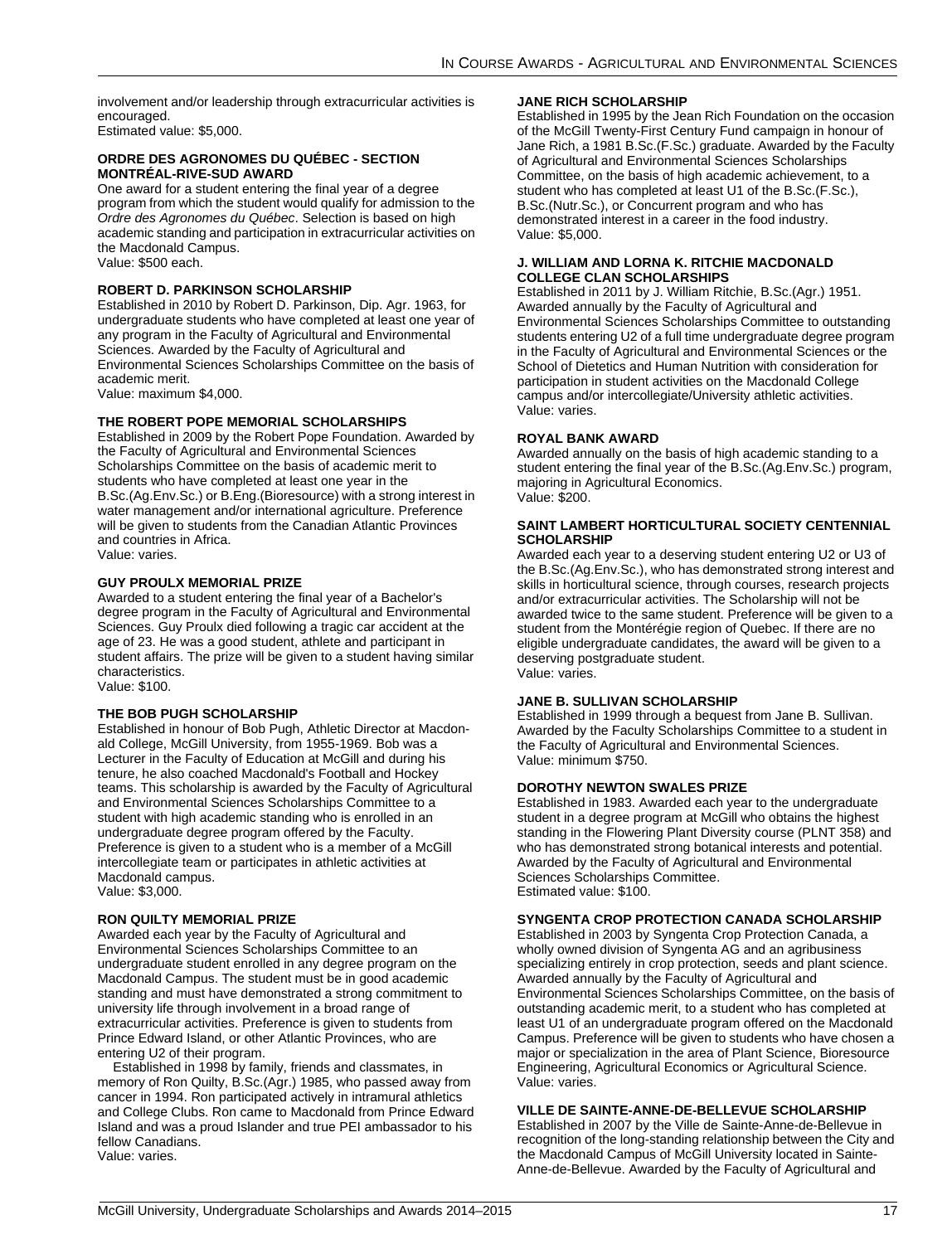involvement and/or leadership through extracurricular activities is encouraged.
Estimated value: $5,000.

### ORDRE DES AGRONOMES DU QUÉBEC - SECTION MONTRÉAL-RIVE-SUD AWARD

One award for a student entering the final year of a degree program from which the student would qualify for admission to the *Ordre des Agronomes du Québec*. Selection is based on high academic standing and participation in extracurricular activities on the Macdonald Campus.
Value: $500 each.

### ROBERT D. PARKINSON SCHOLARSHIP

Established in 2010 by Robert D. Parkinson, Dip. Agr. 1963, for undergraduate students who have completed at least one year of any program in the Faculty of Agricultural and Environmental Sciences. Awarded by the Faculty of Agricultural and Environmental Sciences Scholarships Committee on the basis of academic merit.
Value: maximum $4,000.

### THE ROBERT POPE MEMORIAL SCHOLARSHIPS

Established in 2009 by the Robert Pope Foundation. Awarded by the Faculty of Agricultural and Environmental Sciences Scholarships Committee on the basis of academic merit to students who have completed at least one year in the B.Sc.(Ag.Env.Sc.) or B.Eng.(Bioresource) with a strong interest in water management and/or international agriculture. Preference will be given to students from the Canadian Atlantic Provinces and countries in Africa.
Value: varies.

### GUY PROULX MEMORIAL PRIZE

Awarded to a student entering the final year of a Bachelor's degree program in the Faculty of Agricultural and Environmental Sciences. Guy Proulx died following a tragic car accident at the age of 23. He was a good student, athlete and participant in student affairs. The prize will be given to a student having similar characteristics.
Value: $100.

### THE BOB PUGH SCHOLARSHIP

Established in honour of Bob Pugh, Athletic Director at Macdonald College, McGill University, from 1955-1969. Bob was a Lecturer in the Faculty of Education at McGill and during his tenure, he also coached Macdonald's Football and Hockey teams. This scholarship is awarded by the Faculty of Agricultural and Environmental Sciences Scholarships Committee to a student with high academic standing who is enrolled in an undergraduate degree program offered by the Faculty. Preference is given to a student who is a member of a McGill intercollegiate team or participates in athletic activities at Macdonald campus.
Value: $3,000.

### RON QUILTY MEMORIAL PRIZE

Awarded each year by the Faculty of Agricultural and Environmental Sciences Scholarships Committee to an undergraduate student enrolled in any degree program on the Macdonald Campus. The student must be in good academic standing and must have demonstrated a strong commitment to university life through involvement in a broad range of extracurricular activities. Preference is given to students from Prince Edward Island, or other Atlantic Provinces, who are entering U2 of their program.

Established in 1998 by family, friends and classmates, in memory of Ron Quilty, B.Sc.(Agr.) 1985, who passed away from cancer in 1994. Ron participated actively in intramural athletics and College Clubs. Ron came to Macdonald from Prince Edward Island and was a proud Islander and true PEI ambassador to his fellow Canadians.
Value: varies.

### JANE RICH SCHOLARSHIP

Established in 1995 by the Jean Rich Foundation on the occasion of the McGill Twenty-First Century Fund campaign in honour of Jane Rich, a 1981 B.Sc.(F.Sc.) graduate. Awarded by the Faculty of Agricultural and Environmental Sciences Scholarships Committee, on the basis of high academic achievement, to a student who has completed at least U1 of the B.Sc.(F.Sc.), B.Sc.(Nutr.Sc.), or Concurrent program and who has demonstrated interest in a career in the food industry.
Value: $5,000.

### J. WILLIAM AND LORNA K. RITCHIE MACDONALD COLLEGE CLAN SCHOLARSHIPS

Established in 2011 by J. William Ritchie, B.Sc.(Agr.) 1951. Awarded annually by the Faculty of Agricultural and Environmental Sciences Scholarships Committee to outstanding students entering U2 of a full time undergraduate degree program in the Faculty of Agricultural and Environmental Sciences or the School of Dietetics and Human Nutrition with consideration for participation in student activities on the Macdonald College campus and/or intercollegiate/University athletic activities.
Value: varies.

### ROYAL BANK AWARD

Awarded annually on the basis of high academic standing to a student entering the final year of the B.Sc.(Ag.Env.Sc.) program, majoring in Agricultural Economics.
Value: $200.

### SAINT LAMBERT HORTICULTURAL SOCIETY CENTENNIAL SCHOLARSHIP

Awarded each year to a deserving student entering U2 or U3 of the B.Sc.(Ag.Env.Sc.), who has demonstrated strong interest and skills in horticultural science, through courses, research projects and/or extracurricular activities. The Scholarship will not be awarded twice to the same student. Preference will be given to a student from the Montérégie region of Quebec. If there are no eligible undergraduate candidates, the award will be given to a deserving postgraduate student.
Value: varies.

### JANE B. SULLIVAN SCHOLARSHIP

Established in 1999 through a bequest from Jane B. Sullivan. Awarded by the Faculty Scholarships Committee to a student in the Faculty of Agricultural and Environmental Sciences.
Value: minimum $750.

### DOROTHY NEWTON SWALES PRIZE

Established in 1983. Awarded each year to the undergraduate student in a degree program at McGill who obtains the highest standing in the Flowering Plant Diversity course (PLNT 358) and who has demonstrated strong botanical interests and potential. Awarded by the Faculty of Agricultural and Environmental Sciences Scholarships Committee.
Estimated value: $100.

### SYNGENTA CROP PROTECTION CANADA SCHOLARSHIP

Established in 2003 by Syngenta Crop Protection Canada, a wholly owned division of Syngenta AG and an agribusiness specializing entirely in crop protection, seeds and plant science. Awarded annually by the Faculty of Agricultural and Environmental Sciences Scholarships Committee, on the basis of outstanding academic merit, to a student who has completed at least U1 of an undergraduate program offered on the Macdonald Campus. Preference will be given to students who have chosen a major or specialization in the area of Plant Science, Bioresource Engineering, Agricultural Economics or Agricultural Science.
Value: varies.

### VILLE DE SAINTE-ANNE-DE-BELLEVUE SCHOLARSHIP

Established in 2007 by the Ville de Sainte-Anne-de-Bellevue in recognition of the long-standing relationship between the City and the Macdonald Campus of McGill University located in Sainte-Anne-de-Bellevue. Awarded by the Faculty of Agricultural and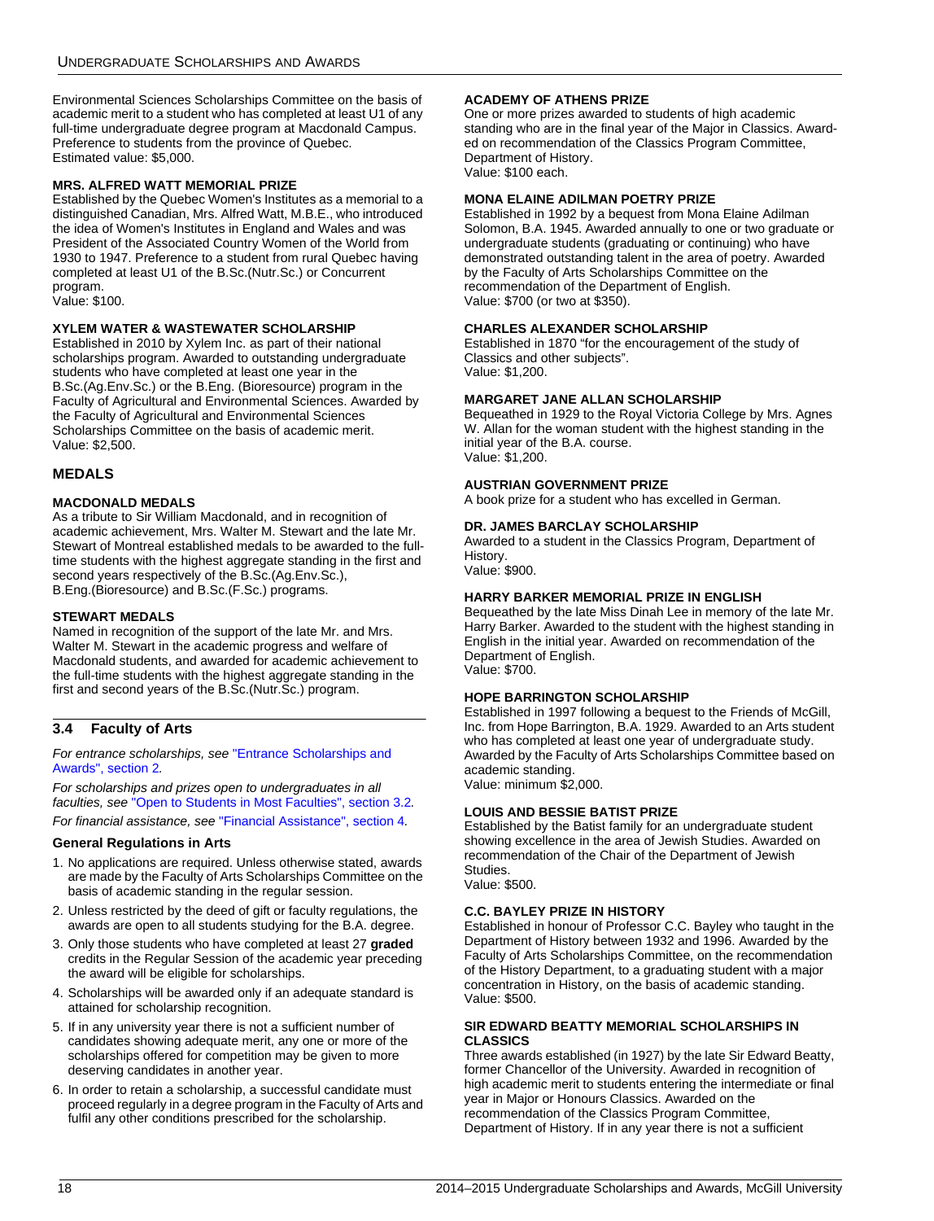Environmental Sciences Scholarships Committee on the basis of academic merit to a student who has completed at least U1 of any full-time undergraduate degree program at Macdonald Campus. Preference to students from the province of Quebec.
Estimated value: $5,000.

#### MRS. ALFRED WATT MEMORIAL PRIZE

Established by the Quebec Women's Institutes as a memorial to a distinguished Canadian, Mrs. Alfred Watt, M.B.E., who introduced the idea of Women's Institutes in England and Wales and was President of the Associated Country Women of the World from 1930 to 1947. Preference to a student from rural Quebec having completed at least U1 of the B.Sc.(Nutr.Sc.) or Concurrent program.
Value: $100.

#### XYLEM WATER & WASTEWATER SCHOLARSHIP

Established in 2010 by Xylem Inc. as part of their national scholarships program. Awarded to outstanding undergraduate students who have completed at least one year in the B.Sc.(Ag.Env.Sc.) or the B.Eng. (Bioresource) program in the Faculty of Agricultural and Environmental Sciences. Awarded by the Faculty of Agricultural and Environmental Sciences Scholarships Committee on the basis of academic merit.
Value: $2,500.

### MEDALS

#### MACDONALD MEDALS

As a tribute to Sir William Macdonald, and in recognition of academic achievement, Mrs. Walter M. Stewart and the late Mr. Stewart of Montreal established medals to be awarded to the full-time students with the highest aggregate standing in the first and second years respectively of the B.Sc.(Ag.Env.Sc.), B.Eng.(Bioresource) and B.Sc.(F.Sc.) programs.

#### STEWART MEDALS

Named in recognition of the support of the late Mr. and Mrs. Walter M. Stewart in the academic progress and welfare of Macdonald students, and awarded for academic achievement to the full-time students with the highest aggregate standing in the first and second years of the B.Sc.(Nutr.Sc.) program.

## 3.4 Faculty of Arts

*For entrance scholarships, see "Entrance Scholarships and Awards", section 2.*

*For scholarships and prizes open to undergraduates in all faculties, see "Open to Students in Most Faculties", section 3.2.*

*For financial assistance, see "Financial Assistance", section 4.*

### General Regulations in Arts

1. No applications are required. Unless otherwise stated, awards are made by the Faculty of Arts Scholarships Committee on the basis of academic standing in the regular session.
2. Unless restricted by the deed of gift or faculty regulations, the awards are open to all students studying for the B.A. degree.
3. Only those students who have completed at least 27 **graded** credits in the Regular Session of the academic year preceding the award will be eligible for scholarships.
4. Scholarships will be awarded only if an adequate standard is attained for scholarship recognition.
5. If in any university year there is not a sufficient number of candidates showing adequate merit, any one or more of the scholarships offered for competition may be given to more deserving candidates in another year.
6. In order to retain a scholarship, a successful candidate must proceed regularly in a degree program in the Faculty of Arts and fulfil any other conditions prescribed for the scholarship.

#### ACADEMY OF ATHENS PRIZE

One or more prizes awarded to students of high academic standing who are in the final year of the Major in Classics. Awarded on recommendation of the Classics Program Committee, Department of History.
Value: $100 each.

#### MONA ELAINE ADILMAN POETRY PRIZE

Established in 1992 by a bequest from Mona Elaine Adilman Solomon, B.A. 1945. Awarded annually to one or two graduate or undergraduate students (graduating or continuing) who have demonstrated outstanding talent in the area of poetry. Awarded by the Faculty of Arts Scholarships Committee on the recommendation of the Department of English.
Value: $700 (or two at $350).

#### CHARLES ALEXANDER SCHOLARSHIP

Established in 1870 "for the encouragement of the study of Classics and other subjects".
Value: $1,200.

#### MARGARET JANE ALLAN SCHOLARSHIP

Bequeathed in 1929 to the Royal Victoria College by Mrs. Agnes W. Allan for the woman student with the highest standing in the initial year of the B.A. course.
Value: $1,200.

#### AUSTRIAN GOVERNMENT PRIZE

A book prize for a student who has excelled in German.

#### DR. JAMES BARCLAY SCHOLARSHIP

Awarded to a student in the Classics Program, Department of History.
Value: $900.

#### HARRY BARKER MEMORIAL PRIZE IN ENGLISH

Bequeathed by the late Miss Dinah Lee in memory of the late Mr. Harry Barker. Awarded to the student with the highest standing in English in the initial year. Awarded on recommendation of the Department of English.
Value: $700.

#### HOPE BARRINGTON SCHOLARSHIP

Established in 1997 following a bequest to the Friends of McGill, Inc. from Hope Barrington, B.A. 1929. Awarded to an Arts student who has completed at least one year of undergraduate study. Awarded by the Faculty of Arts Scholarships Committee based on academic standing.
Value: minimum $2,000.

#### LOUIS AND BESSIE BATIST PRIZE

Established by the Batist family for an undergraduate student showing excellence in the area of Jewish Studies. Awarded on recommendation of the Chair of the Department of Jewish Studies.
Value: $500.

#### C.C. BAYLEY PRIZE IN HISTORY

Established in honour of Professor C.C. Bayley who taught in the Department of History between 1932 and 1996. Awarded by the Faculty of Arts Scholarships Committee, on the recommendation of the History Department, to a graduating student with a major concentration in History, on the basis of academic standing.
Value: $500.

#### SIR EDWARD BEATTY MEMORIAL SCHOLARSHIPS IN CLASSICS

Three awards established (in 1927) by the late Sir Edward Beatty, former Chancellor of the University. Awarded in recognition of high academic merit to students entering the intermediate or final year in Major or Honours Classics. Awarded on the recommendation of the Classics Program Committee, Department of History. If in any year there is not a sufficient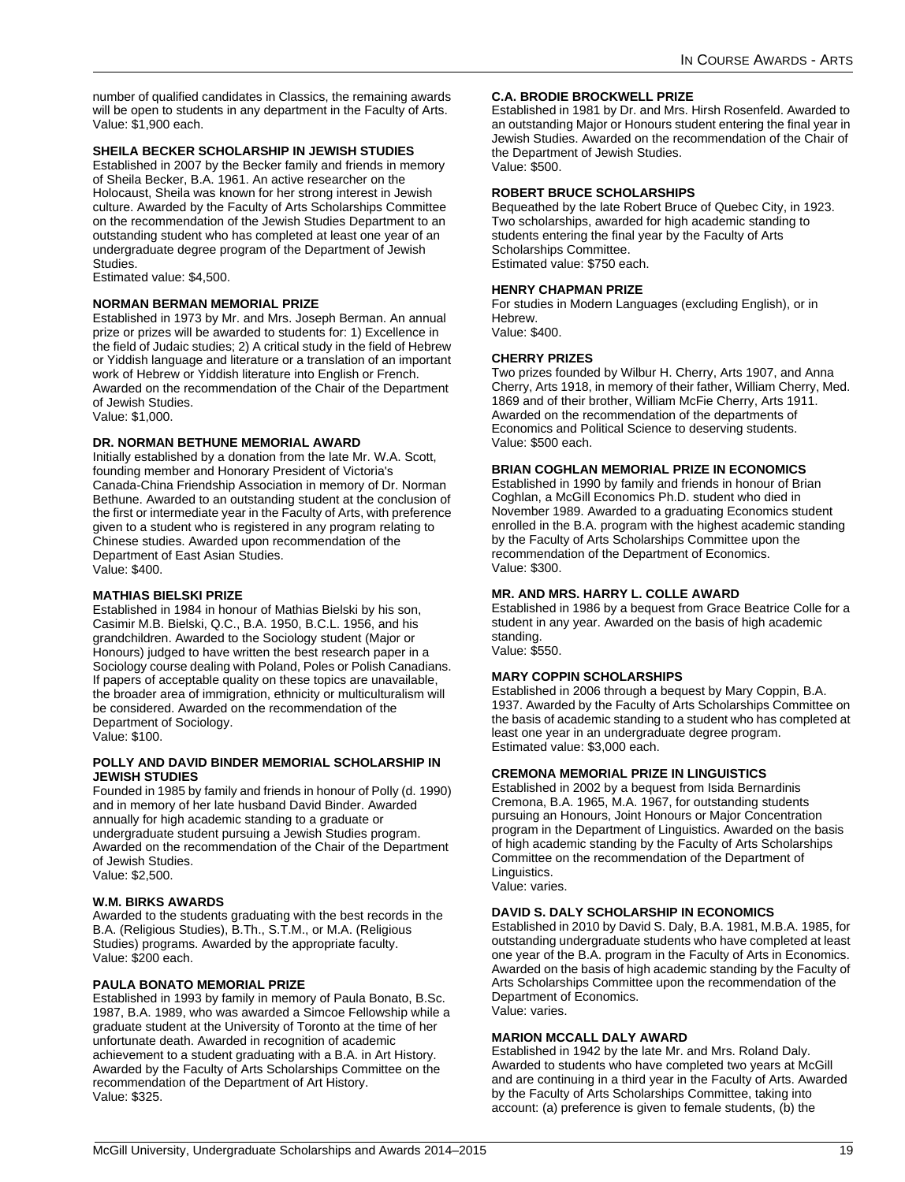number of qualified candidates in Classics, the remaining awards will be open to students in any department in the Faculty of Arts.
Value: $1,900 each.

### SHEILA BECKER SCHOLARSHIP IN JEWISH STUDIES

Established in 2007 by the Becker family and friends in memory of Sheila Becker, B.A. 1961. An active researcher on the Holocaust, Sheila was known for her strong interest in Jewish culture. Awarded by the Faculty of Arts Scholarships Committee on the recommendation of the Jewish Studies Department to an outstanding student who has completed at least one year of an undergraduate degree program of the Department of Jewish Studies.
Estimated value: $4,500.

### NORMAN BERMAN MEMORIAL PRIZE

Established in 1973 by Mr. and Mrs. Joseph Berman. An annual prize or prizes will be awarded to students for: 1) Excellence in the field of Judaic studies; 2) A critical study in the field of Hebrew or Yiddish language and literature or a translation of an important work of Hebrew or Yiddish literature into English or French. Awarded on the recommendation of the Chair of the Department of Jewish Studies.
Value: $1,000.

### DR. NORMAN BETHUNE MEMORIAL AWARD

Initially established by a donation from the late Mr. W.A. Scott, founding member and Honorary President of Victoria's Canada-China Friendship Association in memory of Dr. Norman Bethune. Awarded to an outstanding student at the conclusion of the first or intermediate year in the Faculty of Arts, with preference given to a student who is registered in any program relating to Chinese studies. Awarded upon recommendation of the Department of East Asian Studies.
Value: $400.

### MATHIAS BIELSKI PRIZE

Established in 1984 in honour of Mathias Bielski by his son, Casimir M.B. Bielski, Q.C., B.A. 1950, B.C.L. 1956, and his grandchildren. Awarded to the Sociology student (Major or Honours) judged to have written the best research paper in a Sociology course dealing with Poland, Poles or Polish Canadians. If papers of acceptable quality on these topics are unavailable, the broader area of immigration, ethnicity or multiculturalism will be considered. Awarded on the recommendation of the Department of Sociology.
Value: $100.

### POLLY AND DAVID BINDER MEMORIAL SCHOLARSHIP IN JEWISH STUDIES

Founded in 1985 by family and friends in honour of Polly (d. 1990) and in memory of her late husband David Binder. Awarded annually for high academic standing to a graduate or undergraduate student pursuing a Jewish Studies program. Awarded on the recommendation of the Chair of the Department of Jewish Studies.
Value: $2,500.

### W.M. BIRKS AWARDS

Awarded to the students graduating with the best records in the B.A. (Religious Studies), B.Th., S.T.M., or M.A. (Religious Studies) programs. Awarded by the appropriate faculty.
Value: $200 each.

### PAULA BONATO MEMORIAL PRIZE

Established in 1993 by family in memory of Paula Bonato, B.Sc. 1987, B.A. 1989, who was awarded a Simcoe Fellowship while a graduate student at the University of Toronto at the time of her unfortunate death. Awarded in recognition of academic achievement to a student graduating with a B.A. in Art History. Awarded by the Faculty of Arts Scholarships Committee on the recommendation of the Department of Art History.
Value: $325.

### C.A. BRODIE BROCKWELL PRIZE

Established in 1981 by Dr. and Mrs. Hirsh Rosenfeld. Awarded to an outstanding Major or Honours student entering the final year in Jewish Studies. Awarded on the recommendation of the Chair of the Department of Jewish Studies.
Value: $500.

### ROBERT BRUCE SCHOLARSHIPS

Bequeathed by the late Robert Bruce of Quebec City, in 1923. Two scholarships, awarded for high academic standing to students entering the final year by the Faculty of Arts Scholarships Committee.
Estimated value: $750 each.

### HENRY CHAPMAN PRIZE

For studies in Modern Languages (excluding English), or in Hebrew.
Value: $400.

### CHERRY PRIZES

Two prizes founded by Wilbur H. Cherry, Arts 1907, and Anna Cherry, Arts 1918, in memory of their father, William Cherry, Med. 1869 and of their brother, William McFie Cherry, Arts 1911. Awarded on the recommendation of the departments of Economics and Political Science to deserving students.
Value: $500 each.

### BRIAN COGHLAN MEMORIAL PRIZE IN ECONOMICS

Established in 1990 by family and friends in honour of Brian Coghlan, a McGill Economics Ph.D. student who died in November 1989. Awarded to a graduating Economics student enrolled in the B.A. program with the highest academic standing by the Faculty of Arts Scholarships Committee upon the recommendation of the Department of Economics.
Value: $300.

### MR. AND MRS. HARRY L. COLLE AWARD

Established in 1986 by a bequest from Grace Beatrice Colle for a student in any year. Awarded on the basis of high academic standing.
Value: $550.

### MARY COPPIN SCHOLARSHIPS

Established in 2006 through a bequest by Mary Coppin, B.A. 1937. Awarded by the Faculty of Arts Scholarships Committee on the basis of academic standing to a student who has completed at least one year in an undergraduate degree program.
Estimated value: $3,000 each.

### CREMONA MEMORIAL PRIZE IN LINGUISTICS

Established in 2002 by a bequest from Isida Bernardinis Cremona, B.A. 1965, M.A. 1967, for outstanding students pursuing an Honours, Joint Honours or Major Concentration program in the Department of Linguistics. Awarded on the basis of high academic standing by the Faculty of Arts Scholarships Committee on the recommendation of the Department of Linguistics.
Value: varies.

### DAVID S. DALY SCHOLARSHIP IN ECONOMICS

Established in 2010 by David S. Daly, B.A. 1981, M.B.A. 1985, for outstanding undergraduate students who have completed at least one year of the B.A. program in the Faculty of Arts in Economics. Awarded on the basis of high academic standing by the Faculty of Arts Scholarships Committee upon the recommendation of the Department of Economics.
Value: varies.

### MARION MCCALL DALY AWARD

Established in 1942 by the late Mr. and Mrs. Roland Daly. Awarded to students who have completed two years at McGill and are continuing in a third year in the Faculty of Arts. Awarded by the Faculty of Arts Scholarships Committee, taking into account: (a) preference is given to female students, (b) the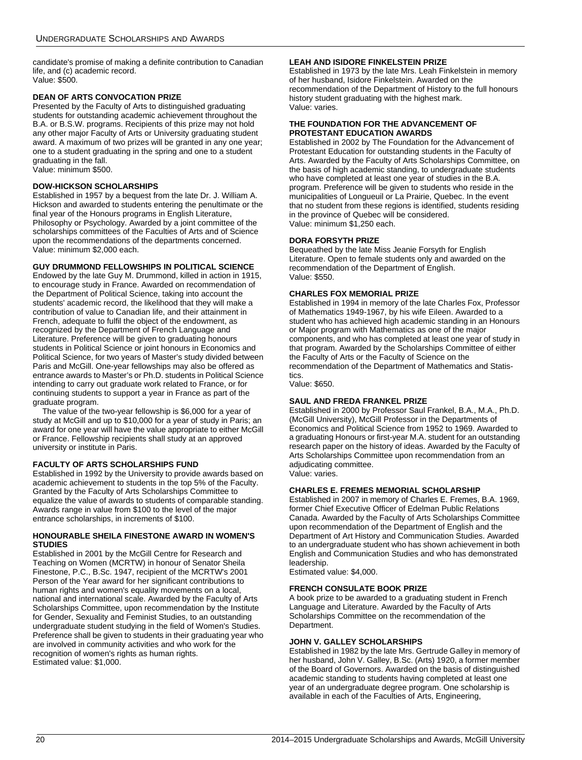candidate's promise of making a definite contribution to Canadian life, and (c) academic record.
Value: $500.

#### DEAN OF ARTS CONVOCATION PRIZE

Presented by the Faculty of Arts to distinguished graduating students for outstanding academic achievement throughout the B.A. or B.S.W. programs. Recipients of this prize may not hold any other major Faculty of Arts or University graduating student award. A maximum of two prizes will be granted in any one year; one to a student graduating in the spring and one to a student graduating in the fall.
Value: minimum $500.

#### DOW-HICKSON SCHOLARSHIPS

Established in 1957 by a bequest from the late Dr. J. William A. Hickson and awarded to students entering the penultimate or the final year of the Honours programs in English Literature, Philosophy or Psychology. Awarded by a joint committee of the scholarships committees of the Faculties of Arts and of Science upon the recommendations of the departments concerned.
Value: minimum $2,000 each.

#### GUY DRUMMOND FELLOWSHIPS IN POLITICAL SCIENCE

Endowed by the late Guy M. Drummond, killed in action in 1915, to encourage study in France. Awarded on recommendation of the Department of Political Science, taking into account the students' academic record, the likelihood that they will make a contribution of value to Canadian life, and their attainment in French, adequate to fulfil the object of the endowment, as recognized by the Department of French Language and Literature. Preference will be given to graduating honours students in Political Science or joint honours in Economics and Political Science, for two years of Master's study divided between Paris and McGill. One-year fellowships may also be offered as entrance awards to Master's or Ph.D. students in Political Science intending to carry out graduate work related to France, or for continuing students to support a year in France as part of the graduate program.

The value of the two-year fellowship is $6,000 for a year of study at McGill and up to $10,000 for a year of study in Paris; an award for one year will have the value appropriate to either McGill or France. Fellowship recipients shall study at an approved university or institute in Paris.

#### FACULTY OF ARTS SCHOLARSHIPS FUND

Established in 1992 by the University to provide awards based on academic achievement to students in the top 5% of the Faculty. Granted by the Faculty of Arts Scholarships Committee to equalize the value of awards to students of comparable standing. Awards range in value from $100 to the level of the major entrance scholarships, in increments of $100.

#### HONOURABLE SHEILA FINESTONE AWARD IN WOMEN'S STUDIES

Established in 2001 by the McGill Centre for Research and Teaching on Women (MCRTW) in honour of Senator Sheila Finestone, P.C., B.Sc. 1947, recipient of the MCRTW's 2001 Person of the Year award for her significant contributions to human rights and women's equality movements on a local, national and international scale. Awarded by the Faculty of Arts Scholarships Committee, upon recommendation by the Institute for Gender, Sexuality and Feminist Studies, to an outstanding undergraduate student studying in the field of Women's Studies. Preference shall be given to students in their graduating year who are involved in community activities and who work for the recognition of women's rights as human rights.
Estimated value: $1,000.

#### LEAH AND ISIDORE FINKELSTEIN PRIZE

Established in 1973 by the late Mrs. Leah Finkelstein in memory of her husband, Isidore Finkelstein. Awarded on the recommendation of the Department of History to the full honours history student graduating with the highest mark.
Value: varies.

#### THE FOUNDATION FOR THE ADVANCEMENT OF PROTESTANT EDUCATION AWARDS

Established in 2002 by The Foundation for the Advancement of Protestant Education for outstanding students in the Faculty of Arts. Awarded by the Faculty of Arts Scholarships Committee, on the basis of high academic standing, to undergraduate students who have completed at least one year of studies in the B.A. program. Preference will be given to students who reside in the municipalities of Longueuil or La Prairie, Quebec. In the event that no student from these regions is identified, students residing in the province of Quebec will be considered.
Value: minimum $1,250 each.

#### DORA FORSYTH PRIZE

Bequeathed by the late Miss Jeanie Forsyth for English Literature. Open to female students only and awarded on the recommendation of the Department of English.
Value: $550.

#### CHARLES FOX MEMORIAL PRIZE

Established in 1994 in memory of the late Charles Fox, Professor of Mathematics 1949-1967, by his wife Eileen. Awarded to a student who has achieved high academic standing in an Honours or Major program with Mathematics as one of the major components, and who has completed at least one year of study in that program. Awarded by the Scholarships Committee of either the Faculty of Arts or the Faculty of Science on the recommendation of the Department of Mathematics and Statistics.
Value: $650.

#### SAUL AND FREDA FRANKEL PRIZE

Established in 2000 by Professor Saul Frankel, B.A., M.A., Ph.D. (McGill University), McGill Professor in the Departments of Economics and Political Science from 1952 to 1969. Awarded to a graduating Honours or first-year M.A. student for an outstanding research paper on the history of ideas. Awarded by the Faculty of Arts Scholarships Committee upon recommendation from an adjudicating committee.
Value: varies.

#### CHARLES E. FREMES MEMORIAL SCHOLARSHIP

Established in 2007 in memory of Charles E. Fremes, B.A. 1969, former Chief Executive Officer of Edelman Public Relations Canada. Awarded by the Faculty of Arts Scholarships Committee upon recommendation of the Department of English and the Department of Art History and Communication Studies. Awarded to an undergraduate student who has shown achievement in both English and Communication Studies and who has demonstrated leadership.
Estimated value: $4,000.

#### FRENCH CONSULATE BOOK PRIZE

A book prize to be awarded to a graduating student in French Language and Literature. Awarded by the Faculty of Arts Scholarships Committee on the recommendation of the Department.

#### JOHN V. GALLEY SCHOLARSHIPS

Established in 1982 by the late Mrs. Gertrude Galley in memory of her husband, John V. Galley, B.Sc. (Arts) 1920, a former member of the Board of Governors. Awarded on the basis of distinguished academic standing to students having completed at least one year of an undergraduate degree program. One scholarship is available in each of the Faculties of Arts, Engineering,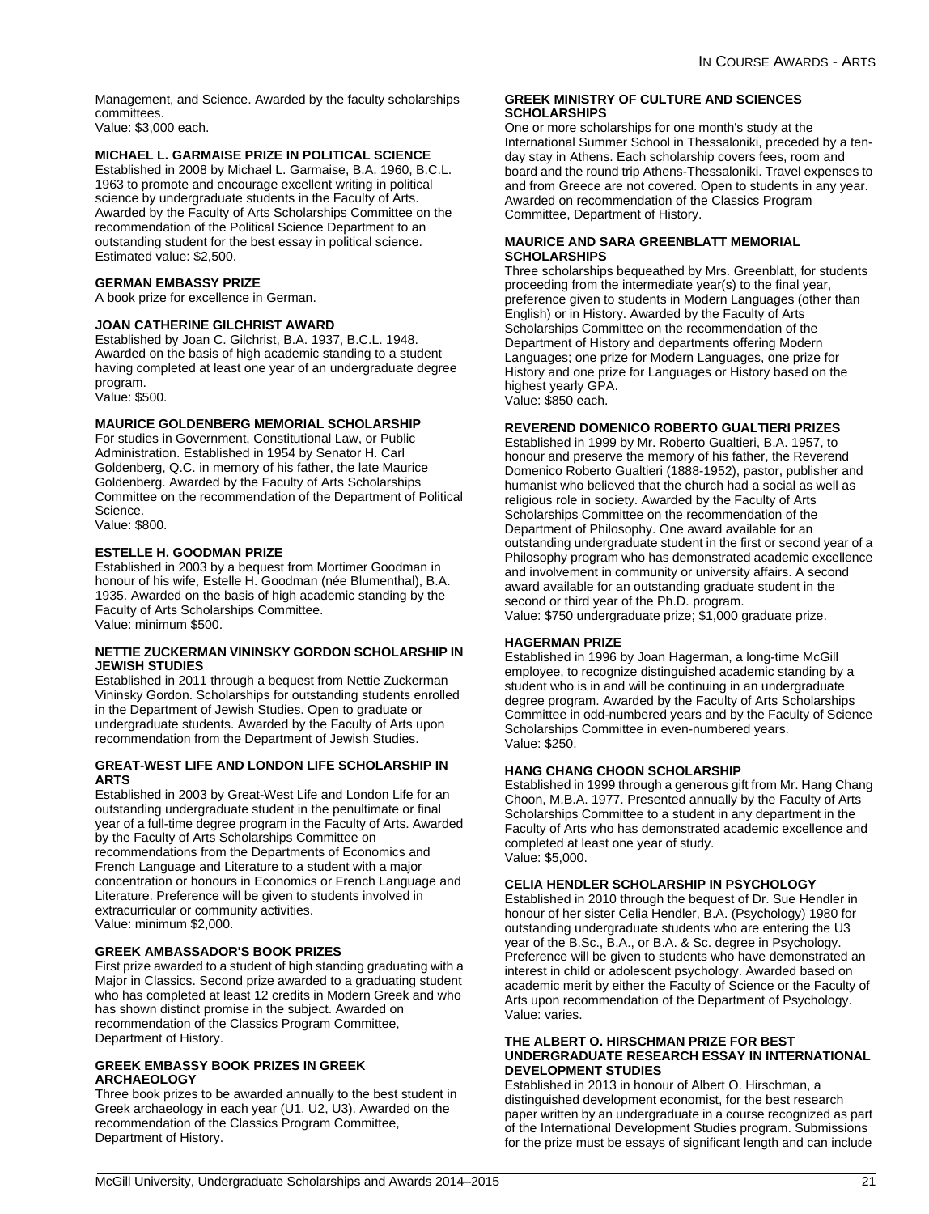Management, and Science. Awarded by the faculty scholarships committees.
Value: $3,000 each.

### MICHAEL L. GARMAISE PRIZE IN POLITICAL SCIENCE

Established in 2008 by Michael L. Garmaise, B.A. 1960, B.C.L. 1963 to promote and encourage excellent writing in political science by undergraduate students in the Faculty of Arts. Awarded by the Faculty of Arts Scholarships Committee on the recommendation of the Political Science Department to an outstanding student for the best essay in political science.
Estimated value: $2,500.

### GERMAN EMBASSY PRIZE

A book prize for excellence in German.

### JOAN CATHERINE GILCHRIST AWARD

Established by Joan C. Gilchrist, B.A. 1937, B.C.L. 1948. Awarded on the basis of high academic standing to a student having completed at least one year of an undergraduate degree program.
Value: $500.

### MAURICE GOLDENBERG MEMORIAL SCHOLARSHIP

For studies in Government, Constitutional Law, or Public Administration. Established in 1954 by Senator H. Carl Goldenberg, Q.C. in memory of his father, the late Maurice Goldenberg. Awarded by the Faculty of Arts Scholarships Committee on the recommendation of the Department of Political Science.
Value: $800.

### ESTELLE H. GOODMAN PRIZE

Established in 2003 by a bequest from Mortimer Goodman in honour of his wife, Estelle H. Goodman (née Blumenthal), B.A. 1935. Awarded on the basis of high academic standing by the Faculty of Arts Scholarships Committee.
Value: minimum $500.

### NETTIE ZUCKERMAN VININSKY GORDON SCHOLARSHIP IN JEWISH STUDIES

Established in 2011 through a bequest from Nettie Zuckerman Vininsky Gordon. Scholarships for outstanding students enrolled in the Department of Jewish Studies. Open to graduate or undergraduate students. Awarded by the Faculty of Arts upon recommendation from the Department of Jewish Studies.

### GREAT-WEST LIFE AND LONDON LIFE SCHOLARSHIP IN ARTS

Established in 2003 by Great-West Life and London Life for an outstanding undergraduate student in the penultimate or final year of a full-time degree program in the Faculty of Arts. Awarded by the Faculty of Arts Scholarships Committee on recommendations from the Departments of Economics and French Language and Literature to a student with a major concentration or honours in Economics or French Language and Literature. Preference will be given to students involved in extracurricular or community activities.
Value: minimum $2,000.

### GREEK AMBASSADOR'S BOOK PRIZES

First prize awarded to a student of high standing graduating with a Major in Classics. Second prize awarded to a graduating student who has completed at least 12 credits in Modern Greek and who has shown distinct promise in the subject. Awarded on recommendation of the Classics Program Committee, Department of History.

### GREEK EMBASSY BOOK PRIZES IN GREEK ARCHAEOLOGY

Three book prizes to be awarded annually to the best student in Greek archaeology in each year (U1, U2, U3). Awarded on the recommendation of the Classics Program Committee, Department of History.

### GREEK MINISTRY OF CULTURE AND SCIENCES SCHOLARSHIPS

One or more scholarships for one month's study at the International Summer School in Thessaloniki, preceded by a ten-day stay in Athens. Each scholarship covers fees, room and board and the round trip Athens-Thessaloniki. Travel expenses to and from Greece are not covered. Open to students in any year. Awarded on recommendation of the Classics Program Committee, Department of History.

### MAURICE AND SARA GREENBLATT MEMORIAL SCHOLARSHIPS

Three scholarships bequeathed by Mrs. Greenblatt, for students proceeding from the intermediate year(s) to the final year, preference given to students in Modern Languages (other than English) or in History. Awarded by the Faculty of Arts Scholarships Committee on the recommendation of the Department of History and departments offering Modern Languages; one prize for Modern Languages, one prize for History and one prize for Languages or History based on the highest yearly GPA.
Value: $850 each.

### REVEREND DOMENICO ROBERTO GUALTIERI PRIZES

Established in 1999 by Mr. Roberto Gualtieri, B.A. 1957, to honour and preserve the memory of his father, the Reverend Domenico Roberto Gualtieri (1888-1952), pastor, publisher and humanist who believed that the church had a social as well as religious role in society. Awarded by the Faculty of Arts Scholarships Committee on the recommendation of the Department of Philosophy. One award available for an outstanding undergraduate student in the first or second year of a Philosophy program who has demonstrated academic excellence and involvement in community or university affairs. A second award available for an outstanding graduate student in the second or third year of the Ph.D. program.
Value: $750 undergraduate prize; $1,000 graduate prize.

### HAGERMAN PRIZE

Established in 1996 by Joan Hagerman, a long-time McGill employee, to recognize distinguished academic standing by a student who is in and will be continuing in an undergraduate degree program. Awarded by the Faculty of Arts Scholarships Committee in odd-numbered years and by the Faculty of Science Scholarships Committee in even-numbered years.
Value: $250.

### HANG CHANG CHOON SCHOLARSHIP

Established in 1999 through a generous gift from Mr. Hang Chang Choon, M.B.A. 1977. Presented annually by the Faculty of Arts Scholarships Committee to a student in any department in the Faculty of Arts who has demonstrated academic excellence and completed at least one year of study.
Value: $5,000.

### CELIA HENDLER SCHOLARSHIP IN PSYCHOLOGY

Established in 2010 through the bequest of Dr. Sue Hendler in honour of her sister Celia Hendler, B.A. (Psychology) 1980 for outstanding undergraduate students who are entering the U3 year of the B.Sc., B.A., or B.A. & Sc. degree in Psychology. Preference will be given to students who have demonstrated an interest in child or adolescent psychology. Awarded based on academic merit by either the Faculty of Science or the Faculty of Arts upon recommendation of the Department of Psychology.
Value: varies.

### THE ALBERT O. HIRSCHMAN PRIZE FOR BEST UNDERGRADUATE RESEARCH ESSAY IN INTERNATIONAL DEVELOPMENT STUDIES

Established in 2013 in honour of Albert O. Hirschman, a distinguished development economist, for the best research paper written by an undergraduate in a course recognized as part of the International Development Studies program. Submissions for the prize must be essays of significant length and can include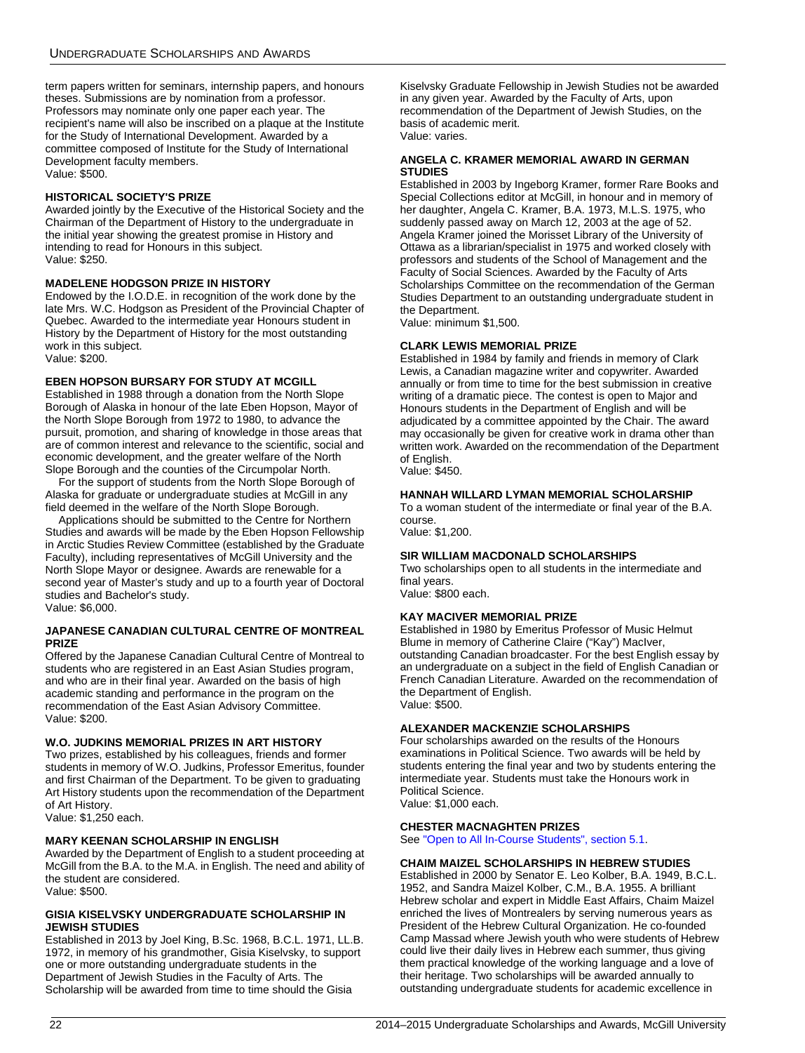term papers written for seminars, internship papers, and honours theses. Submissions are by nomination from a professor. Professors may nominate only one paper each year. The recipient's name will also be inscribed on a plaque at the Institute for the Study of International Development. Awarded by a committee composed of Institute for the Study of International Development faculty members.
Value: $500.

**HISTORICAL SOCIETY'S PRIZE**

Awarded jointly by the Executive of the Historical Society and the Chairman of the Department of History to the undergraduate in the initial year showing the greatest promise in History and intending to read for Honours in this subject.
Value: $250.

**MADELENE HODGSON PRIZE IN HISTORY**

Endowed by the I.O.D.E. in recognition of the work done by the late Mrs. W.C. Hodgson as President of the Provincial Chapter of Quebec. Awarded to the intermediate year Honours student in History by the Department of History for the most outstanding work in this subject.
Value: $200.

**EBEN HOPSON BURSARY FOR STUDY AT MCGILL**

Established in 1988 through a donation from the North Slope Borough of Alaska in honour of the late Eben Hopson, Mayor of the North Slope Borough from 1972 to 1980, to advance the pursuit, promotion, and sharing of knowledge in those areas that are of common interest and relevance to the scientific, social and economic development, and the greater welfare of the North Slope Borough and the counties of the Circumpolar North.

For the support of students from the North Slope Borough of Alaska for graduate or undergraduate studies at McGill in any field deemed in the welfare of the North Slope Borough.

Applications should be submitted to the Centre for Northern Studies and awards will be made by the Eben Hopson Fellowship in Arctic Studies Review Committee (established by the Graduate Faculty), including representatives of McGill University and the North Slope Mayor or designee. Awards are renewable for a second year of Master's study and up to a fourth year of Doctoral studies and Bachelor's study.
Value: $6,000.

**JAPANESE CANADIAN CULTURAL CENTRE OF MONTREAL PRIZE**

Offered by the Japanese Canadian Cultural Centre of Montreal to students who are registered in an East Asian Studies program, and who are in their final year. Awarded on the basis of high academic standing and performance in the program on the recommendation of the East Asian Advisory Committee.
Value: $200.

**W.O. JUDKINS MEMORIAL PRIZES IN ART HISTORY**

Two prizes, established by his colleagues, friends and former students in memory of W.O. Judkins, Professor Emeritus, founder and first Chairman of the Department. To be given to graduating Art History students upon the recommendation of the Department of Art History.
Value: $1,250 each.

**MARY KEENAN SCHOLARSHIP IN ENGLISH**

Awarded by the Department of English to a student proceeding at McGill from the B.A. to the M.A. in English. The need and ability of the student are considered.
Value: $500.

**GISIA KISELVSKY UNDERGRADUATE SCHOLARSHIP IN JEWISH STUDIES**

Established in 2013 by Joel King, B.Sc. 1968, B.C.L. 1971, LL.B. 1972, in memory of his grandmother, Gisia Kiselvsky, to support one or more outstanding undergraduate students in the Department of Jewish Studies in the Faculty of Arts. The Scholarship will be awarded from time to time should the Gisia Kiselvsky Graduate Fellowship in Jewish Studies not be awarded in any given year. Awarded by the Faculty of Arts, upon recommendation of the Department of Jewish Studies, on the basis of academic merit.
Value: varies.

**ANGELA C. KRAMER MEMORIAL AWARD IN GERMAN STUDIES**

Established in 2003 by Ingeborg Kramer, former Rare Books and Special Collections editor at McGill, in honour and in memory of her daughter, Angela C. Kramer, B.A. 1973, M.L.S. 1975, who suddenly passed away on March 12, 2003 at the age of 52. Angela Kramer joined the Morisset Library of the University of Ottawa as a librarian/specialist in 1975 and worked closely with professors and students of the School of Management and the Faculty of Social Sciences. Awarded by the Faculty of Arts Scholarships Committee on the recommendation of the German Studies Department to an outstanding undergraduate student in the Department.
Value: minimum $1,500.

**CLARK LEWIS MEMORIAL PRIZE**

Established in 1984 by family and friends in memory of Clark Lewis, a Canadian magazine writer and copywriter. Awarded annually or from time to time for the best submission in creative writing of a dramatic piece. The contest is open to Major and Honours students in the Department of English and will be adjudicated by a committee appointed by the Chair. The award may occasionally be given for creative work in drama other than written work. Awarded on the recommendation of the Department of English.
Value: $450.

**HANNAH WILLARD LYMAN MEMORIAL SCHOLARSHIP**

To a woman student of the intermediate or final year of the B.A. course.
Value: $1,200.

**SIR WILLIAM MACDONALD SCHOLARSHIPS**

Two scholarships open to all students in the intermediate and final years.
Value: $800 each.

**KAY MACIVER MEMORIAL PRIZE**

Established in 1980 by Emeritus Professor of Music Helmut Blume in memory of Catherine Claire ("Kay") MacIver, outstanding Canadian broadcaster. For the best English essay by an undergraduate on a subject in the field of English Canadian or French Canadian Literature. Awarded on the recommendation of the Department of English.
Value: $500.

**ALEXANDER MACKENZIE SCHOLARSHIPS**

Four scholarships awarded on the results of the Honours examinations in Political Science. Two awards will be held by students entering the final year and two by students entering the intermediate year. Students must take the Honours work in Political Science.
Value: $1,000 each.

**CHESTER MACNAGHTEN PRIZES**

See "Open to All In-Course Students", section 5.1.

**CHAIM MAIZEL SCHOLARSHIPS IN HEBREW STUDIES**

Established in 2000 by Senator E. Leo Kolber, B.A. 1949, B.C.L. 1952, and Sandra Maizel Kolber, C.M., B.A. 1955. A brilliant Hebrew scholar and expert in Middle East Affairs, Chaim Maizel enriched the lives of Montrealers by serving numerous years as President of the Hebrew Cultural Organization. He co-founded Camp Massad where Jewish youth who were students of Hebrew could live their daily lives in Hebrew each summer, thus giving them practical knowledge of the working language and a love of their heritage. Two scholarships will be awarded annually to outstanding undergraduate students for academic excellence in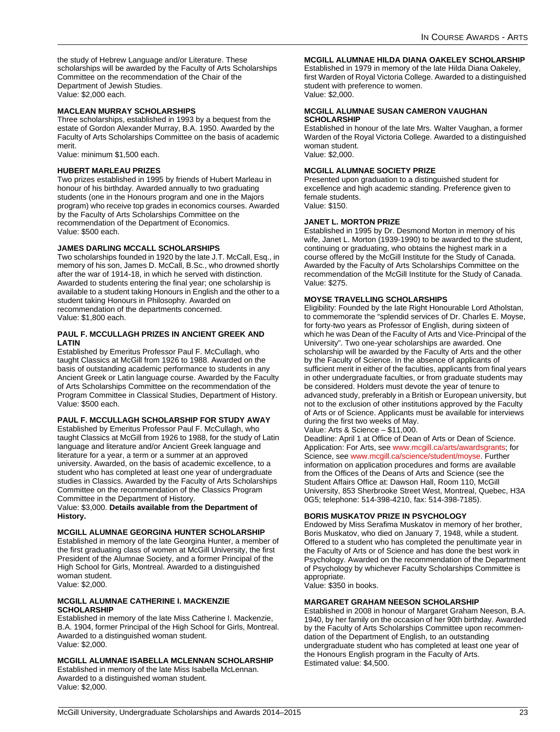the study of Hebrew Language and/or Literature. These scholarships will be awarded by the Faculty of Arts Scholarships Committee on the recommendation of the Chair of the Department of Jewish Studies.
Value: $2,000 each.

### MACLEAN MURRAY SCHOLARSHIPS

Three scholarships, established in 1993 by a bequest from the estate of Gordon Alexander Murray, B.A. 1950. Awarded by the Faculty of Arts Scholarships Committee on the basis of academic merit.
Value: minimum $1,500 each.

### HUBERT MARLEAU PRIZES

Two prizes established in 1995 by friends of Hubert Marleau in honour of his birthday. Awarded annually to two graduating students (one in the Honours program and one in the Majors program) who receive top grades in economics courses. Awarded by the Faculty of Arts Scholarships Committee on the recommendation of the Department of Economics.
Value: $500 each.

### JAMES DARLING MCCALL SCHOLARSHIPS

Two scholarships founded in 1920 by the late J.T. McCall, Esq., in memory of his son, James D. McCall, B.Sc., who drowned shortly after the war of 1914-18, in which he served with distinction. Awarded to students entering the final year; one scholarship is available to a student taking Honours in English and the other to a student taking Honours in Philosophy. Awarded on recommendation of the departments concerned.
Value: $1,800 each.

### PAUL F. MCCULLAGH PRIZES IN ANCIENT GREEK AND LATIN

Established by Emeritus Professor Paul F. McCullagh, who taught Classics at McGill from 1926 to 1988. Awarded on the basis of outstanding academic performance to students in any Ancient Greek or Latin language course. Awarded by the Faculty of Arts Scholarships Committee on the recommendation of the Program Committee in Classical Studies, Department of History.
Value: $500 each.

### PAUL F. MCCULLAGH SCHOLARSHIP FOR STUDY AWAY

Established by Emeritus Professor Paul F. McCullagh, who taught Classics at McGill from 1926 to 1988, for the study of Latin language and literature and/or Ancient Greek language and literature for a year, a term or a summer at an approved university. Awarded, on the basis of academic excellence, to a student who has completed at least one year of undergraduate studies in Classics. Awarded by the Faculty of Arts Scholarships Committee on the recommendation of the Classics Program Committee in the Department of History.
Value: $3,000. **Details available from the Department of History.**

### MCGILL ALUMNAE GEORGINA HUNTER SCHOLARSHIP

Established in memory of the late Georgina Hunter, a member of the first graduating class of women at McGill University, the first President of the Alumnae Society, and a former Principal of the High School for Girls, Montreal. Awarded to a distinguished woman student.
Value: $2,000.

### MCGILL ALUMNAE CATHERINE I. MACKENZIE SCHOLARSHIP

Established in memory of the late Miss Catherine I. Mackenzie, B.A. 1904, former Principal of the High School for Girls, Montreal. Awarded to a distinguished woman student.
Value: $2,000.

### MCGILL ALUMNAE ISABELLA MCLENNAN SCHOLARSHIP

Established in memory of the late Miss Isabella McLennan. Awarded to a distinguished woman student.
Value: $2,000.

### MCGILL ALUMNAE HILDA DIANA OAKELEY SCHOLARSHIP

Established in 1979 in memory of the late Hilda Diana Oakeley, first Warden of Royal Victoria College. Awarded to a distinguished student with preference to women.
Value: $2,000.

### MCGILL ALUMNAE SUSAN CAMERON VAUGHAN SCHOLARSHIP

Established in honour of the late Mrs. Walter Vaughan, a former Warden of the Royal Victoria College. Awarded to a distinguished woman student.
Value: $2,000.

### MCGILL ALUMNAE SOCIETY PRIZE

Presented upon graduation to a distinguished student for excellence and high academic standing. Preference given to female students.
Value: $150.

### JANET L. MORTON PRIZE

Established in 1995 by Dr. Desmond Morton in memory of his wife, Janet L. Morton (1939-1990) to be awarded to the student, continuing or graduating, who obtains the highest mark in a course offered by the McGill Institute for the Study of Canada. Awarded by the Faculty of Arts Scholarships Committee on the recommendation of the McGill Institute for the Study of Canada.
Value: $275.

### MOYSE TRAVELLING SCHOLARSHIPS

Eligibility: Founded by the late Right Honourable Lord Atholstan, to commemorate the "splendid services of Dr. Charles E. Moyse, for forty-two years as Professor of English, during sixteen of which he was Dean of the Faculty of Arts and Vice-Principal of the University". Two one-year scholarships are awarded. One scholarship will be awarded by the Faculty of Arts and the other by the Faculty of Science. In the absence of applicants of sufficient merit in either of the faculties, applicants from final years in other undergraduate faculties, or from graduate students may be considered. Holders must devote the year of tenure to advanced study, preferably in a British or European university, but not to the exclusion of other institutions approved by the Faculty of Arts or of Science. Applicants must be available for interviews during the first two weeks of May.
Value: Arts & Science – $11,000.
Deadline: April 1 at Office of Dean of Arts or Dean of Science.
Application: For Arts, see www.mcgill.ca/arts/awardsgrants; for Science, see www.mcgill.ca/science/student/moyse. Further information on application procedures and forms are available from the Offices of the Deans of Arts and Science (see the Student Affairs Office at: Dawson Hall, Room 110, McGill University, 853 Sherbrooke Street West, Montreal, Quebec, H3A 0G5; telephone: 514-398-4210, fax: 514-398-7185).

### BORIS MUSKATOV PRIZE IN PSYCHOLOGY

Endowed by Miss Serafima Muskatov in memory of her brother, Boris Muskatov, who died on January 7, 1948, while a student. Offered to a student who has completed the penultimate year in the Faculty of Arts or of Science and has done the best work in Psychology. Awarded on the recommendation of the Department of Psychology by whichever Faculty Scholarships Committee is appropriate.
Value: $350 in books.

### MARGARET GRAHAM NEESON SCHOLARSHIP

Established in 2008 in honour of Margaret Graham Neeson, B.A. 1940, by her family on the occasion of her 90th birthday. Awarded by the Faculty of Arts Scholarships Committee upon recommendation of the Department of English, to an outstanding undergraduate student who has completed at least one year of the Honours English program in the Faculty of Arts.
Estimated value: $4,500.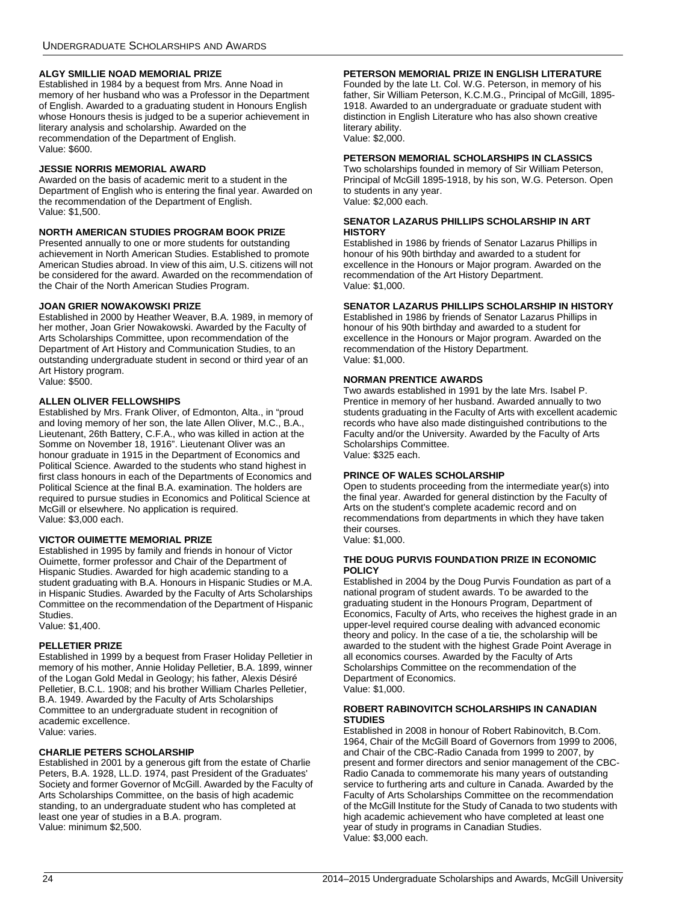#### ALGY SMILLIE NOAD MEMORIAL PRIZE

Established in 1984 by a bequest from Mrs. Anne Noad in memory of her husband who was a Professor in the Department of English. Awarded to a graduating student in Honours English whose Honours thesis is judged to be a superior achievement in literary analysis and scholarship. Awarded on the recommendation of the Department of English.
Value: $600.

#### JESSIE NORRIS MEMORIAL AWARD

Awarded on the basis of academic merit to a student in the Department of English who is entering the final year. Awarded on the recommendation of the Department of English.
Value: $1,500.

#### NORTH AMERICAN STUDIES PROGRAM BOOK PRIZE

Presented annually to one or more students for outstanding achievement in North American Studies. Established to promote American Studies abroad. In view of this aim, U.S. citizens will not be considered for the award. Awarded on the recommendation of the Chair of the North American Studies Program.

#### JOAN GRIER NOWAKOWSKI PRIZE

Established in 2000 by Heather Weaver, B.A. 1989, in memory of her mother, Joan Grier Nowakowski. Awarded by the Faculty of Arts Scholarships Committee, upon recommendation of the Department of Art History and Communication Studies, to an outstanding undergraduate student in second or third year of an Art History program.
Value: $500.

#### ALLEN OLIVER FELLOWSHIPS

Established by Mrs. Frank Oliver, of Edmonton, Alta., in "proud and loving memory of her son, the late Allen Oliver, M.C., B.A., Lieutenant, 26th Battery, C.F.A., who was killed in action at the Somme on November 18, 1916". Lieutenant Oliver was an honour graduate in 1915 in the Department of Economics and Political Science. Awarded to the students who stand highest in first class honours in each of the Departments of Economics and Political Science at the final B.A. examination. The holders are required to pursue studies in Economics and Political Science at McGill or elsewhere. No application is required.
Value: $3,000 each.

#### VICTOR OUIMETTE MEMORIAL PRIZE

Established in 1995 by family and friends in honour of Victor Ouimette, former professor and Chair of the Department of Hispanic Studies. Awarded for high academic standing to a student graduating with B.A. Honours in Hispanic Studies or M.A. in Hispanic Studies. Awarded by the Faculty of Arts Scholarships Committee on the recommendation of the Department of Hispanic Studies.
Value: $1,400.

#### PELLETIER PRIZE

Established in 1999 by a bequest from Fraser Holiday Pelletier in memory of his mother, Annie Holiday Pelletier, B.A. 1899, winner of the Logan Gold Medal in Geology; his father, Alexis Désiré Pelletier, B.C.L. 1908; and his brother William Charles Pelletier, B.A. 1949. Awarded by the Faculty of Arts Scholarships Committee to an undergraduate student in recognition of academic excellence.
Value: varies.

#### CHARLIE PETERS SCHOLARSHIP

Established in 2001 by a generous gift from the estate of Charlie Peters, B.A. 1928, LL.D. 1974, past President of the Graduates' Society and former Governor of McGill. Awarded by the Faculty of Arts Scholarships Committee, on the basis of high academic standing, to an undergraduate student who has completed at least one year of studies in a B.A. program.
Value: minimum $2,500.

#### PETERSON MEMORIAL PRIZE IN ENGLISH LITERATURE

Founded by the late Lt. Col. W.G. Peterson, in memory of his father, Sir William Peterson, K.C.M.G., Principal of McGill, 1895-1918. Awarded to an undergraduate or graduate student with distinction in English Literature who has also shown creative literary ability.
Value: $2,000.

#### PETERSON MEMORIAL SCHOLARSHIPS IN CLASSICS

Two scholarships founded in memory of Sir William Peterson, Principal of McGill 1895-1918, by his son, W.G. Peterson. Open to students in any year.
Value: $2,000 each.

#### SENATOR LAZARUS PHILLIPS SCHOLARSHIP IN ART HISTORY

Established in 1986 by friends of Senator Lazarus Phillips in honour of his 90th birthday and awarded to a student for excellence in the Honours or Major program. Awarded on the recommendation of the Art History Department.
Value: $1,000.

#### SENATOR LAZARUS PHILLIPS SCHOLARSHIP IN HISTORY

Established in 1986 by friends of Senator Lazarus Phillips in honour of his 90th birthday and awarded to a student for excellence in the Honours or Major program. Awarded on the recommendation of the History Department.
Value: $1,000.

#### NORMAN PRENTICE AWARDS

Two awards established in 1991 by the late Mrs. Isabel P. Prentice in memory of her husband. Awarded annually to two students graduating in the Faculty of Arts with excellent academic records who have also made distinguished contributions to the Faculty and/or the University. Awarded by the Faculty of Arts Scholarships Committee.
Value: $325 each.

#### PRINCE OF WALES SCHOLARSHIP

Open to students proceeding from the intermediate year(s) into the final year. Awarded for general distinction by the Faculty of Arts on the student's complete academic record and on recommendations from departments in which they have taken their courses.
Value: $1,000.

#### THE DOUG PURVIS FOUNDATION PRIZE IN ECONOMIC POLICY

Established in 2004 by the Doug Purvis Foundation as part of a national program of student awards. To be awarded to the graduating student in the Honours Program, Department of Economics, Faculty of Arts, who receives the highest grade in an upper-level required course dealing with advanced economic theory and policy. In the case of a tie, the scholarship will be awarded to the student with the highest Grade Point Average in all economics courses. Awarded by the Faculty of Arts Scholarships Committee on the recommendation of the Department of Economics.
Value: $1,000.

#### ROBERT RABINOVITCH SCHOLARSHIPS IN CANADIAN STUDIES

Established in 2008 in honour of Robert Rabinovitch, B.Com. 1964, Chair of the McGill Board of Governors from 1999 to 2006, and Chair of the CBC-Radio Canada from 1999 to 2007, by present and former directors and senior management of the CBC-Radio Canada to commemorate his many years of outstanding service to furthering arts and culture in Canada. Awarded by the Faculty of Arts Scholarships Committee on the recommendation of the McGill Institute for the Study of Canada to two students with high academic achievement who have completed at least one year of study in programs in Canadian Studies.
Value: $3,000 each.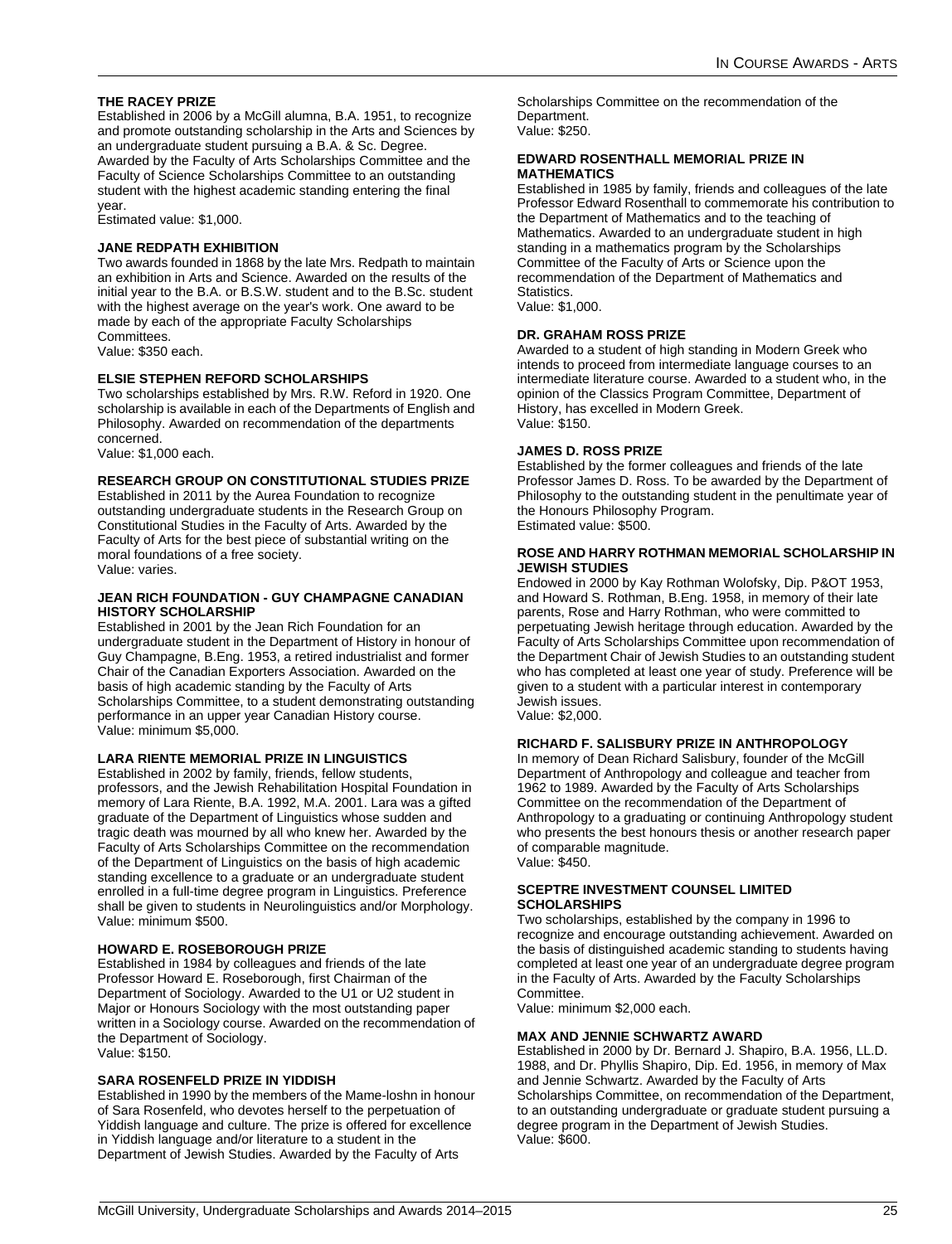### THE RACEY PRIZE

Established in 2006 by a McGill alumna, B.A. 1951, to recognize and promote outstanding scholarship in the Arts and Sciences by an undergraduate student pursuing a B.A. & Sc. Degree. Awarded by the Faculty of Arts Scholarships Committee and the Faculty of Science Scholarships Committee to an outstanding student with the highest academic standing entering the final year.
Estimated value: $1,000.

### JANE REDPATH EXHIBITION

Two awards founded in 1868 by the late Mrs. Redpath to maintain an exhibition in Arts and Science. Awarded on the results of the initial year to the B.A. or B.S.W. student and to the B.Sc. student with the highest average on the year's work. One award to be made by each of the appropriate Faculty Scholarships Committees.
Value: $350 each.

### ELSIE STEPHEN REFORD SCHOLARSHIPS

Two scholarships established by Mrs. R.W. Reford in 1920. One scholarship is available in each of the Departments of English and Philosophy. Awarded on recommendation of the departments concerned.
Value: $1,000 each.

### RESEARCH GROUP ON CONSTITUTIONAL STUDIES PRIZE

Established in 2011 by the Aurea Foundation to recognize outstanding undergraduate students in the Research Group on Constitutional Studies in the Faculty of Arts. Awarded by the Faculty of Arts for the best piece of substantial writing on the moral foundations of a free society.
Value: varies.

### JEAN RICH FOUNDATION - GUY CHAMPAGNE CANADIAN HISTORY SCHOLARSHIP

Established in 2001 by the Jean Rich Foundation for an undergraduate student in the Department of History in honour of Guy Champagne, B.Eng. 1953, a retired industrialist and former Chair of the Canadian Exporters Association. Awarded on the basis of high academic standing by the Faculty of Arts Scholarships Committee, to a student demonstrating outstanding performance in an upper year Canadian History course.
Value: minimum $5,000.

### LARA RIENTE MEMORIAL PRIZE IN LINGUISTICS

Established in 2002 by family, friends, fellow students, professors, and the Jewish Rehabilitation Hospital Foundation in memory of Lara Riente, B.A. 1992, M.A. 2001. Lara was a gifted graduate of the Department of Linguistics whose sudden and tragic death was mourned by all who knew her. Awarded by the Faculty of Arts Scholarships Committee on the recommendation of the Department of Linguistics on the basis of high academic standing excellence to a graduate or an undergraduate student enrolled in a full-time degree program in Linguistics. Preference shall be given to students in Neurolinguistics and/or Morphology.
Value: minimum $500.

### HOWARD E. ROSEBOROUGH PRIZE

Established in 1984 by colleagues and friends of the late Professor Howard E. Roseborough, first Chairman of the Department of Sociology. Awarded to the U1 or U2 student in Major or Honours Sociology with the most outstanding paper written in a Sociology course. Awarded on the recommendation of the Department of Sociology.
Value: $150.

### SARA ROSENFELD PRIZE IN YIDDISH

Established in 1990 by the members of the Mame-loshn in honour of Sara Rosenfeld, who devotes herself to the perpetuation of Yiddish language and culture. The prize is offered for excellence in Yiddish language and/or literature to a student in the Department of Jewish Studies. Awarded by the Faculty of Arts Scholarships Committee on the recommendation of the Department.
Value: $250.

### EDWARD ROSENTHALL MEMORIAL PRIZE IN MATHEMATICS

Established in 1985 by family, friends and colleagues of the late Professor Edward Rosenthall to commemorate his contribution to the Department of Mathematics and to the teaching of Mathematics. Awarded to an undergraduate student in high standing in a mathematics program by the Scholarships Committee of the Faculty of Arts or Science upon the recommendation of the Department of Mathematics and Statistics.
Value: $1,000.

### DR. GRAHAM ROSS PRIZE

Awarded to a student of high standing in Modern Greek who intends to proceed from intermediate language courses to an intermediate literature course. Awarded to a student who, in the opinion of the Classics Program Committee, Department of History, has excelled in Modern Greek.
Value: $150.

### JAMES D. ROSS PRIZE

Established by the former colleagues and friends of the late Professor James D. Ross. To be awarded by the Department of Philosophy to the outstanding student in the penultimate year of the Honours Philosophy Program.
Estimated value: $500.

### ROSE AND HARRY ROTHMAN MEMORIAL SCHOLARSHIP IN JEWISH STUDIES

Endowed in 2000 by Kay Rothman Wolofsky, Dip. P&OT 1953, and Howard S. Rothman, B.Eng. 1958, in memory of their late parents, Rose and Harry Rothman, who were committed to perpetuating Jewish heritage through education. Awarded by the Faculty of Arts Scholarships Committee upon recommendation of the Department Chair of Jewish Studies to an outstanding student who has completed at least one year of study. Preference will be given to a student with a particular interest in contemporary Jewish issues.
Value: $2,000.

### RICHARD F. SALISBURY PRIZE IN ANTHROPOLOGY

In memory of Dean Richard Salisbury, founder of the McGill Department of Anthropology and colleague and teacher from 1962 to 1989. Awarded by the Faculty of Arts Scholarships Committee on the recommendation of the Department of Anthropology to a graduating or continuing Anthropology student who presents the best honours thesis or another research paper of comparable magnitude.
Value: $450.

### SCEPTRE INVESTMENT COUNSEL LIMITED SCHOLARSHIPS

Two scholarships, established by the company in 1996 to recognize and encourage outstanding achievement. Awarded on the basis of distinguished academic standing to students having completed at least one year of an undergraduate degree program in the Faculty of Arts. Awarded by the Faculty Scholarships Committee.
Value: minimum $2,000 each.

### MAX AND JENNIE SCHWARTZ AWARD

Established in 2000 by Dr. Bernard J. Shapiro, B.A. 1956, LL.D. 1988, and Dr. Phyllis Shapiro, Dip. Ed. 1956, in memory of Max and Jennie Schwartz. Awarded by the Faculty of Arts Scholarships Committee, on recommendation of the Department, to an outstanding undergraduate or graduate student pursuing a degree program in the Department of Jewish Studies.
Value: $600.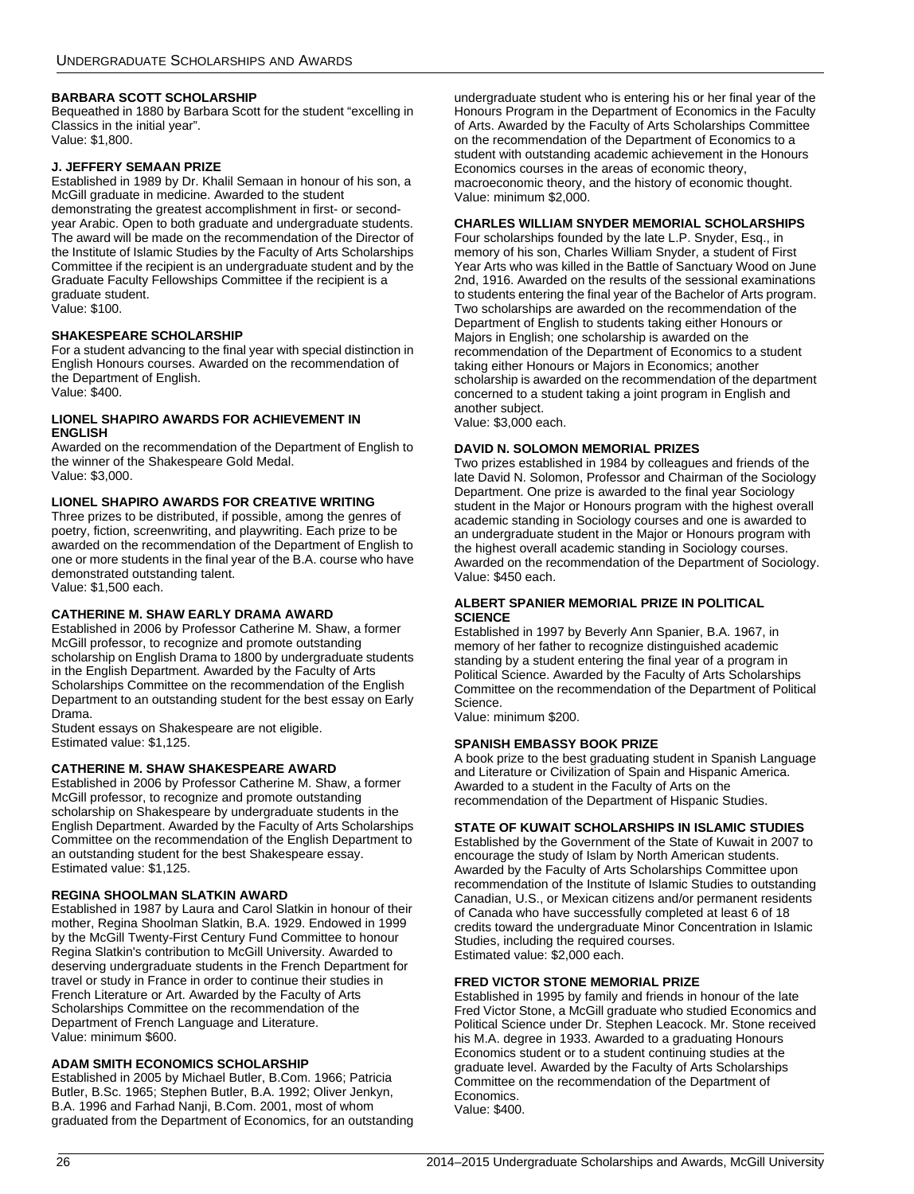### BARBARA SCOTT SCHOLARSHIP

Bequeathed in 1880 by Barbara Scott for the student "excelling in Classics in the initial year".
Value: $1,800.

### J. JEFFERY SEMAAN PRIZE

Established in 1989 by Dr. Khalil Semaan in honour of his son, a McGill graduate in medicine. Awarded to the student demonstrating the greatest accomplishment in first- or second-year Arabic. Open to both graduate and undergraduate students. The award will be made on the recommendation of the Director of the Institute of Islamic Studies by the Faculty of Arts Scholarships Committee if the recipient is an undergraduate student and by the Graduate Faculty Fellowships Committee if the recipient is a graduate student.
Value: $100.

### SHAKESPEARE SCHOLARSHIP

For a student advancing to the final year with special distinction in English Honours courses. Awarded on the recommendation of the Department of English.
Value: $400.

### LIONEL SHAPIRO AWARDS FOR ACHIEVEMENT IN ENGLISH

Awarded on the recommendation of the Department of English to the winner of the Shakespeare Gold Medal.
Value: $3,000.

### LIONEL SHAPIRO AWARDS FOR CREATIVE WRITING

Three prizes to be distributed, if possible, among the genres of poetry, fiction, screenwriting, and playwriting. Each prize to be awarded on the recommendation of the Department of English to one or more students in the final year of the B.A. course who have demonstrated outstanding talent.
Value: $1,500 each.

### CATHERINE M. SHAW EARLY DRAMA AWARD

Established in 2006 by Professor Catherine M. Shaw, a former McGill professor, to recognize and promote outstanding scholarship on English Drama to 1800 by undergraduate students in the English Department. Awarded by the Faculty of Arts Scholarships Committee on the recommendation of the English Department to an outstanding student for the best essay on Early Drama.
Student essays on Shakespeare are not eligible.
Estimated value: $1,125.

### CATHERINE M. SHAW SHAKESPEARE AWARD

Established in 2006 by Professor Catherine M. Shaw, a former McGill professor, to recognize and promote outstanding scholarship on Shakespeare by undergraduate students in the English Department. Awarded by the Faculty of Arts Scholarships Committee on the recommendation of the English Department to an outstanding student for the best Shakespeare essay.
Estimated value: $1,125.

### REGINA SHOOLMAN SLATKIN AWARD

Established in 1987 by Laura and Carol Slatkin in honour of their mother, Regina Shoolman Slatkin, B.A. 1929. Endowed in 1999 by the McGill Twenty-First Century Fund Committee to honour Regina Slatkin's contribution to McGill University. Awarded to deserving undergraduate students in the French Department for travel or study in France in order to continue their studies in French Literature or Art. Awarded by the Faculty of Arts Scholarships Committee on the recommendation of the Department of French Language and Literature.
Value: minimum $600.

### ADAM SMITH ECONOMICS SCHOLARSHIP

Established in 2005 by Michael Butler, B.Com. 1966; Patricia Butler, B.Sc. 1965; Stephen Butler, B.A. 1992; Oliver Jenkyn, B.A. 1996 and Farhad Nanji, B.Com. 2001, most of whom graduated from the Department of Economics, for an outstanding undergraduate student who is entering his or her final year of the Honours Program in the Department of Economics in the Faculty of Arts. Awarded by the Faculty of Arts Scholarships Committee on the recommendation of the Department of Economics to a student with outstanding academic achievement in the Honours Economics courses in the areas of economic theory, macroeconomic theory, and the history of economic thought.
Value: minimum $2,000.

### CHARLES WILLIAM SNYDER MEMORIAL SCHOLARSHIPS

Four scholarships founded by the late L.P. Snyder, Esq., in memory of his son, Charles William Snyder, a student of First Year Arts who was killed in the Battle of Sanctuary Wood on June 2nd, 1916. Awarded on the results of the sessional examinations to students entering the final year of the Bachelor of Arts program. Two scholarships are awarded on the recommendation of the Department of English to students taking either Honours or Majors in English; one scholarship is awarded on the recommendation of the Department of Economics to a student taking either Honours or Majors in Economics; another scholarship is awarded on the recommendation of the department concerned to a student taking a joint program in English and another subject.
Value: $3,000 each.

### DAVID N. SOLOMON MEMORIAL PRIZES

Two prizes established in 1984 by colleagues and friends of the late David N. Solomon, Professor and Chairman of the Sociology Department. One prize is awarded to the final year Sociology student in the Major or Honours program with the highest overall academic standing in Sociology courses and one is awarded to an undergraduate student in the Major or Honours program with the highest overall academic standing in Sociology courses. Awarded on the recommendation of the Department of Sociology.
Value: $450 each.

### ALBERT SPANIER MEMORIAL PRIZE IN POLITICAL SCIENCE

Established in 1997 by Beverly Ann Spanier, B.A. 1967, in memory of her father to recognize distinguished academic standing by a student entering the final year of a program in Political Science. Awarded by the Faculty of Arts Scholarships Committee on the recommendation of the Department of Political Science.
Value: minimum $200.

### SPANISH EMBASSY BOOK PRIZE

A book prize to the best graduating student in Spanish Language and Literature or Civilization of Spain and Hispanic America. Awarded to a student in the Faculty of Arts on the recommendation of the Department of Hispanic Studies.

### STATE OF KUWAIT SCHOLARSHIPS IN ISLAMIC STUDIES

Established by the Government of the State of Kuwait in 2007 to encourage the study of Islam by North American students. Awarded by the Faculty of Arts Scholarships Committee upon recommendation of the Institute of Islamic Studies to outstanding Canadian, U.S., or Mexican citizens and/or permanent residents of Canada who have successfully completed at least 6 of 18 credits toward the undergraduate Minor Concentration in Islamic Studies, including the required courses.
Estimated value: $2,000 each.

### FRED VICTOR STONE MEMORIAL PRIZE

Established in 1995 by family and friends in honour of the late Fred Victor Stone, a McGill graduate who studied Economics and Political Science under Dr. Stephen Leacock. Mr. Stone received his M.A. degree in 1933. Awarded to a graduating Honours Economics student or to a student continuing studies at the graduate level. Awarded by the Faculty of Arts Scholarships Committee on the recommendation of the Department of Economics.
Value: $400.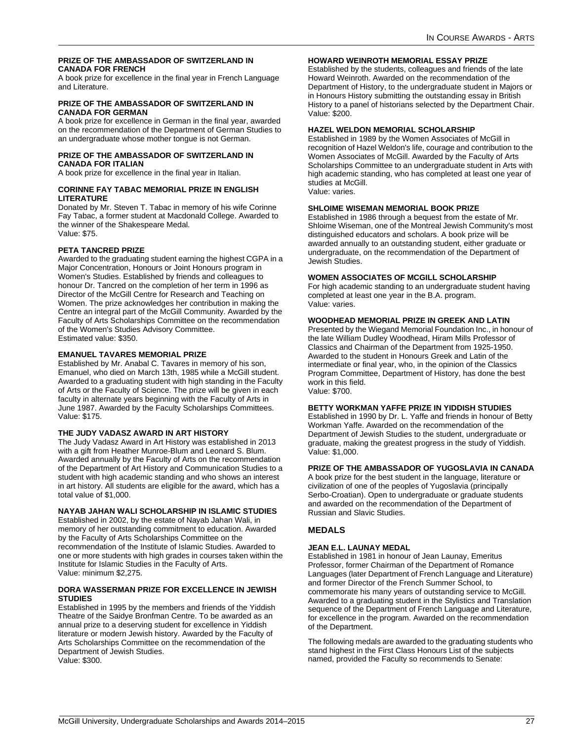#### PRIZE OF THE AMBASSADOR OF SWITZERLAND IN CANADA FOR FRENCH

A book prize for excellence in the final year in French Language and Literature.

#### PRIZE OF THE AMBASSADOR OF SWITZERLAND IN CANADA FOR GERMAN

A book prize for excellence in German in the final year, awarded on the recommendation of the Department of German Studies to an undergraduate whose mother tongue is not German.

#### PRIZE OF THE AMBASSADOR OF SWITZERLAND IN CANADA FOR ITALIAN

A book prize for excellence in the final year in Italian.

#### CORINNE FAY TABAC MEMORIAL PRIZE IN ENGLISH LITERATURE

Donated by Mr. Steven T. Tabac in memory of his wife Corinne Fay Tabac, a former student at Macdonald College. Awarded to the winner of the Shakespeare Medal.
Value: $75.

#### PETA TANCRED PRIZE

Awarded to the graduating student earning the highest CGPA in a Major Concentration, Honours or Joint Honours program in Women's Studies. Established by friends and colleagues to honour Dr. Tancred on the completion of her term in 1996 as Director of the McGill Centre for Research and Teaching on Women. The prize acknowledges her contribution in making the Centre an integral part of the McGill Community. Awarded by the Faculty of Arts Scholarships Committee on the recommendation of the Women's Studies Advisory Committee.
Estimated value: $350.

#### EMANUEL TAVARES MEMORIAL PRIZE

Established by Mr. Anabal C. Tavares in memory of his son, Emanuel, who died on March 13th, 1985 while a McGill student. Awarded to a graduating student with high standing in the Faculty of Arts or the Faculty of Science. The prize will be given in each faculty in alternate years beginning with the Faculty of Arts in June 1987. Awarded by the Faculty Scholarships Committees.
Value: $175.

#### THE JUDY VADASZ AWARD IN ART HISTORY

The Judy Vadasz Award in Art History was established in 2013 with a gift from Heather Munroe-Blum and Leonard S. Blum. Awarded annually by the Faculty of Arts on the recommendation of the Department of Art History and Communication Studies to a student with high academic standing and who shows an interest in art history. All students are eligible for the award, which has a total value of $1,000.

#### NAYAB JAHAN WALI SCHOLARSHIP IN ISLAMIC STUDIES

Established in 2002, by the estate of Nayab Jahan Wali, in memory of her outstanding commitment to education. Awarded by the Faculty of Arts Scholarships Committee on the recommendation of the Institute of Islamic Studies. Awarded to one or more students with high grades in courses taken within the Institute for Islamic Studies in the Faculty of Arts.
Value: minimum $2,275.

#### DORA WASSERMAN PRIZE FOR EXCELLENCE IN JEWISH STUDIES

Established in 1995 by the members and friends of the Yiddish Theatre of the Saidye Bronfman Centre. To be awarded as an annual prize to a deserving student for excellence in Yiddish literature or modern Jewish history. Awarded by the Faculty of Arts Scholarships Committee on the recommendation of the Department of Jewish Studies.
Value: $300.

#### HOWARD WEINROTH MEMORIAL ESSAY PRIZE

Established by the students, colleagues and friends of the late Howard Weinroth. Awarded on the recommendation of the Department of History, to the undergraduate student in Majors or in Honours History submitting the outstanding essay in British History to a panel of historians selected by the Department Chair.
Value: $200.

#### HAZEL WELDON MEMORIAL SCHOLARSHIP

Established in 1989 by the Women Associates of McGill in recognition of Hazel Weldon's life, courage and contribution to the Women Associates of McGill. Awarded by the Faculty of Arts Scholarships Committee to an undergraduate student in Arts with high academic standing, who has completed at least one year of studies at McGill.
Value: varies.

#### SHLOIME WISEMAN MEMORIAL BOOK PRIZE

Established in 1986 through a bequest from the estate of Mr. Shloime Wiseman, one of the Montreal Jewish Community's most distinguished educators and scholars. A book prize will be awarded annually to an outstanding student, either graduate or undergraduate, on the recommendation of the Department of Jewish Studies.

#### WOMEN ASSOCIATES OF MCGILL SCHOLARSHIP

For high academic standing to an undergraduate student having completed at least one year in the B.A. program.
Value: varies.

#### WOODHEAD MEMORIAL PRIZE IN GREEK AND LATIN

Presented by the Wiegand Memorial Foundation Inc., in honour of the late William Dudley Woodhead, Hiram Mills Professor of Classics and Chairman of the Department from 1925-1950. Awarded to the student in Honours Greek and Latin of the intermediate or final year, who, in the opinion of the Classics Program Committee, Department of History, has done the best work in this field.
Value: $700.

#### BETTY WORKMAN YAFFE PRIZE IN YIDDISH STUDIES

Established in 1990 by Dr. L. Yaffe and friends in honour of Betty Workman Yaffe. Awarded on the recommendation of the Department of Jewish Studies to the student, undergraduate or graduate, making the greatest progress in the study of Yiddish.
Value: $1,000.

#### PRIZE OF THE AMBASSADOR OF YUGOSLAVIA IN CANADA

A book prize for the best student in the language, literature or civilization of one of the peoples of Yugoslavia (principally Serbo-Croatian). Open to undergraduate or graduate students and awarded on the recommendation of the Department of Russian and Slavic Studies.

### MEDALS

#### JEAN E.L. LAUNAY MEDAL

Established in 1981 in honour of Jean Launay, Emeritus Professor, former Chairman of the Department of Romance Languages (later Department of French Language and Literature) and former Director of the French Summer School, to commemorate his many years of outstanding service to McGill. Awarded to a graduating student in the Stylistics and Translation sequence of the Department of French Language and Literature, for excellence in the program. Awarded on the recommendation of the Department.

The following medals are awarded to the graduating students who stand highest in the First Class Honours List of the subjects named, provided the Faculty so recommends to Senate: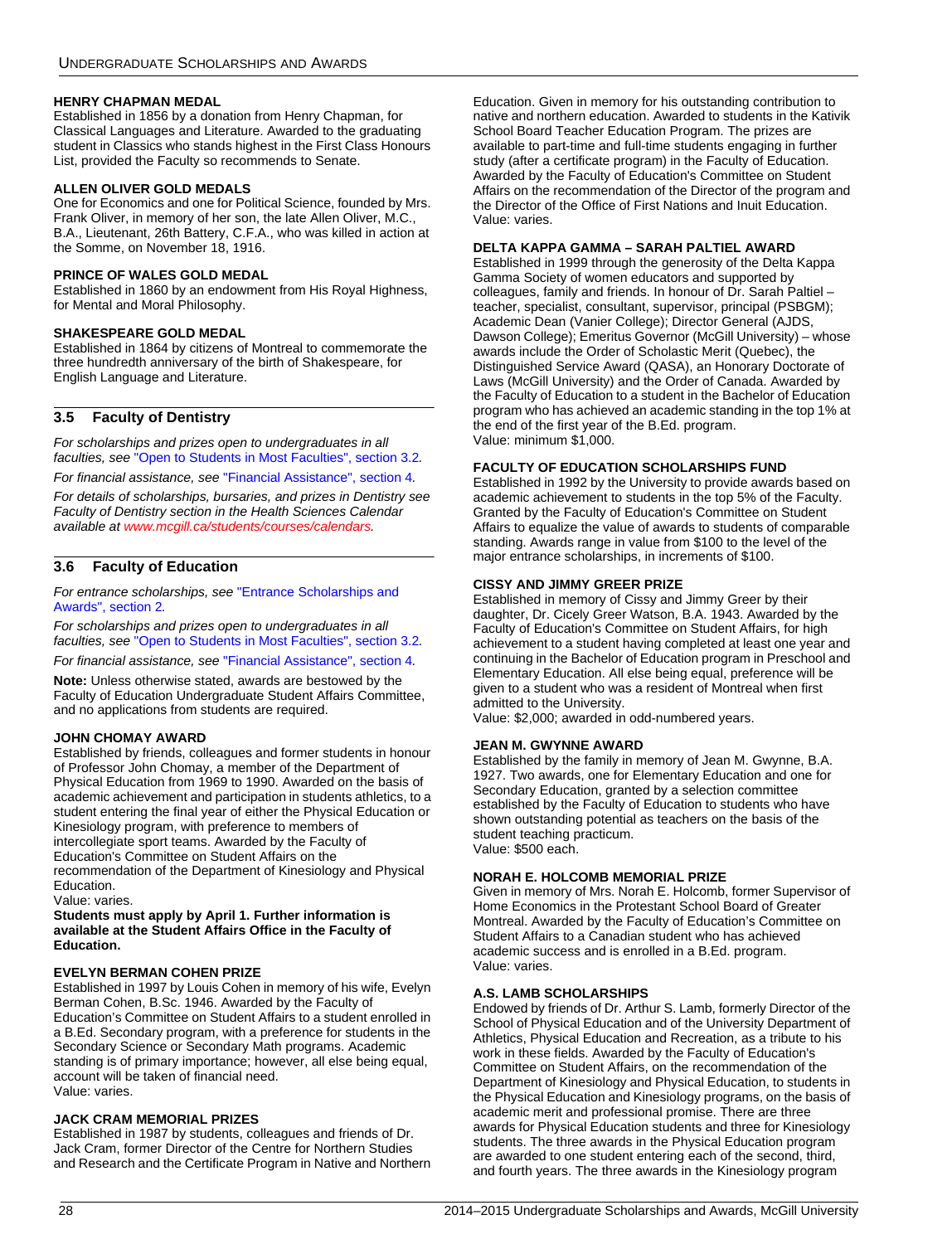#### HENRY CHAPMAN MEDAL

Established in 1856 by a donation from Henry Chapman, for Classical Languages and Literature. Awarded to the graduating student in Classics who stands highest in the First Class Honours List, provided the Faculty so recommends to Senate.

#### ALLEN OLIVER GOLD MEDALS

One for Economics and one for Political Science, founded by Mrs. Frank Oliver, in memory of her son, the late Allen Oliver, M.C., B.A., Lieutenant, 26th Battery, C.F.A., who was killed in action at the Somme, on November 18, 1916.

#### PRINCE OF WALES GOLD MEDAL

Established in 1860 by an endowment from His Royal Highness, for Mental and Moral Philosophy.

#### SHAKESPEARE GOLD MEDAL

Established in 1864 by citizens of Montreal to commemorate the three hundredth anniversary of the birth of Shakespeare, for English Language and Literature.

## 3.5 Faculty of Dentistry

*For scholarships and prizes open to undergraduates in all faculties, see* "Open to Students in Most Faculties", section 3.2*.*

*For financial assistance, see* "Financial Assistance", section 4*.*

*For details of scholarships, bursaries, and prizes in Dentistry see Faculty of Dentistry section in the Health Sciences Calendar available at www.mcgill.ca/students/courses/calendars.*

## 3.6 Faculty of Education

*For entrance scholarships, see* "Entrance Scholarships and Awards", section 2*.*

*For scholarships and prizes open to undergraduates in all faculties, see* "Open to Students in Most Faculties", section 3.2*.*

*For financial assistance, see* "Financial Assistance", section 4*.*

**Note:** Unless otherwise stated, awards are bestowed by the Faculty of Education Undergraduate Student Affairs Committee, and no applications from students are required.

#### JOHN CHOMAY AWARD

Established by friends, colleagues and former students in honour of Professor John Chomay, a member of the Department of Physical Education from 1969 to 1990. Awarded on the basis of academic achievement and participation in students athletics, to a student entering the final year of either the Physical Education or Kinesiology program, with preference to members of intercollegiate sport teams. Awarded by the Faculty of Education's Committee on Student Affairs on the recommendation of the Department of Kinesiology and Physical Education.
Value: varies.
**Students must apply by April 1. Further information is available at the Student Affairs Office in the Faculty of Education.**

#### EVELYN BERMAN COHEN PRIZE

Established in 1997 by Louis Cohen in memory of his wife, Evelyn Berman Cohen, B.Sc. 1946. Awarded by the Faculty of Education's Committee on Student Affairs to a student enrolled in a B.Ed. Secondary program, with a preference for students in the Secondary Science or Secondary Math programs. Academic standing is of primary importance; however, all else being equal, account will be taken of financial need.
Value: varies.

#### JACK CRAM MEMORIAL PRIZES

Established in 1987 by students, colleagues and friends of Dr. Jack Cram, former Director of the Centre for Northern Studies and Research and the Certificate Program in Native and Northern Education. Given in memory for his outstanding contribution to native and northern education. Awarded to students in the Kativik School Board Teacher Education Program. The prizes are available to part-time and full-time students engaging in further study (after a certificate program) in the Faculty of Education. Awarded by the Faculty of Education's Committee on Student Affairs on the recommendation of the Director of the program and the Director of the Office of First Nations and Inuit Education.
Value: varies.

#### DELTA KAPPA GAMMA – SARAH PALTIEL AWARD

Established in 1999 through the generosity of the Delta Kappa Gamma Society of women educators and supported by colleagues, family and friends. In honour of Dr. Sarah Paltiel – teacher, specialist, consultant, supervisor, principal (PSBGM); Academic Dean (Vanier College); Director General (AJDS, Dawson College); Emeritus Governor (McGill University) – whose awards include the Order of Scholastic Merit (Quebec), the Distinguished Service Award (QASA), an Honorary Doctorate of Laws (McGill University) and the Order of Canada. Awarded by the Faculty of Education to a student in the Bachelor of Education program who has achieved an academic standing in the top 1% at the end of the first year of the B.Ed. program.
Value: minimum $1,000.

#### FACULTY OF EDUCATION SCHOLARSHIPS FUND

Established in 1992 by the University to provide awards based on academic achievement to students in the top 5% of the Faculty. Granted by the Faculty of Education's Committee on Student Affairs to equalize the value of awards to students of comparable standing. Awards range in value from $100 to the level of the major entrance scholarships, in increments of $100.

#### CISSY AND JIMMY GREER PRIZE

Established in memory of Cissy and Jimmy Greer by their daughter, Dr. Cicely Greer Watson, B.A. 1943. Awarded by the Faculty of Education's Committee on Student Affairs, for high achievement to a student having completed at least one year and continuing in the Bachelor of Education program in Preschool and Elementary Education. All else being equal, preference will be given to a student who was a resident of Montreal when first admitted to the University.
Value: $2,000; awarded in odd-numbered years.

#### JEAN M. GWYNNE AWARD

Established by the family in memory of Jean M. Gwynne, B.A. 1927. Two awards, one for Elementary Education and one for Secondary Education, granted by a selection committee established by the Faculty of Education to students who have shown outstanding potential as teachers on the basis of the student teaching practicum.
Value: $500 each.

#### NORAH E. HOLCOMB MEMORIAL PRIZE

Given in memory of Mrs. Norah E. Holcomb, former Supervisor of Home Economics in the Protestant School Board of Greater Montreal. Awarded by the Faculty of Education's Committee on Student Affairs to a Canadian student who has achieved academic success and is enrolled in a B.Ed. program.
Value: varies.

#### A.S. LAMB SCHOLARSHIPS

Endowed by friends of Dr. Arthur S. Lamb, formerly Director of the School of Physical Education and of the University Department of Athletics, Physical Education and Recreation, as a tribute to his work in these fields. Awarded by the Faculty of Education's Committee on Student Affairs, on the recommendation of the Department of Kinesiology and Physical Education, to students in the Physical Education and Kinesiology programs, on the basis of academic merit and professional promise. There are three awards for Physical Education students and three for Kinesiology students. The three awards in the Physical Education program are awarded to one student entering each of the second, third, and fourth years. The three awards in the Kinesiology program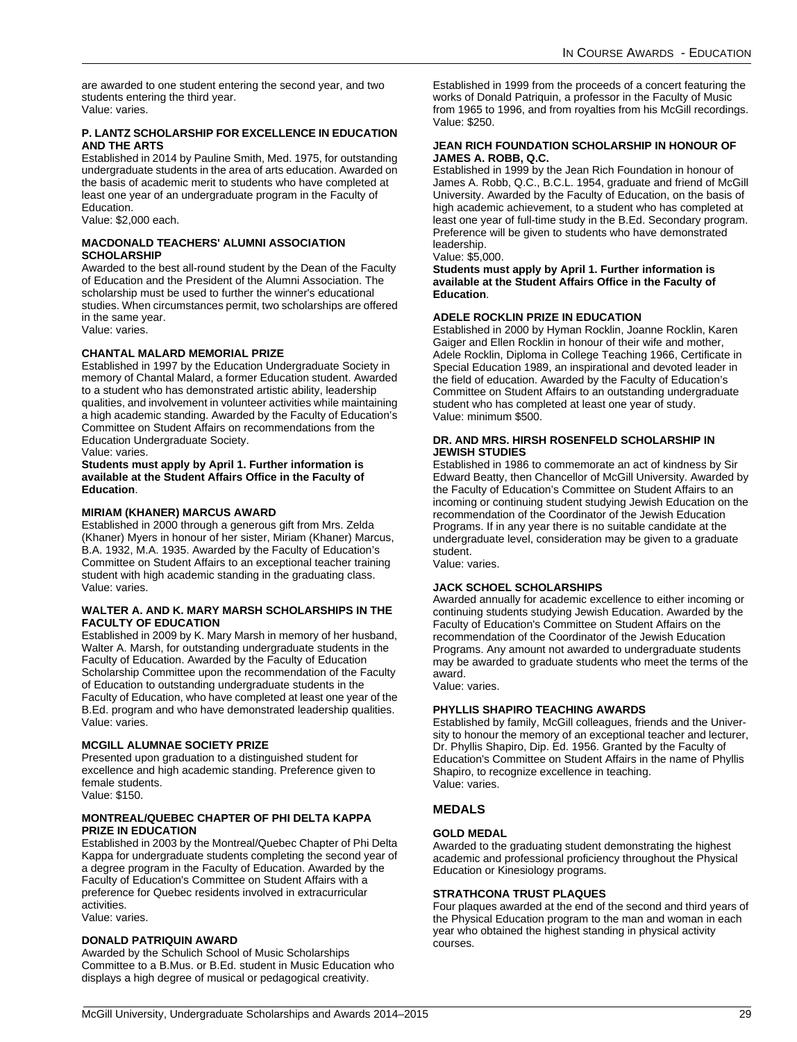are awarded to one student entering the second year, and two students entering the third year.
Value: varies.

#### P. LANTZ SCHOLARSHIP FOR EXCELLENCE IN EDUCATION AND THE ARTS

Established in 2014 by Pauline Smith, Med. 1975, for outstanding undergraduate students in the area of arts education. Awarded on the basis of academic merit to students who have completed at least one year of an undergraduate program in the Faculty of Education.
Value: $2,000 each.

#### MACDONALD TEACHERS' ALUMNI ASSOCIATION SCHOLARSHIP

Awarded to the best all-round student by the Dean of the Faculty of Education and the President of the Alumni Association. The scholarship must be used to further the winner's educational studies. When circumstances permit, two scholarships are offered in the same year.
Value: varies.

#### CHANTAL MALARD MEMORIAL PRIZE

Established in 1997 by the Education Undergraduate Society in memory of Chantal Malard, a former Education student. Awarded to a student who has demonstrated artistic ability, leadership qualities, and involvement in volunteer activities while maintaining a high academic standing. Awarded by the Faculty of Education's Committee on Student Affairs on recommendations from the Education Undergraduate Society.
Value: varies.
**Students must apply by April 1. Further information is available at the Student Affairs Office in the Faculty of Education**.

#### MIRIAM (KHANER) MARCUS AWARD

Established in 2000 through a generous gift from Mrs. Zelda (Khaner) Myers in honour of her sister, Miriam (Khaner) Marcus, B.A. 1932, M.A. 1935. Awarded by the Faculty of Education's Committee on Student Affairs to an exceptional teacher training student with high academic standing in the graduating class.
Value: varies.

#### WALTER A. AND K. MARY MARSH SCHOLARSHIPS IN THE FACULTY OF EDUCATION

Established in 2009 by K. Mary Marsh in memory of her husband, Walter A. Marsh, for outstanding undergraduate students in the Faculty of Education. Awarded by the Faculty of Education Scholarship Committee upon the recommendation of the Faculty of Education to outstanding undergraduate students in the Faculty of Education, who have completed at least one year of the B.Ed. program and who have demonstrated leadership qualities.
Value: varies.

#### MCGILL ALUMNAE SOCIETY PRIZE

Presented upon graduation to a distinguished student for excellence and high academic standing. Preference given to female students.
Value: $150.

#### MONTREAL/QUEBEC CHAPTER OF PHI DELTA KAPPA PRIZE IN EDUCATION

Established in 2003 by the Montreal/Quebec Chapter of Phi Delta Kappa for undergraduate students completing the second year of a degree program in the Faculty of Education. Awarded by the Faculty of Education's Committee on Student Affairs with a preference for Quebec residents involved in extracurricular activities.
Value: varies.

#### DONALD PATRIQUIN AWARD

Awarded by the Schulich School of Music Scholarships Committee to a B.Mus. or B.Ed. student in Music Education who displays a high degree of musical or pedagogical creativity. Established in 1999 from the proceeds of a concert featuring the works of Donald Patriquin, a professor in the Faculty of Music from 1965 to 1996, and from royalties from his McGill recordings.
Value: $250.

#### JEAN RICH FOUNDATION SCHOLARSHIP IN HONOUR OF JAMES A. ROBB, Q.C.

Established in 1999 by the Jean Rich Foundation in honour of James A. Robb, Q.C., B.C.L. 1954, graduate and friend of McGill University. Awarded by the Faculty of Education, on the basis of high academic achievement, to a student who has completed at least one year of full-time study in the B.Ed. Secondary program. Preference will be given to students who have demonstrated leadership.
Value: $5,000.
**Students must apply by April 1. Further information is available at the Student Affairs Office in the Faculty of Education**.

#### ADELE ROCKLIN PRIZE IN EDUCATION

Established in 2000 by Hyman Rocklin, Joanne Rocklin, Karen Gaiger and Ellen Rocklin in honour of their wife and mother, Adele Rocklin, Diploma in College Teaching 1966, Certificate in Special Education 1989, an inspirational and devoted leader in the field of education. Awarded by the Faculty of Education's Committee on Student Affairs to an outstanding undergraduate student who has completed at least one year of study.
Value: minimum $500.

#### DR. AND MRS. HIRSH ROSENFELD SCHOLARSHIP IN JEWISH STUDIES

Established in 1986 to commemorate an act of kindness by Sir Edward Beatty, then Chancellor of McGill University. Awarded by the Faculty of Education's Committee on Student Affairs to an incoming or continuing student studying Jewish Education on the recommendation of the Coordinator of the Jewish Education Programs. If in any year there is no suitable candidate at the undergraduate level, consideration may be given to a graduate student.
Value: varies.

#### JACK SCHOEL SCHOLARSHIPS

Awarded annually for academic excellence to either incoming or continuing students studying Jewish Education. Awarded by the Faculty of Education's Committee on Student Affairs on the recommendation of the Coordinator of the Jewish Education Programs. Any amount not awarded to undergraduate students may be awarded to graduate students who meet the terms of the award.
Value: varies.

#### PHYLLIS SHAPIRO TEACHING AWARDS

Established by family, McGill colleagues, friends and the University to honour the memory of an exceptional teacher and lecturer, Dr. Phyllis Shapiro, Dip. Ed. 1956. Granted by the Faculty of Education's Committee on Student Affairs in the name of Phyllis Shapiro, to recognize excellence in teaching.
Value: varies.

### MEDALS

#### GOLD MEDAL

Awarded to the graduating student demonstrating the highest academic and professional proficiency throughout the Physical Education or Kinesiology programs.

#### STRATHCONA TRUST PLAQUES

Four plaques awarded at the end of the second and third years of the Physical Education program to the man and woman in each year who obtained the highest standing in physical activity courses.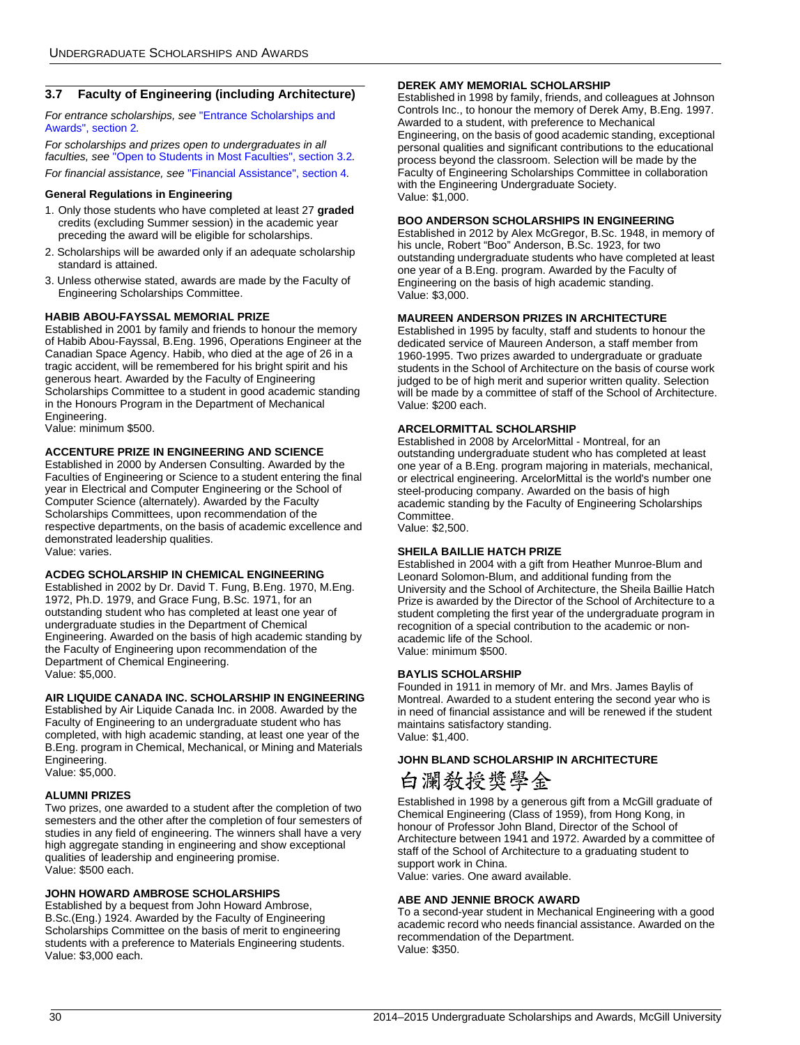## 3.7 Faculty of Engineering (including Architecture)

*For entrance scholarships, see* "Entrance Scholarships and Awards", section 2*.*

*For scholarships and prizes open to undergraduates in all faculties, see* "Open to Students in Most Faculties", section 3.2*.*

*For financial assistance, see* "Financial Assistance", section 4*.*

### General Regulations in Engineering

1. Only those students who have completed at least 27 **graded** credits (excluding Summer session) in the academic year preceding the award will be eligible for scholarships.
2. Scholarships will be awarded only if an adequate scholarship standard is attained.
3. Unless otherwise stated, awards are made by the Faculty of Engineering Scholarships Committee.

#### HABIB ABOU-FAYSSAL MEMORIAL PRIZE

Established in 2001 by family and friends to honour the memory of Habib Abou-Fayssal, B.Eng. 1996, Operations Engineer at the Canadian Space Agency. Habib, who died at the age of 26 in a tragic accident, will be remembered for his bright spirit and his generous heart. Awarded by the Faculty of Engineering Scholarships Committee to a student in good academic standing in the Honours Program in the Department of Mechanical Engineering.
Value: minimum $500.

#### ACCENTURE PRIZE IN ENGINEERING AND SCIENCE

Established in 2000 by Andersen Consulting. Awarded by the Faculties of Engineering or Science to a student entering the final year in Electrical and Computer Engineering or the School of Computer Science (alternately). Awarded by the Faculty Scholarships Committees, upon recommendation of the respective departments, on the basis of academic excellence and demonstrated leadership qualities.
Value: varies.

#### ACDEG SCHOLARSHIP IN CHEMICAL ENGINEERING

Established in 2002 by Dr. David T. Fung, B.Eng. 1970, M.Eng. 1972, Ph.D. 1979, and Grace Fung, B.Sc. 1971, for an outstanding student who has completed at least one year of undergraduate studies in the Department of Chemical Engineering. Awarded on the basis of high academic standing by the Faculty of Engineering upon recommendation of the Department of Chemical Engineering.
Value: $5,000.

#### AIR LIQUIDE CANADA INC. SCHOLARSHIP IN ENGINEERING

Established by Air Liquide Canada Inc. in 2008. Awarded by the Faculty of Engineering to an undergraduate student who has completed, with high academic standing, at least one year of the B.Eng. program in Chemical, Mechanical, or Mining and Materials Engineering.
Value: $5,000.

#### ALUMNI PRIZES

Two prizes, one awarded to a student after the completion of two semesters and the other after the completion of four semesters of studies in any field of engineering. The winners shall have a very high aggregate standing in engineering and show exceptional qualities of leadership and engineering promise.
Value: $500 each.

#### JOHN HOWARD AMBROSE SCHOLARSHIPS

Established by a bequest from John Howard Ambrose, B.Sc.(Eng.) 1924. Awarded by the Faculty of Engineering Scholarships Committee on the basis of merit to engineering students with a preference to Materials Engineering students.
Value: $3,000 each.

#### DEREK AMY MEMORIAL SCHOLARSHIP

Established in 1998 by family, friends, and colleagues at Johnson Controls Inc., to honour the memory of Derek Amy, B.Eng. 1997. Awarded to a student, with preference to Mechanical Engineering, on the basis of good academic standing, exceptional personal qualities and significant contributions to the educational process beyond the classroom. Selection will be made by the Faculty of Engineering Scholarships Committee in collaboration with the Engineering Undergraduate Society.
Value: $1,000.

#### BOO ANDERSON SCHOLARSHIPS IN ENGINEERING

Established in 2012 by Alex McGregor, B.Sc. 1948, in memory of his uncle, Robert "Boo" Anderson, B.Sc. 1923, for two outstanding undergraduate students who have completed at least one year of a B.Eng. program. Awarded by the Faculty of Engineering on the basis of high academic standing.
Value: $3,000.

#### MAUREEN ANDERSON PRIZES IN ARCHITECTURE

Established in 1995 by faculty, staff and students to honour the dedicated service of Maureen Anderson, a staff member from 1960-1995. Two prizes awarded to undergraduate or graduate students in the School of Architecture on the basis of course work judged to be of high merit and superior written quality. Selection will be made by a committee of staff of the School of Architecture.
Value: $200 each.

#### ARCELORMITTAL SCHOLARSHIP

Established in 2008 by ArcelorMittal - Montreal, for an outstanding undergraduate student who has completed at least one year of a B.Eng. program majoring in materials, mechanical, or electrical engineering. ArcelorMittal is the world's number one steel-producing company. Awarded on the basis of high academic standing by the Faculty of Engineering Scholarships Committee.
Value: $2,500.

#### SHEILA BAILLIE HATCH PRIZE

Established in 2004 with a gift from Heather Munroe-Blum and Leonard Solomon-Blum, and additional funding from the University and the School of Architecture, the Sheila Baillie Hatch Prize is awarded by the Director of the School of Architecture to a student completing the first year of the undergraduate program in recognition of a special contribution to the academic or non-academic life of the School.
Value: minimum $500.

#### BAYLIS SCHOLARSHIP

Founded in 1911 in memory of Mr. and Mrs. James Baylis of Montreal. Awarded to a student entering the second year who is in need of financial assistance and will be renewed if the student maintains satisfactory standing.
Value: $1,400.

#### JOHN BLAND SCHOLARSHIP IN ARCHITECTURE

白瀾教授獎學金

Established in 1998 by a generous gift from a McGill graduate of Chemical Engineering (Class of 1959), from Hong Kong, in honour of Professor John Bland, Director of the School of Architecture between 1941 and 1972. Awarded by a committee of staff of the School of Architecture to a graduating student to support work in China.
Value: varies. One award available.

#### ABE AND JENNIE BROCK AWARD

To a second-year student in Mechanical Engineering with a good academic record who needs financial assistance. Awarded on the recommendation of the Department.
Value: $350.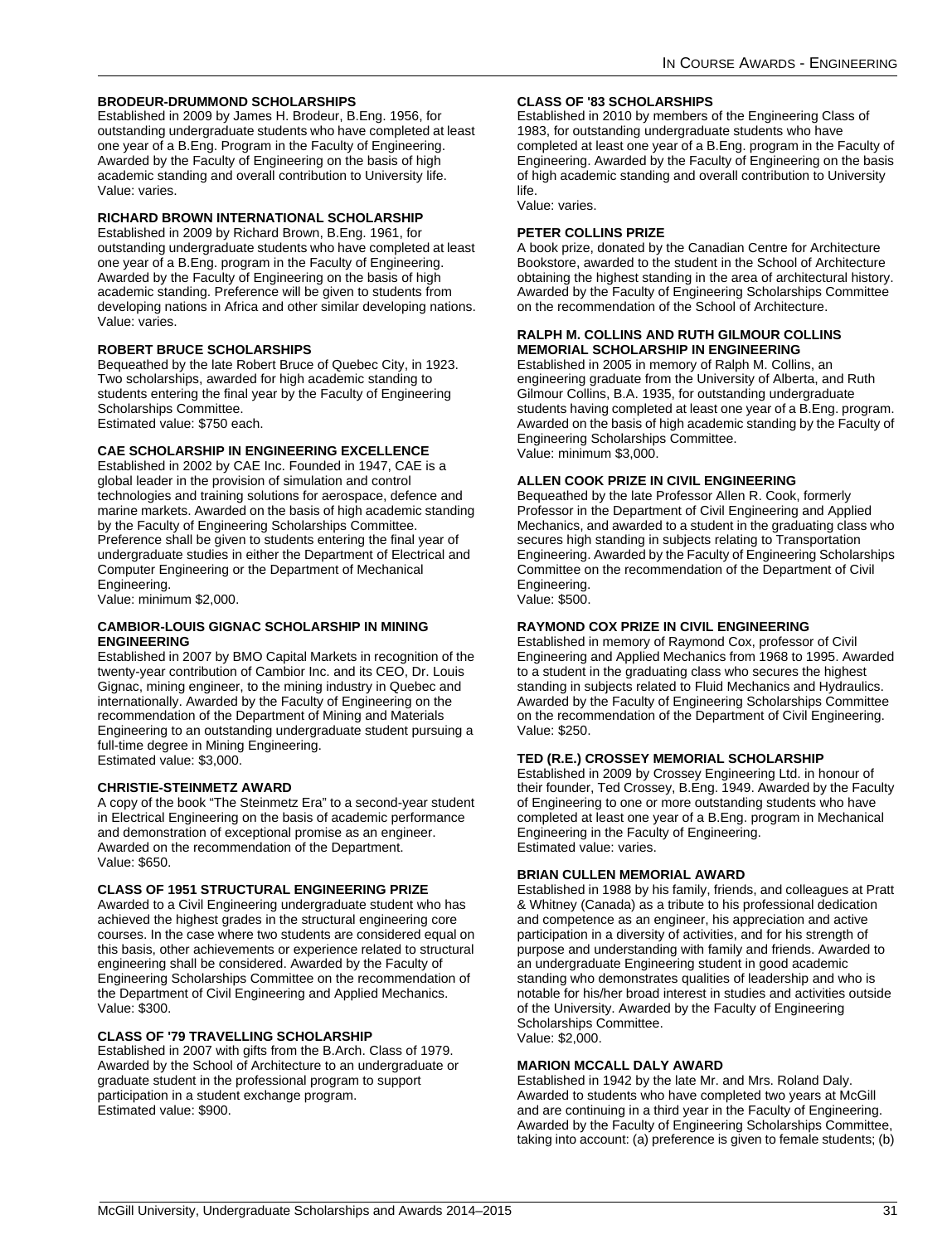### BRODEUR-DRUMMOND SCHOLARSHIPS

Established in 2009 by James H. Brodeur, B.Eng. 1956, for outstanding undergraduate students who have completed at least one year of a B.Eng. Program in the Faculty of Engineering. Awarded by the Faculty of Engineering on the basis of high academic standing and overall contribution to University life.
Value: varies.

### RICHARD BROWN INTERNATIONAL SCHOLARSHIP

Established in 2009 by Richard Brown, B.Eng. 1961, for outstanding undergraduate students who have completed at least one year of a B.Eng. program in the Faculty of Engineering. Awarded by the Faculty of Engineering on the basis of high academic standing. Preference will be given to students from developing nations in Africa and other similar developing nations.
Value: varies.

### ROBERT BRUCE SCHOLARSHIPS

Bequeathed by the late Robert Bruce of Quebec City, in 1923. Two scholarships, awarded for high academic standing to students entering the final year by the Faculty of Engineering Scholarships Committee.
Estimated value: $750 each.

### CAE SCHOLARSHIP IN ENGINEERING EXCELLENCE

Established in 2002 by CAE Inc. Founded in 1947, CAE is a global leader in the provision of simulation and control technologies and training solutions for aerospace, defence and marine markets. Awarded on the basis of high academic standing by the Faculty of Engineering Scholarships Committee. Preference shall be given to students entering the final year of undergraduate studies in either the Department of Electrical and Computer Engineering or the Department of Mechanical Engineering.
Value: minimum $2,000.

### CAMBIOR-LOUIS GIGNAC SCHOLARSHIP IN MINING ENGINEERING

Established in 2007 by BMO Capital Markets in recognition of the twenty-year contribution of Cambior Inc. and its CEO, Dr. Louis Gignac, mining engineer, to the mining industry in Quebec and internationally. Awarded by the Faculty of Engineering on the recommendation of the Department of Mining and Materials Engineering to an outstanding undergraduate student pursuing a full-time degree in Mining Engineering.
Estimated value: $3,000.

### CHRISTIE-STEINMETZ AWARD

A copy of the book “The Steinmetz Era” to a second-year student in Electrical Engineering on the basis of academic performance and demonstration of exceptional promise as an engineer. Awarded on the recommendation of the Department.
Value: $650.

### CLASS OF 1951 STRUCTURAL ENGINEERING PRIZE

Awarded to a Civil Engineering undergraduate student who has achieved the highest grades in the structural engineering core courses. In the case where two students are considered equal on this basis, other achievements or experience related to structural engineering shall be considered. Awarded by the Faculty of Engineering Scholarships Committee on the recommendation of the Department of Civil Engineering and Applied Mechanics.
Value: $300.

### CLASS OF '79 TRAVELLING SCHOLARSHIP

Established in 2007 with gifts from the B.Arch. Class of 1979. Awarded by the School of Architecture to an undergraduate or graduate student in the professional program to support participation in a student exchange program.
Estimated value: $900.

### CLASS OF '83 SCHOLARSHIPS

Established in 2010 by members of the Engineering Class of 1983, for outstanding undergraduate students who have completed at least one year of a B.Eng. program in the Faculty of Engineering. Awarded by the Faculty of Engineering on the basis of high academic standing and overall contribution to University life.
Value: varies.

### PETER COLLINS PRIZE

A book prize, donated by the Canadian Centre for Architecture Bookstore, awarded to the student in the School of Architecture obtaining the highest standing in the area of architectural history. Awarded by the Faculty of Engineering Scholarships Committee on the recommendation of the School of Architecture.

### RALPH M. COLLINS AND RUTH GILMOUR COLLINS MEMORIAL SCHOLARSHIP IN ENGINEERING

Established in 2005 in memory of Ralph M. Collins, an engineering graduate from the University of Alberta, and Ruth Gilmour Collins, B.A. 1935, for outstanding undergraduate students having completed at least one year of a B.Eng. program. Awarded on the basis of high academic standing by the Faculty of Engineering Scholarships Committee.
Value: minimum $3,000.

### ALLEN COOK PRIZE IN CIVIL ENGINEERING

Bequeathed by the late Professor Allen R. Cook, formerly Professor in the Department of Civil Engineering and Applied Mechanics, and awarded to a student in the graduating class who secures high standing in subjects relating to Transportation Engineering. Awarded by the Faculty of Engineering Scholarships Committee on the recommendation of the Department of Civil Engineering.
Value: $500.

### RAYMOND COX PRIZE IN CIVIL ENGINEERING

Established in memory of Raymond Cox, professor of Civil Engineering and Applied Mechanics from 1968 to 1995. Awarded to a student in the graduating class who secures the highest standing in subjects related to Fluid Mechanics and Hydraulics. Awarded by the Faculty of Engineering Scholarships Committee on the recommendation of the Department of Civil Engineering.
Value: $250.

### TED (R.E.) CROSSEY MEMORIAL SCHOLARSHIP

Established in 2009 by Crossey Engineering Ltd. in honour of their founder, Ted Crossey, B.Eng. 1949. Awarded by the Faculty of Engineering to one or more outstanding students who have completed at least one year of a B.Eng. program in Mechanical Engineering in the Faculty of Engineering.
Estimated value: varies.

### BRIAN CULLEN MEMORIAL AWARD

Established in 1988 by his family, friends, and colleagues at Pratt & Whitney (Canada) as a tribute to his professional dedication and competence as an engineer, his appreciation and active participation in a diversity of activities, and for his strength of purpose and understanding with family and friends. Awarded to an undergraduate Engineering student in good academic standing who demonstrates qualities of leadership and who is notable for his/her broad interest in studies and activities outside of the University. Awarded by the Faculty of Engineering Scholarships Committee.
Value: $2,000.

### MARION MCCALL DALY AWARD

Established in 1942 by the late Mr. and Mrs. Roland Daly. Awarded to students who have completed two years at McGill and are continuing in a third year in the Faculty of Engineering. Awarded by the Faculty of Engineering Scholarships Committee, taking into account: (a) preference is given to female students; (b)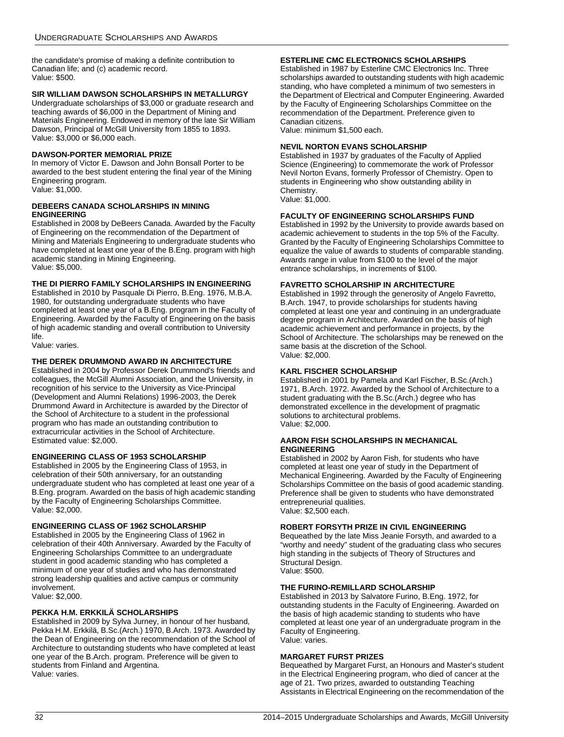the candidate's promise of making a definite contribution to Canadian life; and (c) academic record.
Value: $500.

### SIR WILLIAM DAWSON SCHOLARSHIPS IN METALLURGY

Undergraduate scholarships of $3,000 or graduate research and teaching awards of $6,000 in the Department of Mining and Materials Engineering. Endowed in memory of the late Sir William Dawson, Principal of McGill University from 1855 to 1893.
Value: $3,000 or $6,000 each.

### DAWSON-PORTER MEMORIAL PRIZE

In memory of Victor E. Dawson and John Bonsall Porter to be awarded to the best student entering the final year of the Mining Engineering program.
Value: $1,000.

### DEBEERS CANADA SCHOLARSHIPS IN MINING ENGINEERING

Established in 2008 by DeBeers Canada. Awarded by the Faculty of Engineering on the recommendation of the Department of Mining and Materials Engineering to undergraduate students who have completed at least one year of the B.Eng. program with high academic standing in Mining Engineering.
Value: $5,000.

### THE DI PIERRO FAMILY SCHOLARSHIPS IN ENGINEERING

Established in 2010 by Pasquale Di Pierro, B.Eng. 1976, M.B.A. 1980, for outstanding undergraduate students who have completed at least one year of a B.Eng. program in the Faculty of Engineering. Awarded by the Faculty of Engineering on the basis of high academic standing and overall contribution to University life.
Value: varies.

### THE DEREK DRUMMOND AWARD IN ARCHITECTURE

Established in 2004 by Professor Derek Drummond's friends and colleagues, the McGill Alumni Association, and the University, in recognition of his service to the University as Vice-Principal (Development and Alumni Relations) 1996-2003, the Derek Drummond Award in Architecture is awarded by the Director of the School of Architecture to a student in the professional program who has made an outstanding contribution to extracurricular activities in the School of Architecture.
Estimated value: $2,000.

### ENGINEERING CLASS OF 1953 SCHOLARSHIP

Established in 2005 by the Engineering Class of 1953, in celebration of their 50th anniversary, for an outstanding undergraduate student who has completed at least one year of a B.Eng. program. Awarded on the basis of high academic standing by the Faculty of Engineering Scholarships Committee.
Value: $2,000.

### ENGINEERING CLASS OF 1962 SCHOLARSHIP

Established in 2005 by the Engineering Class of 1962 in celebration of their 40th Anniversary. Awarded by the Faculty of Engineering Scholarships Committee to an undergraduate student in good academic standing who has completed a minimum of one year of studies and who has demonstrated strong leadership qualities and active campus or community involvement.
Value: $2,000.

### PEKKA H.M. ERKKILÄ SCHOLARSHIPS

Established in 2009 by Sylva Jurney, in honour of her husband, Pekka H.M. Erkkilä, B.Sc.(Arch.) 1970, B.Arch. 1973. Awarded by the Dean of Engineering on the recommendation of the School of Architecture to outstanding students who have completed at least one year of the B.Arch. program. Preference will be given to students from Finland and Argentina.
Value: varies.

### ESTERLINE CMC ELECTRONICS SCHOLARSHIPS

Established in 1987 by Esterline CMC Electronics Inc. Three scholarships awarded to outstanding students with high academic standing, who have completed a minimum of two semesters in the Department of Electrical and Computer Engineering. Awarded by the Faculty of Engineering Scholarships Committee on the recommendation of the Department. Preference given to Canadian citizens.
Value: minimum $1,500 each.

### NEVIL NORTON EVANS SCHOLARSHIP

Established in 1937 by graduates of the Faculty of Applied Science (Engineering) to commemorate the work of Professor Nevil Norton Evans, formerly Professor of Chemistry. Open to students in Engineering who show outstanding ability in Chemistry.
Value: $1,000.

### FACULTY OF ENGINEERING SCHOLARSHIPS FUND

Established in 1992 by the University to provide awards based on academic achievement to students in the top 5% of the Faculty. Granted by the Faculty of Engineering Scholarships Committee to equalize the value of awards to students of comparable standing. Awards range in value from $100 to the level of the major entrance scholarships, in increments of $100.

### FAVRETTO SCHOLARSHIP IN ARCHITECTURE

Established in 1992 through the generosity of Angelo Favretto, B.Arch. 1947, to provide scholarships for students having completed at least one year and continuing in an undergraduate degree program in Architecture. Awarded on the basis of high academic achievement and performance in projects, by the School of Architecture. The scholarships may be renewed on the same basis at the discretion of the School.
Value: $2,000.

### KARL FISCHER SCHOLARSHIP

Established in 2001 by Pamela and Karl Fischer, B.Sc.(Arch.) 1971, B.Arch. 1972. Awarded by the School of Architecture to a student graduating with the B.Sc.(Arch.) degree who has demonstrated excellence in the development of pragmatic solutions to architectural problems.
Value: $2,000.

### AARON FISH SCHOLARSHIPS IN MECHANICAL ENGINEERING

Established in 2002 by Aaron Fish, for students who have completed at least one year of study in the Department of Mechanical Engineering. Awarded by the Faculty of Engineering Scholarships Committee on the basis of good academic standing. Preference shall be given to students who have demonstrated entrepreneurial qualities.
Value: $2,500 each.

### ROBERT FORSYTH PRIZE IN CIVIL ENGINEERING

Bequeathed by the late Miss Jeanie Forsyth, and awarded to a "worthy and needy" student of the graduating class who secures high standing in the subjects of Theory of Structures and Structural Design.
Value: $500.

### THE FURINO-REMILLARD SCHOLARSHIP

Established in 2013 by Salvatore Furino, B.Eng. 1972, for outstanding students in the Faculty of Engineering. Awarded on the basis of high academic standing to students who have completed at least one year of an undergraduate program in the Faculty of Engineering.
Value: varies.

### MARGARET FURST PRIZES

Bequeathed by Margaret Furst, an Honours and Master's student in the Electrical Engineering program, who died of cancer at the age of 21. Two prizes, awarded to outstanding Teaching Assistants in Electrical Engineering on the recommendation of the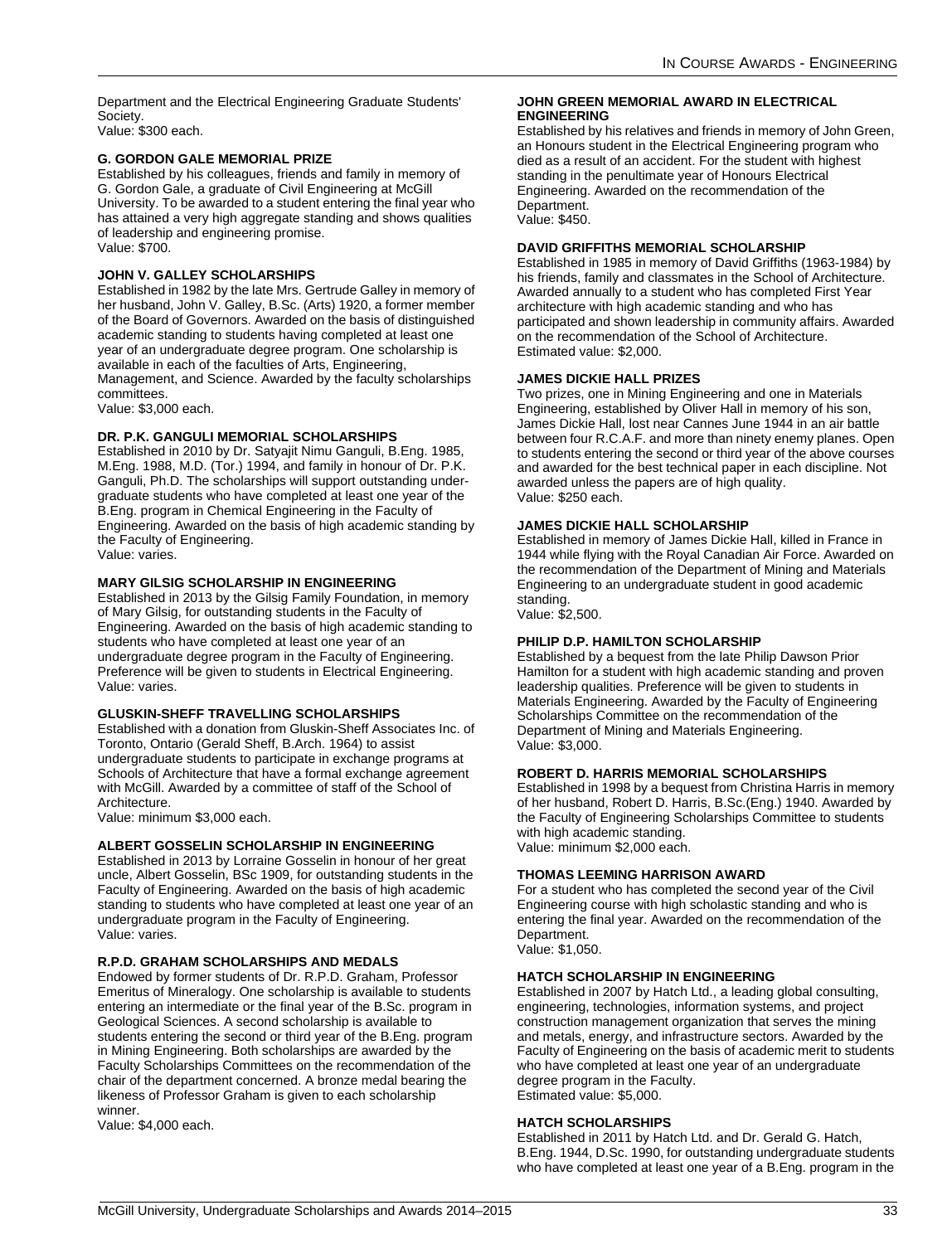Department and the Electrical Engineering Graduate Students' Society.
Value: $300 each.

### G. GORDON GALE MEMORIAL PRIZE

Established by his colleagues, friends and family in memory of G. Gordon Gale, a graduate of Civil Engineering at McGill University. To be awarded to a student entering the final year who has attained a very high aggregate standing and shows qualities of leadership and engineering promise.
Value: $700.

### JOHN V. GALLEY SCHOLARSHIPS

Established in 1982 by the late Mrs. Gertrude Galley in memory of her husband, John V. Galley, B.Sc. (Arts) 1920, a former member of the Board of Governors. Awarded on the basis of distinguished academic standing to students having completed at least one year of an undergraduate degree program. One scholarship is available in each of the faculties of Arts, Engineering, Management, and Science. Awarded by the faculty scholarships committees.
Value: $3,000 each.

### DR. P.K. GANGULI MEMORIAL SCHOLARSHIPS

Established in 2010 by Dr. Satyajit Nimu Ganguli, B.Eng. 1985, M.Eng. 1988, M.D. (Tor.) 1994, and family in honour of Dr. P.K. Ganguli, Ph.D. The scholarships will support outstanding undergraduate students who have completed at least one year of the B.Eng. program in Chemical Engineering in the Faculty of Engineering. Awarded on the basis of high academic standing by the Faculty of Engineering.
Value: varies.

### MARY GILSIG SCHOLARSHIP IN ENGINEERING

Established in 2013 by the Gilsig Family Foundation, in memory of Mary Gilsig, for outstanding students in the Faculty of Engineering. Awarded on the basis of high academic standing to students who have completed at least one year of an undergraduate degree program in the Faculty of Engineering. Preference will be given to students in Electrical Engineering.
Value: varies.

### GLUSKIN-SHEFF TRAVELLING SCHOLARSHIPS

Established with a donation from Gluskin-Sheff Associates Inc. of Toronto, Ontario (Gerald Sheff, B.Arch. 1964) to assist undergraduate students to participate in exchange programs at Schools of Architecture that have a formal exchange agreement with McGill. Awarded by a committee of staff of the School of Architecture.
Value: minimum $3,000 each.

### ALBERT GOSSELIN SCHOLARSHIP IN ENGINEERING

Established in 2013 by Lorraine Gosselin in honour of her great uncle, Albert Gosselin, BSc 1909, for outstanding students in the Faculty of Engineering. Awarded on the basis of high academic standing to students who have completed at least one year of an undergraduate program in the Faculty of Engineering.
Value: varies.

### R.P.D. GRAHAM SCHOLARSHIPS AND MEDALS

Endowed by former students of Dr. R.P.D. Graham, Professor Emeritus of Mineralogy. One scholarship is available to students entering an intermediate or the final year of the B.Sc. program in Geological Sciences. A second scholarship is available to students entering the second or third year of the B.Eng. program in Mining Engineering. Both scholarships are awarded by the Faculty Scholarships Committees on the recommendation of the chair of the department concerned. A bronze medal bearing the likeness of Professor Graham is given to each scholarship winner.
Value: $4,000 each.

### JOHN GREEN MEMORIAL AWARD IN ELECTRICAL ENGINEERING

Established by his relatives and friends in memory of John Green, an Honours student in the Electrical Engineering program who died as a result of an accident. For the student with highest standing in the penultimate year of Honours Electrical Engineering. Awarded on the recommendation of the Department.
Value: $450.

### DAVID GRIFFITHS MEMORIAL SCHOLARSHIP

Established in 1985 in memory of David Griffiths (1963-1984) by his friends, family and classmates in the School of Architecture. Awarded annually to a student who has completed First Year architecture with high academic standing and who has participated and shown leadership in community affairs. Awarded on the recommendation of the School of Architecture.
Estimated value: $2,000.

### JAMES DICKIE HALL PRIZES

Two prizes, one in Mining Engineering and one in Materials Engineering, established by Oliver Hall in memory of his son, James Dickie Hall, lost near Cannes June 1944 in an air battle between four R.C.A.F. and more than ninety enemy planes. Open to students entering the second or third year of the above courses and awarded for the best technical paper in each discipline. Not awarded unless the papers are of high quality.
Value: $250 each.

### JAMES DICKIE HALL SCHOLARSHIP

Established in memory of James Dickie Hall, killed in France in 1944 while flying with the Royal Canadian Air Force. Awarded on the recommendation of the Department of Mining and Materials Engineering to an undergraduate student in good academic standing.
Value: $2,500.

### PHILIP D.P. HAMILTON SCHOLARSHIP

Established by a bequest from the late Philip Dawson Prior Hamilton for a student with high academic standing and proven leadership qualities. Preference will be given to students in Materials Engineering. Awarded by the Faculty of Engineering Scholarships Committee on the recommendation of the Department of Mining and Materials Engineering.
Value: $3,000.

### ROBERT D. HARRIS MEMORIAL SCHOLARSHIPS

Established in 1998 by a bequest from Christina Harris in memory of her husband, Robert D. Harris, B.Sc.(Eng.) 1940. Awarded by the Faculty of Engineering Scholarships Committee to students with high academic standing.
Value: minimum $2,000 each.

### THOMAS LEEMING HARRISON AWARD

For a student who has completed the second year of the Civil Engineering course with high scholastic standing and who is entering the final year. Awarded on the recommendation of the Department.
Value: $1,050.

### HATCH SCHOLARSHIP IN ENGINEERING

Established in 2007 by Hatch Ltd., a leading global consulting, engineering, technologies, information systems, and project construction management organization that serves the mining and metals, energy, and infrastructure sectors. Awarded by the Faculty of Engineering on the basis of academic merit to students who have completed at least one year of an undergraduate degree program in the Faculty.
Estimated value: $5,000.

### HATCH SCHOLARSHIPS

Established in 2011 by Hatch Ltd. and Dr. Gerald G. Hatch, B.Eng. 1944, D.Sc. 1990, for outstanding undergraduate students who have completed at least one year of a B.Eng. program in the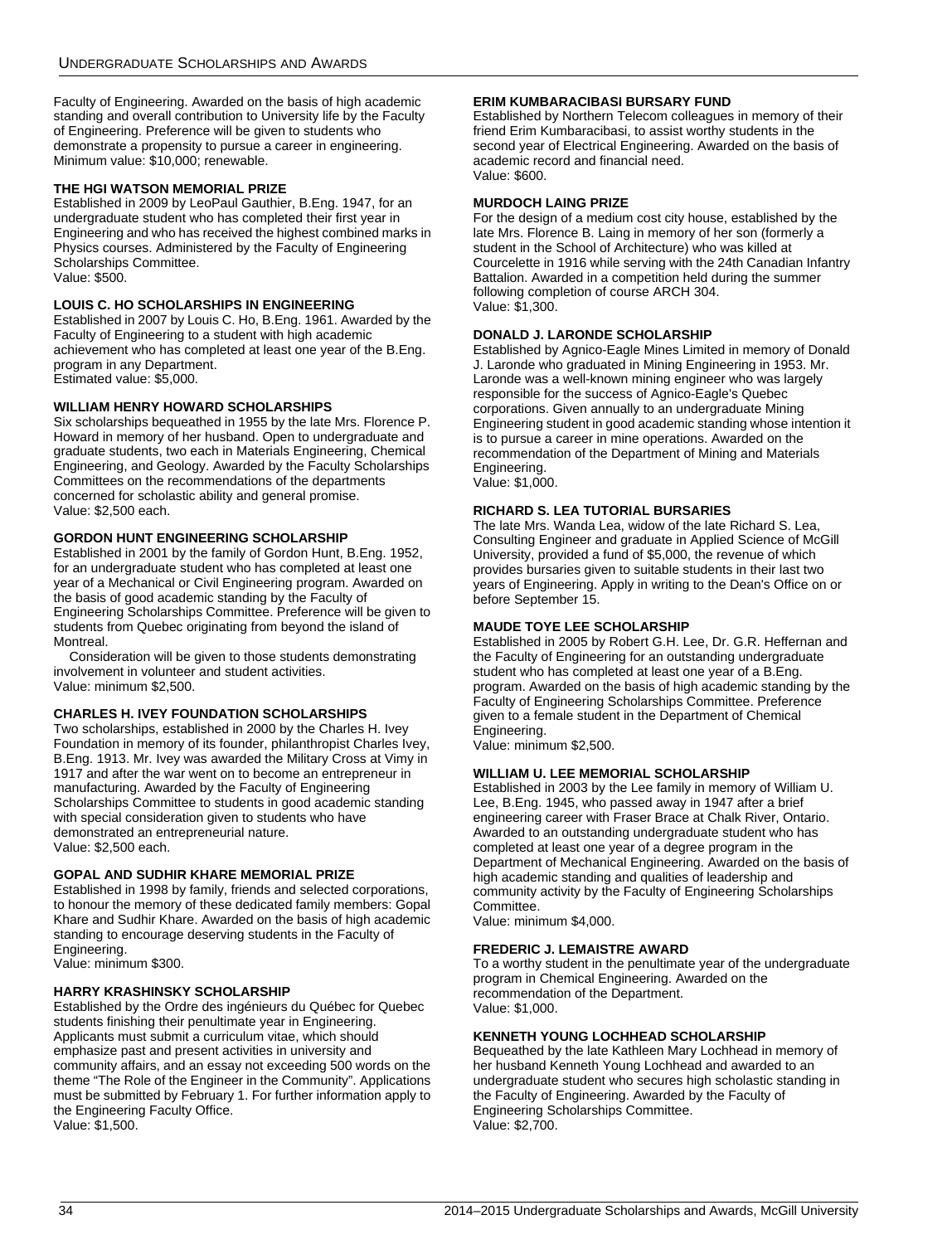Faculty of Engineering. Awarded on the basis of high academic standing and overall contribution to University life by the Faculty of Engineering. Preference will be given to students who demonstrate a propensity to pursue a career in engineering. Minimum value: $10,000; renewable.

**THE HGI WATSON MEMORIAL PRIZE**
Established in 2009 by LeoPaul Gauthier, B.Eng. 1947, for an undergraduate student who has completed their first year in Engineering and who has received the highest combined marks in Physics courses. Administered by the Faculty of Engineering Scholarships Committee.
Value: $500.

**LOUIS C. HO SCHOLARSHIPS IN ENGINEERING**
Established in 2007 by Louis C. Ho, B.Eng. 1961. Awarded by the Faculty of Engineering to a student with high academic achievement who has completed at least one year of the B.Eng. program in any Department.
Estimated value: $5,000.

**WILLIAM HENRY HOWARD SCHOLARSHIPS**
Six scholarships bequeathed in 1955 by the late Mrs. Florence P. Howard in memory of her husband. Open to undergraduate and graduate students, two each in Materials Engineering, Chemical Engineering, and Geology. Awarded by the Faculty Scholarships Committees on the recommendations of the departments concerned for scholastic ability and general promise.
Value: $2,500 each.

**GORDON HUNT ENGINEERING SCHOLARSHIP**
Established in 2001 by the family of Gordon Hunt, B.Eng. 1952, for an undergraduate student who has completed at least one year of a Mechanical or Civil Engineering program. Awarded on the basis of good academic standing by the Faculty of Engineering Scholarships Committee. Preference will be given to students from Quebec originating from beyond the island of Montreal.

Consideration will be given to those students demonstrating involvement in volunteer and student activities.
Value: minimum $2,500.

**CHARLES H. IVEY FOUNDATION SCHOLARSHIPS**
Two scholarships, established in 2000 by the Charles H. Ivey Foundation in memory of its founder, philanthropist Charles Ivey, B.Eng. 1913. Mr. Ivey was awarded the Military Cross at Vimy in 1917 and after the war went on to become an entrepreneur in manufacturing. Awarded by the Faculty of Engineering Scholarships Committee to students in good academic standing with special consideration given to students who have demonstrated an entrepreneurial nature.
Value: $2,500 each.

**GOPAL AND SUDHIR KHARE MEMORIAL PRIZE**
Established in 1998 by family, friends and selected corporations, to honour the memory of these dedicated family members: Gopal Khare and Sudhir Khare. Awarded on the basis of high academic standing to encourage deserving students in the Faculty of Engineering.
Value: minimum $300.

**HARRY KRASHINSKY SCHOLARSHIP**
Established by the Ordre des ingénieurs du Québec for Quebec students finishing their penultimate year in Engineering. Applicants must submit a curriculum vitae, which should emphasize past and present activities in university and community affairs, and an essay not exceeding 500 words on the theme "The Role of the Engineer in the Community". Applications must be submitted by February 1. For further information apply to the Engineering Faculty Office.
Value: $1,500.

**ERIM KUMBARACIBASI BURSARY FUND**
Established by Northern Telecom colleagues in memory of their friend Erim Kumbaracibasi, to assist worthy students in the second year of Electrical Engineering. Awarded on the basis of academic record and financial need.
Value: $600.

**MURDOCH LAING PRIZE**
For the design of a medium cost city house, established by the late Mrs. Florence B. Laing in memory of her son (formerly a student in the School of Architecture) who was killed at Courcelette in 1916 while serving with the 24th Canadian Infantry Battalion. Awarded in a competition held during the summer following completion of course ARCH 304.
Value: $1,300.

**DONALD J. LARONDE SCHOLARSHIP**
Established by Agnico-Eagle Mines Limited in memory of Donald J. Laronde who graduated in Mining Engineering in 1953. Mr. Laronde was a well-known mining engineer who was largely responsible for the success of Agnico-Eagle's Quebec corporations. Given annually to an undergraduate Mining Engineering student in good academic standing whose intention it is to pursue a career in mine operations. Awarded on the recommendation of the Department of Mining and Materials Engineering.
Value: $1,000.

**RICHARD S. LEA TUTORIAL BURSARIES**
The late Mrs. Wanda Lea, widow of the late Richard S. Lea, Consulting Engineer and graduate in Applied Science of McGill University, provided a fund of $5,000, the revenue of which provides bursaries given to suitable students in their last two years of Engineering. Apply in writing to the Dean's Office on or before September 15.

**MAUDE TOYE LEE SCHOLARSHIP**
Established in 2005 by Robert G.H. Lee, Dr. G.R. Heffernan and the Faculty of Engineering for an outstanding undergraduate student who has completed at least one year of a B.Eng. program. Awarded on the basis of high academic standing by the Faculty of Engineering Scholarships Committee. Preference given to a female student in the Department of Chemical Engineering.
Value: minimum $2,500.

**WILLIAM U. LEE MEMORIAL SCHOLARSHIP**
Established in 2003 by the Lee family in memory of William U. Lee, B.Eng. 1945, who passed away in 1947 after a brief engineering career with Fraser Brace at Chalk River, Ontario. Awarded to an outstanding undergraduate student who has completed at least one year of a degree program in the Department of Mechanical Engineering. Awarded on the basis of high academic standing and qualities of leadership and community activity by the Faculty of Engineering Scholarships Committee.
Value: minimum $4,000.

**FREDERIC J. LEMAISTRE AWARD**
To a worthy student in the penultimate year of the undergraduate program in Chemical Engineering. Awarded on the recommendation of the Department.
Value: $1,000.

**KENNETH YOUNG LOCHHEAD SCHOLARSHIP**
Bequeathed by the late Kathleen Mary Lochhead in memory of her husband Kenneth Young Lochhead and awarded to an undergraduate student who secures high scholastic standing in the Faculty of Engineering. Awarded by the Faculty of Engineering Scholarships Committee.
Value: $2,700.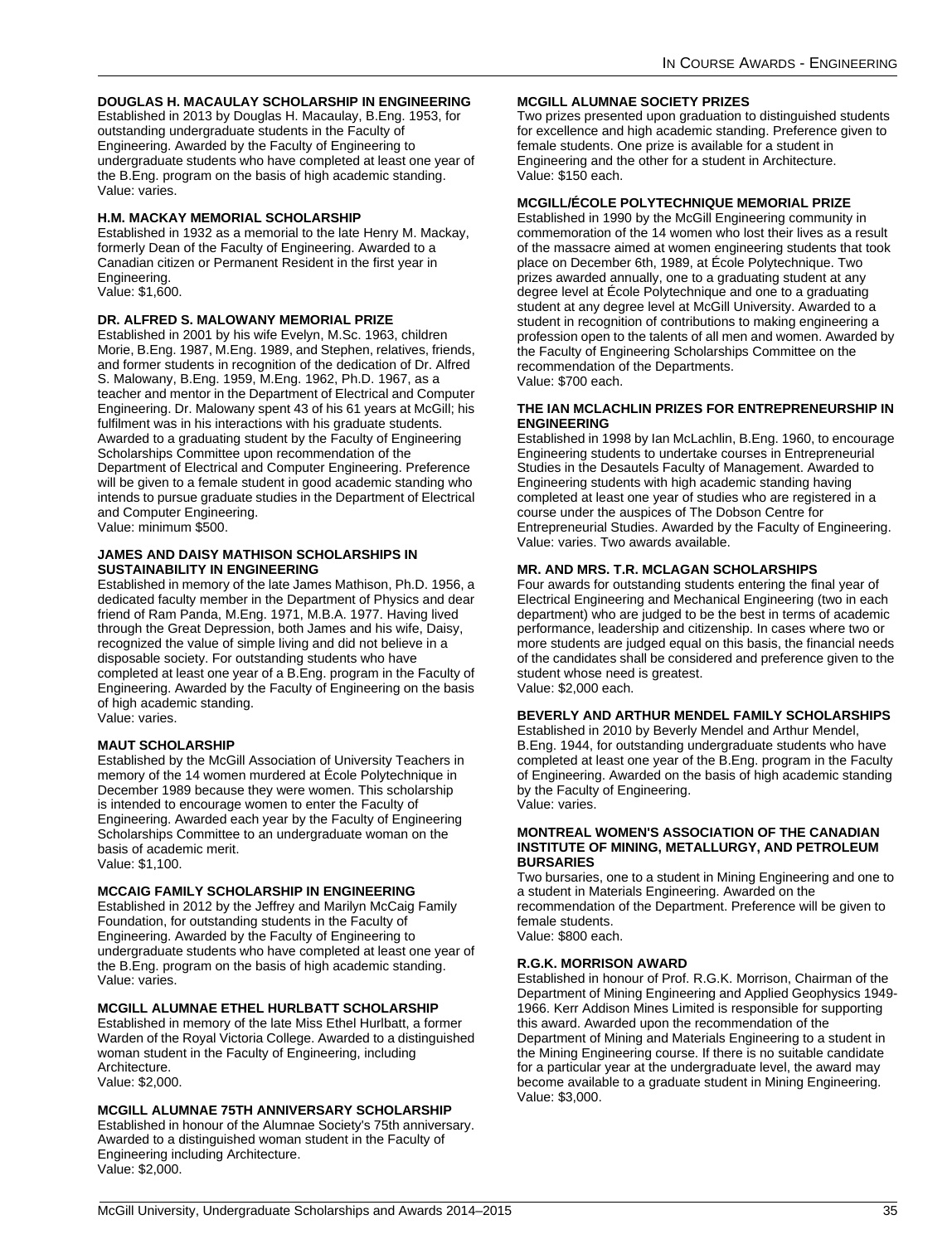#### DOUGLAS H. MACAULAY SCHOLARSHIP IN ENGINEERING

Established in 2013 by Douglas H. Macaulay, B.Eng. 1953, for outstanding undergraduate students in the Faculty of Engineering. Awarded by the Faculty of Engineering to undergraduate students who have completed at least one year of the B.Eng. program on the basis of high academic standing.
Value: varies.

#### H.M. MACKAY MEMORIAL SCHOLARSHIP

Established in 1932 as a memorial to the late Henry M. Mackay, formerly Dean of the Faculty of Engineering. Awarded to a Canadian citizen or Permanent Resident in the first year in Engineering.
Value: $1,600.

#### DR. ALFRED S. MALOWANY MEMORIAL PRIZE

Established in 2001 by his wife Evelyn, M.Sc. 1963, children Morie, B.Eng. 1987, M.Eng. 1989, and Stephen, relatives, friends, and former students in recognition of the dedication of Dr. Alfred S. Malowany, B.Eng. 1959, M.Eng. 1962, Ph.D. 1967, as a teacher and mentor in the Department of Electrical and Computer Engineering. Dr. Malowany spent 43 of his 61 years at McGill; his fulfilment was in his interactions with his graduate students. Awarded to a graduating student by the Faculty of Engineering Scholarships Committee upon recommendation of the Department of Electrical and Computer Engineering. Preference will be given to a female student in good academic standing who intends to pursue graduate studies in the Department of Electrical and Computer Engineering.
Value: minimum $500.

#### JAMES AND DAISY MATHISON SCHOLARSHIPS IN SUSTAINABILITY IN ENGINEERING

Established in memory of the late James Mathison, Ph.D. 1956, a dedicated faculty member in the Department of Physics and dear friend of Ram Panda, M.Eng. 1971, M.B.A. 1977. Having lived through the Great Depression, both James and his wife, Daisy, recognized the value of simple living and did not believe in a disposable society. For outstanding students who have completed at least one year of a B.Eng. program in the Faculty of Engineering. Awarded by the Faculty of Engineering on the basis of high academic standing.
Value: varies.

#### MAUT SCHOLARSHIP

Established by the McGill Association of University Teachers in memory of the 14 women murdered at École Polytechnique in December 1989 because they were women. This scholarship is intended to encourage women to enter the Faculty of Engineering. Awarded each year by the Faculty of Engineering Scholarships Committee to an undergraduate woman on the basis of academic merit.
Value: $1,100.

#### MCCAIG FAMILY SCHOLARSHIP IN ENGINEERING

Established in 2012 by the Jeffrey and Marilyn McCaig Family Foundation, for outstanding students in the Faculty of Engineering. Awarded by the Faculty of Engineering to undergraduate students who have completed at least one year of the B.Eng. program on the basis of high academic standing.
Value: varies.

#### MCGILL ALUMNAE ETHEL HURLBATT SCHOLARSHIP

Established in memory of the late Miss Ethel Hurlbatt, a former Warden of the Royal Victoria College. Awarded to a distinguished woman student in the Faculty of Engineering, including Architecture.
Value: $2,000.

#### MCGILL ALUMNAE 75TH ANNIVERSARY SCHOLARSHIP

Established in honour of the Alumnae Society's 75th anniversary. Awarded to a distinguished woman student in the Faculty of Engineering including Architecture.
Value: $2,000.

#### MCGILL ALUMNAE SOCIETY PRIZES

Two prizes presented upon graduation to distinguished students for excellence and high academic standing. Preference given to female students. One prize is available for a student in Engineering and the other for a student in Architecture.
Value: $150 each.

#### MCGILL/ÉCOLE POLYTECHNIQUE MEMORIAL PRIZE

Established in 1990 by the McGill Engineering community in commemoration of the 14 women who lost their lives as a result of the massacre aimed at women engineering students that took place on December 6th, 1989, at École Polytechnique. Two prizes awarded annually, one to a graduating student at any degree level at École Polytechnique and one to a graduating student at any degree level at McGill University. Awarded to a student in recognition of contributions to making engineering a profession open to the talents of all men and women. Awarded by the Faculty of Engineering Scholarships Committee on the recommendation of the Departments.
Value: $700 each.

#### THE IAN MCLACHLIN PRIZES FOR ENTREPRENEURSHIP IN ENGINEERING

Established in 1998 by Ian McLachlin, B.Eng. 1960, to encourage Engineering students to undertake courses in Entrepreneurial Studies in the Desautels Faculty of Management. Awarded to Engineering students with high academic standing having completed at least one year of studies who are registered in a course under the auspices of The Dobson Centre for Entrepreneurial Studies. Awarded by the Faculty of Engineering.
Value: varies. Two awards available.

#### MR. AND MRS. T.R. MCLAGAN SCHOLARSHIPS

Four awards for outstanding students entering the final year of Electrical Engineering and Mechanical Engineering (two in each department) who are judged to be the best in terms of academic performance, leadership and citizenship. In cases where two or more students are judged equal on this basis, the financial needs of the candidates shall be considered and preference given to the student whose need is greatest.
Value: $2,000 each.

#### BEVERLY AND ARTHUR MENDEL FAMILY SCHOLARSHIPS

Established in 2010 by Beverly Mendel and Arthur Mendel, B.Eng. 1944, for outstanding undergraduate students who have completed at least one year of the B.Eng. program in the Faculty of Engineering. Awarded on the basis of high academic standing by the Faculty of Engineering.
Value: varies.

#### MONTREAL WOMEN'S ASSOCIATION OF THE CANADIAN INSTITUTE OF MINING, METALLURGY, AND PETROLEUM BURSARIES

Two bursaries, one to a student in Mining Engineering and one to a student in Materials Engineering. Awarded on the recommendation of the Department. Preference will be given to female students.
Value: $800 each.

#### R.G.K. MORRISON AWARD

Established in honour of Prof. R.G.K. Morrison, Chairman of the Department of Mining Engineering and Applied Geophysics 1949-1966. Kerr Addison Mines Limited is responsible for supporting this award. Awarded upon the recommendation of the Department of Mining and Materials Engineering to a student in the Mining Engineering course. If there is no suitable candidate for a particular year at the undergraduate level, the award may become available to a graduate student in Mining Engineering.
Value: $3,000.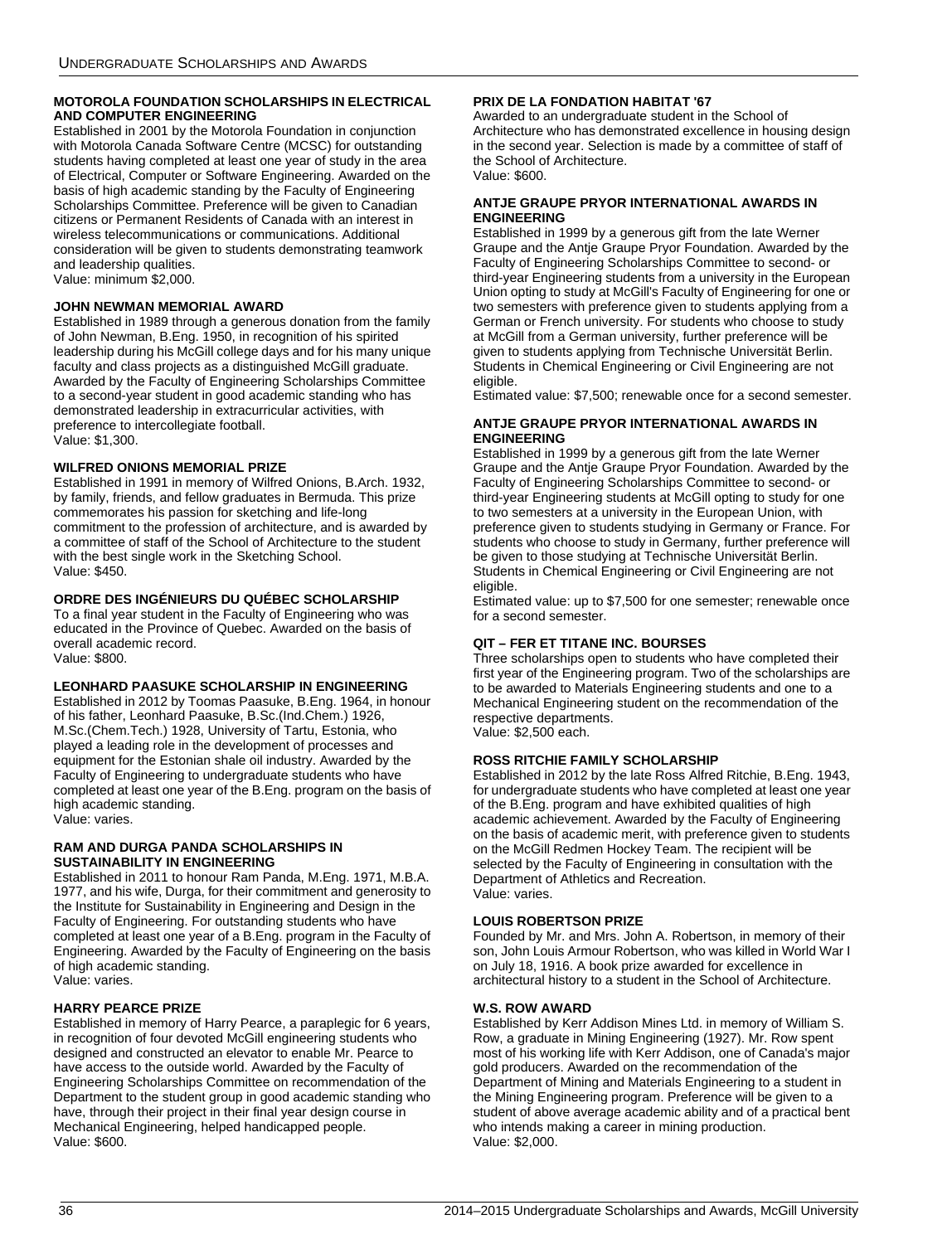#### MOTOROLA FOUNDATION SCHOLARSHIPS IN ELECTRICAL AND COMPUTER ENGINEERING

Established in 2001 by the Motorola Foundation in conjunction with Motorola Canada Software Centre (MCSC) for outstanding students having completed at least one year of study in the area of Electrical, Computer or Software Engineering. Awarded on the basis of high academic standing by the Faculty of Engineering Scholarships Committee. Preference will be given to Canadian citizens or Permanent Residents of Canada with an interest in wireless telecommunications or communications. Additional consideration will be given to students demonstrating teamwork and leadership qualities.
Value: minimum $2,000.

#### JOHN NEWMAN MEMORIAL AWARD

Established in 1989 through a generous donation from the family of John Newman, B.Eng. 1950, in recognition of his spirited leadership during his McGill college days and for his many unique faculty and class projects as a distinguished McGill graduate. Awarded by the Faculty of Engineering Scholarships Committee to a second-year student in good academic standing who has demonstrated leadership in extracurricular activities, with preference to intercollegiate football.
Value: $1,300.

#### WILFRED ONIONS MEMORIAL PRIZE

Established in 1991 in memory of Wilfred Onions, B.Arch. 1932, by family, friends, and fellow graduates in Bermuda. This prize commemorates his passion for sketching and life-long commitment to the profession of architecture, and is awarded by a committee of staff of the School of Architecture to the student with the best single work in the Sketching School.
Value: $450.

#### ORDRE DES INGÉNIEURS DU QUÉBEC SCHOLARSHIP

To a final year student in the Faculty of Engineering who was educated in the Province of Quebec. Awarded on the basis of overall academic record.
Value: $800.

#### LEONHARD PAASUKE SCHOLARSHIP IN ENGINEERING

Established in 2012 by Toomas Paasuke, B.Eng. 1964, in honour of his father, Leonhard Paasuke, B.Sc.(Ind.Chem.) 1926, M.Sc.(Chem.Tech.) 1928, University of Tartu, Estonia, who played a leading role in the development of processes and equipment for the Estonian shale oil industry. Awarded by the Faculty of Engineering to undergraduate students who have completed at least one year of the B.Eng. program on the basis of high academic standing.
Value: varies.

#### RAM AND DURGA PANDA SCHOLARSHIPS IN SUSTAINABILITY IN ENGINEERING

Established in 2011 to honour Ram Panda, M.Eng. 1971, M.B.A. 1977, and his wife, Durga, for their commitment and generosity to the Institute for Sustainability in Engineering and Design in the Faculty of Engineering. For outstanding students who have completed at least one year of a B.Eng. program in the Faculty of Engineering. Awarded by the Faculty of Engineering on the basis of high academic standing.
Value: varies.

#### HARRY PEARCE PRIZE

Established in memory of Harry Pearce, a paraplegic for 6 years, in recognition of four devoted McGill engineering students who designed and constructed an elevator to enable Mr. Pearce to have access to the outside world. Awarded by the Faculty of Engineering Scholarships Committee on recommendation of the Department to the student group in good academic standing who have, through their project in their final year design course in Mechanical Engineering, helped handicapped people.
Value: $600.

#### PRIX DE LA FONDATION HABITAT '67

Awarded to an undergraduate student in the School of Architecture who has demonstrated excellence in housing design in the second year. Selection is made by a committee of staff of the School of Architecture.
Value: $600.

#### ANTJE GRAUPE PRYOR INTERNATIONAL AWARDS IN ENGINEERING

Established in 1999 by a generous gift from the late Werner Graupe and the Antje Graupe Pryor Foundation. Awarded by the Faculty of Engineering Scholarships Committee to second- or third-year Engineering students from a university in the European Union opting to study at McGill's Faculty of Engineering for one or two semesters with preference given to students applying from a German or French university. For students who choose to study at McGill from a German university, further preference will be given to students applying from Technische Universität Berlin. Students in Chemical Engineering or Civil Engineering are not eligible.
Estimated value: $7,500; renewable once for a second semester.

#### ANTJE GRAUPE PRYOR INTERNATIONAL AWARDS IN ENGINEERING

Established in 1999 by a generous gift from the late Werner Graupe and the Antje Graupe Pryor Foundation. Awarded by the Faculty of Engineering Scholarships Committee to second- or third-year Engineering students at McGill opting to study for one to two semesters at a university in the European Union, with preference given to students studying in Germany or France. For students who choose to study in Germany, further preference will be given to those studying at Technische Universität Berlin. Students in Chemical Engineering or Civil Engineering are not eligible.
Estimated value: up to $7,500 for one semester; renewable once for a second semester.

#### QIT – FER ET TITANE INC. BOURSES

Three scholarships open to students who have completed their first year of the Engineering program. Two of the scholarships are to be awarded to Materials Engineering students and one to a Mechanical Engineering student on the recommendation of the respective departments.
Value: $2,500 each.

#### ROSS RITCHIE FAMILY SCHOLARSHIP

Established in 2012 by the late Ross Alfred Ritchie, B.Eng. 1943, for undergraduate students who have completed at least one year of the B.Eng. program and have exhibited qualities of high academic achievement. Awarded by the Faculty of Engineering on the basis of academic merit, with preference given to students on the McGill Redmen Hockey Team. The recipient will be selected by the Faculty of Engineering in consultation with the Department of Athletics and Recreation.
Value: varies.

#### LOUIS ROBERTSON PRIZE

Founded by Mr. and Mrs. John A. Robertson, in memory of their son, John Louis Armour Robertson, who was killed in World War I on July 18, 1916. A book prize awarded for excellence in architectural history to a student in the School of Architecture.

#### W.S. ROW AWARD

Established by Kerr Addison Mines Ltd. in memory of William S. Row, a graduate in Mining Engineering (1927). Mr. Row spent most of his working life with Kerr Addison, one of Canada's major gold producers. Awarded on the recommendation of the Department of Mining and Materials Engineering to a student in the Mining Engineering program. Preference will be given to a student of above average academic ability and of a practical bent who intends making a career in mining production.
Value: $2,000.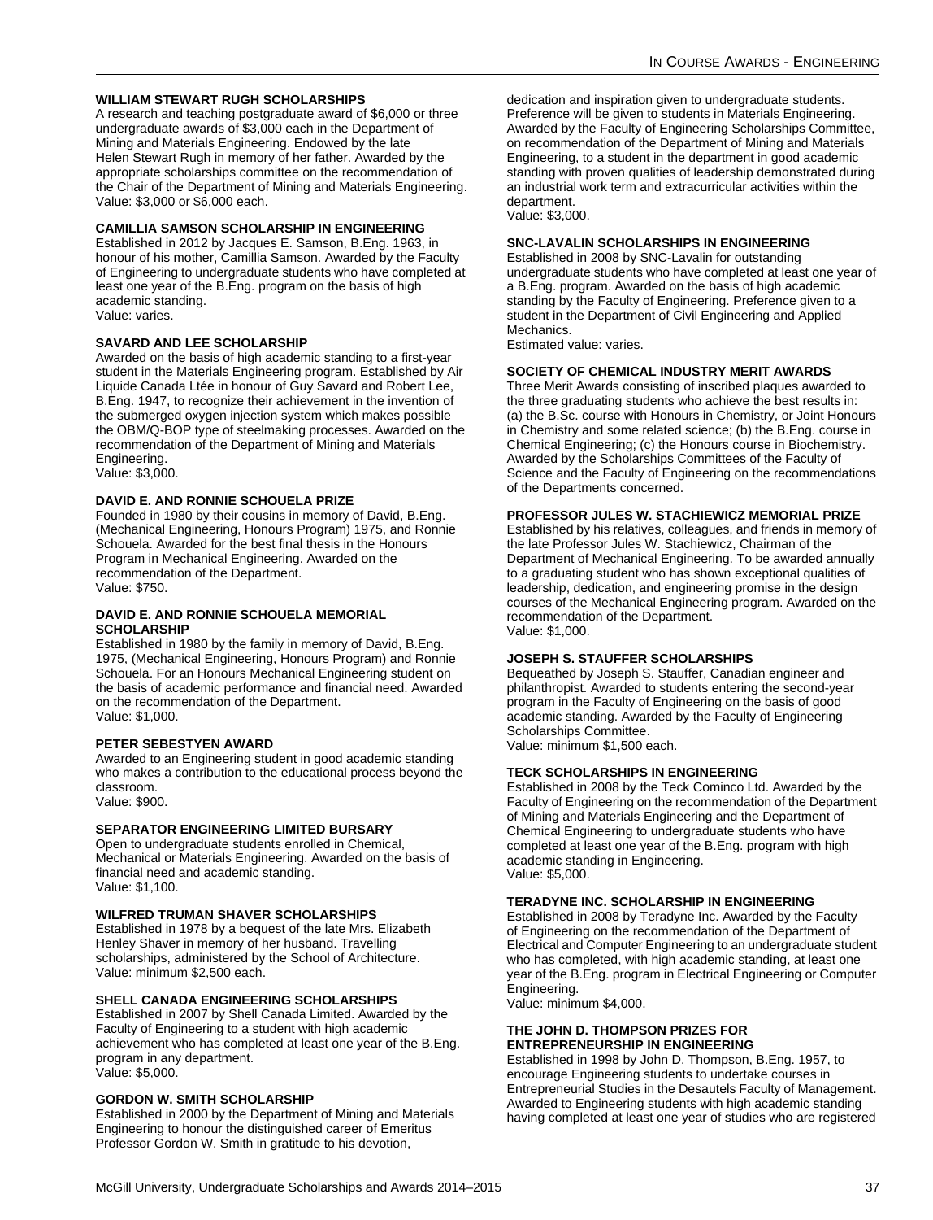### WILLIAM STEWART RUGH SCHOLARSHIPS

A research and teaching postgraduate award of $6,000 or three undergraduate awards of $3,000 each in the Department of Mining and Materials Engineering. Endowed by the late Helen Stewart Rugh in memory of her father. Awarded by the appropriate scholarships committee on the recommendation of the Chair of the Department of Mining and Materials Engineering.
Value: $3,000 or $6,000 each.

### CAMILLIA SAMSON SCHOLARSHIP IN ENGINEERING

Established in 2012 by Jacques E. Samson, B.Eng. 1963, in honour of his mother, Camillia Samson. Awarded by the Faculty of Engineering to undergraduate students who have completed at least one year of the B.Eng. program on the basis of high academic standing.
Value: varies.

### SAVARD AND LEE SCHOLARSHIP

Awarded on the basis of high academic standing to a first-year student in the Materials Engineering program. Established by Air Liquide Canada Ltée in honour of Guy Savard and Robert Lee, B.Eng. 1947, to recognize their achievement in the invention of the submerged oxygen injection system which makes possible the OBM/Q-BOP type of steelmaking processes. Awarded on the recommendation of the Department of Mining and Materials Engineering.
Value: $3,000.

### DAVID E. AND RONNIE SCHOUELA PRIZE

Founded in 1980 by their cousins in memory of David, B.Eng. (Mechanical Engineering, Honours Program) 1975, and Ronnie Schouela. Awarded for the best final thesis in the Honours Program in Mechanical Engineering. Awarded on the recommendation of the Department.
Value: $750.

### DAVID E. AND RONNIE SCHOUELA MEMORIAL SCHOLARSHIP

Established in 1980 by the family in memory of David, B.Eng. 1975, (Mechanical Engineering, Honours Program) and Ronnie Schouela. For an Honours Mechanical Engineering student on the basis of academic performance and financial need. Awarded on the recommendation of the Department.
Value: $1,000.

### PETER SEBESTYEN AWARD

Awarded to an Engineering student in good academic standing who makes a contribution to the educational process beyond the classroom.
Value: $900.

### SEPARATOR ENGINEERING LIMITED BURSARY

Open to undergraduate students enrolled in Chemical, Mechanical or Materials Engineering. Awarded on the basis of financial need and academic standing.
Value: $1,100.

### WILFRED TRUMAN SHAVER SCHOLARSHIPS

Established in 1978 by a bequest of the late Mrs. Elizabeth Henley Shaver in memory of her husband. Travelling scholarships, administered by the School of Architecture.
Value: minimum $2,500 each.

### SHELL CANADA ENGINEERING SCHOLARSHIPS

Established in 2007 by Shell Canada Limited. Awarded by the Faculty of Engineering to a student with high academic achievement who has completed at least one year of the B.Eng. program in any department.
Value: $5,000.

### GORDON W. SMITH SCHOLARSHIP

Established in 2000 by the Department of Mining and Materials Engineering to honour the distinguished career of Emeritus Professor Gordon W. Smith in gratitude to his devotion, dedication and inspiration given to undergraduate students. Preference will be given to students in Materials Engineering. Awarded by the Faculty of Engineering Scholarships Committee, on recommendation of the Department of Mining and Materials Engineering, to a student in the department in good academic standing with proven qualities of leadership demonstrated during an industrial work term and extracurricular activities within the department.
Value: $3,000.

### SNC-LAVALIN SCHOLARSHIPS IN ENGINEERING

Established in 2008 by SNC-Lavalin for outstanding undergraduate students who have completed at least one year of a B.Eng. program. Awarded on the basis of high academic standing by the Faculty of Engineering. Preference given to a student in the Department of Civil Engineering and Applied Mechanics.
Estimated value: varies.

### SOCIETY OF CHEMICAL INDUSTRY MERIT AWARDS

Three Merit Awards consisting of inscribed plaques awarded to the three graduating students who achieve the best results in: (a) the B.Sc. course with Honours in Chemistry, or Joint Honours in Chemistry and some related science; (b) the B.Eng. course in Chemical Engineering; (c) the Honours course in Biochemistry. Awarded by the Scholarships Committees of the Faculty of Science and the Faculty of Engineering on the recommendations of the Departments concerned.

### PROFESSOR JULES W. STACHIEWICZ MEMORIAL PRIZE

Established by his relatives, colleagues, and friends in memory of the late Professor Jules W. Stachiewicz, Chairman of the Department of Mechanical Engineering. To be awarded annually to a graduating student who has shown exceptional qualities of leadership, dedication, and engineering promise in the design courses of the Mechanical Engineering program. Awarded on the recommendation of the Department.
Value: $1,000.

### JOSEPH S. STAUFFER SCHOLARSHIPS

Bequeathed by Joseph S. Stauffer, Canadian engineer and philanthropist. Awarded to students entering the second-year program in the Faculty of Engineering on the basis of good academic standing. Awarded by the Faculty of Engineering Scholarships Committee.
Value: minimum $1,500 each.

### TECK SCHOLARSHIPS IN ENGINEERING

Established in 2008 by the Teck Cominco Ltd. Awarded by the Faculty of Engineering on the recommendation of the Department of Mining and Materials Engineering and the Department of Chemical Engineering to undergraduate students who have completed at least one year of the B.Eng. program with high academic standing in Engineering.
Value: $5,000.

### TERADYNE INC. SCHOLARSHIP IN ENGINEERING

Established in 2008 by Teradyne Inc. Awarded by the Faculty of Engineering on the recommendation of the Department of Electrical and Computer Engineering to an undergraduate student who has completed, with high academic standing, at least one year of the B.Eng. program in Electrical Engineering or Computer Engineering.
Value: minimum $4,000.

### THE JOHN D. THOMPSON PRIZES FOR ENTREPRENEURSHIP IN ENGINEERING

Established in 1998 by John D. Thompson, B.Eng. 1957, to encourage Engineering students to undertake courses in Entrepreneurial Studies in the Desautels Faculty of Management. Awarded to Engineering students with high academic standing having completed at least one year of studies who are registered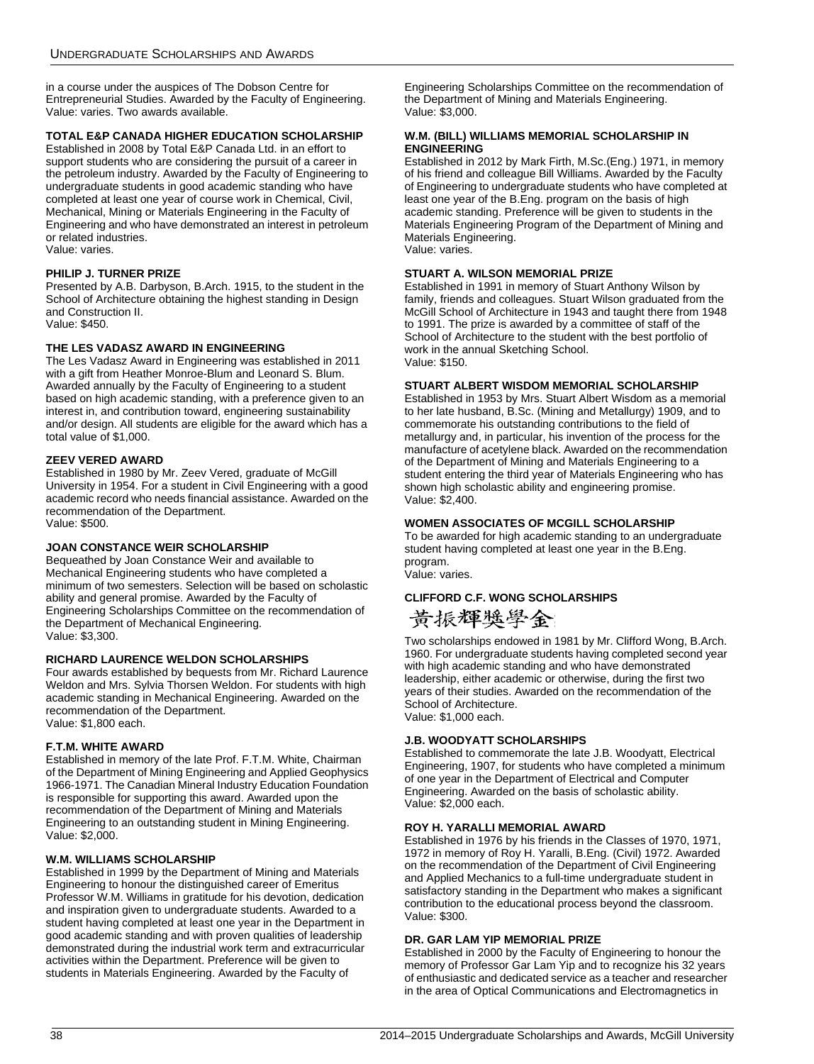in a course under the auspices of The Dobson Centre for Entrepreneurial Studies. Awarded by the Faculty of Engineering.
Value: varies. Two awards available.

### TOTAL E&P CANADA HIGHER EDUCATION SCHOLARSHIP

Established in 2008 by Total E&P Canada Ltd. in an effort to support students who are considering the pursuit of a career in the petroleum industry. Awarded by the Faculty of Engineering to undergraduate students in good academic standing who have completed at least one year of course work in Chemical, Civil, Mechanical, Mining or Materials Engineering in the Faculty of Engineering and who have demonstrated an interest in petroleum or related industries.
Value: varies.

### PHILIP J. TURNER PRIZE

Presented by A.B. Darbyson, B.Arch. 1915, to the student in the School of Architecture obtaining the highest standing in Design and Construction II.
Value: $450.

### THE LES VADASZ AWARD IN ENGINEERING

The Les Vadasz Award in Engineering was established in 2011 with a gift from Heather Monroe-Blum and Leonard S. Blum. Awarded annually by the Faculty of Engineering to a student based on high academic standing, with a preference given to an interest in, and contribution toward, engineering sustainability and/or design. All students are eligible for the award which has a total value of $1,000.

### ZEEV VERED AWARD

Established in 1980 by Mr. Zeev Vered, graduate of McGill University in 1954. For a student in Civil Engineering with a good academic record who needs financial assistance. Awarded on the recommendation of the Department.
Value: $500.

### JOAN CONSTANCE WEIR SCHOLARSHIP

Bequeathed by Joan Constance Weir and available to Mechanical Engineering students who have completed a minimum of two semesters. Selection will be based on scholastic ability and general promise. Awarded by the Faculty of Engineering Scholarships Committee on the recommendation of the Department of Mechanical Engineering.
Value: $3,300.

### RICHARD LAURENCE WELDON SCHOLARSHIPS

Four awards established by bequests from Mr. Richard Laurence Weldon and Mrs. Sylvia Thorsen Weldon. For students with high academic standing in Mechanical Engineering. Awarded on the recommendation of the Department.
Value: $1,800 each.

### F.T.M. WHITE AWARD

Established in memory of the late Prof. F.T.M. White, Chairman of the Department of Mining Engineering and Applied Geophysics 1966-1971. The Canadian Mineral Industry Education Foundation is responsible for supporting this award. Awarded upon the recommendation of the Department of Mining and Materials Engineering to an outstanding student in Mining Engineering.
Value: $2,000.

### W.M. WILLIAMS SCHOLARSHIP

Established in 1999 by the Department of Mining and Materials Engineering to honour the distinguished career of Emeritus Professor W.M. Williams in gratitude for his devotion, dedication and inspiration given to undergraduate students. Awarded to a student having completed at least one year in the Department in good academic standing and with proven qualities of leadership demonstrated during the industrial work term and extracurricular activities within the Department. Preference will be given to students in Materials Engineering. Awarded by the Faculty of Engineering Scholarships Committee on the recommendation of the Department of Mining and Materials Engineering.
Value: $3,000.

### W.M. (BILL) WILLIAMS MEMORIAL SCHOLARSHIP IN ENGINEERING

Established in 2012 by Mark Firth, M.Sc.(Eng.) 1971, in memory of his friend and colleague Bill Williams. Awarded by the Faculty of Engineering to undergraduate students who have completed at least one year of the B.Eng. program on the basis of high academic standing. Preference will be given to students in the Materials Engineering Program of the Department of Mining and Materials Engineering.
Value: varies.

### STUART A. WILSON MEMORIAL PRIZE

Established in 1991 in memory of Stuart Anthony Wilson by family, friends and colleagues. Stuart Wilson graduated from the McGill School of Architecture in 1943 and taught there from 1948 to 1991. The prize is awarded by a committee of staff of the School of Architecture to the student with the best portfolio of work in the annual Sketching School.
Value: $150.

### STUART ALBERT WISDOM MEMORIAL SCHOLARSHIP

Established in 1953 by Mrs. Stuart Albert Wisdom as a memorial to her late husband, B.Sc. (Mining and Metallurgy) 1909, and to commemorate his outstanding contributions to the field of metallurgy and, in particular, his invention of the process for the manufacture of acetylene black. Awarded on the recommendation of the Department of Mining and Materials Engineering to a student entering the third year of Materials Engineering who has shown high scholastic ability and engineering promise.
Value: $2,400.

### WOMEN ASSOCIATES OF MCGILL SCHOLARSHIP

To be awarded for high academic standing to an undergraduate student having completed at least one year in the B.Eng. program.
Value: varies.

### CLIFFORD C.F. WONG SCHOLARSHIPS

黃振輝奬學金

Two scholarships endowed in 1981 by Mr. Clifford Wong, B.Arch. 1960. For undergraduate students having completed second year with high academic standing and who have demonstrated leadership, either academic or otherwise, during the first two years of their studies. Awarded on the recommendation of the School of Architecture.
Value: $1,000 each.

### J.B. WOODYATT SCHOLARSHIPS

Established to commemorate the late J.B. Woodyatt, Electrical Engineering, 1907, for students who have completed a minimum of one year in the Department of Electrical and Computer Engineering. Awarded on the basis of scholastic ability.
Value: $2,000 each.

### ROY H. YARALLI MEMORIAL AWARD

Established in 1976 by his friends in the Classes of 1970, 1971, 1972 in memory of Roy H. Yaralli, B.Eng. (Civil) 1972. Awarded on the recommendation of the Department of Civil Engineering and Applied Mechanics to a full-time undergraduate student in satisfactory standing in the Department who makes a significant contribution to the educational process beyond the classroom.
Value: $300.

### DR. GAR LAM YIP MEMORIAL PRIZE

Established in 2000 by the Faculty of Engineering to honour the memory of Professor Gar Lam Yip and to recognize his 32 years of enthusiastic and dedicated service as a teacher and researcher in the area of Optical Communications and Electromagnetics in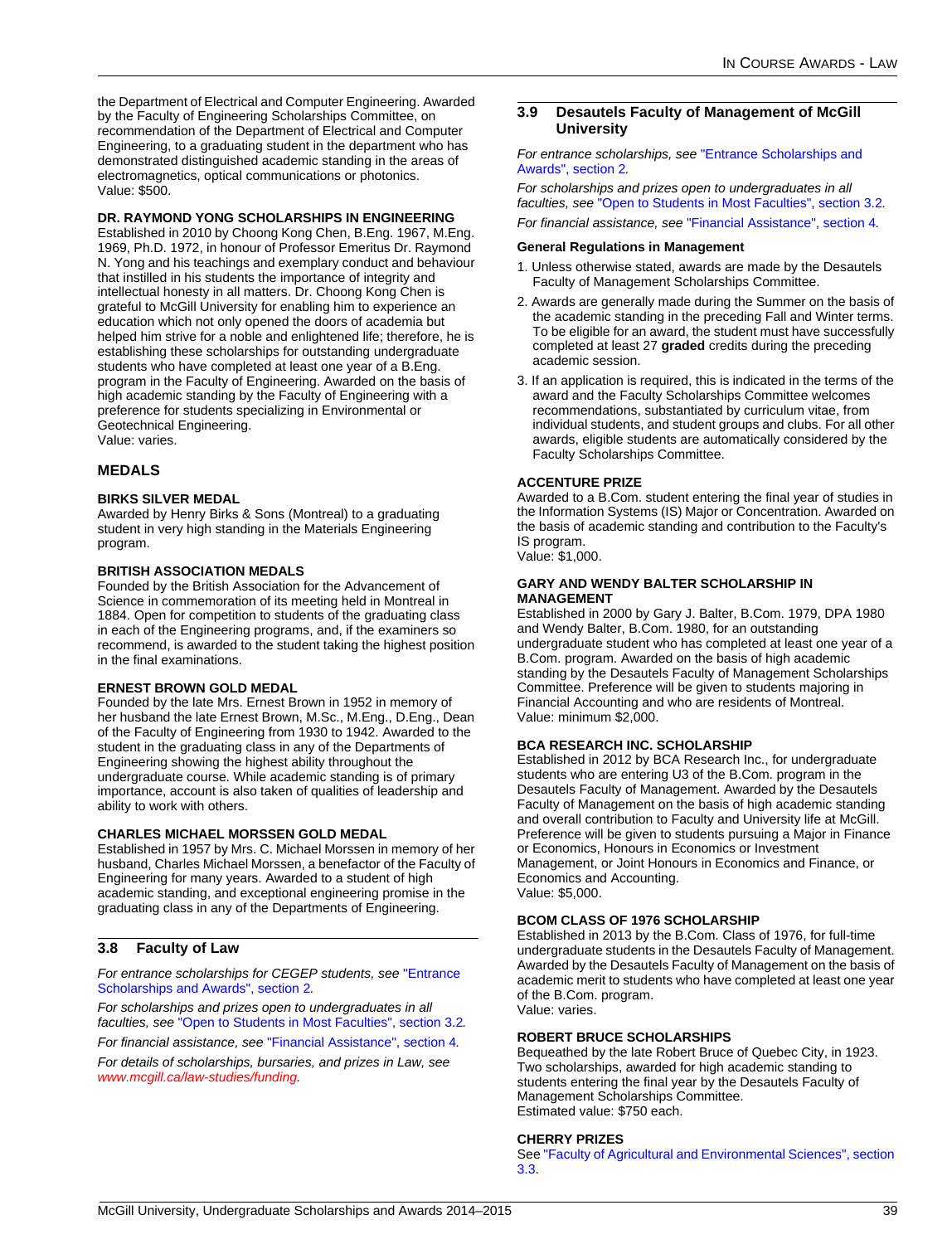the Department of Electrical and Computer Engineering. Awarded by the Faculty of Engineering Scholarships Committee, on recommendation of the Department of Electrical and Computer Engineering, to a graduating student in the department who has demonstrated distinguished academic standing in the areas of electromagnetics, optical communications or photonics.
Value: $500.

**DR. RAYMOND YONG SCHOLARSHIPS IN ENGINEERING**
Established in 2010 by Choong Kong Chen, B.Eng. 1967, M.Eng. 1969, Ph.D. 1972, in honour of Professor Emeritus Dr. Raymond N. Yong and his teachings and exemplary conduct and behaviour that instilled in his students the importance of integrity and intellectual honesty in all matters. Dr. Choong Kong Chen is grateful to McGill University for enabling him to experience an education which not only opened the doors of academia but helped him strive for a noble and enlightened life; therefore, he is establishing these scholarships for outstanding undergraduate students who have completed at least one year of a B.Eng. program in the Faculty of Engineering. Awarded on the basis of high academic standing by the Faculty of Engineering with a preference for students specializing in Environmental or Geotechnical Engineering.
Value: varies.

### MEDALS

**BIRKS SILVER MEDAL**
Awarded by Henry Birks & Sons (Montreal) to a graduating student in very high standing in the Materials Engineering program.

**BRITISH ASSOCIATION MEDALS**
Founded by the British Association for the Advancement of Science in commemoration of its meeting held in Montreal in 1884. Open for competition to students of the graduating class in each of the Engineering programs, and, if the examiners so recommend, is awarded to the student taking the highest position in the final examinations.

**ERNEST BROWN GOLD MEDAL**
Founded by the late Mrs. Ernest Brown in 1952 in memory of her husband the late Ernest Brown, M.Sc., M.Eng., D.Eng., Dean of the Faculty of Engineering from 1930 to 1942. Awarded to the student in the graduating class in any of the Departments of Engineering showing the highest ability throughout the undergraduate course. While academic standing is of primary importance, account is also taken of qualities of leadership and ability to work with others.

**CHARLES MICHAEL MORSSEN GOLD MEDAL**
Established in 1957 by Mrs. C. Michael Morssen in memory of her husband, Charles Michael Morssen, a benefactor of the Faculty of Engineering for many years. Awarded to a student of high academic standing, and exceptional engineering promise in the graduating class in any of the Departments of Engineering.

## 3.8 Faculty of Law

*For entrance scholarships for CEGEP students, see "Entrance Scholarships and Awards", section 2.*

*For scholarships and prizes open to undergraduates in all faculties, see "Open to Students in Most Faculties", section 3.2.*

*For financial assistance, see "Financial Assistance", section 4.*

*For details of scholarships, bursaries, and prizes in Law, see www.mcgill.ca/law-studies/funding.*

## 3.9 Desautels Faculty of Management of McGill University

*For entrance scholarships, see "Entrance Scholarships and Awards", section 2.*

*For scholarships and prizes open to undergraduates in all faculties, see "Open to Students in Most Faculties", section 3.2.*

*For financial assistance, see "Financial Assistance", section 4.*

**General Regulations in Management**

1. Unless otherwise stated, awards are made by the Desautels Faculty of Management Scholarships Committee.
2. Awards are generally made during the Summer on the basis of the academic standing in the preceding Fall and Winter terms. To be eligible for an award, the student must have successfully completed at least 27 **graded** credits during the preceding academic session.
3. If an application is required, this is indicated in the terms of the award and the Faculty Scholarships Committee welcomes recommendations, substantiated by curriculum vitae, from individual students, and student groups and clubs. For all other awards, eligible students are automatically considered by the Faculty Scholarships Committee.

**ACCENTURE PRIZE**
Awarded to a B.Com. student entering the final year of studies in the Information Systems (IS) Major or Concentration. Awarded on the basis of academic standing and contribution to the Faculty's IS program.
Value: $1,000.

**GARY AND WENDY BALTER SCHOLARSHIP IN MANAGEMENT**
Established in 2000 by Gary J. Balter, B.Com. 1979, DPA 1980 and Wendy Balter, B.Com. 1980, for an outstanding undergraduate student who has completed at least one year of a B.Com. program. Awarded on the basis of high academic standing by the Desautels Faculty of Management Scholarships Committee. Preference will be given to students majoring in Financial Accounting and who are residents of Montreal.
Value: minimum $2,000.

**BCA RESEARCH INC. SCHOLARSHIP**
Established in 2012 by BCA Research Inc., for undergraduate students who are entering U3 of the B.Com. program in the Desautels Faculty of Management. Awarded by the Desautels Faculty of Management on the basis of high academic standing and overall contribution to Faculty and University life at McGill. Preference will be given to students pursuing a Major in Finance or Economics, Honours in Economics or Investment Management, or Joint Honours in Economics and Finance, or Economics and Accounting.
Value: $5,000.

**BCOM CLASS OF 1976 SCHOLARSHIP**
Established in 2013 by the B.Com. Class of 1976, for full-time undergraduate students in the Desautels Faculty of Management. Awarded by the Desautels Faculty of Management on the basis of academic merit to students who have completed at least one year of the B.Com. program.
Value: varies.

**ROBERT BRUCE SCHOLARSHIPS**
Bequeathed by the late Robert Bruce of Quebec City, in 1923. Two scholarships, awarded for high academic standing to students entering the final year by the Desautels Faculty of Management Scholarships Committee.
Estimated value: $750 each.

**CHERRY PRIZES**
See "Faculty of Agricultural and Environmental Sciences", section 3.3.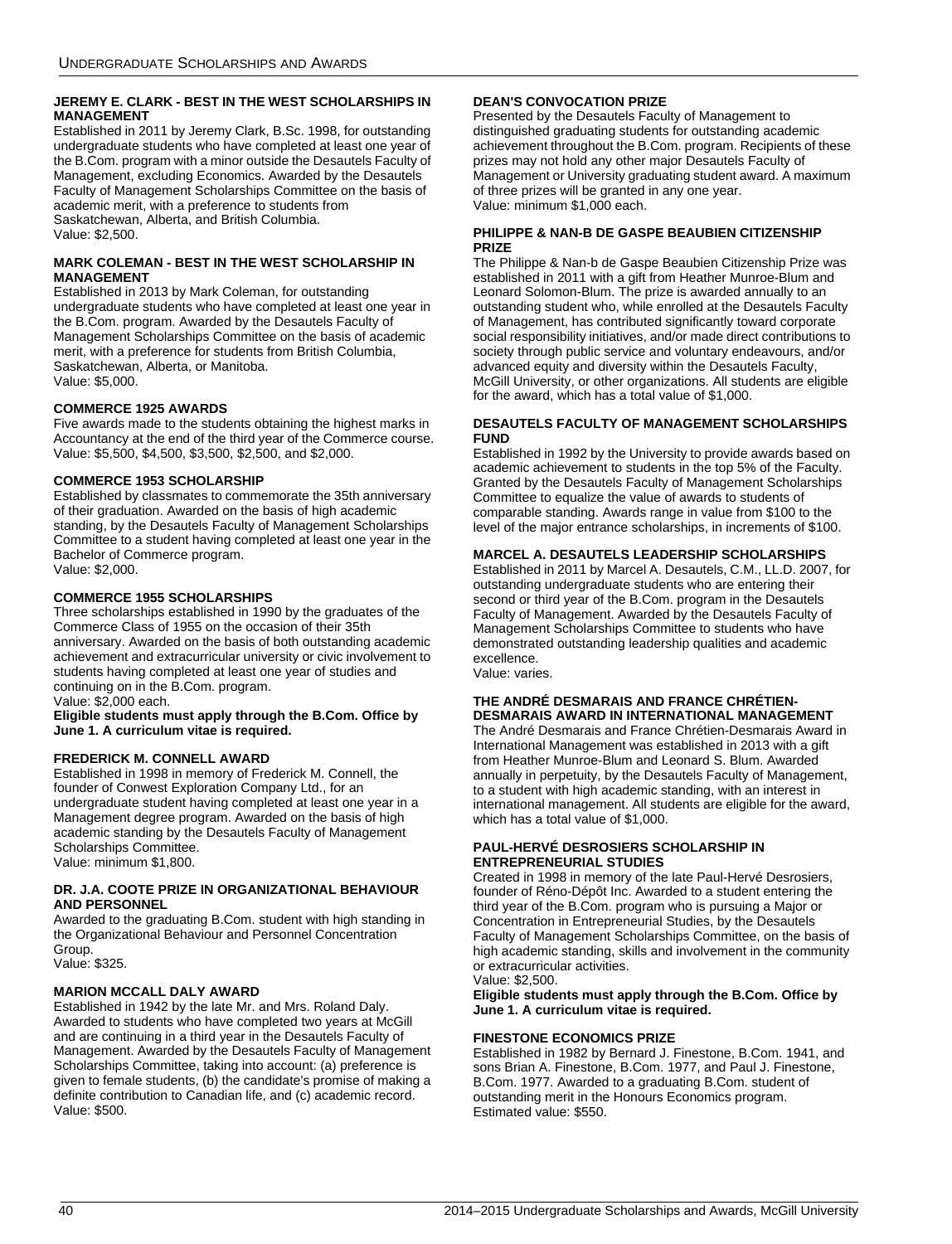#### JEREMY E. CLARK - BEST IN THE WEST SCHOLARSHIPS IN MANAGEMENT

Established in 2011 by Jeremy Clark, B.Sc. 1998, for outstanding undergraduate students who have completed at least one year of the B.Com. program with a minor outside the Desautels Faculty of Management, excluding Economics. Awarded by the Desautels Faculty of Management Scholarships Committee on the basis of academic merit, with a preference to students from Saskatchewan, Alberta, and British Columbia.
Value: $2,500.

#### MARK COLEMAN - BEST IN THE WEST SCHOLARSHIP IN MANAGEMENT

Established in 2013 by Mark Coleman, for outstanding undergraduate students who have completed at least one year in the B.Com. program. Awarded by the Desautels Faculty of Management Scholarships Committee on the basis of academic merit, with a preference for students from British Columbia, Saskatchewan, Alberta, or Manitoba.
Value: $5,000.

#### COMMERCE 1925 AWARDS

Five awards made to the students obtaining the highest marks in Accountancy at the end of the third year of the Commerce course.
Value: $5,500, $4,500, $3,500, $2,500, and $2,000.

#### COMMERCE 1953 SCHOLARSHIP

Established by classmates to commemorate the 35th anniversary of their graduation. Awarded on the basis of high academic standing, by the Desautels Faculty of Management Scholarships Committee to a student having completed at least one year in the Bachelor of Commerce program.
Value: $2,000.

#### COMMERCE 1955 SCHOLARSHIPS

Three scholarships established in 1990 by the graduates of the Commerce Class of 1955 on the occasion of their 35th anniversary. Awarded on the basis of both outstanding academic achievement and extracurricular university or civic involvement to students having completed at least one year of studies and continuing on in the B.Com. program.
Value: $2,000 each.

**Eligible students must apply through the B.Com. Office by June 1. A curriculum vitae is required.**

#### FREDERICK M. CONNELL AWARD

Established in 1998 in memory of Frederick M. Connell, the founder of Conwest Exploration Company Ltd., for an undergraduate student having completed at least one year in a Management degree program. Awarded on the basis of high academic standing by the Desautels Faculty of Management Scholarships Committee.
Value: minimum $1,800.

#### DR. J.A. COOTE PRIZE IN ORGANIZATIONAL BEHAVIOUR AND PERSONNEL

Awarded to the graduating B.Com. student with high standing in the Organizational Behaviour and Personnel Concentration Group.
Value: $325.

#### MARION MCCALL DALY AWARD

Established in 1942 by the late Mr. and Mrs. Roland Daly. Awarded to students who have completed two years at McGill and are continuing in a third year in the Desautels Faculty of Management. Awarded by the Desautels Faculty of Management Scholarships Committee, taking into account: (a) preference is given to female students, (b) the candidate's promise of making a definite contribution to Canadian life, and (c) academic record.
Value: $500.

#### DEAN'S CONVOCATION PRIZE

Presented by the Desautels Faculty of Management to distinguished graduating students for outstanding academic achievement throughout the B.Com. program. Recipients of these prizes may not hold any other major Desautels Faculty of Management or University graduating student award. A maximum of three prizes will be granted in any one year.
Value: minimum $1,000 each.

#### PHILIPPE & NAN-B DE GASPE BEAUBIEN CITIZENSHIP PRIZE

The Philippe & Nan-b de Gaspe Beaubien Citizenship Prize was established in 2011 with a gift from Heather Munroe-Blum and Leonard Solomon-Blum. The prize is awarded annually to an outstanding student who, while enrolled at the Desautels Faculty of Management, has contributed significantly toward corporate social responsibility initiatives, and/or made direct contributions to society through public service and voluntary endeavours, and/or advanced equity and diversity within the Desautels Faculty, McGill University, or other organizations. All students are eligible for the award, which has a total value of $1,000.

#### DESAUTELS FACULTY OF MANAGEMENT SCHOLARSHIPS FUND

Established in 1992 by the University to provide awards based on academic achievement to students in the top 5% of the Faculty. Granted by the Desautels Faculty of Management Scholarships Committee to equalize the value of awards to students of comparable standing. Awards range in value from $100 to the level of the major entrance scholarships, in increments of $100.

#### MARCEL A. DESAUTELS LEADERSHIP SCHOLARSHIPS

Established in 2011 by Marcel A. Desautels, C.M., LL.D. 2007, for outstanding undergraduate students who are entering their second or third year of the B.Com. program in the Desautels Faculty of Management. Awarded by the Desautels Faculty of Management Scholarships Committee to students who have demonstrated outstanding leadership qualities and academic excellence.
Value: varies.

#### THE ANDRÉ DESMARAIS AND FRANCE CHRÉTIEN-DESMARAIS AWARD IN INTERNATIONAL MANAGEMENT

The André Desmarais and France Chrétien-Desmarais Award in International Management was established in 2013 with a gift from Heather Munroe-Blum and Leonard S. Blum. Awarded annually in perpetuity, by the Desautels Faculty of Management, to a student with high academic standing, with an interest in international management. All students are eligible for the award, which has a total value of $1,000.

#### PAUL-HERVÉ DESROSIERS SCHOLARSHIP IN ENTREPRENEURIAL STUDIES

Created in 1998 in memory of the late Paul-Hervé Desrosiers, founder of Réno-Dépôt Inc. Awarded to a student entering the third year of the B.Com. program who is pursuing a Major or Concentration in Entrepreneurial Studies, by the Desautels Faculty of Management Scholarships Committee, on the basis of high academic standing, skills and involvement in the community or extracurricular activities.
Value: $2,500.

**Eligible students must apply through the B.Com. Office by June 1. A curriculum vitae is required.**

#### FINESTONE ECONOMICS PRIZE

Established in 1982 by Bernard J. Finestone, B.Com. 1941, and sons Brian A. Finestone, B.Com. 1977, and Paul J. Finestone, B.Com. 1977. Awarded to a graduating B.Com. student of outstanding merit in the Honours Economics program.
Estimated value: $550.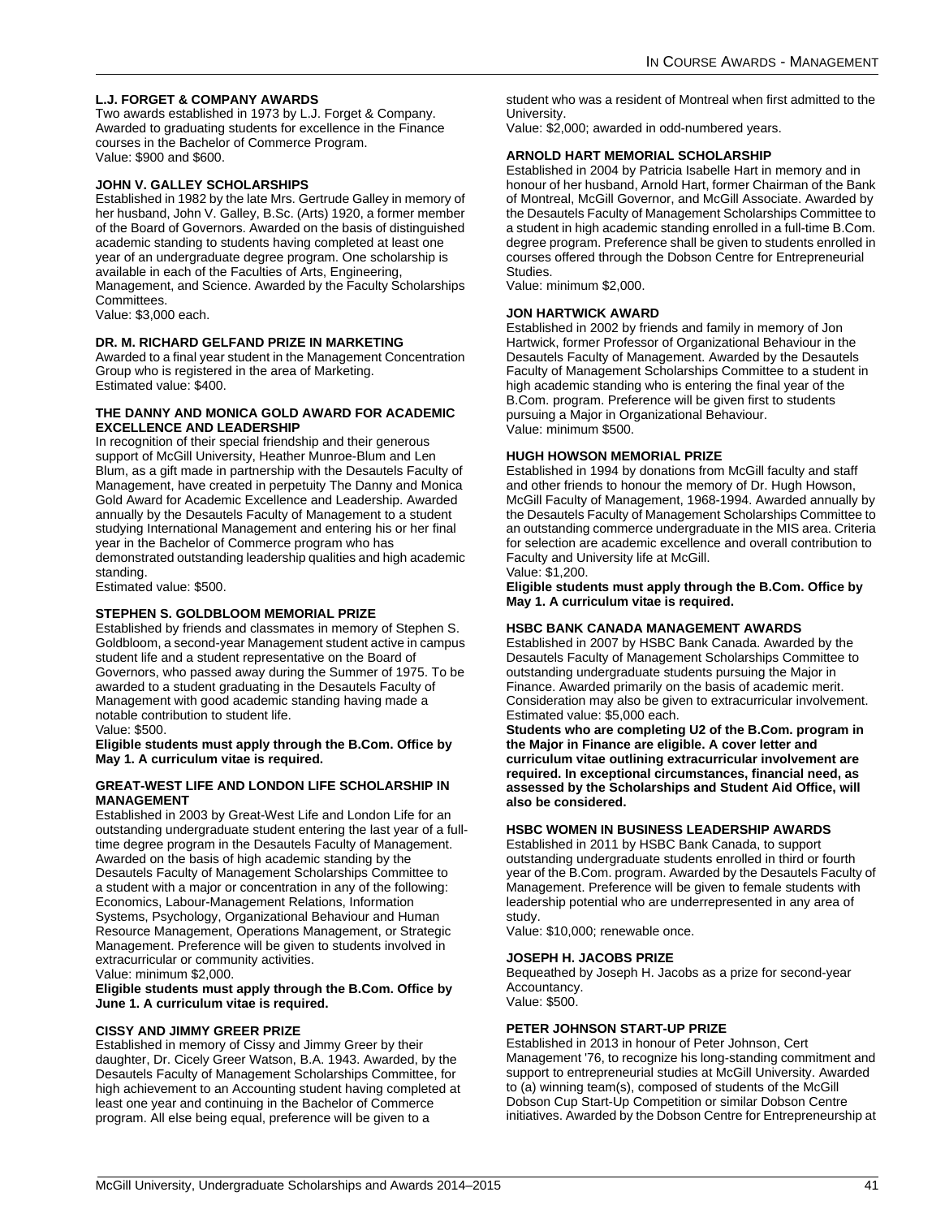### L.J. FORGET & COMPANY AWARDS

Two awards established in 1973 by L.J. Forget & Company. Awarded to graduating students for excellence in the Finance courses in the Bachelor of Commerce Program.
Value: $900 and $600.

### JOHN V. GALLEY SCHOLARSHIPS

Established in 1982 by the late Mrs. Gertrude Galley in memory of her husband, John V. Galley, B.Sc. (Arts) 1920, a former member of the Board of Governors. Awarded on the basis of distinguished academic standing to students having completed at least one year of an undergraduate degree program. One scholarship is available in each of the Faculties of Arts, Engineering, Management, and Science. Awarded by the Faculty Scholarships Committees.
Value: $3,000 each.

### DR. M. RICHARD GELFAND PRIZE IN MARKETING

Awarded to a final year student in the Management Concentration Group who is registered in the area of Marketing.
Estimated value: $400.

### THE DANNY AND MONICA GOLD AWARD FOR ACADEMIC EXCELLENCE AND LEADERSHIP

In recognition of their special friendship and their generous support of McGill University, Heather Munroe-Blum and Len Blum, as a gift made in partnership with the Desautels Faculty of Management, have created in perpetuity The Danny and Monica Gold Award for Academic Excellence and Leadership. Awarded annually by the Desautels Faculty of Management to a student studying International Management and entering his or her final year in the Bachelor of Commerce program who has demonstrated outstanding leadership qualities and high academic standing.
Estimated value: $500.

### STEPHEN S. GOLDBLOOM MEMORIAL PRIZE

Established by friends and classmates in memory of Stephen S. Goldbloom, a second-year Management student active in campus student life and a student representative on the Board of Governors, who passed away during the Summer of 1975. To be awarded to a student graduating in the Desautels Faculty of Management with good academic standing having made a notable contribution to student life.
Value: $500.

**Eligible students must apply through the B.Com. Office by May 1. A curriculum vitae is required.**

### GREAT-WEST LIFE AND LONDON LIFE SCHOLARSHIP IN MANAGEMENT

Established in 2003 by Great-West Life and London Life for an outstanding undergraduate student entering the last year of a full-time degree program in the Desautels Faculty of Management. Awarded on the basis of high academic standing by the Desautels Faculty of Management Scholarships Committee to a student with a major or concentration in any of the following: Economics, Labour-Management Relations, Information Systems, Psychology, Organizational Behaviour and Human Resource Management, Operations Management, or Strategic Management. Preference will be given to students involved in extracurricular or community activities.
Value: minimum $2,000.

**Eligible students must apply through the B.Com. Office by June 1. A curriculum vitae is required.**

### CISSY AND JIMMY GREER PRIZE

Established in memory of Cissy and Jimmy Greer by their daughter, Dr. Cicely Greer Watson, B.A. 1943. Awarded, by the Desautels Faculty of Management Scholarships Committee, for high achievement to an Accounting student having completed at least one year and continuing in the Bachelor of Commerce program. All else being equal, preference will be given to a student who was a resident of Montreal when first admitted to the University.
Value: $2,000; awarded in odd-numbered years.

### ARNOLD HART MEMORIAL SCHOLARSHIP

Established in 2004 by Patricia Isabelle Hart in memory and in honour of her husband, Arnold Hart, former Chairman of the Bank of Montreal, McGill Governor, and McGill Associate. Awarded by the Desautels Faculty of Management Scholarships Committee to a student in high academic standing enrolled in a full-time B.Com. degree program. Preference shall be given to students enrolled in courses offered through the Dobson Centre for Entrepreneurial Studies.
Value: minimum $2,000.

### JON HARTWICK AWARD

Established in 2002 by friends and family in memory of Jon Hartwick, former Professor of Organizational Behaviour in the Desautels Faculty of Management. Awarded by the Desautels Faculty of Management Scholarships Committee to a student in high academic standing who is entering the final year of the B.Com. program. Preference will be given first to students pursuing a Major in Organizational Behaviour.
Value: minimum $500.

### HUGH HOWSON MEMORIAL PRIZE

Established in 1994 by donations from McGill faculty and staff and other friends to honour the memory of Dr. Hugh Howson, McGill Faculty of Management, 1968-1994. Awarded annually by the Desautels Faculty of Management Scholarships Committee to an outstanding commerce undergraduate in the MIS area. Criteria for selection are academic excellence and overall contribution to Faculty and University life at McGill.
Value: $1,200.

**Eligible students must apply through the B.Com. Office by May 1. A curriculum vitae is required.**

### HSBC BANK CANADA MANAGEMENT AWARDS

Established in 2007 by HSBC Bank Canada. Awarded by the Desautels Faculty of Management Scholarships Committee to outstanding undergraduate students pursuing the Major in Finance. Awarded primarily on the basis of academic merit. Consideration may also be given to extracurricular involvement.
Estimated value: $5,000 each.

**Students who are completing U2 of the B.Com. program in the Major in Finance are eligible. A cover letter and curriculum vitae outlining extracurricular involvement are required. In exceptional circumstances, financial need, as assessed by the Scholarships and Student Aid Office, will also be considered.**

### HSBC WOMEN IN BUSINESS LEADERSHIP AWARDS

Established in 2011 by HSBC Bank Canada, to support outstanding undergraduate students enrolled in third or fourth year of the B.Com. program. Awarded by the Desautels Faculty of Management. Preference will be given to female students with leadership potential who are underrepresented in any area of study.
Value: $10,000; renewable once.

### JOSEPH H. JACOBS PRIZE

Bequeathed by Joseph H. Jacobs as a prize for second-year Accountancy.
Value: $500.

### PETER JOHNSON START-UP PRIZE

Established in 2013 in honour of Peter Johnson, Cert Management '76, to recognize his long-standing commitment and support to entrepreneurial studies at McGill University. Awarded to (a) winning team(s), composed of students of the McGill Dobson Cup Start-Up Competition or similar Dobson Centre initiatives. Awarded by the Dobson Centre for Entrepreneurship at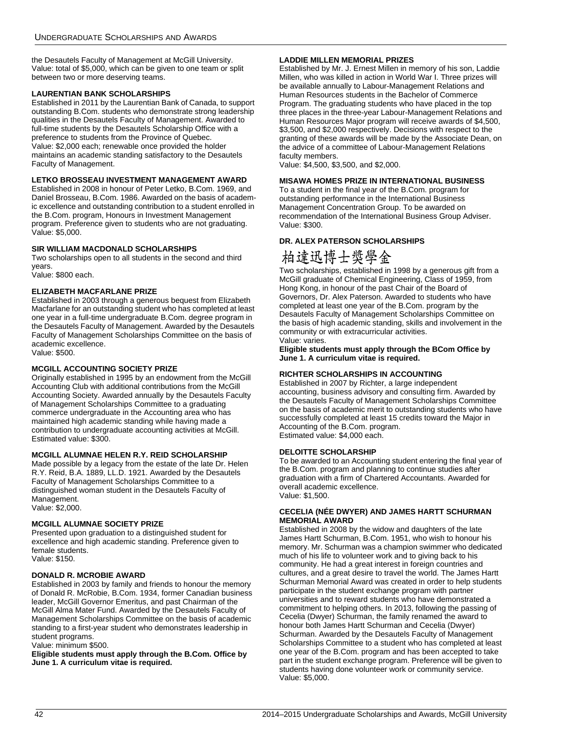the Desautels Faculty of Management at McGill University.
Value: total of $5,000, which can be given to one team or split between two or more deserving teams.

### LAURENTIAN BANK SCHOLARSHIPS

Established in 2011 by the Laurentian Bank of Canada, to support outstanding B.Com. students who demonstrate strong leadership qualities in the Desautels Faculty of Management. Awarded to full-time students by the Desautels Scholarship Office with a preference to students from the Province of Quebec.
Value: $2,000 each; renewable once provided the holder maintains an academic standing satisfactory to the Desautels Faculty of Management.

### LETKO BROSSEAU INVESTMENT MANAGEMENT AWARD

Established in 2008 in honour of Peter Letko, B.Com. 1969, and Daniel Brosseau, B.Com. 1986. Awarded on the basis of academic excellence and outstanding contribution to a student enrolled in the B.Com. program, Honours in Investment Management program. Preference given to students who are not graduating.
Value: $5,000.

### SIR WILLIAM MACDONALD SCHOLARSHIPS

Two scholarships open to all students in the second and third years.
Value: $800 each.

### ELIZABETH MACFARLANE PRIZE

Established in 2003 through a generous bequest from Elizabeth Macfarlane for an outstanding student who has completed at least one year in a full-time undergraduate B.Com. degree program in the Desautels Faculty of Management. Awarded by the Desautels Faculty of Management Scholarships Committee on the basis of academic excellence.
Value: $500.

### MCGILL ACCOUNTING SOCIETY PRIZE

Originally established in 1995 by an endowment from the McGill Accounting Club with additional contributions from the McGill Accounting Society. Awarded annually by the Desautels Faculty of Management Scholarships Committee to a graduating commerce undergraduate in the Accounting area who has maintained high academic standing while having made a contribution to undergraduate accounting activities at McGill.
Estimated value: $300.

### MCGILL ALUMNAE HELEN R.Y. REID SCHOLARSHIP

Made possible by a legacy from the estate of the late Dr. Helen R.Y. Reid, B.A. 1889, LL.D. 1921. Awarded by the Desautels Faculty of Management Scholarships Committee to a distinguished woman student in the Desautels Faculty of Management.
Value: $2,000.

### MCGILL ALUMNAE SOCIETY PRIZE

Presented upon graduation to a distinguished student for excellence and high academic standing. Preference given to female students.
Value: $150.

### DONALD R. MCROBIE AWARD

Established in 2003 by family and friends to honour the memory of Donald R. McRobie, B.Com. 1934, former Canadian business leader, McGill Governor Emeritus, and past Chairman of the McGill Alma Mater Fund. Awarded by the Desautels Faculty of Management Scholarships Committee on the basis of academic standing to a first-year student who demonstrates leadership in student programs.
Value: minimum $500.

**Eligible students must apply through the B.Com. Office by June 1. A curriculum vitae is required.**

### LADDIE MILLEN MEMORIAL PRIZES

Established by Mr. J. Ernest Millen in memory of his son, Laddie Millen, who was killed in action in World War I. Three prizes will be available annually to Labour-Management Relations and Human Resources students in the Bachelor of Commerce Program. The graduating students who have placed in the top three places in the three-year Labour-Management Relations and Human Resources Major program will receive awards of $4,500, $3,500, and $2,000 respectively. Decisions with respect to the granting of these awards will be made by the Associate Dean, on the advice of a committee of Labour-Management Relations faculty members.
Value: $4,500, $3,500, and $2,000.

### MISAWA HOMES PRIZE IN INTERNATIONAL BUSINESS

To a student in the final year of the B.Com. program for outstanding performance in the International Business Management Concentration Group. To be awarded on recommendation of the International Business Group Adviser.
Value: $300.

### DR. ALEX PATERSON SCHOLARSHIPS

柏達迅博士獎學金

Two scholarships, established in 1998 by a generous gift from a McGill graduate of Chemical Engineering, Class of 1959, from Hong Kong, in honour of the past Chair of the Board of Governors, Dr. Alex Paterson. Awarded to students who have completed at least one year of the B.Com. program by the Desautels Faculty of Management Scholarships Committee on the basis of high academic standing, skills and involvement in the community or with extracurricular activities.
Value: varies.

**Eligible students must apply through the BCom Office by June 1. A curriculum vitae is required.**

### RICHTER SCHOLARSHIPS IN ACCOUNTING

Established in 2007 by Richter, a large independent accounting, business advisory and consulting firm. Awarded by the Desautels Faculty of Management Scholarships Committee on the basis of academic merit to outstanding students who have successfully completed at least 15 credits toward the Major in Accounting of the B.Com. program.
Estimated value: $4,000 each.

### DELOITTE SCHOLARSHIP

To be awarded to an Accounting student entering the final year of the B.Com. program and planning to continue studies after graduation with a firm of Chartered Accountants. Awarded for overall academic excellence.
Value: $1,500.

### CECELIA (NÉE DWYER) AND JAMES HARTT SCHURMAN MEMORIAL AWARD

Established in 2008 by the widow and daughters of the late James Hartt Schurman, B.Com. 1951, who wish to honour his memory. Mr. Schurman was a champion swimmer who dedicated much of his life to volunteer work and to giving back to his community. He had a great interest in foreign countries and cultures, and a great desire to travel the world. The James Hartt Schurman Memorial Award was created in order to help students participate in the student exchange program with partner universities and to reward students who have demonstrated a commitment to helping others. In 2013, following the passing of Cecelia (Dwyer) Schurman, the family renamed the award to honour both James Hartt Schurman and Cecelia (Dwyer) Schurman. Awarded by the Desautels Faculty of Management Scholarships Committee to a student who has completed at least one year of the B.Com. program and has been accepted to take part in the student exchange program. Preference will be given to students having done volunteer work or community service.
Value: $5,000.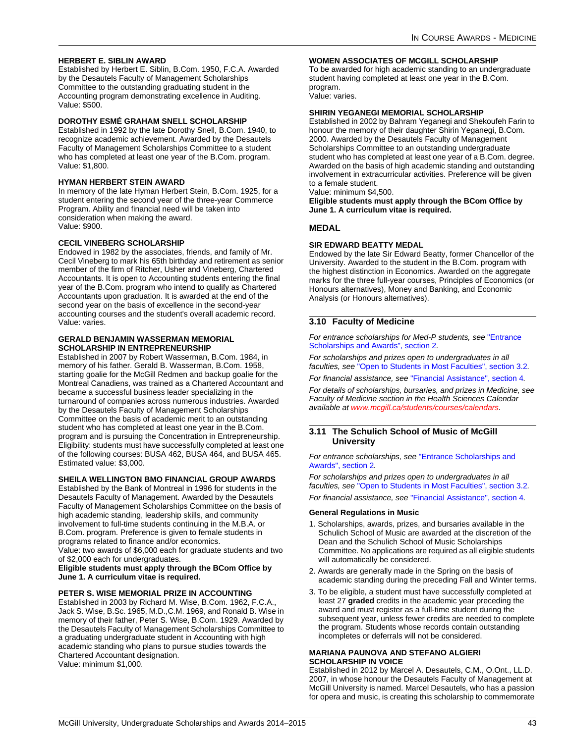#### HERBERT E. SIBLIN AWARD

Established by Herbert E. Siblin, B.Com. 1950, F.C.A. Awarded by the Desautels Faculty of Management Scholarships Committee to the outstanding graduating student in the Accounting program demonstrating excellence in Auditing.
Value: $500.

#### DOROTHY ESMÉ GRAHAM SNELL SCHOLARSHIP

Established in 1992 by the late Dorothy Snell, B.Com. 1940, to recognize academic achievement. Awarded by the Desautels Faculty of Management Scholarships Committee to a student who has completed at least one year of the B.Com. program.
Value: $1,800.

#### HYMAN HERBERT STEIN AWARD

In memory of the late Hyman Herbert Stein, B.Com. 1925, for a student entering the second year of the three-year Commerce Program. Ability and financial need will be taken into consideration when making the award.
Value: $900.

#### CECIL VINEBERG SCHOLARSHIP

Endowed in 1982 by the associates, friends, and family of Mr. Cecil Vineberg to mark his 65th birthday and retirement as senior member of the firm of Ritcher, Usher and Vineberg, Chartered Accountants. It is open to Accounting students entering the final year of the B.Com. program who intend to qualify as Chartered Accountants upon graduation. It is awarded at the end of the second year on the basis of excellence in the second-year accounting courses and the student's overall academic record.
Value: varies.

#### GERALD BENJAMIN WASSERMAN MEMORIAL SCHOLARSHIP IN ENTREPRENEURSHIP

Established in 2007 by Robert Wasserman, B.Com. 1984, in memory of his father. Gerald B. Wasserman, B.Com. 1958, starting goalie for the McGill Redmen and backup goalie for the Montreal Canadiens, was trained as a Chartered Accountant and became a successful business leader specializing in the turnaround of companies across numerous industries. Awarded by the Desautels Faculty of Management Scholarships Committee on the basis of academic merit to an outstanding student who has completed at least one year in the B.Com. program and is pursuing the Concentration in Entrepreneurship. Eligibility: students must have successfully completed at least one of the following courses: BUSA 462, BUSA 464, and BUSA 465.
Estimated value: $3,000.

#### SHEILA WELLINGTON BMO FINANCIAL GROUP AWARDS

Established by the Bank of Montreal in 1996 for students in the Desautels Faculty of Management. Awarded by the Desautels Faculty of Management Scholarships Committee on the basis of high academic standing, leadership skills, and community involvement to full-time students continuing in the M.B.A. or B.Com. program. Preference is given to female students in programs related to finance and/or economics.
Value: two awards of $6,000 each for graduate students and two of $2,000 each for undergraduates.
**Eligible students must apply through the BCom Office by June 1. A curriculum vitae is required.**

#### PETER S. WISE MEMORIAL PRIZE IN ACCOUNTING

Established in 2003 by Richard M. Wise, B.Com. 1962, F.C.A., Jack S. Wise, B.Sc. 1965, M.D.,C.M. 1969, and Ronald B. Wise in memory of their father, Peter S. Wise, B.Com. 1929. Awarded by the Desautels Faculty of Management Scholarships Committee to a graduating undergraduate student in Accounting with high academic standing who plans to pursue studies towards the Chartered Accountant designation.
Value: minimum $1,000.

#### WOMEN ASSOCIATES OF MCGILL SCHOLARSHIP

To be awarded for high academic standing to an undergraduate student having completed at least one year in the B.Com. program.
Value: varies.

#### SHIRIN YEGANEGI MEMORIAL SCHOLARSHIP

Established in 2002 by Bahram Yeganegi and Shekoufeh Farin to honour the memory of their daughter Shirin Yeganegi, B.Com. 2000. Awarded by the Desautels Faculty of Management Scholarships Committee to an outstanding undergraduate student who has completed at least one year of a B.Com. degree. Awarded on the basis of high academic standing and outstanding involvement in extracurricular activities. Preference will be given to a female student.
Value: minimum $4,500.
**Eligible students must apply through the BCom Office by June 1. A curriculum vitae is required.**

### MEDAL

#### SIR EDWARD BEATTY MEDAL

Endowed by the late Sir Edward Beatty, former Chancellor of the University. Awarded to the student in the B.Com. program with the highest distinction in Economics. Awarded on the aggregate marks for the three full-year courses, Principles of Economics (or Honours alternatives), Money and Banking, and Economic Analysis (or Honours alternatives).

## 3.10 Faculty of Medicine

*For entrance scholarships for Med-P students, see "Entrance Scholarships and Awards", section 2.*

*For scholarships and prizes open to undergraduates in all faculties, see "Open to Students in Most Faculties", section 3.2.*

*For financial assistance, see "Financial Assistance", section 4.*

*For details of scholarships, bursaries, and prizes in Medicine, see Faculty of Medicine section in the Health Sciences Calendar available at www.mcgill.ca/students/courses/calendars.*

## 3.11 The Schulich School of Music of McGill University

*For entrance scholarships, see "Entrance Scholarships and Awards", section 2.*

*For scholarships and prizes open to undergraduates in all faculties, see "Open to Students in Most Faculties", section 3.2.*

*For financial assistance, see "Financial Assistance", section 4.*

#### General Regulations in Music

1. Scholarships, awards, prizes, and bursaries available in the Schulich School of Music are awarded at the discretion of the Dean and the Schulich School of Music Scholarships Committee. No applications are required as all eligible students will automatically be considered.
2. Awards are generally made in the Spring on the basis of academic standing during the preceding Fall and Winter terms.
3. To be eligible, a student must have successfully completed at least 27 **graded** credits in the academic year preceding the award and must register as a full-time student during the subsequent year, unless fewer credits are needed to complete the program. Students whose records contain outstanding incompletes or deferrals will not be considered.

#### MARIANA PAUNOVA AND STEFANO ALGIERI SCHOLARSHIP IN VOICE

Established in 2012 by Marcel A. Desautels, C.M., O.Ont., LL.D. 2007, in whose honour the Desautels Faculty of Management at McGill University is named. Marcel Desautels, who has a passion for opera and music, is creating this scholarship to commemorate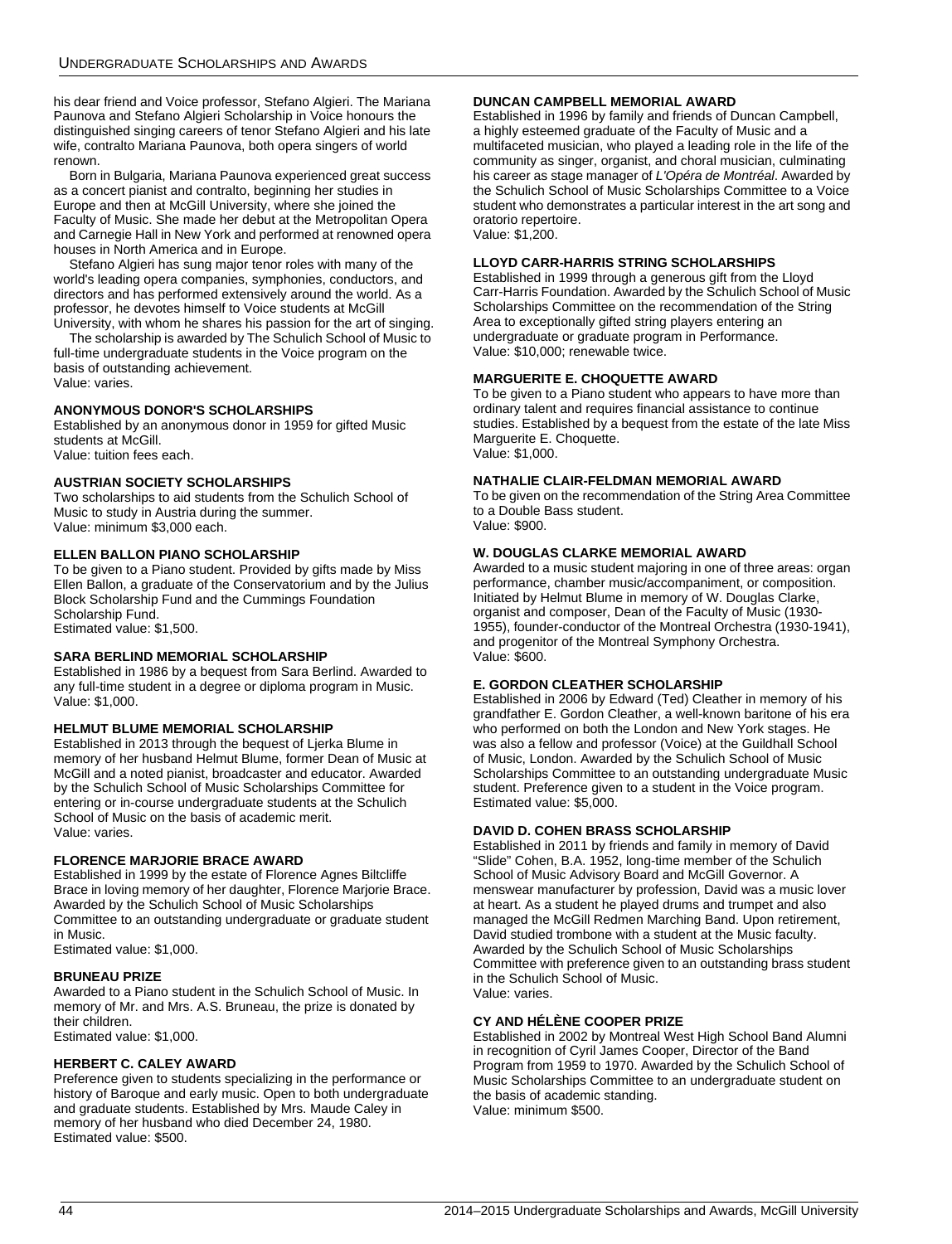his dear friend and Voice professor, Stefano Algieri. The Mariana Paunova and Stefano Algieri Scholarship in Voice honours the distinguished singing careers of tenor Stefano Algieri and his late wife, contralto Mariana Paunova, both opera singers of world renown.

Born in Bulgaria, Mariana Paunova experienced great success as a concert pianist and contralto, beginning her studies in Europe and then at McGill University, where she joined the Faculty of Music. She made her debut at the Metropolitan Opera and Carnegie Hall in New York and performed at renowned opera houses in North America and in Europe.

Stefano Algieri has sung major tenor roles with many of the world's leading opera companies, symphonies, conductors, and directors and has performed extensively around the world. As a professor, he devotes himself to Voice students at McGill University, with whom he shares his passion for the art of singing.

The scholarship is awarded by The Schulich School of Music to full-time undergraduate students in the Voice program on the basis of outstanding achievement.
Value: varies.

#### ANONYMOUS DONOR'S SCHOLARSHIPS

Established by an anonymous donor in 1959 for gifted Music students at McGill.
Value: tuition fees each.

#### AUSTRIAN SOCIETY SCHOLARSHIPS

Two scholarships to aid students from the Schulich School of Music to study in Austria during the summer.
Value: minimum $3,000 each.

#### ELLEN BALLON PIANO SCHOLARSHIP

To be given to a Piano student. Provided by gifts made by Miss Ellen Ballon, a graduate of the Conservatorium and by the Julius Block Scholarship Fund and the Cummings Foundation Scholarship Fund.
Estimated value: $1,500.

#### SARA BERLIND MEMORIAL SCHOLARSHIP

Established in 1986 by a bequest from Sara Berlind. Awarded to any full-time student in a degree or diploma program in Music.
Value: $1,000.

#### HELMUT BLUME MEMORIAL SCHOLARSHIP

Established in 2013 through the bequest of Ljerka Blume in memory of her husband Helmut Blume, former Dean of Music at McGill and a noted pianist, broadcaster and educator. Awarded by the Schulich School of Music Scholarships Committee for entering or in-course undergraduate students at the Schulich School of Music on the basis of academic merit.
Value: varies.

#### FLORENCE MARJORIE BRACE AWARD

Established in 1999 by the estate of Florence Agnes Biltcliffe Brace in loving memory of her daughter, Florence Marjorie Brace. Awarded by the Schulich School of Music Scholarships Committee to an outstanding undergraduate or graduate student in Music.
Estimated value: $1,000.

#### BRUNEAU PRIZE

Awarded to a Piano student in the Schulich School of Music. In memory of Mr. and Mrs. A.S. Bruneau, the prize is donated by their children.
Estimated value: $1,000.

#### HERBERT C. CALEY AWARD

Preference given to students specializing in the performance or history of Baroque and early music. Open to both undergraduate and graduate students. Established by Mrs. Maude Caley in memory of her husband who died December 24, 1980.
Estimated value: $500.

#### DUNCAN CAMPBELL MEMORIAL AWARD

Established in 1996 by family and friends of Duncan Campbell, a highly esteemed graduate of the Faculty of Music and a multifaceted musician, who played a leading role in the life of the community as singer, organist, and choral musician, culminating his career as stage manager of *L'Opéra de Montréal*. Awarded by the Schulich School of Music Scholarships Committee to a Voice student who demonstrates a particular interest in the art song and oratorio repertoire.
Value: $1,200.

#### LLOYD CARR-HARRIS STRING SCHOLARSHIPS

Established in 1999 through a generous gift from the Lloyd Carr-Harris Foundation. Awarded by the Schulich School of Music Scholarships Committee on the recommendation of the String Area to exceptionally gifted string players entering an undergraduate or graduate program in Performance.
Value: $10,000; renewable twice.

#### MARGUERITE E. CHOQUETTE AWARD

To be given to a Piano student who appears to have more than ordinary talent and requires financial assistance to continue studies. Established by a bequest from the estate of the late Miss Marguerite E. Choquette.
Value: $1,000.

#### NATHALIE CLAIR-FELDMAN MEMORIAL AWARD

To be given on the recommendation of the String Area Committee to a Double Bass student.
Value: $900.

#### W. DOUGLAS CLARKE MEMORIAL AWARD

Awarded to a music student majoring in one of three areas: organ performance, chamber music/accompaniment, or composition. Initiated by Helmut Blume in memory of W. Douglas Clarke, organist and composer, Dean of the Faculty of Music (1930-1955), founder-conductor of the Montreal Orchestra (1930-1941), and progenitor of the Montreal Symphony Orchestra.
Value: $600.

#### E. GORDON CLEATHER SCHOLARSHIP

Established in 2006 by Edward (Ted) Cleather in memory of his grandfather E. Gordon Cleather, a well-known baritone of his era who performed on both the London and New York stages. He was also a fellow and professor (Voice) at the Guildhall School of Music, London. Awarded by the Schulich School of Music Scholarships Committee to an outstanding undergraduate Music student. Preference given to a student in the Voice program.
Estimated value: $5,000.

#### DAVID D. COHEN BRASS SCHOLARSHIP

Established in 2011 by friends and family in memory of David "Slide" Cohen, B.A. 1952, long-time member of the Schulich School of Music Advisory Board and McGill Governor. A menswear manufacturer by profession, David was a music lover at heart. As a student he played drums and trumpet and also managed the McGill Redmen Marching Band. Upon retirement, David studied trombone with a student at the Music faculty. Awarded by the Schulich School of Music Scholarships Committee with preference given to an outstanding brass student in the Schulich School of Music.
Value: varies.

#### CY AND HÉLÈNE COOPER PRIZE

Established in 2002 by Montreal West High School Band Alumni in recognition of Cyril James Cooper, Director of the Band Program from 1959 to 1970. Awarded by the Schulich School of Music Scholarships Committee to an undergraduate student on the basis of academic standing.
Value: minimum $500.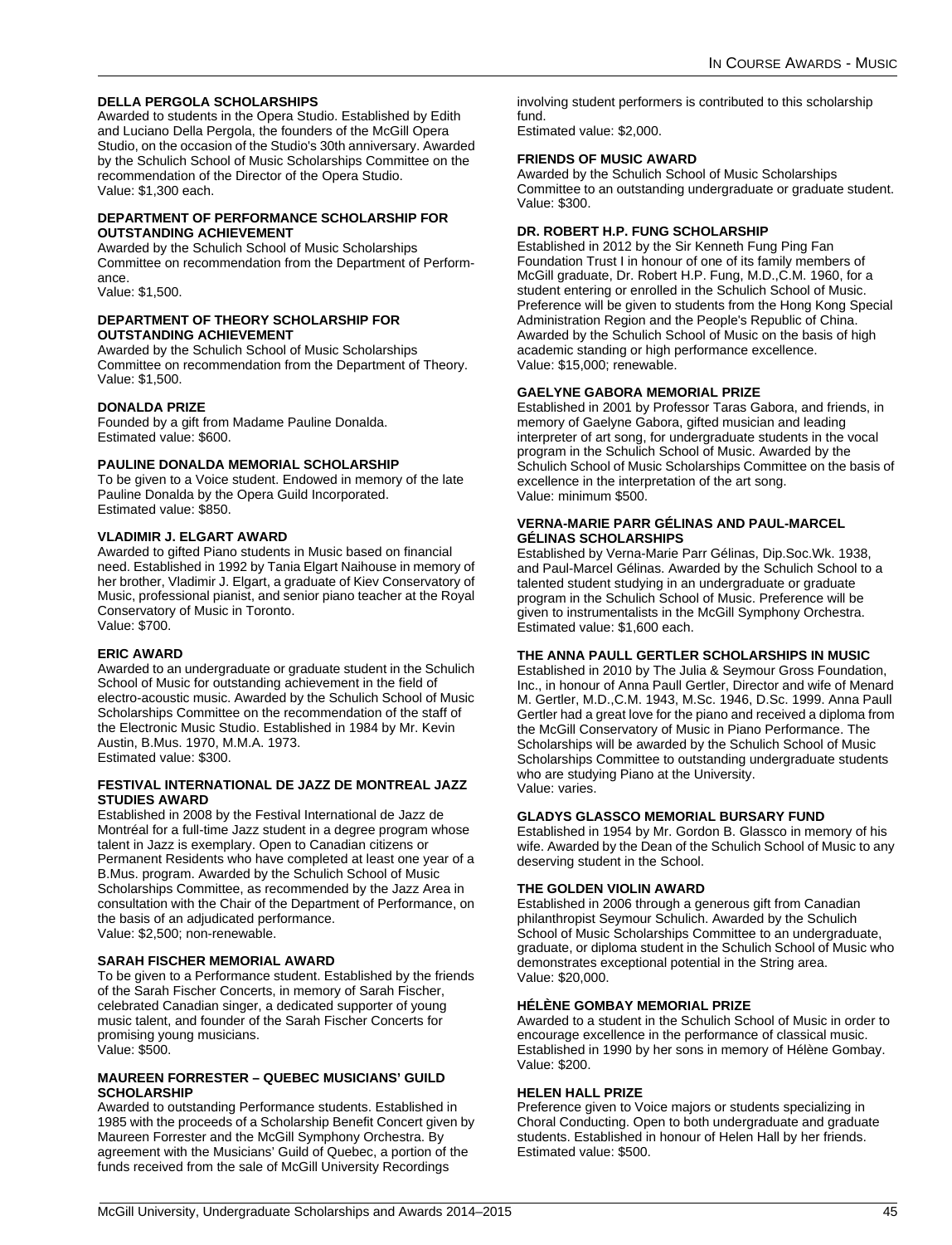### DELLA PERGOLA SCHOLARSHIPS

Awarded to students in the Opera Studio. Established by Edith and Luciano Della Pergola, the founders of the McGill Opera Studio, on the occasion of the Studio's 30th anniversary. Awarded by the Schulich School of Music Scholarships Committee on the recommendation of the Director of the Opera Studio.
Value: $1,300 each.

### DEPARTMENT OF PERFORMANCE SCHOLARSHIP FOR OUTSTANDING ACHIEVEMENT

Awarded by the Schulich School of Music Scholarships Committee on recommendation from the Department of Performance.
Value: $1,500.

### DEPARTMENT OF THEORY SCHOLARSHIP FOR OUTSTANDING ACHIEVEMENT

Awarded by the Schulich School of Music Scholarships Committee on recommendation from the Department of Theory.
Value: $1,500.

### DONALDA PRIZE

Founded by a gift from Madame Pauline Donalda.
Estimated value: $600.

### PAULINE DONALDA MEMORIAL SCHOLARSHIP

To be given to a Voice student. Endowed in memory of the late Pauline Donalda by the Opera Guild Incorporated.
Estimated value: $850.

### VLADIMIR J. ELGART AWARD

Awarded to gifted Piano students in Music based on financial need. Established in 1992 by Tania Elgart Naihouse in memory of her brother, Vladimir J. Elgart, a graduate of Kiev Conservatory of Music, professional pianist, and senior piano teacher at the Royal Conservatory of Music in Toronto.
Value: $700.

### ERIC AWARD

Awarded to an undergraduate or graduate student in the Schulich School of Music for outstanding achievement in the field of electro-acoustic music. Awarded by the Schulich School of Music Scholarships Committee on the recommendation of the staff of the Electronic Music Studio. Established in 1984 by Mr. Kevin Austin, B.Mus. 1970, M.M.A. 1973.
Estimated value: $300.

### FESTIVAL INTERNATIONAL DE JAZZ DE MONTREAL JAZZ STUDIES AWARD

Established in 2008 by the Festival International de Jazz de Montréal for a full-time Jazz student in a degree program whose talent in Jazz is exemplary. Open to Canadian citizens or Permanent Residents who have completed at least one year of a B.Mus. program. Awarded by the Schulich School of Music Scholarships Committee, as recommended by the Jazz Area in consultation with the Chair of the Department of Performance, on the basis of an adjudicated performance.
Value: $2,500; non-renewable.

### SARAH FISCHER MEMORIAL AWARD

To be given to a Performance student. Established by the friends of the Sarah Fischer Concerts, in memory of Sarah Fischer, celebrated Canadian singer, a dedicated supporter of young music talent, and founder of the Sarah Fischer Concerts for promising young musicians.
Value: $500.

### MAUREEN FORRESTER – QUEBEC MUSICIANS' GUILD SCHOLARSHIP

Awarded to outstanding Performance students. Established in 1985 with the proceeds of a Scholarship Benefit Concert given by Maureen Forrester and the McGill Symphony Orchestra. By agreement with the Musicians' Guild of Quebec, a portion of the funds received from the sale of McGill University Recordings involving student performers is contributed to this scholarship fund.
Estimated value: $2,000.

### FRIENDS OF MUSIC AWARD

Awarded by the Schulich School of Music Scholarships Committee to an outstanding undergraduate or graduate student.
Value: $300.

### DR. ROBERT H.P. FUNG SCHOLARSHIP

Established in 2012 by the Sir Kenneth Fung Ping Fan Foundation Trust I in honour of one of its family members of McGill graduate, Dr. Robert H.P. Fung, M.D.,C.M. 1960, for a student entering or enrolled in the Schulich School of Music. Preference will be given to students from the Hong Kong Special Administration Region and the People's Republic of China. Awarded by the Schulich School of Music on the basis of high academic standing or high performance excellence.
Value: $15,000; renewable.

### GAELYNE GABORA MEMORIAL PRIZE

Established in 2001 by Professor Taras Gabora, and friends, in memory of Gaelyne Gabora, gifted musician and leading interpreter of art song, for undergraduate students in the vocal program in the Schulich School of Music. Awarded by the Schulich School of Music Scholarships Committee on the basis of excellence in the interpretation of the art song.
Value: minimum $500.

### VERNA-MARIE PARR GÉLINAS AND PAUL-MARCEL GÉLINAS SCHOLARSHIPS

Established by Verna-Marie Parr Gélinas, Dip.Soc.Wk. 1938, and Paul-Marcel Gélinas. Awarded by the Schulich School to a talented student studying in an undergraduate or graduate program in the Schulich School of Music. Preference will be given to instrumentalists in the McGill Symphony Orchestra.
Estimated value: $1,600 each.

### THE ANNA PAULL GERTLER SCHOLARSHIPS IN MUSIC

Established in 2010 by The Julia & Seymour Gross Foundation, Inc., in honour of Anna Paull Gertler, Director and wife of Menard M. Gertler, M.D.,C.M. 1943, M.Sc. 1946, D.Sc. 1999. Anna Paull Gertler had a great love for the piano and received a diploma from the McGill Conservatory of Music in Piano Performance. The Scholarships will be awarded by the Schulich School of Music Scholarships Committee to outstanding undergraduate students who are studying Piano at the University.
Value: varies.

### GLADYS GLASSCO MEMORIAL BURSARY FUND

Established in 1954 by Mr. Gordon B. Glassco in memory of his wife. Awarded by the Dean of the Schulich School of Music to any deserving student in the School.

### THE GOLDEN VIOLIN AWARD

Established in 2006 through a generous gift from Canadian philanthropist Seymour Schulich. Awarded by the Schulich School of Music Scholarships Committee to an undergraduate, graduate, or diploma student in the Schulich School of Music who demonstrates exceptional potential in the String area.
Value: $20,000.

### HÉLÈNE GOMBAY MEMORIAL PRIZE

Awarded to a student in the Schulich School of Music in order to encourage excellence in the performance of classical music. Established in 1990 by her sons in memory of Hélène Gombay.
Value: $200.

### HELEN HALL PRIZE

Preference given to Voice majors or students specializing in Choral Conducting. Open to both undergraduate and graduate students. Established in honour of Helen Hall by her friends.
Estimated value: $500.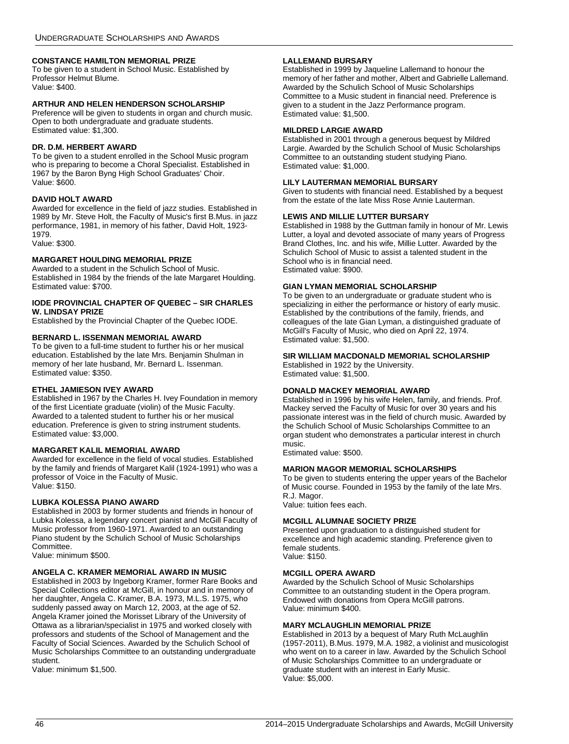#### CONSTANCE HAMILTON MEMORIAL PRIZE

To be given to a student in School Music. Established by Professor Helmut Blume.
Value: $400.

#### ARTHUR AND HELEN HENDERSON SCHOLARSHIP

Preference will be given to students in organ and church music. Open to both undergraduate and graduate students.
Estimated value: $1,300.

#### DR. D.M. HERBERT AWARD

To be given to a student enrolled in the School Music program who is preparing to become a Choral Specialist. Established in 1967 by the Baron Byng High School Graduates' Choir.
Value: $600.

#### DAVID HOLT AWARD

Awarded for excellence in the field of jazz studies. Established in 1989 by Mr. Steve Holt, the Faculty of Music's first B.Mus. in jazz performance, 1981, in memory of his father, David Holt, 1923-1979.
Value: $300.

#### MARGARET HOULDING MEMORIAL PRIZE

Awarded to a student in the Schulich School of Music. Established in 1984 by the friends of the late Margaret Houlding.
Estimated value: $700.

#### IODE PROVINCIAL CHAPTER OF QUEBEC – SIR CHARLES W. LINDSAY PRIZE

Established by the Provincial Chapter of the Quebec IODE.

#### BERNARD L. ISSENMAN MEMORIAL AWARD

To be given to a full-time student to further his or her musical education. Established by the late Mrs. Benjamin Shulman in memory of her late husband, Mr. Bernard L. Issenman.
Estimated value: $350.

#### ETHEL JAMIESON IVEY AWARD

Established in 1967 by the Charles H. Ivey Foundation in memory of the first Licentiate graduate (violin) of the Music Faculty. Awarded to a talented student to further his or her musical education. Preference is given to string instrument students.
Estimated value: $3,000.

#### MARGARET KALIL MEMORIAL AWARD

Awarded for excellence in the field of vocal studies. Established by the family and friends of Margaret Kalil (1924-1991) who was a professor of Voice in the Faculty of Music.
Value: $150.

#### LUBKA KOLESSA PIANO AWARD

Established in 2003 by former students and friends in honour of Lubka Kolessa, a legendary concert pianist and McGill Faculty of Music professor from 1960-1971. Awarded to an outstanding Piano student by the Schulich School of Music Scholarships Committee.
Value: minimum $500.

#### ANGELA C. KRAMER MEMORIAL AWARD IN MUSIC

Established in 2003 by Ingeborg Kramer, former Rare Books and Special Collections editor at McGill, in honour and in memory of her daughter, Angela C. Kramer, B.A. 1973, M.L.S. 1975, who suddenly passed away on March 12, 2003, at the age of 52. Angela Kramer joined the Morisset Library of the University of Ottawa as a librarian/specialist in 1975 and worked closely with professors and students of the School of Management and the Faculty of Social Sciences. Awarded by the Schulich School of Music Scholarships Committee to an outstanding undergraduate student.
Value: minimum $1,500.

#### LALLEMAND BURSARY

Established in 1999 by Jaqueline Lallemand to honour the memory of her father and mother, Albert and Gabrielle Lallemand. Awarded by the Schulich School of Music Scholarships Committee to a Music student in financial need. Preference is given to a student in the Jazz Performance program.
Estimated value: $1,500.

#### MILDRED LARGIE AWARD

Established in 2001 through a generous bequest by Mildred Largie. Awarded by the Schulich School of Music Scholarships Committee to an outstanding student studying Piano.
Estimated value: $1,000.

#### LILY LAUTERMAN MEMORIAL BURSARY

Given to students with financial need. Established by a bequest from the estate of the late Miss Rose Annie Lauterman.

#### LEWIS AND MILLIE LUTTER BURSARY

Established in 1988 by the Guttman family in honour of Mr. Lewis Lutter, a loyal and devoted associate of many years of Progress Brand Clothes, Inc. and his wife, Millie Lutter. Awarded by the Schulich School of Music to assist a talented student in the School who is in financial need.
Estimated value: $900.

#### GIAN LYMAN MEMORIAL SCHOLARSHIP

To be given to an undergraduate or graduate student who is specializing in either the performance or history of early music. Established by the contributions of the family, friends, and colleagues of the late Gian Lyman, a distinguished graduate of McGill's Faculty of Music, who died on April 22, 1974.
Estimated value: $1,500.

#### SIR WILLIAM MACDONALD MEMORIAL SCHOLARSHIP

Established in 1922 by the University.
Estimated value: $1,500.

#### DONALD MACKEY MEMORIAL AWARD

Established in 1996 by his wife Helen, family, and friends. Prof. Mackey served the Faculty of Music for over 30 years and his passionate interest was in the field of church music. Awarded by the Schulich School of Music Scholarships Committee to an organ student who demonstrates a particular interest in church music.
Estimated value: $500.

#### MARION MAGOR MEMORIAL SCHOLARSHIPS

To be given to students entering the upper years of the Bachelor of Music course. Founded in 1953 by the family of the late Mrs. R.J. Magor.
Value: tuition fees each.

#### MCGILL ALUMNAE SOCIETY PRIZE

Presented upon graduation to a distinguished student for excellence and high academic standing. Preference given to female students.
Value: $150.

#### MCGILL OPERA AWARD

Awarded by the Schulich School of Music Scholarships Committee to an outstanding student in the Opera program. Endowed with donations from Opera McGill patrons.
Value: minimum $400.

#### MARY MCLAUGHLIN MEMORIAL PRIZE

Established in 2013 by a bequest of Mary Ruth McLaughlin (1957-2011), B.Mus. 1979, M.A. 1982, a violinist and musicologist who went on to a career in law. Awarded by the Schulich School of Music Scholarships Committee to an undergraduate or graduate student with an interest in Early Music.
Value: $5,000.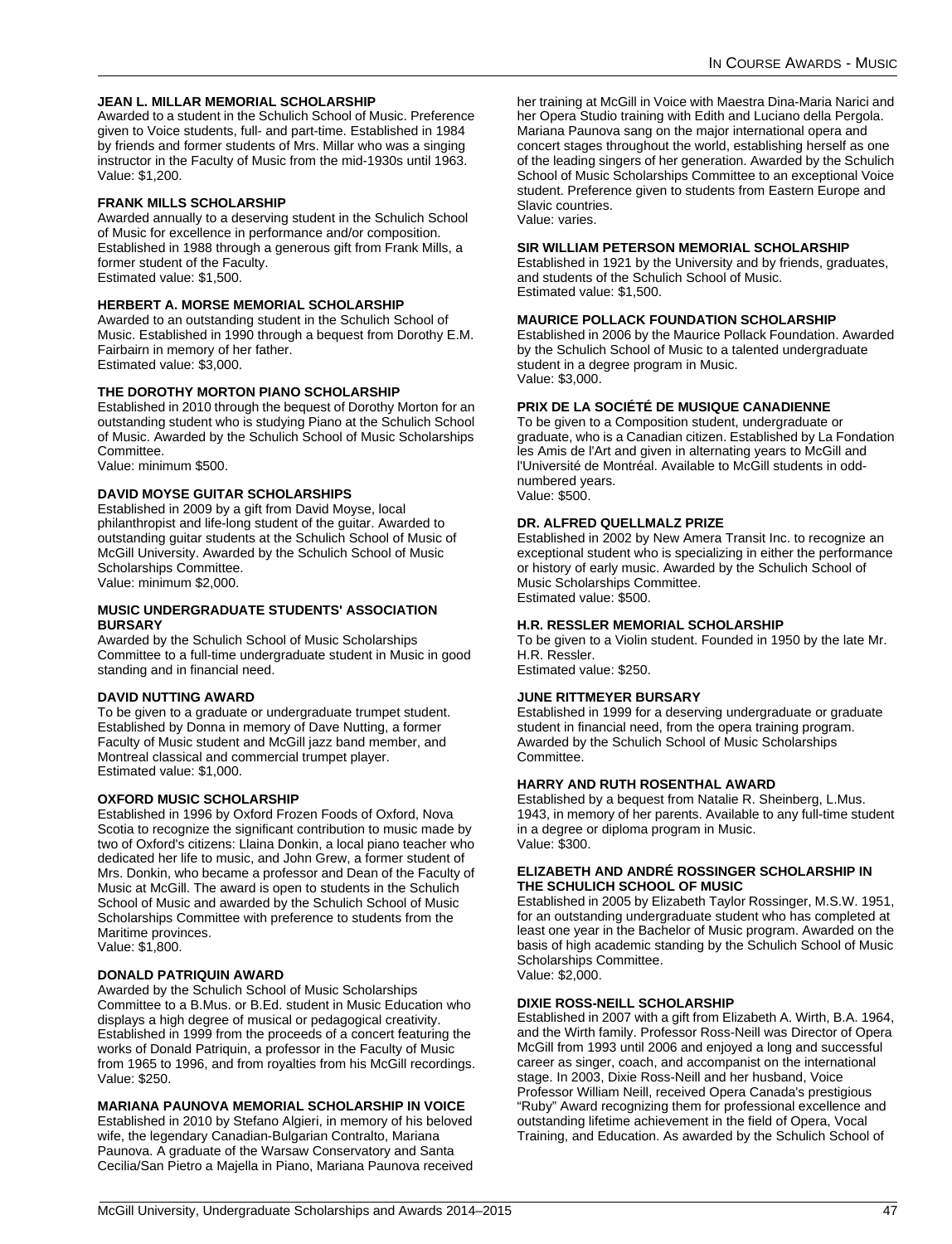#### JEAN L. MILLAR MEMORIAL SCHOLARSHIP

Awarded to a student in the Schulich School of Music. Preference given to Voice students, full- and part-time. Established in 1984 by friends and former students of Mrs. Millar who was a singing instructor in the Faculty of Music from the mid-1930s until 1963.
Value: $1,200.

#### FRANK MILLS SCHOLARSHIP

Awarded annually to a deserving student in the Schulich School of Music for excellence in performance and/or composition. Established in 1988 through a generous gift from Frank Mills, a former student of the Faculty.
Estimated value: $1,500.

#### HERBERT A. MORSE MEMORIAL SCHOLARSHIP

Awarded to an outstanding student in the Schulich School of Music. Established in 1990 through a bequest from Dorothy E.M. Fairbairn in memory of her father.
Estimated value: $3,000.

#### THE DOROTHY MORTON PIANO SCHOLARSHIP

Established in 2010 through the bequest of Dorothy Morton for an outstanding student who is studying Piano at the Schulich School of Music. Awarded by the Schulich School of Music Scholarships Committee.
Value: minimum $500.

#### DAVID MOYSE GUITAR SCHOLARSHIPS

Established in 2009 by a gift from David Moyse, local philanthropist and life-long student of the guitar. Awarded to outstanding guitar students at the Schulich School of Music of McGill University. Awarded by the Schulich School of Music Scholarships Committee.
Value: minimum $2,000.

#### MUSIC UNDERGRADUATE STUDENTS' ASSOCIATION BURSARY

Awarded by the Schulich School of Music Scholarships Committee to a full-time undergraduate student in Music in good standing and in financial need.

#### DAVID NUTTING AWARD

To be given to a graduate or undergraduate trumpet student. Established by Donna in memory of Dave Nutting, a former Faculty of Music student and McGill jazz band member, and Montreal classical and commercial trumpet player.
Estimated value: $1,000.

#### OXFORD MUSIC SCHOLARSHIP

Established in 1996 by Oxford Frozen Foods of Oxford, Nova Scotia to recognize the significant contribution to music made by two of Oxford's citizens: Llaina Donkin, a local piano teacher who dedicated her life to music, and John Grew, a former student of Mrs. Donkin, who became a professor and Dean of the Faculty of Music at McGill. The award is open to students in the Schulich School of Music and awarded by the Schulich School of Music Scholarships Committee with preference to students from the Maritime provinces.
Value: $1,800.

#### DONALD PATRIQUIN AWARD

Awarded by the Schulich School of Music Scholarships Committee to a B.Mus. or B.Ed. student in Music Education who displays a high degree of musical or pedagogical creativity. Established in 1999 from the proceeds of a concert featuring the works of Donald Patriquin, a professor in the Faculty of Music from 1965 to 1996, and from royalties from his McGill recordings.
Value: $250.

#### MARIANA PAUNOVA MEMORIAL SCHOLARSHIP IN VOICE

Established in 2010 by Stefano Algieri, in memory of his beloved wife, the legendary Canadian-Bulgarian Contralto, Mariana Paunova. A graduate of the Warsaw Conservatory and Santa Cecilia/San Pietro a Majella in Piano, Mariana Paunova received her training at McGill in Voice with Maestra Dina-Maria Narici and her Opera Studio training with Edith and Luciano della Pergola. Mariana Paunova sang on the major international opera and concert stages throughout the world, establishing herself as one of the leading singers of her generation. Awarded by the Schulich School of Music Scholarships Committee to an exceptional Voice student. Preference given to students from Eastern Europe and Slavic countries.
Value: varies.

#### SIR WILLIAM PETERSON MEMORIAL SCHOLARSHIP

Established in 1921 by the University and by friends, graduates, and students of the Schulich School of Music.
Estimated value: $1,500.

#### MAURICE POLLACK FOUNDATION SCHOLARSHIP

Established in 2006 by the Maurice Pollack Foundation. Awarded by the Schulich School of Music to a talented undergraduate student in a degree program in Music.
Value: $3,000.

#### PRIX DE LA SOCIÉTÉ DE MUSIQUE CANADIENNE

To be given to a Composition student, undergraduate or graduate, who is a Canadian citizen. Established by La Fondation les Amis de l'Art and given in alternating years to McGill and l'Université de Montréal. Available to McGill students in odd-numbered years.
Value: $500.

#### DR. ALFRED QUELLMALZ PRIZE

Established in 2002 by New Amera Transit Inc. to recognize an exceptional student who is specializing in either the performance or history of early music. Awarded by the Schulich School of Music Scholarships Committee.
Estimated value: $500.

#### H.R. RESSLER MEMORIAL SCHOLARSHIP

To be given to a Violin student. Founded in 1950 by the late Mr. H.R. Ressler.
Estimated value: $250.

#### JUNE RITTMEYER BURSARY

Established in 1999 for a deserving undergraduate or graduate student in financial need, from the opera training program. Awarded by the Schulich School of Music Scholarships Committee.

#### HARRY AND RUTH ROSENTHAL AWARD

Established by a bequest from Natalie R. Sheinberg, L.Mus. 1943, in memory of her parents. Available to any full-time student in a degree or diploma program in Music.
Value: $300.

#### ELIZABETH AND ANDRÉ ROSSINGER SCHOLARSHIP IN THE SCHULICH SCHOOL OF MUSIC

Established in 2005 by Elizabeth Taylor Rossinger, M.S.W. 1951, for an outstanding undergraduate student who has completed at least one year in the Bachelor of Music program. Awarded on the basis of high academic standing by the Schulich School of Music Scholarships Committee.
Value: $2,000.

#### DIXIE ROSS-NEILL SCHOLARSHIP

Established in 2007 with a gift from Elizabeth A. Wirth, B.A. 1964, and the Wirth family. Professor Ross-Neill was Director of Opera McGill from 1993 until 2006 and enjoyed a long and successful career as singer, coach, and accompanist on the international stage. In 2003, Dixie Ross-Neill and her husband, Voice Professor William Neill, received Opera Canada's prestigious "Ruby" Award recognizing them for professional excellence and outstanding lifetime achievement in the field of Opera, Vocal Training, and Education. As awarded by the Schulich School of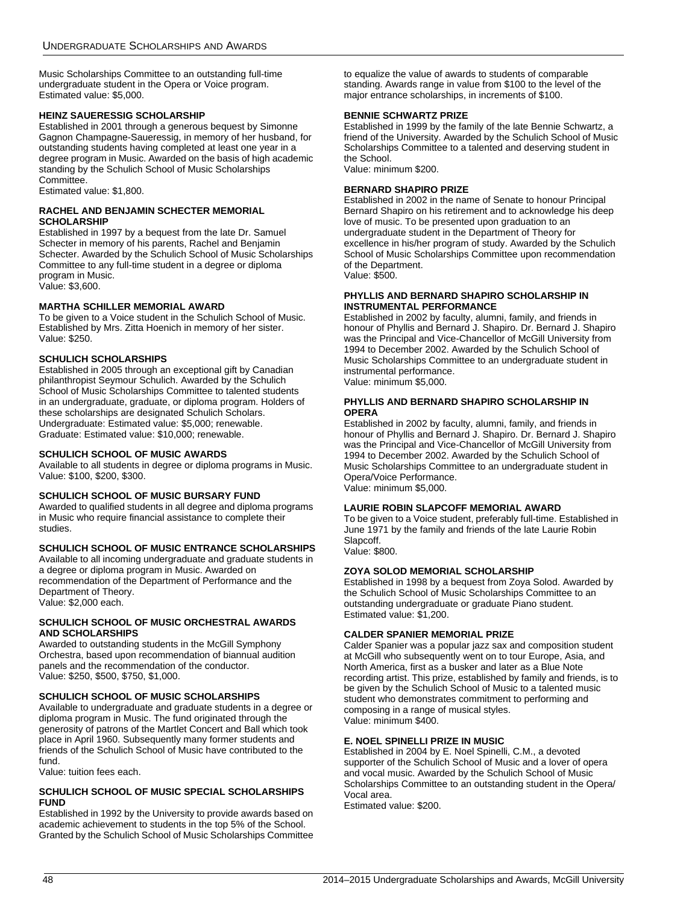Music Scholarships Committee to an outstanding full-time undergraduate student in the Opera or Voice program.
Estimated value: $5,000.

**HEINZ SAUERESSIG SCHOLARSHIP**

Established in 2001 through a generous bequest by Simonne Gagnon Champagne-Saueressig, in memory of her husband, for outstanding students having completed at least one year in a degree program in Music. Awarded on the basis of high academic standing by the Schulich School of Music Scholarships Committee.
Estimated value: $1,800.

**RACHEL AND BENJAMIN SCHECTER MEMORIAL SCHOLARSHIP**

Established in 1997 by a bequest from the late Dr. Samuel Schecter in memory of his parents, Rachel and Benjamin Schecter. Awarded by the Schulich School of Music Scholarships Committee to any full-time student in a degree or diploma program in Music.
Value: $3,600.

**MARTHA SCHILLER MEMORIAL AWARD**

To be given to a Voice student in the Schulich School of Music. Established by Mrs. Zitta Hoenich in memory of her sister.
Value: $250.

**SCHULICH SCHOLARSHIPS**

Established in 2005 through an exceptional gift by Canadian philanthropist Seymour Schulich. Awarded by the Schulich School of Music Scholarships Committee to talented students in an undergraduate, graduate, or diploma program. Holders of these scholarships are designated Schulich Scholars.
Undergraduate: Estimated value: $5,000; renewable.
Graduate: Estimated value: $10,000; renewable.

**SCHULICH SCHOOL OF MUSIC AWARDS**

Available to all students in degree or diploma programs in Music.
Value: $100, $200, $300.

**SCHULICH SCHOOL OF MUSIC BURSARY FUND**

Awarded to qualified students in all degree and diploma programs in Music who require financial assistance to complete their studies.

**SCHULICH SCHOOL OF MUSIC ENTRANCE SCHOLARSHIPS**

Available to all incoming undergraduate and graduate students in a degree or diploma program in Music. Awarded on recommendation of the Department of Performance and the Department of Theory.
Value: $2,000 each.

**SCHULICH SCHOOL OF MUSIC ORCHESTRAL AWARDS AND SCHOLARSHIPS**

Awarded to outstanding students in the McGill Symphony Orchestra, based upon recommendation of biannual audition panels and the recommendation of the conductor.
Value: $250, $500, $750, $1,000.

**SCHULICH SCHOOL OF MUSIC SCHOLARSHIPS**

Available to undergraduate and graduate students in a degree or diploma program in Music. The fund originated through the generosity of patrons of the Martlet Concert and Ball which took place in April 1960. Subsequently many former students and friends of the Schulich School of Music have contributed to the fund.
Value: tuition fees each.

**SCHULICH SCHOOL OF MUSIC SPECIAL SCHOLARSHIPS FUND**

Established in 1992 by the University to provide awards based on academic achievement to students in the top 5% of the School. Granted by the Schulich School of Music Scholarships Committee to equalize the value of awards to students of comparable standing. Awards range in value from $100 to the level of the major entrance scholarships, in increments of $100.

**BENNIE SCHWARTZ PRIZE**

Established in 1999 by the family of the late Bennie Schwartz, a friend of the University. Awarded by the Schulich School of Music Scholarships Committee to a talented and deserving student in the School.
Value: minimum $200.

**BERNARD SHAPIRO PRIZE**

Established in 2002 in the name of Senate to honour Principal Bernard Shapiro on his retirement and to acknowledge his deep love of music. To be presented upon graduation to an undergraduate student in the Department of Theory for excellence in his/her program of study. Awarded by the Schulich School of Music Scholarships Committee upon recommendation of the Department.
Value: $500.

**PHYLLIS AND BERNARD SHAPIRO SCHOLARSHIP IN INSTRUMENTAL PERFORMANCE**

Established in 2002 by faculty, alumni, family, and friends in honour of Phyllis and Bernard J. Shapiro. Dr. Bernard J. Shapiro was the Principal and Vice-Chancellor of McGill University from 1994 to December 2002. Awarded by the Schulich School of Music Scholarships Committee to an undergraduate student in instrumental performance.
Value: minimum $5,000.

**PHYLLIS AND BERNARD SHAPIRO SCHOLARSHIP IN OPERA**

Established in 2002 by faculty, alumni, family, and friends in honour of Phyllis and Bernard J. Shapiro. Dr. Bernard J. Shapiro was the Principal and Vice-Chancellor of McGill University from 1994 to December 2002. Awarded by the Schulich School of Music Scholarships Committee to an undergraduate student in Opera/Voice Performance.
Value: minimum $5,000.

**LAURIE ROBIN SLAPCOFF MEMORIAL AWARD**

To be given to a Voice student, preferably full-time. Established in June 1971 by the family and friends of the late Laurie Robin Slapcoff.
Value: $800.

**ZOYA SOLOD MEMORIAL SCHOLARSHIP**

Established in 1998 by a bequest from Zoya Solod. Awarded by the Schulich School of Music Scholarships Committee to an outstanding undergraduate or graduate Piano student.
Estimated value: $1,200.

**CALDER SPANIER MEMORIAL PRIZE**

Calder Spanier was a popular jazz sax and composition student at McGill who subsequently went on to tour Europe, Asia, and North America, first as a busker and later as a Blue Note recording artist. This prize, established by family and friends, is to be given by the Schulich School of Music to a talented music student who demonstrates commitment to performing and composing in a range of musical styles.
Value: minimum $400.

**E. NOEL SPINELLI PRIZE IN MUSIC**

Established in 2004 by E. Noel Spinelli, C.M., a devoted supporter of the Schulich School of Music and a lover of opera and vocal music. Awarded by the Schulich School of Music Scholarships Committee to an outstanding student in the Opera/ Vocal area.
Estimated value: $200.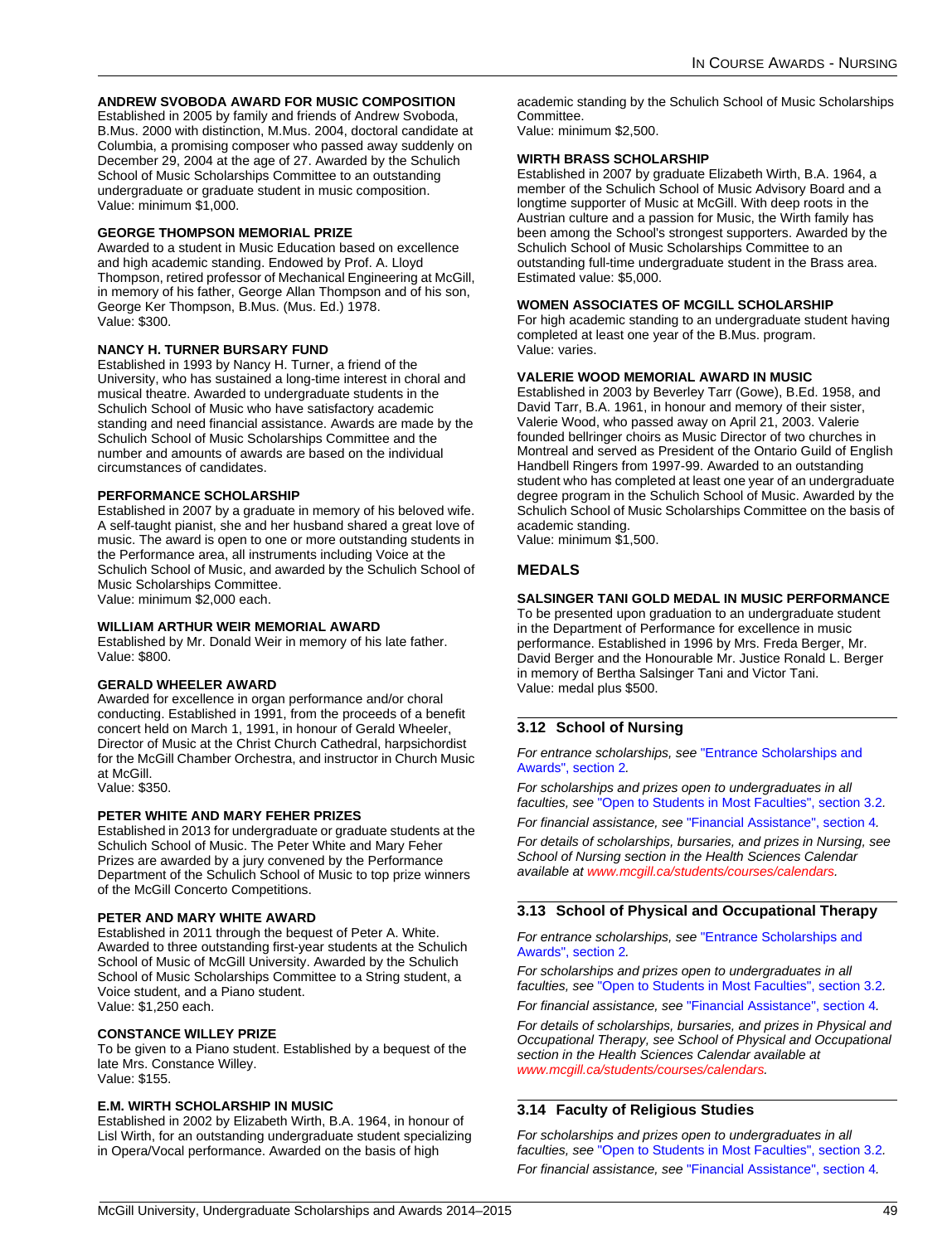#### ANDREW SVOBODA AWARD FOR MUSIC COMPOSITION

Established in 2005 by family and friends of Andrew Svoboda, B.Mus. 2000 with distinction, M.Mus. 2004, doctoral candidate at Columbia, a promising composer who passed away suddenly on December 29, 2004 at the age of 27. Awarded by the Schulich School of Music Scholarships Committee to an outstanding undergraduate or graduate student in music composition.
Value: minimum $1,000.

#### GEORGE THOMPSON MEMORIAL PRIZE

Awarded to a student in Music Education based on excellence and high academic standing. Endowed by Prof. A. Lloyd Thompson, retired professor of Mechanical Engineering at McGill, in memory of his father, George Allan Thompson and of his son, George Ker Thompson, B.Mus. (Mus. Ed.) 1978.
Value: $300.

#### NANCY H. TURNER BURSARY FUND

Established in 1993 by Nancy H. Turner, a friend of the University, who has sustained a long-time interest in choral and musical theatre. Awarded to undergraduate students in the Schulich School of Music who have satisfactory academic standing and need financial assistance. Awards are made by the Schulich School of Music Scholarships Committee and the number and amounts of awards are based on the individual circumstances of candidates.

#### PERFORMANCE SCHOLARSHIP

Established in 2007 by a graduate in memory of his beloved wife. A self-taught pianist, she and her husband shared a great love of music. The award is open to one or more outstanding students in the Performance area, all instruments including Voice at the Schulich School of Music, and awarded by the Schulich School of Music Scholarships Committee.
Value: minimum $2,000 each.

#### WILLIAM ARTHUR WEIR MEMORIAL AWARD

Established by Mr. Donald Weir in memory of his late father.
Value: $800.

#### GERALD WHEELER AWARD

Awarded for excellence in organ performance and/or choral conducting. Established in 1991, from the proceeds of a benefit concert held on March 1, 1991, in honour of Gerald Wheeler, Director of Music at the Christ Church Cathedral, harpsichordist for the McGill Chamber Orchestra, and instructor in Church Music at McGill.
Value: $350.

#### PETER WHITE AND MARY FEHER PRIZES

Established in 2013 for undergraduate or graduate students at the Schulich School of Music. The Peter White and Mary Feher Prizes are awarded by a jury convened by the Performance Department of the Schulich School of Music to top prize winners of the McGill Concerto Competitions.

#### PETER AND MARY WHITE AWARD

Established in 2011 through the bequest of Peter A. White. Awarded to three outstanding first-year students at the Schulich School of Music of McGill University. Awarded by the Schulich School of Music Scholarships Committee to a String student, a Voice student, and a Piano student.
Value: $1,250 each.

#### CONSTANCE WILLEY PRIZE

To be given to a Piano student. Established by a bequest of the late Mrs. Constance Willey.
Value: $155.

#### E.M. WIRTH SCHOLARSHIP IN MUSIC

Established in 2002 by Elizabeth Wirth, B.A. 1964, in honour of Lisl Wirth, for an outstanding undergraduate student specializing in Opera/Vocal performance. Awarded on the basis of high academic standing by the Schulich School of Music Scholarships Committee.
Value: minimum $2,500.

#### WIRTH BRASS SCHOLARSHIP

Established in 2007 by graduate Elizabeth Wirth, B.A. 1964, a member of the Schulich School of Music Advisory Board and a longtime supporter of Music at McGill. With deep roots in the Austrian culture and a passion for Music, the Wirth family has been among the School's strongest supporters. Awarded by the Schulich School of Music Scholarships Committee to an outstanding full-time undergraduate student in the Brass area.
Estimated value: $5,000.

#### WOMEN ASSOCIATES OF MCGILL SCHOLARSHIP

For high academic standing to an undergraduate student having completed at least one year of the B.Mus. program.
Value: varies.

#### VALERIE WOOD MEMORIAL AWARD IN MUSIC

Established in 2003 by Beverley Tarr (Gowe), B.Ed. 1958, and David Tarr, B.A. 1961, in honour and memory of their sister, Valerie Wood, who passed away on April 21, 2003. Valerie founded bellringer choirs as Music Director of two churches in Montreal and served as President of the Ontario Guild of English Handbell Ringers from 1997-99. Awarded to an outstanding student who has completed at least one year of an undergraduate degree program in the Schulich School of Music. Awarded by the Schulich School of Music Scholarships Committee on the basis of academic standing.
Value: minimum $1,500.

### MEDALS

#### SALSINGER TANI GOLD MEDAL IN MUSIC PERFORMANCE

To be presented upon graduation to an undergraduate student in the Department of Performance for excellence in music performance. Established in 1996 by Mrs. Freda Berger, Mr. David Berger and the Honourable Mr. Justice Ronald L. Berger in memory of Bertha Salsinger Tani and Victor Tani.
Value: medal plus $500.

## 3.12 School of Nursing

*For entrance scholarships, see "Entrance Scholarships and Awards", section 2.*

*For scholarships and prizes open to undergraduates in all faculties, see "Open to Students in Most Faculties", section 3.2.*

*For financial assistance, see "Financial Assistance", section 4.*

*For details of scholarships, bursaries, and prizes in Nursing, see School of Nursing section in the Health Sciences Calendar available at www.mcgill.ca/students/courses/calendars.*

## 3.13 School of Physical and Occupational Therapy

*For entrance scholarships, see "Entrance Scholarships and Awards", section 2.*

*For scholarships and prizes open to undergraduates in all faculties, see "Open to Students in Most Faculties", section 3.2.*

*For financial assistance, see "Financial Assistance", section 4.*

*For details of scholarships, bursaries, and prizes in Physical and Occupational Therapy, see School of Physical and Occupational section in the Health Sciences Calendar available at www.mcgill.ca/students/courses/calendars.*

## 3.14 Faculty of Religious Studies

*For scholarships and prizes open to undergraduates in all faculties, see "Open to Students in Most Faculties", section 3.2.*

*For financial assistance, see "Financial Assistance", section 4.*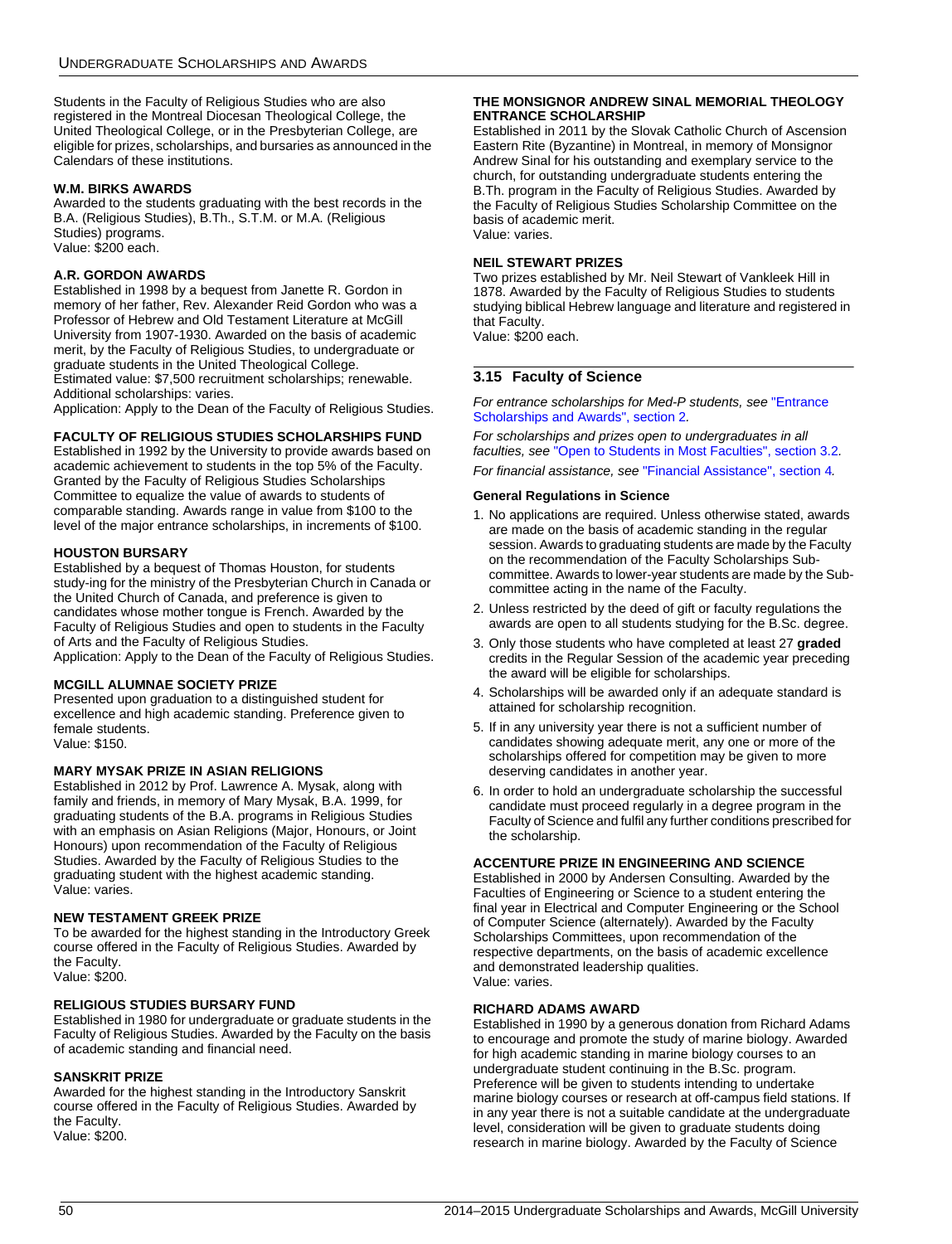Students in the Faculty of Religious Studies who are also registered in the Montreal Diocesan Theological College, the United Theological College, or in the Presbyterian College, are eligible for prizes, scholarships, and bursaries as announced in the Calendars of these institutions.

**W.M. BIRKS AWARDS**
Awarded to the students graduating with the best records in the B.A. (Religious Studies), B.Th., S.T.M. or M.A. (Religious Studies) programs.
Value: $200 each.

**A.R. GORDON AWARDS**
Established in 1998 by a bequest from Janette R. Gordon in memory of her father, Rev. Alexander Reid Gordon who was a Professor of Hebrew and Old Testament Literature at McGill University from 1907-1930. Awarded on the basis of academic merit, by the Faculty of Religious Studies, to undergraduate or graduate students in the United Theological College.
Estimated value: $7,500 recruitment scholarships; renewable.
Additional scholarships: varies.
Application: Apply to the Dean of the Faculty of Religious Studies.

**FACULTY OF RELIGIOUS STUDIES SCHOLARSHIPS FUND**
Established in 1992 by the University to provide awards based on academic achievement to students in the top 5% of the Faculty. Granted by the Faculty of Religious Studies Scholarships Committee to equalize the value of awards to students of comparable standing. Awards range in value from $100 to the level of the major entrance scholarships, in increments of $100.

**HOUSTON BURSARY**
Established by a bequest of Thomas Houston, for students study-ing for the ministry of the Presbyterian Church in Canada or the United Church of Canada, and preference is given to candidates whose mother tongue is French. Awarded by the Faculty of Religious Studies and open to students in the Faculty of Arts and the Faculty of Religious Studies.
Application: Apply to the Dean of the Faculty of Religious Studies.

**MCGILL ALUMNAE SOCIETY PRIZE**
Presented upon graduation to a distinguished student for excellence and high academic standing. Preference given to female students.
Value: $150.

**MARY MYSAK PRIZE IN ASIAN RELIGIONS**
Established in 2012 by Prof. Lawrence A. Mysak, along with family and friends, in memory of Mary Mysak, B.A. 1999, for graduating students of the B.A. programs in Religious Studies with an emphasis on Asian Religions (Major, Honours, or Joint Honours) upon recommendation of the Faculty of Religious Studies. Awarded by the Faculty of Religious Studies to the graduating student with the highest academic standing.
Value: varies.

**NEW TESTAMENT GREEK PRIZE**
To be awarded for the highest standing in the Introductory Greek course offered in the Faculty of Religious Studies. Awarded by the Faculty.
Value: $200.

**RELIGIOUS STUDIES BURSARY FUND**
Established in 1980 for undergraduate or graduate students in the Faculty of Religious Studies. Awarded by the Faculty on the basis of academic standing and financial need.

**SANSKRIT PRIZE**
Awarded for the highest standing in the Introductory Sanskrit course offered in the Faculty of Religious Studies. Awarded by the Faculty.
Value: $200.

**THE MONSIGNOR ANDREW SINAL MEMORIAL THEOLOGY ENTRANCE SCHOLARSHIP**
Established in 2011 by the Slovak Catholic Church of Ascension Eastern Rite (Byzantine) in Montreal, in memory of Monsignor Andrew Sinal for his outstanding and exemplary service to the church, for outstanding undergraduate students entering the B.Th. program in the Faculty of Religious Studies. Awarded by the Faculty of Religious Studies Scholarship Committee on the basis of academic merit.
Value: varies.

**NEIL STEWART PRIZES**
Two prizes established by Mr. Neil Stewart of Vankleek Hill in 1878. Awarded by the Faculty of Religious Studies to students studying biblical Hebrew language and literature and registered in that Faculty.
Value: $200 each.

## 3.15 Faculty of Science

*For entrance scholarships for Med-P students, see* "Entrance Scholarships and Awards", section 2*.*

*For scholarships and prizes open to undergraduates in all faculties, see* "Open to Students in Most Faculties", section 3.2*.*

*For financial assistance, see* "Financial Assistance", section 4*.*

**General Regulations in Science**

1. No applications are required. Unless otherwise stated, awards are made on the basis of academic standing in the regular session. Awards to graduating students are made by the Faculty on the recommendation of the Faculty Scholarships Sub-committee. Awards to lower-year students are made by the Sub-committee acting in the name of the Faculty.
2. Unless restricted by the deed of gift or faculty regulations the awards are open to all students studying for the B.Sc. degree.
3. Only those students who have completed at least 27 **graded** credits in the Regular Session of the academic year preceding the award will be eligible for scholarships.
4. Scholarships will be awarded only if an adequate standard is attained for scholarship recognition.
5. If in any university year there is not a sufficient number of candidates showing adequate merit, any one or more of the scholarships offered for competition may be given to more deserving candidates in another year.
6. In order to hold an undergraduate scholarship the successful candidate must proceed regularly in a degree program in the Faculty of Science and fulfil any further conditions prescribed for the scholarship.

**ACCENTURE PRIZE IN ENGINEERING AND SCIENCE**
Established in 2000 by Andersen Consulting. Awarded by the Faculties of Engineering or Science to a student entering the final year in Electrical and Computer Engineering or the School of Computer Science (alternately). Awarded by the Faculty Scholarships Committees, upon recommendation of the respective departments, on the basis of academic excellence and demonstrated leadership qualities.
Value: varies.

**RICHARD ADAMS AWARD**
Established in 1990 by a generous donation from Richard Adams to encourage and promote the study of marine biology. Awarded for high academic standing in marine biology courses to an undergraduate student continuing in the B.Sc. program. Preference will be given to students intending to undertake marine biology courses or research at off-campus field stations. If in any year there is not a suitable candidate at the undergraduate level, consideration will be given to graduate students doing research in marine biology. Awarded by the Faculty of Science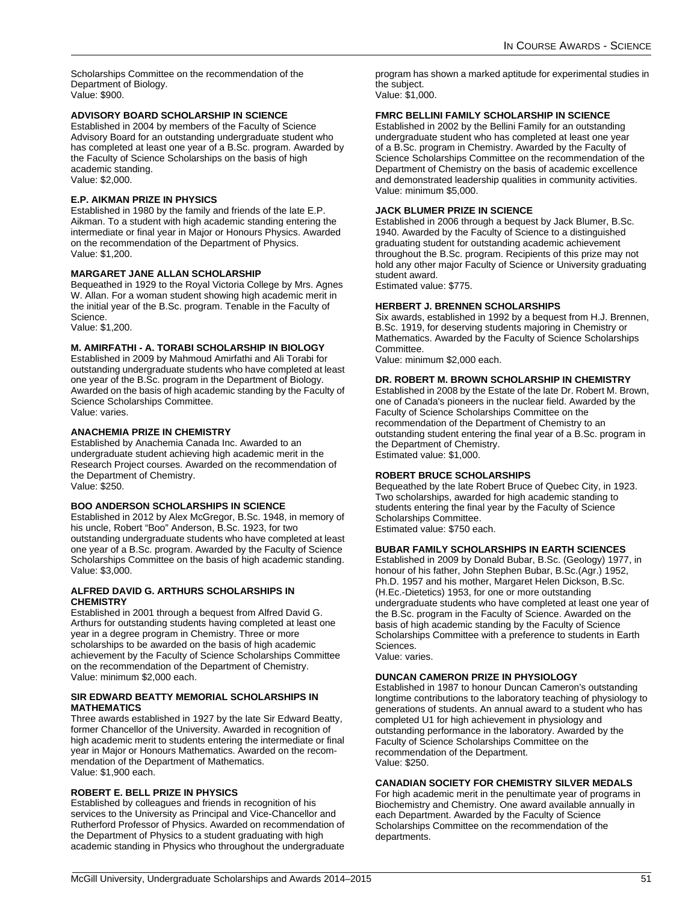Scholarships Committee on the recommendation of the Department of Biology.
Value: $900.

### ADVISORY BOARD SCHOLARSHIP IN SCIENCE

Established in 2004 by members of the Faculty of Science Advisory Board for an outstanding undergraduate student who has completed at least one year of a B.Sc. program. Awarded by the Faculty of Science Scholarships on the basis of high academic standing.
Value: $2,000.

### E.P. AIKMAN PRIZE IN PHYSICS

Established in 1980 by the family and friends of the late E.P. Aikman. To a student with high academic standing entering the intermediate or final year in Major or Honours Physics. Awarded on the recommendation of the Department of Physics.
Value: $1,200.

### MARGARET JANE ALLAN SCHOLARSHIP

Bequeathed in 1929 to the Royal Victoria College by Mrs. Agnes W. Allan. For a woman student showing high academic merit in the initial year of the B.Sc. program. Tenable in the Faculty of Science.
Value: $1,200.

### M. AMIRFATHI - A. TORABI SCHOLARSHIP IN BIOLOGY

Established in 2009 by Mahmoud Amirfathi and Ali Torabi for outstanding undergraduate students who have completed at least one year of the B.Sc. program in the Department of Biology. Awarded on the basis of high academic standing by the Faculty of Science Scholarships Committee.
Value: varies.

### ANACHEMIA PRIZE IN CHEMISTRY

Established by Anachemia Canada Inc. Awarded to an undergraduate student achieving high academic merit in the Research Project courses. Awarded on the recommendation of the Department of Chemistry.
Value: $250.

### BOO ANDERSON SCHOLARSHIPS IN SCIENCE

Established in 2012 by Alex McGregor, B.Sc. 1948, in memory of his uncle, Robert "Boo" Anderson, B.Sc. 1923, for two outstanding undergraduate students who have completed at least one year of a B.Sc. program. Awarded by the Faculty of Science Scholarships Committee on the basis of high academic standing.
Value: $3,000.

### ALFRED DAVID G. ARTHURS SCHOLARSHIPS IN CHEMISTRY

Established in 2001 through a bequest from Alfred David G. Arthurs for outstanding students having completed at least one year in a degree program in Chemistry. Three or more scholarships to be awarded on the basis of high academic achievement by the Faculty of Science Scholarships Committee on the recommendation of the Department of Chemistry.
Value: minimum $2,000 each.

### SIR EDWARD BEATTY MEMORIAL SCHOLARSHIPS IN MATHEMATICS

Three awards established in 1927 by the late Sir Edward Beatty, former Chancellor of the University. Awarded in recognition of high academic merit to students entering the intermediate or final year in Major or Honours Mathematics. Awarded on the recommendation of the Department of Mathematics.
Value: $1,900 each.

### ROBERT E. BELL PRIZE IN PHYSICS

Established by colleagues and friends in recognition of his services to the University as Principal and Vice-Chancellor and Rutherford Professor of Physics. Awarded on recommendation of the Department of Physics to a student graduating with high academic standing in Physics who throughout the undergraduate program has shown a marked aptitude for experimental studies in the subject.
Value: $1,000.

### FMRC BELLINI FAMILY SCHOLARSHIP IN SCIENCE

Established in 2002 by the Bellini Family for an outstanding undergraduate student who has completed at least one year of a B.Sc. program in Chemistry. Awarded by the Faculty of Science Scholarships Committee on the recommendation of the Department of Chemistry on the basis of academic excellence and demonstrated leadership qualities in community activities.
Value: minimum $5,000.

### JACK BLUMER PRIZE IN SCIENCE

Established in 2006 through a bequest by Jack Blumer, B.Sc. 1940. Awarded by the Faculty of Science to a distinguished graduating student for outstanding academic achievement throughout the B.Sc. program. Recipients of this prize may not hold any other major Faculty of Science or University graduating student award.
Estimated value: $775.

### HERBERT J. BRENNEN SCHOLARSHIPS

Six awards, established in 1992 by a bequest from H.J. Brennen, B.Sc. 1919, for deserving students majoring in Chemistry or Mathematics. Awarded by the Faculty of Science Scholarships Committee.
Value: minimum $2,000 each.

### DR. ROBERT M. BROWN SCHOLARSHIP IN CHEMISTRY

Established in 2008 by the Estate of the late Dr. Robert M. Brown, one of Canada's pioneers in the nuclear field. Awarded by the Faculty of Science Scholarships Committee on the recommendation of the Department of Chemistry to an outstanding student entering the final year of a B.Sc. program in the Department of Chemistry.
Estimated value: $1,000.

### ROBERT BRUCE SCHOLARSHIPS

Bequeathed by the late Robert Bruce of Quebec City, in 1923. Two scholarships, awarded for high academic standing to students entering the final year by the Faculty of Science Scholarships Committee.
Estimated value: $750 each.

### BUBAR FAMILY SCHOLARSHIPS IN EARTH SCIENCES

Established in 2009 by Donald Bubar, B.Sc. (Geology) 1977, in honour of his father, John Stephen Bubar, B.Sc.(Agr.) 1952, Ph.D. 1957 and his mother, Margaret Helen Dickson, B.Sc. (H.Ec.-Dietetics) 1953, for one or more outstanding undergraduate students who have completed at least one year of the B.Sc. program in the Faculty of Science. Awarded on the basis of high academic standing by the Faculty of Science Scholarships Committee with a preference to students in Earth Sciences.
Value: varies.

### DUNCAN CAMERON PRIZE IN PHYSIOLOGY

Established in 1987 to honour Duncan Cameron's outstanding longtime contributions to the laboratory teaching of physiology to generations of students. An annual award to a student who has completed U1 for high achievement in physiology and outstanding performance in the laboratory. Awarded by the Faculty of Science Scholarships Committee on the recommendation of the Department.
Value: $250.

### CANADIAN SOCIETY FOR CHEMISTRY SILVER MEDALS

For high academic merit in the penultimate year of programs in Biochemistry and Chemistry. One award available annually in each Department. Awarded by the Faculty of Science Scholarships Committee on the recommendation of the departments.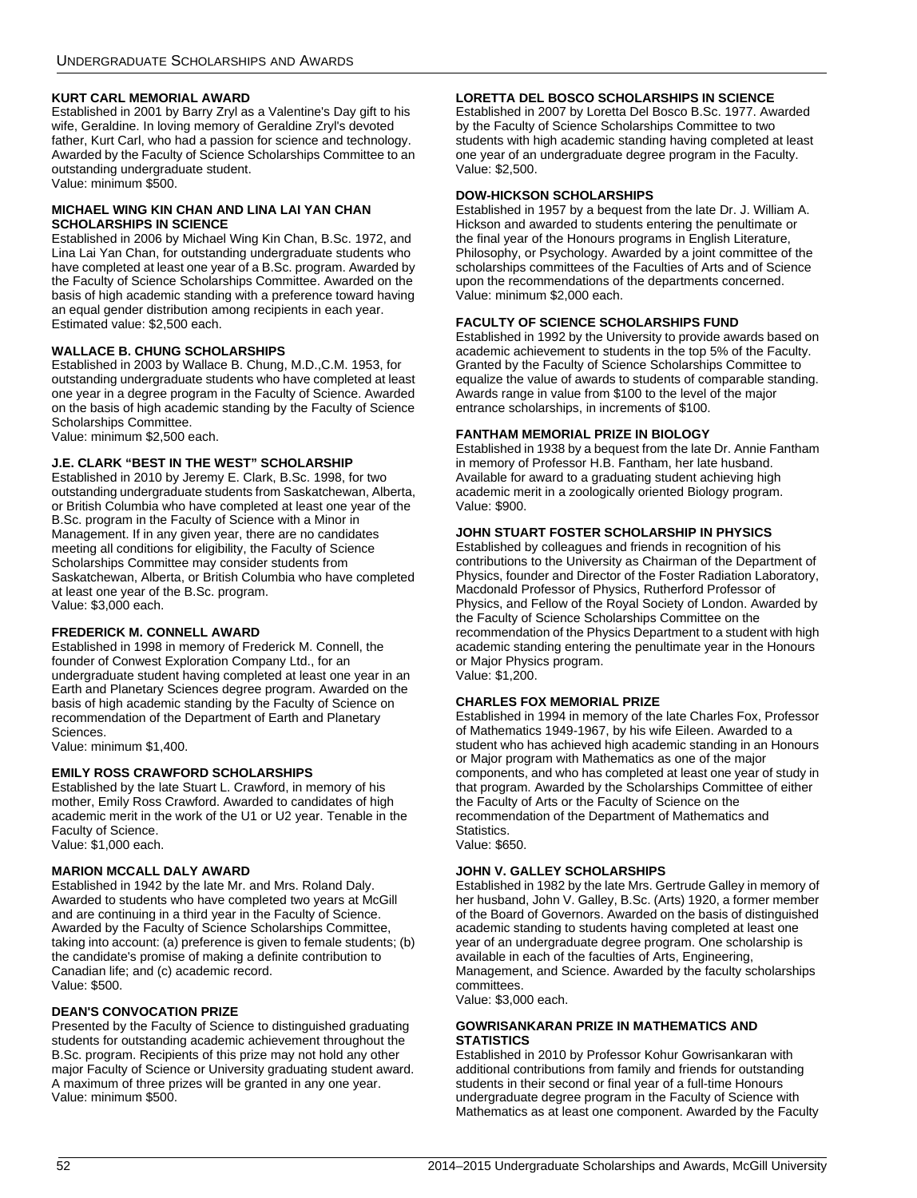### KURT CARL MEMORIAL AWARD

Established in 2001 by Barry Zryl as a Valentine's Day gift to his wife, Geraldine. In loving memory of Geraldine Zryl's devoted father, Kurt Carl, who had a passion for science and technology. Awarded by the Faculty of Science Scholarships Committee to an outstanding undergraduate student.
Value: minimum $500.

### MICHAEL WING KIN CHAN AND LINA LAI YAN CHAN SCHOLARSHIPS IN SCIENCE

Established in 2006 by Michael Wing Kin Chan, B.Sc. 1972, and Lina Lai Yan Chan, for outstanding undergraduate students who have completed at least one year of a B.Sc. program. Awarded by the Faculty of Science Scholarships Committee. Awarded on the basis of high academic standing with a preference toward having an equal gender distribution among recipients in each year.
Estimated value: $2,500 each.

### WALLACE B. CHUNG SCHOLARSHIPS

Established in 2003 by Wallace B. Chung, M.D.,C.M. 1953, for outstanding undergraduate students who have completed at least one year in a degree program in the Faculty of Science. Awarded on the basis of high academic standing by the Faculty of Science Scholarships Committee.
Value: minimum $2,500 each.

### J.E. CLARK "BEST IN THE WEST" SCHOLARSHIP

Established in 2010 by Jeremy E. Clark, B.Sc. 1998, for two outstanding undergraduate students from Saskatchewan, Alberta, or British Columbia who have completed at least one year of the B.Sc. program in the Faculty of Science with a Minor in Management. If in any given year, there are no candidates meeting all conditions for eligibility, the Faculty of Science Scholarships Committee may consider students from Saskatchewan, Alberta, or British Columbia who have completed at least one year of the B.Sc. program.
Value: $3,000 each.

### FREDERICK M. CONNELL AWARD

Established in 1998 in memory of Frederick M. Connell, the founder of Conwest Exploration Company Ltd., for an undergraduate student having completed at least one year in an Earth and Planetary Sciences degree program. Awarded on the basis of high academic standing by the Faculty of Science on recommendation of the Department of Earth and Planetary Sciences.
Value: minimum $1,400.

### EMILY ROSS CRAWFORD SCHOLARSHIPS

Established by the late Stuart L. Crawford, in memory of his mother, Emily Ross Crawford. Awarded to candidates of high academic merit in the work of the U1 or U2 year. Tenable in the Faculty of Science.
Value: $1,000 each.

### MARION MCCALL DALY AWARD

Established in 1942 by the late Mr. and Mrs. Roland Daly. Awarded to students who have completed two years at McGill and are continuing in a third year in the Faculty of Science. Awarded by the Faculty of Science Scholarships Committee, taking into account: (a) preference is given to female students; (b) the candidate's promise of making a definite contribution to Canadian life; and (c) academic record.
Value: $500.

### DEAN'S CONVOCATION PRIZE

Presented by the Faculty of Science to distinguished graduating students for outstanding academic achievement throughout the B.Sc. program. Recipients of this prize may not hold any other major Faculty of Science or University graduating student award. A maximum of three prizes will be granted in any one year.
Value: minimum $500.

### LORETTA DEL BOSCO SCHOLARSHIPS IN SCIENCE

Established in 2007 by Loretta Del Bosco B.Sc. 1977. Awarded by the Faculty of Science Scholarships Committee to two students with high academic standing having completed at least one year of an undergraduate degree program in the Faculty.
Value: $2,500.

### DOW-HICKSON SCHOLARSHIPS

Established in 1957 by a bequest from the late Dr. J. William A. Hickson and awarded to students entering the penultimate or the final year of the Honours programs in English Literature, Philosophy, or Psychology. Awarded by a joint committee of the scholarships committees of the Faculties of Arts and of Science upon the recommendations of the departments concerned.
Value: minimum $2,000 each.

### FACULTY OF SCIENCE SCHOLARSHIPS FUND

Established in 1992 by the University to provide awards based on academic achievement to students in the top 5% of the Faculty. Granted by the Faculty of Science Scholarships Committee to equalize the value of awards to students of comparable standing. Awards range in value from $100 to the level of the major entrance scholarships, in increments of $100.

### FANTHAM MEMORIAL PRIZE IN BIOLOGY

Established in 1938 by a bequest from the late Dr. Annie Fantham in memory of Professor H.B. Fantham, her late husband. Available for award to a graduating student achieving high academic merit in a zoologically oriented Biology program.
Value: $900.

### JOHN STUART FOSTER SCHOLARSHIP IN PHYSICS

Established by colleagues and friends in recognition of his contributions to the University as Chairman of the Department of Physics, founder and Director of the Foster Radiation Laboratory, Macdonald Professor of Physics, Rutherford Professor of Physics, and Fellow of the Royal Society of London. Awarded by the Faculty of Science Scholarships Committee on the recommendation of the Physics Department to a student with high academic standing entering the penultimate year in the Honours or Major Physics program.
Value: $1,200.

### CHARLES FOX MEMORIAL PRIZE

Established in 1994 in memory of the late Charles Fox, Professor of Mathematics 1949-1967, by his wife Eileen. Awarded to a student who has achieved high academic standing in an Honours or Major program with Mathematics as one of the major components, and who has completed at least one year of study in that program. Awarded by the Scholarships Committee of either the Faculty of Arts or the Faculty of Science on the recommendation of the Department of Mathematics and Statistics.
Value: $650.

### JOHN V. GALLEY SCHOLARSHIPS

Established in 1982 by the late Mrs. Gertrude Galley in memory of her husband, John V. Galley, B.Sc. (Arts) 1920, a former member of the Board of Governors. Awarded on the basis of distinguished academic standing to students having completed at least one year of an undergraduate degree program. One scholarship is available in each of the faculties of Arts, Engineering, Management, and Science. Awarded by the faculty scholarships committees.
Value: $3,000 each.

### GOWRISANKARAN PRIZE IN MATHEMATICS AND STATISTICS

Established in 2010 by Professor Kohur Gowrisankaran with additional contributions from family and friends for outstanding students in their second or final year of a full-time Honours undergraduate degree program in the Faculty of Science with Mathematics as at least one component. Awarded by the Faculty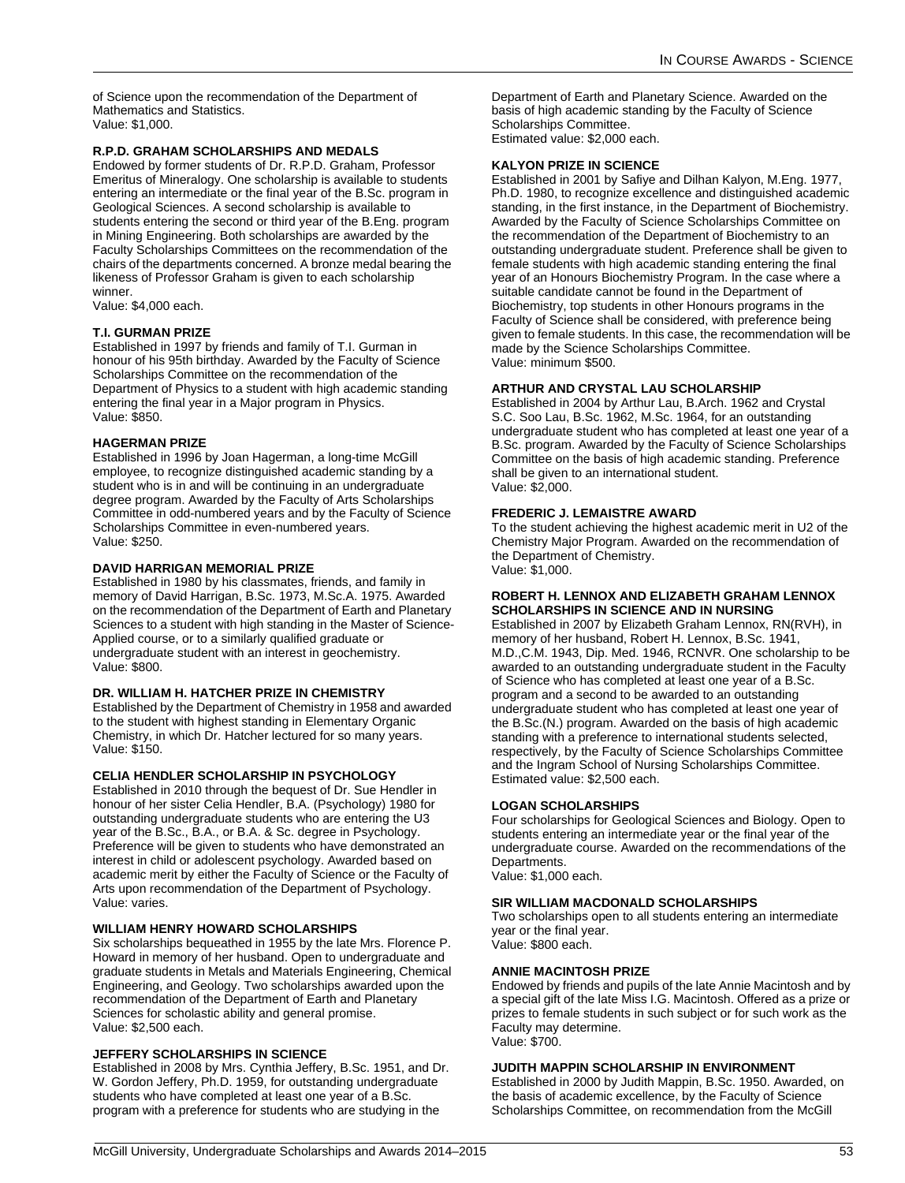of Science upon the recommendation of the Department of Mathematics and Statistics.
Value: $1,000.

### R.P.D. GRAHAM SCHOLARSHIPS AND MEDALS

Endowed by former students of Dr. R.P.D. Graham, Professor Emeritus of Mineralogy. One scholarship is available to students entering an intermediate or the final year of the B.Sc. program in Geological Sciences. A second scholarship is available to students entering the second or third year of the B.Eng. program in Mining Engineering. Both scholarships are awarded by the Faculty Scholarships Committees on the recommendation of the chairs of the departments concerned. A bronze medal bearing the likeness of Professor Graham is given to each scholarship winner.
Value: $4,000 each.

### T.I. GURMAN PRIZE

Established in 1997 by friends and family of T.I. Gurman in honour of his 95th birthday. Awarded by the Faculty of Science Scholarships Committee on the recommendation of the Department of Physics to a student with high academic standing entering the final year in a Major program in Physics.
Value: $850.

### HAGERMAN PRIZE

Established in 1996 by Joan Hagerman, a long-time McGill employee, to recognize distinguished academic standing by a student who is in and will be continuing in an undergraduate degree program. Awarded by the Faculty of Arts Scholarships Committee in odd-numbered years and by the Faculty of Science Scholarships Committee in even-numbered years.
Value: $250.

### DAVID HARRIGAN MEMORIAL PRIZE

Established in 1980 by his classmates, friends, and family in memory of David Harrigan, B.Sc. 1973, M.Sc.A. 1975. Awarded on the recommendation of the Department of Earth and Planetary Sciences to a student with high standing in the Master of Science-Applied course, or to a similarly qualified graduate or undergraduate student with an interest in geochemistry.
Value: $800.

### DR. WILLIAM H. HATCHER PRIZE IN CHEMISTRY

Established by the Department of Chemistry in 1958 and awarded to the student with highest standing in Elementary Organic Chemistry, in which Dr. Hatcher lectured for so many years.
Value: $150.

### CELIA HENDLER SCHOLARSHIP IN PSYCHOLOGY

Established in 2010 through the bequest of Dr. Sue Hendler in honour of her sister Celia Hendler, B.A. (Psychology) 1980 for outstanding undergraduate students who are entering the U3 year of the B.Sc., B.A., or B.A. & Sc. degree in Psychology. Preference will be given to students who have demonstrated an interest in child or adolescent psychology. Awarded based on academic merit by either the Faculty of Science or the Faculty of Arts upon recommendation of the Department of Psychology.
Value: varies.

### WILLIAM HENRY HOWARD SCHOLARSHIPS

Six scholarships bequeathed in 1955 by the late Mrs. Florence P. Howard in memory of her husband. Open to undergraduate and graduate students in Metals and Materials Engineering, Chemical Engineering, and Geology. Two scholarships awarded upon the recommendation of the Department of Earth and Planetary Sciences for scholastic ability and general promise.
Value: $2,500 each.

### JEFFERY SCHOLARSHIPS IN SCIENCE

Established in 2008 by Mrs. Cynthia Jeffery, B.Sc. 1951, and Dr. W. Gordon Jeffery, Ph.D. 1959, for outstanding undergraduate students who have completed at least one year of a B.Sc. program with a preference for students who are studying in the Department of Earth and Planetary Science. Awarded on the basis of high academic standing by the Faculty of Science Scholarships Committee.
Estimated value: $2,000 each.

### KALYON PRIZE IN SCIENCE

Established in 2001 by Safiye and Dilhan Kalyon, M.Eng. 1977, Ph.D. 1980, to recognize excellence and distinguished academic standing, in the first instance, in the Department of Biochemistry. Awarded by the Faculty of Science Scholarships Committee on the recommendation of the Department of Biochemistry to an outstanding undergraduate student. Preference shall be given to female students with high academic standing entering the final year of an Honours Biochemistry Program. In the case where a suitable candidate cannot be found in the Department of Biochemistry, top students in other Honours programs in the Faculty of Science shall be considered, with preference being given to female students. In this case, the recommendation will be made by the Science Scholarships Committee.
Value: minimum $500.

### ARTHUR AND CRYSTAL LAU SCHOLARSHIP

Established in 2004 by Arthur Lau, B.Arch. 1962 and Crystal S.C. Soo Lau, B.Sc. 1962, M.Sc. 1964, for an outstanding undergraduate student who has completed at least one year of a B.Sc. program. Awarded by the Faculty of Science Scholarships Committee on the basis of high academic standing. Preference shall be given to an international student.
Value: $2,000.

### FREDERIC J. LEMAISTRE AWARD

To the student achieving the highest academic merit in U2 of the Chemistry Major Program. Awarded on the recommendation of the Department of Chemistry.
Value: $1,000.

### ROBERT H. LENNOX AND ELIZABETH GRAHAM LENNOX SCHOLARSHIPS IN SCIENCE AND IN NURSING

Established in 2007 by Elizabeth Graham Lennox, RN(RVH), in memory of her husband, Robert H. Lennox, B.Sc. 1941, M.D.,C.M. 1943, Dip. Med. 1946, RCNVR. One scholarship to be awarded to an outstanding undergraduate student in the Faculty of Science who has completed at least one year of a B.Sc. program and a second to be awarded to an outstanding undergraduate student who has completed at least one year of the B.Sc.(N.) program. Awarded on the basis of high academic standing with a preference to international students selected, respectively, by the Faculty of Science Scholarships Committee and the Ingram School of Nursing Scholarships Committee.
Estimated value: $2,500 each.

### LOGAN SCHOLARSHIPS

Four scholarships for Geological Sciences and Biology. Open to students entering an intermediate year or the final year of the undergraduate course. Awarded on the recommendations of the Departments.
Value: $1,000 each.

### SIR WILLIAM MACDONALD SCHOLARSHIPS

Two scholarships open to all students entering an intermediate year or the final year.
Value: $800 each.

### ANNIE MACINTOSH PRIZE

Endowed by friends and pupils of the late Annie Macintosh and by a special gift of the late Miss I.G. Macintosh. Offered as a prize or prizes to female students in such subject or for such work as the Faculty may determine.
Value: $700.

### JUDITH MAPPIN SCHOLARSHIP IN ENVIRONMENT

Established in 2000 by Judith Mappin, B.Sc. 1950. Awarded, on the basis of academic excellence, by the Faculty of Science Scholarships Committee, on recommendation from the McGill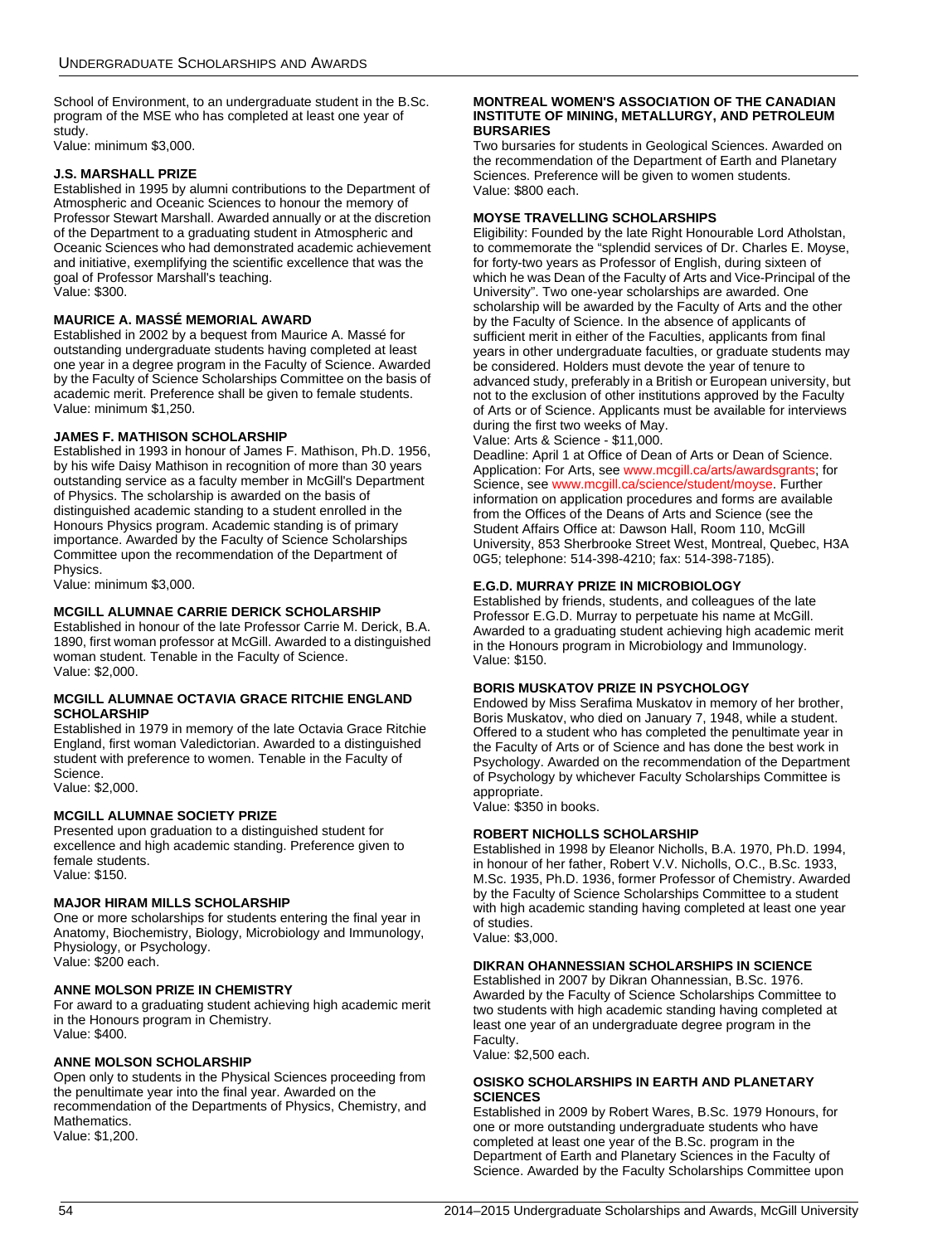School of Environment, to an undergraduate student in the B.Sc. program of the MSE who has completed at least one year of study.
Value: minimum $3,000.

### J.S. MARSHALL PRIZE

Established in 1995 by alumni contributions to the Department of Atmospheric and Oceanic Sciences to honour the memory of Professor Stewart Marshall. Awarded annually or at the discretion of the Department to a graduating student in Atmospheric and Oceanic Sciences who had demonstrated academic achievement and initiative, exemplifying the scientific excellence that was the goal of Professor Marshall's teaching.
Value: $300.

### MAURICE A. MASSÉ MEMORIAL AWARD

Established in 2002 by a bequest from Maurice A. Massé for outstanding undergraduate students having completed at least one year in a degree program in the Faculty of Science. Awarded by the Faculty of Science Scholarships Committee on the basis of academic merit. Preference shall be given to female students.
Value: minimum $1,250.

### JAMES F. MATHISON SCHOLARSHIP

Established in 1993 in honour of James F. Mathison, Ph.D. 1956, by his wife Daisy Mathison in recognition of more than 30 years outstanding service as a faculty member in McGill's Department of Physics. The scholarship is awarded on the basis of distinguished academic standing to a student enrolled in the Honours Physics program. Academic standing is of primary importance. Awarded by the Faculty of Science Scholarships Committee upon the recommendation of the Department of Physics.
Value: minimum $3,000.

### MCGILL ALUMNAE CARRIE DERICK SCHOLARSHIP

Established in honour of the late Professor Carrie M. Derick, B.A. 1890, first woman professor at McGill. Awarded to a distinguished woman student. Tenable in the Faculty of Science.
Value: $2,000.

### MCGILL ALUMNAE OCTAVIA GRACE RITCHIE ENGLAND SCHOLARSHIP

Established in 1979 in memory of the late Octavia Grace Ritchie England, first woman Valedictorian. Awarded to a distinguished student with preference to women. Tenable in the Faculty of Science.
Value: $2,000.

### MCGILL ALUMNAE SOCIETY PRIZE

Presented upon graduation to a distinguished student for excellence and high academic standing. Preference given to female students.
Value: $150.

### MAJOR HIRAM MILLS SCHOLARSHIP

One or more scholarships for students entering the final year in Anatomy, Biochemistry, Biology, Microbiology and Immunology, Physiology, or Psychology.
Value: $200 each.

### ANNE MOLSON PRIZE IN CHEMISTRY

For award to a graduating student achieving high academic merit in the Honours program in Chemistry.
Value: $400.

### ANNE MOLSON SCHOLARSHIP

Open only to students in the Physical Sciences proceeding from the penultimate year into the final year. Awarded on the recommendation of the Departments of Physics, Chemistry, and Mathematics.
Value: $1,200.

### MONTREAL WOMEN'S ASSOCIATION OF THE CANADIAN INSTITUTE OF MINING, METALLURGY, AND PETROLEUM BURSARIES

Two bursaries for students in Geological Sciences. Awarded on the recommendation of the Department of Earth and Planetary Sciences. Preference will be given to women students.
Value: $800 each.

### MOYSE TRAVELLING SCHOLARSHIPS

Eligibility: Founded by the late Right Honourable Lord Atholstan, to commemorate the "splendid services of Dr. Charles E. Moyse, for forty-two years as Professor of English, during sixteen of which he was Dean of the Faculty of Arts and Vice-Principal of the University". Two one-year scholarships are awarded. One scholarship will be awarded by the Faculty of Arts and the other by the Faculty of Science. In the absence of applicants of sufficient merit in either of the Faculties, applicants from final years in other undergraduate faculties, or graduate students may be considered. Holders must devote the year of tenure to advanced study, preferably in a British or European university, but not to the exclusion of other institutions approved by the Faculty of Arts or of Science. Applicants must be available for interviews during the first two weeks of May.
Value: Arts & Science - $11,000.
Deadline: April 1 at Office of Dean of Arts or Dean of Science. Application: For Arts, see www.mcgill.ca/arts/awardsgrants; for Science, see www.mcgill.ca/science/student/moyse. Further information on application procedures and forms are available from the Offices of the Deans of Arts and Science (see the Student Affairs Office at: Dawson Hall, Room 110, McGill University, 853 Sherbrooke Street West, Montreal, Quebec, H3A 0G5; telephone: 514-398-4210; fax: 514-398-7185).

### E.G.D. MURRAY PRIZE IN MICROBIOLOGY

Established by friends, students, and colleagues of the late Professor E.G.D. Murray to perpetuate his name at McGill. Awarded to a graduating student achieving high academic merit in the Honours program in Microbiology and Immunology.
Value: $150.

### BORIS MUSKATOV PRIZE IN PSYCHOLOGY

Endowed by Miss Serafima Muskatov in memory of her brother, Boris Muskatov, who died on January 7, 1948, while a student. Offered to a student who has completed the penultimate year in the Faculty of Arts or of Science and has done the best work in Psychology. Awarded on the recommendation of the Department of Psychology by whichever Faculty Scholarships Committee is appropriate.
Value: $350 in books.

### ROBERT NICHOLLS SCHOLARSHIP

Established in 1998 by Eleanor Nicholls, B.A. 1970, Ph.D. 1994, in honour of her father, Robert V.V. Nicholls, O.C., B.Sc. 1933, M.Sc. 1935, Ph.D. 1936, former Professor of Chemistry. Awarded by the Faculty of Science Scholarships Committee to a student with high academic standing having completed at least one year of studies.
Value: $3,000.

### DIKRAN OHANNESSIAN SCHOLARSHIPS IN SCIENCE

Established in 2007 by Dikran Ohannessian, B.Sc. 1976. Awarded by the Faculty of Science Scholarships Committee to two students with high academic standing having completed at least one year of an undergraduate degree program in the Faculty.
Value: $2,500 each.

### OSISKO SCHOLARSHIPS IN EARTH AND PLANETARY SCIENCES

Established in 2009 by Robert Wares, B.Sc. 1979 Honours, for one or more outstanding undergraduate students who have completed at least one year of the B.Sc. program in the Department of Earth and Planetary Sciences in the Faculty of Science. Awarded by the Faculty Scholarships Committee upon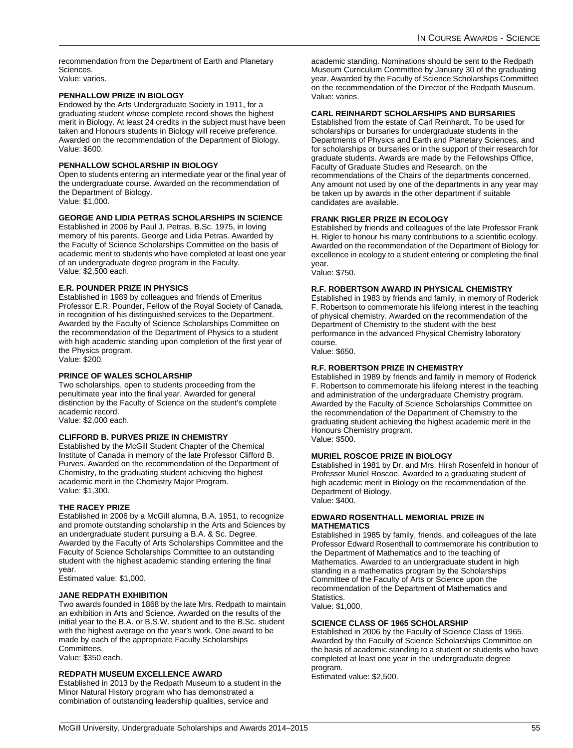recommendation from the Department of Earth and Planetary Sciences.
Value: varies.

### PENHALLOW PRIZE IN BIOLOGY

Endowed by the Arts Undergraduate Society in 1911, for a graduating student whose complete record shows the highest merit in Biology. At least 24 credits in the subject must have been taken and Honours students in Biology will receive preference. Awarded on the recommendation of the Department of Biology.
Value: $600.

### PENHALLOW SCHOLARSHIP IN BIOLOGY

Open to students entering an intermediate year or the final year of the undergraduate course. Awarded on the recommendation of the Department of Biology.
Value: $1,000.

### GEORGE AND LIDIA PETRAS SCHOLARSHIPS IN SCIENCE

Established in 2006 by Paul J. Petras, B.Sc. 1975, in loving memory of his parents, George and Lidia Petras. Awarded by the Faculty of Science Scholarships Committee on the basis of academic merit to students who have completed at least one year of an undergraduate degree program in the Faculty.
Value: $2,500 each.

### E.R. POUNDER PRIZE IN PHYSICS

Established in 1989 by colleagues and friends of Emeritus Professor E.R. Pounder, Fellow of the Royal Society of Canada, in recognition of his distinguished services to the Department. Awarded by the Faculty of Science Scholarships Committee on the recommendation of the Department of Physics to a student with high academic standing upon completion of the first year of the Physics program.
Value: $200.

### PRINCE OF WALES SCHOLARSHIP

Two scholarships, open to students proceeding from the penultimate year into the final year. Awarded for general distinction by the Faculty of Science on the student's complete academic record.
Value: $2,000 each.

### CLIFFORD B. PURVES PRIZE IN CHEMISTRY

Established by the McGill Student Chapter of the Chemical Institute of Canada in memory of the late Professor Clifford B. Purves. Awarded on the recommendation of the Department of Chemistry, to the graduating student achieving the highest academic merit in the Chemistry Major Program.
Value: $1,300.

### THE RACEY PRIZE

Established in 2006 by a McGill alumna, B.A. 1951, to recognize and promote outstanding scholarship in the Arts and Sciences by an undergraduate student pursuing a B.A. & Sc. Degree. Awarded by the Faculty of Arts Scholarships Committee and the Faculty of Science Scholarships Committee to an outstanding student with the highest academic standing entering the final year.
Estimated value: $1,000.

### JANE REDPATH EXHIBITION

Two awards founded in 1868 by the late Mrs. Redpath to maintain an exhibition in Arts and Science. Awarded on the results of the initial year to the B.A. or B.S.W. student and to the B.Sc. student with the highest average on the year's work. One award to be made by each of the appropriate Faculty Scholarships Committees.
Value: $350 each.

### REDPATH MUSEUM EXCELLENCE AWARD

Established in 2013 by the Redpath Museum to a student in the Minor Natural History program who has demonstrated a combination of outstanding leadership qualities, service and academic standing. Nominations should be sent to the Redpath Museum Curriculum Committee by January 30 of the graduating year. Awarded by the Faculty of Science Scholarships Committee on the recommendation of the Director of the Redpath Museum.
Value: varies.

### CARL REINHARDT SCHOLARSHIPS AND BURSARIES

Established from the estate of Carl Reinhardt. To be used for scholarships or bursaries for undergraduate students in the Departments of Physics and Earth and Planetary Sciences, and for scholarships or bursaries or in the support of their research for graduate students. Awards are made by the Fellowships Office, Faculty of Graduate Studies and Research, on the recommendations of the Chairs of the departments concerned. Any amount not used by one of the departments in any year may be taken up by awards in the other department if suitable candidates are available.

### FRANK RIGLER PRIZE IN ECOLOGY

Established by friends and colleagues of the late Professor Frank H. Rigler to honour his many contributions to a scientific ecology. Awarded on the recommendation of the Department of Biology for excellence in ecology to a student entering or completing the final year.
Value: $750.

### R.F. ROBERTSON AWARD IN PHYSICAL CHEMISTRY

Established in 1983 by friends and family, in memory of Roderick F. Robertson to commemorate his lifelong interest in the teaching of physical chemistry. Awarded on the recommendation of the Department of Chemistry to the student with the best performance in the advanced Physical Chemistry laboratory course.
Value: $650.

### R.F. ROBERTSON PRIZE IN CHEMISTRY

Established in 1989 by friends and family in memory of Roderick F. Robertson to commemorate his lifelong interest in the teaching and administration of the undergraduate Chemistry program. Awarded by the Faculty of Science Scholarships Committee on the recommendation of the Department of Chemistry to the graduating student achieving the highest academic merit in the Honours Chemistry program.
Value: $500.

### MURIEL ROSCOE PRIZE IN BIOLOGY

Established in 1981 by Dr. and Mrs. Hirsh Rosenfeld in honour of Professor Muriel Roscoe. Awarded to a graduating student of high academic merit in Biology on the recommendation of the Department of Biology.
Value: $400.

### EDWARD ROSENTHALL MEMORIAL PRIZE IN MATHEMATICS

Established in 1985 by family, friends, and colleagues of the late Professor Edward Rosenthall to commemorate his contribution to the Department of Mathematics and to the teaching of Mathematics. Awarded to an undergraduate student in high standing in a mathematics program by the Scholarships Committee of the Faculty of Arts or Science upon the recommendation of the Department of Mathematics and Statistics.
Value: $1,000.

### SCIENCE CLASS OF 1965 SCHOLARSHIP

Established in 2006 by the Faculty of Science Class of 1965. Awarded by the Faculty of Science Scholarships Committee on the basis of academic standing to a student or students who have completed at least one year in the undergraduate degree program.
Estimated value: $2,500.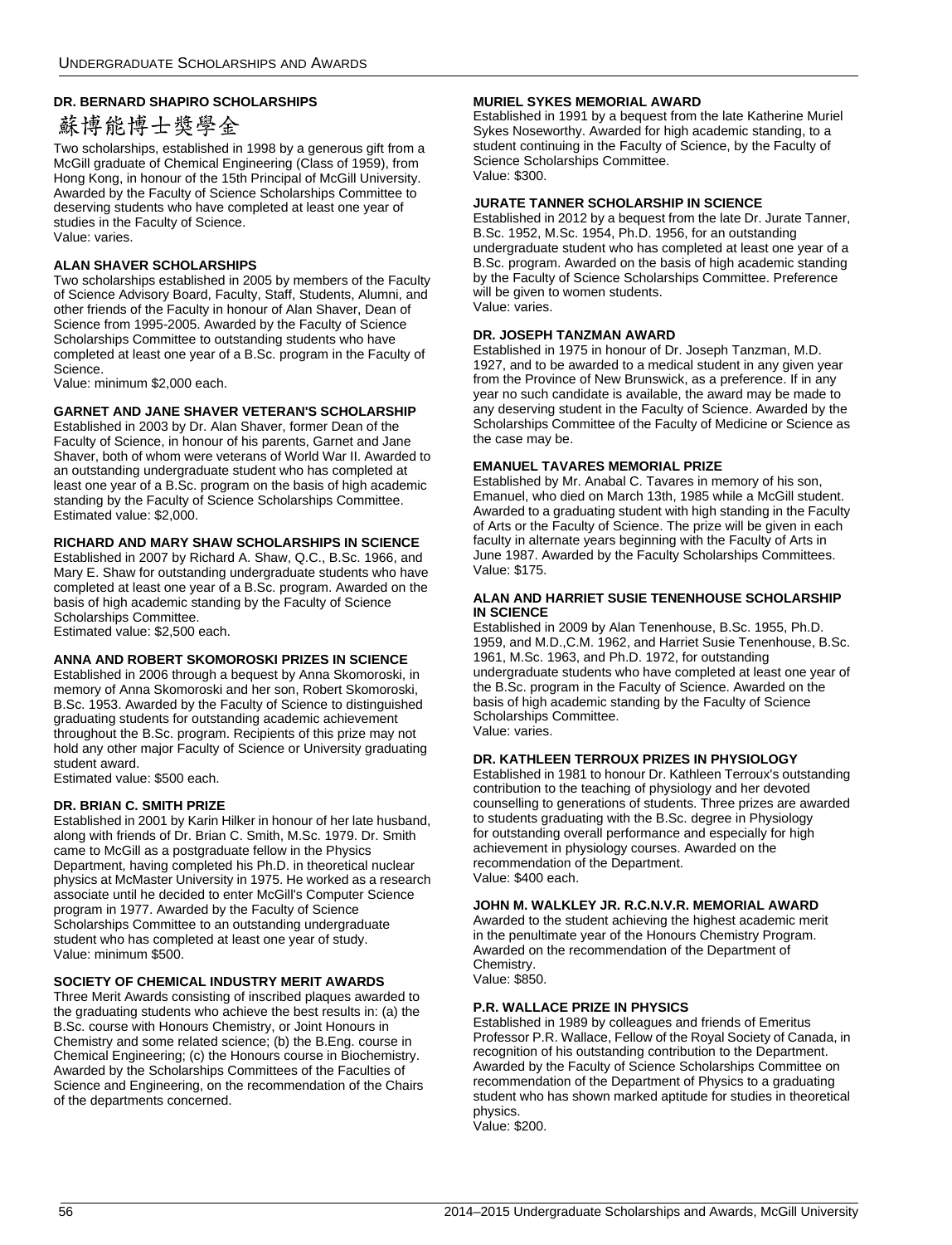### DR. BERNARD SHAPIRO SCHOLARSHIPS

蘇博能博士獎學金

Two scholarships, established in 1998 by a generous gift from a McGill graduate of Chemical Engineering (Class of 1959), from Hong Kong, in honour of the 15th Principal of McGill University. Awarded by the Faculty of Science Scholarships Committee to deserving students who have completed at least one year of studies in the Faculty of Science.
Value: varies.

### ALAN SHAVER SCHOLARSHIPS

Two scholarships established in 2005 by members of the Faculty of Science Advisory Board, Faculty, Staff, Students, Alumni, and other friends of the Faculty in honour of Alan Shaver, Dean of Science from 1995-2005. Awarded by the Faculty of Science Scholarships Committee to outstanding students who have completed at least one year of a B.Sc. program in the Faculty of Science.
Value: minimum $2,000 each.

### GARNET AND JANE SHAVER VETERAN'S SCHOLARSHIP

Established in 2003 by Dr. Alan Shaver, former Dean of the Faculty of Science, in honour of his parents, Garnet and Jane Shaver, both of whom were veterans of World War II. Awarded to an outstanding undergraduate student who has completed at least one year of a B.Sc. program on the basis of high academic standing by the Faculty of Science Scholarships Committee.
Estimated value: $2,000.

### RICHARD AND MARY SHAW SCHOLARSHIPS IN SCIENCE

Established in 2007 by Richard A. Shaw, Q.C., B.Sc. 1966, and Mary E. Shaw for outstanding undergraduate students who have completed at least one year of a B.Sc. program. Awarded on the basis of high academic standing by the Faculty of Science Scholarships Committee.
Estimated value: $2,500 each.

### ANNA AND ROBERT SKOMOROSKI PRIZES IN SCIENCE

Established in 2006 through a bequest by Anna Skomoroski, in memory of Anna Skomoroski and her son, Robert Skomoroski, B.Sc. 1953. Awarded by the Faculty of Science to distinguished graduating students for outstanding academic achievement throughout the B.Sc. program. Recipients of this prize may not hold any other major Faculty of Science or University graduating student award.
Estimated value: $500 each.

### DR. BRIAN C. SMITH PRIZE

Established in 2001 by Karin Hilker in honour of her late husband, along with friends of Dr. Brian C. Smith, M.Sc. 1979. Dr. Smith came to McGill as a postgraduate fellow in the Physics Department, having completed his Ph.D. in theoretical nuclear physics at McMaster University in 1975. He worked as a research associate until he decided to enter McGill's Computer Science program in 1977. Awarded by the Faculty of Science Scholarships Committee to an outstanding undergraduate student who has completed at least one year of study.
Value: minimum $500.

### SOCIETY OF CHEMICAL INDUSTRY MERIT AWARDS

Three Merit Awards consisting of inscribed plaques awarded to the graduating students who achieve the best results in: (a) the B.Sc. course with Honours Chemistry, or Joint Honours in Chemistry and some related science; (b) the B.Eng. course in Chemical Engineering; (c) the Honours course in Biochemistry. Awarded by the Scholarships Committees of the Faculties of Science and Engineering, on the recommendation of the Chairs of the departments concerned.

### MURIEL SYKES MEMORIAL AWARD

Established in 1991 by a bequest from the late Katherine Muriel Sykes Noseworthy. Awarded for high academic standing, to a student continuing in the Faculty of Science, by the Faculty of Science Scholarships Committee.
Value: $300.

### JURATE TANNER SCHOLARSHIP IN SCIENCE

Established in 2012 by a bequest from the late Dr. Jurate Tanner, B.Sc. 1952, M.Sc. 1954, Ph.D. 1956, for an outstanding undergraduate student who has completed at least one year of a B.Sc. program. Awarded on the basis of high academic standing by the Faculty of Science Scholarships Committee. Preference will be given to women students.
Value: varies.

### DR. JOSEPH TANZMAN AWARD

Established in 1975 in honour of Dr. Joseph Tanzman, M.D. 1927, and to be awarded to a medical student in any given year from the Province of New Brunswick, as a preference. If in any year no such candidate is available, the award may be made to any deserving student in the Faculty of Science. Awarded by the Scholarships Committee of the Faculty of Medicine or Science as the case may be.

### EMANUEL TAVARES MEMORIAL PRIZE

Established by Mr. Anabal C. Tavares in memory of his son, Emanuel, who died on March 13th, 1985 while a McGill student. Awarded to a graduating student with high standing in the Faculty of Arts or the Faculty of Science. The prize will be given in each faculty in alternate years beginning with the Faculty of Arts in June 1987. Awarded by the Faculty Scholarships Committees.
Value: $175.

### ALAN AND HARRIET SUSIE TENENHOUSE SCHOLARSHIP IN SCIENCE

Established in 2009 by Alan Tenenhouse, B.Sc. 1955, Ph.D. 1959, and M.D.,C.M. 1962, and Harriet Susie Tenenhouse, B.Sc. 1961, M.Sc. 1963, and Ph.D. 1972, for outstanding undergraduate students who have completed at least one year of the B.Sc. program in the Faculty of Science. Awarded on the basis of high academic standing by the Faculty of Science Scholarships Committee.
Value: varies.

### DR. KATHLEEN TERROUX PRIZES IN PHYSIOLOGY

Established in 1981 to honour Dr. Kathleen Terroux's outstanding contribution to the teaching of physiology and her devoted counselling to generations of students. Three prizes are awarded to students graduating with the B.Sc. degree in Physiology for outstanding overall performance and especially for high achievement in physiology courses. Awarded on the recommendation of the Department.
Value: $400 each.

### JOHN M. WALKLEY JR. R.C.N.V.R. MEMORIAL AWARD

Awarded to the student achieving the highest academic merit in the penultimate year of the Honours Chemistry Program. Awarded on the recommendation of the Department of Chemistry.
Value: $850.

### P.R. WALLACE PRIZE IN PHYSICS

Established in 1989 by colleagues and friends of Emeritus Professor P.R. Wallace, Fellow of the Royal Society of Canada, in recognition of his outstanding contribution to the Department. Awarded by the Faculty of Science Scholarships Committee on recommendation of the Department of Physics to a graduating student who has shown marked aptitude for studies in theoretical physics.
Value: $200.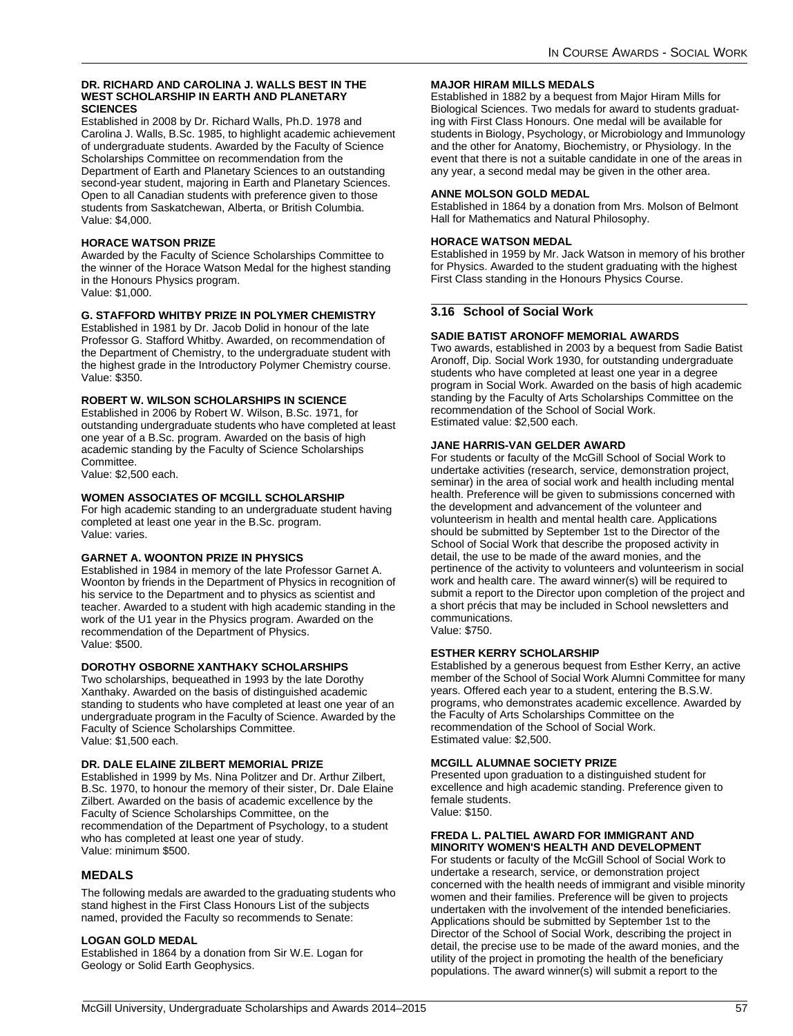#### DR. RICHARD AND CAROLINA J. WALLS BEST IN THE WEST SCHOLARSHIP IN EARTH AND PLANETARY SCIENCES

Established in 2008 by Dr. Richard Walls, Ph.D. 1978 and Carolina J. Walls, B.Sc. 1985, to highlight academic achievement of undergraduate students. Awarded by the Faculty of Science Scholarships Committee on recommendation from the Department of Earth and Planetary Sciences to an outstanding second-year student, majoring in Earth and Planetary Sciences. Open to all Canadian students with preference given to those students from Saskatchewan, Alberta, or British Columbia.
Value: $4,000.

#### HORACE WATSON PRIZE

Awarded by the Faculty of Science Scholarships Committee to the winner of the Horace Watson Medal for the highest standing in the Honours Physics program.
Value: $1,000.

#### G. STAFFORD WHITBY PRIZE IN POLYMER CHEMISTRY

Established in 1981 by Dr. Jacob Dolid in honour of the late Professor G. Stafford Whitby. Awarded, on recommendation of the Department of Chemistry, to the undergraduate student with the highest grade in the Introductory Polymer Chemistry course.
Value: $350.

#### ROBERT W. WILSON SCHOLARSHIPS IN SCIENCE

Established in 2006 by Robert W. Wilson, B.Sc. 1971, for outstanding undergraduate students who have completed at least one year of a B.Sc. program. Awarded on the basis of high academic standing by the Faculty of Science Scholarships Committee.
Value: $2,500 each.

#### WOMEN ASSOCIATES OF MCGILL SCHOLARSHIP

For high academic standing to an undergraduate student having completed at least one year in the B.Sc. program.
Value: varies.

#### GARNET A. WOONTON PRIZE IN PHYSICS

Established in 1984 in memory of the late Professor Garnet A. Woonton by friends in the Department of Physics in recognition of his service to the Department and to physics as scientist and teacher. Awarded to a student with high academic standing in the work of the U1 year in the Physics program. Awarded on the recommendation of the Department of Physics.
Value: $500.

#### DOROTHY OSBORNE XANTHAKY SCHOLARSHIPS

Two scholarships, bequeathed in 1993 by the late Dorothy Xanthaky. Awarded on the basis of distinguished academic standing to students who have completed at least one year of an undergraduate program in the Faculty of Science. Awarded by the Faculty of Science Scholarships Committee.
Value: $1,500 each.

#### DR. DALE ELAINE ZILBERT MEMORIAL PRIZE

Established in 1999 by Ms. Nina Politzer and Dr. Arthur Zilbert, B.Sc. 1970, to honour the memory of their sister, Dr. Dale Elaine Zilbert. Awarded on the basis of academic excellence by the Faculty of Science Scholarships Committee, on the recommendation of the Department of Psychology, to a student who has completed at least one year of study.
Value: minimum $500.

### MEDALS

The following medals are awarded to the graduating students who stand highest in the First Class Honours List of the subjects named, provided the Faculty so recommends to Senate:

#### LOGAN GOLD MEDAL

Established in 1864 by a donation from Sir W.E. Logan for Geology or Solid Earth Geophysics.

#### MAJOR HIRAM MILLS MEDALS

Established in 1882 by a bequest from Major Hiram Mills for Biological Sciences. Two medals for award to students graduating with First Class Honours. One medal will be available for students in Biology, Psychology, or Microbiology and Immunology and the other for Anatomy, Biochemistry, or Physiology. In the event that there is not a suitable candidate in one of the areas in any year, a second medal may be given in the other area.

#### ANNE MOLSON GOLD MEDAL

Established in 1864 by a donation from Mrs. Molson of Belmont Hall for Mathematics and Natural Philosophy.

#### HORACE WATSON MEDAL

Established in 1959 by Mr. Jack Watson in memory of his brother for Physics. Awarded to the student graduating with the highest First Class standing in the Honours Physics Course.

## 3.16 School of Social Work

#### SADIE BATIST ARONOFF MEMORIAL AWARDS

Two awards, established in 2003 by a bequest from Sadie Batist Aronoff, Dip. Social Work 1930, for outstanding undergraduate students who have completed at least one year in a degree program in Social Work. Awarded on the basis of high academic standing by the Faculty of Arts Scholarships Committee on the recommendation of the School of Social Work.
Estimated value: $2,500 each.

#### JANE HARRIS-VAN GELDER AWARD

For students or faculty of the McGill School of Social Work to undertake activities (research, service, demonstration project, seminar) in the area of social work and health including mental health. Preference will be given to submissions concerned with the development and advancement of the volunteer and volunteerism in health and mental health care. Applications should be submitted by September 1st to the Director of the School of Social Work that describe the proposed activity in detail, the use to be made of the award monies, and the pertinence of the activity to volunteers and volunteerism in social work and health care. The award winner(s) will be required to submit a report to the Director upon completion of the project and a short précis that may be included in School newsletters and communications.
Value: $750.

#### ESTHER KERRY SCHOLARSHIP

Established by a generous bequest from Esther Kerry, an active member of the School of Social Work Alumni Committee for many years. Offered each year to a student, entering the B.S.W. programs, who demonstrates academic excellence. Awarded by the Faculty of Arts Scholarships Committee on the recommendation of the School of Social Work.
Estimated value: $2,500.

#### MCGILL ALUMNAE SOCIETY PRIZE

Presented upon graduation to a distinguished student for excellence and high academic standing. Preference given to female students.
Value: $150.

#### FREDA L. PALTIEL AWARD FOR IMMIGRANT AND MINORITY WOMEN'S HEALTH AND DEVELOPMENT

For students or faculty of the McGill School of Social Work to undertake a research, service, or demonstration project concerned with the health needs of immigrant and visible minority women and their families. Preference will be given to projects undertaken with the involvement of the intended beneficiaries. Applications should be submitted by September 1st to the Director of the School of Social Work, describing the project in detail, the precise use to be made of the award monies, and the utility of the project in promoting the health of the beneficiary populations. The award winner(s) will submit a report to the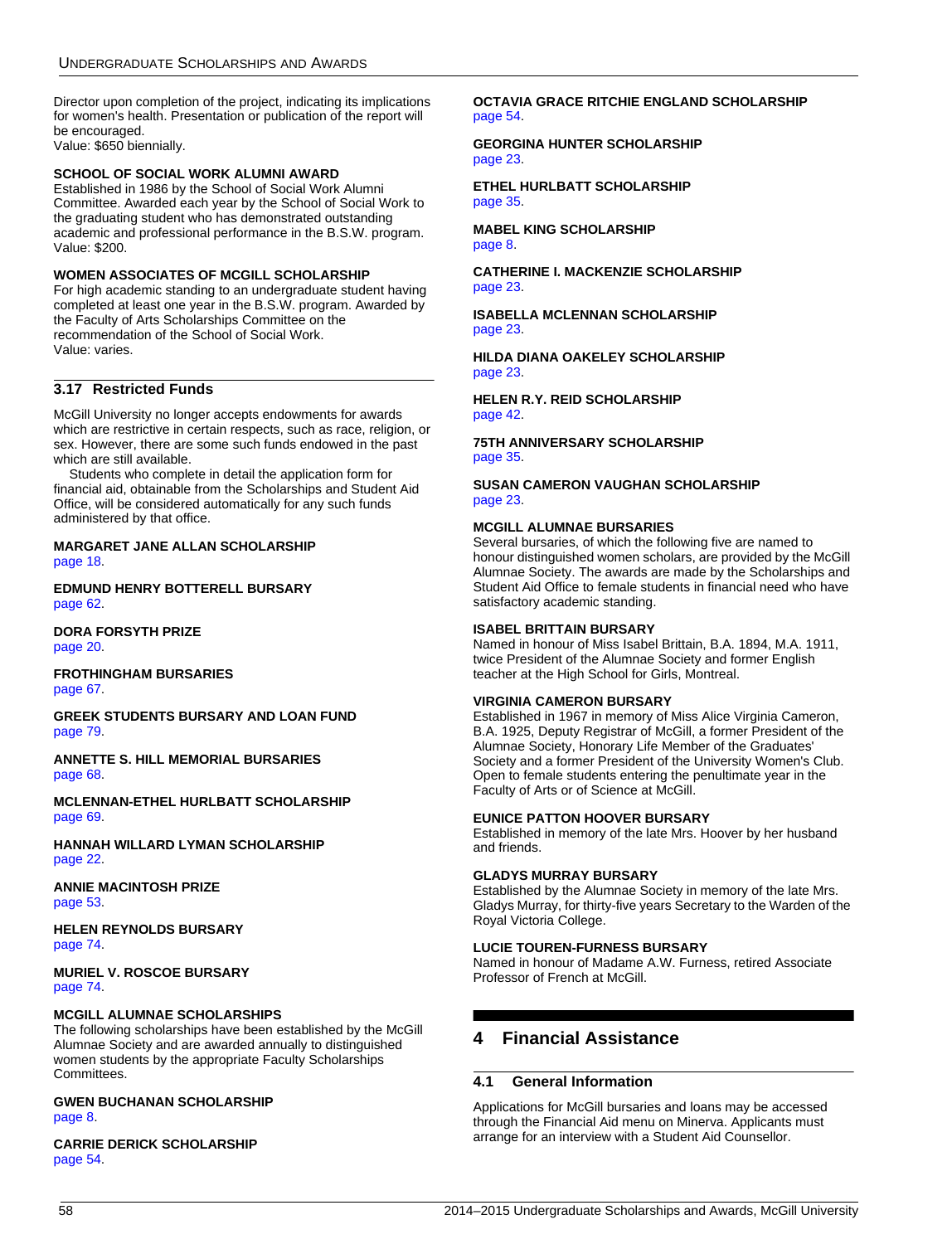Director upon completion of the project, indicating its implications for women's health. Presentation or publication of the report will be encouraged.
Value: $650 biennially.

**SCHOOL OF SOCIAL WORK ALUMNI AWARD**
Established in 1986 by the School of Social Work Alumni Committee. Awarded each year by the School of Social Work to the graduating student who has demonstrated outstanding academic and professional performance in the B.S.W. program.
Value: $200.

**WOMEN ASSOCIATES OF MCGILL SCHOLARSHIP**
For high academic standing to an undergraduate student having completed at least one year in the B.S.W. program. Awarded by the Faculty of Arts Scholarships Committee on the recommendation of the School of Social Work.
Value: varies.

## 3.17 Restricted Funds

McGill University no longer accepts endowments for awards which are restrictive in certain respects, such as race, religion, or sex. However, there are some such funds endowed in the past which are still available.

Students who complete in detail the application form for financial aid, obtainable from the Scholarships and Student Aid Office, will be considered automatically for any such funds administered by that office.

**MARGARET JANE ALLAN SCHOLARSHIP**
page 18.

**EDMUND HENRY BOTTERELL BURSARY**
page 62.

**DORA FORSYTH PRIZE**
page 20.

**FROTHINGHAM BURSARIES**
page 67.

**GREEK STUDENTS BURSARY AND LOAN FUND**
page 79.

**ANNETTE S. HILL MEMORIAL BURSARIES**
page 68.

**MCLENNAN-ETHEL HURLBATT SCHOLARSHIP**
page 69.

**HANNAH WILLARD LYMAN SCHOLARSHIP**
page 22.

**ANNIE MACINTOSH PRIZE**
page 53.

**HELEN REYNOLDS BURSARY**
page 74.

**MURIEL V. ROSCOE BURSARY**
page 74.

**MCGILL ALUMNAE SCHOLARSHIPS**
The following scholarships have been established by the McGill Alumnae Society and are awarded annually to distinguished women students by the appropriate Faculty Scholarships Committees.

**GWEN BUCHANAN SCHOLARSHIP**
page 8.

**CARRIE DERICK SCHOLARSHIP**
page 54.

**OCTAVIA GRACE RITCHIE ENGLAND SCHOLARSHIP**
page 54.

**GEORGINA HUNTER SCHOLARSHIP**
page 23.

**ETHEL HURLBATT SCHOLARSHIP**
page 35.

**MABEL KING SCHOLARSHIP**
page 8.

**CATHERINE I. MACKENZIE SCHOLARSHIP**
page 23.

**ISABELLA MCLENNAN SCHOLARSHIP**
page 23.

**HILDA DIANA OAKELEY SCHOLARSHIP**
page 23.

**HELEN R.Y. REID SCHOLARSHIP**
page 42.

**75TH ANNIVERSARY SCHOLARSHIP**
page 35.

**SUSAN CAMERON VAUGHAN SCHOLARSHIP**
page 23.

**MCGILL ALUMNAE BURSARIES**
Several bursaries, of which the following five are named to honour distinguished women scholars, are provided by the McGill Alumnae Society. The awards are made by the Scholarships and Student Aid Office to female students in financial need who have satisfactory academic standing.

**ISABEL BRITTAIN BURSARY**
Named in honour of Miss Isabel Brittain, B.A. 1894, M.A. 1911, twice President of the Alumnae Society and former English teacher at the High School for Girls, Montreal.

**VIRGINIA CAMERON BURSARY**
Established in 1967 in memory of Miss Alice Virginia Cameron, B.A. 1925, Deputy Registrar of McGill, a former President of the Alumnae Society, Honorary Life Member of the Graduates' Society and a former President of the University Women's Club. Open to female students entering the penultimate year in the Faculty of Arts or of Science at McGill.

**EUNICE PATTON HOOVER BURSARY**
Established in memory of the late Mrs. Hoover by her husband and friends.

**GLADYS MURRAY BURSARY**
Established by the Alumnae Society in memory of the late Mrs. Gladys Murray, for thirty-five years Secretary to the Warden of the Royal Victoria College.

**LUCIE TOUREN-FURNESS BURSARY**
Named in honour of Madame A.W. Furness, retired Associate Professor of French at McGill.

# 4 Financial Assistance

## 4.1 General Information

Applications for McGill bursaries and loans may be accessed through the Financial Aid menu on Minerva. Applicants must arrange for an interview with a Student Aid Counsellor.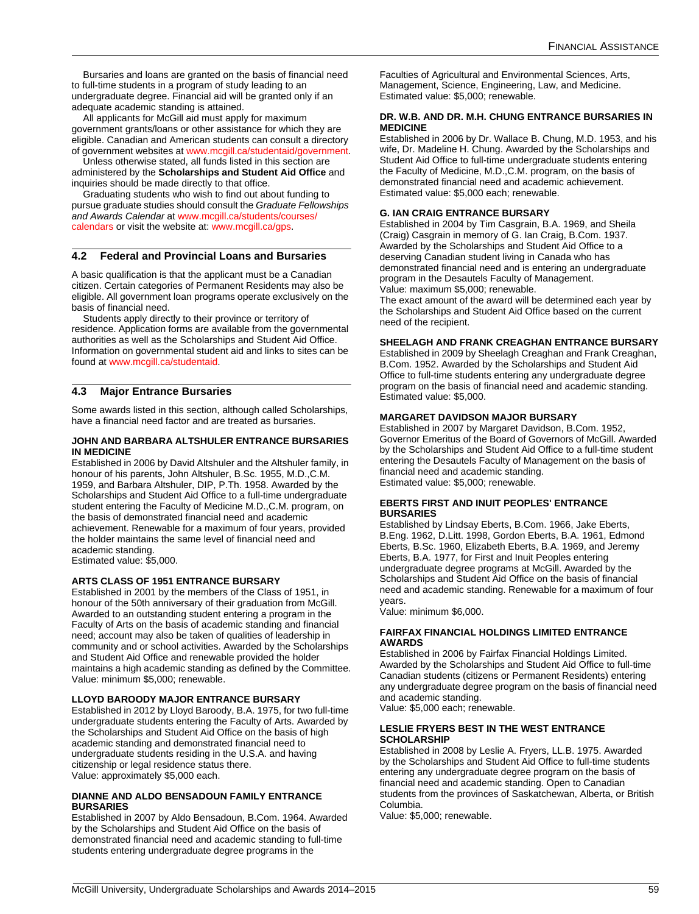Bursaries and loans are granted on the basis of financial need to full-time students in a program of study leading to an undergraduate degree. Financial aid will be granted only if an adequate academic standing is attained.

All applicants for McGill aid must apply for maximum government grants/loans or other assistance for which they are eligible. Canadian and American students can consult a directory of government websites at www.mcgill.ca/studentaid/government.

Unless otherwise stated, all funds listed in this section are administered by the **Scholarships and Student Aid Office** and inquiries should be made directly to that office.

Graduating students who wish to find out about funding to pursue graduate studies should consult the *Graduate Fellowships and Awards Calendar* at www.mcgill.ca/students/courses/calendars or visit the website at: www.mcgill.ca/gps.

## 4.2 Federal and Provincial Loans and Bursaries

A basic qualification is that the applicant must be a Canadian citizen. Certain categories of Permanent Residents may also be eligible. All government loan programs operate exclusively on the basis of financial need.

Students apply directly to their province or territory of residence. Application forms are available from the governmental authorities as well as the Scholarships and Student Aid Office. Information on governmental student aid and links to sites can be found at www.mcgill.ca/studentaid.

## 4.3 Major Entrance Bursaries

Some awards listed in this section, although called Scholarships, have a financial need factor and are treated as bursaries.

#### JOHN AND BARBARA ALTSHULER ENTRANCE BURSARIES IN MEDICINE

Established in 2006 by David Altshuler and the Altshuler family, in honour of his parents, John Altshuler, B.Sc. 1955, M.D.,C.M. 1959, and Barbara Altshuler, DIP, P.Th. 1958. Awarded by the Scholarships and Student Aid Office to a full-time undergraduate student entering the Faculty of Medicine M.D.,C.M. program, on the basis of demonstrated financial need and academic achievement. Renewable for a maximum of four years, provided the holder maintains the same level of financial need and academic standing.
Estimated value: $5,000.

#### ARTS CLASS OF 1951 ENTRANCE BURSARY

Established in 2001 by the members of the Class of 1951, in honour of the 50th anniversary of their graduation from McGill. Awarded to an outstanding student entering a program in the Faculty of Arts on the basis of academic standing and financial need; account may also be taken of qualities of leadership in community and or school activities. Awarded by the Scholarships and Student Aid Office and renewable provided the holder maintains a high academic standing as defined by the Committee.
Value: minimum $5,000; renewable.

#### LLOYD BAROODY MAJOR ENTRANCE BURSARY

Established in 2012 by Lloyd Baroody, B.A. 1975, for two full-time undergraduate students entering the Faculty of Arts. Awarded by the Scholarships and Student Aid Office on the basis of high academic standing and demonstrated financial need to undergraduate students residing in the U.S.A. and having citizenship or legal residence status there.
Value: approximately $5,000 each.

#### DIANNE AND ALDO BENSADOUN FAMILY ENTRANCE BURSARIES

Established in 2007 by Aldo Bensadoun, B.Com. 1964. Awarded by the Scholarships and Student Aid Office on the basis of demonstrated financial need and academic standing to full-time students entering undergraduate degree programs in the Faculties of Agricultural and Environmental Sciences, Arts, Management, Science, Engineering, Law, and Medicine.
Estimated value: $5,000; renewable.

#### DR. W.B. AND DR. M.H. CHUNG ENTRANCE BURSARIES IN MEDICINE

Established in 2006 by Dr. Wallace B. Chung, M.D. 1953, and his wife, Dr. Madeline H. Chung. Awarded by the Scholarships and Student Aid Office to full-time undergraduate students entering the Faculty of Medicine, M.D.,C.M. program, on the basis of demonstrated financial need and academic achievement.
Estimated value: $5,000 each; renewable.

#### G. IAN CRAIG ENTRANCE BURSARY

Established in 2004 by Tim Casgrain, B.A. 1969, and Sheila (Craig) Casgrain in memory of G. Ian Craig, B.Com. 1937. Awarded by the Scholarships and Student Aid Office to a deserving Canadian student living in Canada who has demonstrated financial need and is entering an undergraduate program in the Desautels Faculty of Management.
Value: maximum $5,000; renewable.
The exact amount of the award will be determined each year by the Scholarships and Student Aid Office based on the current need of the recipient.

#### SHEELAGH AND FRANK CREAGHAN ENTRANCE BURSARY

Established in 2009 by Sheelagh Creaghan and Frank Creaghan, B.Com. 1952. Awarded by the Scholarships and Student Aid Office to full-time students entering any undergraduate degree program on the basis of financial need and academic standing.
Estimated value: $5,000.

#### MARGARET DAVIDSON MAJOR BURSARY

Established in 2007 by Margaret Davidson, B.Com. 1952, Governor Emeritus of the Board of Governors of McGill. Awarded by the Scholarships and Student Aid Office to a full-time student entering the Desautels Faculty of Management on the basis of financial need and academic standing.
Estimated value: $5,000; renewable.

#### EBERTS FIRST AND INUIT PEOPLES' ENTRANCE BURSARIES

Established by Lindsay Eberts, B.Com. 1966, Jake Eberts, B.Eng. 1962, D.Litt. 1998, Gordon Eberts, B.A. 1961, Edmond Eberts, B.Sc. 1960, Elizabeth Eberts, B.A. 1969, and Jeremy Eberts, B.A. 1977, for First and Inuit Peoples entering undergraduate degree programs at McGill. Awarded by the Scholarships and Student Aid Office on the basis of financial need and academic standing. Renewable for a maximum of four years.
Value: minimum $6,000.

#### FAIRFAX FINANCIAL HOLDINGS LIMITED ENTRANCE AWARDS

Established in 2006 by Fairfax Financial Holdings Limited. Awarded by the Scholarships and Student Aid Office to full-time Canadian students (citizens or Permanent Residents) entering any undergraduate degree program on the basis of financial need and academic standing.
Value: $5,000 each; renewable.

#### LESLIE FRYERS BEST IN THE WEST ENTRANCE SCHOLARSHIP

Established in 2008 by Leslie A. Fryers, LL.B. 1975. Awarded by the Scholarships and Student Aid Office to full-time students entering any undergraduate degree program on the basis of financial need and academic standing. Open to Canadian students from the provinces of Saskatchewan, Alberta, or British Columbia.
Value: $5,000; renewable.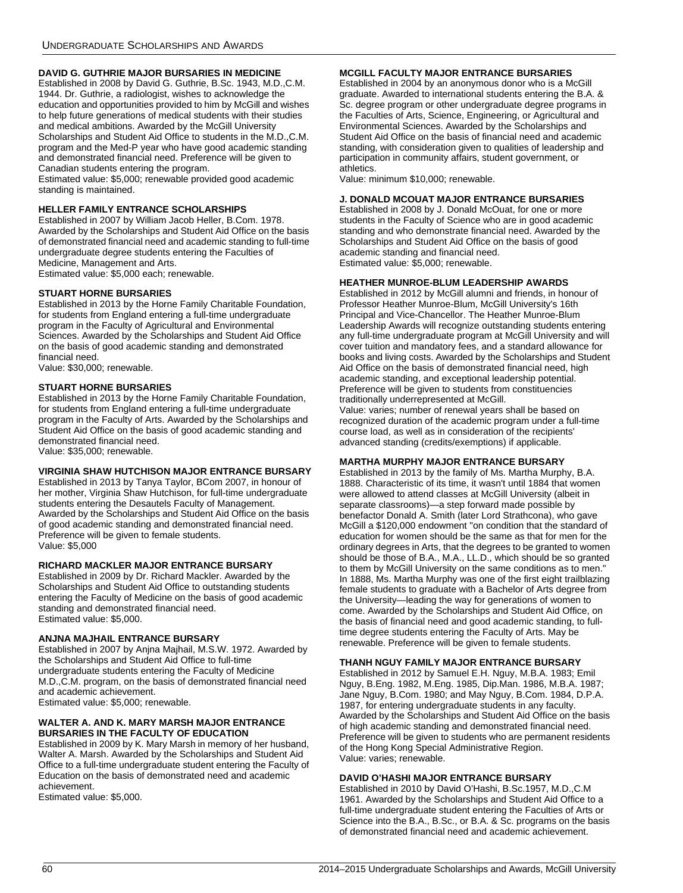#### DAVID G. GUTHRIE MAJOR BURSARIES IN MEDICINE

Established in 2008 by David G. Guthrie, B.Sc. 1943, M.D.,C.M. 1944. Dr. Guthrie, a radiologist, wishes to acknowledge the education and opportunities provided to him by McGill and wishes to help future generations of medical students with their studies and medical ambitions. Awarded by the McGill University Scholarships and Student Aid Office to students in the M.D.,C.M. program and the Med-P year who have good academic standing and demonstrated financial need. Preference will be given to Canadian students entering the program.

Estimated value: $5,000; renewable provided good academic standing is maintained.

#### HELLER FAMILY ENTRANCE SCHOLARSHIPS

Established in 2007 by William Jacob Heller, B.Com. 1978. Awarded by the Scholarships and Student Aid Office on the basis of demonstrated financial need and academic standing to full-time undergraduate degree students entering the Faculties of Medicine, Management and Arts.

Estimated value: $5,000 each; renewable.

#### STUART HORNE BURSARIES

Established in 2013 by the Horne Family Charitable Foundation, for students from England entering a full-time undergraduate program in the Faculty of Agricultural and Environmental Sciences. Awarded by the Scholarships and Student Aid Office on the basis of good academic standing and demonstrated financial need.

Value: $30,000; renewable.

#### STUART HORNE BURSARIES

Established in 2013 by the Horne Family Charitable Foundation, for students from England entering a full-time undergraduate program in the Faculty of Arts. Awarded by the Scholarships and Student Aid Office on the basis of good academic standing and demonstrated financial need.

Value: $35,000; renewable.

#### VIRGINIA SHAW HUTCHISON MAJOR ENTRANCE BURSARY

Established in 2013 by Tanya Taylor, BCom 2007, in honour of her mother, Virginia Shaw Hutchison, for full-time undergraduate students entering the Desautels Faculty of Management. Awarded by the Scholarships and Student Aid Office on the basis of good academic standing and demonstrated financial need. Preference will be given to female students.

Value: $5,000

#### RICHARD MACKLER MAJOR ENTRANCE BURSARY

Established in 2009 by Dr. Richard Mackler. Awarded by the Scholarships and Student Aid Office to outstanding students entering the Faculty of Medicine on the basis of good academic standing and demonstrated financial need.

Estimated value: $5,000.

#### ANJNA MAJHAIL ENTRANCE BURSARY

Established in 2007 by Anjna Majhail, M.S.W. 1972. Awarded by the Scholarships and Student Aid Office to full-time undergraduate students entering the Faculty of Medicine M.D.,C.M. program, on the basis of demonstrated financial need and academic achievement.

Estimated value: $5,000; renewable.

#### WALTER A. AND K. MARY MARSH MAJOR ENTRANCE BURSARIES IN THE FACULTY OF EDUCATION

Established in 2009 by K. Mary Marsh in memory of her husband, Walter A. Marsh. Awarded by the Scholarships and Student Aid Office to a full-time undergraduate student entering the Faculty of Education on the basis of demonstrated need and academic achievement.

Estimated value: $5,000.

#### MCGILL FACULTY MAJOR ENTRANCE BURSARIES

Established in 2004 by an anonymous donor who is a McGill graduate. Awarded to international students entering the B.A. & Sc. degree program or other undergraduate degree programs in the Faculties of Arts, Science, Engineering, or Agricultural and Environmental Sciences. Awarded by the Scholarships and Student Aid Office on the basis of financial need and academic standing, with consideration given to qualities of leadership and participation in community affairs, student government, or athletics.

Value: minimum $10,000; renewable.

#### J. DONALD MCOUAT MAJOR ENTRANCE BURSARIES

Established in 2008 by J. Donald McOuat, for one or more students in the Faculty of Science who are in good academic standing and who demonstrate financial need. Awarded by the Scholarships and Student Aid Office on the basis of good academic standing and financial need.

Estimated value: $5,000; renewable.

#### HEATHER MUNROE-BLUM LEADERSHIP AWARDS

Established in 2012 by McGill alumni and friends, in honour of Professor Heather Munroe-Blum, McGill University's 16th Principal and Vice-Chancellor. The Heather Munroe-Blum Leadership Awards will recognize outstanding students entering any full-time undergraduate program at McGill University and will cover tuition and mandatory fees, and a standard allowance for books and living costs. Awarded by the Scholarships and Student Aid Office on the basis of demonstrated financial need, high academic standing, and exceptional leadership potential. Preference will be given to students from constituencies traditionally underrepresented at McGill.

Value: varies; number of renewal years shall be based on recognized duration of the academic program under a full-time course load, as well as in consideration of the recipients' advanced standing (credits/exemptions) if applicable.

#### MARTHA MURPHY MAJOR ENTRANCE BURSARY

Established in 2013 by the family of Ms. Martha Murphy, B.A. 1888. Characteristic of its time, it wasn't until 1884 that women were allowed to attend classes at McGill University (albeit in separate classrooms)—a step forward made possible by benefactor Donald A. Smith (later Lord Strathcona), who gave McGill a $120,000 endowment "on condition that the standard of education for women should be the same as that for men for the ordinary degrees in Arts, that the degrees to be granted to women should be those of B.A., M.A., LL.D., which should be so granted to them by McGill University on the same conditions as to men." In 1888, Ms. Martha Murphy was one of the first eight trailblazing female students to graduate with a Bachelor of Arts degree from the University—leading the way for generations of women to come. Awarded by the Scholarships and Student Aid Office, on the basis of financial need and good academic standing, to full-time degree students entering the Faculty of Arts. May be renewable. Preference will be given to female students.

#### THANH NGUY FAMILY MAJOR ENTRANCE BURSARY

Established in 2012 by Samuel E.H. Nguy, M.B.A. 1983; Emil Nguy, B.Eng. 1982, M.Eng. 1985, Dip.Man. 1986, M.B.A. 1987; Jane Nguy, B.Com. 1980; and May Nguy, B.Com. 1984, D.P.A. 1987, for entering undergraduate students in any faculty. Awarded by the Scholarships and Student Aid Office on the basis of high academic standing and demonstrated financial need. Preference will be given to students who are permanent residents of the Hong Kong Special Administrative Region.

Value: varies; renewable.

#### DAVID O'HASHI MAJOR ENTRANCE BURSARY

Established in 2010 by David O'Hashi, B.Sc.1957, M.D.,C.M 1961. Awarded by the Scholarships and Student Aid Office to a full-time undergraduate student entering the Faculties of Arts or Science into the B.A., B.Sc., or B.A. & Sc. programs on the basis of demonstrated financial need and academic achievement.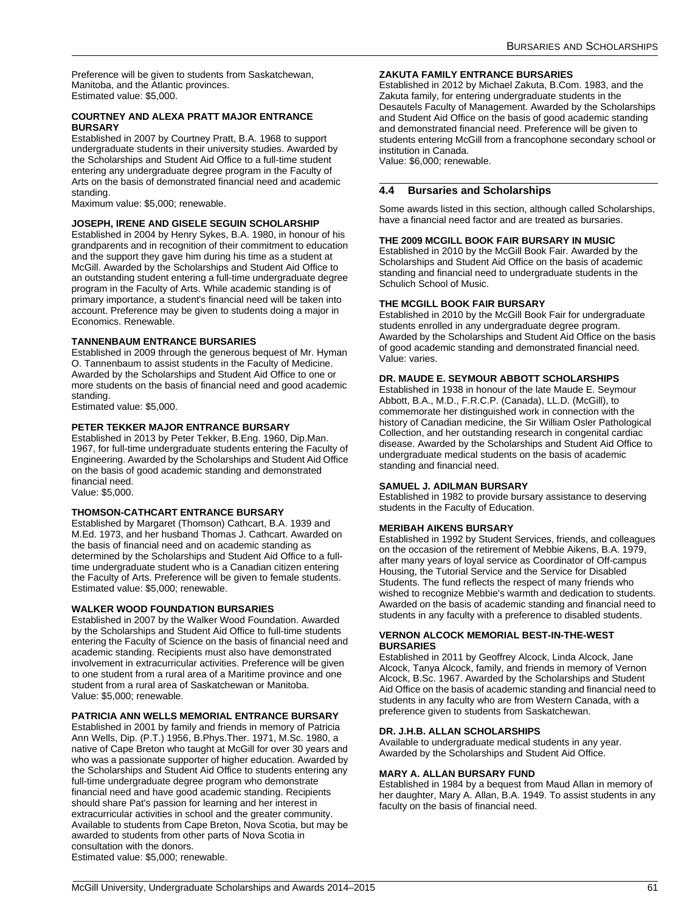Preference will be given to students from Saskatchewan, Manitoba, and the Atlantic provinces.
Estimated value: $5,000.

**COURTNEY AND ALEXA PRATT MAJOR ENTRANCE BURSARY**

Established in 2007 by Courtney Pratt, B.A. 1968 to support undergraduate students in their university studies. Awarded by the Scholarships and Student Aid Office to a full-time student entering any undergraduate degree program in the Faculty of Arts on the basis of demonstrated financial need and academic standing.
Maximum value: $5,000; renewable.

**JOSEPH, IRENE AND GISELE SEGUIN SCHOLARSHIP**

Established in 2004 by Henry Sykes, B.A. 1980, in honour of his grandparents and in recognition of their commitment to education and the support they gave him during his time as a student at McGill. Awarded by the Scholarships and Student Aid Office to an outstanding student entering a full-time undergraduate degree program in the Faculty of Arts. While academic standing is of primary importance, a student's financial need will be taken into account. Preference may be given to students doing a major in Economics. Renewable.

**TANNENBAUM ENTRANCE BURSARIES**

Established in 2009 through the generous bequest of Mr. Hyman O. Tannenbaum to assist students in the Faculty of Medicine. Awarded by the Scholarships and Student Aid Office to one or more students on the basis of financial need and good academic standing.
Estimated value: $5,000.

**PETER TEKKER MAJOR ENTRANCE BURSARY**

Established in 2013 by Peter Tekker, B.Eng. 1960, Dip.Man. 1967, for full-time undergraduate students entering the Faculty of Engineering. Awarded by the Scholarships and Student Aid Office on the basis of good academic standing and demonstrated financial need.
Value: $5,000.

**THOMSON-CATHCART ENTRANCE BURSARY**

Established by Margaret (Thomson) Cathcart, B.A. 1939 and M.Ed. 1973, and her husband Thomas J. Cathcart. Awarded on the basis of financial need and on academic standing as determined by the Scholarships and Student Aid Office to a full-time undergraduate student who is a Canadian citizen entering the Faculty of Arts. Preference will be given to female students.
Estimated value: $5,000; renewable.

**WALKER WOOD FOUNDATION BURSARIES**

Established in 2007 by the Walker Wood Foundation. Awarded by the Scholarships and Student Aid Office to full-time students entering the Faculty of Science on the basis of financial need and academic standing. Recipients must also have demonstrated involvement in extracurricular activities. Preference will be given to one student from a rural area of a Maritime province and one student from a rural area of Saskatchewan or Manitoba.
Value: $5,000; renewable.

**PATRICIA ANN WELLS MEMORIAL ENTRANCE BURSARY**

Established in 2001 by family and friends in memory of Patricia Ann Wells, Dip. (P.T.) 1956, B.Phys.Ther. 1971, M.Sc. 1980, a native of Cape Breton who taught at McGill for over 30 years and who was a passionate supporter of higher education. Awarded by the Scholarships and Student Aid Office to students entering any full-time undergraduate degree program who demonstrate financial need and have good academic standing. Recipients should share Pat's passion for learning and her interest in extracurricular activities in school and the greater community. Available to students from Cape Breton, Nova Scotia, but may be awarded to students from other parts of Nova Scotia in consultation with the donors.
Estimated value: $5,000; renewable.

**ZAKUTA FAMILY ENTRANCE BURSARIES**

Established in 2012 by Michael Zakuta, B.Com. 1983, and the Zakuta family, for entering undergraduate students in the Desautels Faculty of Management. Awarded by the Scholarships and Student Aid Office on the basis of good academic standing and demonstrated financial need. Preference will be given to students entering McGill from a francophone secondary school or institution in Canada.
Value: $6,000; renewable.

## 4.4 Bursaries and Scholarships

Some awards listed in this section, although called Scholarships, have a financial need factor and are treated as bursaries.

**THE 2009 MCGILL BOOK FAIR BURSARY IN MUSIC**

Established in 2010 by the McGill Book Fair. Awarded by the Scholarships and Student Aid Office on the basis of academic standing and financial need to undergraduate students in the Schulich School of Music.

**THE MCGILL BOOK FAIR BURSARY**

Established in 2010 by the McGill Book Fair for undergraduate students enrolled in any undergraduate degree program. Awarded by the Scholarships and Student Aid Office on the basis of good academic standing and demonstrated financial need.
Value: varies.

**DR. MAUDE E. SEYMOUR ABBOTT SCHOLARSHIPS**

Established in 1938 in honour of the late Maude E. Seymour Abbott, B.A., M.D., F.R.C.P. (Canada), LL.D. (McGill), to commemorate her distinguished work in connection with the history of Canadian medicine, the Sir William Osler Pathological Collection, and her outstanding research in congenital cardiac disease. Awarded by the Scholarships and Student Aid Office to undergraduate medical students on the basis of academic standing and financial need.

**SAMUEL J. ADILMAN BURSARY**

Established in 1982 to provide bursary assistance to deserving students in the Faculty of Education.

**MERIBAH AIKENS BURSARY**

Established in 1992 by Student Services, friends, and colleagues on the occasion of the retirement of Mebbie Aikens, B.A. 1979, after many years of loyal service as Coordinator of Off-campus Housing, the Tutorial Service and the Service for Disabled Students. The fund reflects the respect of many friends who wished to recognize Mebbie's warmth and dedication to students. Awarded on the basis of academic standing and financial need to students in any faculty with a preference to disabled students.

**VERNON ALCOCK MEMORIAL BEST-IN-THE-WEST BURSARIES**

Established in 2011 by Geoffrey Alcock, Linda Alcock, Jane Alcock, Tanya Alcock, family, and friends in memory of Vernon Alcock, B.Sc. 1967. Awarded by the Scholarships and Student Aid Office on the basis of academic standing and financial need to students in any faculty who are from Western Canada, with a preference given to students from Saskatchewan.

**DR. J.H.B. ALLAN SCHOLARSHIPS**

Available to undergraduate medical students in any year. Awarded by the Scholarships and Student Aid Office.

**MARY A. ALLAN BURSARY FUND**

Established in 1984 by a bequest from Maud Allan in memory of her daughter, Mary A. Allan, B.A. 1949. To assist students in any faculty on the basis of financial need.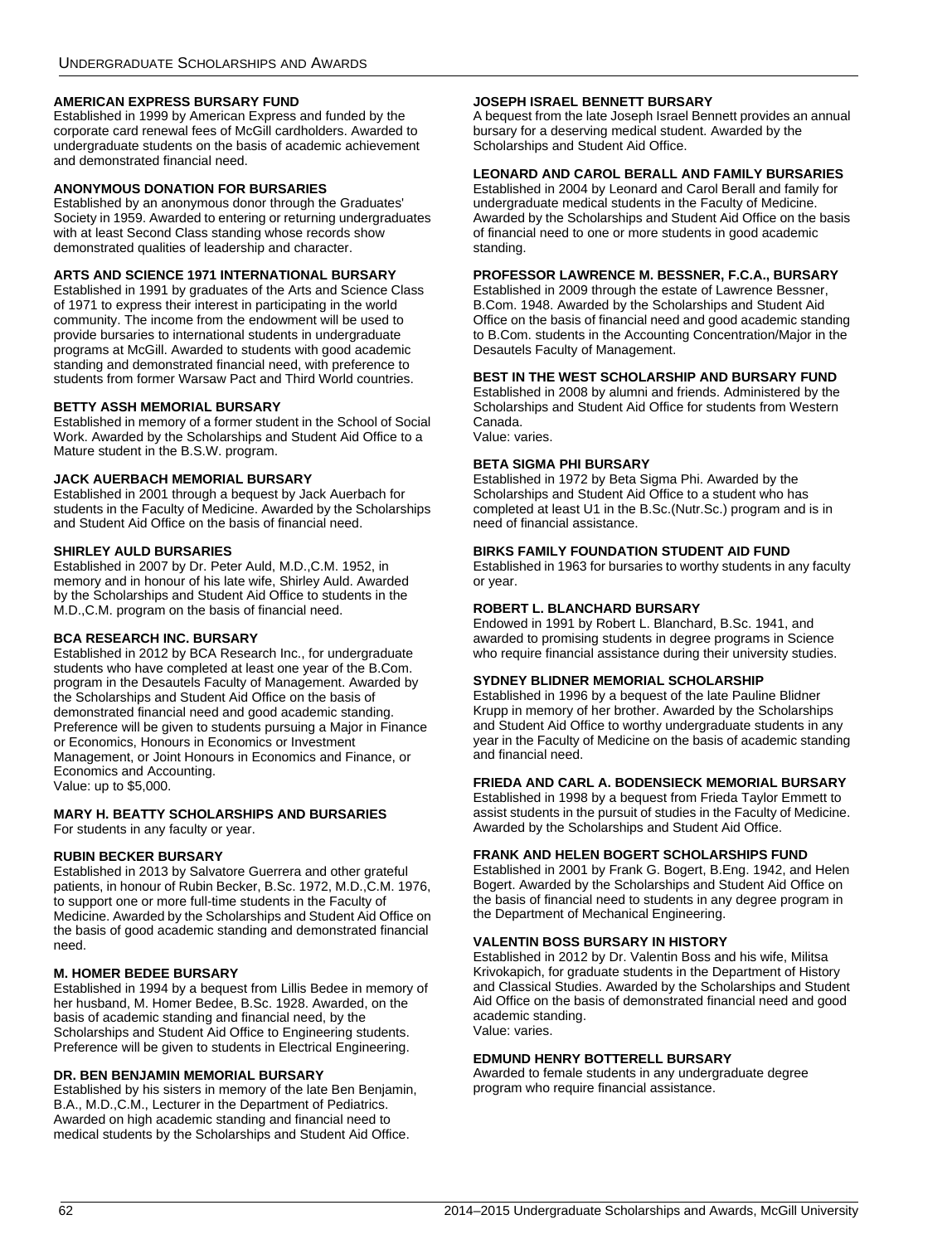#### AMERICAN EXPRESS BURSARY FUND

Established in 1999 by American Express and funded by the corporate card renewal fees of McGill cardholders. Awarded to undergraduate students on the basis of academic achievement and demonstrated financial need.

#### ANONYMOUS DONATION FOR BURSARIES

Established by an anonymous donor through the Graduates' Society in 1959. Awarded to entering or returning undergraduates with at least Second Class standing whose records show demonstrated qualities of leadership and character.

#### ARTS AND SCIENCE 1971 INTERNATIONAL BURSARY

Established in 1991 by graduates of the Arts and Science Class of 1971 to express their interest in participating in the world community. The income from the endowment will be used to provide bursaries to international students in undergraduate programs at McGill. Awarded to students with good academic standing and demonstrated financial need, with preference to students from former Warsaw Pact and Third World countries.

#### BETTY ASSH MEMORIAL BURSARY

Established in memory of a former student in the School of Social Work. Awarded by the Scholarships and Student Aid Office to a Mature student in the B.S.W. program.

#### JACK AUERBACH MEMORIAL BURSARY

Established in 2001 through a bequest by Jack Auerbach for students in the Faculty of Medicine. Awarded by the Scholarships and Student Aid Office on the basis of financial need.

#### SHIRLEY AULD BURSARIES

Established in 2007 by Dr. Peter Auld, M.D.,C.M. 1952, in memory and in honour of his late wife, Shirley Auld. Awarded by the Scholarships and Student Aid Office to students in the M.D.,C.M. program on the basis of financial need.

#### BCA RESEARCH INC. BURSARY

Established in 2012 by BCA Research Inc., for undergraduate students who have completed at least one year of the B.Com. program in the Desautels Faculty of Management. Awarded by the Scholarships and Student Aid Office on the basis of demonstrated financial need and good academic standing. Preference will be given to students pursuing a Major in Finance or Economics, Honours in Economics or Investment Management, or Joint Honours in Economics and Finance, or Economics and Accounting.
Value: up to $5,000.

#### MARY H. BEATTY SCHOLARSHIPS AND BURSARIES

For students in any faculty or year.

#### RUBIN BECKER BURSARY

Established in 2013 by Salvatore Guerrera and other grateful patients, in honour of Rubin Becker, B.Sc. 1972, M.D.,C.M. 1976, to support one or more full-time students in the Faculty of Medicine. Awarded by the Scholarships and Student Aid Office on the basis of good academic standing and demonstrated financial need.

#### M. HOMER BEDEE BURSARY

Established in 1994 by a bequest from Lillis Bedee in memory of her husband, M. Homer Bedee, B.Sc. 1928. Awarded, on the basis of academic standing and financial need, by the Scholarships and Student Aid Office to Engineering students. Preference will be given to students in Electrical Engineering.

#### DR. BEN BENJAMIN MEMORIAL BURSARY

Established by his sisters in memory of the late Ben Benjamin, B.A., M.D.,C.M., Lecturer in the Department of Pediatrics. Awarded on high academic standing and financial need to medical students by the Scholarships and Student Aid Office.

#### JOSEPH ISRAEL BENNETT BURSARY

A bequest from the late Joseph Israel Bennett provides an annual bursary for a deserving medical student. Awarded by the Scholarships and Student Aid Office.

#### LEONARD AND CAROL BERALL AND FAMILY BURSARIES

Established in 2004 by Leonard and Carol Berall and family for undergraduate medical students in the Faculty of Medicine. Awarded by the Scholarships and Student Aid Office on the basis of financial need to one or more students in good academic standing.

#### PROFESSOR LAWRENCE M. BESSNER, F.C.A., BURSARY

Established in 2009 through the estate of Lawrence Bessner, B.Com. 1948. Awarded by the Scholarships and Student Aid Office on the basis of financial need and good academic standing to B.Com. students in the Accounting Concentration/Major in the Desautels Faculty of Management.

#### BEST IN THE WEST SCHOLARSHIP AND BURSARY FUND

Established in 2008 by alumni and friends. Administered by the Scholarships and Student Aid Office for students from Western Canada.
Value: varies.

#### BETA SIGMA PHI BURSARY

Established in 1972 by Beta Sigma Phi. Awarded by the Scholarships and Student Aid Office to a student who has completed at least U1 in the B.Sc.(Nutr.Sc.) program and is in need of financial assistance.

#### BIRKS FAMILY FOUNDATION STUDENT AID FUND

Established in 1963 for bursaries to worthy students in any faculty or year.

#### ROBERT L. BLANCHARD BURSARY

Endowed in 1991 by Robert L. Blanchard, B.Sc. 1941, and awarded to promising students in degree programs in Science who require financial assistance during their university studies.

#### SYDNEY BLIDNER MEMORIAL SCHOLARSHIP

Established in 1996 by a bequest of the late Pauline Blidner Krupp in memory of her brother. Awarded by the Scholarships and Student Aid Office to worthy undergraduate students in any year in the Faculty of Medicine on the basis of academic standing and financial need.

#### FRIEDA AND CARL A. BODENSIECK MEMORIAL BURSARY

Established in 1998 by a bequest from Frieda Taylor Emmett to assist students in the pursuit of studies in the Faculty of Medicine. Awarded by the Scholarships and Student Aid Office.

#### FRANK AND HELEN BOGERT SCHOLARSHIPS FUND

Established in 2001 by Frank G. Bogert, B.Eng. 1942, and Helen Bogert. Awarded by the Scholarships and Student Aid Office on the basis of financial need to students in any degree program in the Department of Mechanical Engineering.

#### VALENTIN BOSS BURSARY IN HISTORY

Established in 2012 by Dr. Valentin Boss and his wife, Militsa Krivokapich, for graduate students in the Department of History and Classical Studies. Awarded by the Scholarships and Student Aid Office on the basis of demonstrated financial need and good academic standing.
Value: varies.

#### EDMUND HENRY BOTTERELL BURSARY

Awarded to female students in any undergraduate degree program who require financial assistance.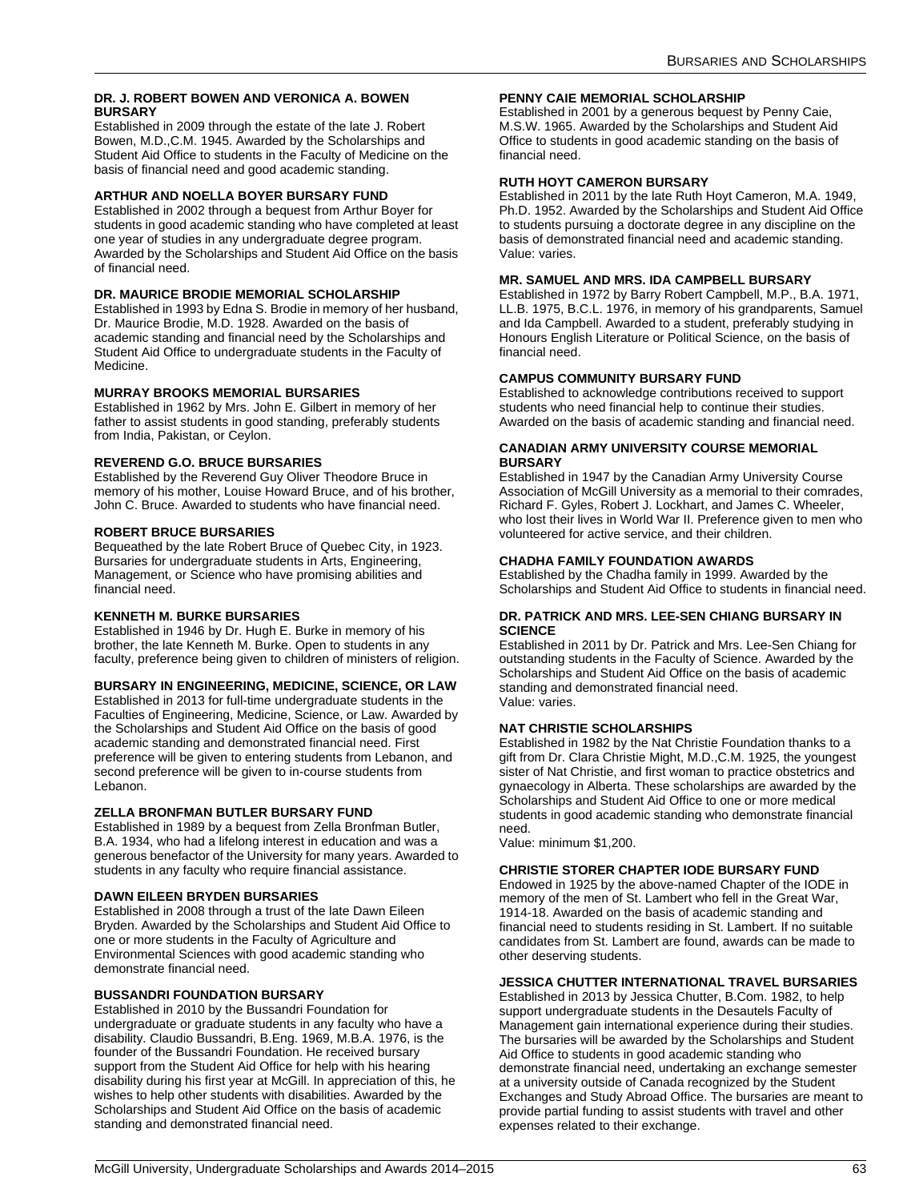#### DR. J. ROBERT BOWEN AND VERONICA A. BOWEN BURSARY

Established in 2009 through the estate of the late J. Robert Bowen, M.D.,C.M. 1945. Awarded by the Scholarships and Student Aid Office to students in the Faculty of Medicine on the basis of financial need and good academic standing.

#### ARTHUR AND NOELLA BOYER BURSARY FUND

Established in 2002 through a bequest from Arthur Boyer for students in good academic standing who have completed at least one year of studies in any undergraduate degree program. Awarded by the Scholarships and Student Aid Office on the basis of financial need.

#### DR. MAURICE BRODIE MEMORIAL SCHOLARSHIP

Established in 1993 by Edna S. Brodie in memory of her husband, Dr. Maurice Brodie, M.D. 1928. Awarded on the basis of academic standing and financial need by the Scholarships and Student Aid Office to undergraduate students in the Faculty of Medicine.

#### MURRAY BROOKS MEMORIAL BURSARIES

Established in 1962 by Mrs. John E. Gilbert in memory of her father to assist students in good standing, preferably students from India, Pakistan, or Ceylon.

#### REVEREND G.O. BRUCE BURSARIES

Established by the Reverend Guy Oliver Theodore Bruce in memory of his mother, Louise Howard Bruce, and of his brother, John C. Bruce. Awarded to students who have financial need.

#### ROBERT BRUCE BURSARIES

Bequeathed by the late Robert Bruce of Quebec City, in 1923. Bursaries for undergraduate students in Arts, Engineering, Management, or Science who have promising abilities and financial need.

#### KENNETH M. BURKE BURSARIES

Established in 1946 by Dr. Hugh E. Burke in memory of his brother, the late Kenneth M. Burke. Open to students in any faculty, preference being given to children of ministers of religion.

#### BURSARY IN ENGINEERING, MEDICINE, SCIENCE, OR LAW

Established in 2013 for full-time undergraduate students in the Faculties of Engineering, Medicine, Science, or Law. Awarded by the Scholarships and Student Aid Office on the basis of good academic standing and demonstrated financial need. First preference will be given to entering students from Lebanon, and second preference will be given to in-course students from Lebanon.

#### ZELLA BRONFMAN BUTLER BURSARY FUND

Established in 1989 by a bequest from Zella Bronfman Butler, B.A. 1934, who had a lifelong interest in education and was a generous benefactor of the University for many years. Awarded to students in any faculty who require financial assistance.

#### DAWN EILEEN BRYDEN BURSARIES

Established in 2008 through a trust of the late Dawn Eileen Bryden. Awarded by the Scholarships and Student Aid Office to one or more students in the Faculty of Agriculture and Environmental Sciences with good academic standing who demonstrate financial need.

#### BUSSANDRI FOUNDATION BURSARY

Established in 2010 by the Bussandri Foundation for undergraduate or graduate students in any faculty who have a disability. Claudio Bussandri, B.Eng. 1969, M.B.A. 1976, is the founder of the Bussandri Foundation. He received bursary support from the Student Aid Office for help with his hearing disability during his first year at McGill. In appreciation of this, he wishes to help other students with disabilities. Awarded by the Scholarships and Student Aid Office on the basis of academic standing and demonstrated financial need.

#### PENNY CAIE MEMORIAL SCHOLARSHIP

Established in 2001 by a generous bequest by Penny Caie, M.S.W. 1965. Awarded by the Scholarships and Student Aid Office to students in good academic standing on the basis of financial need.

#### RUTH HOYT CAMERON BURSARY

Established in 2011 by the late Ruth Hoyt Cameron, M.A. 1949, Ph.D. 1952. Awarded by the Scholarships and Student Aid Office to students pursuing a doctorate degree in any discipline on the basis of demonstrated financial need and academic standing.
Value: varies.

#### MR. SAMUEL AND MRS. IDA CAMPBELL BURSARY

Established in 1972 by Barry Robert Campbell, M.P., B.A. 1971, LL.B. 1975, B.C.L. 1976, in memory of his grandparents, Samuel and Ida Campbell. Awarded to a student, preferably studying in Honours English Literature or Political Science, on the basis of financial need.

#### CAMPUS COMMUNITY BURSARY FUND

Established to acknowledge contributions received to support students who need financial help to continue their studies. Awarded on the basis of academic standing and financial need.

#### CANADIAN ARMY UNIVERSITY COURSE MEMORIAL BURSARY

Established in 1947 by the Canadian Army University Course Association of McGill University as a memorial to their comrades, Richard F. Gyles, Robert J. Lockhart, and James C. Wheeler, who lost their lives in World War II. Preference given to men who volunteered for active service, and their children.

#### CHADHA FAMILY FOUNDATION AWARDS

Established by the Chadha family in 1999. Awarded by the Scholarships and Student Aid Office to students in financial need.

#### DR. PATRICK AND MRS. LEE-SEN CHIANG BURSARY IN SCIENCE

Established in 2011 by Dr. Patrick and Mrs. Lee-Sen Chiang for outstanding students in the Faculty of Science. Awarded by the Scholarships and Student Aid Office on the basis of academic standing and demonstrated financial need.
Value: varies.

#### NAT CHRISTIE SCHOLARSHIPS

Established in 1982 by the Nat Christie Foundation thanks to a gift from Dr. Clara Christie Might, M.D.,C.M. 1925, the youngest sister of Nat Christie, and first woman to practice obstetrics and gynaecology in Alberta. These scholarships are awarded by the Scholarships and Student Aid Office to one or more medical students in good academic standing who demonstrate financial need.
Value: minimum $1,200.

#### CHRISTIE STORER CHAPTER IODE BURSARY FUND

Endowed in 1925 by the above-named Chapter of the IODE in memory of the men of St. Lambert who fell in the Great War, 1914-18. Awarded on the basis of academic standing and financial need to students residing in St. Lambert. If no suitable candidates from St. Lambert are found, awards can be made to other deserving students.

#### JESSICA CHUTTER INTERNATIONAL TRAVEL BURSARIES

Established in 2013 by Jessica Chutter, B.Com. 1982, to help support undergraduate students in the Desautels Faculty of Management gain international experience during their studies. The bursaries will be awarded by the Scholarships and Student Aid Office to students in good academic standing who demonstrate financial need, undertaking an exchange semester at a university outside of Canada recognized by the Student Exchanges and Study Abroad Office. The bursaries are meant to provide partial funding to assist students with travel and other expenses related to their exchange.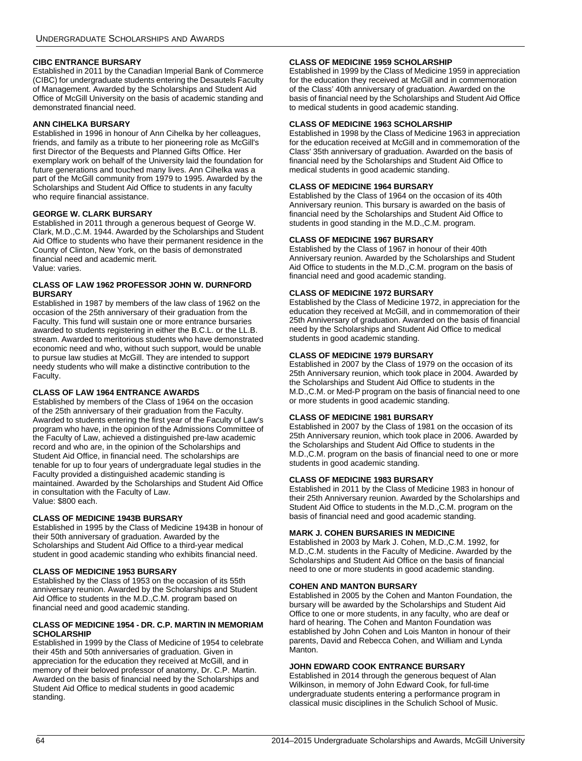### CIBC ENTRANCE BURSARY

Established in 2011 by the Canadian Imperial Bank of Commerce (CIBC) for undergraduate students entering the Desautels Faculty of Management. Awarded by the Scholarships and Student Aid Office of McGill University on the basis of academic standing and demonstrated financial need.

### ANN CIHELKA BURSARY

Established in 1996 in honour of Ann Cihelka by her colleagues, friends, and family as a tribute to her pioneering role as McGill's first Director of the Bequests and Planned Gifts Office. Her exemplary work on behalf of the University laid the foundation for future generations and touched many lives. Ann Cihelka was a part of the McGill community from 1979 to 1995. Awarded by the Scholarships and Student Aid Office to students in any faculty who require financial assistance.

### GEORGE W. CLARK BURSARY

Established in 2011 through a generous bequest of George W. Clark, M.D.,C.M. 1944. Awarded by the Scholarships and Student Aid Office to students who have their permanent residence in the County of Clinton, New York, on the basis of demonstrated financial need and academic merit.
Value: varies.

### CLASS OF LAW 1962 PROFESSOR JOHN W. DURNFORD BURSARY

Established in 1987 by members of the law class of 1962 on the occasion of the 25th anniversary of their graduation from the Faculty. This fund will sustain one or more entrance bursaries awarded to students registering in either the B.C.L. or the LL.B. stream. Awarded to meritorious students who have demonstrated economic need and who, without such support, would be unable to pursue law studies at McGill. They are intended to support needy students who will make a distinctive contribution to the Faculty.

### CLASS OF LAW 1964 ENTRANCE AWARDS

Established by members of the Class of 1964 on the occasion of the 25th anniversary of their graduation from the Faculty. Awarded to students entering the first year of the Faculty of Law's program who have, in the opinion of the Admissions Committee of the Faculty of Law, achieved a distinguished pre-law academic record and who are, in the opinion of the Scholarships and Student Aid Office, in financial need. The scholarships are tenable for up to four years of undergraduate legal studies in the Faculty provided a distinguished academic standing is maintained. Awarded by the Scholarships and Student Aid Office in consultation with the Faculty of Law.
Value: $800 each.

### CLASS OF MEDICINE 1943B BURSARY

Established in 1995 by the Class of Medicine 1943B in honour of their 50th anniversary of graduation. Awarded by the Scholarships and Student Aid Office to a third-year medical student in good academic standing who exhibits financial need.

### CLASS OF MEDICINE 1953 BURSARY

Established by the Class of 1953 on the occasion of its 55th anniversary reunion. Awarded by the Scholarships and Student Aid Office to students in the M.D.,C.M. program based on financial need and good academic standing.

### CLASS OF MEDICINE 1954 - DR. C.P. MARTIN IN MEMORIAM SCHOLARSHIP

Established in 1999 by the Class of Medicine of 1954 to celebrate their 45th and 50th anniversaries of graduation. Given in appreciation for the education they received at McGill, and in memory of their beloved professor of anatomy, Dr. C.P. Martin. Awarded on the basis of financial need by the Scholarships and Student Aid Office to medical students in good academic standing.

### CLASS OF MEDICINE 1959 SCHOLARSHIP

Established in 1999 by the Class of Medicine 1959 in appreciation for the education they received at McGill and in commemoration of the Class' 40th anniversary of graduation. Awarded on the basis of financial need by the Scholarships and Student Aid Office to medical students in good academic standing.

### CLASS OF MEDICINE 1963 SCHOLARSHIP

Established in 1998 by the Class of Medicine 1963 in appreciation for the education received at McGill and in commemoration of the Class' 35th anniversary of graduation. Awarded on the basis of financial need by the Scholarships and Student Aid Office to medical students in good academic standing.

### CLASS OF MEDICINE 1964 BURSARY

Established by the Class of 1964 on the occasion of its 40th Anniversary reunion. This bursary is awarded on the basis of financial need by the Scholarships and Student Aid Office to students in good standing in the M.D.,C.M. program.

### CLASS OF MEDICINE 1967 BURSARY

Established by the Class of 1967 in honour of their 40th Anniversary reunion. Awarded by the Scholarships and Student Aid Office to students in the M.D.,C.M. program on the basis of financial need and good academic standing.

### CLASS OF MEDICINE 1972 BURSARY

Established by the Class of Medicine 1972, in appreciation for the education they received at McGill, and in commemoration of their 25th Anniversary of graduation. Awarded on the basis of financial need by the Scholarships and Student Aid Office to medical students in good academic standing.

### CLASS OF MEDICINE 1979 BURSARY

Established in 2007 by the Class of 1979 on the occasion of its 25th Anniversary reunion, which took place in 2004. Awarded by the Scholarships and Student Aid Office to students in the M.D.,C.M. or Med-P program on the basis of financial need to one or more students in good academic standing.

### CLASS OF MEDICINE 1981 BURSARY

Established in 2007 by the Class of 1981 on the occasion of its 25th Anniversary reunion, which took place in 2006. Awarded by the Scholarships and Student Aid Office to students in the M.D.,C.M. program on the basis of financial need to one or more students in good academic standing.

### CLASS OF MEDICINE 1983 BURSARY

Established in 2011 by the Class of Medicine 1983 in honour of their 25th Anniversary reunion. Awarded by the Scholarships and Student Aid Office to students in the M.D.,C.M. program on the basis of financial need and good academic standing.

### MARK J. COHEN BURSARIES IN MEDICINE

Established in 2003 by Mark J. Cohen, M.D.,C.M. 1992, for M.D.,C.M. students in the Faculty of Medicine. Awarded by the Scholarships and Student Aid Office on the basis of financial need to one or more students in good academic standing.

### COHEN AND MANTON BURSARY

Established in 2005 by the Cohen and Manton Foundation, the bursary will be awarded by the Scholarships and Student Aid Office to one or more students, in any faculty, who are deaf or hard of hearing. The Cohen and Manton Foundation was established by John Cohen and Lois Manton in honour of their parents, David and Rebecca Cohen, and William and Lynda Manton.

### JOHN EDWARD COOK ENTRANCE BURSARY

Established in 2014 through the generous bequest of Alan Wilkinson, in memory of John Edward Cook, for full-time undergraduate students entering a performance program in classical music disciplines in the Schulich School of Music.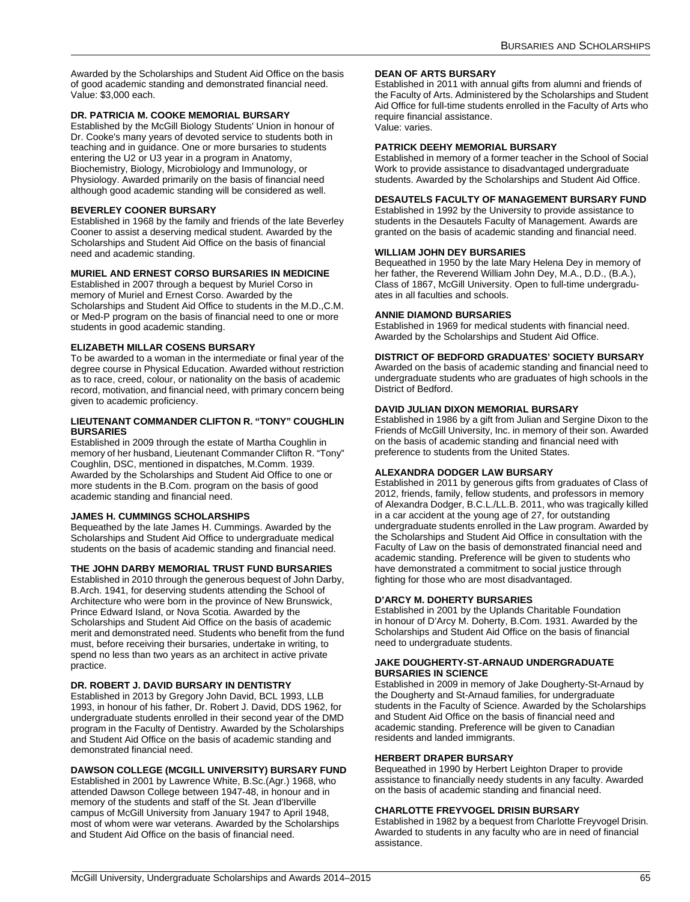Awarded by the Scholarships and Student Aid Office on the basis of good academic standing and demonstrated financial need.
Value: $3,000 each.

#### DR. PATRICIA M. COOKE MEMORIAL BURSARY

Established by the McGill Biology Students' Union in honour of Dr. Cooke's many years of devoted service to students both in teaching and in guidance. One or more bursaries to students entering the U2 or U3 year in a program in Anatomy, Biochemistry, Biology, Microbiology and Immunology, or Physiology. Awarded primarily on the basis of financial need although good academic standing will be considered as well.

#### BEVERLEY COONER BURSARY

Established in 1968 by the family and friends of the late Beverley Cooner to assist a deserving medical student. Awarded by the Scholarships and Student Aid Office on the basis of financial need and academic standing.

#### MURIEL AND ERNEST CORSO BURSARIES IN MEDICINE

Established in 2007 through a bequest by Muriel Corso in memory of Muriel and Ernest Corso. Awarded by the Scholarships and Student Aid Office to students in the M.D.,C.M. or Med-P program on the basis of financial need to one or more students in good academic standing.

#### ELIZABETH MILLAR COSENS BURSARY

To be awarded to a woman in the intermediate or final year of the degree course in Physical Education. Awarded without restriction as to race, creed, colour, or nationality on the basis of academic record, motivation, and financial need, with primary concern being given to academic proficiency.

#### LIEUTENANT COMMANDER CLIFTON R. "TONY" COUGHLIN BURSARIES

Established in 2009 through the estate of Martha Coughlin in memory of her husband, Lieutenant Commander Clifton R. "Tony" Coughlin, DSC, mentioned in dispatches, M.Comm. 1939. Awarded by the Scholarships and Student Aid Office to one or more students in the B.Com. program on the basis of good academic standing and financial need.

#### JAMES H. CUMMINGS SCHOLARSHIPS

Bequeathed by the late James H. Cummings. Awarded by the Scholarships and Student Aid Office to undergraduate medical students on the basis of academic standing and financial need.

#### THE JOHN DARBY MEMORIAL TRUST FUND BURSARIES

Established in 2010 through the generous bequest of John Darby, B.Arch. 1941, for deserving students attending the School of Architecture who were born in the province of New Brunswick, Prince Edward Island, or Nova Scotia. Awarded by the Scholarships and Student Aid Office on the basis of academic merit and demonstrated need. Students who benefit from the fund must, before receiving their bursaries, undertake in writing, to spend no less than two years as an architect in active private practice.

#### DR. ROBERT J. DAVID BURSARY IN DENTISTRY

Established in 2013 by Gregory John David, BCL 1993, LLB 1993, in honour of his father, Dr. Robert J. David, DDS 1962, for undergraduate students enrolled in their second year of the DMD program in the Faculty of Dentistry. Awarded by the Scholarships and Student Aid Office on the basis of academic standing and demonstrated financial need.

#### DAWSON COLLEGE (MCGILL UNIVERSITY) BURSARY FUND

Established in 2001 by Lawrence White, B.Sc.(Agr.) 1968, who attended Dawson College between 1947-48, in honour and in memory of the students and staff of the St. Jean d'Iberville campus of McGill University from January 1947 to April 1948, most of whom were war veterans. Awarded by the Scholarships and Student Aid Office on the basis of financial need.

#### DEAN OF ARTS BURSARY

Established in 2011 with annual gifts from alumni and friends of the Faculty of Arts. Administered by the Scholarships and Student Aid Office for full-time students enrolled in the Faculty of Arts who require financial assistance.
Value: varies.

#### PATRICK DEEHY MEMORIAL BURSARY

Established in memory of a former teacher in the School of Social Work to provide assistance to disadvantaged undergraduate students. Awarded by the Scholarships and Student Aid Office.

#### DESAUTELS FACULTY OF MANAGEMENT BURSARY FUND

Established in 1992 by the University to provide assistance to students in the Desautels Faculty of Management. Awards are granted on the basis of academic standing and financial need.

#### WILLIAM JOHN DEY BURSARIES

Bequeathed in 1950 by the late Mary Helena Dey in memory of her father, the Reverend William John Dey, M.A., D.D., (B.A.), Class of 1867, McGill University. Open to full-time undergraduates in all faculties and schools.

#### ANNIE DIAMOND BURSARIES

Established in 1969 for medical students with financial need. Awarded by the Scholarships and Student Aid Office.

#### DISTRICT OF BEDFORD GRADUATES' SOCIETY BURSARY

Awarded on the basis of academic standing and financial need to undergraduate students who are graduates of high schools in the District of Bedford.

#### DAVID JULIAN DIXON MEMORIAL BURSARY

Established in 1986 by a gift from Julian and Sergine Dixon to the Friends of McGill University, Inc. in memory of their son. Awarded on the basis of academic standing and financial need with preference to students from the United States.

#### ALEXANDRA DODGER LAW BURSARY

Established in 2011 by generous gifts from graduates of Class of 2012, friends, family, fellow students, and professors in memory of Alexandra Dodger, B.C.L./LL.B. 2011, who was tragically killed in a car accident at the young age of 27, for outstanding undergraduate students enrolled in the Law program. Awarded by the Scholarships and Student Aid Office in consultation with the Faculty of Law on the basis of demonstrated financial need and academic standing. Preference will be given to students who have demonstrated a commitment to social justice through fighting for those who are most disadvantaged.

#### D'ARCY M. DOHERTY BURSARIES

Established in 2001 by the Uplands Charitable Foundation in honour of D'Arcy M. Doherty, B.Com. 1931. Awarded by the Scholarships and Student Aid Office on the basis of financial need to undergraduate students.

#### JAKE DOUGHERTY-ST-ARNAUD UNDERGRADUATE BURSARIES IN SCIENCE

Established in 2009 in memory of Jake Dougherty-St-Arnaud by the Dougherty and St-Arnaud families, for undergraduate students in the Faculty of Science. Awarded by the Scholarships and Student Aid Office on the basis of financial need and academic standing. Preference will be given to Canadian residents and landed immigrants.

#### HERBERT DRAPER BURSARY

Bequeathed in 1990 by Herbert Leighton Draper to provide assistance to financially needy students in any faculty. Awarded on the basis of academic standing and financial need.

#### CHARLOTTE FREYVOGEL DRISIN BURSARY

Established in 1982 by a bequest from Charlotte Freyvogel Drisin. Awarded to students in any faculty who are in need of financial assistance.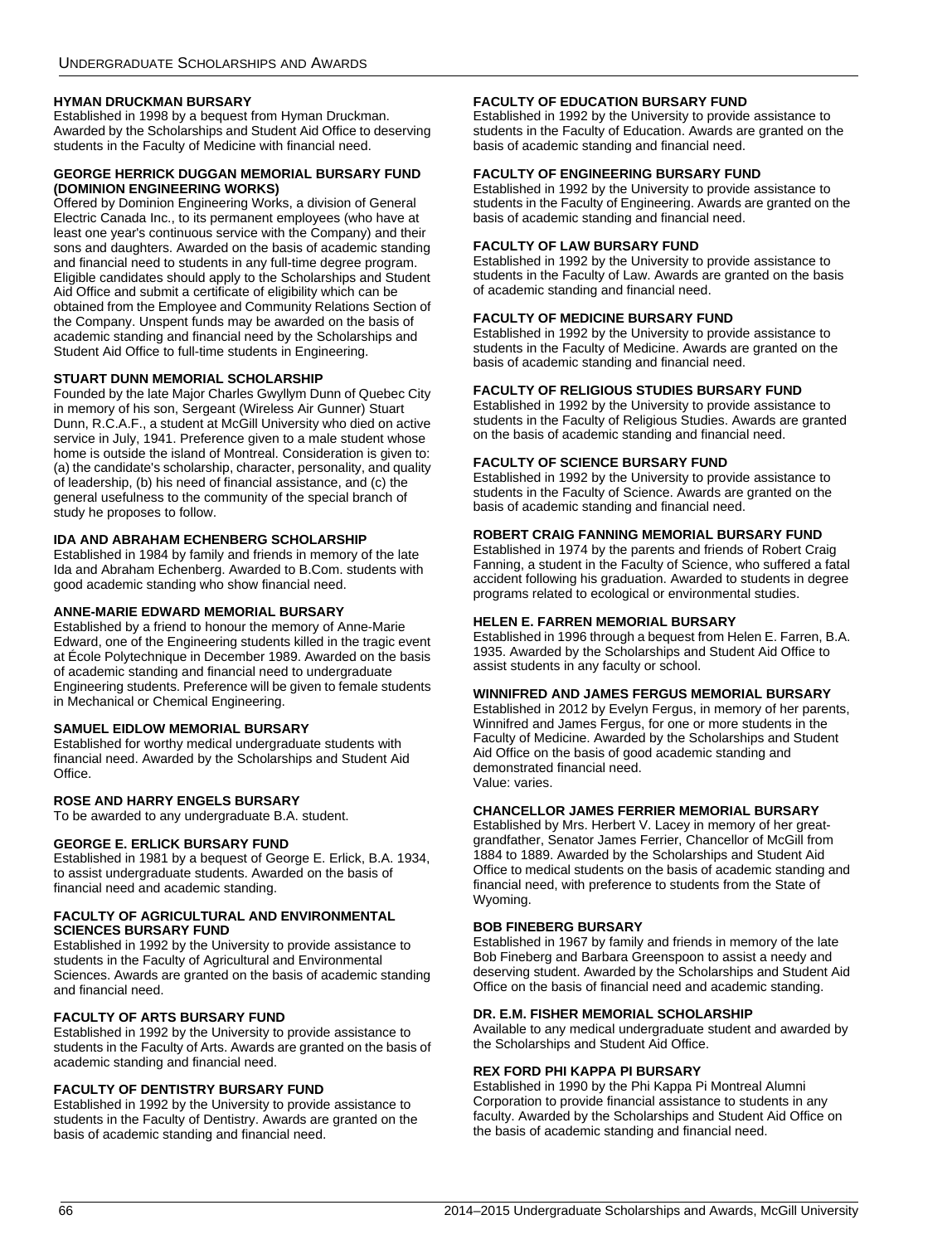#### HYMAN DRUCKMAN BURSARY

Established in 1998 by a bequest from Hyman Druckman. Awarded by the Scholarships and Student Aid Office to deserving students in the Faculty of Medicine with financial need.

#### GEORGE HERRICK DUGGAN MEMORIAL BURSARY FUND (DOMINION ENGINEERING WORKS)

Offered by Dominion Engineering Works, a division of General Electric Canada Inc., to its permanent employees (who have at least one year's continuous service with the Company) and their sons and daughters. Awarded on the basis of academic standing and financial need to students in any full-time degree program. Eligible candidates should apply to the Scholarships and Student Aid Office and submit a certificate of eligibility which can be obtained from the Employee and Community Relations Section of the Company. Unspent funds may be awarded on the basis of academic standing and financial need by the Scholarships and Student Aid Office to full-time students in Engineering.

#### STUART DUNN MEMORIAL SCHOLARSHIP

Founded by the late Major Charles Gwyllym Dunn of Quebec City in memory of his son, Sergeant (Wireless Air Gunner) Stuart Dunn, R.C.A.F., a student at McGill University who died on active service in July, 1941. Preference given to a male student whose home is outside the island of Montreal. Consideration is given to: (a) the candidate's scholarship, character, personality, and quality of leadership, (b) his need of financial assistance, and (c) the general usefulness to the community of the special branch of study he proposes to follow.

#### IDA AND ABRAHAM ECHENBERG SCHOLARSHIP

Established in 1984 by family and friends in memory of the late Ida and Abraham Echenberg. Awarded to B.Com. students with good academic standing who show financial need.

#### ANNE-MARIE EDWARD MEMORIAL BURSARY

Established by a friend to honour the memory of Anne-Marie Edward, one of the Engineering students killed in the tragic event at École Polytechnique in December 1989. Awarded on the basis of academic standing and financial need to undergraduate Engineering students. Preference will be given to female students in Mechanical or Chemical Engineering.

#### SAMUEL EIDLOW MEMORIAL BURSARY

Established for worthy medical undergraduate students with financial need. Awarded by the Scholarships and Student Aid Office.

#### ROSE AND HARRY ENGELS BURSARY

To be awarded to any undergraduate B.A. student.

#### GEORGE E. ERLICK BURSARY FUND

Established in 1981 by a bequest of George E. Erlick, B.A. 1934, to assist undergraduate students. Awarded on the basis of financial need and academic standing.

#### FACULTY OF AGRICULTURAL AND ENVIRONMENTAL SCIENCES BURSARY FUND

Established in 1992 by the University to provide assistance to students in the Faculty of Agricultural and Environmental Sciences. Awards are granted on the basis of academic standing and financial need.

#### FACULTY OF ARTS BURSARY FUND

Established in 1992 by the University to provide assistance to students in the Faculty of Arts. Awards are granted on the basis of academic standing and financial need.

#### FACULTY OF DENTISTRY BURSARY FUND

Established in 1992 by the University to provide assistance to students in the Faculty of Dentistry. Awards are granted on the basis of academic standing and financial need.

#### FACULTY OF EDUCATION BURSARY FUND

Established in 1992 by the University to provide assistance to students in the Faculty of Education. Awards are granted on the basis of academic standing and financial need.

#### FACULTY OF ENGINEERING BURSARY FUND

Established in 1992 by the University to provide assistance to students in the Faculty of Engineering. Awards are granted on the basis of academic standing and financial need.

#### FACULTY OF LAW BURSARY FUND

Established in 1992 by the University to provide assistance to students in the Faculty of Law. Awards are granted on the basis of academic standing and financial need.

#### FACULTY OF MEDICINE BURSARY FUND

Established in 1992 by the University to provide assistance to students in the Faculty of Medicine. Awards are granted on the basis of academic standing and financial need.

#### FACULTY OF RELIGIOUS STUDIES BURSARY FUND

Established in 1992 by the University to provide assistance to students in the Faculty of Religious Studies. Awards are granted on the basis of academic standing and financial need.

#### FACULTY OF SCIENCE BURSARY FUND

Established in 1992 by the University to provide assistance to students in the Faculty of Science. Awards are granted on the basis of academic standing and financial need.

#### ROBERT CRAIG FANNING MEMORIAL BURSARY FUND

Established in 1974 by the parents and friends of Robert Craig Fanning, a student in the Faculty of Science, who suffered a fatal accident following his graduation. Awarded to students in degree programs related to ecological or environmental studies.

#### HELEN E. FARREN MEMORIAL BURSARY

Established in 1996 through a bequest from Helen E. Farren, B.A. 1935. Awarded by the Scholarships and Student Aid Office to assist students in any faculty or school.

#### WINNIFRED AND JAMES FERGUS MEMORIAL BURSARY

Established in 2012 by Evelyn Fergus, in memory of her parents, Winnifred and James Fergus, for one or more students in the Faculty of Medicine. Awarded by the Scholarships and Student Aid Office on the basis of good academic standing and demonstrated financial need.

Value: varies.

#### CHANCELLOR JAMES FERRIER MEMORIAL BURSARY

Established by Mrs. Herbert V. Lacey in memory of her great-grandfather, Senator James Ferrier, Chancellor of McGill from 1884 to 1889. Awarded by the Scholarships and Student Aid Office to medical students on the basis of academic standing and financial need, with preference to students from the State of Wyoming.

#### BOB FINEBERG BURSARY

Established in 1967 by family and friends in memory of the late Bob Fineberg and Barbara Greenspoon to assist a needy and deserving student. Awarded by the Scholarships and Student Aid Office on the basis of financial need and academic standing.

#### DR. E.M. FISHER MEMORIAL SCHOLARSHIP

Available to any medical undergraduate student and awarded by the Scholarships and Student Aid Office.

#### REX FORD PHI KAPPA PI BURSARY

Established in 1990 by the Phi Kappa Pi Montreal Alumni Corporation to provide financial assistance to students in any faculty. Awarded by the Scholarships and Student Aid Office on the basis of academic standing and financial need.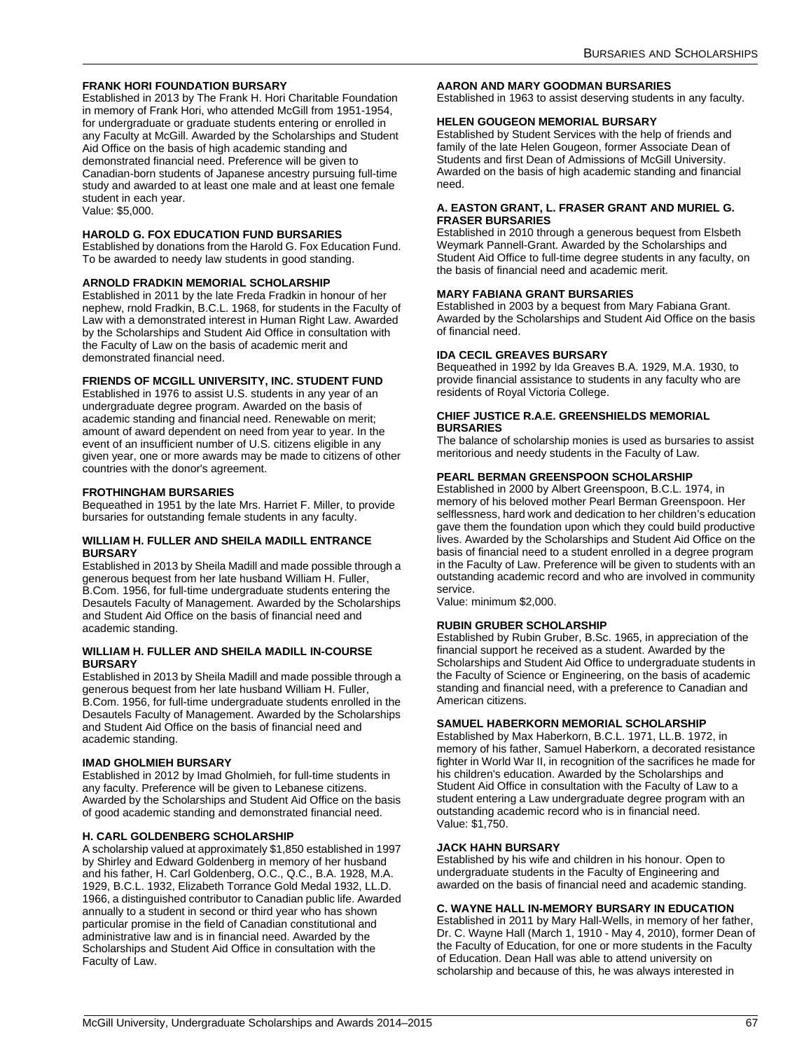### FRANK HORI FOUNDATION BURSARY

Established in 2013 by The Frank H. Hori Charitable Foundation in memory of Frank Hori, who attended McGill from 1951-1954, for undergraduate or graduate students entering or enrolled in any Faculty at McGill. Awarded by the Scholarships and Student Aid Office on the basis of high academic standing and demonstrated financial need. Preference will be given to Canadian-born students of Japanese ancestry pursuing full-time study and awarded to at least one male and at least one female student in each year.

Value: $5,000.

### HAROLD G. FOX EDUCATION FUND BURSARIES

Established by donations from the Harold G. Fox Education Fund. To be awarded to needy law students in good standing.

### ARNOLD FRADKIN MEMORIAL SCHOLARSHIP

Established in 2011 by the late Freda Fradkin in honour of her nephew, rnold Fradkin, B.C.L. 1968, for students in the Faculty of Law with a demonstrated interest in Human Right Law. Awarded by the Scholarships and Student Aid Office in consultation with the Faculty of Law on the basis of academic merit and demonstrated financial need.

### FRIENDS OF MCGILL UNIVERSITY, INC. STUDENT FUND

Established in 1976 to assist U.S. students in any year of an undergraduate degree program. Awarded on the basis of academic standing and financial need. Renewable on merit; amount of award dependent on need from year to year. In the event of an insufficient number of U.S. citizens eligible in any given year, one or more awards may be made to citizens of other countries with the donor's agreement.

### FROTHINGHAM BURSARIES

Bequeathed in 1951 by the late Mrs. Harriet F. Miller, to provide bursaries for outstanding female students in any faculty.

### WILLIAM H. FULLER AND SHEILA MADILL ENTRANCE BURSARY

Established in 2013 by Sheila Madill and made possible through a generous bequest from her late husband William H. Fuller, B.Com. 1956, for full-time undergraduate students entering the Desautels Faculty of Management. Awarded by the Scholarships and Student Aid Office on the basis of financial need and academic standing.

### WILLIAM H. FULLER AND SHEILA MADILL IN-COURSE BURSARY

Established in 2013 by Sheila Madill and made possible through a generous bequest from her late husband William H. Fuller, B.Com. 1956, for full-time undergraduate students enrolled in the Desautels Faculty of Management. Awarded by the Scholarships and Student Aid Office on the basis of financial need and academic standing.

### IMAD GHOLMIEH BURSARY

Established in 2012 by Imad Gholmieh, for full-time students in any faculty. Preference will be given to Lebanese citizens. Awarded by the Scholarships and Student Aid Office on the basis of good academic standing and demonstrated financial need.

### H. CARL GOLDENBERG SCHOLARSHIP

A scholarship valued at approximately $1,850 established in 1997 by Shirley and Edward Goldenberg in memory of her husband and his father, H. Carl Goldenberg, O.C., Q.C., B.A. 1928, M.A. 1929, B.C.L. 1932, Elizabeth Torrance Gold Medal 1932, LL.D. 1966, a distinguished contributor to Canadian public life. Awarded annually to a student in second or third year who has shown particular promise in the field of Canadian constitutional and administrative law and is in financial need. Awarded by the Scholarships and Student Aid Office in consultation with the Faculty of Law.

### AARON AND MARY GOODMAN BURSARIES

Established in 1963 to assist deserving students in any faculty.

### HELEN GOUGEON MEMORIAL BURSARY

Established by Student Services with the help of friends and family of the late Helen Gougeon, former Associate Dean of Students and first Dean of Admissions of McGill University. Awarded on the basis of high academic standing and financial need.

### A. EASTON GRANT, L. FRASER GRANT AND MURIEL G. FRASER BURSARIES

Established in 2010 through a generous bequest from Elsbeth Weymark Pannell-Grant. Awarded by the Scholarships and Student Aid Office to full-time degree students in any faculty, on the basis of financial need and academic merit.

### MARY FABIANA GRANT BURSARIES

Established in 2003 by a bequest from Mary Fabiana Grant. Awarded by the Scholarships and Student Aid Office on the basis of financial need.

### IDA CECIL GREAVES BURSARY

Bequeathed in 1992 by Ida Greaves B.A. 1929, M.A. 1930, to provide financial assistance to students in any faculty who are residents of Royal Victoria College.

### CHIEF JUSTICE R.A.E. GREENSHIELDS MEMORIAL BURSARIES

The balance of scholarship monies is used as bursaries to assist meritorious and needy students in the Faculty of Law.

### PEARL BERMAN GREENSPOON SCHOLARSHIP

Established in 2000 by Albert Greenspoon, B.C.L. 1974, in memory of his beloved mother Pearl Berman Greenspoon. Her selflessness, hard work and dedication to her children's education gave them the foundation upon which they could build productive lives. Awarded by the Scholarships and Student Aid Office on the basis of financial need to a student enrolled in a degree program in the Faculty of Law. Preference will be given to students with an outstanding academic record and who are involved in community service.

Value: minimum $2,000.

### RUBIN GRUBER SCHOLARSHIP

Established by Rubin Gruber, B.Sc. 1965, in appreciation of the financial support he received as a student. Awarded by the Scholarships and Student Aid Office to undergraduate students in the Faculty of Science or Engineering, on the basis of academic standing and financial need, with a preference to Canadian and American citizens.

### SAMUEL HABERKORN MEMORIAL SCHOLARSHIP

Established by Max Haberkorn, B.C.L. 1971, LL.B. 1972, in memory of his father, Samuel Haberkorn, a decorated resistance fighter in World War II, in recognition of the sacrifices he made for his children's education. Awarded by the Scholarships and Student Aid Office in consultation with the Faculty of Law to a student entering a Law undergraduate degree program with an outstanding academic record who is in financial need.

Value: $1,750.

### JACK HAHN BURSARY

Established by his wife and children in his honour. Open to undergraduate students in the Faculty of Engineering and awarded on the basis of financial need and academic standing.

### C. WAYNE HALL IN-MEMORY BURSARY IN EDUCATION

Established in 2011 by Mary Hall-Wells, in memory of her father, Dr. C. Wayne Hall (March 1, 1910 - May 4, 2010), former Dean of the Faculty of Education, for one or more students in the Faculty of Education. Dean Hall was able to attend university on scholarship and because of this, he was always interested in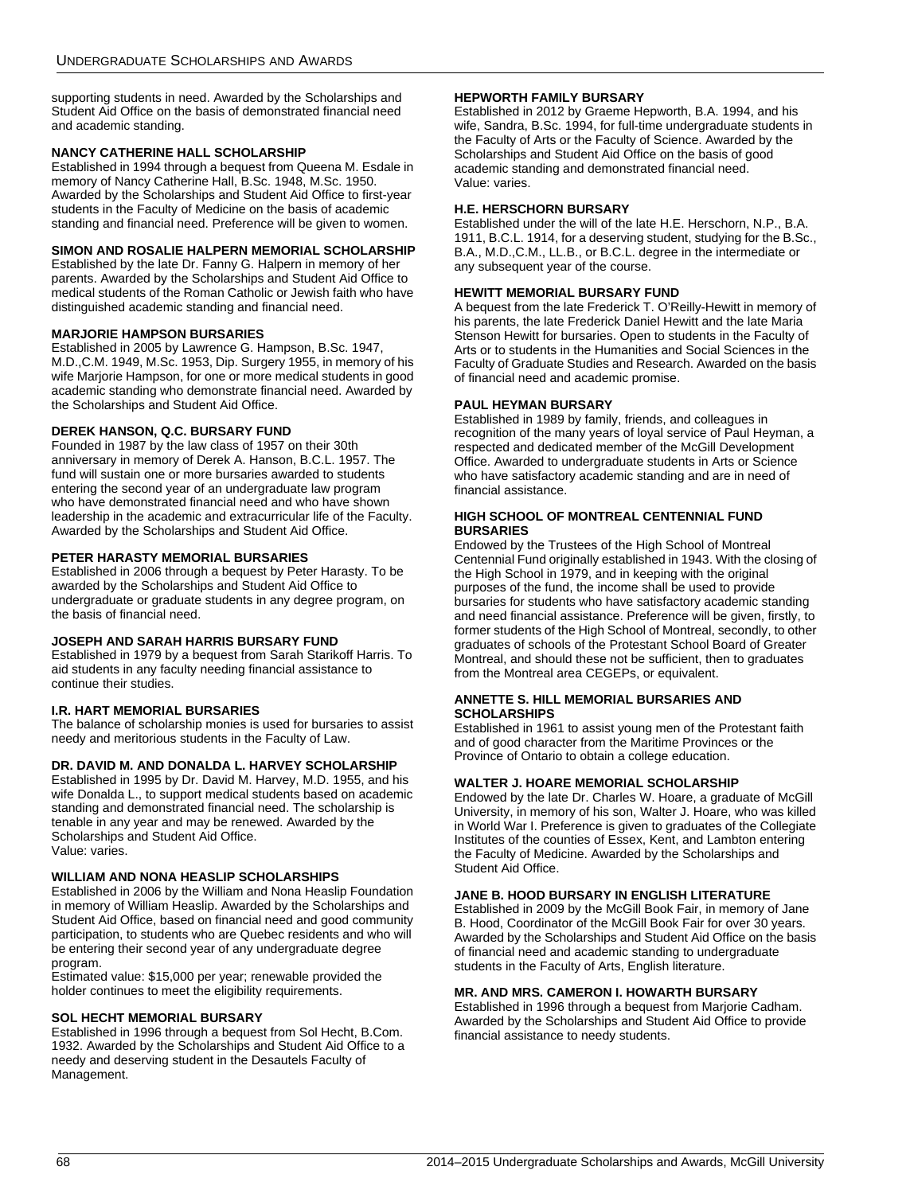supporting students in need. Awarded by the Scholarships and Student Aid Office on the basis of demonstrated financial need and academic standing.

### NANCY CATHERINE HALL SCHOLARSHIP

Established in 1994 through a bequest from Queena M. Esdale in memory of Nancy Catherine Hall, B.Sc. 1948, M.Sc. 1950. Awarded by the Scholarships and Student Aid Office to first-year students in the Faculty of Medicine on the basis of academic standing and financial need. Preference will be given to women.

### SIMON AND ROSALIE HALPERN MEMORIAL SCHOLARSHIP

Established by the late Dr. Fanny G. Halpern in memory of her parents. Awarded by the Scholarships and Student Aid Office to medical students of the Roman Catholic or Jewish faith who have distinguished academic standing and financial need.

### MARJORIE HAMPSON BURSARIES

Established in 2005 by Lawrence G. Hampson, B.Sc. 1947, M.D.,C.M. 1949, M.Sc. 1953, Dip. Surgery 1955, in memory of his wife Marjorie Hampson, for one or more medical students in good academic standing who demonstrate financial need. Awarded by the Scholarships and Student Aid Office.

### DEREK HANSON, Q.C. BURSARY FUND

Founded in 1987 by the law class of 1957 on their 30th anniversary in memory of Derek A. Hanson, B.C.L. 1957. The fund will sustain one or more bursaries awarded to students entering the second year of an undergraduate law program who have demonstrated financial need and who have shown leadership in the academic and extracurricular life of the Faculty. Awarded by the Scholarships and Student Aid Office.

### PETER HARASTY MEMORIAL BURSARIES

Established in 2006 through a bequest by Peter Harasty. To be awarded by the Scholarships and Student Aid Office to undergraduate or graduate students in any degree program, on the basis of financial need.

### JOSEPH AND SARAH HARRIS BURSARY FUND

Established in 1979 by a bequest from Sarah Starikoff Harris. To aid students in any faculty needing financial assistance to continue their studies.

### I.R. HART MEMORIAL BURSARIES

The balance of scholarship monies is used for bursaries to assist needy and meritorious students in the Faculty of Law.

### DR. DAVID M. AND DONALDA L. HARVEY SCHOLARSHIP

Established in 1995 by Dr. David M. Harvey, M.D. 1955, and his wife Donalda L., to support medical students based on academic standing and demonstrated financial need. The scholarship is tenable in any year and may be renewed. Awarded by the Scholarships and Student Aid Office.
Value: varies.

### WILLIAM AND NONA HEASLIP SCHOLARSHIPS

Established in 2006 by the William and Nona Heaslip Foundation in memory of William Heaslip. Awarded by the Scholarships and Student Aid Office, based on financial need and good community participation, to students who are Quebec residents and who will be entering their second year of any undergraduate degree program.
Estimated value: $15,000 per year; renewable provided the holder continues to meet the eligibility requirements.

### SOL HECHT MEMORIAL BURSARY

Established in 1996 through a bequest from Sol Hecht, B.Com. 1932. Awarded by the Scholarships and Student Aid Office to a needy and deserving student in the Desautels Faculty of Management.

### HEPWORTH FAMILY BURSARY

Established in 2012 by Graeme Hepworth, B.A. 1994, and his wife, Sandra, B.Sc. 1994, for full-time undergraduate students in the Faculty of Arts or the Faculty of Science. Awarded by the Scholarships and Student Aid Office on the basis of good academic standing and demonstrated financial need.
Value: varies.

### H.E. HERSCHORN BURSARY

Established under the will of the late H.E. Herschorn, N.P., B.A. 1911, B.C.L. 1914, for a deserving student, studying for the B.Sc., B.A., M.D.,C.M., LL.B., or B.C.L. degree in the intermediate or any subsequent year of the course.

### HEWITT MEMORIAL BURSARY FUND

A bequest from the late Frederick T. O'Reilly-Hewitt in memory of his parents, the late Frederick Daniel Hewitt and the late Maria Stenson Hewitt for bursaries. Open to students in the Faculty of Arts or to students in the Humanities and Social Sciences in the Faculty of Graduate Studies and Research. Awarded on the basis of financial need and academic promise.

### PAUL HEYMAN BURSARY

Established in 1989 by family, friends, and colleagues in recognition of the many years of loyal service of Paul Heyman, a respected and dedicated member of the McGill Development Office. Awarded to undergraduate students in Arts or Science who have satisfactory academic standing and are in need of financial assistance.

### HIGH SCHOOL OF MONTREAL CENTENNIAL FUND BURSARIES

Endowed by the Trustees of the High School of Montreal Centennial Fund originally established in 1943. With the closing of the High School in 1979, and in keeping with the original purposes of the fund, the income shall be used to provide bursaries for students who have satisfactory academic standing and need financial assistance. Preference will be given, firstly, to former students of the High School of Montreal, secondly, to other graduates of schools of the Protestant School Board of Greater Montreal, and should these not be sufficient, then to graduates from the Montreal area CEGEPs, or equivalent.

### ANNETTE S. HILL MEMORIAL BURSARIES AND SCHOLARSHIPS

Established in 1961 to assist young men of the Protestant faith and of good character from the Maritime Provinces or the Province of Ontario to obtain a college education.

### WALTER J. HOARE MEMORIAL SCHOLARSHIP

Endowed by the late Dr. Charles W. Hoare, a graduate of McGill University, in memory of his son, Walter J. Hoare, who was killed in World War I. Preference is given to graduates of the Collegiate Institutes of the counties of Essex, Kent, and Lambton entering the Faculty of Medicine. Awarded by the Scholarships and Student Aid Office.

### JANE B. HOOD BURSARY IN ENGLISH LITERATURE

Established in 2009 by the McGill Book Fair, in memory of Jane B. Hood, Coordinator of the McGill Book Fair for over 30 years. Awarded by the Scholarships and Student Aid Office on the basis of financial need and academic standing to undergraduate students in the Faculty of Arts, English literature.

### MR. AND MRS. CAMERON I. HOWARTH BURSARY

Established in 1996 through a bequest from Marjorie Cadham. Awarded by the Scholarships and Student Aid Office to provide financial assistance to needy students.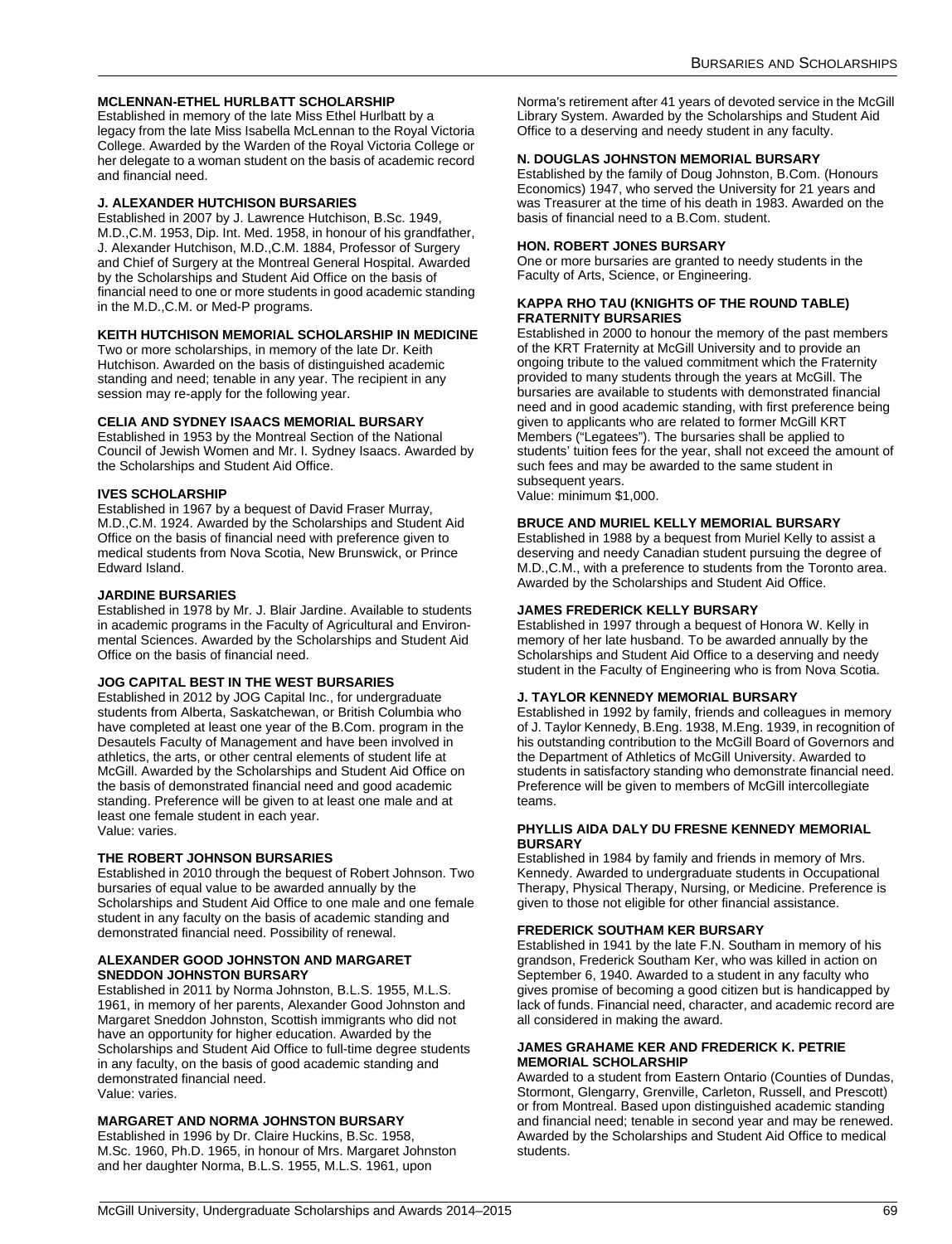#### MCLENNAN-ETHEL HURLBATT SCHOLARSHIP

Established in memory of the late Miss Ethel Hurlbatt by a legacy from the late Miss Isabella McLennan to the Royal Victoria College. Awarded by the Warden of the Royal Victoria College or her delegate to a woman student on the basis of academic record and financial need.

#### J. ALEXANDER HUTCHISON BURSARIES

Established in 2007 by J. Lawrence Hutchison, B.Sc. 1949, M.D.,C.M. 1953, Dip. Int. Med. 1958, in honour of his grandfather, J. Alexander Hutchison, M.D.,C.M. 1884, Professor of Surgery and Chief of Surgery at the Montreal General Hospital. Awarded by the Scholarships and Student Aid Office on the basis of financial need to one or more students in good academic standing in the M.D.,C.M. or Med-P programs.

#### KEITH HUTCHISON MEMORIAL SCHOLARSHIP IN MEDICINE

Two or more scholarships, in memory of the late Dr. Keith Hutchison. Awarded on the basis of distinguished academic standing and need; tenable in any year. The recipient in any session may re-apply for the following year.

#### CELIA AND SYDNEY ISAACS MEMORIAL BURSARY

Established in 1953 by the Montreal Section of the National Council of Jewish Women and Mr. I. Sydney Isaacs. Awarded by the Scholarships and Student Aid Office.

#### IVES SCHOLARSHIP

Established in 1967 by a bequest of David Fraser Murray, M.D.,C.M. 1924. Awarded by the Scholarships and Student Aid Office on the basis of financial need with preference given to medical students from Nova Scotia, New Brunswick, or Prince Edward Island.

#### JARDINE BURSARIES

Established in 1978 by Mr. J. Blair Jardine. Available to students in academic programs in the Faculty of Agricultural and Environmental Sciences. Awarded by the Scholarships and Student Aid Office on the basis of financial need.

#### JOG CAPITAL BEST IN THE WEST BURSARIES

Established in 2012 by JOG Capital Inc., for undergraduate students from Alberta, Saskatchewan, or British Columbia who have completed at least one year of the B.Com. program in the Desautels Faculty of Management and have been involved in athletics, the arts, or other central elements of student life at McGill. Awarded by the Scholarships and Student Aid Office on the basis of demonstrated financial need and good academic standing. Preference will be given to at least one male and at least one female student in each year.
Value: varies.

#### THE ROBERT JOHNSON BURSARIES

Established in 2010 through the bequest of Robert Johnson. Two bursaries of equal value to be awarded annually by the Scholarships and Student Aid Office to one male and one female student in any faculty on the basis of academic standing and demonstrated financial need. Possibility of renewal.

#### ALEXANDER GOOD JOHNSTON AND MARGARET SNEDDON JOHNSTON BURSARY

Established in 2011 by Norma Johnston, B.L.S. 1955, M.L.S. 1961, in memory of her parents, Alexander Good Johnston and Margaret Sneddon Johnston, Scottish immigrants who did not have an opportunity for higher education. Awarded by the Scholarships and Student Aid Office to full-time degree students in any faculty, on the basis of good academic standing and demonstrated financial need.
Value: varies.

#### MARGARET AND NORMA JOHNSTON BURSARY

Established in 1996 by Dr. Claire Huckins, B.Sc. 1958, M.Sc. 1960, Ph.D. 1965, in honour of Mrs. Margaret Johnston and her daughter Norma, B.L.S. 1955, M.L.S. 1961, upon Norma's retirement after 41 years of devoted service in the McGill Library System. Awarded by the Scholarships and Student Aid Office to a deserving and needy student in any faculty.

#### N. DOUGLAS JOHNSTON MEMORIAL BURSARY

Established by the family of Doug Johnston, B.Com. (Honours Economics) 1947, who served the University for 21 years and was Treasurer at the time of his death in 1983. Awarded on the basis of financial need to a B.Com. student.

#### HON. ROBERT JONES BURSARY

One or more bursaries are granted to needy students in the Faculty of Arts, Science, or Engineering.

#### KAPPA RHO TAU (KNIGHTS OF THE ROUND TABLE) FRATERNITY BURSARIES

Established in 2000 to honour the memory of the past members of the KRT Fraternity at McGill University and to provide an ongoing tribute to the valued commitment which the Fraternity provided to many students through the years at McGill. The bursaries are available to students with demonstrated financial need and in good academic standing, with first preference being given to applicants who are related to former McGill KRT Members ("Legatees"). The bursaries shall be applied to students' tuition fees for the year, shall not exceed the amount of such fees and may be awarded to the same student in subsequent years.
Value: minimum $1,000.

#### BRUCE AND MURIEL KELLY MEMORIAL BURSARY

Established in 1988 by a bequest from Muriel Kelly to assist a deserving and needy Canadian student pursuing the degree of M.D.,C.M., with a preference to students from the Toronto area. Awarded by the Scholarships and Student Aid Office.

#### JAMES FREDERICK KELLY BURSARY

Established in 1997 through a bequest of Honora W. Kelly in memory of her late husband. To be awarded annually by the Scholarships and Student Aid Office to a deserving and needy student in the Faculty of Engineering who is from Nova Scotia.

#### J. TAYLOR KENNEDY MEMORIAL BURSARY

Established in 1992 by family, friends and colleagues in memory of J. Taylor Kennedy, B.Eng. 1938, M.Eng. 1939, in recognition of his outstanding contribution to the McGill Board of Governors and the Department of Athletics of McGill University. Awarded to students in satisfactory standing who demonstrate financial need. Preference will be given to members of McGill intercollegiate teams.

#### PHYLLIS AIDA DALY DU FRESNE KENNEDY MEMORIAL BURSARY

Established in 1984 by family and friends in memory of Mrs. Kennedy. Awarded to undergraduate students in Occupational Therapy, Physical Therapy, Nursing, or Medicine. Preference is given to those not eligible for other financial assistance.

#### FREDERICK SOUTHAM KER BURSARY

Established in 1941 by the late F.N. Southam in memory of his grandson, Frederick Southam Ker, who was killed in action on September 6, 1940. Awarded to a student in any faculty who gives promise of becoming a good citizen but is handicapped by lack of funds. Financial need, character, and academic record are all considered in making the award.

#### JAMES GRAHAME KER AND FREDERICK K. PETRIE MEMORIAL SCHOLARSHIP

Awarded to a student from Eastern Ontario (Counties of Dundas, Stormont, Glengarry, Grenville, Carleton, Russell, and Prescott) or from Montreal. Based upon distinguished academic standing and financial need; tenable in second year and may be renewed. Awarded by the Scholarships and Student Aid Office to medical students.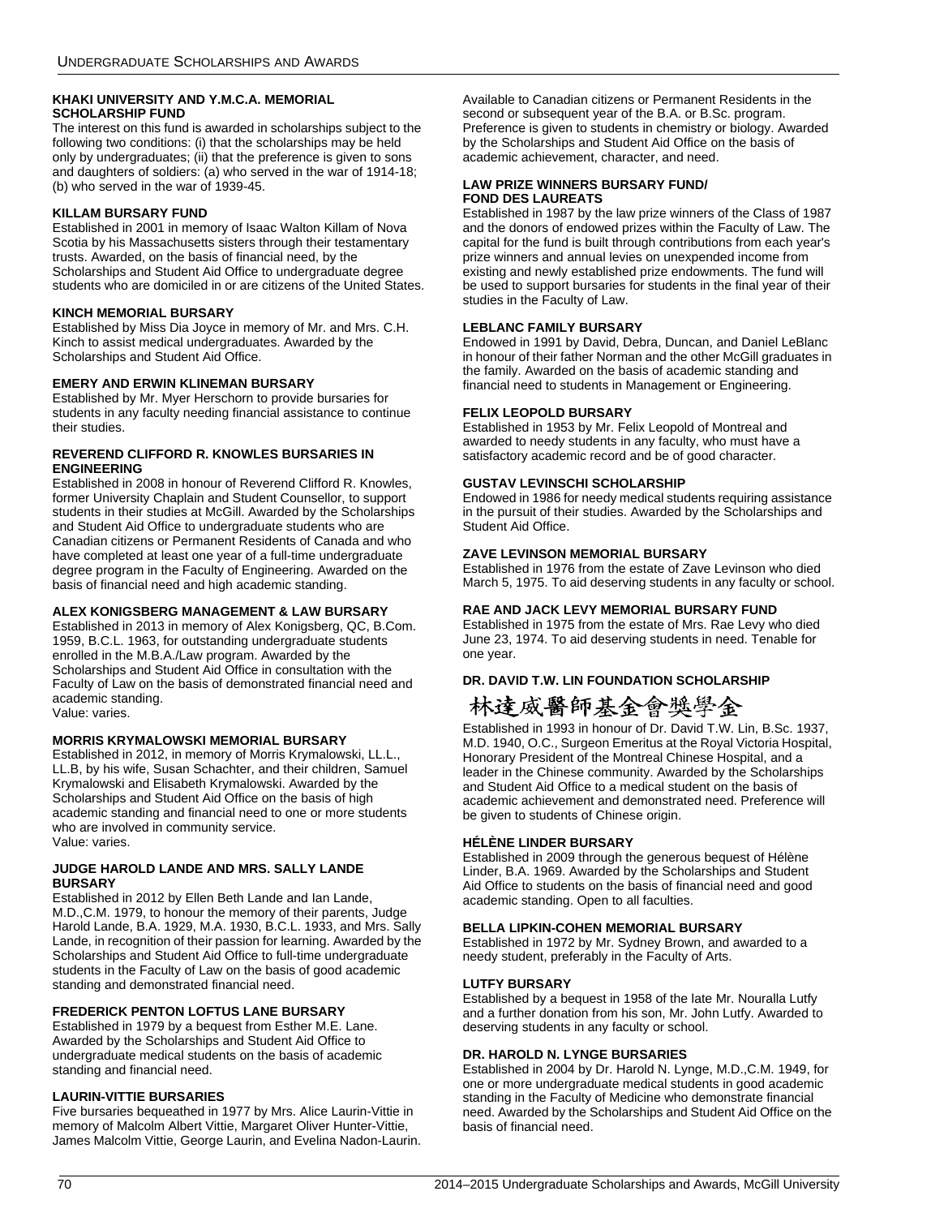### KHAKI UNIVERSITY AND Y.M.C.A. MEMORIAL SCHOLARSHIP FUND

The interest on this fund is awarded in scholarships subject to the following two conditions: (i) that the scholarships may be held only by undergraduates; (ii) that the preference is given to sons and daughters of soldiers: (a) who served in the war of 1914-18; (b) who served in the war of 1939-45.

### KILLAM BURSARY FUND

Established in 2001 in memory of Isaac Walton Killam of Nova Scotia by his Massachusetts sisters through their testamentary trusts. Awarded, on the basis of financial need, by the Scholarships and Student Aid Office to undergraduate degree students who are domiciled in or are citizens of the United States.

### KINCH MEMORIAL BURSARY

Established by Miss Dia Joyce in memory of Mr. and Mrs. C.H. Kinch to assist medical undergraduates. Awarded by the Scholarships and Student Aid Office.

### EMERY AND ERWIN KLINEMAN BURSARY

Established by Mr. Myer Herschorn to provide bursaries for students in any faculty needing financial assistance to continue their studies.

### REVEREND CLIFFORD R. KNOWLES BURSARIES IN ENGINEERING

Established in 2008 in honour of Reverend Clifford R. Knowles, former University Chaplain and Student Counsellor, to support students in their studies at McGill. Awarded by the Scholarships and Student Aid Office to undergraduate students who are Canadian citizens or Permanent Residents of Canada and who have completed at least one year of a full-time undergraduate degree program in the Faculty of Engineering. Awarded on the basis of financial need and high academic standing.

### ALEX KONIGSBERG MANAGEMENT & LAW BURSARY

Established in 2013 in memory of Alex Konigsberg, QC, B.Com. 1959, B.C.L. 1963, for outstanding undergraduate students enrolled in the M.B.A./Law program. Awarded by the Scholarships and Student Aid Office in consultation with the Faculty of Law on the basis of demonstrated financial need and academic standing.
Value: varies.

### MORRIS KRYMALOWSKI MEMORIAL BURSARY

Established in 2012, in memory of Morris Krymalowski, LL.L., LL.B, by his wife, Susan Schachter, and their children, Samuel Krymalowski and Elisabeth Krymalowski. Awarded by the Scholarships and Student Aid Office on the basis of high academic standing and financial need to one or more students who are involved in community service.
Value: varies.

### JUDGE HAROLD LANDE AND MRS. SALLY LANDE BURSARY

Established in 2012 by Ellen Beth Lande and Ian Lande, M.D.,C.M. 1979, to honour the memory of their parents, Judge Harold Lande, B.A. 1929, M.A. 1930, B.C.L. 1933, and Mrs. Sally Lande, in recognition of their passion for learning. Awarded by the Scholarships and Student Aid Office to full-time undergraduate students in the Faculty of Law on the basis of good academic standing and demonstrated financial need.

### FREDERICK PENTON LOFTUS LANE BURSARY

Established in 1979 by a bequest from Esther M.E. Lane. Awarded by the Scholarships and Student Aid Office to undergraduate medical students on the basis of academic standing and financial need.

### LAURIN-VITTIE BURSARIES

Five bursaries bequeathed in 1977 by Mrs. Alice Laurin-Vittie in memory of Malcolm Albert Vittie, Margaret Oliver Hunter-Vittie, James Malcolm Vittie, George Laurin, and Evelina Nadon-Laurin. Available to Canadian citizens or Permanent Residents in the second or subsequent year of the B.A. or B.Sc. program. Preference is given to students in chemistry or biology. Awarded by the Scholarships and Student Aid Office on the basis of academic achievement, character, and need.

### LAW PRIZE WINNERS BURSARY FUND/ FOND DES LAUREATS

Established in 1987 by the law prize winners of the Class of 1987 and the donors of endowed prizes within the Faculty of Law. The capital for the fund is built through contributions from each year's prize winners and annual levies on unexpended income from existing and newly established prize endowments. The fund will be used to support bursaries for students in the final year of their studies in the Faculty of Law.

### LEBLANC FAMILY BURSARY

Endowed in 1991 by David, Debra, Duncan, and Daniel LeBlanc in honour of their father Norman and the other McGill graduates in the family. Awarded on the basis of academic standing and financial need to students in Management or Engineering.

### FELIX LEOPOLD BURSARY

Established in 1953 by Mr. Felix Leopold of Montreal and awarded to needy students in any faculty, who must have a satisfactory academic record and be of good character.

### GUSTAV LEVINSCHI SCHOLARSHIP

Endowed in 1986 for needy medical students requiring assistance in the pursuit of their studies. Awarded by the Scholarships and Student Aid Office.

### ZAVE LEVINSON MEMORIAL BURSARY

Established in 1976 from the estate of Zave Levinson who died March 5, 1975. To aid deserving students in any faculty or school.

### RAE AND JACK LEVY MEMORIAL BURSARY FUND

Established in 1975 from the estate of Mrs. Rae Levy who died June 23, 1974. To aid deserving students in need. Tenable for one year.

### DR. DAVID T.W. LIN FOUNDATION SCHOLARSHIP

林達威醫師基金會獎學金

Established in 1993 in honour of Dr. David T.W. Lin, B.Sc. 1937, M.D. 1940, O.C., Surgeon Emeritus at the Royal Victoria Hospital, Honorary President of the Montreal Chinese Hospital, and a leader in the Chinese community. Awarded by the Scholarships and Student Aid Office to a medical student on the basis of academic achievement and demonstrated need. Preference will be given to students of Chinese origin.

### HÉLÈNE LINDER BURSARY

Established in 2009 through the generous bequest of Hélène Linder, B.A. 1969. Awarded by the Scholarships and Student Aid Office to students on the basis of financial need and good academic standing. Open to all faculties.

### BELLA LIPKIN-COHEN MEMORIAL BURSARY

Established in 1972 by Mr. Sydney Brown, and awarded to a needy student, preferably in the Faculty of Arts.

### LUTFY BURSARY

Established by a bequest in 1958 of the late Mr. Nouralla Lutfy and a further donation from his son, Mr. John Lutfy. Awarded to deserving students in any faculty or school.

### DR. HAROLD N. LYNGE BURSARIES

Established in 2004 by Dr. Harold N. Lynge, M.D.,C.M. 1949, for one or more undergraduate medical students in good academic standing in the Faculty of Medicine who demonstrate financial need. Awarded by the Scholarships and Student Aid Office on the basis of financial need.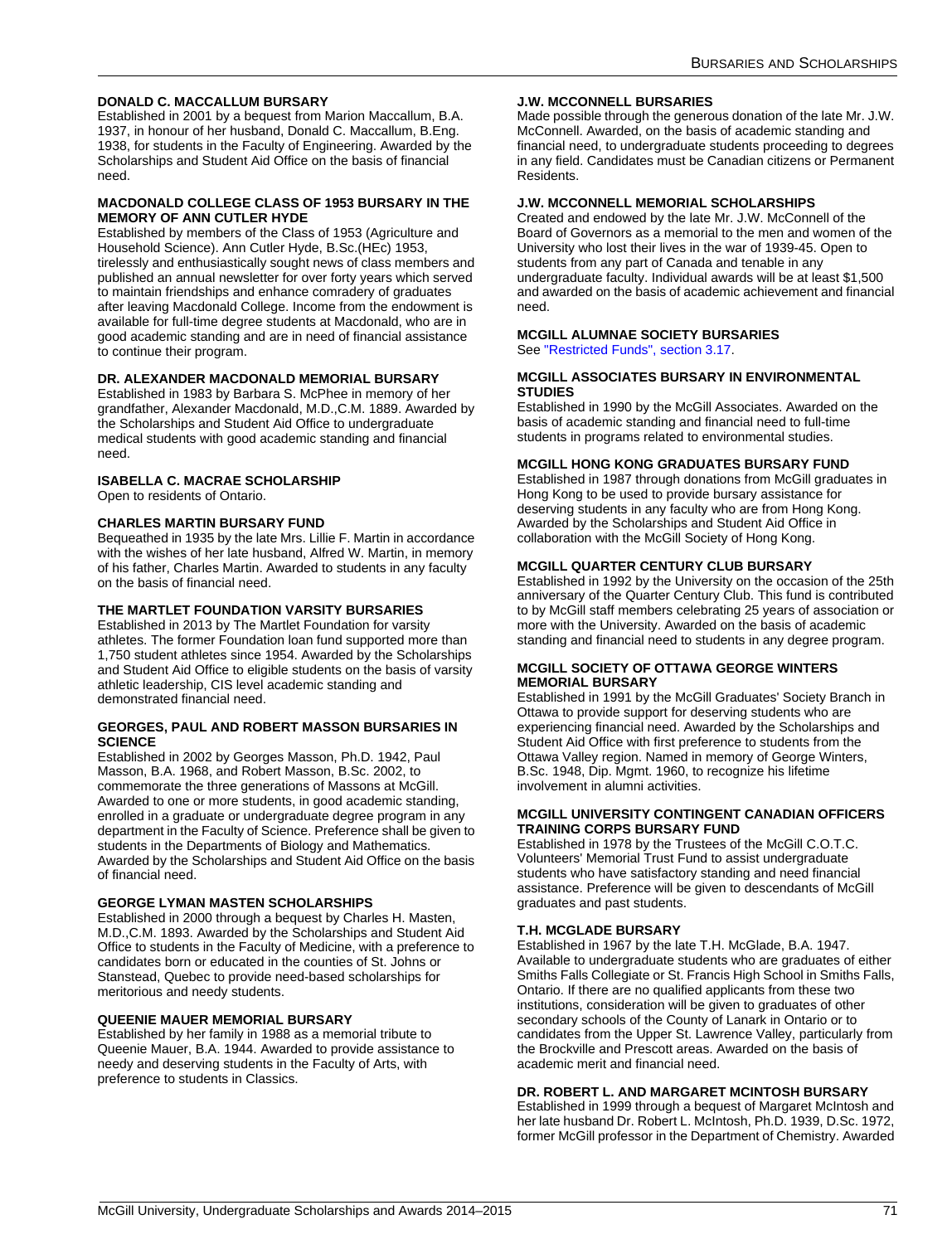#### DONALD C. MACCALLUM BURSARY

Established in 2001 by a bequest from Marion Maccallum, B.A. 1937, in honour of her husband, Donald C. Maccallum, B.Eng. 1938, for students in the Faculty of Engineering. Awarded by the Scholarships and Student Aid Office on the basis of financial need.

#### MACDONALD COLLEGE CLASS OF 1953 BURSARY IN THE MEMORY OF ANN CUTLER HYDE

Established by members of the Class of 1953 (Agriculture and Household Science). Ann Cutler Hyde, B.Sc.(HEc) 1953, tirelessly and enthusiastically sought news of class members and published an annual newsletter for over forty years which served to maintain friendships and enhance comradery of graduates after leaving Macdonald College. Income from the endowment is available for full-time degree students at Macdonald, who are in good academic standing and are in need of financial assistance to continue their program.

#### DR. ALEXANDER MACDONALD MEMORIAL BURSARY

Established in 1983 by Barbara S. McPhee in memory of her grandfather, Alexander Macdonald, M.D.,C.M. 1889. Awarded by the Scholarships and Student Aid Office to undergraduate medical students with good academic standing and financial need.

#### ISABELLA C. MACRAE SCHOLARSHIP

Open to residents of Ontario.

#### CHARLES MARTIN BURSARY FUND

Bequeathed in 1935 by the late Mrs. Lillie F. Martin in accordance with the wishes of her late husband, Alfred W. Martin, in memory of his father, Charles Martin. Awarded to students in any faculty on the basis of financial need.

#### THE MARTLET FOUNDATION VARSITY BURSARIES

Established in 2013 by The Martlet Foundation for varsity athletes. The former Foundation loan fund supported more than 1,750 student athletes since 1954. Awarded by the Scholarships and Student Aid Office to eligible students on the basis of varsity athletic leadership, CIS level academic standing and demonstrated financial need.

#### GEORGES, PAUL AND ROBERT MASSON BURSARIES IN SCIENCE

Established in 2002 by Georges Masson, Ph.D. 1942, Paul Masson, B.A. 1968, and Robert Masson, B.Sc. 2002, to commemorate the three generations of Massons at McGill. Awarded to one or more students, in good academic standing, enrolled in a graduate or undergraduate degree program in any department in the Faculty of Science. Preference shall be given to students in the Departments of Biology and Mathematics. Awarded by the Scholarships and Student Aid Office on the basis of financial need.

#### GEORGE LYMAN MASTEN SCHOLARSHIPS

Established in 2000 through a bequest by Charles H. Masten, M.D.,C.M. 1893. Awarded by the Scholarships and Student Aid Office to students in the Faculty of Medicine, with a preference to candidates born or educated in the counties of St. Johns or Stanstead, Quebec to provide need-based scholarships for meritorious and needy students.

#### QUEENIE MAUER MEMORIAL BURSARY

Established by her family in 1988 as a memorial tribute to Queenie Mauer, B.A. 1944. Awarded to provide assistance to needy and deserving students in the Faculty of Arts, with preference to students in Classics.

#### J.W. MCCONNELL BURSARIES

Made possible through the generous donation of the late Mr. J.W. McConnell. Awarded, on the basis of academic standing and financial need, to undergraduate students proceeding to degrees in any field. Candidates must be Canadian citizens or Permanent Residents.

#### J.W. MCCONNELL MEMORIAL SCHOLARSHIPS

Created and endowed by the late Mr. J.W. McConnell of the Board of Governors as a memorial to the men and women of the University who lost their lives in the war of 1939-45. Open to students from any part of Canada and tenable in any undergraduate faculty. Individual awards will be at least $1,500 and awarded on the basis of academic achievement and financial need.

#### MCGILL ALUMNAE SOCIETY BURSARIES

See "Restricted Funds", section 3.17.

#### MCGILL ASSOCIATES BURSARY IN ENVIRONMENTAL STUDIES

Established in 1990 by the McGill Associates. Awarded on the basis of academic standing and financial need to full-time students in programs related to environmental studies.

#### MCGILL HONG KONG GRADUATES BURSARY FUND

Established in 1987 through donations from McGill graduates in Hong Kong to be used to provide bursary assistance for deserving students in any faculty who are from Hong Kong. Awarded by the Scholarships and Student Aid Office in collaboration with the McGill Society of Hong Kong.

#### MCGILL QUARTER CENTURY CLUB BURSARY

Established in 1992 by the University on the occasion of the 25th anniversary of the Quarter Century Club. This fund is contributed to by McGill staff members celebrating 25 years of association or more with the University. Awarded on the basis of academic standing and financial need to students in any degree program.

#### MCGILL SOCIETY OF OTTAWA GEORGE WINTERS MEMORIAL BURSARY

Established in 1991 by the McGill Graduates' Society Branch in Ottawa to provide support for deserving students who are experiencing financial need. Awarded by the Scholarships and Student Aid Office with first preference to students from the Ottawa Valley region. Named in memory of George Winters, B.Sc. 1948, Dip. Mgmt. 1960, to recognize his lifetime involvement in alumni activities.

#### MCGILL UNIVERSITY CONTINGENT CANADIAN OFFICERS TRAINING CORPS BURSARY FUND

Established in 1978 by the Trustees of the McGill C.O.T.C. Volunteers' Memorial Trust Fund to assist undergraduate students who have satisfactory standing and need financial assistance. Preference will be given to descendants of McGill graduates and past students.

#### T.H. MCGLADE BURSARY

Established in 1967 by the late T.H. McGlade, B.A. 1947. Available to undergraduate students who are graduates of either Smiths Falls Collegiate or St. Francis High School in Smiths Falls, Ontario. If there are no qualified applicants from these two institutions, consideration will be given to graduates of other secondary schools of the County of Lanark in Ontario or to candidates from the Upper St. Lawrence Valley, particularly from the Brockville and Prescott areas. Awarded on the basis of academic merit and financial need.

#### DR. ROBERT L. AND MARGARET MCINTOSH BURSARY

Established in 1999 through a bequest of Margaret McIntosh and her late husband Dr. Robert L. McIntosh, Ph.D. 1939, D.Sc. 1972, former McGill professor in the Department of Chemistry. Awarded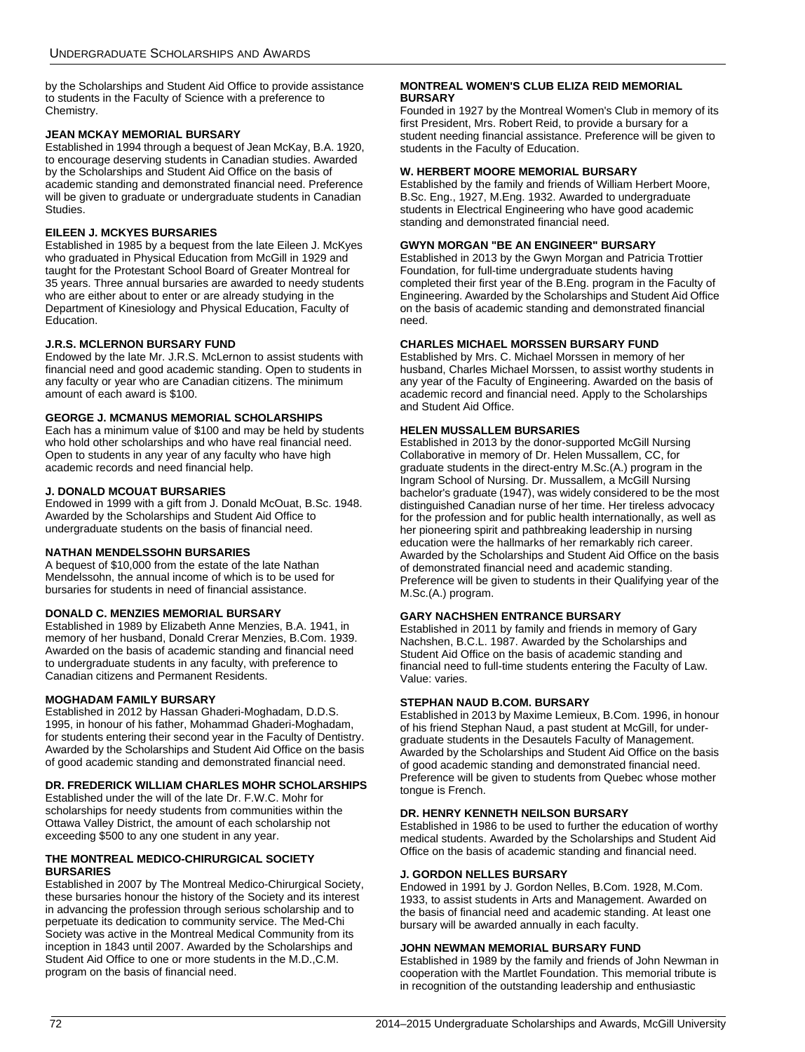by the Scholarships and Student Aid Office to provide assistance to students in the Faculty of Science with a preference to Chemistry.

### JEAN MCKAY MEMORIAL BURSARY

Established in 1994 through a bequest of Jean McKay, B.A. 1920, to encourage deserving students in Canadian studies. Awarded by the Scholarships and Student Aid Office on the basis of academic standing and demonstrated financial need. Preference will be given to graduate or undergraduate students in Canadian Studies.

### EILEEN J. MCKYES BURSARIES

Established in 1985 by a bequest from the late Eileen J. McKyes who graduated in Physical Education from McGill in 1929 and taught for the Protestant School Board of Greater Montreal for 35 years. Three annual bursaries are awarded to needy students who are either about to enter or are already studying in the Department of Kinesiology and Physical Education, Faculty of Education.

### J.R.S. MCLERNON BURSARY FUND

Endowed by the late Mr. J.R.S. McLernon to assist students with financial need and good academic standing. Open to students in any faculty or year who are Canadian citizens. The minimum amount of each award is $100.

### GEORGE J. MCMANUS MEMORIAL SCHOLARSHIPS

Each has a minimum value of $100 and may be held by students who hold other scholarships and who have real financial need. Open to students in any year of any faculty who have high academic records and need financial help.

### J. DONALD MCOUAT BURSARIES

Endowed in 1999 with a gift from J. Donald McOuat, B.Sc. 1948. Awarded by the Scholarships and Student Aid Office to undergraduate students on the basis of financial need.

### NATHAN MENDELSSOHN BURSARIES

A bequest of $10,000 from the estate of the late Nathan Mendelssohn, the annual income of which is to be used for bursaries for students in need of financial assistance.

### DONALD C. MENZIES MEMORIAL BURSARY

Established in 1989 by Elizabeth Anne Menzies, B.A. 1941, in memory of her husband, Donald Crerar Menzies, B.Com. 1939. Awarded on the basis of academic standing and financial need to undergraduate students in any faculty, with preference to Canadian citizens and Permanent Residents.

### MOGHADAM FAMILY BURSARY

Established in 2012 by Hassan Ghaderi-Moghadam, D.D.S. 1995, in honour of his father, Mohammad Ghaderi-Moghadam, for students entering their second year in the Faculty of Dentistry. Awarded by the Scholarships and Student Aid Office on the basis of good academic standing and demonstrated financial need.

### DR. FREDERICK WILLIAM CHARLES MOHR SCHOLARSHIPS

Established under the will of the late Dr. F.W.C. Mohr for scholarships for needy students from communities within the Ottawa Valley District, the amount of each scholarship not exceeding $500 to any one student in any year.

### THE MONTREAL MEDICO-CHIRURGICAL SOCIETY BURSARIES

Established in 2007 by The Montreal Medico-Chirurgical Society, these bursaries honour the history of the Society and its interest in advancing the profession through serious scholarship and to perpetuate its dedication to community service. The Med-Chi Society was active in the Montreal Medical Community from its inception in 1843 until 2007. Awarded by the Scholarships and Student Aid Office to one or more students in the M.D.,C.M. program on the basis of financial need.

### MONTREAL WOMEN'S CLUB ELIZA REID MEMORIAL BURSARY

Founded in 1927 by the Montreal Women's Club in memory of its first President, Mrs. Robert Reid, to provide a bursary for a student needing financial assistance. Preference will be given to students in the Faculty of Education.

### W. HERBERT MOORE MEMORIAL BURSARY

Established by the family and friends of William Herbert Moore, B.Sc. Eng., 1927, M.Eng. 1932. Awarded to undergraduate students in Electrical Engineering who have good academic standing and demonstrated financial need.

### GWYN MORGAN "BE AN ENGINEER" BURSARY

Established in 2013 by the Gwyn Morgan and Patricia Trottier Foundation, for full-time undergraduate students having completed their first year of the B.Eng. program in the Faculty of Engineering. Awarded by the Scholarships and Student Aid Office on the basis of academic standing and demonstrated financial need.

### CHARLES MICHAEL MORSSEN BURSARY FUND

Established by Mrs. C. Michael Morssen in memory of her husband, Charles Michael Morssen, to assist worthy students in any year of the Faculty of Engineering. Awarded on the basis of academic record and financial need. Apply to the Scholarships and Student Aid Office.

### HELEN MUSSALLEM BURSARIES

Established in 2013 by the donor-supported McGill Nursing Collaborative in memory of Dr. Helen Mussallem, CC, for graduate students in the direct-entry M.Sc.(A.) program in the Ingram School of Nursing. Dr. Mussallem, a McGill Nursing bachelor's graduate (1947), was widely considered to be the most distinguished Canadian nurse of her time. Her tireless advocacy for the profession and for public health internationally, as well as her pioneering spirit and pathbreaking leadership in nursing education were the hallmarks of her remarkably rich career. Awarded by the Scholarships and Student Aid Office on the basis of demonstrated financial need and academic standing. Preference will be given to students in their Qualifying year of the M.Sc.(A.) program.

### GARY NACHSHEN ENTRANCE BURSARY

Established in 2011 by family and friends in memory of Gary Nachshen, B.C.L. 1987. Awarded by the Scholarships and Student Aid Office on the basis of academic standing and financial need to full-time students entering the Faculty of Law. Value: varies.

### STEPHAN NAUD B.COM. BURSARY

Established in 2013 by Maxime Lemieux, B.Com. 1996, in honour of his friend Stephan Naud, a past student at McGill, for undergraduate students in the Desautels Faculty of Management. Awarded by the Scholarships and Student Aid Office on the basis of good academic standing and demonstrated financial need. Preference will be given to students from Quebec whose mother tongue is French.

### DR. HENRY KENNETH NEILSON BURSARY

Established in 1986 to be used to further the education of worthy medical students. Awarded by the Scholarships and Student Aid Office on the basis of academic standing and financial need.

### J. GORDON NELLES BURSARY

Endowed in 1991 by J. Gordon Nelles, B.Com. 1928, M.Com. 1933, to assist students in Arts and Management. Awarded on the basis of financial need and academic standing. At least one bursary will be awarded annually in each faculty.

### JOHN NEWMAN MEMORIAL BURSARY FUND

Established in 1989 by the family and friends of John Newman in cooperation with the Martlet Foundation. This memorial tribute is in recognition of the outstanding leadership and enthusiastic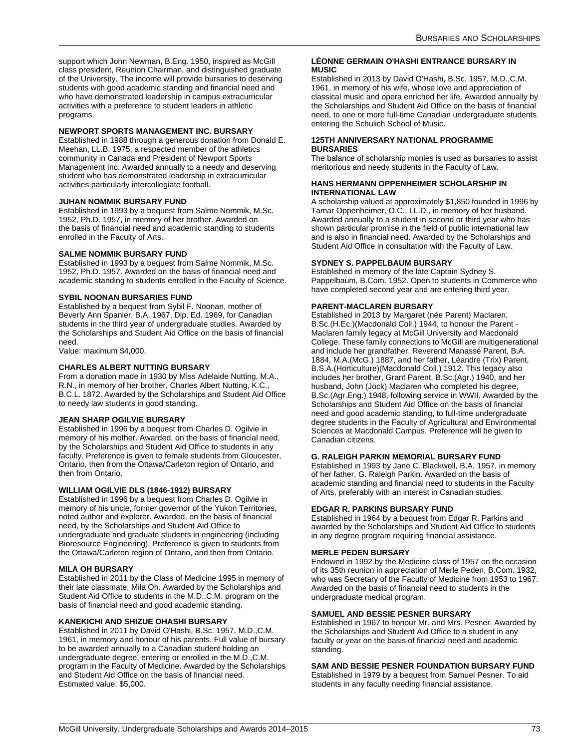support which John Newman, B.Eng. 1950, inspired as McGill class president, Reunion Chairman, and distinguished graduate of the University. The income will provide bursaries to deserving students with good academic standing and financial need and who have demonstrated leadership in campus extracurricular activities with a preference to student leaders in athletic programs.

#### NEWPORT SPORTS MANAGEMENT INC. BURSARY

Established in 1988 through a generous donation from Donald E. Meehan, LL.B. 1975, a respected member of the athletics community in Canada and President of Newport Sports Management Inc. Awarded annually to a needy and deserving student who has demonstrated leadership in extracurricular activities particularly intercollegiate football.

#### JUHAN NOMMIK BURSARY FUND

Established in 1993 by a bequest from Salme Nommik, M.Sc. 1952, Ph.D. 1957, in memory of her brother. Awarded on the basis of financial need and academic standing to students enrolled in the Faculty of Arts.

#### SALME NOMMIK BURSARY FUND

Established in 1993 by a bequest from Salme Nommik, M.Sc. 1952, Ph.D. 1957. Awarded on the basis of financial need and academic standing to students enrolled in the Faculty of Science.

#### SYBIL NOONAN BURSARIES FUND

Established by a bequest from Sybil F. Noonan, mother of Beverly Ann Spanier, B.A. 1967, Dip. Ed. 1969, for Canadian students in the third year of undergraduate studies. Awarded by the Scholarships and Student Aid Office on the basis of financial need.
Value: maximum $4,000.

#### CHARLES ALBERT NUTTING BURSARY

From a donation made in 1930 by Miss Adelaide Nutting, M.A., R.N., in memory of her brother, Charles Albert Nutting, K.C., B.C.L. 1872. Awarded by the Scholarships and Student Aid Office to needy law students in good standing.

#### JEAN SHARP OGILVIE BURSARY

Established in 1996 by a bequest from Charles D. Ogilvie in memory of his mother. Awarded, on the basis of financial need, by the Scholarships and Student Aid Office to students in any faculty. Preference is given to female students from Gloucester, Ontario, then from the Ottawa/Carleton region of Ontario, and then from Ontario.

#### WILLIAM OGILVIE DLS (1846-1912) BURSARY

Established in 1996 by a bequest from Charles D. Ogilvie in memory of his uncle, former governor of the Yukon Territories, noted author and explorer. Awarded, on the basis of financial need, by the Scholarships and Student Aid Office to undergraduate and graduate students in engineering (including Bioresource Engineering). Preference is given to students from the Ottawa/Carleton region of Ontario, and then from Ontario.

#### MILA OH BURSARY

Established in 2011 by the Class of Medicine 1995 in memory of their late classmate, Mila Oh. Awarded by the Scholarships and Student Aid Office to students in the M.D.,C.M. program on the basis of financial need and good academic standing.

#### KANEKICHI AND SHIZUE OHASHI BURSARY

Established in 2011 by David O'Hashi, B.Sc. 1957, M.D.,C.M. 1961, in memory and honour of his parents. Full value of bursary to be awarded annually to a Canadian student holding an undergraduate degree, entering or enrolled in the M.D.,C.M. program in the Faculty of Medicine. Awarded by the Scholarships and Student Aid Office on the basis of financial need.
Estimated value: $5,000.

#### LÉONNE GERMAIN O'HASHI ENTRANCE BURSARY IN MUSIC

Established in 2013 by David O'Hashi, B.Sc. 1957, M.D.,C.M. 1961, in memory of his wife, whose love and appreciation of classical music and opera enriched her life. Awarded annually by the Scholarships and Student Aid Office on the basis of financial need, to one or more full-time Canadian undergraduate students entering the Schulich School of Music.

#### 125TH ANNIVERSARY NATIONAL PROGRAMME BURSARIES

The balance of scholarship monies is used as bursaries to assist meritorious and needy students in the Faculty of Law.

#### HANS HERMANN OPPENHEIMER SCHOLARSHIP IN INTERNATIONAL LAW

A scholarship valued at approximately $1,850 founded in 1996 by Tamar Oppenheimer, O.C., LL.D., in memory of her husband. Awarded annually to a student in second or third year who has shown particular promise in the field of public international law and is also in financial need. Awarded by the Scholarships and Student Aid Office in consultation with the Faculty of Law.

#### SYDNEY S. PAPPELBAUM BURSARY

Established in memory of the late Captain Sydney S. Pappelbaum, B.Com. 1952. Open to students in Commerce who have completed second year and are entering third year.

#### PARENT-MACLAREN BURSARY

Established in 2013 by Margaret (née Parent) Maclaren, B.Sc.(H.Ec.)(Macdonald Coll.) 1944, to honour the Parent - Maclaren family legacy at McGill University and Macdonald College. These family connections to McGill are multigenerational and include her grandfather, Reverend Manassé Parent, B.A. 1884, M.A.(McG.) 1887, and her father, Léandre (Trix) Parent, B.S.A.(Horticulture)(Macdonald Coll.) 1912. This legacy also includes her brother, Grant Parent, B.Sc.(Agr.) 1940, and her husband, John (Jock) Maclaren who completed his degree, B.Sc.(Agr.Eng.) 1948, following service in WWII. Awarded by the Scholarships and Student Aid Office on the basis of financial need and good academic standing, to full-time undergraduate degree students in the Faculty of Agricultural and Environmental Sciences at Macdonald Campus. Preference will be given to Canadian citizens.

#### G. RALEIGH PARKIN MEMORIAL BURSARY FUND

Established in 1993 by Jane C. Blackwell, B.A. 1957, in memory of her father, G. Raleigh Parkin. Awarded on the basis of academic standing and financial need to students in the Faculty of Arts, preferably with an interest in Canadian studies.

#### EDGAR R. PARKINS BURSARY FUND

Established in 1964 by a bequest from Edgar R. Parkins and awarded by the Scholarships and Student Aid Office to students in any degree program requiring financial assistance.

#### MERLE PEDEN BURSARY

Endowed in 1992 by the Medicine class of 1957 on the occasion of its 35th reunion in appreciation of Merle Peden, B.Com. 1932, who was Secretary of the Faculty of Medicine from 1953 to 1967. Awarded on the basis of financial need to students in the undergraduate medical program.

#### SAMUEL AND BESSIE PESNER BURSARY

Established in 1967 to honour Mr. and Mrs. Pesner. Awarded by the Scholarships and Student Aid Office to a student in any faculty or year on the basis of financial need and academic standing.

#### SAM AND BESSIE PESNER FOUNDATION BURSARY FUND

Established in 1979 by a bequest from Samuel Pesner. To aid students in any faculty needing financial assistance.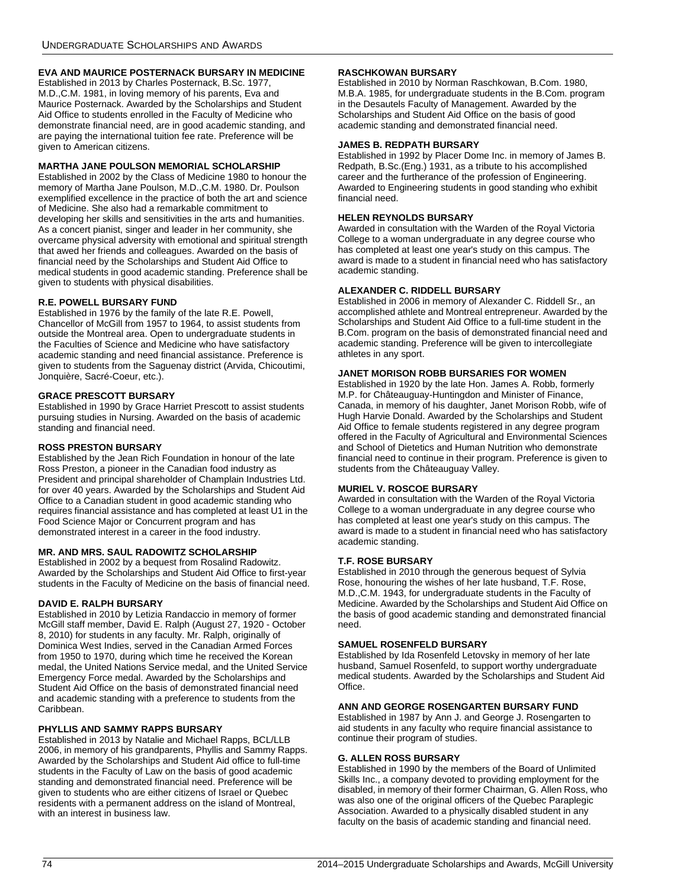#### EVA AND MAURICE POSTERNACK BURSARY IN MEDICINE

Established in 2013 by Charles Posternack, B.Sc. 1977, M.D.,C.M. 1981, in loving memory of his parents, Eva and Maurice Posternack. Awarded by the Scholarships and Student Aid Office to students enrolled in the Faculty of Medicine who demonstrate financial need, are in good academic standing, and are paying the international tuition fee rate. Preference will be given to American citizens.

#### MARTHA JANE POULSON MEMORIAL SCHOLARSHIP

Established in 2002 by the Class of Medicine 1980 to honour the memory of Martha Jane Poulson, M.D.,C.M. 1980. Dr. Poulson exemplified excellence in the practice of both the art and science of Medicine. She also had a remarkable commitment to developing her skills and sensitivities in the arts and humanities. As a concert pianist, singer and leader in her community, she overcame physical adversity with emotional and spiritual strength that awed her friends and colleagues. Awarded on the basis of financial need by the Scholarships and Student Aid Office to medical students in good academic standing. Preference shall be given to students with physical disabilities.

#### R.E. POWELL BURSARY FUND

Established in 1976 by the family of the late R.E. Powell, Chancellor of McGill from 1957 to 1964, to assist students from outside the Montreal area. Open to undergraduate students in the Faculties of Science and Medicine who have satisfactory academic standing and need financial assistance. Preference is given to students from the Saguenay district (Arvida, Chicoutimi, Jonquière, Sacré-Coeur, etc.).

#### GRACE PRESCOTT BURSARY

Established in 1990 by Grace Harriet Prescott to assist students pursuing studies in Nursing. Awarded on the basis of academic standing and financial need.

#### ROSS PRESTON BURSARY

Established by the Jean Rich Foundation in honour of the late Ross Preston, a pioneer in the Canadian food industry as President and principal shareholder of Champlain Industries Ltd. for over 40 years. Awarded by the Scholarships and Student Aid Office to a Canadian student in good academic standing who requires financial assistance and has completed at least U1 in the Food Science Major or Concurrent program and has demonstrated interest in a career in the food industry.

#### MR. AND MRS. SAUL RADOWITZ SCHOLARSHIP

Established in 2002 by a bequest from Rosalind Radowitz. Awarded by the Scholarships and Student Aid Office to first-year students in the Faculty of Medicine on the basis of financial need.

#### DAVID E. RALPH BURSARY

Established in 2010 by Letizia Randaccio in memory of former McGill staff member, David E. Ralph (August 27, 1920 - October 8, 2010) for students in any faculty. Mr. Ralph, originally of Dominica West Indies, served in the Canadian Armed Forces from 1950 to 1970, during which time he received the Korean medal, the United Nations Service medal, and the United Service Emergency Force medal. Awarded by the Scholarships and Student Aid Office on the basis of demonstrated financial need and academic standing with a preference to students from the Caribbean.

#### PHYLLIS AND SAMMY RAPPS BURSARY

Established in 2013 by Natalie and Michael Rapps, BCL/LLB 2006, in memory of his grandparents, Phyllis and Sammy Rapps. Awarded by the Scholarships and Student Aid office to full-time students in the Faculty of Law on the basis of good academic standing and demonstrated financial need. Preference will be given to students who are either citizens of Israel or Quebec residents with a permanent address on the island of Montreal, with an interest in business law.

#### RASCHKOWAN BURSARY

Established in 2010 by Norman Raschkowan, B.Com. 1980, M.B.A. 1985, for undergraduate students in the B.Com. program in the Desautels Faculty of Management. Awarded by the Scholarships and Student Aid Office on the basis of good academic standing and demonstrated financial need.

#### JAMES B. REDPATH BURSARY

Established in 1992 by Placer Dome Inc. in memory of James B. Redpath, B.Sc.(Eng.) 1931, as a tribute to his accomplished career and the furtherance of the profession of Engineering. Awarded to Engineering students in good standing who exhibit financial need.

#### HELEN REYNOLDS BURSARY

Awarded in consultation with the Warden of the Royal Victoria College to a woman undergraduate in any degree course who has completed at least one year's study on this campus. The award is made to a student in financial need who has satisfactory academic standing.

#### ALEXANDER C. RIDDELL BURSARY

Established in 2006 in memory of Alexander C. Riddell Sr., an accomplished athlete and Montreal entrepreneur. Awarded by the Scholarships and Student Aid Office to a full-time student in the B.Com. program on the basis of demonstrated financial need and academic standing. Preference will be given to intercollegiate athletes in any sport.

#### JANET MORISON ROBB BURSARIES FOR WOMEN

Established in 1920 by the late Hon. James A. Robb, formerly M.P. for Châteauguay-Huntingdon and Minister of Finance, Canada, in memory of his daughter, Janet Morison Robb, wife of Hugh Harvie Donald. Awarded by the Scholarships and Student Aid Office to female students registered in any degree program offered in the Faculty of Agricultural and Environmental Sciences and School of Dietetics and Human Nutrition who demonstrate financial need to continue in their program. Preference is given to students from the Châteauguay Valley.

#### MURIEL V. ROSCOE BURSARY

Awarded in consultation with the Warden of the Royal Victoria College to a woman undergraduate in any degree course who has completed at least one year's study on this campus. The award is made to a student in financial need who has satisfactory academic standing.

#### T.F. ROSE BURSARY

Established in 2010 through the generous bequest of Sylvia Rose, honouring the wishes of her late husband, T.F. Rose, M.D.,C.M. 1943, for undergraduate students in the Faculty of Medicine. Awarded by the Scholarships and Student Aid Office on the basis of good academic standing and demonstrated financial need.

#### SAMUEL ROSENFELD BURSARY

Established by Ida Rosenfeld Letovsky in memory of her late husband, Samuel Rosenfeld, to support worthy undergraduate medical students. Awarded by the Scholarships and Student Aid Office.

#### ANN AND GEORGE ROSENGARTEN BURSARY FUND

Established in 1987 by Ann J. and George J. Rosengarten to aid students in any faculty who require financial assistance to continue their program of studies.

#### G. ALLEN ROSS BURSARY

Established in 1990 by the members of the Board of Unlimited Skills Inc., a company devoted to providing employment for the disabled, in memory of their former Chairman, G. Allen Ross, who was also one of the original officers of the Quebec Paraplegic Association. Awarded to a physically disabled student in any faculty on the basis of academic standing and financial need.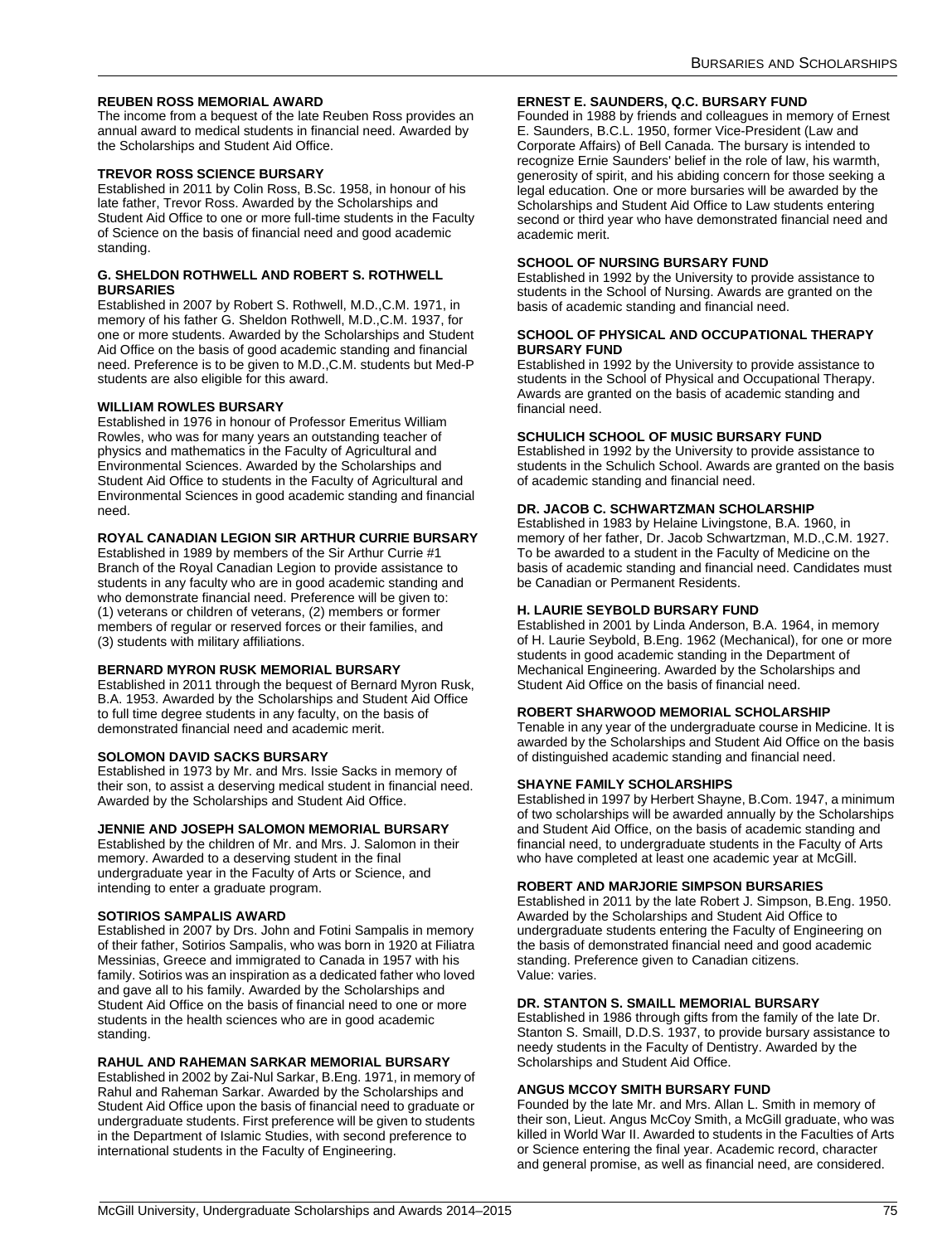#### REUBEN ROSS MEMORIAL AWARD

The income from a bequest of the late Reuben Ross provides an annual award to medical students in financial need. Awarded by the Scholarships and Student Aid Office.

#### TREVOR ROSS SCIENCE BURSARY

Established in 2011 by Colin Ross, B.Sc. 1958, in honour of his late father, Trevor Ross. Awarded by the Scholarships and Student Aid Office to one or more full-time students in the Faculty of Science on the basis of financial need and good academic standing.

#### G. SHELDON ROTHWELL AND ROBERT S. ROTHWELL BURSARIES

Established in 2007 by Robert S. Rothwell, M.D.,C.M. 1971, in memory of his father G. Sheldon Rothwell, M.D.,C.M. 1937, for one or more students. Awarded by the Scholarships and Student Aid Office on the basis of good academic standing and financial need. Preference is to be given to M.D.,C.M. students but Med-P students are also eligible for this award.

#### WILLIAM ROWLES BURSARY

Established in 1976 in honour of Professor Emeritus William Rowles, who was for many years an outstanding teacher of physics and mathematics in the Faculty of Agricultural and Environmental Sciences. Awarded by the Scholarships and Student Aid Office to students in the Faculty of Agricultural and Environmental Sciences in good academic standing and financial need.

#### ROYAL CANADIAN LEGION SIR ARTHUR CURRIE BURSARY

Established in 1989 by members of the Sir Arthur Currie #1 Branch of the Royal Canadian Legion to provide assistance to students in any faculty who are in good academic standing and who demonstrate financial need. Preference will be given to: (1) veterans or children of veterans, (2) members or former members of regular or reserved forces or their families, and (3) students with military affiliations.

#### BERNARD MYRON RUSK MEMORIAL BURSARY

Established in 2011 through the bequest of Bernard Myron Rusk, B.A. 1953. Awarded by the Scholarships and Student Aid Office to full time degree students in any faculty, on the basis of demonstrated financial need and academic merit.

#### SOLOMON DAVID SACKS BURSARY

Established in 1973 by Mr. and Mrs. Issie Sacks in memory of their son, to assist a deserving medical student in financial need. Awarded by the Scholarships and Student Aid Office.

#### JENNIE AND JOSEPH SALOMON MEMORIAL BURSARY

Established by the children of Mr. and Mrs. J. Salomon in their memory. Awarded to a deserving student in the final undergraduate year in the Faculty of Arts or Science, and intending to enter a graduate program.

#### SOTIRIOS SAMPALIS AWARD

Established in 2007 by Drs. John and Fotini Sampalis in memory of their father, Sotirios Sampalis, who was born in 1920 at Filiatra Messinias, Greece and immigrated to Canada in 1957 with his family. Sotirios was an inspiration as a dedicated father who loved and gave all to his family. Awarded by the Scholarships and Student Aid Office on the basis of financial need to one or more students in the health sciences who are in good academic standing.

#### RAHUL AND RAHEMAN SARKAR MEMORIAL BURSARY

Established in 2002 by Zai-Nul Sarkar, B.Eng. 1971, in memory of Rahul and Raheman Sarkar. Awarded by the Scholarships and Student Aid Office upon the basis of financial need to graduate or undergraduate students. First preference will be given to students in the Department of Islamic Studies, with second preference to international students in the Faculty of Engineering.

#### ERNEST E. SAUNDERS, Q.C. BURSARY FUND

Founded in 1988 by friends and colleagues in memory of Ernest E. Saunders, B.C.L. 1950, former Vice-President (Law and Corporate Affairs) of Bell Canada. The bursary is intended to recognize Ernie Saunders' belief in the role of law, his warmth, generosity of spirit, and his abiding concern for those seeking a legal education. One or more bursaries will be awarded by the Scholarships and Student Aid Office to Law students entering second or third year who have demonstrated financial need and academic merit.

#### SCHOOL OF NURSING BURSARY FUND

Established in 1992 by the University to provide assistance to students in the School of Nursing. Awards are granted on the basis of academic standing and financial need.

#### SCHOOL OF PHYSICAL AND OCCUPATIONAL THERAPY BURSARY FUND

Established in 1992 by the University to provide assistance to students in the School of Physical and Occupational Therapy. Awards are granted on the basis of academic standing and financial need.

#### SCHULICH SCHOOL OF MUSIC BURSARY FUND

Established in 1992 by the University to provide assistance to students in the Schulich School. Awards are granted on the basis of academic standing and financial need.

#### DR. JACOB C. SCHWARTZMAN SCHOLARSHIP

Established in 1983 by Helaine Livingstone, B.A. 1960, in memory of her father, Dr. Jacob Schwartzman, M.D.,C.M. 1927. To be awarded to a student in the Faculty of Medicine on the basis of academic standing and financial need. Candidates must be Canadian or Permanent Residents.

#### H. LAURIE SEYBOLD BURSARY FUND

Established in 2001 by Linda Anderson, B.A. 1964, in memory of H. Laurie Seybold, B.Eng. 1962 (Mechanical), for one or more students in good academic standing in the Department of Mechanical Engineering. Awarded by the Scholarships and Student Aid Office on the basis of financial need.

#### ROBERT SHARWOOD MEMORIAL SCHOLARSHIP

Tenable in any year of the undergraduate course in Medicine. It is awarded by the Scholarships and Student Aid Office on the basis of distinguished academic standing and financial need.

#### SHAYNE FAMILY SCHOLARSHIPS

Established in 1997 by Herbert Shayne, B.Com. 1947, a minimum of two scholarships will be awarded annually by the Scholarships and Student Aid Office, on the basis of academic standing and financial need, to undergraduate students in the Faculty of Arts who have completed at least one academic year at McGill.

#### ROBERT AND MARJORIE SIMPSON BURSARIES

Established in 2011 by the late Robert J. Simpson, B.Eng. 1950. Awarded by the Scholarships and Student Aid Office to undergraduate students entering the Faculty of Engineering on the basis of demonstrated financial need and good academic standing. Preference given to Canadian citizens.
Value: varies.

#### DR. STANTON S. SMAILL MEMORIAL BURSARY

Established in 1986 through gifts from the family of the late Dr. Stanton S. Smaill, D.D.S. 1937, to provide bursary assistance to needy students in the Faculty of Dentistry. Awarded by the Scholarships and Student Aid Office.

#### ANGUS MCCOY SMITH BURSARY FUND

Founded by the late Mr. and Mrs. Allan L. Smith in memory of their son, Lieut. Angus McCoy Smith, a McGill graduate, who was killed in World War II. Awarded to students in the Faculties of Arts or Science entering the final year. Academic record, character and general promise, as well as financial need, are considered.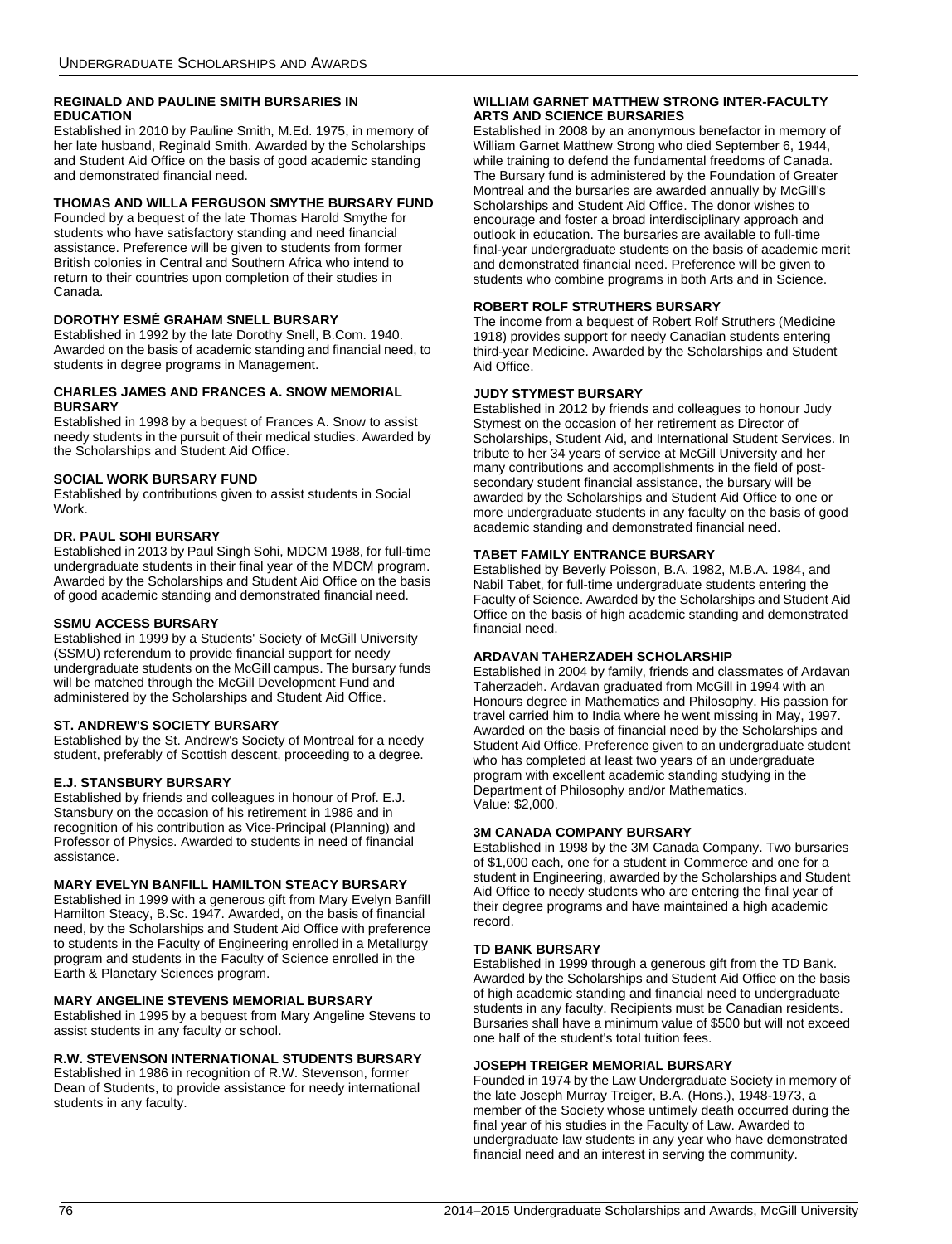#### REGINALD AND PAULINE SMITH BURSARIES IN EDUCATION

Established in 2010 by Pauline Smith, M.Ed. 1975, in memory of her late husband, Reginald Smith. Awarded by the Scholarships and Student Aid Office on the basis of good academic standing and demonstrated financial need.

#### THOMAS AND WILLA FERGUSON SMYTHE BURSARY FUND

Founded by a bequest of the late Thomas Harold Smythe for students who have satisfactory standing and need financial assistance. Preference will be given to students from former British colonies in Central and Southern Africa who intend to return to their countries upon completion of their studies in Canada.

#### DOROTHY ESMÉ GRAHAM SNELL BURSARY

Established in 1992 by the late Dorothy Snell, B.Com. 1940. Awarded on the basis of academic standing and financial need, to students in degree programs in Management.

#### CHARLES JAMES AND FRANCES A. SNOW MEMORIAL BURSARY

Established in 1998 by a bequest of Frances A. Snow to assist needy students in the pursuit of their medical studies. Awarded by the Scholarships and Student Aid Office.

#### SOCIAL WORK BURSARY FUND

Established by contributions given to assist students in Social Work.

#### DR. PAUL SOHI BURSARY

Established in 2013 by Paul Singh Sohi, MDCM 1988, for full-time undergraduate students in their final year of the MDCM program. Awarded by the Scholarships and Student Aid Office on the basis of good academic standing and demonstrated financial need.

#### SSMU ACCESS BURSARY

Established in 1999 by a Students' Society of McGill University (SSMU) referendum to provide financial support for needy undergraduate students on the McGill campus. The bursary funds will be matched through the McGill Development Fund and administered by the Scholarships and Student Aid Office.

#### ST. ANDREW'S SOCIETY BURSARY

Established by the St. Andrew's Society of Montreal for a needy student, preferably of Scottish descent, proceeding to a degree.

#### E.J. STANSBURY BURSARY

Established by friends and colleagues in honour of Prof. E.J. Stansbury on the occasion of his retirement in 1986 and in recognition of his contribution as Vice-Principal (Planning) and Professor of Physics. Awarded to students in need of financial assistance.

#### MARY EVELYN BANFILL HAMILTON STEACY BURSARY

Established in 1999 with a generous gift from Mary Evelyn Banfill Hamilton Steacy, B.Sc. 1947. Awarded, on the basis of financial need, by the Scholarships and Student Aid Office with preference to students in the Faculty of Engineering enrolled in a Metallurgy program and students in the Faculty of Science enrolled in the Earth & Planetary Sciences program.

#### MARY ANGELINE STEVENS MEMORIAL BURSARY

Established in 1995 by a bequest from Mary Angeline Stevens to assist students in any faculty or school.

#### R.W. STEVENSON INTERNATIONAL STUDENTS BURSARY

Established in 1986 in recognition of R.W. Stevenson, former Dean of Students, to provide assistance for needy international students in any faculty.

#### WILLIAM GARNET MATTHEW STRONG INTER-FACULTY ARTS AND SCIENCE BURSARIES

Established in 2008 by an anonymous benefactor in memory of William Garnet Matthew Strong who died September 6, 1944, while training to defend the fundamental freedoms of Canada. The Bursary fund is administered by the Foundation of Greater Montreal and the bursaries are awarded annually by McGill's Scholarships and Student Aid Office. The donor wishes to encourage and foster a broad interdisciplinary approach and outlook in education. The bursaries are available to full-time final-year undergraduate students on the basis of academic merit and demonstrated financial need. Preference will be given to students who combine programs in both Arts and in Science.

#### ROBERT ROLF STRUTHERS BURSARY

The income from a bequest of Robert Rolf Struthers (Medicine 1918) provides support for needy Canadian students entering third-year Medicine. Awarded by the Scholarships and Student Aid Office.

#### JUDY STYMEST BURSARY

Established in 2012 by friends and colleagues to honour Judy Stymest on the occasion of her retirement as Director of Scholarships, Student Aid, and International Student Services. In tribute to her 34 years of service at McGill University and her many contributions and accomplishments in the field of post-secondary student financial assistance, the bursary will be awarded by the Scholarships and Student Aid Office to one or more undergraduate students in any faculty on the basis of good academic standing and demonstrated financial need.

#### TABET FAMILY ENTRANCE BURSARY

Established by Beverly Poisson, B.A. 1982, M.B.A. 1984, and Nabil Tabet, for full-time undergraduate students entering the Faculty of Science. Awarded by the Scholarships and Student Aid Office on the basis of high academic standing and demonstrated financial need.

#### ARDAVAN TAHERZADEH SCHOLARSHIP

Established in 2004 by family, friends and classmates of Ardavan Taherzadeh. Ardavan graduated from McGill in 1994 with an Honours degree in Mathematics and Philosophy. His passion for travel carried him to India where he went missing in May, 1997. Awarded on the basis of financial need by the Scholarships and Student Aid Office. Preference given to an undergraduate student who has completed at least two years of an undergraduate program with excellent academic standing studying in the Department of Philosophy and/or Mathematics.
Value: $2,000.

#### 3M CANADA COMPANY BURSARY

Established in 1998 by the 3M Canada Company. Two bursaries of $1,000 each, one for a student in Commerce and one for a student in Engineering, awarded by the Scholarships and Student Aid Office to needy students who are entering the final year of their degree programs and have maintained a high academic record.

#### TD BANK BURSARY

Established in 1999 through a generous gift from the TD Bank. Awarded by the Scholarships and Student Aid Office on the basis of high academic standing and financial need to undergraduate students in any faculty. Recipients must be Canadian residents. Bursaries shall have a minimum value of $500 but will not exceed one half of the student's total tuition fees.

#### JOSEPH TREIGER MEMORIAL BURSARY

Founded in 1974 by the Law Undergraduate Society in memory of the late Joseph Murray Treiger, B.A. (Hons.), 1948-1973, a member of the Society whose untimely death occurred during the final year of his studies in the Faculty of Law. Awarded to undergraduate law students in any year who have demonstrated financial need and an interest in serving the community.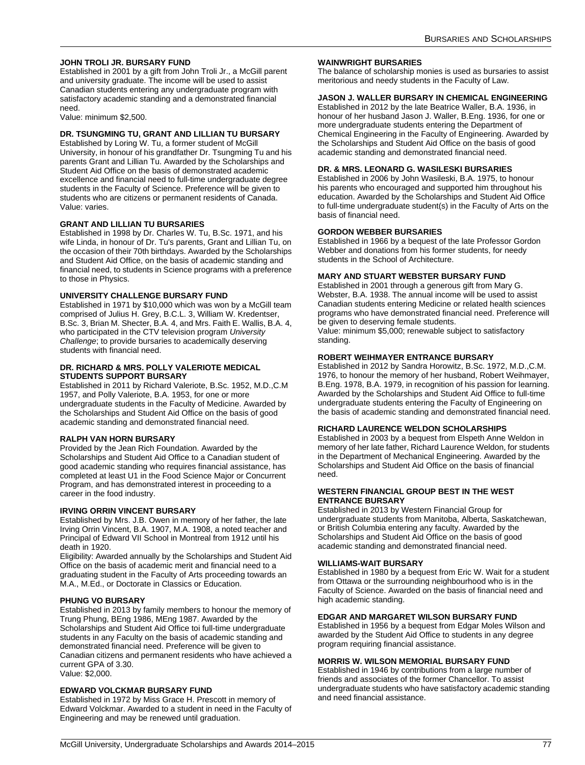### JOHN TROLI JR. BURSARY FUND

Established in 2001 by a gift from John Troli Jr., a McGill parent and university graduate. The income will be used to assist Canadian students entering any undergraduate program with satisfactory academic standing and a demonstrated financial need.

Value: minimum $2,500.

### DR. TSUNGMING TU, GRANT AND LILLIAN TU BURSARY

Established by Loring W. Tu, a former student of McGill University, in honour of his grandfather Dr. Tsungming Tu and his parents Grant and Lillian Tu. Awarded by the Scholarships and Student Aid Office on the basis of demonstrated academic excellence and financial need to full-time undergraduate degree students in the Faculty of Science. Preference will be given to students who are citizens or permanent residents of Canada.

Value: varies.

### GRANT AND LILLIAN TU BURSARIES

Established in 1998 by Dr. Charles W. Tu, B.Sc. 1971, and his wife Linda, in honour of Dr. Tu's parents, Grant and Lillian Tu, on the occasion of their 70th birthdays. Awarded by the Scholarships and Student Aid Office, on the basis of academic standing and financial need, to students in Science programs with a preference to those in Physics.

### UNIVERSITY CHALLENGE BURSARY FUND

Established in 1971 by $10,000 which was won by a McGill team comprised of Julius H. Grey, B.C.L. 3, William W. Kredentser, B.Sc. 3, Brian M. Shecter, B.A. 4, and Mrs. Faith E. Wallis, B.A. 4, who participated in the CTV television program *University Challenge*; to provide bursaries to academically deserving students with financial need.

### DR. RICHARD & MRS. POLLY VALERIOTE MEDICAL STUDENTS SUPPORT BURSARY

Established in 2011 by Richard Valeriote, B.Sc. 1952, M.D.,C.M 1957, and Polly Valeriote, B.A. 1953, for one or more undergraduate students in the Faculty of Medicine. Awarded by the Scholarships and Student Aid Office on the basis of good academic standing and demonstrated financial need.

### RALPH VAN HORN BURSARY

Provided by the Jean Rich Foundation. Awarded by the Scholarships and Student Aid Office to a Canadian student of good academic standing who requires financial assistance, has completed at least U1 in the Food Science Major or Concurrent Program, and has demonstrated interest in proceeding to a career in the food industry.

### IRVING ORRIN VINCENT BURSARY

Established by Mrs. J.B. Owen in memory of her father, the late Irving Orrin Vincent, B.A. 1907, M.A. 1908, a noted teacher and Principal of Edward VII School in Montreal from 1912 until his death in 1920.

Eligibility: Awarded annually by the Scholarships and Student Aid Office on the basis of academic merit and financial need to a graduating student in the Faculty of Arts proceeding towards an M.A., M.Ed., or Doctorate in Classics or Education.

### PHUNG VO BURSARY

Established in 2013 by family members to honour the memory of Trung Phung, BEng 1986, MEng 1987. Awarded by the Scholarships and Student Aid Office toi full-time undergraduate students in any Faculty on the basis of academic standing and demonstrated financial need. Preference will be given to Canadian citizens and permanent residents who have achieved a current GPA of 3.30.

Value: $2,000.

### EDWARD VOLCKMAR BURSARY FUND

Established in 1972 by Miss Grace H. Prescott in memory of Edward Volckmar. Awarded to a student in need in the Faculty of Engineering and may be renewed until graduation.

### WAINWRIGHT BURSARIES

The balance of scholarship monies is used as bursaries to assist meritorious and needy students in the Faculty of Law.

### JASON J. WALLER BURSARY IN CHEMICAL ENGINEERING

Established in 2012 by the late Beatrice Waller, B.A. 1936, in honour of her husband Jason J. Waller, B.Eng. 1936, for one or more undergraduate students entering the Department of Chemical Engineering in the Faculty of Engineering. Awarded by the Scholarships and Student Aid Office on the basis of good academic standing and demonstrated financial need.

### DR. & MRS. LEONARD G. WASILESKI BURSARIES

Established in 2006 by John Wasileski, B.A. 1975, to honour his parents who encouraged and supported him throughout his education. Awarded by the Scholarships and Student Aid Office to full-time undergraduate student(s) in the Faculty of Arts on the basis of financial need.

### GORDON WEBBER BURSARIES

Established in 1966 by a bequest of the late Professor Gordon Webber and donations from his former students, for needy students in the School of Architecture.

### MARY AND STUART WEBSTER BURSARY FUND

Established in 2001 through a generous gift from Mary G. Webster, B.A. 1938. The annual income will be used to assist Canadian students entering Medicine or related health sciences programs who have demonstrated financial need. Preference will be given to deserving female students.

Value: minimum $5,000; renewable subject to satisfactory standing.

### ROBERT WEIHMAYER ENTRANCE BURSARY

Established in 2012 by Sandra Horowitz, B.Sc. 1972, M.D.,C.M. 1976, to honour the memory of her husband, Robert Weihmayer, B.Eng. 1978, B.A. 1979, in recognition of his passion for learning. Awarded by the Scholarships and Student Aid Office to full-time undergraduate students entering the Faculty of Engineering on the basis of academic standing and demonstrated financial need.

### RICHARD LAURENCE WELDON SCHOLARSHIPS

Established in 2003 by a bequest from Elspeth Anne Weldon in memory of her late father, Richard Laurence Weldon, for students in the Department of Mechanical Engineering. Awarded by the Scholarships and Student Aid Office on the basis of financial need.

### WESTERN FINANCIAL GROUP BEST IN THE WEST ENTRANCE BURSARY

Established in 2013 by Western Financial Group for undergraduate students from Manitoba, Alberta, Saskatchewan, or British Columbia entering any faculty. Awarded by the Scholarships and Student Aid Office on the basis of good academic standing and demonstrated financial need.

### WILLIAMS-WAIT BURSARY

Established in 1980 by a bequest from Eric W. Wait for a student from Ottawa or the surrounding neighbourhood who is in the Faculty of Science. Awarded on the basis of financial need and high academic standing.

### EDGAR AND MARGARET WILSON BURSARY FUND

Established in 1956 by a bequest from Edgar Moles Wilson and awarded by the Student Aid Office to students in any degree program requiring financial assistance.

### MORRIS W. WILSON MEMORIAL BURSARY FUND

Established in 1946 by contributions from a large number of friends and associates of the former Chancellor. To assist undergraduate students who have satisfactory academic standing and need financial assistance.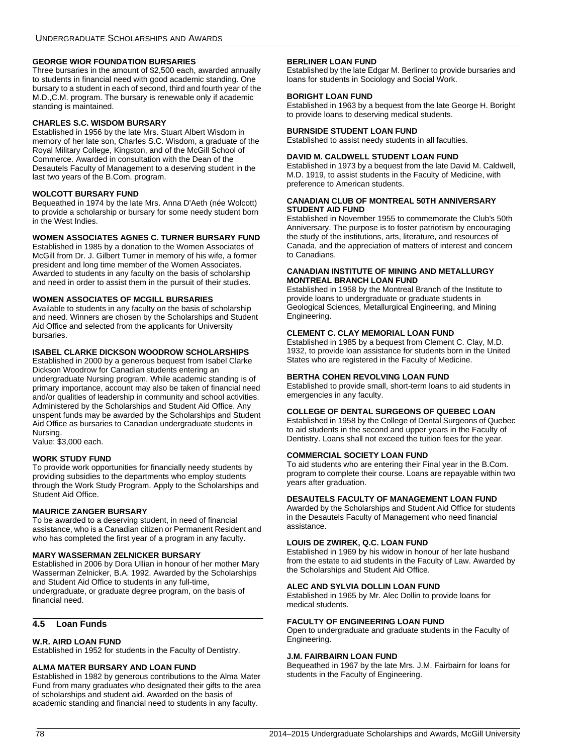#### GEORGE WIOR FOUNDATION BURSARIES

Three bursaries in the amount of $2,500 each, awarded annually to students in financial need with good academic standing. One bursary to a student in each of second, third and fourth year of the M.D.,C.M. program. The bursary is renewable only if academic standing is maintained.

#### CHARLES S.C. WISDOM BURSARY

Established in 1956 by the late Mrs. Stuart Albert Wisdom in memory of her late son, Charles S.C. Wisdom, a graduate of the Royal Military College, Kingston, and of the McGill School of Commerce. Awarded in consultation with the Dean of the Desautels Faculty of Management to a deserving student in the last two years of the B.Com. program.

#### WOLCOTT BURSARY FUND

Bequeathed in 1974 by the late Mrs. Anna D'Aeth (née Wolcott) to provide a scholarship or bursary for some needy student born in the West Indies.

#### WOMEN ASSOCIATES AGNES C. TURNER BURSARY FUND

Established in 1985 by a donation to the Women Associates of McGill from Dr. J. Gilbert Turner in memory of his wife, a former president and long time member of the Women Associates. Awarded to students in any faculty on the basis of scholarship and need in order to assist them in the pursuit of their studies.

#### WOMEN ASSOCIATES OF MCGILL BURSARIES

Available to students in any faculty on the basis of scholarship and need. Winners are chosen by the Scholarships and Student Aid Office and selected from the applicants for University bursaries.

#### ISABEL CLARKE DICKSON WOODROW SCHOLARSHIPS

Established in 2000 by a generous bequest from Isabel Clarke Dickson Woodrow for Canadian students entering an undergraduate Nursing program. While academic standing is of primary importance, account may also be taken of financial need and/or qualities of leadership in community and school activities. Administered by the Scholarships and Student Aid Office. Any unspent funds may be awarded by the Scholarships and Student Aid Office as bursaries to Canadian undergraduate students in Nursing.

Value: $3,000 each.

#### WORK STUDY FUND

To provide work opportunities for financially needy students by providing subsidies to the departments who employ students through the Work Study Program. Apply to the Scholarships and Student Aid Office.

#### MAURICE ZANGER BURSARY

To be awarded to a deserving student, in need of financial assistance, who is a Canadian citizen or Permanent Resident and who has completed the first year of a program in any faculty.

#### MARY WASSERMAN ZELNICKER BURSARY

Established in 2006 by Dora Ullian in honour of her mother Mary Wasserman Zelnicker, B.A. 1992. Awarded by the Scholarships and Student Aid Office to students in any full-time, undergraduate, or graduate degree program, on the basis of financial need.

## 4.5 Loan Funds

#### W.R. AIRD LOAN FUND

Established in 1952 for students in the Faculty of Dentistry.

#### ALMA MATER BURSARY AND LOAN FUND

Established in 1982 by generous contributions to the Alma Mater Fund from many graduates who designated their gifts to the area of scholarships and student aid. Awarded on the basis of academic standing and financial need to students in any faculty.

#### BERLINER LOAN FUND

Established by the late Edgar M. Berliner to provide bursaries and loans for students in Sociology and Social Work.

#### BORIGHT LOAN FUND

Established in 1963 by a bequest from the late George H. Boright to provide loans to deserving medical students.

#### BURNSIDE STUDENT LOAN FUND

Established to assist needy students in all faculties.

#### DAVID M. CALDWELL STUDENT LOAN FUND

Established in 1973 by a bequest from the late David M. Caldwell, M.D. 1919, to assist students in the Faculty of Medicine, with preference to American students.

#### CANADIAN CLUB OF MONTREAL 50TH ANNIVERSARY STUDENT AID FUND

Established in November 1955 to commemorate the Club's 50th Anniversary. The purpose is to foster patriotism by encouraging the study of the institutions, arts, literature, and resources of Canada, and the appreciation of matters of interest and concern to Canadians.

#### CANADIAN INSTITUTE OF MINING AND METALLURGY MONTREAL BRANCH LOAN FUND

Established in 1958 by the Montreal Branch of the Institute to provide loans to undergraduate or graduate students in Geological Sciences, Metallurgical Engineering, and Mining Engineering.

#### CLEMENT C. CLAY MEMORIAL LOAN FUND

Established in 1985 by a bequest from Clement C. Clay, M.D. 1932, to provide loan assistance for students born in the United States who are registered in the Faculty of Medicine.

#### BERTHA COHEN REVOLVING LOAN FUND

Established to provide small, short-term loans to aid students in emergencies in any faculty.

#### COLLEGE OF DENTAL SURGEONS OF QUEBEC LOAN

Established in 1958 by the College of Dental Surgeons of Quebec to aid students in the second and upper years in the Faculty of Dentistry. Loans shall not exceed the tuition fees for the year.

#### COMMERCIAL SOCIETY LOAN FUND

To aid students who are entering their Final year in the B.Com. program to complete their course. Loans are repayable within two years after graduation.

#### DESAUTELS FACULTY OF MANAGEMENT LOAN FUND

Awarded by the Scholarships and Student Aid Office for students in the Desautels Faculty of Management who need financial assistance.

#### LOUIS DE ZWIREK, Q.C. LOAN FUND

Established in 1969 by his widow in honour of her late husband from the estate to aid students in the Faculty of Law. Awarded by the Scholarships and Student Aid Office.

#### ALEC AND SYLVIA DOLLIN LOAN FUND

Established in 1965 by Mr. Alec Dollin to provide loans for medical students.

#### FACULTY OF ENGINEERING LOAN FUND

Open to undergraduate and graduate students in the Faculty of Engineering.

#### J.M. FAIRBAIRN LOAN FUND

Bequeathed in 1967 by the late Mrs. J.M. Fairbairn for loans for students in the Faculty of Engineering.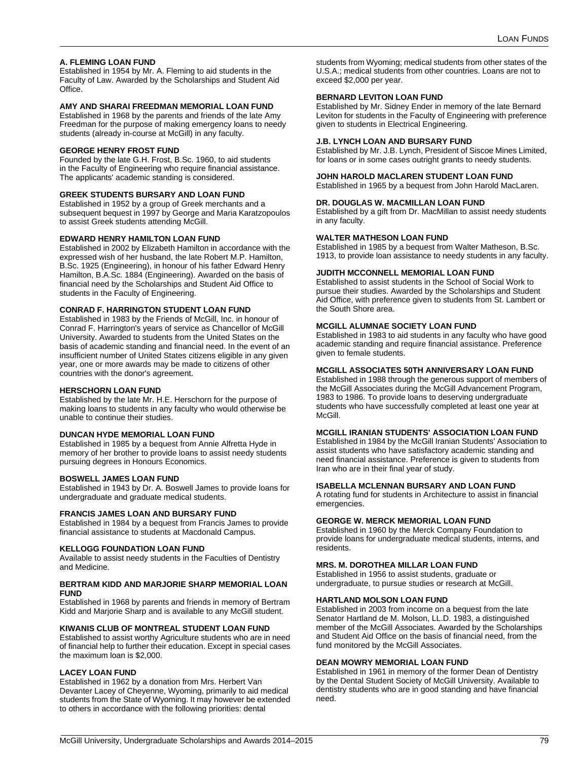### A. FLEMING LOAN FUND

Established in 1954 by Mr. A. Fleming to aid students in the Faculty of Law. Awarded by the Scholarships and Student Aid Office.

### AMY AND SHARAI FREEDMAN MEMORIAL LOAN FUND

Established in 1968 by the parents and friends of the late Amy Freedman for the purpose of making emergency loans to needy students (already in-course at McGill) in any faculty.

### GEORGE HENRY FROST FUND

Founded by the late G.H. Frost, B.Sc. 1960, to aid students in the Faculty of Engineering who require financial assistance. The applicants' academic standing is considered.

### GREEK STUDENTS BURSARY AND LOAN FUND

Established in 1952 by a group of Greek merchants and a subsequent bequest in 1997 by George and Maria Karatzopoulos to assist Greek students attending McGill.

### EDWARD HENRY HAMILTON LOAN FUND

Established in 2002 by Elizabeth Hamilton in accordance with the expressed wish of her husband, the late Robert M.P. Hamilton, B.Sc. 1925 (Engineering), in honour of his father Edward Henry Hamilton, B.A.Sc. 1884 (Engineering). Awarded on the basis of financial need by the Scholarships and Student Aid Office to students in the Faculty of Engineering.

### CONRAD F. HARRINGTON STUDENT LOAN FUND

Established in 1983 by the Friends of McGill, Inc. in honour of Conrad F. Harrington's years of service as Chancellor of McGill University. Awarded to students from the United States on the basis of academic standing and financial need. In the event of an insufficient number of United States citizens eligible in any given year, one or more awards may be made to citizens of other countries with the donor's agreement.

### HERSCHORN LOAN FUND

Established by the late Mr. H.E. Herschorn for the purpose of making loans to students in any faculty who would otherwise be unable to continue their studies.

### DUNCAN HYDE MEMORIAL LOAN FUND

Established in 1985 by a bequest from Annie Alfretta Hyde in memory of her brother to provide loans to assist needy students pursuing degrees in Honours Economics.

### BOSWELL JAMES LOAN FUND

Established in 1943 by Dr. A. Boswell James to provide loans for undergraduate and graduate medical students.

### FRANCIS JAMES LOAN AND BURSARY FUND

Established in 1984 by a bequest from Francis James to provide financial assistance to students at Macdonald Campus.

### KELLOGG FOUNDATION LOAN FUND

Available to assist needy students in the Faculties of Dentistry and Medicine.

### BERTRAM KIDD AND MARJORIE SHARP MEMORIAL LOAN FUND

Established in 1968 by parents and friends in memory of Bertram Kidd and Marjorie Sharp and is available to any McGill student.

### KIWANIS CLUB OF MONTREAL STUDENT LOAN FUND

Established to assist worthy Agriculture students who are in need of financial help to further their education. Except in special cases the maximum loan is $2,000.

### LACEY LOAN FUND

Established in 1962 by a donation from Mrs. Herbert Van Devanter Lacey of Cheyenne, Wyoming, primarily to aid medical students from the State of Wyoming. It may however be extended to others in accordance with the following priorities: dental students from Wyoming; medical students from other states of the U.S.A.; medical students from other countries. Loans are not to exceed $2,000 per year.

### BERNARD LEVITON LOAN FUND

Established by Mr. Sidney Ender in memory of the late Bernard Leviton for students in the Faculty of Engineering with preference given to students in Electrical Engineering.

### J.B. LYNCH LOAN AND BURSARY FUND

Established by Mr. J.B. Lynch, President of Siscoe Mines Limited, for loans or in some cases outright grants to needy students.

### JOHN HAROLD MACLAREN STUDENT LOAN FUND

Established in 1965 by a bequest from John Harold MacLaren.

### DR. DOUGLAS W. MACMILLAN LOAN FUND

Established by a gift from Dr. MacMillan to assist needy students in any faculty.

### WALTER MATHESON LOAN FUND

Established in 1985 by a bequest from Walter Matheson, B.Sc. 1913, to provide loan assistance to needy students in any faculty.

### JUDITH MCCONNELL MEMORIAL LOAN FUND

Established to assist students in the School of Social Work to pursue their studies. Awarded by the Scholarships and Student Aid Office, with preference given to students from St. Lambert or the South Shore area.

### MCGILL ALUMNAE SOCIETY LOAN FUND

Established in 1983 to aid students in any faculty who have good academic standing and require financial assistance. Preference given to female students.

### MCGILL ASSOCIATES 50TH ANNIVERSARY LOAN FUND

Established in 1988 through the generous support of members of the McGill Associates during the McGill Advancement Program, 1983 to 1986. To provide loans to deserving undergraduate students who have successfully completed at least one year at McGill.

### MCGILL IRANIAN STUDENTS' ASSOCIATION LOAN FUND

Established in 1984 by the McGill Iranian Students' Association to assist students who have satisfactory academic standing and need financial assistance. Preference is given to students from Iran who are in their final year of study.

### ISABELLA MCLENNAN BURSARY AND LOAN FUND

A rotating fund for students in Architecture to assist in financial emergencies.

### GEORGE W. MERCK MEMORIAL LOAN FUND

Established in 1960 by the Merck Company Foundation to provide loans for undergraduate medical students, interns, and residents.

### MRS. M. DOROTHEA MILLAR LOAN FUND

Established in 1956 to assist students, graduate or undergraduate, to pursue studies or research at McGill.

### HARTLAND MOLSON LOAN FUND

Established in 2003 from income on a bequest from the late Senator Hartland de M. Molson, LL.D. 1983, a distinguished member of the McGill Associates. Awarded by the Scholarships and Student Aid Office on the basis of financial need, from the fund monitored by the McGill Associates.

### DEAN MOWRY MEMORIAL LOAN FUND

Established in 1961 in memory of the former Dean of Dentistry by the Dental Student Society of McGill University. Available to dentistry students who are in good standing and have financial need.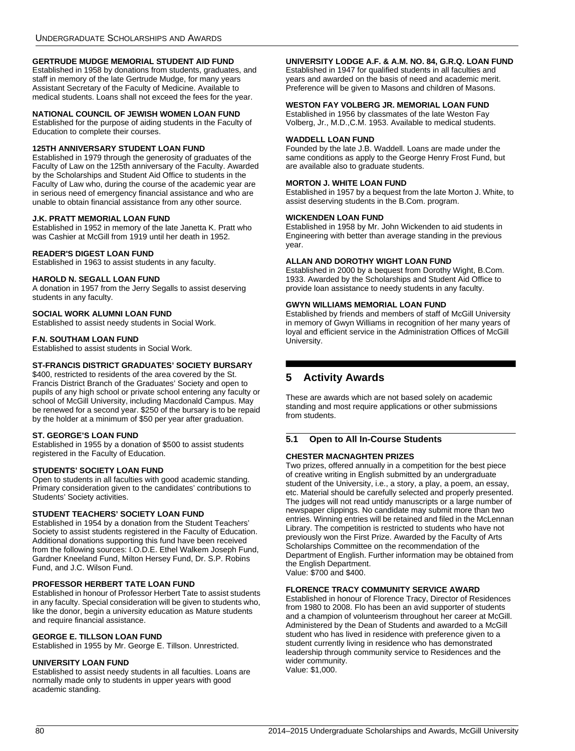**GERTRUDE MUDGE MEMORIAL STUDENT AID FUND**

Established in 1958 by donations from students, graduates, and staff in memory of the late Gertrude Mudge, for many years Assistant Secretary of the Faculty of Medicine. Available to medical students. Loans shall not exceed the fees for the year.

**NATIONAL COUNCIL OF JEWISH WOMEN LOAN FUND**

Established for the purpose of aiding students in the Faculty of Education to complete their courses.

**125TH ANNIVERSARY STUDENT LOAN FUND**

Established in 1979 through the generosity of graduates of the Faculty of Law on the 125th anniversary of the Faculty. Awarded by the Scholarships and Student Aid Office to students in the Faculty of Law who, during the course of the academic year are in serious need of emergency financial assistance and who are unable to obtain financial assistance from any other source.

**J.K. PRATT MEMORIAL LOAN FUND**

Established in 1952 in memory of the late Janetta K. Pratt who was Cashier at McGill from 1919 until her death in 1952.

**READER'S DIGEST LOAN FUND**

Established in 1963 to assist students in any faculty.

**HAROLD N. SEGALL LOAN FUND**

A donation in 1957 from the Jerry Segalls to assist deserving students in any faculty.

**SOCIAL WORK ALUMNI LOAN FUND**

Established to assist needy students in Social Work.

**F.N. SOUTHAM LOAN FUND**

Established to assist students in Social Work.

**ST-FRANCIS DISTRICT GRADUATES' SOCIETY BURSARY**

\$400, restricted to residents of the area covered by the St. Francis District Branch of the Graduates' Society and open to pupils of any high school or private school entering any faculty or school of McGill University, including Macdonald Campus. May be renewed for a second year. \$250 of the bursary is to be repaid by the holder at a minimum of \$50 per year after graduation.

**ST. GEORGE'S LOAN FUND**

Established in 1955 by a donation of \$500 to assist students registered in the Faculty of Education.

**STUDENTS' SOCIETY LOAN FUND**

Open to students in all faculties with good academic standing. Primary consideration given to the candidates' contributions to Students' Society activities.

**STUDENT TEACHERS' SOCIETY LOAN FUND**

Established in 1954 by a donation from the Student Teachers' Society to assist students registered in the Faculty of Education. Additional donations supporting this fund have been received from the following sources: I.O.D.E. Ethel Walkem Joseph Fund, Gardner Kneeland Fund, Milton Hersey Fund, Dr. S.P. Robins Fund, and J.C. Wilson Fund.

**PROFESSOR HERBERT TATE LOAN FUND**

Established in honour of Professor Herbert Tate to assist students in any faculty. Special consideration will be given to students who, like the donor, begin a university education as Mature students and require financial assistance.

**GEORGE E. TILLSON LOAN FUND**

Established in 1955 by Mr. George E. Tillson. Unrestricted.

**UNIVERSITY LOAN FUND**

Established to assist needy students in all faculties. Loans are normally made only to students in upper years with good academic standing.

**UNIVERSITY LODGE A.F. & A.M. NO. 84, G.R.Q. LOAN FUND**

Established in 1947 for qualified students in all faculties and years and awarded on the basis of need and academic merit. Preference will be given to Masons and children of Masons.

**WESTON FAY VOLBERG JR. MEMORIAL LOAN FUND**

Established in 1956 by classmates of the late Weston Fay Volberg, Jr., M.D.,C.M. 1953. Available to medical students.

**WADDELL LOAN FUND**

Founded by the late J.B. Waddell. Loans are made under the same conditions as apply to the George Henry Frost Fund, but are available also to graduate students.

**MORTON J. WHITE LOAN FUND**

Established in 1957 by a bequest from the late Morton J. White, to assist deserving students in the B.Com. program.

**WICKENDEN LOAN FUND**

Established in 1958 by Mr. John Wickenden to aid students in Engineering with better than average standing in the previous year.

**ALLAN AND DOROTHY WIGHT LOAN FUND**

Established in 2000 by a bequest from Dorothy Wight, B.Com. 1933. Awarded by the Scholarships and Student Aid Office to provide loan assistance to needy students in any faculty.

**GWYN WILLIAMS MEMORIAL LOAN FUND**

Established by friends and members of staff of McGill University in memory of Gwyn Williams in recognition of her many years of loyal and efficient service in the Administration Offices of McGill University.

# 5 Activity Awards

These are awards which are not based solely on academic standing and most require applications or other submissions from students.

## 5.1 Open to All In-Course Students

**CHESTER MACNAGHTEN PRIZES**

Two prizes, offered annually in a competition for the best piece of creative writing in English submitted by an undergraduate student of the University, i.e., a story, a play, a poem, an essay, etc. Material should be carefully selected and properly presented. The judges will not read untidy manuscripts or a large number of newspaper clippings. No candidate may submit more than two entries. Winning entries will be retained and filed in the McLennan Library. The competition is restricted to students who have not previously won the First Prize. Awarded by the Faculty of Arts Scholarships Committee on the recommendation of the Department of English. Further information may be obtained from the English Department.
Value: \$700 and \$400.

**FLORENCE TRACY COMMUNITY SERVICE AWARD**

Established in honour of Florence Tracy, Director of Residences from 1980 to 2008. Flo has been an avid supporter of students and a champion of volunteerism throughout her career at McGill. Administered by the Dean of Students and awarded to a McGill student who has lived in residence with preference given to a student currently living in residence who has demonstrated leadership through community service to Residences and the wider community.
Value: \$1,000.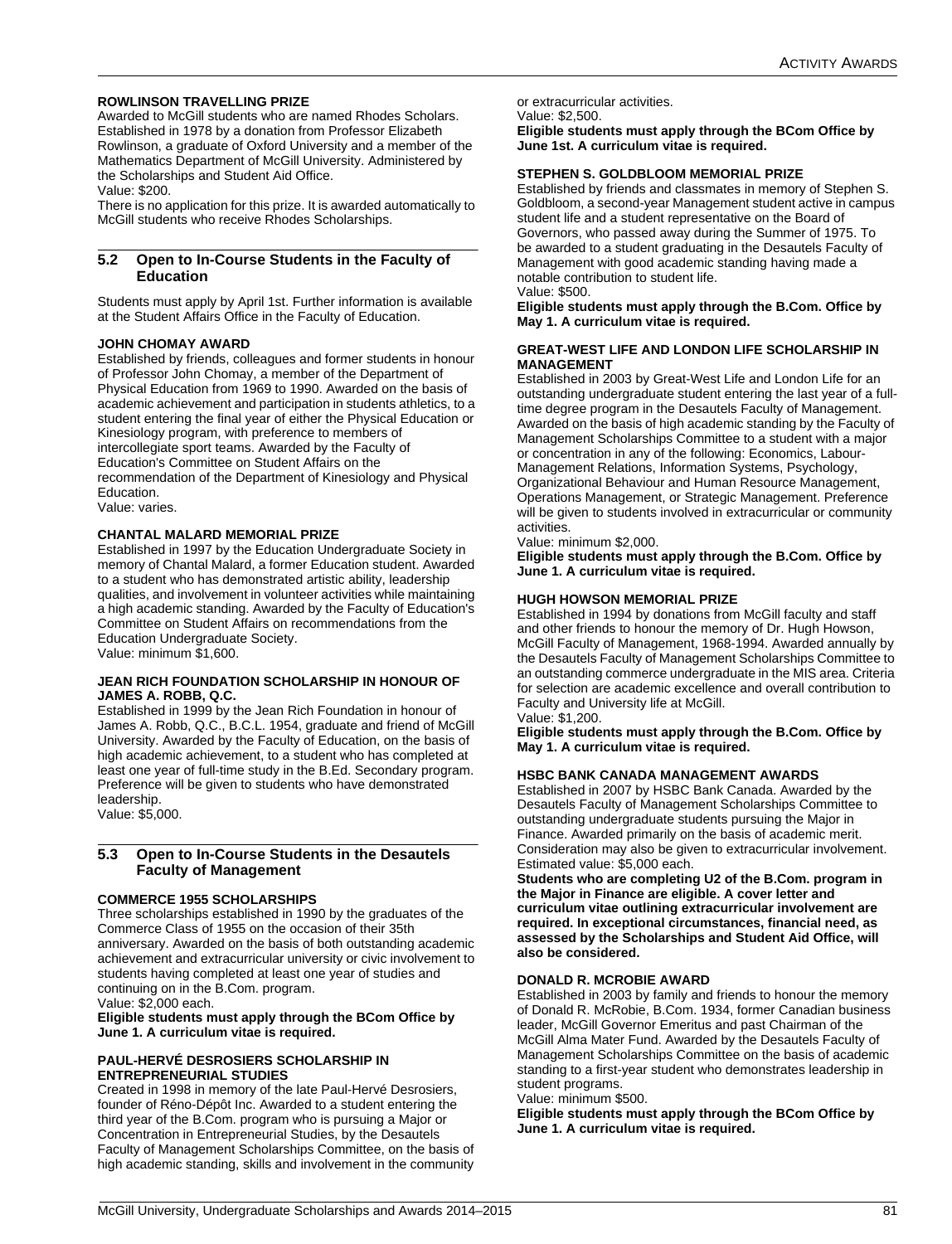#### ROWLINSON TRAVELLING PRIZE

Awarded to McGill students who are named Rhodes Scholars. Established in 1978 by a donation from Professor Elizabeth Rowlinson, a graduate of Oxford University and a member of the Mathematics Department of McGill University. Administered by the Scholarships and Student Aid Office.
Value: $200.
There is no application for this prize. It is awarded automatically to McGill students who receive Rhodes Scholarships.

## 5.2 Open to In-Course Students in the Faculty of Education

Students must apply by April 1st. Further information is available at the Student Affairs Office in the Faculty of Education.

#### JOHN CHOMAY AWARD

Established by friends, colleagues and former students in honour of Professor John Chomay, a member of the Department of Physical Education from 1969 to 1990. Awarded on the basis of academic achievement and participation in students athletics, to a student entering the final year of either the Physical Education or Kinesiology program, with preference to members of intercollegiate sport teams. Awarded by the Faculty of Education's Committee on Student Affairs on the recommendation of the Department of Kinesiology and Physical Education.
Value: varies.

#### CHANTAL MALARD MEMORIAL PRIZE

Established in 1997 by the Education Undergraduate Society in memory of Chantal Malard, a former Education student. Awarded to a student who has demonstrated artistic ability, leadership qualities, and involvement in volunteer activities while maintaining a high academic standing. Awarded by the Faculty of Education's Committee on Student Affairs on recommendations from the Education Undergraduate Society.
Value: minimum $1,600.

#### JEAN RICH FOUNDATION SCHOLARSHIP IN HONOUR OF JAMES A. ROBB, Q.C.

Established in 1999 by the Jean Rich Foundation in honour of James A. Robb, Q.C., B.C.L. 1954, graduate and friend of McGill University. Awarded by the Faculty of Education, on the basis of high academic achievement, to a student who has completed at least one year of full-time study in the B.Ed. Secondary program. Preference will be given to students who have demonstrated leadership.
Value: $5,000.

## 5.3 Open to In-Course Students in the Desautels Faculty of Management

#### COMMERCE 1955 SCHOLARSHIPS

Three scholarships established in 1990 by the graduates of the Commerce Class of 1955 on the occasion of their 35th anniversary. Awarded on the basis of both outstanding academic achievement and extracurricular university or civic involvement to students having completed at least one year of studies and continuing on in the B.Com. program.
Value: $2,000 each.
**Eligible students must apply through the BCom Office by June 1. A curriculum vitae is required.**

#### PAUL-HERVÉ DESROSIERS SCHOLARSHIP IN ENTREPRENEURIAL STUDIES

Created in 1998 in memory of the late Paul-Hervé Desrosiers, founder of Réno-Dépôt Inc. Awarded to a student entering the third year of the B.Com. program who is pursuing a Major or Concentration in Entrepreneurial Studies, by the Desautels Faculty of Management Scholarships Committee, on the basis of high academic standing, skills and involvement in the community or extracurricular activities.
Value: $2,500.
**Eligible students must apply through the BCom Office by June 1st. A curriculum vitae is required.**

#### STEPHEN S. GOLDBLOOM MEMORIAL PRIZE

Established by friends and classmates in memory of Stephen S. Goldbloom, a second-year Management student active in campus student life and a student representative on the Board of Governors, who passed away during the Summer of 1975. To be awarded to a student graduating in the Desautels Faculty of Management with good academic standing having made a notable contribution to student life.
Value: $500.
**Eligible students must apply through the B.Com. Office by May 1. A curriculum vitae is required.**

#### GREAT-WEST LIFE AND LONDON LIFE SCHOLARSHIP IN MANAGEMENT

Established in 2003 by Great-West Life and London Life for an outstanding undergraduate student entering the last year of a full-time degree program in the Desautels Faculty of Management. Awarded on the basis of high academic standing by the Faculty of Management Scholarships Committee to a student with a major or concentration in any of the following: Economics, Labour-Management Relations, Information Systems, Psychology, Organizational Behaviour and Human Resource Management, Operations Management, or Strategic Management. Preference will be given to students involved in extracurricular or community activities.
Value: minimum $2,000.
**Eligible students must apply through the B.Com. Office by June 1. A curriculum vitae is required.**

#### HUGH HOWSON MEMORIAL PRIZE

Established in 1994 by donations from McGill faculty and staff and other friends to honour the memory of Dr. Hugh Howson, McGill Faculty of Management, 1968-1994. Awarded annually by the Desautels Faculty of Management Scholarships Committee to an outstanding commerce undergraduate in the MIS area. Criteria for selection are academic excellence and overall contribution to Faculty and University life at McGill.
Value: $1,200.
**Eligible students must apply through the B.Com. Office by May 1. A curriculum vitae is required.**

#### HSBC BANK CANADA MANAGEMENT AWARDS

Established in 2007 by HSBC Bank Canada. Awarded by the Desautels Faculty of Management Scholarships Committee to outstanding undergraduate students pursuing the Major in Finance. Awarded primarily on the basis of academic merit. Consideration may also be given to extracurricular involvement.
Estimated value: $5,000 each.
**Students who are completing U2 of the B.Com. program in the Major in Finance are eligible. A cover letter and curriculum vitae outlining extracurricular involvement are required. In exceptional circumstances, financial need, as assessed by the Scholarships and Student Aid Office, will also be considered.**

#### DONALD R. MCROBIE AWARD

Established in 2003 by family and friends to honour the memory of Donald R. McRobie, B.Com. 1934, former Canadian business leader, McGill Governor Emeritus and past Chairman of the McGill Alma Mater Fund. Awarded by the Desautels Faculty of Management Scholarships Committee on the basis of academic standing to a first-year student who demonstrates leadership in student programs.
Value: minimum $500.
**Eligible students must apply through the BCom Office by June 1. A curriculum vitae is required.**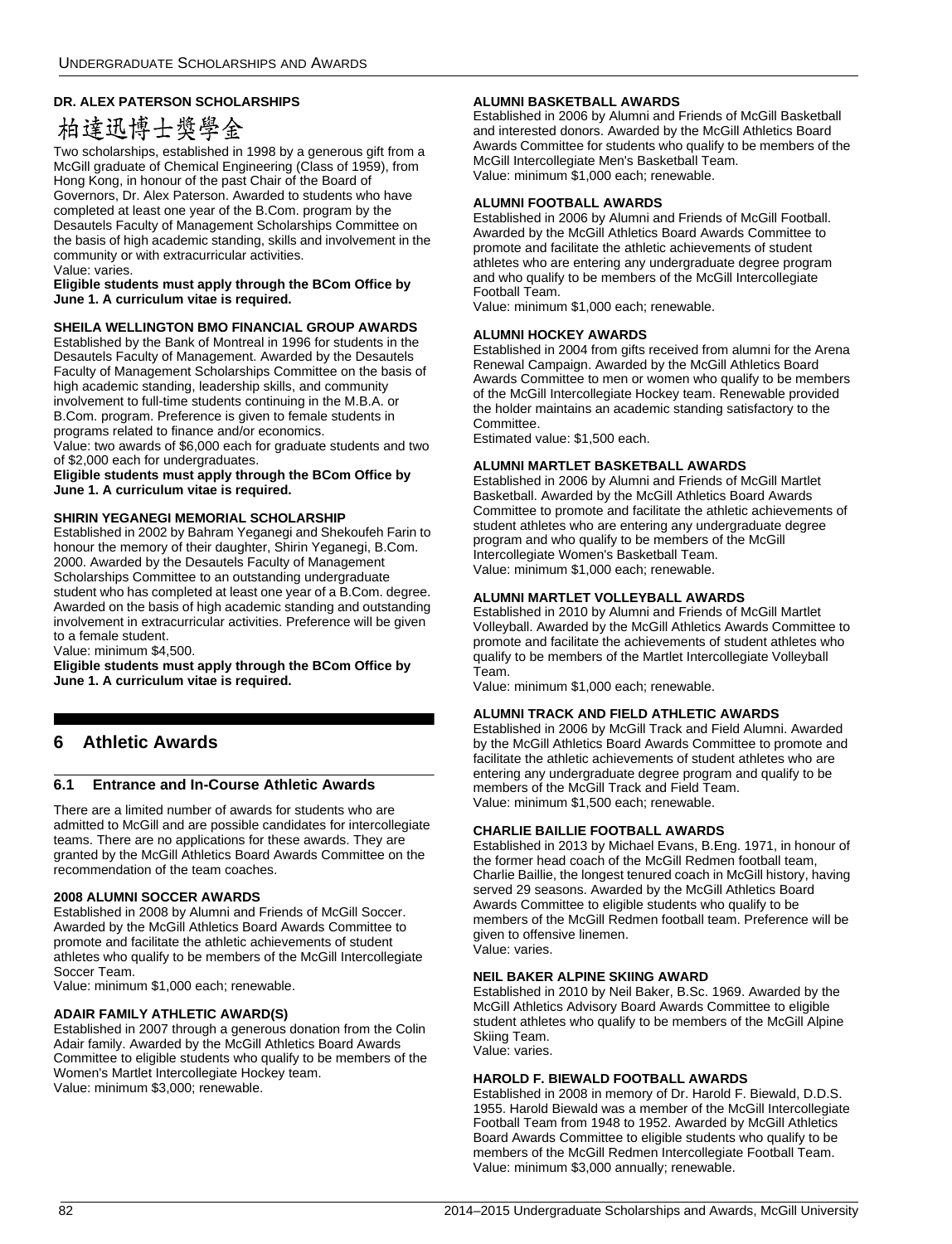**DR. ALEX PATERSON SCHOLARSHIPS**

柏達迅博士獎學金

Two scholarships, established in 1998 by a generous gift from a McGill graduate of Chemical Engineering (Class of 1959), from Hong Kong, in honour of the past Chair of the Board of Governors, Dr. Alex Paterson. Awarded to students who have completed at least one year of the B.Com. program by the Desautels Faculty of Management Scholarships Committee on the basis of high academic standing, skills and involvement in the community or with extracurricular activities.
Value: varies.

**Eligible students must apply through the BCom Office by June 1. A curriculum vitae is required.**

**SHEILA WELLINGTON BMO FINANCIAL GROUP AWARDS**

Established by the Bank of Montreal in 1996 for students in the Desautels Faculty of Management. Awarded by the Desautels Faculty of Management Scholarships Committee on the basis of high academic standing, leadership skills, and community involvement to full-time students continuing in the M.B.A. or B.Com. program. Preference is given to female students in programs related to finance and/or economics.
Value: two awards of $6,000 each for graduate students and two of $2,000 each for undergraduates.

**Eligible students must apply through the BCom Office by June 1. A curriculum vitae is required.**

**SHIRIN YEGANEGI MEMORIAL SCHOLARSHIP**

Established in 2002 by Bahram Yeganegi and Shekoufeh Farin to honour the memory of their daughter, Shirin Yeganegi, B.Com. 2000. Awarded by the Desautels Faculty of Management Scholarships Committee to an outstanding undergraduate student who has completed at least one year of a B.Com. degree. Awarded on the basis of high academic standing and outstanding involvement in extracurricular activities. Preference will be given to a female student.
Value: minimum $4,500.

**Eligible students must apply through the BCom Office by June 1. A curriculum vitae is required.**

# 6 Athletic Awards

## 6.1 Entrance and In-Course Athletic Awards

There are a limited number of awards for students who are admitted to McGill and are possible candidates for intercollegiate teams. There are no applications for these awards. They are granted by the McGill Athletics Board Awards Committee on the recommendation of the team coaches.

**2008 ALUMNI SOCCER AWARDS**

Established in 2008 by Alumni and Friends of McGill Soccer. Awarded by the McGill Athletics Board Awards Committee to promote and facilitate the athletic achievements of student athletes who qualify to be members of the McGill Intercollegiate Soccer Team.
Value: minimum $1,000 each; renewable.

**ADAIR FAMILY ATHLETIC AWARD(S)**

Established in 2007 through a generous donation from the Colin Adair family. Awarded by the McGill Athletics Board Awards Committee to eligible students who qualify to be members of the Women's Martlet Intercollegiate Hockey team.
Value: minimum $3,000; renewable.

**ALUMNI BASKETBALL AWARDS**

Established in 2006 by Alumni and Friends of McGill Basketball and interested donors. Awarded by the McGill Athletics Board Awards Committee for students who qualify to be members of the McGill Intercollegiate Men's Basketball Team.
Value: minimum $1,000 each; renewable.

**ALUMNI FOOTBALL AWARDS**

Established in 2006 by Alumni and Friends of McGill Football. Awarded by the McGill Athletics Board Awards Committee to promote and facilitate the athletic achievements of student athletes who are entering any undergraduate degree program and who qualify to be members of the McGill Intercollegiate Football Team.
Value: minimum $1,000 each; renewable.

**ALUMNI HOCKEY AWARDS**

Established in 2004 from gifts received from alumni for the Arena Renewal Campaign. Awarded by the McGill Athletics Board Awards Committee to men or women who qualify to be members of the McGill Intercollegiate Hockey team. Renewable provided the holder maintains an academic standing satisfactory to the Committee.
Estimated value: $1,500 each.

**ALUMNI MARTLET BASKETBALL AWARDS**

Established in 2006 by Alumni and Friends of McGill Martlet Basketball. Awarded by the McGill Athletics Board Awards Committee to promote and facilitate the athletic achievements of student athletes who are entering any undergraduate degree program and who qualify to be members of the McGill Intercollegiate Women's Basketball Team.
Value: minimum $1,000 each; renewable.

**ALUMNI MARTLET VOLLEYBALL AWARDS**

Established in 2010 by Alumni and Friends of McGill Martlet Volleyball. Awarded by the McGill Athletics Awards Committee to promote and facilitate the achievements of student athletes who qualify to be members of the Martlet Intercollegiate Volleyball Team.
Value: minimum $1,000 each; renewable.

**ALUMNI TRACK AND FIELD ATHLETIC AWARDS**

Established in 2006 by McGill Track and Field Alumni. Awarded by the McGill Athletics Board Awards Committee to promote and facilitate the athletic achievements of student athletes who are entering any undergraduate degree program and qualify to be members of the McGill Track and Field Team.
Value: minimum $1,500 each; renewable.

**CHARLIE BAILLIE FOOTBALL AWARDS**

Established in 2013 by Michael Evans, B.Eng. 1971, in honour of the former head coach of the McGill Redmen football team, Charlie Baillie, the longest tenured coach in McGill history, having served 29 seasons. Awarded by the McGill Athletics Board Awards Committee to eligible students who qualify to be members of the McGill Redmen football team. Preference will be given to offensive linemen.
Value: varies.

**NEIL BAKER ALPINE SKIING AWARD**

Established in 2010 by Neil Baker, B.Sc. 1969. Awarded by the McGill Athletics Advisory Board Awards Committee to eligible student athletes who qualify to be members of the McGill Alpine Skiing Team.
Value: varies.

**HAROLD F. BIEWALD FOOTBALL AWARDS**

Established in 2008 in memory of Dr. Harold F. Biewald, D.D.S. 1955. Harold Biewald was a member of the McGill Intercollegiate Football Team from 1948 to 1952. Awarded by McGill Athletics Board Awards Committee to eligible students who qualify to be members of the McGill Redmen Intercollegiate Football Team.
Value: minimum $3,000 annually; renewable.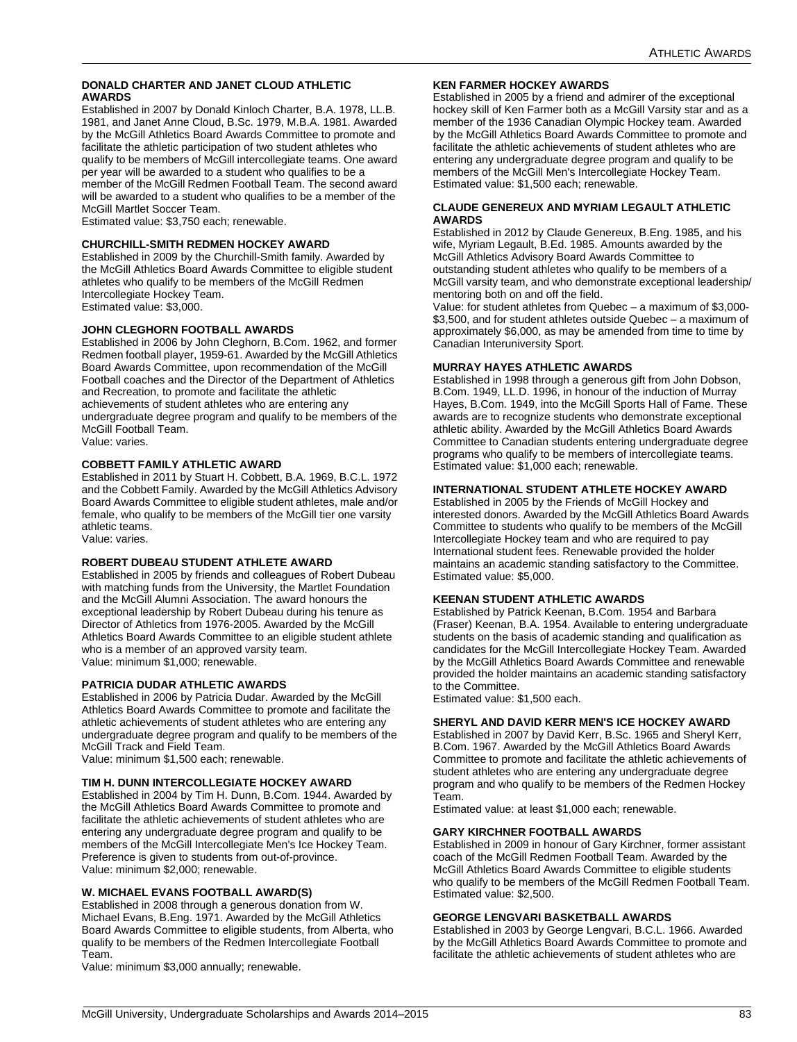#### DONALD CHARTER AND JANET CLOUD ATHLETIC AWARDS

Established in 2007 by Donald Kinloch Charter, B.A. 1978, LL.B. 1981, and Janet Anne Cloud, B.Sc. 1979, M.B.A. 1981. Awarded by the McGill Athletics Board Awards Committee to promote and facilitate the athletic participation of two student athletes who qualify to be members of McGill intercollegiate teams. One award per year will be awarded to a student who qualifies to be a member of the McGill Redmen Football Team. The second award will be awarded to a student who qualifies to be a member of the McGill Martlet Soccer Team.
Estimated value: $3,750 each; renewable.

#### CHURCHILL-SMITH REDMEN HOCKEY AWARD

Established in 2009 by the Churchill-Smith family. Awarded by the McGill Athletics Board Awards Committee to eligible student athletes who qualify to be members of the McGill Redmen Intercollegiate Hockey Team.
Estimated value: $3,000.

#### JOHN CLEGHORN FOOTBALL AWARDS

Established in 2006 by John Cleghorn, B.Com. 1962, and former Redmen football player, 1959-61. Awarded by the McGill Athletics Board Awards Committee, upon recommendation of the McGill Football coaches and the Director of the Department of Athletics and Recreation, to promote and facilitate the athletic achievements of student athletes who are entering any undergraduate degree program and qualify to be members of the McGill Football Team.
Value: varies.

#### COBBETT FAMILY ATHLETIC AWARD

Established in 2011 by Stuart H. Cobbett, B.A. 1969, B.C.L. 1972 and the Cobbett Family. Awarded by the McGill Athletics Advisory Board Awards Committee to eligible student athletes, male and/or female, who qualify to be members of the McGill tier one varsity athletic teams.
Value: varies.

#### ROBERT DUBEAU STUDENT ATHLETE AWARD

Established in 2005 by friends and colleagues of Robert Dubeau with matching funds from the University, the Martlet Foundation and the McGill Alumni Association. The award honours the exceptional leadership by Robert Dubeau during his tenure as Director of Athletics from 1976-2005. Awarded by the McGill Athletics Board Awards Committee to an eligible student athlete who is a member of an approved varsity team.
Value: minimum $1,000; renewable.

#### PATRICIA DUDAR ATHLETIC AWARDS

Established in 2006 by Patricia Dudar. Awarded by the McGill Athletics Board Awards Committee to promote and facilitate the athletic achievements of student athletes who are entering any undergraduate degree program and qualify to be members of the McGill Track and Field Team.
Value: minimum $1,500 each; renewable.

#### TIM H. DUNN INTERCOLLEGIATE HOCKEY AWARD

Established in 2004 by Tim H. Dunn, B.Com. 1944. Awarded by the McGill Athletics Board Awards Committee to promote and facilitate the athletic achievements of student athletes who are entering any undergraduate degree program and qualify to be members of the McGill Intercollegiate Men's Ice Hockey Team. Preference is given to students from out-of-province.
Value: minimum $2,000; renewable.

#### W. MICHAEL EVANS FOOTBALL AWARD(S)

Established in 2008 through a generous donation from W. Michael Evans, B.Eng. 1971. Awarded by the McGill Athletics Board Awards Committee to eligible students, from Alberta, who qualify to be members of the Redmen Intercollegiate Football Team.
Value: minimum $3,000 annually; renewable.

#### KEN FARMER HOCKEY AWARDS

Established in 2005 by a friend and admirer of the exceptional hockey skill of Ken Farmer both as a McGill Varsity star and as a member of the 1936 Canadian Olympic Hockey team. Awarded by the McGill Athletics Board Awards Committee to promote and facilitate the athletic achievements of student athletes who are entering any undergraduate degree program and qualify to be members of the McGill Men's Intercollegiate Hockey Team.
Estimated value: $1,500 each; renewable.

#### CLAUDE GENEREUX AND MYRIAM LEGAULT ATHLETIC AWARDS

Established in 2012 by Claude Genereux, B.Eng. 1985, and his wife, Myriam Legault, B.Ed. 1985. Amounts awarded by the McGill Athletics Advisory Board Awards Committee to outstanding student athletes who qualify to be members of a McGill varsity team, and who demonstrate exceptional leadership/ mentoring both on and off the field.
Value: for student athletes from Quebec – a maximum of $3,000-$3,500, and for student athletes outside Quebec – a maximum of approximately $6,000, as may be amended from time to time by Canadian Interuniversity Sport.

#### MURRAY HAYES ATHLETIC AWARDS

Established in 1998 through a generous gift from John Dobson, B.Com. 1949, LL.D. 1996, in honour of the induction of Murray Hayes, B.Com. 1949, into the McGill Sports Hall of Fame. These awards are to recognize students who demonstrate exceptional athletic ability. Awarded by the McGill Athletics Board Awards Committee to Canadian students entering undergraduate degree programs who qualify to be members of intercollegiate teams.
Estimated value: $1,000 each; renewable.

#### INTERNATIONAL STUDENT ATHLETE HOCKEY AWARD

Established in 2005 by the Friends of McGill Hockey and interested donors. Awarded by the McGill Athletics Board Awards Committee to students who qualify to be members of the McGill Intercollegiate Hockey team and who are required to pay International student fees. Renewable provided the holder maintains an academic standing satisfactory to the Committee.
Estimated value: $5,000.

#### KEENAN STUDENT ATHLETIC AWARDS

Established by Patrick Keenan, B.Com. 1954 and Barbara (Fraser) Keenan, B.A. 1954. Available to entering undergraduate students on the basis of academic standing and qualification as candidates for the McGill Intercollegiate Hockey Team. Awarded by the McGill Athletics Board Awards Committee and renewable provided the holder maintains an academic standing satisfactory to the Committee.
Estimated value: $1,500 each.

#### SHERYL AND DAVID KERR MEN'S ICE HOCKEY AWARD

Established in 2007 by David Kerr, B.Sc. 1965 and Sheryl Kerr, B.Com. 1967. Awarded by the McGill Athletics Board Awards Committee to promote and facilitate the athletic achievements of student athletes who are entering any undergraduate degree program and who qualify to be members of the Redmen Hockey Team.
Estimated value: at least $1,000 each; renewable.

#### GARY KIRCHNER FOOTBALL AWARDS

Established in 2009 in honour of Gary Kirchner, former assistant coach of the McGill Redmen Football Team. Awarded by the McGill Athletics Board Awards Committee to eligible students who qualify to be members of the McGill Redmen Football Team.
Estimated value: $2,500.

#### GEORGE LENGVARI BASKETBALL AWARDS

Established in 2003 by George Lengvari, B.C.L. 1966. Awarded by the McGill Athletics Board Awards Committee to promote and facilitate the athletic achievements of student athletes who are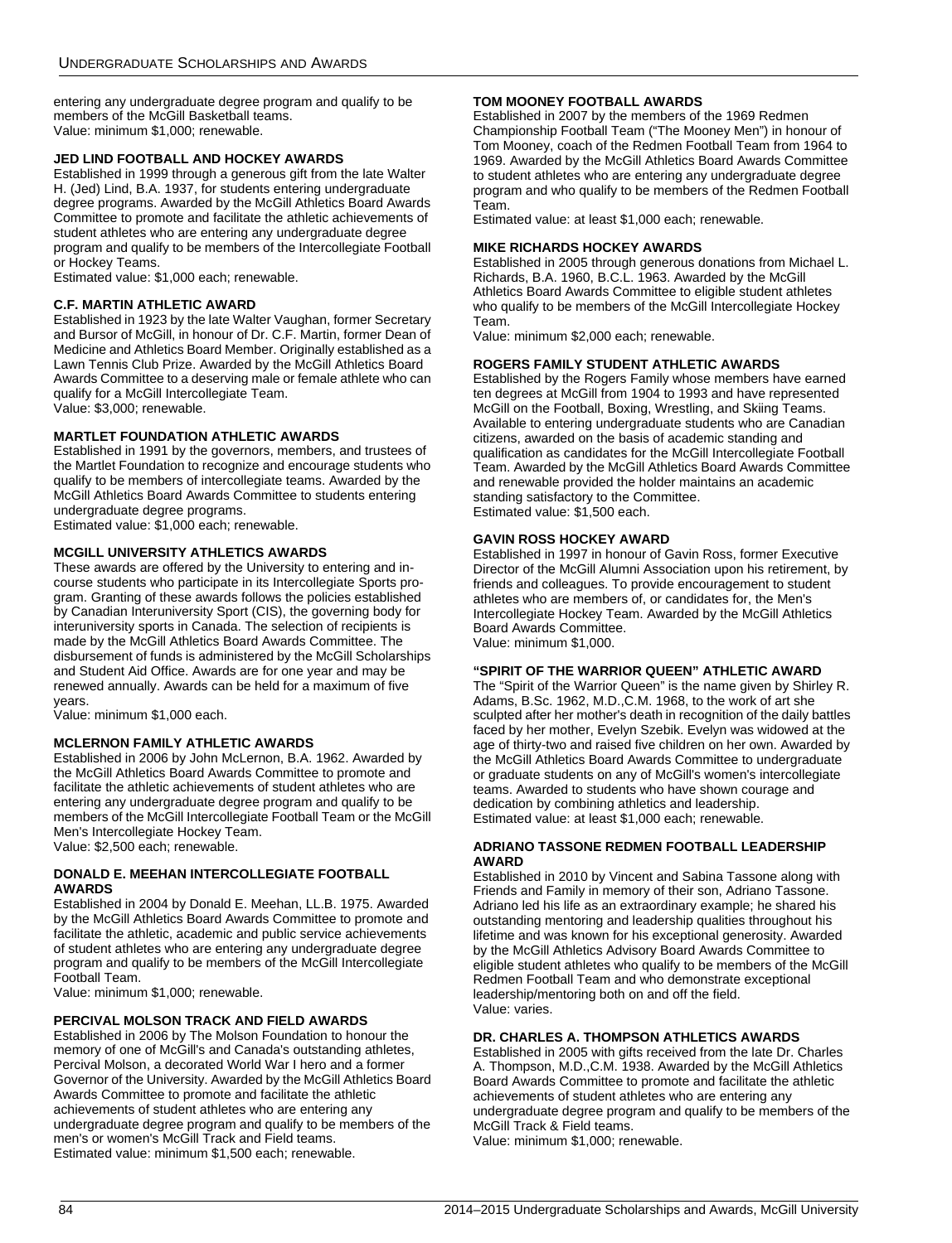entering any undergraduate degree program and qualify to be members of the McGill Basketball teams.
Value: minimum $1,000; renewable.

### JED LIND FOOTBALL AND HOCKEY AWARDS

Established in 1999 through a generous gift from the late Walter H. (Jed) Lind, B.A. 1937, for students entering undergraduate degree programs. Awarded by the McGill Athletics Board Awards Committee to promote and facilitate the athletic achievements of student athletes who are entering any undergraduate degree program and qualify to be members of the Intercollegiate Football or Hockey Teams.
Estimated value: $1,000 each; renewable.

### C.F. MARTIN ATHLETIC AWARD

Established in 1923 by the late Walter Vaughan, former Secretary and Bursor of McGill, in honour of Dr. C.F. Martin, former Dean of Medicine and Athletics Board Member. Originally established as a Lawn Tennis Club Prize. Awarded by the McGill Athletics Board Awards Committee to a deserving male or female athlete who can qualify for a McGill Intercollegiate Team.
Value: $3,000; renewable.

### MARTLET FOUNDATION ATHLETIC AWARDS

Established in 1991 by the governors, members, and trustees of the Martlet Foundation to recognize and encourage students who qualify to be members of intercollegiate teams. Awarded by the McGill Athletics Board Awards Committee to students entering undergraduate degree programs.
Estimated value: $1,000 each; renewable.

### MCGILL UNIVERSITY ATHLETICS AWARDS

These awards are offered by the University to entering and in-course students who participate in its Intercollegiate Sports program. Granting of these awards follows the policies established by Canadian Interuniversity Sport (CIS), the governing body for interuniversity sports in Canada. The selection of recipients is made by the McGill Athletics Board Awards Committee. The disbursement of funds is administered by the McGill Scholarships and Student Aid Office. Awards are for one year and may be renewed annually. Awards can be held for a maximum of five years.
Value: minimum $1,000 each.

### MCLERNON FAMILY ATHLETIC AWARDS

Established in 2006 by John McLernon, B.A. 1962. Awarded by the McGill Athletics Board Awards Committee to promote and facilitate the athletic achievements of student athletes who are entering any undergraduate degree program and qualify to be members of the McGill Intercollegiate Football Team or the McGill Men's Intercollegiate Hockey Team.
Value: $2,500 each; renewable.

### DONALD E. MEEHAN INTERCOLLEGIATE FOOTBALL AWARDS

Established in 2004 by Donald E. Meehan, LL.B. 1975. Awarded by the McGill Athletics Board Awards Committee to promote and facilitate the athletic, academic and public service achievements of student athletes who are entering any undergraduate degree program and qualify to be members of the McGill Intercollegiate Football Team.
Value: minimum $1,000; renewable.

### PERCIVAL MOLSON TRACK AND FIELD AWARDS

Established in 2006 by The Molson Foundation to honour the memory of one of McGill's and Canada's outstanding athletes, Percival Molson, a decorated World War I hero and a former Governor of the University. Awarded by the McGill Athletics Board Awards Committee to promote and facilitate the athletic achievements of student athletes who are entering any undergraduate degree program and qualify to be members of the men's or women's McGill Track and Field teams.
Estimated value: minimum $1,500 each; renewable.

### TOM MOONEY FOOTBALL AWARDS

Established in 2007 by the members of the 1969 Redmen Championship Football Team ("The Mooney Men") in honour of Tom Mooney, coach of the Redmen Football Team from 1964 to 1969. Awarded by the McGill Athletics Board Awards Committee to student athletes who are entering any undergraduate degree program and who qualify to be members of the Redmen Football Team.
Estimated value: at least $1,000 each; renewable.

### MIKE RICHARDS HOCKEY AWARDS

Established in 2005 through generous donations from Michael L. Richards, B.A. 1960, B.C.L. 1963. Awarded by the McGill Athletics Board Awards Committee to eligible student athletes who qualify to be members of the McGill Intercollegiate Hockey Team.
Value: minimum $2,000 each; renewable.

### ROGERS FAMILY STUDENT ATHLETIC AWARDS

Established by the Rogers Family whose members have earned ten degrees at McGill from 1904 to 1993 and have represented McGill on the Football, Boxing, Wrestling, and Skiing Teams. Available to entering undergraduate students who are Canadian citizens, awarded on the basis of academic standing and qualification as candidates for the McGill Intercollegiate Football Team. Awarded by the McGill Athletics Board Awards Committee and renewable provided the holder maintains an academic standing satisfactory to the Committee.
Estimated value: $1,500 each.

### GAVIN ROSS HOCKEY AWARD

Established in 1997 in honour of Gavin Ross, former Executive Director of the McGill Alumni Association upon his retirement, by friends and colleagues. To provide encouragement to student athletes who are members of, or candidates for, the Men's Intercollegiate Hockey Team. Awarded by the McGill Athletics Board Awards Committee.
Value: minimum $1,000.

### "SPIRIT OF THE WARRIOR QUEEN" ATHLETIC AWARD

The "Spirit of the Warrior Queen" is the name given by Shirley R. Adams, B.Sc. 1962, M.D.,C.M. 1968, to the work of art she sculpted after her mother's death in recognition of the daily battles faced by her mother, Evelyn Szebik. Evelyn was widowed at the age of thirty-two and raised five children on her own. Awarded by the McGill Athletics Board Awards Committee to undergraduate or graduate students on any of McGill's women's intercollegiate teams. Awarded to students who have shown courage and dedication by combining athletics and leadership.
Estimated value: at least $1,000 each; renewable.

### ADRIANO TASSONE REDMEN FOOTBALL LEADERSHIP AWARD

Established in 2010 by Vincent and Sabina Tassone along with Friends and Family in memory of their son, Adriano Tassone. Adriano led his life as an extraordinary example; he shared his outstanding mentoring and leadership qualities throughout his lifetime and was known for his exceptional generosity. Awarded by the McGill Athletics Advisory Board Awards Committee to eligible student athletes who qualify to be members of the McGill Redmen Football Team and who demonstrate exceptional leadership/mentoring both on and off the field.
Value: varies.

### DR. CHARLES A. THOMPSON ATHLETICS AWARDS

Established in 2005 with gifts received from the late Dr. Charles A. Thompson, M.D.,C.M. 1938. Awarded by the McGill Athletics Board Awards Committee to promote and facilitate the athletic achievements of student athletes who are entering any undergraduate degree program and qualify to be members of the McGill Track & Field teams.
Value: minimum $1,000; renewable.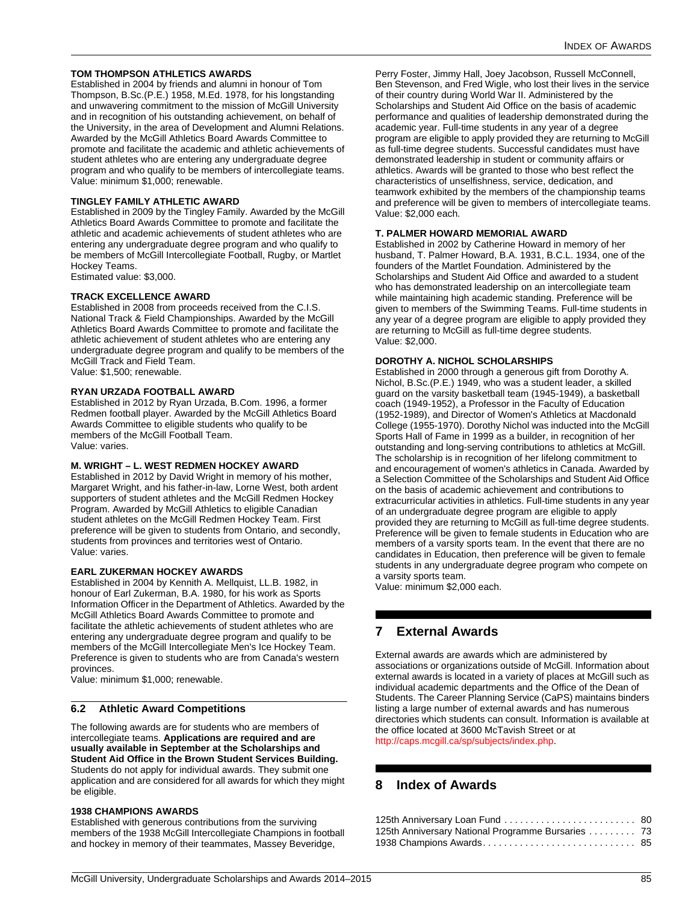**TOM THOMPSON ATHLETICS AWARDS**

Established in 2004 by friends and alumni in honour of Tom Thompson, B.Sc.(P.E.) 1958, M.Ed. 1978, for his longstanding and unwavering commitment to the mission of McGill University and in recognition of his outstanding achievement, on behalf of the University, in the area of Development and Alumni Relations. Awarded by the McGill Athletics Board Awards Committee to promote and facilitate the academic and athletic achievements of student athletes who are entering any undergraduate degree program and who qualify to be members of intercollegiate teams.
Value: minimum $1,000; renewable.

**TINGLEY FAMILY ATHLETIC AWARD**

Established in 2009 by the Tingley Family. Awarded by the McGill Athletics Board Awards Committee to promote and facilitate the athletic and academic achievements of student athletes who are entering any undergraduate degree program and who qualify to be members of McGill Intercollegiate Football, Rugby, or Martlet Hockey Teams.
Estimated value: $3,000.

**TRACK EXCELLENCE AWARD**

Established in 2008 from proceeds received from the C.I.S. National Track & Field Championships. Awarded by the McGill Athletics Board Awards Committee to promote and facilitate the athletic achievement of student athletes who are entering any undergraduate degree program and qualify to be members of the McGill Track and Field Team.
Value: $1,500; renewable.

**RYAN URZADA FOOTBALL AWARD**

Established in 2012 by Ryan Urzada, B.Com. 1996, a former Redmen football player. Awarded by the McGill Athletics Board Awards Committee to eligible students who qualify to be members of the McGill Football Team.
Value: varies.

**M. WRIGHT – L. WEST REDMEN HOCKEY AWARD**

Established in 2012 by David Wright in memory of his mother, Margaret Wright, and his father-in-law, Lorne West, both ardent supporters of student athletes and the McGill Redmen Hockey Program. Awarded by McGill Athletics to eligible Canadian student athletes on the McGill Redmen Hockey Team. First preference will be given to students from Ontario, and secondly, students from provinces and territories west of Ontario.
Value: varies.

**EARL ZUKERMAN HOCKEY AWARDS**

Established in 2004 by Kennith A. Mellquist, LL.B. 1982, in honour of Earl Zukerman, B.A. 1980, for his work as Sports Information Officer in the Department of Athletics. Awarded by the McGill Athletics Board Awards Committee to promote and facilitate the athletic achievements of student athletes who are entering any undergraduate degree program and qualify to be members of the McGill Intercollegiate Men's Ice Hockey Team. Preference is given to students who are from Canada's western provinces.
Value: minimum $1,000; renewable.

### 6.2 Athletic Award Competitions

The following awards are for students who are members of intercollegiate teams. **Applications are required and are usually available in September at the Scholarships and Student Aid Office in the Brown Student Services Building.** Students do not apply for individual awards. They submit one application and are considered for all awards for which they might be eligible.

**1938 CHAMPIONS AWARDS**

Established with generous contributions from the surviving members of the 1938 McGill Intercollegiate Champions in football and hockey in memory of their teammates, Massey Beveridge, Perry Foster, Jimmy Hall, Joey Jacobson, Russell McConnell, Ben Stevenson, and Fred Wigle, who lost their lives in the service of their country during World War II. Administered by the Scholarships and Student Aid Office on the basis of academic performance and qualities of leadership demonstrated during the academic year. Full-time students in any year of a degree program are eligible to apply provided they are returning to McGill as full-time degree students. Successful candidates must have demonstrated leadership in student or community affairs or athletics. Awards will be granted to those who best reflect the characteristics of unselfishness, service, dedication, and teamwork exhibited by the members of the championship teams and preference will be given to members of intercollegiate teams.
Value: $2,000 each.

**T. PALMER HOWARD MEMORIAL AWARD**

Established in 2002 by Catherine Howard in memory of her husband, T. Palmer Howard, B.A. 1931, B.C.L. 1934, one of the founders of the Martlet Foundation. Administered by the Scholarships and Student Aid Office and awarded to a student who has demonstrated leadership on an intercollegiate team while maintaining high academic standing. Preference will be given to members of the Swimming Teams. Full-time students in any year of a degree program are eligible to apply provided they are returning to McGill as full-time degree students.
Value: $2,000.

**DOROTHY A. NICHOL SCHOLARSHIPS**

Established in 2000 through a generous gift from Dorothy A. Nichol, B.Sc.(P.E.) 1949, who was a student leader, a skilled guard on the varsity basketball team (1945-1949), a basketball coach (1949-1952), a Professor in the Faculty of Education (1952-1989), and Director of Women's Athletics at Macdonald College (1955-1970). Dorothy Nichol was inducted into the McGill Sports Hall of Fame in 1999 as a builder, in recognition of her outstanding and long-serving contributions to athletics at McGill. The scholarship is in recognition of her lifelong commitment to and encouragement of women's athletics in Canada. Awarded by a Selection Committee of the Scholarships and Student Aid Office on the basis of academic achievement and contributions to extracurricular activities in athletics. Full-time students in any year of an undergraduate degree program are eligible to apply provided they are returning to McGill as full-time degree students. Preference will be given to female students in Education who are members of a varsity sports team. In the event that there are no candidates in Education, then preference will be given to female students in any undergraduate degree program who compete on a varsity sports team.
Value: minimum $2,000 each.

## 7 External Awards

External awards are awards which are administered by associations or organizations outside of McGill. Information about external awards is located in a variety of places at McGill such as individual academic departments and the Office of the Dean of Students. The Career Planning Service (CaPS) maintains binders listing a large number of external awards and has numerous directories which students can consult. Information is available at the office located at 3600 McTavish Street or at http://caps.mcgill.ca/sp/subjects/index.php.

## 8 Index of Awards

125th Anniversary Loan Fund . . . . . . . . . . . . . . . . . . . . . . . . . 80
125th Anniversary National Programme Bursaries . . . . . . . . . 73
1938 Champions Awards. . . . . . . . . . . . . . . . . . . . . . . . . . . . 85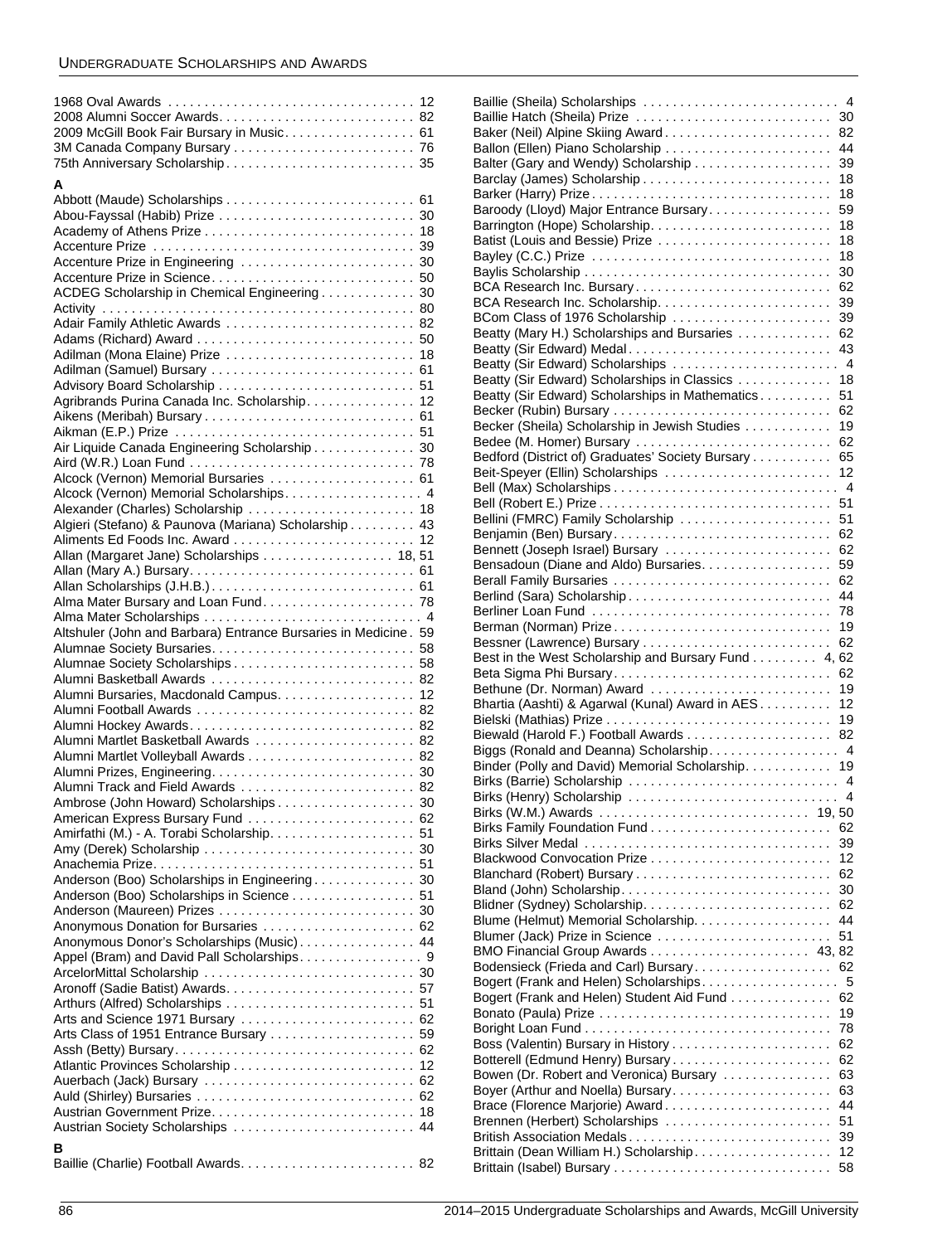1968 Oval Awards . . . . . . . . . . . . . . . . . . . . . . . . . . . . . . . . . 12
2008 Alumni Soccer Awards. . . . . . . . . . . . . . . . . . . . . . . . . . . 82
2009 McGill Book Fair Bursary in Music. . . . . . . . . . . . . . . . . . 61
3M Canada Company Bursary . . . . . . . . . . . . . . . . . . . . . . . . . 76
75th Anniversary Scholarship. . . . . . . . . . . . . . . . . . . . . . . . . . 35

**A**

Abbott (Maude) Scholarships . . . . . . . . . . . . . . . . . . . . . . . . . . 61
Abou-Fayssal (Habib) Prize . . . . . . . . . . . . . . . . . . . . . . . . . . . 30
Academy of Athens Prize . . . . . . . . . . . . . . . . . . . . . . . . . . . . . 18
Accenture Prize . . . . . . . . . . . . . . . . . . . . . . . . . . . . . . . . . . . . 39
Accenture Prize in Engineering . . . . . . . . . . . . . . . . . . . . . . . . 30
Accenture Prize in Science. . . . . . . . . . . . . . . . . . . . . . . . . . . . 50
ACDEG Scholarship in Chemical Engineering . . . . . . . . . . . . . 30
Activity . . . . . . . . . . . . . . . . . . . . . . . . . . . . . . . . . . . . . . . . . . . 80
Adair Family Athletic Awards . . . . . . . . . . . . . . . . . . . . . . . . . . 82
Adams (Richard) Award . . . . . . . . . . . . . . . . . . . . . . . . . . . . . . 50
Adilman (Mona Elaine) Prize . . . . . . . . . . . . . . . . . . . . . . . . . . 18
Adilman (Samuel) Bursary . . . . . . . . . . . . . . . . . . . . . . . . . . . . 61
Advisory Board Scholarship . . . . . . . . . . . . . . . . . . . . . . . . . . . 51
Agribrands Purina Canada Inc. Scholarship. . . . . . . . . . . . . . . 12
Aikens (Meribah) Bursary . . . . . . . . . . . . . . . . . . . . . . . . . . . . . 61
Aikman (E.P.) Prize . . . . . . . . . . . . . . . . . . . . . . . . . . . . . . . . . 51
Air Liquide Canada Engineering Scholarship . . . . . . . . . . . . . . 30
Aird (W.R.) Loan Fund . . . . . . . . . . . . . . . . . . . . . . . . . . . . . . . 78
Alcock (Vernon) Memorial Bursaries . . . . . . . . . . . . . . . . . . . . 61
Alcock (Vernon) Memorial Scholarships. . . . . . . . . . . . . . . . . . . 4
Alexander (Charles) Scholarship . . . . . . . . . . . . . . . . . . . . . . . 18
Algieri (Stefano) & Paunova (Mariana) Scholarship . . . . . . . . . 43
Aliments Ed Foods Inc. Award . . . . . . . . . . . . . . . . . . . . . . . . . 12
Allan (Margaret Jane) Scholarships . . . . . . . . . . . . . . . . . . 18, 51
Allan (Mary A.) Bursary. . . . . . . . . . . . . . . . . . . . . . . . . . . . . . . 61
Allan Scholarships (J.H.B.). . . . . . . . . . . . . . . . . . . . . . . . . . . . 61
Alma Mater Bursary and Loan Fund. . . . . . . . . . . . . . . . . . . . . 78
Alma Mater Scholarships . . . . . . . . . . . . . . . . . . . . . . . . . . . . . . 4
Altshuler (John and Barbara) Entrance Bursaries in Medicine . 59
Alumnae Society Bursaries. . . . . . . . . . . . . . . . . . . . . . . . . . . . 58
Alumnae Society Scholarships . . . . . . . . . . . . . . . . . . . . . . . . . 58
Alumni Basketball Awards . . . . . . . . . . . . . . . . . . . . . . . . . . . . 82
Alumni Bursaries, Macdonald Campus. . . . . . . . . . . . . . . . . . . 12
Alumni Football Awards . . . . . . . . . . . . . . . . . . . . . . . . . . . . . . 82
Alumni Hockey Awards. . . . . . . . . . . . . . . . . . . . . . . . . . . . . . . 82
Alumni Martlet Basketball Awards . . . . . . . . . . . . . . . . . . . . . . 82
Alumni Martlet Volleyball Awards . . . . . . . . . . . . . . . . . . . . . . . 82
Alumni Prizes, Engineering. . . . . . . . . . . . . . . . . . . . . . . . . . . . 30
Alumni Track and Field Awards . . . . . . . . . . . . . . . . . . . . . . . . 82
Ambrose (John Howard) Scholarships . . . . . . . . . . . . . . . . . . . 30
American Express Bursary Fund . . . . . . . . . . . . . . . . . . . . . . . 62
Amirfathi (M.) - A. Torabi Scholarship. . . . . . . . . . . . . . . . . . . . 51
Amy (Derek) Scholarship . . . . . . . . . . . . . . . . . . . . . . . . . . . . . 30
Anachemia Prize. . . . . . . . . . . . . . . . . . . . . . . . . . . . . . . . . . . . 51
Anderson (Boo) Scholarships in Engineering . . . . . . . . . . . . . . 30
Anderson (Boo) Scholarships in Science . . . . . . . . . . . . . . . . . 51
Anderson (Maureen) Prizes . . . . . . . . . . . . . . . . . . . . . . . . . . . 30
Anonymous Donation for Bursaries . . . . . . . . . . . . . . . . . . . . . 62
Anonymous Donor's Scholarships (Music) . . . . . . . . . . . . . . . . 44
Appel (Bram) and David Pall Scholarships. . . . . . . . . . . . . . . . . 9
ArcelorMittal Scholarship . . . . . . . . . . . . . . . . . . . . . . . . . . . . . 30
Aronoff (Sadie Batist) Awards. . . . . . . . . . . . . . . . . . . . . . . . . . 57
Arthurs (Alfred) Scholarships . . . . . . . . . . . . . . . . . . . . . . . . . . 51
Arts and Science 1971 Bursary . . . . . . . . . . . . . . . . . . . . . . . . 62
Arts Class of 1951 Entrance Bursary . . . . . . . . . . . . . . . . . . . . 59
Assh (Betty) Bursary. . . . . . . . . . . . . . . . . . . . . . . . . . . . . . . . . 62
Atlantic Provinces Scholarship . . . . . . . . . . . . . . . . . . . . . . . . . 12
Auerbach (Jack) Bursary . . . . . . . . . . . . . . . . . . . . . . . . . . . . . 62
Auld (Shirley) Bursaries . . . . . . . . . . . . . . . . . . . . . . . . . . . . . . 62
Austrian Government Prize. . . . . . . . . . . . . . . . . . . . . . . . . . . . 18
Austrian Society Scholarships . . . . . . . . . . . . . . . . . . . . . . . . . 44

**B**

Baillie (Charlie) Football Awards. . . . . . . . . . . . . . . . . . . . . . . . 82
Baillie (Sheila) Scholarships . . . . . . . . . . . . . . . . . . . . . . . . . . . 4
Baillie Hatch (Sheila) Prize . . . . . . . . . . . . . . . . . . . . . . . . . . . 30
Baker (Neil) Alpine Skiing Award . . . . . . . . . . . . . . . . . . . . . . . 82
Ballon (Ellen) Piano Scholarship . . . . . . . . . . . . . . . . . . . . . . . 44
Balter (Gary and Wendy) Scholarship . . . . . . . . . . . . . . . . . . . 39
Barclay (James) Scholarship . . . . . . . . . . . . . . . . . . . . . . . . . . 18
Barker (Harry) Prize . . . . . . . . . . . . . . . . . . . . . . . . . . . . . . . . . 18
Baroody (Lloyd) Major Entrance Bursary. . . . . . . . . . . . . . . . . 59
Barrington (Hope) Scholarship. . . . . . . . . . . . . . . . . . . . . . . . . 18
Batist (Louis and Bessie) Prize . . . . . . . . . . . . . . . . . . . . . . . . 18
Bayley (C.C.) Prize . . . . . . . . . . . . . . . . . . . . . . . . . . . . . . . . . 18
Baylis Scholarship . . . . . . . . . . . . . . . . . . . . . . . . . . . . . . . . . . 30
BCA Research Inc. Bursary. . . . . . . . . . . . . . . . . . . . . . . . . . . 62
BCA Research Inc. Scholarship. . . . . . . . . . . . . . . . . . . . . . . . 39
BCom Class of 1976 Scholarship . . . . . . . . . . . . . . . . . . . . . . 39
Beatty (Mary H.) Scholarships and Bursaries . . . . . . . . . . . . . 62
Beatty (Sir Edward) Medal. . . . . . . . . . . . . . . . . . . . . . . . . . . . 43
Beatty (Sir Edward) Scholarships . . . . . . . . . . . . . . . . . . . . . . . 4
Beatty (Sir Edward) Scholarships in Classics . . . . . . . . . . . . . 18
Beatty (Sir Edward) Scholarships in Mathematics. . . . . . . . . . 51
Becker (Rubin) Bursary . . . . . . . . . . . . . . . . . . . . . . . . . . . . . . 62
Becker (Sheila) Scholarship in Jewish Studies . . . . . . . . . . . . 19
Bedee (M. Homer) Bursary . . . . . . . . . . . . . . . . . . . . . . . . . . . 62
Bedford (District of) Graduates' Society Bursary . . . . . . . . . . . 65
Beit-Speyer (Ellin) Scholarships . . . . . . . . . . . . . . . . . . . . . . . 12
Bell (Max) Scholarships . . . . . . . . . . . . . . . . . . . . . . . . . . . . . . . 4
Bell (Robert E.) Prize . . . . . . . . . . . . . . . . . . . . . . . . . . . . . . . . 51
Bellini (FMRC) Family Scholarship . . . . . . . . . . . . . . . . . . . . . 51
Benjamin (Ben) Bursary. . . . . . . . . . . . . . . . . . . . . . . . . . . . . . 62
Bennett (Joseph Israel) Bursary . . . . . . . . . . . . . . . . . . . . . . . 62
Bensadoun (Diane and Aldo) Bursaries. . . . . . . . . . . . . . . . . . 59
Berall Family Bursaries . . . . . . . . . . . . . . . . . . . . . . . . . . . . . . 62
Berlind (Sara) Scholarship . . . . . . . . . . . . . . . . . . . . . . . . . . . . 44
Berliner Loan Fund . . . . . . . . . . . . . . . . . . . . . . . . . . . . . . . . . 78
Berman (Norman) Prize . . . . . . . . . . . . . . . . . . . . . . . . . . . . . . 19
Bessner (Lawrence) Bursary . . . . . . . . . . . . . . . . . . . . . . . . . . 62
Best in the West Scholarship and Bursary Fund . . . . . . . . . 4, 62
Beta Sigma Phi Bursary. . . . . . . . . . . . . . . . . . . . . . . . . . . . . . 62
Bethune (Dr. Norman) Award . . . . . . . . . . . . . . . . . . . . . . . . . 19
Bhartia (Aashti) & Agarwal (Kunal) Award in AES . . . . . . . . . . 12
Bielski (Mathias) Prize . . . . . . . . . . . . . . . . . . . . . . . . . . . . . . . 19
Biewald (Harold F.) Football Awards . . . . . . . . . . . . . . . . . . . . 82
Biggs (Ronald and Deanna) Scholarship. . . . . . . . . . . . . . . . . . 4
Binder (Polly and David) Memorial Scholarship. . . . . . . . . . . . 19
Birks (Barrie) Scholarship . . . . . . . . . . . . . . . . . . . . . . . . . . . . . 4
Birks (Henry) Scholarship . . . . . . . . . . . . . . . . . . . . . . . . . . . . . 4
Birks (W.M.) Awards . . . . . . . . . . . . . . . . . . . . . . . . . . . . . 19, 50
Birks Family Foundation Fund . . . . . . . . . . . . . . . . . . . . . . . . . 62
Birks Silver Medal . . . . . . . . . . . . . . . . . . . . . . . . . . . . . . . . . . 39
Blackwood Convocation Prize . . . . . . . . . . . . . . . . . . . . . . . . . 12
Blanchard (Robert) Bursary . . . . . . . . . . . . . . . . . . . . . . . . . . . 62
Bland (John) Scholarship. . . . . . . . . . . . . . . . . . . . . . . . . . . . . 30
Blidner (Sydney) Scholarship. . . . . . . . . . . . . . . . . . . . . . . . . . 62
Blume (Helmut) Memorial Scholarship. . . . . . . . . . . . . . . . . . . 44
Blumer (Jack) Prize in Science . . . . . . . . . . . . . . . . . . . . . . . . 51
BMO Financial Group Awards . . . . . . . . . . . . . . . . . . . . . . 43, 82
Bodensieck (Frieda and Carl) Bursary. . . . . . . . . . . . . . . . . . . 62
Bogert (Frank and Helen) Scholarships. . . . . . . . . . . . . . . . . . . 5
Bogert (Frank and Helen) Student Aid Fund . . . . . . . . . . . . . . 62
Bonato (Paula) Prize . . . . . . . . . . . . . . . . . . . . . . . . . . . . . . . . 19
Boright Loan Fund . . . . . . . . . . . . . . . . . . . . . . . . . . . . . . . . . . 78
Boss (Valentin) Bursary in History . . . . . . . . . . . . . . . . . . . . . . 62
Botterell (Edmund Henry) Bursary . . . . . . . . . . . . . . . . . . . . . . 62
Bowen (Dr. Robert and Veronica) Bursary . . . . . . . . . . . . . . . 63
Boyer (Arthur and Noella) Bursary. . . . . . . . . . . . . . . . . . . . . . 63
Brace (Florence Marjorie) Award . . . . . . . . . . . . . . . . . . . . . . . 44
Brennen (Herbert) Scholarships . . . . . . . . . . . . . . . . . . . . . . . 51
British Association Medals . . . . . . . . . . . . . . . . . . . . . . . . . . . . 39
Brittain (Dean William H.) Scholarship. . . . . . . . . . . . . . . . . . . 12
Brittain (Isabel) Bursary . . . . . . . . . . . . . . . . . . . . . . . . . . . . . . 58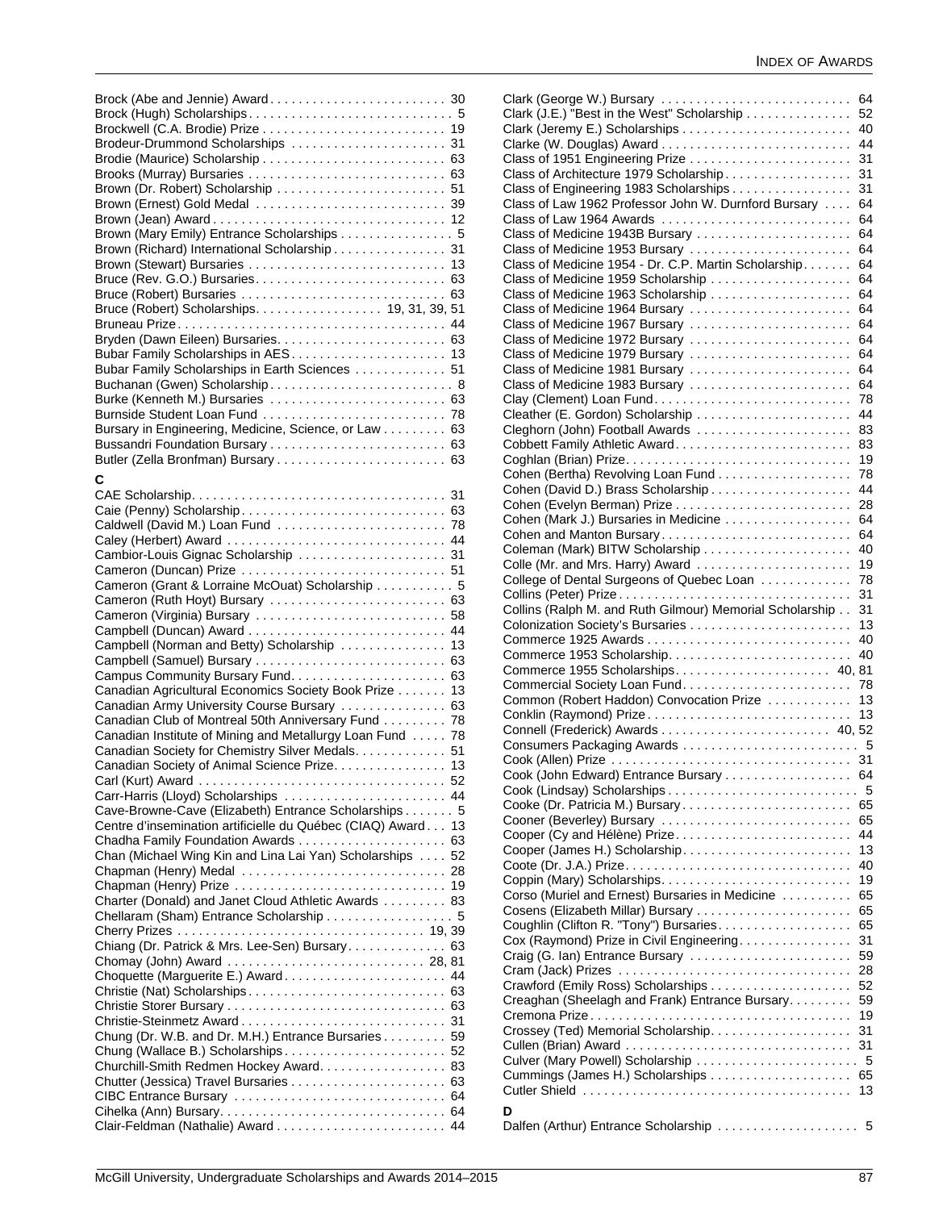Brock (Abe and Jennie) Award . . . . . . . . . . . . . . . . . . . . . . . . . 30
Brock (Hugh) Scholarships . . . . . . . . . . . . . . . . . . . . . . . . . . . . . 5
Brockwell (C.A. Brodie) Prize . . . . . . . . . . . . . . . . . . . . . . . . . . 19
Brodeur-Drummond Scholarships . . . . . . . . . . . . . . . . . . . . . . 31
Brodie (Maurice) Scholarship . . . . . . . . . . . . . . . . . . . . . . . . . . 63
Brooks (Murray) Bursaries . . . . . . . . . . . . . . . . . . . . . . . . . . . . 63
Brown (Dr. Robert) Scholarship . . . . . . . . . . . . . . . . . . . . . . . . 51
Brown (Ernest) Gold Medal . . . . . . . . . . . . . . . . . . . . . . . . . . . 39
Brown (Jean) Award . . . . . . . . . . . . . . . . . . . . . . . . . . . . . . . . . 12
Brown (Mary Emily) Entrance Scholarships . . . . . . . . . . . . . . . . 5
Brown (Richard) International Scholarship . . . . . . . . . . . . . . . . 31
Brown (Stewart) Bursaries . . . . . . . . . . . . . . . . . . . . . . . . . . . . 13
Bruce (Rev. G.O.) Bursaries . . . . . . . . . . . . . . . . . . . . . . . . . . . 63
Bruce (Robert) Bursaries . . . . . . . . . . . . . . . . . . . . . . . . . . . . . 63
Bruce (Robert) Scholarships . . . . . . . . . . . . . . . . . . 19, 31, 39, 51
Bruneau Prize . . . . . . . . . . . . . . . . . . . . . . . . . . . . . . . . . . . . . . 44
Bryden (Dawn Eileen) Bursaries . . . . . . . . . . . . . . . . . . . . . . . . 63
Bubar Family Scholarships in AES . . . . . . . . . . . . . . . . . . . . . . 13
Bubar Family Scholarships in Earth Sciences . . . . . . . . . . . . . 51
Buchanan (Gwen) Scholarship . . . . . . . . . . . . . . . . . . . . . . . . . . 8
Burke (Kenneth M.) Bursaries . . . . . . . . . . . . . . . . . . . . . . . . . 63
Burnside Student Loan Fund . . . . . . . . . . . . . . . . . . . . . . . . . . 78
Bursary in Engineering, Medicine, Science, or Law . . . . . . . . . 63
Bussandri Foundation Bursary . . . . . . . . . . . . . . . . . . . . . . . . . 63
Butler (Zella Bronfman) Bursary . . . . . . . . . . . . . . . . . . . . . . . . 63

**C**

CAE Scholarship . . . . . . . . . . . . . . . . . . . . . . . . . . . . . . . . . . . . 31
Caie (Penny) Scholarship . . . . . . . . . . . . . . . . . . . . . . . . . . . . . 63
Caldwell (David M.) Loan Fund . . . . . . . . . . . . . . . . . . . . . . . . 78
Caley (Herbert) Award . . . . . . . . . . . . . . . . . . . . . . . . . . . . . . . 44
Cambior-Louis Gignac Scholarship . . . . . . . . . . . . . . . . . . . . . 31
Cameron (Duncan) Prize . . . . . . . . . . . . . . . . . . . . . . . . . . . . . 51
Cameron (Grant & Lorraine McOuat) Scholarship . . . . . . . . . . . 5
Cameron (Ruth Hoyt) Bursary . . . . . . . . . . . . . . . . . . . . . . . . . 63
Cameron (Virginia) Bursary . . . . . . . . . . . . . . . . . . . . . . . . . . . 58
Campbell (Duncan) Award . . . . . . . . . . . . . . . . . . . . . . . . . . . . 44
Campbell (Norman and Betty) Scholarship . . . . . . . . . . . . . . . 13
Campbell (Samuel) Bursary . . . . . . . . . . . . . . . . . . . . . . . . . . . 63
Campus Community Bursary Fund . . . . . . . . . . . . . . . . . . . . . . 63
Canadian Agricultural Economics Society Book Prize . . . . . . . 13
Canadian Army University Course Bursary . . . . . . . . . . . . . . . 63
Canadian Club of Montreal 50th Anniversary Fund . . . . . . . . . 78
Canadian Institute of Mining and Metallurgy Loan Fund . . . . . 78
Canadian Society for Chemistry Silver Medals . . . . . . . . . . . . . 51
Canadian Society of Animal Science Prize . . . . . . . . . . . . . . . . 13
Carl (Kurt) Award . . . . . . . . . . . . . . . . . . . . . . . . . . . . . . . . . . . 52
Carr-Harris (Lloyd) Scholarships . . . . . . . . . . . . . . . . . . . . . . . 44
Cave-Browne-Cave (Elizabeth) Entrance Scholarships . . . . . . . 5
Centre d'insemination artificielle du Québec (CIAQ) Award . . . 13
Chadha Family Foundation Awards . . . . . . . . . . . . . . . . . . . . . 63
Chan (Michael Wing Kin and Lina Lai Yan) Scholarships . . . . 52
Chapman (Henry) Medal . . . . . . . . . . . . . . . . . . . . . . . . . . . . . 28
Chapman (Henry) Prize . . . . . . . . . . . . . . . . . . . . . . . . . . . . . . 19
Charter (Donald) and Janet Cloud Athletic Awards . . . . . . . . . 83
Chellaram (Sham) Entrance Scholarship . . . . . . . . . . . . . . . . . . 5
Cherry Prizes . . . . . . . . . . . . . . . . . . . . . . . . . . . . . . . . . . . 19, 39
Chiang (Dr. Patrick & Mrs. Lee-Sen) Bursary . . . . . . . . . . . . . . 63
Chomay (John) Award . . . . . . . . . . . . . . . . . . . . . . . . . . . 28, 81
Choquette (Marguerite E.) Award . . . . . . . . . . . . . . . . . . . . . . . 44
Christie (Nat) Scholarships . . . . . . . . . . . . . . . . . . . . . . . . . . . . 63
Christie Storer Bursary . . . . . . . . . . . . . . . . . . . . . . . . . . . . . . . 63
Christie-Steinmetz Award . . . . . . . . . . . . . . . . . . . . . . . . . . . . . 31
Chung (Dr. W.B. and Dr. M.H.) Entrance Bursaries . . . . . . . . . 59
Chung (Wallace B.) Scholarships . . . . . . . . . . . . . . . . . . . . . . . 52
Churchill-Smith Redmen Hockey Award . . . . . . . . . . . . . . . . . . 83
Chutter (Jessica) Travel Bursaries . . . . . . . . . . . . . . . . . . . . . . 63
CIBC Entrance Bursary . . . . . . . . . . . . . . . . . . . . . . . . . . . . . . 64
Cihelka (Ann) Bursary . . . . . . . . . . . . . . . . . . . . . . . . . . . . . . . . 64
Clair-Feldman (Nathalie) Award . . . . . . . . . . . . . . . . . . . . . . . . 44
Clark (George W.) Bursary . . . . . . . . . . . . . . . . . . . . . . . . . . . 64
Clark (J.E.) "Best in the West" Scholarship . . . . . . . . . . . . . . . 52
Clark (Jeremy E.) Scholarships . . . . . . . . . . . . . . . . . . . . . . . . 40
Clarke (W. Douglas) Award . . . . . . . . . . . . . . . . . . . . . . . . . . . 44
Class of 1951 Engineering Prize . . . . . . . . . . . . . . . . . . . . . . . 31
Class of Architecture 1979 Scholarship . . . . . . . . . . . . . . . . . . 31
Class of Engineering 1983 Scholarships . . . . . . . . . . . . . . . . . 31
Class of Law 1962 Professor John W. Durnford Bursary . . . . 64
Class of Law 1964 Awards . . . . . . . . . . . . . . . . . . . . . . . . . . . 64
Class of Medicine 1943B Bursary . . . . . . . . . . . . . . . . . . . . . . 64
Class of Medicine 1953 Bursary . . . . . . . . . . . . . . . . . . . . . . . 64
Class of Medicine 1954 - Dr. C.P. Martin Scholarship . . . . . . . 64
Class of Medicine 1959 Scholarship . . . . . . . . . . . . . . . . . . . . 64
Class of Medicine 1963 Scholarship . . . . . . . . . . . . . . . . . . . . 64
Class of Medicine 1964 Bursary . . . . . . . . . . . . . . . . . . . . . . . 64
Class of Medicine 1967 Bursary . . . . . . . . . . . . . . . . . . . . . . . 64
Class of Medicine 1972 Bursary . . . . . . . . . . . . . . . . . . . . . . . 64
Class of Medicine 1979 Bursary . . . . . . . . . . . . . . . . . . . . . . . 64
Class of Medicine 1981 Bursary . . . . . . . . . . . . . . . . . . . . . . . 64
Class of Medicine 1983 Bursary . . . . . . . . . . . . . . . . . . . . . . . 64
Clay (Clement) Loan Fund . . . . . . . . . . . . . . . . . . . . . . . . . . . . 78
Cleather (E. Gordon) Scholarship . . . . . . . . . . . . . . . . . . . . . . 44
Cleghorn (John) Football Awards . . . . . . . . . . . . . . . . . . . . . . 83
Cobbett Family Athletic Award . . . . . . . . . . . . . . . . . . . . . . . . . 83
Coghlan (Brian) Prize . . . . . . . . . . . . . . . . . . . . . . . . . . . . . . . . 19
Cohen (Bertha) Revolving Loan Fund . . . . . . . . . . . . . . . . . . . 78
Cohen (David D.) Brass Scholarship . . . . . . . . . . . . . . . . . . . . 44
Cohen (Evelyn Berman) Prize . . . . . . . . . . . . . . . . . . . . . . . . . 28
Cohen (Mark J.) Bursaries in Medicine . . . . . . . . . . . . . . . . . . 64
Cohen and Manton Bursary . . . . . . . . . . . . . . . . . . . . . . . . . . . 64
Coleman (Mark) BITW Scholarship . . . . . . . . . . . . . . . . . . . . . 40
Colle (Mr. and Mrs. Harry) Award . . . . . . . . . . . . . . . . . . . . . . 19
College of Dental Surgeons of Quebec Loan . . . . . . . . . . . . . 78
Collins (Peter) Prize . . . . . . . . . . . . . . . . . . . . . . . . . . . . . . . . . 31
Collins (Ralph M. and Ruth Gilmour) Memorial Scholarship . . 31
Colonization Society's Bursaries . . . . . . . . . . . . . . . . . . . . . . . 13
Commerce 1925 Awards . . . . . . . . . . . . . . . . . . . . . . . . . . . . . 40
Commerce 1953 Scholarship . . . . . . . . . . . . . . . . . . . . . . . . . . 40
Commerce 1955 Scholarships . . . . . . . . . . . . . . . . . . . . . . 40, 81
Commercial Society Loan Fund . . . . . . . . . . . . . . . . . . . . . . . . 78
Common (Robert Haddon) Convocation Prize . . . . . . . . . . . . 13
Conklin (Raymond) Prize . . . . . . . . . . . . . . . . . . . . . . . . . . . . . 13
Connell (Frederick) Awards . . . . . . . . . . . . . . . . . . . . . . . . 40, 52
Consumers Packaging Awards . . . . . . . . . . . . . . . . . . . . . . . . . 5
Cook (Allen) Prize . . . . . . . . . . . . . . . . . . . . . . . . . . . . . . . . . . 31
Cook (John Edward) Entrance Bursary . . . . . . . . . . . . . . . . . . 64
Cook (Lindsay) Scholarships . . . . . . . . . . . . . . . . . . . . . . . . . . . 5
Cooke (Dr. Patricia M.) Bursary . . . . . . . . . . . . . . . . . . . . . . . . 65
Cooner (Beverley) Bursary . . . . . . . . . . . . . . . . . . . . . . . . . . . 65
Cooper (Cy and Hélène) Prize . . . . . . . . . . . . . . . . . . . . . . . . . 44
Cooper (James H.) Scholarship . . . . . . . . . . . . . . . . . . . . . . . . 13
Coote (Dr. J.A.) Prize . . . . . . . . . . . . . . . . . . . . . . . . . . . . . . . . 40
Coppin (Mary) Scholarships . . . . . . . . . . . . . . . . . . . . . . . . . . . 19
Corso (Muriel and Ernest) Bursaries in Medicine . . . . . . . . . . 65
Cosens (Elizabeth Millar) Bursary . . . . . . . . . . . . . . . . . . . . . . 65
Coughlin (Clifton R. "Tony") Bursaries . . . . . . . . . . . . . . . . . . . 65
Cox (Raymond) Prize in Civil Engineering . . . . . . . . . . . . . . . . 31
Craig (G. Ian) Entrance Bursary . . . . . . . . . . . . . . . . . . . . . . . 59
Cram (Jack) Prizes . . . . . . . . . . . . . . . . . . . . . . . . . . . . . . . . . 28
Crawford (Emily Ross) Scholarships . . . . . . . . . . . . . . . . . . . . 52
Creaghan (Sheeghagh and Frank) Entrance Bursary . . . . . . . . . 59
Cremona Prize . . . . . . . . . . . . . . . . . . . . . . . . . . . . . . . . . . . . . 19
Crossey (Ted) Memorial Scholarship . . . . . . . . . . . . . . . . . . . . 31
Cullen (Brian) Award . . . . . . . . . . . . . . . . . . . . . . . . . . . . . . . . 31
Culver (Mary Powell) Scholarship . . . . . . . . . . . . . . . . . . . . . . . 5
Cummings (James H.) Scholarships . . . . . . . . . . . . . . . . . . . . 65
Cutler Shield . . . . . . . . . . . . . . . . . . . . . . . . . . . . . . . . . . . . . . 13

**D**

Dalfen (Arthur) Entrance Scholarship . . . . . . . . . . . . . . . . . . . . 5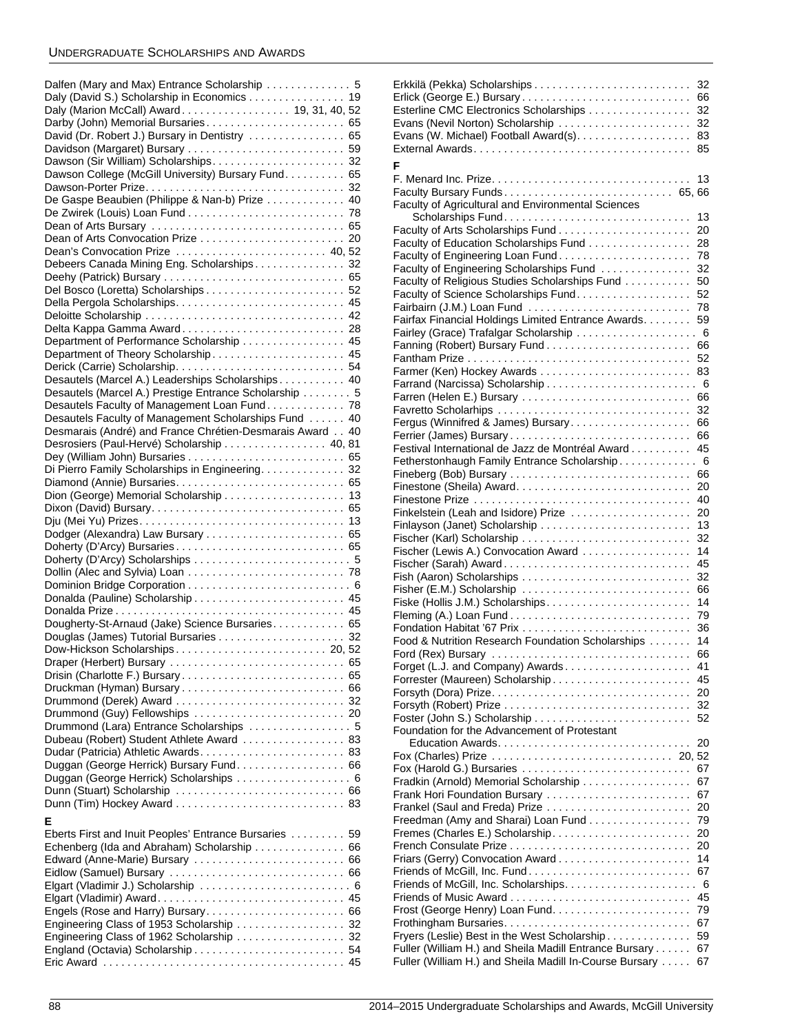Dalfen (Mary and Max) Entrance Scholarship . . . . . . . . . . . . . 5
Daly (David S.) Scholarship in Economics . . . . . . . . . . . . . . . 19
Daly (Marion McCall) Award . . . . . . . . . . . . . . . . . . 19, 31, 40, 52
Darby (John) Memorial Bursaries . . . . . . . . . . . . . . . . . . . . . . . 65
David (Dr. Robert J.) Bursary in Dentistry . . . . . . . . . . . . . . . 65
Davidson (Margaret) Bursary . . . . . . . . . . . . . . . . . . . . . . . . . . 59
Dawson (Sir William) Scholarships . . . . . . . . . . . . . . . . . . . . . . 32
Dawson College (McGill University) Bursary Fund . . . . . . . . . . 65
Dawson-Porter Prize . . . . . . . . . . . . . . . . . . . . . . . . . . . . . . . . . 32
De Gaspe Beaubien (Philippe & Nan-b) Prize . . . . . . . . . . . . . 40
De Zwirek (Louis) Loan Fund . . . . . . . . . . . . . . . . . . . . . . . . . . 78
Dean of Arts Bursary . . . . . . . . . . . . . . . . . . . . . . . . . . . . . . . . 65
Dean of Arts Convocation Prize . . . . . . . . . . . . . . . . . . . . . . . . 20
Dean's Convocation Prize . . . . . . . . . . . . . . . . . . . . . . . . . 40, 52
Debeers Canada Mining Eng. Scholarships . . . . . . . . . . . . . . . 32
Deehy (Patrick) Bursary . . . . . . . . . . . . . . . . . . . . . . . . . . . . . . 65
Del Bosco (Loretta) Scholarships . . . . . . . . . . . . . . . . . . . . . . . 52
Della Pergola Scholarships . . . . . . . . . . . . . . . . . . . . . . . . . . . . 45
Deloitte Scholarship . . . . . . . . . . . . . . . . . . . . . . . . . . . . . . . . . 42
Delta Kappa Gamma Award . . . . . . . . . . . . . . . . . . . . . . . . . . . 28
Department of Performance Scholarship . . . . . . . . . . . . . . . . . 45
Department of Theory Scholarship . . . . . . . . . . . . . . . . . . . . . . 45
Derick (Carrie) Scholarship . . . . . . . . . . . . . . . . . . . . . . . . . . . . 54
Desautels (Marcel A.) Leaderships Scholarships . . . . . . . . . . . 40
Desautels (Marcel A.) Prestige Entrance Scholarship . . . . . . . . 5
Desautels Faculty of Management Loan Fund . . . . . . . . . . . . . 78
Desautels Faculty of Management Scholarships Fund . . . . . . 40
Desmarais (André) and France Chrétien-Desmarais Award . . 40
Desrosiers (Paul-Hervé) Scholarship . . . . . . . . . . . . . . . . . 40, 81
Dey (William John) Bursaries . . . . . . . . . . . . . . . . . . . . . . . . . . 65
Di Pierro Family Scholarships in Engineering . . . . . . . . . . . . . . 32
Diamond (Annie) Bursaries . . . . . . . . . . . . . . . . . . . . . . . . . . . . 65
Dion (George) Memorial Scholarship . . . . . . . . . . . . . . . . . . . . 13
Dixon (David) Bursary . . . . . . . . . . . . . . . . . . . . . . . . . . . . . . . . 65
Dju (Mei Yu) Prizes . . . . . . . . . . . . . . . . . . . . . . . . . . . . . . . . . 13
Dodger (Alexandra) Law Bursary . . . . . . . . . . . . . . . . . . . . . . . 65
Doherty (D'Arcy) Bursaries . . . . . . . . . . . . . . . . . . . . . . . . . . . . 65
Doherty (D'Arcy) Scholarships . . . . . . . . . . . . . . . . . . . . . . . . . . 5
Dollin (Alec and Sylvia) Loan . . . . . . . . . . . . . . . . . . . . . . . . . . 78
Dominion Bridge Corporation . . . . . . . . . . . . . . . . . . . . . . . . . . . 6
Donalda (Pauline) Scholarship . . . . . . . . . . . . . . . . . . . . . . . . . 45
Donalda Prize . . . . . . . . . . . . . . . . . . . . . . . . . . . . . . . . . . . . . . 45
Dougherty-St-Arnaud (Jake) Science Bursaries . . . . . . . . . . . . 65
Douglas (James) Tutorial Bursaries . . . . . . . . . . . . . . . . . . . . . 32
Dow-Hickson Scholarships . . . . . . . . . . . . . . . . . . . . . . . . . 20, 52
Draper (Herbert) Bursary . . . . . . . . . . . . . . . . . . . . . . . . . . . . . 65
Drisin (Charlotte F.) Bursary . . . . . . . . . . . . . . . . . . . . . . . . . . . 65
Druckman (Hyman) Bursary . . . . . . . . . . . . . . . . . . . . . . . . . . . 66
Drummond (Derek) Award . . . . . . . . . . . . . . . . . . . . . . . . . . . . 32
Drummond (Guy) Fellowships . . . . . . . . . . . . . . . . . . . . . . . . . 20
Drummond (Lara) Entrance Scholarships . . . . . . . . . . . . . . . . . 5
Dubeau (Robert) Student Athlete Award . . . . . . . . . . . . . . . . . 83
Dudar (Patricia) Athletic Awards . . . . . . . . . . . . . . . . . . . . . . . . 83
Duggan (George Herrick) Bursary Fund . . . . . . . . . . . . . . . . . . 66
Duggan (George Herrick) Scholarships . . . . . . . . . . . . . . . . . . . 6
Dunn (Stuart) Scholarship . . . . . . . . . . . . . . . . . . . . . . . . . . . . 66
Dunn (Tim) Hockey Award . . . . . . . . . . . . . . . . . . . . . . . . . . . . 83

### E

Eberts First and Inuit Peoples' Entrance Bursaries . . . . . . . . . 59
Echenberg (Ida and Abraham) Scholarship . . . . . . . . . . . . . . . 66
Edward (Anne-Marie) Bursary . . . . . . . . . . . . . . . . . . . . . . . . . 66
Eidlow (Samuel) Bursary . . . . . . . . . . . . . . . . . . . . . . . . . . . . . 66
Elgart (Vladimir J.) Scholarship . . . . . . . . . . . . . . . . . . . . . . . . . 6
Elgart (Vladimir) Award . . . . . . . . . . . . . . . . . . . . . . . . . . . . . . . 45
Engels (Rose and Harry) Bursary . . . . . . . . . . . . . . . . . . . . . . . 66
Engineering Class of 1953 Scholarship . . . . . . . . . . . . . . . . . . 32
Engineering Class of 1962 Scholarship . . . . . . . . . . . . . . . . . . 32
England (Octavia) Scholarship . . . . . . . . . . . . . . . . . . . . . . . . . 54
Eric Award . . . . . . . . . . . . . . . . . . . . . . . . . . . . . . . . . . . . . . . . 45
Erkkilä (Pekka) Scholarships . . . . . . . . . . . . . . . . . . . . . . . . . . 32
Erlick (George E.) Bursary . . . . . . . . . . . . . . . . . . . . . . . . . . . . 66
Esterline CMC Electronics Scholarships . . . . . . . . . . . . . . . . . 32
Evans (Nevil Norton) Scholarship . . . . . . . . . . . . . . . . . . . . . . 32
Evans (W. Michael) Football Award(s) . . . . . . . . . . . . . . . . . . . 83
External Awards . . . . . . . . . . . . . . . . . . . . . . . . . . . . . . . . . . . . 85

### F

F. Menard Inc. Prize . . . . . . . . . . . . . . . . . . . . . . . . . . . . . . . . . 13
Faculty Bursary Funds . . . . . . . . . . . . . . . . . . . . . . . . . . . . 65, 66
Faculty of Agricultural and Environmental Sciences Scholarships Fund . . . . . . . . . . . . . . . . . . . . . . . . . . . . . . . 13
Faculty of Arts Scholarships Fund . . . . . . . . . . . . . . . . . . . . . . 20
Faculty of Education Scholarships Fund . . . . . . . . . . . . . . . . . 28
Faculty of Engineering Loan Fund . . . . . . . . . . . . . . . . . . . . . . 78
Faculty of Engineering Scholarships Fund . . . . . . . . . . . . . . . 32
Faculty of Religious Studies Scholarships Fund . . . . . . . . . . . 50
Faculty of Science Scholarships Fund . . . . . . . . . . . . . . . . . . . 52
Fairbairn (J.M.) Loan Fund . . . . . . . . . . . . . . . . . . . . . . . . . . . 78
Fairfax Financial Holdings Limited Entrance Awards . . . . . . . . 59
Fairley (Grace) Trafalgar Scholarship . . . . . . . . . . . . . . . . . . . . 6
Fanning (Robert) Bursary Fund . . . . . . . . . . . . . . . . . . . . . . . . 66
Fantham Prize . . . . . . . . . . . . . . . . . . . . . . . . . . . . . . . . . . . . . 52
Farmer (Ken) Hockey Awards . . . . . . . . . . . . . . . . . . . . . . . . . 83
Farrand (Narcissa) Scholarship . . . . . . . . . . . . . . . . . . . . . . . . . 6
Farren (Helen E.) Bursary . . . . . . . . . . . . . . . . . . . . . . . . . . . . 66
Favretto Scholarhips . . . . . . . . . . . . . . . . . . . . . . . . . . . . . . . . 32
Fergus (Winnifred & James) Bursary . . . . . . . . . . . . . . . . . . . . 66
Ferrier (James) Bursary . . . . . . . . . . . . . . . . . . . . . . . . . . . . . . 66
Festival International de Jazz de Montréal Award . . . . . . . . . . 45
Fetherstonhaugh Family Entrance Scholarship . . . . . . . . . . . . . 6
Fineberg (Bob) Bursary . . . . . . . . . . . . . . . . . . . . . . . . . . . . . . 66
Finestone (Sheila) Award . . . . . . . . . . . . . . . . . . . . . . . . . . . . . 20
Finestone Prize . . . . . . . . . . . . . . . . . . . . . . . . . . . . . . . . . . . . 40
Finkelstein (Leah and Isidore) Prize . . . . . . . . . . . . . . . . . . . . 20
Finlayson (Janet) Scholarship . . . . . . . . . . . . . . . . . . . . . . . . . 13
Fischer (Karl) Scholarship . . . . . . . . . . . . . . . . . . . . . . . . . . . . 32
Fischer (Lewis A.) Convocation Award . . . . . . . . . . . . . . . . . . 14
Fischer (Sarah) Award . . . . . . . . . . . . . . . . . . . . . . . . . . . . . . . 45
Fish (Aaron) Scholarships . . . . . . . . . . . . . . . . . . . . . . . . . . . . 32
Fisher (E.M.) Scholarship . . . . . . . . . . . . . . . . . . . . . . . . . . . . 66
Fiske (Hollis J.M.) Scholarships . . . . . . . . . . . . . . . . . . . . . . . . 14
Fleming (A.) Loan Fund . . . . . . . . . . . . . . . . . . . . . . . . . . . . . . 79
Fondation Habitat '67 Prix . . . . . . . . . . . . . . . . . . . . . . . . . . . . 36
Food & Nutrition Research Foundation Scholarships . . . . . . . 14
Ford (Rex) Bursary . . . . . . . . . . . . . . . . . . . . . . . . . . . . . . . . . 66
Forget (L.J. and Company) Awards . . . . . . . . . . . . . . . . . . . . . 41
Forrester (Maureen) Scholarship . . . . . . . . . . . . . . . . . . . . . . . 45
Forsyth (Dora) Prize . . . . . . . . . . . . . . . . . . . . . . . . . . . . . . . . . 20
Forsyth (Robert) Prize . . . . . . . . . . . . . . . . . . . . . . . . . . . . . . . 32
Foster (John S.) Scholarship . . . . . . . . . . . . . . . . . . . . . . . . . . 52
Foundation for the Advancement of Protestant Education Awards . . . . . . . . . . . . . . . . . . . . . . . . . . . . . . . . 20
Fox (Charles) Prize . . . . . . . . . . . . . . . . . . . . . . . . . . . . . . 20, 52
Fox (Harold G.) Bursaries . . . . . . . . . . . . . . . . . . . . . . . . . . . . 67
Fradkin (Arnold) Memorial Scholarship . . . . . . . . . . . . . . . . . . 67
Frank Hori Foundation Bursary . . . . . . . . . . . . . . . . . . . . . . . . 67
Frankel (Saul and Freda) Prize . . . . . . . . . . . . . . . . . . . . . . . . 20
Freedman (Amy and Sharai) Loan Fund . . . . . . . . . . . . . . . . . 79
Fremes (Charles E.) Scholarship . . . . . . . . . . . . . . . . . . . . . . . 20
French Consulate Prize . . . . . . . . . . . . . . . . . . . . . . . . . . . . . . 20
Friars (Gerry) Convocation Award . . . . . . . . . . . . . . . . . . . . . . 14
Friends of McGill, Inc. Fund . . . . . . . . . . . . . . . . . . . . . . . . . . . 67
Friends of McGill, Inc. Scholarships . . . . . . . . . . . . . . . . . . . . . . 6
Friends of Music Award . . . . . . . . . . . . . . . . . . . . . . . . . . . . . . 45
Frost (George Henry) Loan Fund . . . . . . . . . . . . . . . . . . . . . . . 79
Frothingham Bursaries . . . . . . . . . . . . . . . . . . . . . . . . . . . . . . . 67
Fryers (Leslie) Best in the West Scholarship . . . . . . . . . . . . . . 59
Fuller (William H.) and Sheila Madill Entrance Bursary . . . . . . 67
Fuller (William H.) and Sheila Madill In-Course Bursary . . . . . 67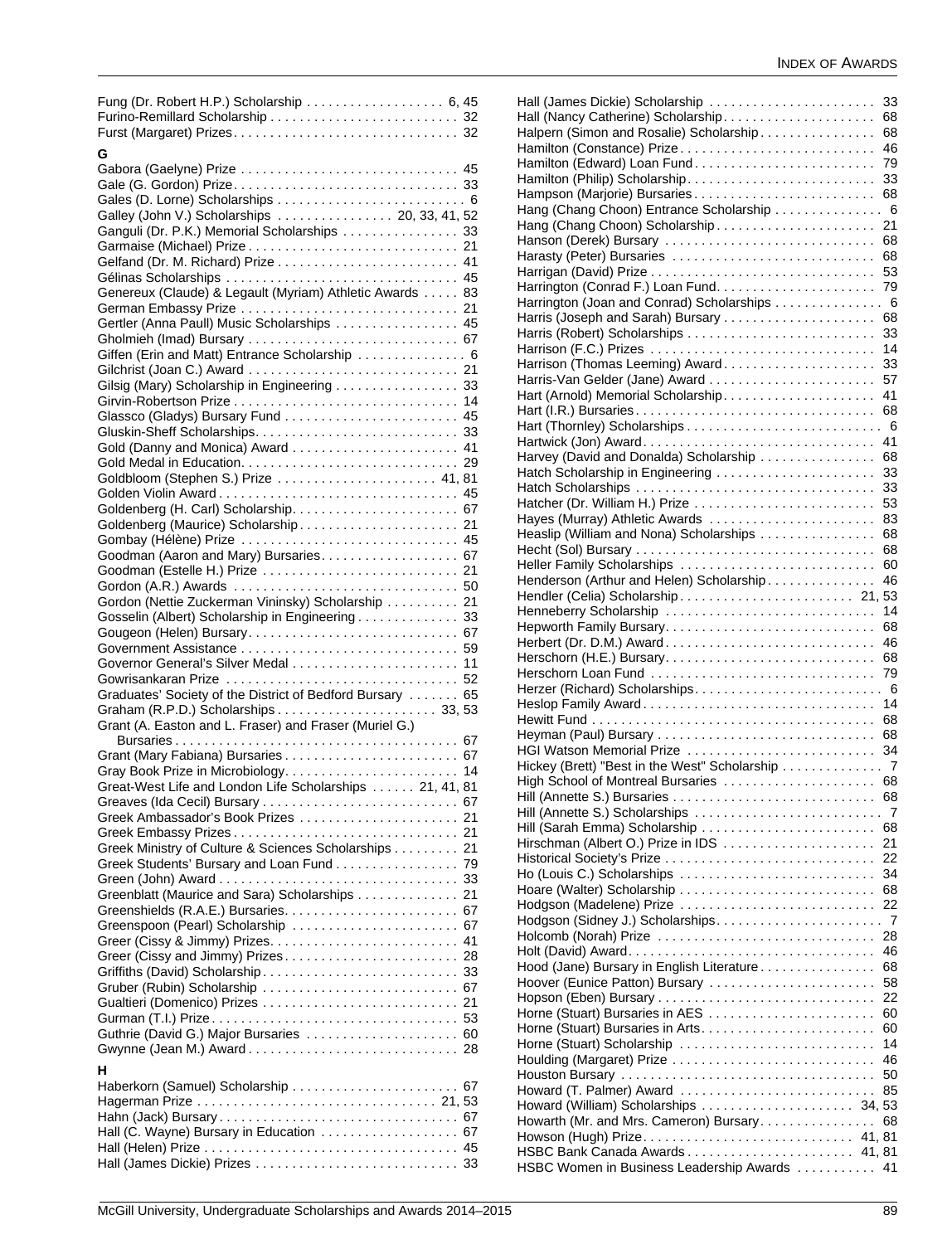Fung (Dr. Robert H.P.) Scholarship . . . . . . . . . . . . . . . . . . . 6, 45
Furino-Remillard Scholarship . . . . . . . . . . . . . . . . . . . . . . . . . 32
Furst (Margaret) Prizes. . . . . . . . . . . . . . . . . . . . . . . . . . . . . . 32

**G**

Gabora (Gaelyne) Prize . . . . . . . . . . . . . . . . . . . . . . . . . . . . . 45
Gale (G. Gordon) Prize. . . . . . . . . . . . . . . . . . . . . . . . . . . . . . 33
Gales (D. Lorne) Scholarships . . . . . . . . . . . . . . . . . . . . . . . . . 6
Galley (John V.) Scholarships . . . . . . . . . . . . . . . . 20, 33, 41, 52
Ganguli (Dr. P.K.) Memorial Scholarships . . . . . . . . . . . . . . . . 33
Garmaise (Michael) Prize . . . . . . . . . . . . . . . . . . . . . . . . . . . . 21
Gelfand (Dr. M. Richard) Prize . . . . . . . . . . . . . . . . . . . . . . . . 41
Gélinas Scholarships . . . . . . . . . . . . . . . . . . . . . . . . . . . . . . . 45
Genereux (Claude) & Legault (Myriam) Athletic Awards . . . . . 83
German Embassy Prize . . . . . . . . . . . . . . . . . . . . . . . . . . . . . 21
Gertler (Anna Paull) Music Scholarships . . . . . . . . . . . . . . . . . 45
Gholmieh (Imad) Bursary . . . . . . . . . . . . . . . . . . . . . . . . . . . . 67
Giffen (Erin and Matt) Entrance Scholarship . . . . . . . . . . . . . . . 6
Gilchrist (Joan C.) Award . . . . . . . . . . . . . . . . . . . . . . . . . . . . 21
Gilsig (Mary) Scholarship in Engineering . . . . . . . . . . . . . . . . . 33
Girvin-Robertson Prize . . . . . . . . . . . . . . . . . . . . . . . . . . . . . . 14
Glassco (Gladys) Bursary Fund . . . . . . . . . . . . . . . . . . . . . . . 45
Gluskin-Sheff Scholarships. . . . . . . . . . . . . . . . . . . . . . . . . . . 33
Gold (Danny and Monica) Award . . . . . . . . . . . . . . . . . . . . . . . 41
Gold Medal in Education. . . . . . . . . . . . . . . . . . . . . . . . . . . . . 29
Goldbloom (Stephen S.) Prize . . . . . . . . . . . . . . . . . . . . . . 41, 81
Golden Violin Award . . . . . . . . . . . . . . . . . . . . . . . . . . . . . . . . 45
Goldenberg (H. Carl) Scholarship. . . . . . . . . . . . . . . . . . . . . . . 67
Goldenberg (Maurice) Scholarship . . . . . . . . . . . . . . . . . . . . . . 21
Gombay (Hélène) Prize . . . . . . . . . . . . . . . . . . . . . . . . . . . . . 45
Goodman (Aaron and Mary) Bursaries. . . . . . . . . . . . . . . . . . . 67
Goodman (Estelle H.) Prize . . . . . . . . . . . . . . . . . . . . . . . . . . 21
Gordon (A.R.) Awards . . . . . . . . . . . . . . . . . . . . . . . . . . . . . . 50
Gordon (Nettie Zuckerman Vininsky) Scholarship . . . . . . . . . . 21
Gosselin (Albert) Scholarship in Engineering . . . . . . . . . . . . . . 33
Gougeon (Helen) Bursary. . . . . . . . . . . . . . . . . . . . . . . . . . . . 67
Government Assistance . . . . . . . . . . . . . . . . . . . . . . . . . . . . . 59
Governor General's Silver Medal . . . . . . . . . . . . . . . . . . . . . . . 11
Gowrisankaran Prize . . . . . . . . . . . . . . . . . . . . . . . . . . . . . . . 52
Graduates' Society of the District of Bedford Bursary . . . . . . . 65
Graham (R.P.D.) Scholarships . . . . . . . . . . . . . . . . . . . . . . 33, 53
Grant (A. Easton and L. Fraser) and Fraser (Muriel G.) Bursaries . . . . . . . . . . . . . . . . . . . . . . . . . . . . . . . . . . . . . . . 67
Grant (Mary Fabiana) Bursaries . . . . . . . . . . . . . . . . . . . . . . . . 67
Gray Book Prize in Microbiology. . . . . . . . . . . . . . . . . . . . . . . . 14
Great-West Life and London Life Scholarships . . . . . . 21, 41, 81
Greaves (Ida Cecil) Bursary . . . . . . . . . . . . . . . . . . . . . . . . . . 67
Greek Ambassador's Book Prizes . . . . . . . . . . . . . . . . . . . . . . 21
Greek Embassy Prizes . . . . . . . . . . . . . . . . . . . . . . . . . . . . . . 21
Greek Ministry of Culture & Sciences Scholarships . . . . . . . . . 21
Greek Students' Bursary and Loan Fund . . . . . . . . . . . . . . . . . 79
Green (John) Award . . . . . . . . . . . . . . . . . . . . . . . . . . . . . . . . 33
Greenblatt (Maurice and Sara) Scholarships . . . . . . . . . . . . . . 21
Greenshields (R.A.E.) Bursaries. . . . . . . . . . . . . . . . . . . . . . . . 67
Greenspoon (Pearl) Scholarship . . . . . . . . . . . . . . . . . . . . . . . 67
Greer (Cissy & Jimmy) Prizes. . . . . . . . . . . . . . . . . . . . . . . . . . 41
Greer (Cissy and Jimmy) Prizes. . . . . . . . . . . . . . . . . . . . . . . . 28
Griffiths (David) Scholarship . . . . . . . . . . . . . . . . . . . . . . . . . . 33
Gruber (Rubin) Scholarship . . . . . . . . . . . . . . . . . . . . . . . . . . 67
Gualtieri (Domenico) Prizes . . . . . . . . . . . . . . . . . . . . . . . . . . 21
Gurman (T.I.) Prize . . . . . . . . . . . . . . . . . . . . . . . . . . . . . . . . . 53
Guthrie (David G.) Major Bursaries . . . . . . . . . . . . . . . . . . . . . 60
Gwynne (Jean M.) Award . . . . . . . . . . . . . . . . . . . . . . . . . . . . 28

**H**

Haberkorn (Samuel) Scholarship . . . . . . . . . . . . . . . . . . . . . . . 67
Hagerman Prize . . . . . . . . . . . . . . . . . . . . . . . . . . . . . . . . 21, 53
Hahn (Jack) Bursary. . . . . . . . . . . . . . . . . . . . . . . . . . . . . . . . 67
Hall (C. Wayne) Bursary in Education . . . . . . . . . . . . . . . . . . . 67
Hall (Helen) Prize . . . . . . . . . . . . . . . . . . . . . . . . . . . . . . . . . . 45
Hall (James Dickie) Prizes . . . . . . . . . . . . . . . . . . . . . . . . . . . 33
Hall (James Dickie) Scholarship . . . . . . . . . . . . . . . . . . . . . . . 33
Hall (Nancy Catherine) Scholarship. . . . . . . . . . . . . . . . . . . . . 68
Halpern (Simon and Rosalie) Scholarship. . . . . . . . . . . . . . . . 68
Hamilton (Constance) Prize . . . . . . . . . . . . . . . . . . . . . . . . . . 46
Hamilton (Edward) Loan Fund . . . . . . . . . . . . . . . . . . . . . . . . . 79
Hamilton (Philip) Scholarship. . . . . . . . . . . . . . . . . . . . . . . . . . 33
Hampson (Marjorie) Bursaries . . . . . . . . . . . . . . . . . . . . . . . . . 68
Hang (Chang Choon) Entrance Scholarship . . . . . . . . . . . . . . . 6
Hang (Chang Choon) Scholarship . . . . . . . . . . . . . . . . . . . . . . 21
Hanson (Derek) Bursary . . . . . . . . . . . . . . . . . . . . . . . . . . . . . 68
Harasty (Peter) Bursaries . . . . . . . . . . . . . . . . . . . . . . . . . . . . 68
Harrigan (David) Prize . . . . . . . . . . . . . . . . . . . . . . . . . . . . . . 53
Harrington (Conrad F.) Loan Fund. . . . . . . . . . . . . . . . . . . . . . 79
Harrington (Joan and Conrad) Scholarships . . . . . . . . . . . . . . . 6
Harris (Joseph and Sarah) Bursary . . . . . . . . . . . . . . . . . . . . . 68
Harris (Robert) Scholarships . . . . . . . . . . . . . . . . . . . . . . . . . . 33
Harrison (F.C.) Prizes . . . . . . . . . . . . . . . . . . . . . . . . . . . . . . . 14
Harrison (Thomas Leeming) Award . . . . . . . . . . . . . . . . . . . . . 33
Harris-Van Gelder (Jane) Award . . . . . . . . . . . . . . . . . . . . . . . 57
Hart (Arnold) Memorial Scholarship. . . . . . . . . . . . . . . . . . . . . 41
Hart (I.R.) Bursaries . . . . . . . . . . . . . . . . . . . . . . . . . . . . . . . . 68
Hart (Thornley) Scholarships . . . . . . . . . . . . . . . . . . . . . . . . . . . 6
Hartwick (Jon) Award. . . . . . . . . . . . . . . . . . . . . . . . . . . . . . . . 41
Harvey (David and Donalda) Scholarship . . . . . . . . . . . . . . . . 68
Hatch Scholarship in Engineering . . . . . . . . . . . . . . . . . . . . . . 33
Hatch Scholarships . . . . . . . . . . . . . . . . . . . . . . . . . . . . . . . . 33
Hatcher (Dr. William H.) Prize . . . . . . . . . . . . . . . . . . . . . . . . . 53
Hayes (Murray) Athletic Awards . . . . . . . . . . . . . . . . . . . . . . . 83
Heaslip (William and Nona) Scholarships . . . . . . . . . . . . . . . . 68
Hecht (Sol) Bursary . . . . . . . . . . . . . . . . . . . . . . . . . . . . . . . . 68
Heller Family Scholarships . . . . . . . . . . . . . . . . . . . . . . . . . . . 60
Henderson (Arthur and Helen) Scholarship. . . . . . . . . . . . . . . 46
Hendler (Celia) Scholarship. . . . . . . . . . . . . . . . . . . . . . . . 21, 53
Henneberry Scholarship . . . . . . . . . . . . . . . . . . . . . . . . . . . . . 14
Hepworth Family Bursary. . . . . . . . . . . . . . . . . . . . . . . . . . . . . 68
Herbert (Dr. D.M.) Award . . . . . . . . . . . . . . . . . . . . . . . . . . . . 46
Herschorn (H.E.) Bursary. . . . . . . . . . . . . . . . . . . . . . . . . . . . . 68
Herschorn Loan Fund . . . . . . . . . . . . . . . . . . . . . . . . . . . . . . . 79
Herzer (Richard) Scholarships. . . . . . . . . . . . . . . . . . . . . . . . . . 6
Heslop Family Award . . . . . . . . . . . . . . . . . . . . . . . . . . . . . . . . 14
Hewitt Fund . . . . . . . . . . . . . . . . . . . . . . . . . . . . . . . . . . . . . . 68
Heyman (Paul) Bursary . . . . . . . . . . . . . . . . . . . . . . . . . . . . . . 68
HGI Watson Memorial Prize . . . . . . . . . . . . . . . . . . . . . . . . . . 34
Hickey (Brett) "Best in the West" Scholarship . . . . . . . . . . . . . . 7
High School of Montreal Bursaries . . . . . . . . . . . . . . . . . . . . . 68
Hill (Annette S.) Bursaries . . . . . . . . . . . . . . . . . . . . . . . . . . . . 68
Hill (Annette S.) Scholarships . . . . . . . . . . . . . . . . . . . . . . . . . . 7
Hill (Sarah Emma) Scholarship . . . . . . . . . . . . . . . . . . . . . . . . 68
Hirschman (Albert O.) Prize in IDS . . . . . . . . . . . . . . . . . . . . . 21
Historical Society's Prize . . . . . . . . . . . . . . . . . . . . . . . . . . . . 22
Ho (Louis C.) Scholarships . . . . . . . . . . . . . . . . . . . . . . . . . . . 34
Hoare (Walter) Scholarship . . . . . . . . . . . . . . . . . . . . . . . . . . . 68
Hodgson (Madelene) Prize . . . . . . . . . . . . . . . . . . . . . . . . . . . 22
Hodgson (Sidney J.) Scholarships. . . . . . . . . . . . . . . . . . . . . . . 7
Holcomb (Norah) Prize . . . . . . . . . . . . . . . . . . . . . . . . . . . . . . 28
Holt (David) Award. . . . . . . . . . . . . . . . . . . . . . . . . . . . . . . . . . 46
Hood (Jane) Bursary in English Literature . . . . . . . . . . . . . . . . 68
Hoover (Eunice Patton) Bursary . . . . . . . . . . . . . . . . . . . . . . . 58
Hopson (Eben) Bursary . . . . . . . . . . . . . . . . . . . . . . . . . . . . . 22
Horne (Stuart) Bursaries in AES . . . . . . . . . . . . . . . . . . . . . . . 60
Horne (Stuart) Bursaries in Arts. . . . . . . . . . . . . . . . . . . . . . . . 60
Horne (Stuart) Scholarship . . . . . . . . . . . . . . . . . . . . . . . . . . . 14
Houlding (Margaret) Prize . . . . . . . . . . . . . . . . . . . . . . . . . . . . 46
Houston Bursary . . . . . . . . . . . . . . . . . . . . . . . . . . . . . . . . . . . 50
Howard (T. Palmer) Award . . . . . . . . . . . . . . . . . . . . . . . . . . . 85
Howard (William) Scholarships . . . . . . . . . . . . . . . . . . . . . . 34, 53
Howarth (Mr. and Mrs. Cameron) Bursary. . . . . . . . . . . . . . . . 68
Howson (Hugh) Prize. . . . . . . . . . . . . . . . . . . . . . . . . . . . . 41, 81
HSBC Bank Canada Awards . . . . . . . . . . . . . . . . . . . . . . . 41, 81
HSBC Women in Business Leadership Awards . . . . . . . . . . . 41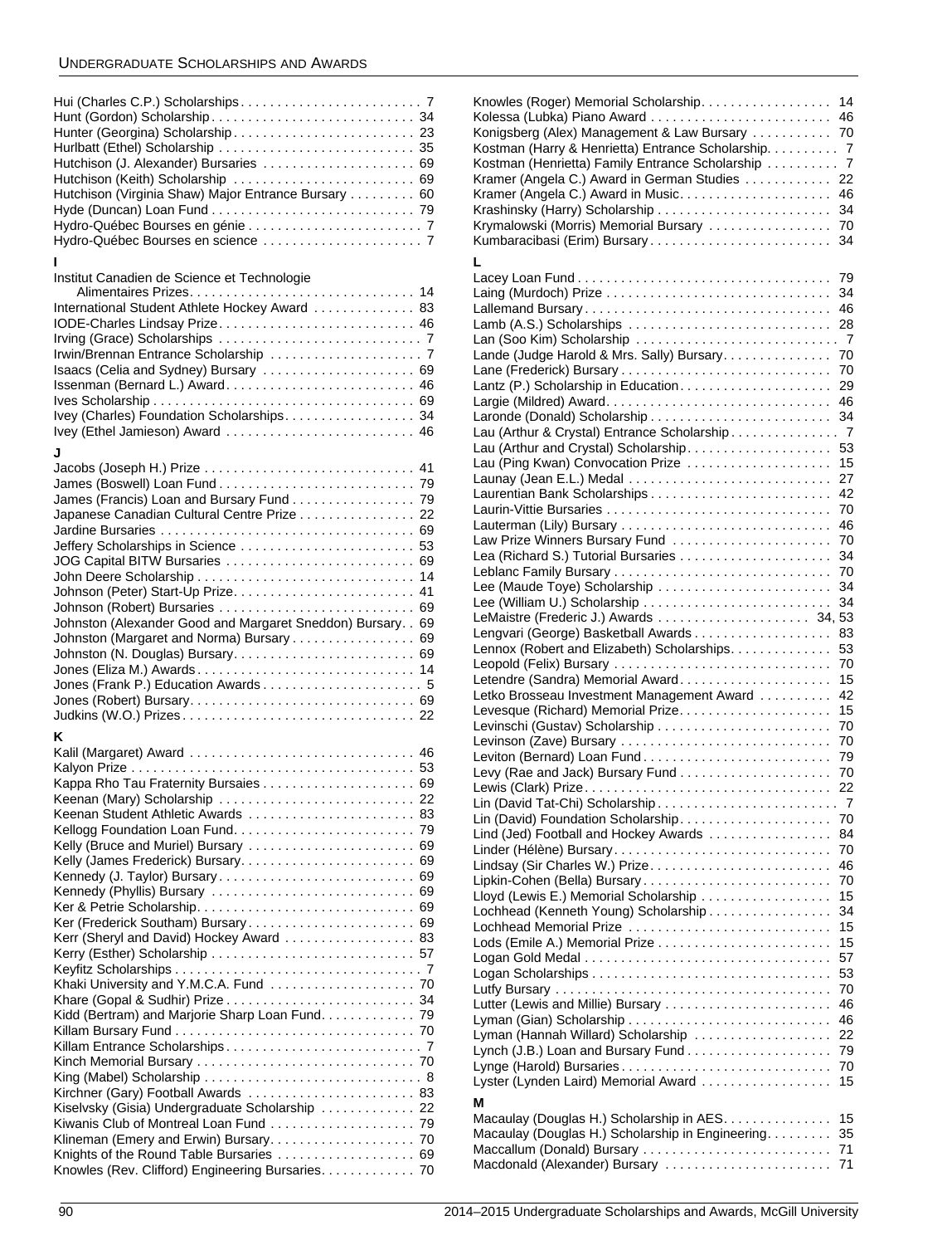Hui (Charles C.P.) Scholarships . . . . . . . . . . . . . . . . . . . . . . . . . 7
Hunt (Gordon) Scholarship . . . . . . . . . . . . . . . . . . . . . . . . . . . 34
Hunter (Georgina) Scholarship . . . . . . . . . . . . . . . . . . . . . . . . 23
Hurlbatt (Ethel) Scholarship . . . . . . . . . . . . . . . . . . . . . . . . . . 35
Hutchison (J. Alexander) Bursaries . . . . . . . . . . . . . . . . . . . . 69
Hutchison (Keith) Scholarship . . . . . . . . . . . . . . . . . . . . . . . . 69
Hutchison (Virginia Shaw) Major Entrance Bursary . . . . . . . . . 60
Hyde (Duncan) Loan Fund . . . . . . . . . . . . . . . . . . . . . . . . . . . 79
Hydro-Québec Bourses en génie . . . . . . . . . . . . . . . . . . . . . . . 7
Hydro-Québec Bourses en science . . . . . . . . . . . . . . . . . . . . . 7

**I**

Institut Canadien de Science et Technologie Alimentaires Prizes. . . . . . . . . . . . . . . . . . . . . . . . . . . . . . 14
International Student Athlete Hockey Award . . . . . . . . . . . . . 83
IODE-Charles Lindsay Prize. . . . . . . . . . . . . . . . . . . . . . . . . . 46
Irving (Grace) Scholarships . . . . . . . . . . . . . . . . . . . . . . . . . . . 7
Irwin/Brennan Entrance Scholarship . . . . . . . . . . . . . . . . . . . . 7
Isaacs (Celia and Sydney) Bursary . . . . . . . . . . . . . . . . . . . . 69
Issenman (Bernard L.) Award. . . . . . . . . . . . . . . . . . . . . . . . . 46
Ives Scholarship . . . . . . . . . . . . . . . . . . . . . . . . . . . . . . . . . . . 69
Ivey (Charles) Foundation Scholarships. . . . . . . . . . . . . . . . . . 34
Ivey (Ethel Jamieson) Award . . . . . . . . . . . . . . . . . . . . . . . . . 46

**J**

Jacobs (Joseph H.) Prize . . . . . . . . . . . . . . . . . . . . . . . . . . . . 41
James (Boswell) Loan Fund . . . . . . . . . . . . . . . . . . . . . . . . . . 79
James (Francis) Loan and Bursary Fund . . . . . . . . . . . . . . . . 79
Japanese Canadian Cultural Centre Prize . . . . . . . . . . . . . . . 22
Jardine Bursaries . . . . . . . . . . . . . . . . . . . . . . . . . . . . . . . . . . 69
Jeffery Scholarships in Science . . . . . . . . . . . . . . . . . . . . . . . 53
JOG Capital BITW Bursaries . . . . . . . . . . . . . . . . . . . . . . . . . 69
John Deere Scholarship . . . . . . . . . . . . . . . . . . . . . . . . . . . . . 14
Johnson (Peter) Start-Up Prize. . . . . . . . . . . . . . . . . . . . . . . . 41
Johnson (Robert) Bursaries . . . . . . . . . . . . . . . . . . . . . . . . . . 69
Johnston (Alexander Good and Margaret Sneddon) Bursary. . 69
Johnston (Margaret and Norma) Bursary . . . . . . . . . . . . . . . . 69
Johnston (N. Douglas) Bursary. . . . . . . . . . . . . . . . . . . . . . . . 69
Jones (Eliza M.) Awards . . . . . . . . . . . . . . . . . . . . . . . . . . . . . 14
Jones (Frank P.) Education Awards . . . . . . . . . . . . . . . . . . . . . 5
Jones (Robert) Bursary. . . . . . . . . . . . . . . . . . . . . . . . . . . . . . 69
Judkins (W.O.) Prizes . . . . . . . . . . . . . . . . . . . . . . . . . . . . . . . 22

**K**

Kalil (Margaret) Award . . . . . . . . . . . . . . . . . . . . . . . . . . . . . . 46
Kalyon Prize . . . . . . . . . . . . . . . . . . . . . . . . . . . . . . . . . . . . . . 53
Kappa Rho Tau Fraternity Bursaies . . . . . . . . . . . . . . . . . . . . 69
Keenan (Mary) Scholarship . . . . . . . . . . . . . . . . . . . . . . . . . . 22
Keenan Student Athletic Awards . . . . . . . . . . . . . . . . . . . . . . 83
Kellogg Foundation Loan Fund. . . . . . . . . . . . . . . . . . . . . . . . 79
Kelly (Bruce and Muriel) Bursary . . . . . . . . . . . . . . . . . . . . . . 69
Kelly (James Frederick) Bursary. . . . . . . . . . . . . . . . . . . . . . . 69
Kennedy (J. Taylor) Bursary . . . . . . . . . . . . . . . . . . . . . . . . . . 69
Kennedy (Phyllis) Bursary . . . . . . . . . . . . . . . . . . . . . . . . . . . 69
Ker & Petrie Scholarship. . . . . . . . . . . . . . . . . . . . . . . . . . . . . 69
Ker (Frederick Southam) Bursary . . . . . . . . . . . . . . . . . . . . . . 69
Kerr (Sheryl and David) Hockey Award . . . . . . . . . . . . . . . . . 83
Kerry (Esther) Scholarship . . . . . . . . . . . . . . . . . . . . . . . . . . . 57
Keyfitz Scholarships . . . . . . . . . . . . . . . . . . . . . . . . . . . . . . . . . 7
Khaki University and Y.M.C.A. Fund . . . . . . . . . . . . . . . . . . . 70
Khare (Gopal & Sudhir) Prize . . . . . . . . . . . . . . . . . . . . . . . . . 34
Kidd (Bertram) and Marjorie Sharp Loan Fund. . . . . . . . . . . . 79
Killam Bursary Fund . . . . . . . . . . . . . . . . . . . . . . . . . . . . . . . . 70
Killam Entrance Scholarships . . . . . . . . . . . . . . . . . . . . . . . . . . 7
Kinch Memorial Bursary . . . . . . . . . . . . . . . . . . . . . . . . . . . . . 70
King (Mabel) Scholarship . . . . . . . . . . . . . . . . . . . . . . . . . . . . . 8
Kirchner (Gary) Football Awards . . . . . . . . . . . . . . . . . . . . . . 83
Kiselvsky (Gisia) Undergraduate Scholarship . . . . . . . . . . . . 22
Kiwanis Club of Montreal Loan Fund . . . . . . . . . . . . . . . . . . . 79
Klineman (Emery and Erwin) Bursary. . . . . . . . . . . . . . . . . . . 70
Knights of the Round Table Bursaries . . . . . . . . . . . . . . . . . . 69
Knowles (Rev. Clifford) Engineering Bursaries. . . . . . . . . . . . 70
Knowles (Roger) Memorial Scholarship. . . . . . . . . . . . . . . . . 14
Kolessa (Lubka) Piano Award . . . . . . . . . . . . . . . . . . . . . . . . 46
Konigsberg (Alex) Management & Law Bursary . . . . . . . . . . 70
Kostman (Harry & Henrietta) Entrance Scholarship. . . . . . . . . 7
Kostman (Henrietta) Family Entrance Scholarship . . . . . . . . . 7
Kramer (Angela C.) Award in German Studies . . . . . . . . . . . 22
Kramer (Angela C.) Award in Music. . . . . . . . . . . . . . . . . . . . 46
Krashinsky (Harry) Scholarship . . . . . . . . . . . . . . . . . . . . . . . 34
Krymalowski (Morris) Memorial Bursary . . . . . . . . . . . . . . . . 70
Kumbaracibasi (Erim) Bursary . . . . . . . . . . . . . . . . . . . . . . . . 34

**L**

Lacey Loan Fund . . . . . . . . . . . . . . . . . . . . . . . . . . . . . . . . . . 79
Laing (Murdoch) Prize . . . . . . . . . . . . . . . . . . . . . . . . . . . . . . 34
Lallemand Bursary . . . . . . . . . . . . . . . . . . . . . . . . . . . . . . . . . 46
Lamb (A.S.) Scholarships . . . . . . . . . . . . . . . . . . . . . . . . . . . 28
Lan (Soo Kim) Scholarship . . . . . . . . . . . . . . . . . . . . . . . . . . . 7
Lande (Judge Harold & Mrs. Sally) Bursary. . . . . . . . . . . . . . 70
Lane (Frederick) Bursary . . . . . . . . . . . . . . . . . . . . . . . . . . . . 70
Lantz (P.) Scholarship in Education. . . . . . . . . . . . . . . . . . . . 29
Largie (Mildred) Award. . . . . . . . . . . . . . . . . . . . . . . . . . . . . . 46
Laronde (Donald) Scholarship . . . . . . . . . . . . . . . . . . . . . . . . 34
Lau (Arthur & Crystal) Entrance Scholarship . . . . . . . . . . . . . . 7
Lau (Arthur and Crystal) Scholarship. . . . . . . . . . . . . . . . . . . 53
Lau (Ping Kwan) Convocation Prize . . . . . . . . . . . . . . . . . . . 15
Launay (Jean E.L.) Medal . . . . . . . . . . . . . . . . . . . . . . . . . . . 27
Laurentian Bank Scholarships . . . . . . . . . . . . . . . . . . . . . . . . 42
Laurin-Vittie Bursaries . . . . . . . . . . . . . . . . . . . . . . . . . . . . . . 70
Lauterman (Lily) Bursary . . . . . . . . . . . . . . . . . . . . . . . . . . . . 46
Law Prize Winners Bursary Fund . . . . . . . . . . . . . . . . . . . . . 70
Lea (Richard S.) Tutorial Bursaries . . . . . . . . . . . . . . . . . . . . 34
Leblanc Family Bursary . . . . . . . . . . . . . . . . . . . . . . . . . . . . . 70
Lee (Maude Toye) Scholarship . . . . . . . . . . . . . . . . . . . . . . . 34
Lee (William U.) Scholarship . . . . . . . . . . . . . . . . . . . . . . . . . 34
LeMaistre (Frederic J.) Awards . . . . . . . . . . . . . . . . . . . . 34, 53
Lengvari (George) Basketball Awards . . . . . . . . . . . . . . . . . . 83
Lennox (Robert and Elizabeth) Scholarships. . . . . . . . . . . . . 53
Leopold (Felix) Bursary . . . . . . . . . . . . . . . . . . . . . . . . . . . . . 70
Letendre (Sandra) Memorial Award. . . . . . . . . . . . . . . . . . . . 15
Letko Brosseau Investment Management Award . . . . . . . . . 42
Levesque (Richard) Memorial Prize. . . . . . . . . . . . . . . . . . . . 15
Levinschi (Gustav) Scholarship . . . . . . . . . . . . . . . . . . . . . . . 70
Levinson (Zave) Bursary . . . . . . . . . . . . . . . . . . . . . . . . . . . . 70
Leviton (Bernard) Loan Fund . . . . . . . . . . . . . . . . . . . . . . . . . 79
Levy (Rae and Jack) Bursary Fund . . . . . . . . . . . . . . . . . . . . 70
Lewis (Clark) Prize. . . . . . . . . . . . . . . . . . . . . . . . . . . . . . . . . 22
Lin (David Tat-Chi) Scholarship . . . . . . . . . . . . . . . . . . . . . . . . 7
Lin (David) Foundation Scholarship. . . . . . . . . . . . . . . . . . . . 70
Lind (Jed) Football and Hockey Awards . . . . . . . . . . . . . . . . 84
Linder (Hélène) Bursary . . . . . . . . . . . . . . . . . . . . . . . . . . . . . 70
Lindsay (Sir Charles W.) Prize. . . . . . . . . . . . . . . . . . . . . . . . 46
Lipkin-Cohen (Bella) Bursary . . . . . . . . . . . . . . . . . . . . . . . . . 70
Lloyd (Lewis E.) Memorial Scholarship . . . . . . . . . . . . . . . . . 15
Lochhead (Kenneth Young) Scholarship . . . . . . . . . . . . . . . . 34
Lochhead Memorial Prize . . . . . . . . . . . . . . . . . . . . . . . . . . . 15
Lods (Emile A.) Memorial Prize . . . . . . . . . . . . . . . . . . . . . . . 15
Logan Gold Medal . . . . . . . . . . . . . . . . . . . . . . . . . . . . . . . . . 57
Logan Scholarships . . . . . . . . . . . . . . . . . . . . . . . . . . . . . . . . 53
Lutfy Bursary . . . . . . . . . . . . . . . . . . . . . . . . . . . . . . . . . . . . . 70
Lutter (Lewis and Millie) Bursary . . . . . . . . . . . . . . . . . . . . . . 46
Lyman (Gian) Scholarship . . . . . . . . . . . . . . . . . . . . . . . . . . . 46
Lyman (Hannah Willard) Scholarship . . . . . . . . . . . . . . . . . . . 22
Lynch (J.B.) Loan and Bursary Fund . . . . . . . . . . . . . . . . . . . 79
Lynge (Harold) Bursaries . . . . . . . . . . . . . . . . . . . . . . . . . . . . 70
Lyster (Lynden Laird) Memorial Award . . . . . . . . . . . . . . . . . 15

**M**

Macaulay (Douglas H.) Scholarship in AES. . . . . . . . . . . . . . 15
Macaulay (Douglas H.) Scholarship in Engineering. . . . . . . . . 35
Maccallum (Donald) Bursary . . . . . . . . . . . . . . . . . . . . . . . . . 71
Macdonald (Alexander) Bursary . . . . . . . . . . . . . . . . . . . . . . 71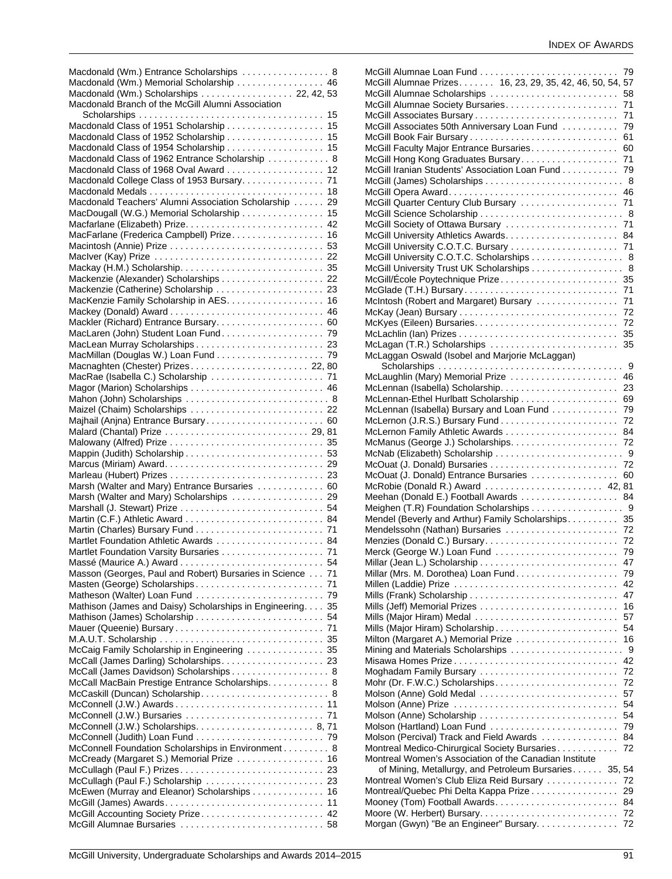Macdonald (Wm.) Entrance Scholarships . . . . . . . . . . . . . . . . 8
Macdonald (Wm.) Memorial Scholarship . . . . . . . . . . . . . . . . 46
Macdonald (Wm.) Scholarships . . . . . . . . . . . . . . . . . 22, 42, 53
Macdonald Branch of the McGill Alumni Association Scholarships . . . . . . . . . . . . . . . . . . . . . . . . . . . . . . . . . . . . 15
Macdonald Class of 1951 Scholarship . . . . . . . . . . . . . . . . . . 15
Macdonald Class of 1952 Scholarship . . . . . . . . . . . . . . . . . . 15
Macdonald Class of 1954 Scholarship . . . . . . . . . . . . . . . . . . 15
Macdonald Class of 1962 Entrance Scholarship . . . . . . . . . . . 8
Macdonald Class of 1968 Oval Award . . . . . . . . . . . . . . . . . . 12
Macdonald College Class of 1953 Bursary. . . . . . . . . . . . . . . 71
Macdonald Medals . . . . . . . . . . . . . . . . . . . . . . . . . . . . . . . . . 18
Macdonald Teachers' Alumni Association Scholarship . . . . . . 29
MacDougall (W.G.) Memorial Scholarship . . . . . . . . . . . . . . . 15
Macfarlane (Elizabeth) Prize. . . . . . . . . . . . . . . . . . . . . . . . . . 42
MacFarlane (Frederica Campbell) Prize. . . . . . . . . . . . . . . . . 16
Macintosh (Annie) Prize . . . . . . . . . . . . . . . . . . . . . . . . . . . . . 53
MacIver (Kay) Prize . . . . . . . . . . . . . . . . . . . . . . . . . . . . . . . . 22
Mackay (H.M.) Scholarship. . . . . . . . . . . . . . . . . . . . . . . . . . . 35
Mackenzie (Alexander) Scholarships . . . . . . . . . . . . . . . . . . . 22
Mackenzie (Catherine) Scholarship . . . . . . . . . . . . . . . . . . . . 23
MacKenzie Family Scholarship in AES. . . . . . . . . . . . . . . . . . 16
Mackey (Donald) Award . . . . . . . . . . . . . . . . . . . . . . . . . . . . . 46
Mackler (Richard) Entrance Bursary. . . . . . . . . . . . . . . . . . . . 60
MacLaren (John) Student Loan Fund. . . . . . . . . . . . . . . . . . . 79
MacLean Murray Scholarships . . . . . . . . . . . . . . . . . . . . . . . . 23
MacMillan (Douglas W.) Loan Fund . . . . . . . . . . . . . . . . . . . . 79
Macnaghten (Chester) Prizes. . . . . . . . . . . . . . . . . . . . . . . 22, 80
MacRae (Isabella C.) Scholarship . . . . . . . . . . . . . . . . . . . . . 71
Magor (Marion) Scholarships . . . . . . . . . . . . . . . . . . . . . . . . . 46
Mahon (John) Scholarships . . . . . . . . . . . . . . . . . . . . . . . . . . . 8
Maizel (Chaim) Scholarships . . . . . . . . . . . . . . . . . . . . . . . . . 22
Majhail (Anjna) Entrance Bursary. . . . . . . . . . . . . . . . . . . . . . 60
Malard (Chantal) Prize . . . . . . . . . . . . . . . . . . . . . . . . . . . 29, 81
Malowany (Alfred) Prize . . . . . . . . . . . . . . . . . . . . . . . . . . . . . 35
Mappin (Judith) Scholarship . . . . . . . . . . . . . . . . . . . . . . . . . . 53
Marcus (Miriam) Award. . . . . . . . . . . . . . . . . . . . . . . . . . . . . . 29
Marleau (Hubert) Prizes . . . . . . . . . . . . . . . . . . . . . . . . . . . . . 23
Marsh (Walter and Mary) Entrance Bursaries . . . . . . . . . . . . 60
Marsh (Walter and Mary) Scholarships . . . . . . . . . . . . . . . . . 29
Marshall (J. Stewart) Prize . . . . . . . . . . . . . . . . . . . . . . . . . . . 54
Martin (C.F.) Athletic Award . . . . . . . . . . . . . . . . . . . . . . . . . . 84
Martin (Charles) Bursary Fund . . . . . . . . . . . . . . . . . . . . . . . . 71
Martlet Foundation Athletic Awards . . . . . . . . . . . . . . . . . . . . 84
Martlet Foundation Varsity Bursaries . . . . . . . . . . . . . . . . . . . 71
Massé (Maurice A.) Award . . . . . . . . . . . . . . . . . . . . . . . . . . . 54
Masson (Georges, Paul and Robert) Bursaries in Science . . . 71
Masten (George) Scholarships. . . . . . . . . . . . . . . . . . . . . . . . 71
Matheson (Walter) Loan Fund . . . . . . . . . . . . . . . . . . . . . . . . 79
Mathison (James and Daisy) Scholarships in Engineering. . . . 35
Mathison (James) Scholarship . . . . . . . . . . . . . . . . . . . . . . . . 54
Mauer (Queenie) Bursary . . . . . . . . . . . . . . . . . . . . . . . . . . . . 71
M.A.U.T. Scholarship . . . . . . . . . . . . . . . . . . . . . . . . . . . . . . . 35
McCaig Family Scholarship in Engineering . . . . . . . . . . . . . . 35
McCall (James Darling) Scholarships. . . . . . . . . . . . . . . . . . . 23
McCall (James Davidson) Scholarships . . . . . . . . . . . . . . . . . . 8
McCall MacBain Prestige Entrance Scholarships. . . . . . . . . . . 8
McCaskill (Duncan) Scholarship. . . . . . . . . . . . . . . . . . . . . . . . 8
McConnell (J.W.) Awards . . . . . . . . . . . . . . . . . . . . . . . . . . . . 11
McConnell (J.W.) Bursaries . . . . . . . . . . . . . . . . . . . . . . . . . . 71
McConnell (J.W.) Scholarships. . . . . . . . . . . . . . . . . . . . . . . 8, 71
McConnell (Judith) Loan Fund . . . . . . . . . . . . . . . . . . . . . . . . 79
McConnell Foundation Scholarships in Environment . . . . . . . . 8
McCready (Margaret S.) Memorial Prize . . . . . . . . . . . . . . . . 16
McCullagh (Paul F.) Prizes. . . . . . . . . . . . . . . . . . . . . . . . . . . 23
McCullagh (Paul F.) Scholarship . . . . . . . . . . . . . . . . . . . . . . 23
McEwen (Murray and Eleanor) Scholarships . . . . . . . . . . . . . 16
McGill (James) Awards. . . . . . . . . . . . . . . . . . . . . . . . . . . . . . 11
McGill Accounting Society Prize . . . . . . . . . . . . . . . . . . . . . . . 42
McGill Alumnae Bursaries . . . . . . . . . . . . . . . . . . . . . . . . . . . 58
McGill Alumnae Loan Fund . . . . . . . . . . . . . . . . . . . . . . . . . . 79
McGill Alumnae Prizes. . . . . . . 16, 23, 29, 35, 42, 46, 50, 54, 57
McGill Alumnae Scholarships . . . . . . . . . . . . . . . . . . . . . . . . . 58
McGill Alumnae Society Bursaries. . . . . . . . . . . . . . . . . . . . . 71
McGill Associates Bursary . . . . . . . . . . . . . . . . . . . . . . . . . . . 71
McGill Associates 50th Anniversary Loan Fund . . . . . . . . . . . 79
McGill Book Fair Bursary . . . . . . . . . . . . . . . . . . . . . . . . . . . . 61
McGill Faculty Major Entrance Bursaries. . . . . . . . . . . . . . . . 60
McGill Hong Kong Graduates Bursary. . . . . . . . . . . . . . . . . . 71
McGill Iranian Students' Association Loan Fund . . . . . . . . . . 79
McGill (James) Scholarships . . . . . . . . . . . . . . . . . . . . . . . . . . 8
McGill Opera Award. . . . . . . . . . . . . . . . . . . . . . . . . . . . . . . . 46
McGill Quarter Century Club Bursary . . . . . . . . . . . . . . . . . . 71
McGill Science Scholarship . . . . . . . . . . . . . . . . . . . . . . . . . . . 8
McGill Society of Ottawa Bursary . . . . . . . . . . . . . . . . . . . . . 71
McGill University Athletics Awards. . . . . . . . . . . . . . . . . . . . . 84
McGill University C.O.T.C. Bursary . . . . . . . . . . . . . . . . . . . . 71
McGill University C.O.T.C. Scholarships . . . . . . . . . . . . . . . . . 8
McGill University Trust UK Scholarships . . . . . . . . . . . . . . . . . 8
McGill/École Poytechnique Prize. . . . . . . . . . . . . . . . . . . . . . . 35
McGlade (T.H.) Bursary . . . . . . . . . . . . . . . . . . . . . . . . . . . . . 71
McIntosh (Robert and Margaret) Bursary . . . . . . . . . . . . . . . . 71
McKay (Jean) Bursary . . . . . . . . . . . . . . . . . . . . . . . . . . . . . . 72
McKyes (Eileen) Bursaries. . . . . . . . . . . . . . . . . . . . . . . . . . . 72
McLachlin (Ian) Prizes . . . . . . . . . . . . . . . . . . . . . . . . . . . . . . 35
McLagan (T.R.) Scholarships . . . . . . . . . . . . . . . . . . . . . . . . 35
McLaggan Oswald (Isobel and Marjorie McLaggan) Scholarships . . . . . . . . . . . . . . . . . . . . . . . . . . . . . . . . . . . . 9
McLaughlin (Mary) Memorial Prize . . . . . . . . . . . . . . . . . . . . 46
McLennan (Isabella) Scholarship. . . . . . . . . . . . . . . . . . . . . . 23
McLennan-Ethel Hurlbatt Scholarship . . . . . . . . . . . . . . . . . . 69
McLennan (Isabella) Bursary and Loan Fund . . . . . . . . . . . . 79
McLernon (J.R.S.) Bursary Fund . . . . . . . . . . . . . . . . . . . . . . 72
McLernon Family Athletic Awards . . . . . . . . . . . . . . . . . . . . . 84
McManus (George J.) Scholarships. . . . . . . . . . . . . . . . . . . . 72
McNab (Elizabeth) Scholarship . . . . . . . . . . . . . . . . . . . . . . . . 9
McOuat (J. Donald) Bursaries . . . . . . . . . . . . . . . . . . . . . . . . 72
McOuat (J. Donald) Entrance Bursaries . . . . . . . . . . . . . . . . 60
McRobie (Donald R.) Award . . . . . . . . . . . . . . . . . . . . . . . 42, 81
Meehan (Donald E.) Football Awards . . . . . . . . . . . . . . . . . . 84
Meighen (T.R) Foundation Scholarships . . . . . . . . . . . . . . . . . 9
Mendel (Beverly and Arthur) Family Scholarships. . . . . . . . . . 35
Mendelssohn (Nathan) Bursaries . . . . . . . . . . . . . . . . . . . . . 72
Menzies (Donald C.) Bursary. . . . . . . . . . . . . . . . . . . . . . . . . 72
Merck (George W.) Loan Fund . . . . . . . . . . . . . . . . . . . . . . . 79
Millar (Jean L.) Scholarship . . . . . . . . . . . . . . . . . . . . . . . . . . 47
Millar (Mrs. M. Dorothea) Loan Fund. . . . . . . . . . . . . . . . . . . 79
Millen (Laddie) Prize . . . . . . . . . . . . . . . . . . . . . . . . . . . . . . . 42
Mills (Frank) Scholarship . . . . . . . . . . . . . . . . . . . . . . . . . . . . 47
Mills (Jeff) Memorial Prizes . . . . . . . . . . . . . . . . . . . . . . . . . . 16
Mills (Major Hiram) Medal . . . . . . . . . . . . . . . . . . . . . . . . . . . 57
Mills (Major Hiram) Scholarship. . . . . . . . . . . . . . . . . . . . . . . 54
Milton (Margaret A.) Memorial Prize . . . . . . . . . . . . . . . . . . . 16
Mining and Materials Scholarships . . . . . . . . . . . . . . . . . . . . . 9
Misawa Homes Prize . . . . . . . . . . . . . . . . . . . . . . . . . . . . . . . 42
Moghadam Family Bursary . . . . . . . . . . . . . . . . . . . . . . . . . . 72
Mohr (Dr. F.W.C.) Scholarships. . . . . . . . . . . . . . . . . . . . . . . 72
Molson (Anne) Gold Medal . . . . . . . . . . . . . . . . . . . . . . . . . . 57
Molson (Anne) Prize . . . . . . . . . . . . . . . . . . . . . . . . . . . . . . . 54
Molson (Anne) Scholarship . . . . . . . . . . . . . . . . . . . . . . . . . . 54
Molson (Hartland) Loan Fund . . . . . . . . . . . . . . . . . . . . . . . . 79
Molson (Percival) Track and Field Awards . . . . . . . . . . . . . . . 84
Montreal Medico-Chirurgical Society Bursaries. . . . . . . . . . . . 72
Montreal Women's Association of the Canadian Institute of Mining, Metallurgy, and Petroleum Bursaries. . . . . . 35, 54
Montreal Women's Club Eliza Reid Bursary . . . . . . . . . . . . . 72
Montreal/Quebec Phi Delta Kappa Prize . . . . . . . . . . . . . . . . 29
Mooney (Tom) Football Awards. . . . . . . . . . . . . . . . . . . . . . . 84
Moore (W. Herbert) Bursary. . . . . . . . . . . . . . . . . . . . . . . . . . 72
Morgan (Gwyn) "Be an Engineer" Bursary. . . . . . . . . . . . . . . . 72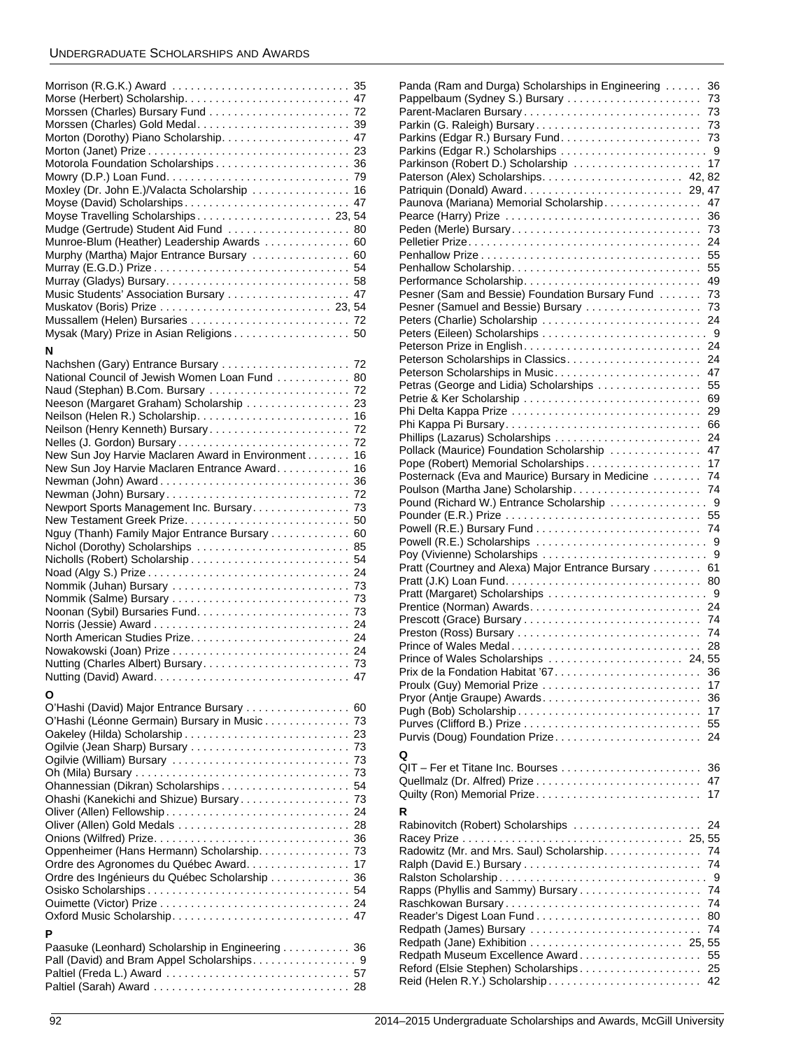Morrison (R.G.K.) Award . . . . . . . . . . . . . . . . . . . . . . . . . . . . . 35
Morse (Herbert) Scholarship. . . . . . . . . . . . . . . . . . . . . . . . . . . 47
Morssen (Charles) Bursary Fund . . . . . . . . . . . . . . . . . . . . . . . 72
Morssen (Charles) Gold Medal. . . . . . . . . . . . . . . . . . . . . . . . . 39
Morton (Dorothy) Piano Scholarship. . . . . . . . . . . . . . . . . . . . . 47
Morton (Janet) Prize . . . . . . . . . . . . . . . . . . . . . . . . . . . . . . . . . 23
Motorola Foundation Scholarships . . . . . . . . . . . . . . . . . . . . . . 36
Mowry (D.P.) Loan Fund. . . . . . . . . . . . . . . . . . . . . . . . . . . . . . 79
Moxley (Dr. John E.)/Valacta Scholarship . . . . . . . . . . . . . . . . 16
Moyse (David) Scholarships . . . . . . . . . . . . . . . . . . . . . . . . . . . 47
Moyse Travelling Scholarships . . . . . . . . . . . . . . . . . . . . . . 23, 54
Mudge (Gertrude) Student Aid Fund . . . . . . . . . . . . . . . . . . . . 80
Munroe-Blum (Heather) Leadership Awards . . . . . . . . . . . . . . 60
Murphy (Martha) Major Entrance Bursary . . . . . . . . . . . . . . . . 60
Murray (E.G.D.) Prize . . . . . . . . . . . . . . . . . . . . . . . . . . . . . . . . 54
Murray (Gladys) Bursary. . . . . . . . . . . . . . . . . . . . . . . . . . . . . . 58
Music Students' Association Bursary . . . . . . . . . . . . . . . . . . . . 47
Muskatov (Boris) Prize . . . . . . . . . . . . . . . . . . . . . . . . . . . . 23, 54
Mussallem (Helen) Bursaries . . . . . . . . . . . . . . . . . . . . . . . . . . 72
Mysak (Mary) Prize in Asian Religions . . . . . . . . . . . . . . . . . . . 50

**N**

Nachshen (Gary) Entrance Bursary . . . . . . . . . . . . . . . . . . . . . 72
National Council of Jewish Women Loan Fund . . . . . . . . . . . . 80
Naud (Stephan) B.Com. Bursary . . . . . . . . . . . . . . . . . . . . . . . 72
Neeson (Margaret Graham) Scholarship . . . . . . . . . . . . . . . . . 23
Neilson (Helen R.) Scholarship. . . . . . . . . . . . . . . . . . . . . . . . . 16
Neilson (Henry Kenneth) Bursary. . . . . . . . . . . . . . . . . . . . . . . 72
Nelles (J. Gordon) Bursary . . . . . . . . . . . . . . . . . . . . . . . . . . . . 72
New Sun Joy Harvie Maclaren Award in Environment . . . . . . . 16
New Sun Joy Harvie Maclaren Entrance Award. . . . . . . . . . . . 16
Newman (John) Award . . . . . . . . . . . . . . . . . . . . . . . . . . . . . . . 36
Newman (John) Bursary . . . . . . . . . . . . . . . . . . . . . . . . . . . . . . 72
Newport Sports Management Inc. Bursary. . . . . . . . . . . . . . . . 73
New Testament Greek Prize. . . . . . . . . . . . . . . . . . . . . . . . . . . 50
Nguy (Thanh) Family Major Entrance Bursary . . . . . . . . . . . . . 60
Nichol (Dorothy) Scholarships . . . . . . . . . . . . . . . . . . . . . . . . . 85
Nicholls (Robert) Scholarship . . . . . . . . . . . . . . . . . . . . . . . . . . 54
Noad (Algy S.) Prize . . . . . . . . . . . . . . . . . . . . . . . . . . . . . . . . . 24
Nommik (Juhan) Bursary . . . . . . . . . . . . . . . . . . . . . . . . . . . . . 73
Nommik (Salme) Bursary . . . . . . . . . . . . . . . . . . . . . . . . . . . . . 73
Noonan (Sybil) Bursaries Fund. . . . . . . . . . . . . . . . . . . . . . . . . 73
Norris (Jessie) Award . . . . . . . . . . . . . . . . . . . . . . . . . . . . . . . . 24
North American Studies Prize. . . . . . . . . . . . . . . . . . . . . . . . . . 24
Nowakowski (Joan) Prize . . . . . . . . . . . . . . . . . . . . . . . . . . . . . 24
Nutting (Charles Albert) Bursary. . . . . . . . . . . . . . . . . . . . . . . . 73
Nutting (David) Award. . . . . . . . . . . . . . . . . . . . . . . . . . . . . . . . 47

**O**

O'Hashi (David) Major Entrance Bursary . . . . . . . . . . . . . . . . . 60
O'Hashi (Léonne Germain) Bursary in Music . . . . . . . . . . . . . . 73
Oakeley (Hilda) Scholarship . . . . . . . . . . . . . . . . . . . . . . . . . . . 23
Ogilvie (Jean Sharp) Bursary . . . . . . . . . . . . . . . . . . . . . . . . . . 73
Ogilvie (William) Bursary . . . . . . . . . . . . . . . . . . . . . . . . . . . . . 73
Oh (Mila) Bursary . . . . . . . . . . . . . . . . . . . . . . . . . . . . . . . . . . . 73
Ohannessian (Dikran) Scholarships . . . . . . . . . . . . . . . . . . . . . 54
Ohashi (Kanekichi and Shizue) Bursary . . . . . . . . . . . . . . . . . . 73
Oliver (Allen) Fellowship . . . . . . . . . . . . . . . . . . . . . . . . . . . . . . 24
Oliver (Allen) Gold Medals . . . . . . . . . . . . . . . . . . . . . . . . . . . . 28
Onions (Wilfred) Prize. . . . . . . . . . . . . . . . . . . . . . . . . . . . . . . . 36
Oppenheimer (Hans Hermann) Scholarship. . . . . . . . . . . . . . . 73
Ordre des Agronomes du Québec Award. . . . . . . . . . . . . . . . . 17
Ordre des Ingénieurs du Québec Scholarship . . . . . . . . . . . . . 36
Osisko Scholarships . . . . . . . . . . . . . . . . . . . . . . . . . . . . . . . . . 54
Ouimette (Victor) Prize . . . . . . . . . . . . . . . . . . . . . . . . . . . . . . . 24
Oxford Music Scholarship. . . . . . . . . . . . . . . . . . . . . . . . . . . . . 47

**P**

Paasuke (Leonhard) Scholarship in Engineering . . . . . . . . . . . 36
Pall (David) and Bram Appel Scholarships. . . . . . . . . . . . . . . . . 9
Paltiel (Freda L.) Award . . . . . . . . . . . . . . . . . . . . . . . . . . . . . . 57
Paltiel (Sarah) Award . . . . . . . . . . . . . . . . . . . . . . . . . . . . . . . . 28
Panda (Ram and Durga) Scholarships in Engineering . . . . . . 36
Pappelbaum (Sydney S.) Bursary . . . . . . . . . . . . . . . . . . . . . . 73
Parent-Maclaren Bursary . . . . . . . . . . . . . . . . . . . . . . . . . . . . . 73
Parkin (G. Raleigh) Bursary . . . . . . . . . . . . . . . . . . . . . . . . . . . 73
Parkins (Edgar R.) Bursary Fund. . . . . . . . . . . . . . . . . . . . . . . 73
Parkins (Edgar R.) Scholarships . . . . . . . . . . . . . . . . . . . . . . . . 9
Parkinson (Robert D.) Scholarship . . . . . . . . . . . . . . . . . . . . . 17
Paterson (Alex) Scholarships. . . . . . . . . . . . . . . . . . . . . . . 42, 82
Patriquin (Donald) Award . . . . . . . . . . . . . . . . . . . . . . . . . . 29, 47
Paunova (Mariana) Memorial Scholarship. . . . . . . . . . . . . . . . 47
Pearce (Harry) Prize . . . . . . . . . . . . . . . . . . . . . . . . . . . . . . . . 36
Peden (Merle) Bursary. . . . . . . . . . . . . . . . . . . . . . . . . . . . . . . 73
Pelletier Prize. . . . . . . . . . . . . . . . . . . . . . . . . . . . . . . . . . . . . . 24
Penhallow Prize . . . . . . . . . . . . . . . . . . . . . . . . . . . . . . . . . . . . 55
Penhallow Scholarship. . . . . . . . . . . . . . . . . . . . . . . . . . . . . . . 55
Performance Scholarship. . . . . . . . . . . . . . . . . . . . . . . . . . . . . 49
Pesner (Sam and Bessie) Foundation Bursary Fund . . . . . . . 73
Pesner (Samuel and Bessie) Bursary . . . . . . . . . . . . . . . . . . . 73
Peters (Charlie) Scholarship . . . . . . . . . . . . . . . . . . . . . . . . . . 24
Peters (Eileen) Scholarships . . . . . . . . . . . . . . . . . . . . . . . . . . . 9
Peterson Prize in English. . . . . . . . . . . . . . . . . . . . . . . . . . . . . 24
Peterson Scholarships in Classics. . . . . . . . . . . . . . . . . . . . . . 24
Peterson Scholarships in Music. . . . . . . . . . . . . . . . . . . . . . . . 47
Petras (George and Lidia) Scholarships . . . . . . . . . . . . . . . . . 55
Petrie & Ker Scholarship . . . . . . . . . . . . . . . . . . . . . . . . . . . . . 69
Phi Delta Kappa Prize . . . . . . . . . . . . . . . . . . . . . . . . . . . . . . . 29
Phi Kappa Pi Bursary. . . . . . . . . . . . . . . . . . . . . . . . . . . . . . . . 66
Phillips (Lazarus) Scholarships . . . . . . . . . . . . . . . . . . . . . . . . 24
Pollack (Maurice) Foundation Scholarship . . . . . . . . . . . . . . . 47
Pope (Robert) Memorial Scholarships. . . . . . . . . . . . . . . . . . . 17
Posternack (Eva and Maurice) Bursary in Medicine . . . . . . . . 74
Poulson (Martha Jane) Scholarship. . . . . . . . . . . . . . . . . . . . . 74
Pound (Richard W.) Entrance Scholarship . . . . . . . . . . . . . . . . 9
Pounder (E.R.) Prize . . . . . . . . . . . . . . . . . . . . . . . . . . . . . . . . 55
Powell (R.E.) Bursary Fund . . . . . . . . . . . . . . . . . . . . . . . . . . . 74
Powell (R.E.) Scholarships . . . . . . . . . . . . . . . . . . . . . . . . . . . . 9
Poy (Vivienne) Scholarships . . . . . . . . . . . . . . . . . . . . . . . . . . . 9
Pratt (Courtney and Alexa) Major Entrance Bursary . . . . . . . . 61
Pratt (J.K) Loan Fund. . . . . . . . . . . . . . . . . . . . . . . . . . . . . . . . 80
Pratt (Margaret) Scholarships . . . . . . . . . . . . . . . . . . . . . . . . . . 9
Prentice (Norman) Awards. . . . . . . . . . . . . . . . . . . . . . . . . . . . 24
Prescott (Grace) Bursary . . . . . . . . . . . . . . . . . . . . . . . . . . . . . 74
Preston (Ross) Bursary . . . . . . . . . . . . . . . . . . . . . . . . . . . . . . 74
Prince of Wales Medal . . . . . . . . . . . . . . . . . . . . . . . . . . . . . . . 28
Prince of Wales Scholarships . . . . . . . . . . . . . . . . . . . . . . 24, 55
Prix de la Fondation Habitat '67. . . . . . . . . . . . . . . . . . . . . . . . 36
Proulx (Guy) Memorial Prize . . . . . . . . . . . . . . . . . . . . . . . . . . 17
Pryor (Antje Graupe) Awards. . . . . . . . . . . . . . . . . . . . . . . . . . 36
Pugh (Bob) Scholarship . . . . . . . . . . . . . . . . . . . . . . . . . . . . . . 17
Purves (Clifford B.) Prize . . . . . . . . . . . . . . . . . . . . . . . . . . . . . 55
Purvis (Doug) Foundation Prize. . . . . . . . . . . . . . . . . . . . . . . . 24

**Q**

QIT – Fer et Titane Inc. Bourses . . . . . . . . . . . . . . . . . . . . . . . 36
Quellmalz (Dr. Alfred) Prize . . . . . . . . . . . . . . . . . . . . . . . . . . . 47
Quilty (Ron) Memorial Prize. . . . . . . . . . . . . . . . . . . . . . . . . . . 17

**R**

Rabinovitch (Robert) Scholarships . . . . . . . . . . . . . . . . . . . . . 24
Racey Prize . . . . . . . . . . . . . . . . . . . . . . . . . . . . . . . . . . . . 25, 55
Radowitz (Mr. and Mrs. Saul) Scholarship. . . . . . . . . . . . . . . . 74
Ralph (David E.) Bursary . . . . . . . . . . . . . . . . . . . . . . . . . . . . . 74
Ralston Scholarship . . . . . . . . . . . . . . . . . . . . . . . . . . . . . . . . . . 9
Rapps (Phyllis and Sammy) Bursary . . . . . . . . . . . . . . . . . . . . 74
Raschkowan Bursary . . . . . . . . . . . . . . . . . . . . . . . . . . . . . . . . 74
Reader's Digest Loan Fund . . . . . . . . . . . . . . . . . . . . . . . . . . . 80
Redpath (James) Bursary . . . . . . . . . . . . . . . . . . . . . . . . . . . . 74
Redpath (Jane) Exhibition . . . . . . . . . . . . . . . . . . . . . . . . . 25, 55
Redpath Museum Excellence Award . . . . . . . . . . . . . . . . . . . . 55
Reford (Elsie Stephen) Scholarships . . . . . . . . . . . . . . . . . . . . 25
Reid (Helen R.Y.) Scholarship . . . . . . . . . . . . . . . . . . . . . . . . . 42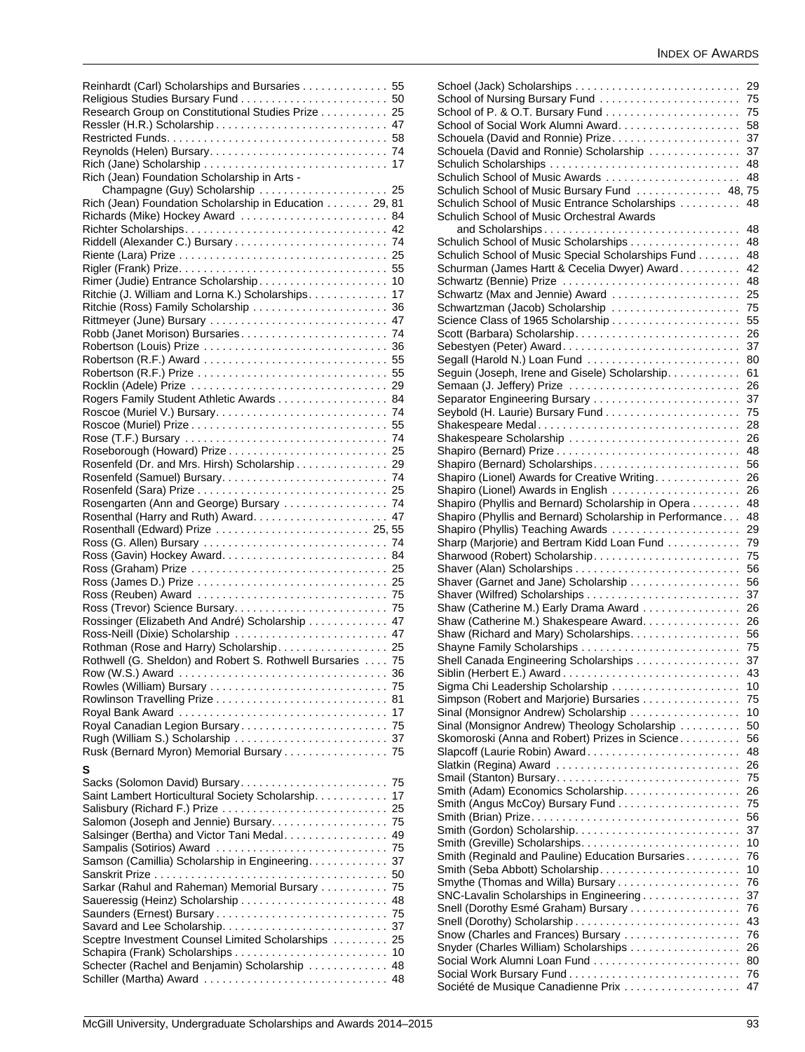Reinhardt (Carl) Scholarships and Bursaries . . . . . . . . . . . . . . 55
Religious Studies Bursary Fund . . . . . . . . . . . . . . . . . . . . . . . . 50
Research Group on Constitutional Studies Prize . . . . . . . . . . . 25
Ressler (H.R.) Scholarship . . . . . . . . . . . . . . . . . . . . . . . . . . . . 47
Restricted Funds. . . . . . . . . . . . . . . . . . . . . . . . . . . . . . . . . . . 58
Reynolds (Helen) Bursary. . . . . . . . . . . . . . . . . . . . . . . . . . . . 74
Rich (Jane) Scholarship . . . . . . . . . . . . . . . . . . . . . . . . . . . . . 17
Rich (Jean) Foundation Scholarship in Arts - Champagne (Guy) Scholarship . . . . . . . . . . . . . . . . . . . . . 25
Rich (Jean) Foundation Scholarship in Education . . . . . . . 29, 81
Richards (Mike) Hockey Award . . . . . . . . . . . . . . . . . . . . . . . . 84
Richter Scholarships. . . . . . . . . . . . . . . . . . . . . . . . . . . . . . . . 42
Riddell (Alexander C.) Bursary . . . . . . . . . . . . . . . . . . . . . . . . . 74
Riente (Lara) Prize . . . . . . . . . . . . . . . . . . . . . . . . . . . . . . . . . 25
Rigler (Frank) Prize. . . . . . . . . . . . . . . . . . . . . . . . . . . . . . . . . 55
Rimer (Judie) Entrance Scholarship . . . . . . . . . . . . . . . . . . . . . 10
Ritchie (J. William and Lorna K.) Scholarships. . . . . . . . . . . . . 17
Ritchie (Ross) Family Scholarship . . . . . . . . . . . . . . . . . . . . . . 36
Rittmeyer (June) Bursary . . . . . . . . . . . . . . . . . . . . . . . . . . . . . 47
Robb (Janet Morison) Bursaries . . . . . . . . . . . . . . . . . . . . . . . . 74
Robertson (Louis) Prize . . . . . . . . . . . . . . . . . . . . . . . . . . . . . . 36
Robertson (R.F.) Award . . . . . . . . . . . . . . . . . . . . . . . . . . . . . . 55
Robertson (R.F.) Prize . . . . . . . . . . . . . . . . . . . . . . . . . . . . . . . 55
Rocklin (Adele) Prize . . . . . . . . . . . . . . . . . . . . . . . . . . . . . . . . 29
Rogers Family Student Athletic Awards . . . . . . . . . . . . . . . . . . 84
Roscoe (Muriel V.) Bursary. . . . . . . . . . . . . . . . . . . . . . . . . . . . 74
Roscoe (Muriel) Prize . . . . . . . . . . . . . . . . . . . . . . . . . . . . . . . . 55
Rose (T.F.) Bursary . . . . . . . . . . . . . . . . . . . . . . . . . . . . . . . . . 74
Roseborough (Howard) Prize . . . . . . . . . . . . . . . . . . . . . . . . . . 25
Rosenfeld (Dr. and Mrs. Hirsh) Scholarship . . . . . . . . . . . . . . . 29
Rosenfeld (Samuel) Bursary. . . . . . . . . . . . . . . . . . . . . . . . . . . 74
Rosenfeld (Sara) Prize . . . . . . . . . . . . . . . . . . . . . . . . . . . . . . . 25
Rosengarten (Ann and George) Bursary . . . . . . . . . . . . . . . . . 74
Rosenthal (Harry and Ruth) Award. . . . . . . . . . . . . . . . . . . . . . 47
Rosenthall (Edward) Prize . . . . . . . . . . . . . . . . . . . . . . . . . 25, 55
Ross (G. Allen) Bursary . . . . . . . . . . . . . . . . . . . . . . . . . . . . . 74
Ross (Gavin) Hockey Award. . . . . . . . . . . . . . . . . . . . . . . . . . . 84
Ross (Graham) Prize . . . . . . . . . . . . . . . . . . . . . . . . . . . . . . . . 25
Ross (James D.) Prize . . . . . . . . . . . . . . . . . . . . . . . . . . . . . . . 25
Ross (Reuben) Award . . . . . . . . . . . . . . . . . . . . . . . . . . . . . . . 75
Ross (Trevor) Science Bursary. . . . . . . . . . . . . . . . . . . . . . . . . 75
Rossinger (Elizabeth And André) Scholarship . . . . . . . . . . . . . 47
Ross-Neill (Dixie) Scholarship . . . . . . . . . . . . . . . . . . . . . . . . . 47
Rothman (Rose and Harry) Scholarship. . . . . . . . . . . . . . . . . . 25
Rothwell (G. Sheldon) and Robert S. Rothwell Bursaries . . . . 75
Row (W.S.) Award . . . . . . . . . . . . . . . . . . . . . . . . . . . . . . . . . . 36
Rowles (William) Bursary . . . . . . . . . . . . . . . . . . . . . . . . . . . . . 75
Rowlinson Travelling Prize . . . . . . . . . . . . . . . . . . . . . . . . . . . . 81
Royal Bank Award . . . . . . . . . . . . . . . . . . . . . . . . . . . . . . . . . . 17
Royal Canadian Legion Bursary . . . . . . . . . . . . . . . . . . . . . . . . 75
Rugh (William S.) Scholarship . . . . . . . . . . . . . . . . . . . . . . . . . 37
Rusk (Bernard Myron) Memorial Bursary . . . . . . . . . . . . . . . . . 75

**S**

Sacks (Solomon David) Bursary. . . . . . . . . . . . . . . . . . . . . . . . 75
Saint Lambert Horticultural Society Scholarship. . . . . . . . . . . . 17
Salisbury (Richard F.) Prize . . . . . . . . . . . . . . . . . . . . . . . . . . . 25
Salomon (Joseph and Jennie) Bursary. . . . . . . . . . . . . . . . . . . 75
Salsinger (Bertha) and Victor Tani Medal. . . . . . . . . . . . . . . . . 49
Sampalis (Sotirios) Award . . . . . . . . . . . . . . . . . . . . . . . . . . . . 75
Samson (Camillia) Scholarship in Engineering. . . . . . . . . . . . . 37
Sanskrit Prize . . . . . . . . . . . . . . . . . . . . . . . . . . . . . . . . . . . . . 50
Sarkar (Rahul and Raheman) Memorial Bursary . . . . . . . . . . . 75
Saueressig (Heinz) Scholarship . . . . . . . . . . . . . . . . . . . . . . . . 48
Saunders (Ernest) Bursary . . . . . . . . . . . . . . . . . . . . . . . . . . . . 75
Savard and Lee Scholarship. . . . . . . . . . . . . . . . . . . . . . . . . . . 37
Sceptre Investment Counsel Limited Scholarships . . . . . . . . . 25
Schapira (Frank) Scholarships . . . . . . . . . . . . . . . . . . . . . . . . . 10
Schecter (Rachel and Benjamin) Scholarship . . . . . . . . . . . . . 48
Schiller (Martha) Award . . . . . . . . . . . . . . . . . . . . . . . . . . . . . . 48
Schoel (Jack) Scholarships . . . . . . . . . . . . . . . . . . . . . . . . . . . 29
School of Nursing Bursary Fund . . . . . . . . . . . . . . . . . . . . . . . 75
School of P. & O.T. Bursary Fund . . . . . . . . . . . . . . . . . . . . . . 75
School of Social Work Alumni Award. . . . . . . . . . . . . . . . . . . . 58
Schouela (David and Ronnie) Prize. . . . . . . . . . . . . . . . . . . . . 37
Schouela (David and Ronnie) Scholarship . . . . . . . . . . . . . . . 37
Schulich Scholarships . . . . . . . . . . . . . . . . . . . . . . . . . . . . . . . 48
Schulich School of Music Awards . . . . . . . . . . . . . . . . . . . . . . 48
Schulich School of Music Bursary Fund . . . . . . . . . . . . . . 48, 75
Schulich School of Music Entrance Scholarships . . . . . . . . . . 48
Schulich School of Music Orchestral Awards and Scholarships . . . . . . . . . . . . . . . . . . . . . . . . . . . . . . . . 48
Schulich School of Music Scholarships . . . . . . . . . . . . . . . . . . 48
Schulich School of Music Special Scholarships Fund . . . . . . . 48
Schurman (James Hartt & Cecelia Dwyer) Award . . . . . . . . . . 42
Schwartz (Bennie) Prize . . . . . . . . . . . . . . . . . . . . . . . . . . . . . 48
Schwartz (Max and Jennie) Award . . . . . . . . . . . . . . . . . . . . . 25
Schwartzman (Jacob) Scholarship . . . . . . . . . . . . . . . . . . . . . 75
Science Class of 1965 Scholarship . . . . . . . . . . . . . . . . . . . . . 55
Scott (Barbara) Scholarship. . . . . . . . . . . . . . . . . . . . . . . . . . . 26
Sebestyen (Peter) Award. . . . . . . . . . . . . . . . . . . . . . . . . . . . . 37
Segall (Harold N.) Loan Fund . . . . . . . . . . . . . . . . . . . . . . . . . 80
Seguin (Joseph, Irene and Gisele) Scholarship. . . . . . . . . . . . 61
Semaan (J. Jeffery) Prize . . . . . . . . . . . . . . . . . . . . . . . . . . . . 26
Separator Engineering Bursary . . . . . . . . . . . . . . . . . . . . . . . . 37
Seybold (H. Laurie) Bursary Fund . . . . . . . . . . . . . . . . . . . . . . 75
Shakespeare Medal . . . . . . . . . . . . . . . . . . . . . . . . . . . . . . . . . 28
Shakespeare Scholarship . . . . . . . . . . . . . . . . . . . . . . . . . . . . 26
Shapiro (Bernard) Prize . . . . . . . . . . . . . . . . . . . . . . . . . . . . . . 48
Shapiro (Bernard) Scholarships. . . . . . . . . . . . . . . . . . . . . . . . 56
Shapiro (Lionel) Awards for Creative Writing. . . . . . . . . . . . . . 26
Shapiro (Lionel) Awards in English . . . . . . . . . . . . . . . . . . . . . 26
Shapiro (Phyllis and Bernard) Scholarship in Opera . . . . . . . . 48
Shapiro (Phyllis and Bernard) Scholarship in Performance . . . 48
Shapiro (Phyllis) Teaching Awards . . . . . . . . . . . . . . . . . . . . . 29
Sharp (Marjorie) and Bertram Kidd Loan Fund . . . . . . . . . . . . 79
Sharwood (Robert) Scholarship. . . . . . . . . . . . . . . . . . . . . . . . 75
Shaver (Alan) Scholarships . . . . . . . . . . . . . . . . . . . . . . . . . . . 56
Shaver (Garnet and Jane) Scholarship . . . . . . . . . . . . . . . . . . 56
Shaver (Wilfred) Scholarships . . . . . . . . . . . . . . . . . . . . . . . . . 37
Shaw (Catherine M.) Early Drama Award . . . . . . . . . . . . . . . . 26
Shaw (Catherine M.) Shakespeare Award. . . . . . . . . . . . . . . . 26
Shaw (Richard and Mary) Scholarships. . . . . . . . . . . . . . . . . . 56
Shayne Family Scholarships . . . . . . . . . . . . . . . . . . . . . . . . . . 75
Shell Canada Engineering Scholarships . . . . . . . . . . . . . . . . . 37
Siblin (Herbert E.) Award . . . . . . . . . . . . . . . . . . . . . . . . . . . . . 43
Sigma Chi Leadership Scholarship . . . . . . . . . . . . . . . . . . . . . 10
Simpson (Robert and Marjorie) Bursaries . . . . . . . . . . . . . . . . 75
Sinal (Monsignor Andrew) Scholarship . . . . . . . . . . . . . . . . . . 10
Sinal (Monsignor Andrew) Theology Scholarship . . . . . . . . . . 50
Skomoroski (Anna and Robert) Prizes in Science. . . . . . . . . . 56
Slapcoff (Laurie Robin) Award . . . . . . . . . . . . . . . . . . . . . . . . . 48
Slatkin (Regina) Award . . . . . . . . . . . . . . . . . . . . . . . . . . . . . . 26
Smail (Stanton) Bursary. . . . . . . . . . . . . . . . . . . . . . . . . . . . . . 75
Smith (Adam) Economics Scholarship. . . . . . . . . . . . . . . . . . . 26
Smith (Angus McCoy) Bursary Fund . . . . . . . . . . . . . . . . . . . . 75
Smith (Brian) Prize. . . . . . . . . . . . . . . . . . . . . . . . . . . . . . . . . . 56
Smith (Gordon) Scholarship. . . . . . . . . . . . . . . . . . . . . . . . . . . 37
Smith (Greville) Scholarships. . . . . . . . . . . . . . . . . . . . . . . . . . 10
Smith (Reginald and Pauline) Education Bursaries . . . . . . . . . 76
Smith (Seba Abbott) Scholarship. . . . . . . . . . . . . . . . . . . . . . . 10
Smythe (Thomas and Willa) Bursary . . . . . . . . . . . . . . . . . . . . 76
SNC-Lavalin Scholarships in Engineering . . . . . . . . . . . . . . . . 37
Snell (Dorothy Esmé Graham) Bursary . . . . . . . . . . . . . . . . . . 76
Snell (Dorothy) Scholarship . . . . . . . . . . . . . . . . . . . . . . . . . . . 43
Snow (Charles and Frances) Bursary . . . . . . . . . . . . . . . . . . . 76
Snyder (Charles William) Scholarships . . . . . . . . . . . . . . . . . . 26
Social Work Alumni Loan Fund . . . . . . . . . . . . . . . . . . . . . . . . 80
Social Work Bursary Fund . . . . . . . . . . . . . . . . . . . . . . . . . . . . 76
Société de Musique Canadienne Prix . . . . . . . . . . . . . . . . . . . 47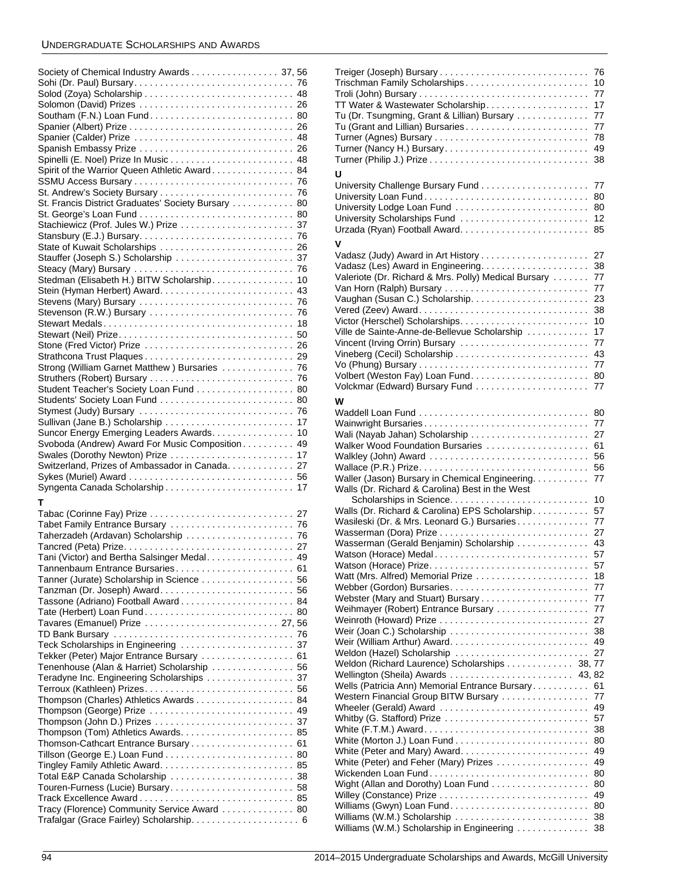Society of Chemical Industry Awards . . . . . . . . . . . . . . . . . 37, 56
Sohi (Dr. Paul) Bursary. . . . . . . . . . . . . . . . . . . . . . . . . . . . . . . 76
Solod (Zoya) Scholarship . . . . . . . . . . . . . . . . . . . . . . . . . . . . 48
Solomon (David) Prizes . . . . . . . . . . . . . . . . . . . . . . . . . . . . . . 26
Southam (F.N.) Loan Fund. . . . . . . . . . . . . . . . . . . . . . . . . . . . 80
Spanier (Albert) Prize . . . . . . . . . . . . . . . . . . . . . . . . . . . . . . . 26
Spanier (Calder) Prize . . . . . . . . . . . . . . . . . . . . . . . . . . . . . . 48
Spanish Embassy Prize . . . . . . . . . . . . . . . . . . . . . . . . . . . . . 26
Spinelli (E. Noel) Prize In Music . . . . . . . . . . . . . . . . . . . . . . . 48
Spirit of the Warrior Queen Athletic Award . . . . . . . . . . . . . . . 84
SSMU Access Bursary . . . . . . . . . . . . . . . . . . . . . . . . . . . . . . 76
St. Andrew's Society Bursary . . . . . . . . . . . . . . . . . . . . . . . . . 76
St. Francis District Graduates' Society Bursary . . . . . . . . . . . 80
St. George's Loan Fund . . . . . . . . . . . . . . . . . . . . . . . . . . . . . 80
Stachiewicz (Prof. Jules W.) Prize . . . . . . . . . . . . . . . . . . . . . 37
Stansbury (E.J.) Bursary. . . . . . . . . . . . . . . . . . . . . . . . . . . . . 76
State of Kuwait Scholarships . . . . . . . . . . . . . . . . . . . . . . . . . 26
Stauffer (Joseph S.) Scholarship . . . . . . . . . . . . . . . . . . . . . . 37
Steacy (Mary) Bursary . . . . . . . . . . . . . . . . . . . . . . . . . . . . . . 76
Stedman (Elisabeth H.) BITW Scholarship. . . . . . . . . . . . . . . . 10
Stein (Hyman Herbert) Award. . . . . . . . . . . . . . . . . . . . . . . . . 43
Stevens (Mary) Bursary . . . . . . . . . . . . . . . . . . . . . . . . . . . . . 76
Stevenson (R.W.) Bursary . . . . . . . . . . . . . . . . . . . . . . . . . . . 76
Stewart Medals. . . . . . . . . . . . . . . . . . . . . . . . . . . . . . . . . . . . 18
Stewart (Neil) Prize. . . . . . . . . . . . . . . . . . . . . . . . . . . . . . . . . 50
Stone (Fred Victor) Prize . . . . . . . . . . . . . . . . . . . . . . . . . . . . 26
Strathcona Trust Plaques . . . . . . . . . . . . . . . . . . . . . . . . . . . . 29
Strong (William Garnet Matthew ) Bursaries . . . . . . . . . . . . . . 76
Struthers (Robert) Bursary . . . . . . . . . . . . . . . . . . . . . . . . . . . 76
Student Teacher's Society Loan Fund . . . . . . . . . . . . . . . . . . . 80
Students' Society Loan Fund . . . . . . . . . . . . . . . . . . . . . . . . . 80
Stymest (Judy) Bursary . . . . . . . . . . . . . . . . . . . . . . . . . . . . . 76
Sullivan (Jane B.) Scholarship . . . . . . . . . . . . . . . . . . . . . . . . 17
Suncor Energy Emerging Leaders Awards. . . . . . . . . . . . . . . . 10
Svoboda (Andrew) Award For Music Composition . . . . . . . . . . 49
Swales (Dorothy Newton) Prize . . . . . . . . . . . . . . . . . . . . . . . 17
Switzerland, Prizes of Ambassador in Canada. . . . . . . . . . . . . 27
Sykes (Muriel) Award . . . . . . . . . . . . . . . . . . . . . . . . . . . . . . . 56
Syngenta Canada Scholarship . . . . . . . . . . . . . . . . . . . . . . . . 17

**T**

Tabac (Corinne Fay) Prize . . . . . . . . . . . . . . . . . . . . . . . . . . . 27
Tabet Family Entrance Bursary . . . . . . . . . . . . . . . . . . . . . . . 76
Taherzadeh (Ardavan) Scholarship . . . . . . . . . . . . . . . . . . . . 76
Tancred (Peta) Prize. . . . . . . . . . . . . . . . . . . . . . . . . . . . . . . . 27
Tani (Victor) and Bertha Salsinger Medal. . . . . . . . . . . . . . . . . 49
Tannenbaum Entrance Bursaries. . . . . . . . . . . . . . . . . . . . . . . 61
Tanner (Jurate) Scholarship in Science . . . . . . . . . . . . . . . . . . 56
Tanzman (Dr. Joseph) Award. . . . . . . . . . . . . . . . . . . . . . . . . . 56
Tassone (Adriano) Football Award . . . . . . . . . . . . . . . . . . . . . . 84
Tate (Herbert) Loan Fund. . . . . . . . . . . . . . . . . . . . . . . . . . . . 80
Tavares (Emanuel) Prize . . . . . . . . . . . . . . . . . . . . . . . . . 27, 56
TD Bank Bursary . . . . . . . . . . . . . . . . . . . . . . . . . . . . . . . . . . 76
Teck Scholarships in Engineering . . . . . . . . . . . . . . . . . . . . . . 37
Tekker (Peter) Major Entrance Bursary . . . . . . . . . . . . . . . . . . 61
Tenenhouse (Alan & Harriet) Scholarship . . . . . . . . . . . . . . . . 56
Teradyne Inc. Engineering Scholarships . . . . . . . . . . . . . . . . . 37
Terroux (Kathleen) Prizes. . . . . . . . . . . . . . . . . . . . . . . . . . . . 56
Thompson (Charles) Athletics Awards . . . . . . . . . . . . . . . . . . . 84
Thompson (George) Prize . . . . . . . . . . . . . . . . . . . . . . . . . . . 49
Thompson (John D.) Prizes . . . . . . . . . . . . . . . . . . . . . . . . . . 37
Thompson (Tom) Athletics Awards. . . . . . . . . . . . . . . . . . . . . . 85
Thomson-Cathcart Entrance Bursary . . . . . . . . . . . . . . . . . . . . 61
Tillson (George E.) Loan Fund . . . . . . . . . . . . . . . . . . . . . . . . 80
Tingley Family Athletic Award. . . . . . . . . . . . . . . . . . . . . . . . . 85
Total E&P Canada Scholarship . . . . . . . . . . . . . . . . . . . . . . . 38
Touren-Furness (Lucie) Bursary. . . . . . . . . . . . . . . . . . . . . . . 58
Track Excellence Award . . . . . . . . . . . . . . . . . . . . . . . . . . . . . 85
Tracy (Florence) Community Service Award . . . . . . . . . . . . . . 80
Trafalgar (Grace Fairley) Scholarship. . . . . . . . . . . . . . . . . . . . 6
Treiger (Joseph) Bursary . . . . . . . . . . . . . . . . . . . . . . . . . . . . 76
Trischman Family Scholarships . . . . . . . . . . . . . . . . . . . . . . . 10
Troli (John) Bursary . . . . . . . . . . . . . . . . . . . . . . . . . . . . . . . . 77
TT Water & Wastewater Scholarship. . . . . . . . . . . . . . . . . . . . 17
Tu (Dr. Tsungming, Grant & Lillian) Bursary . . . . . . . . . . . . . . 77
Tu (Grant and Lillian) Bursaries . . . . . . . . . . . . . . . . . . . . . . . 77
Turner (Agnes) Bursary . . . . . . . . . . . . . . . . . . . . . . . . . . . . . 78
Turner (Nancy H.) Bursary. . . . . . . . . . . . . . . . . . . . . . . . . . . 49
Turner (Philip J.) Prize . . . . . . . . . . . . . . . . . . . . . . . . . . . . . . 38

**U**

University Challenge Bursary Fund . . . . . . . . . . . . . . . . . . . . . 77
University Loan Fund . . . . . . . . . . . . . . . . . . . . . . . . . . . . . . . 80
University Lodge Loan Fund . . . . . . . . . . . . . . . . . . . . . . . . . 80
University Scholarships Fund . . . . . . . . . . . . . . . . . . . . . . . . 12
Urzada (Ryan) Football Award. . . . . . . . . . . . . . . . . . . . . . . . 85

**V**

Vadasz (Judy) Award in Art History . . . . . . . . . . . . . . . . . . . . 27
Vadasz (Les) Award in Engineering. . . . . . . . . . . . . . . . . . . . . 38
Valeriote (Dr. Richard & Mrs. Polly) Medical Bursary . . . . . . . 77
Van Horn (Ralph) Bursary . . . . . . . . . . . . . . . . . . . . . . . . . . . 77
Vaughan (Susan C.) Scholarship. . . . . . . . . . . . . . . . . . . . . . . 23
Vered (Zeev) Award. . . . . . . . . . . . . . . . . . . . . . . . . . . . . . . . 38
Victor (Herschel) Scholarships. . . . . . . . . . . . . . . . . . . . . . . . 10
Ville de Sainte-Anne-de-Bellevue Scholarship . . . . . . . . . . . . 17
Vincent (Irving Orrin) Bursary . . . . . . . . . . . . . . . . . . . . . . . . 77
Vineberg (Cecil) Scholarship . . . . . . . . . . . . . . . . . . . . . . . . . 43
Vo (Phung) Bursary . . . . . . . . . . . . . . . . . . . . . . . . . . . . . . . . 77
Volbert (Weston Fay) Loan Fund. . . . . . . . . . . . . . . . . . . . . . . 80
Volckmar (Edward) Bursary Fund . . . . . . . . . . . . . . . . . . . . . 77

**W**

Waddell Loan Fund . . . . . . . . . . . . . . . . . . . . . . . . . . . . . . . . 80
Wainwright Bursaries . . . . . . . . . . . . . . . . . . . . . . . . . . . . . . . 77
Wali (Nayab Jahan) Scholarship . . . . . . . . . . . . . . . . . . . . . . 27
Walker Wood Foundation Bursaries . . . . . . . . . . . . . . . . . . . 61
Walkley (John) Award . . . . . . . . . . . . . . . . . . . . . . . . . . . . . . 56
Wallace (P.R.) Prize. . . . . . . . . . . . . . . . . . . . . . . . . . . . . . . . 56
Waller (Jason) Bursary in Chemical Engineering. . . . . . . . . . . 77
Walls (Dr. Richard & Carolina) Best in the West Scholarships in Science. . . . . . . . . . . . . . . . . . . . . . . . . . . 10
Walls (Dr. Richard & Carolina) EPS Scholarship. . . . . . . . . . . 57
Wasileski (Dr. & Mrs. Leonard G.) Bursaries . . . . . . . . . . . . . 77
Wasserman (Dora) Prize . . . . . . . . . . . . . . . . . . . . . . . . . . . . 27
Wasserman (Gerald Benjamin) Scholarship . . . . . . . . . . . . . 43
Watson (Horace) Medal . . . . . . . . . . . . . . . . . . . . . . . . . . . . . 57
Watson (Horace) Prize. . . . . . . . . . . . . . . . . . . . . . . . . . . . . . 57
Watt (Mrs. Alfred) Memorial Prize . . . . . . . . . . . . . . . . . . . . . 18
Webber (Gordon) Bursaries. . . . . . . . . . . . . . . . . . . . . . . . . . 77
Webster (Mary and Stuart) Bursary . . . . . . . . . . . . . . . . . . . . 77
Weihmayer (Robert) Entrance Bursary . . . . . . . . . . . . . . . . . 77
Weinroth (Howard) Prize . . . . . . . . . . . . . . . . . . . . . . . . . . . . 27
Weir (Joan C.) Scholarship . . . . . . . . . . . . . . . . . . . . . . . . . . 38
Weir (William Arthur) Award. . . . . . . . . . . . . . . . . . . . . . . . . . 49
Weldon (Hazel) Scholarship . . . . . . . . . . . . . . . . . . . . . . . . . 27
Weldon (Richard Laurence) Scholarships . . . . . . . . . . . . . 38, 77
Wellington (Sheila) Awards . . . . . . . . . . . . . . . . . . . . . . . 43, 82
Wells (Patricia Ann) Memorial Entrance Bursary. . . . . . . . . . . 61
Western Financial Group BITW Bursary . . . . . . . . . . . . . . . . . 77
Wheeler (Gerald) Award . . . . . . . . . . . . . . . . . . . . . . . . . . . . 49
Whitby (G. Stafford) Prize . . . . . . . . . . . . . . . . . . . . . . . . . . . 57
White (F.T.M.) Award. . . . . . . . . . . . . . . . . . . . . . . . . . . . . . . 38
White (Morton J.) Loan Fund . . . . . . . . . . . . . . . . . . . . . . . . . 80
White (Peter and Mary) Award. . . . . . . . . . . . . . . . . . . . . . . . 49
White (Peter) and Feher (Mary) Prizes . . . . . . . . . . . . . . . . . 49
Wickenden Loan Fund. . . . . . . . . . . . . . . . . . . . . . . . . . . . . . 80
Wight (Allan and Dorothy) Loan Fund . . . . . . . . . . . . . . . . . . 80
Willey (Constance) Prize . . . . . . . . . . . . . . . . . . . . . . . . . . . . 49
Williams (Gwyn) Loan Fund. . . . . . . . . . . . . . . . . . . . . . . . . . 80
Williams (W.M.) Scholarship . . . . . . . . . . . . . . . . . . . . . . . . . 38
Williams (W.M.) Scholarship in Engineering . . . . . . . . . . . . . 38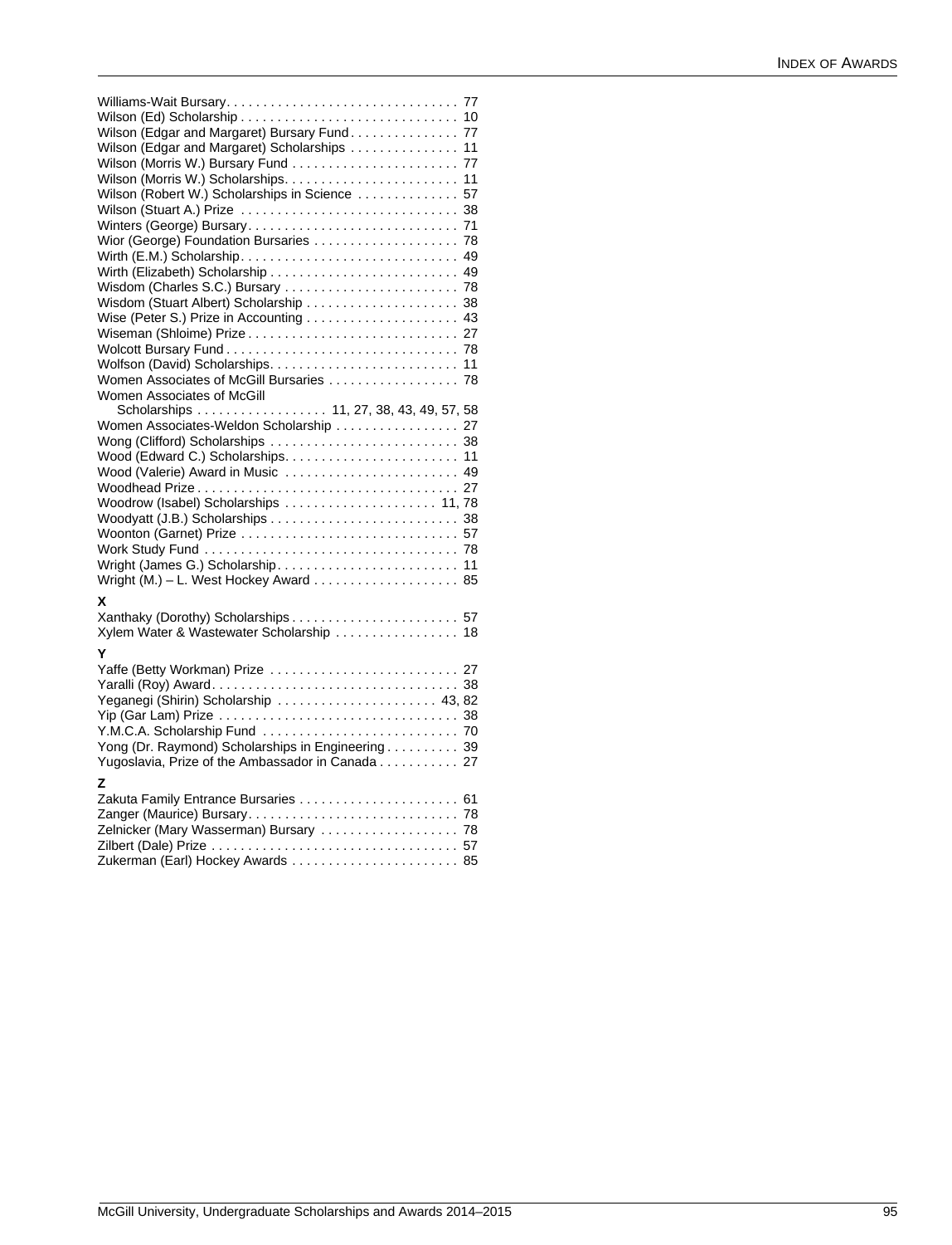Williams-Wait Bursary. . . . . . . . . . . . . . . . . . . . . . . . . . . . . . . . 77
Wilson (Ed) Scholarship . . . . . . . . . . . . . . . . . . . . . . . . . . . . . 10
Wilson (Edgar and Margaret) Bursary Fund . . . . . . . . . . . . . . . 77
Wilson (Edgar and Margaret) Scholarships . . . . . . . . . . . . . . . 11
Wilson (Morris W.) Bursary Fund . . . . . . . . . . . . . . . . . . . . . . . 77
Wilson (Morris W.) Scholarships. . . . . . . . . . . . . . . . . . . . . . . . 11
Wilson (Robert W.) Scholarships in Science . . . . . . . . . . . . . . 57
Wilson (Stuart A.) Prize . . . . . . . . . . . . . . . . . . . . . . . . . . . . . 38
Winters (George) Bursary. . . . . . . . . . . . . . . . . . . . . . . . . . . . 71
Wior (George) Foundation Bursaries . . . . . . . . . . . . . . . . . . . . 78
Wirth (E.M.) Scholarship. . . . . . . . . . . . . . . . . . . . . . . . . . . . . 49
Wirth (Elizabeth) Scholarship . . . . . . . . . . . . . . . . . . . . . . . . . 49
Wisdom (Charles S.C.) Bursary . . . . . . . . . . . . . . . . . . . . . . . . 78
Wisdom (Stuart Albert) Scholarship . . . . . . . . . . . . . . . . . . . . . 38
Wise (Peter S.) Prize in Accounting . . . . . . . . . . . . . . . . . . . . . 43
Wiseman (Shloime) Prize . . . . . . . . . . . . . . . . . . . . . . . . . . . . 27
Wolcott Bursary Fund . . . . . . . . . . . . . . . . . . . . . . . . . . . . . . . 78
Wolfson (David) Scholarships. . . . . . . . . . . . . . . . . . . . . . . . . . 11
Women Associates of McGill Bursaries . . . . . . . . . . . . . . . . . . 78
Women Associates of McGill
Scholarships . . . . . . . . . . . . . . . . . . 11, 27, 38, 43, 49, 57, 58
Women Associates-Weldon Scholarship . . . . . . . . . . . . . . . . . 27
Wong (Clifford) Scholarships . . . . . . . . . . . . . . . . . . . . . . . . . . 38
Wood (Edward C.) Scholarships. . . . . . . . . . . . . . . . . . . . . . . . 11
Wood (Valerie) Award in Music . . . . . . . . . . . . . . . . . . . . . . . . 49
Woodhead Prize . . . . . . . . . . . . . . . . . . . . . . . . . . . . . . . . . . . 27
Woodrow (Isabel) Scholarships . . . . . . . . . . . . . . . . . . . . . 11, 78
Woodyatt (J.B.) Scholarships . . . . . . . . . . . . . . . . . . . . . . . . . . 38
Woonton (Garnet) Prize . . . . . . . . . . . . . . . . . . . . . . . . . . . . . 57
Work Study Fund . . . . . . . . . . . . . . . . . . . . . . . . . . . . . . . . . . . 78
Wright (James G.) Scholarship. . . . . . . . . . . . . . . . . . . . . . . . . 11
Wright (M.) – L. West Hockey Award . . . . . . . . . . . . . . . . . . . . 85

**X**

Xanthaky (Dorothy) Scholarships . . . . . . . . . . . . . . . . . . . . . . . 57
Xylem Water & Wastewater Scholarship . . . . . . . . . . . . . . . . . 18

**Y**

Yaffe (Betty Workman) Prize . . . . . . . . . . . . . . . . . . . . . . . . . . 27
Yaralli (Roy) Award. . . . . . . . . . . . . . . . . . . . . . . . . . . . . . . . . 38
Yeganegi (Shirin) Scholarship . . . . . . . . . . . . . . . . . . . . . . 43, 82
Yip (Gar Lam) Prize . . . . . . . . . . . . . . . . . . . . . . . . . . . . . . . . 38
Y.M.C.A. Scholarship Fund . . . . . . . . . . . . . . . . . . . . . . . . . . . 70
Yong (Dr. Raymond) Scholarships in Engineering . . . . . . . . . . 39
Yugoslavia, Prize of the Ambassador in Canada . . . . . . . . . . . 27

**Z**

Zakuta Family Entrance Bursaries . . . . . . . . . . . . . . . . . . . . . . 61
Zanger (Maurice) Bursary. . . . . . . . . . . . . . . . . . . . . . . . . . . . . 78
Zelnicker (Mary Wasserman) Bursary . . . . . . . . . . . . . . . . . . . 78
Zilbert (Dale) Prize . . . . . . . . . . . . . . . . . . . . . . . . . . . . . . . . . 57
Zukerman (Earl) Hockey Awards . . . . . . . . . . . . . . . . . . . . . . . 85